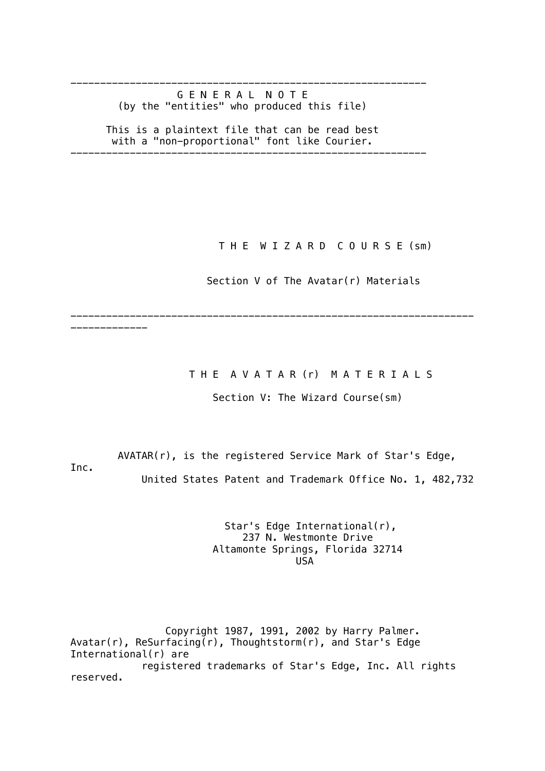---

**G E N E R A L   N O T E**
(by the "entities" who produced this file)

This is a plaintext file that can be read best
with a "non-proportional" font like Courier.

---

# T H E   W I Z A R D   C O U R S E (sm)

Section V of The Avatar(r) Materials

---

# T H E   A V A T A R (r)   M A T E R I A L S

Section V: The Wizard Course(sm)

AVATAR(r), is the registered Service Mark of Star's Edge, Inc.
United States Patent and Trademark Office No. 1, 482,732

Star's Edge International(r),
237 N. Westmonte Drive
Altamonte Springs, Florida 32714
USA

Copyright 1987, 1991, 2002 by Harry Palmer.
Avatar(r), ReSurfacing(r), Thoughtstorm(r), and Star's Edge International(r) are
registered trademarks of Star's Edge, Inc. All rights reserved.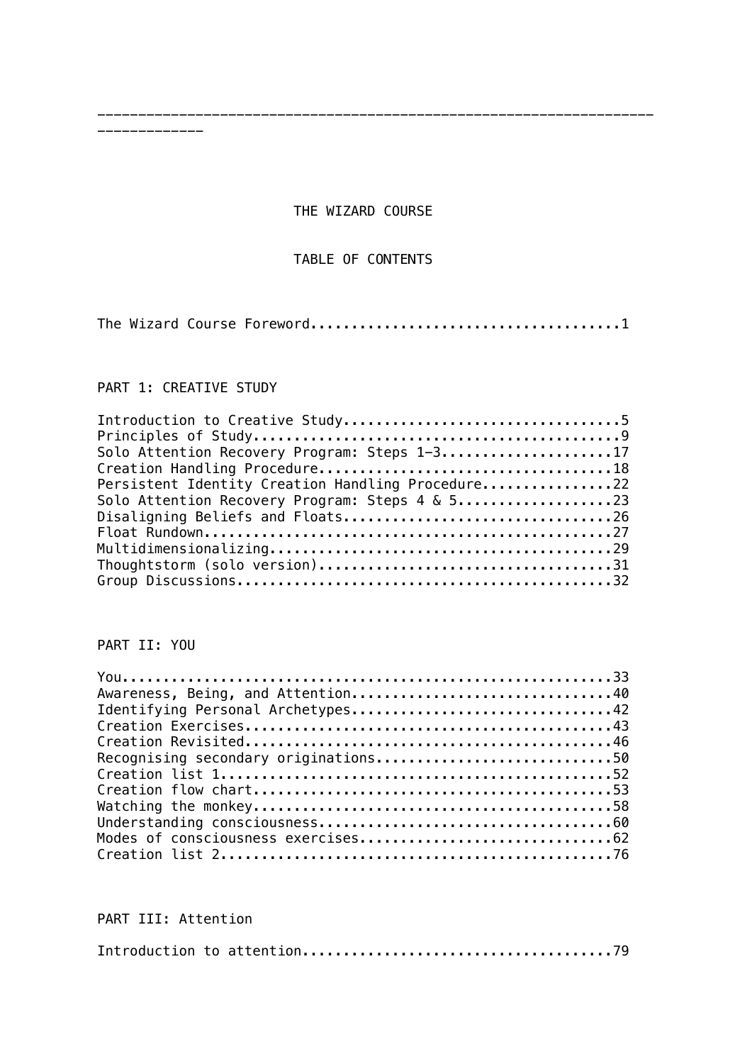# THE WIZARD COURSE

## TABLE OF CONTENTS

The Wizard Course Foreword.....................................1

### PART 1: CREATIVE STUDY

Introduction to Creative Study.................................5
Principles of Study............................................9
Solo Attention Recovery Program: Steps 1-3....................17
Creation Handling Procedure...................................18
Persistent Identity Creation Handling Procedure...............22
Solo Attention Recovery Program: Steps 4 & 5..................23
Disaligning Beliefs and Floats................................26
Float Rundown.................................................27
Multidimensionalizing.........................................29
Thoughtstorm (solo version)...................................31
Group Discussions.............................................32

### PART II: YOU

You...........................................................33
Awareness, Being, and Attention...............................40
Identifying Personal Archetypes...............................42
Creation Exercises............................................43
Creation Revisited............................................46
Recognising secondary originations............................50
Creation list 1...............................................52
Creation flow chart...........................................53
Watching the monkey...........................................58
Understanding consciousness...................................60
Modes of consciousness exercises..............................62
Creation list 2...............................................76

### PART III: Attention

Introduction to attention.....................................79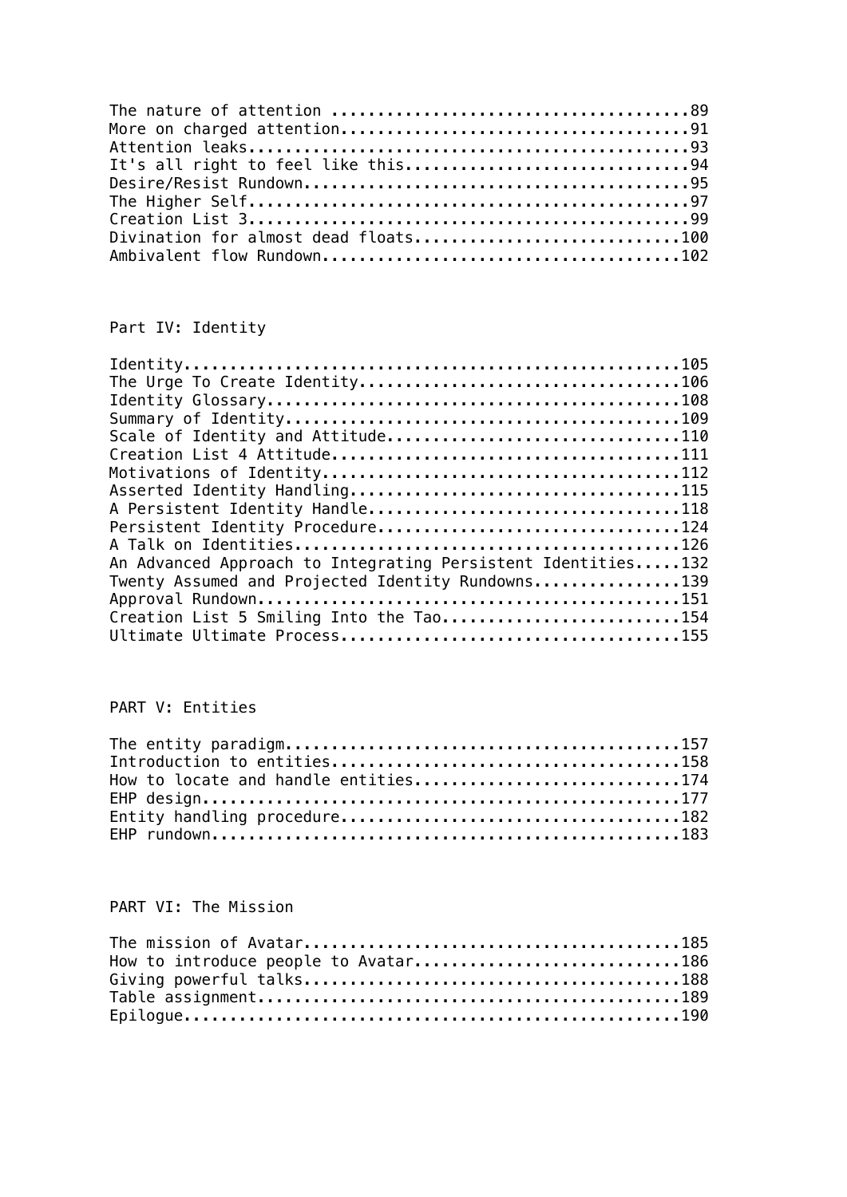The nature of attention .......................................89
More on charged attention......................................91
Attention leaks................................................93
It's all right to feel like this..............................94
Desire/Resist Rundown..........................................95
The Higher Self................................................97
Creation List 3................................................99
Divination for almost dead floats.............................100
Ambivalent flow Rundown.......................................102

## Part IV: Identity

Identity......................................................105
The Urge To Create Identity...................................106
Identity Glossary.............................................108
Summary of Identity...........................................109
Scale of Identity and Attitude................................110
Creation List 4 Attitude......................................111
Motivations of Identity.......................................112
Asserted Identity Handling....................................115
A Persistent Identity Handle..................................118
Persistent Identity Procedure.................................124
A Talk on Identities..........................................126
An Advanced Approach to Integrating Persistent Identities.....132
Twenty Assumed and Projected Identity Rundowns................139
Approval Rundown..............................................151
Creation List 5 Smiling Into the Tao..........................154
Ultimate Ultimate Process.....................................155

## PART V: Entities

The entity paradigm...........................................157
Introduction to entities......................................158
How to locate and handle entities.............................174
EHP design....................................................177
Entity handling procedure.....................................182
EHP rundown...................................................183

## PART VI: The Mission

The mission of Avatar.........................................185
How to introduce people to Avatar.............................186
Giving powerful talks.........................................188
Table assignment..............................................189
Epilogue......................................................190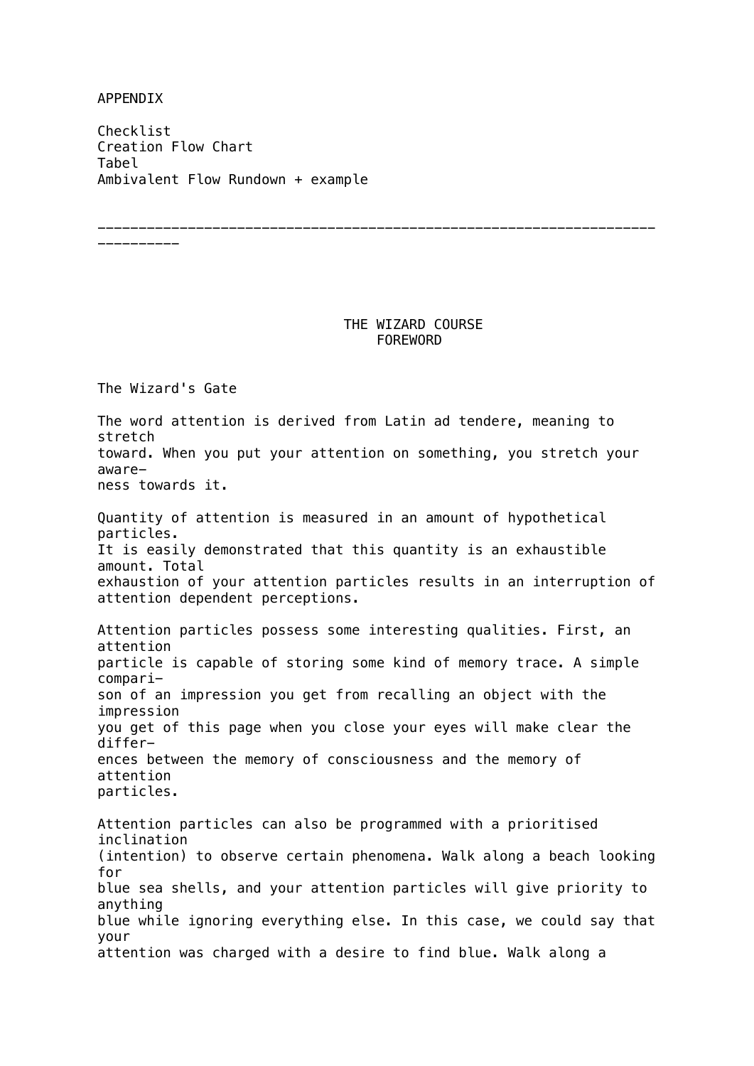APPENDIX

Checklist
Creation Flow Chart
Tabel
Ambivalent Flow Rundown + example

---

# THE WIZARD COURSE
## FOREWORD

### The Wizard's Gate

The word attention is derived from Latin ad tendere, meaning to stretch toward. When you put your attention on something, you stretch your awareness towards it.

Quantity of attention is measured in an amount of hypothetical particles. It is easily demonstrated that this quantity is an exhaustible amount. Total exhaustion of your attention particles results in an interruption of attention dependent perceptions.

Attention particles possess some interesting qualities. First, an attention particle is capable of storing some kind of memory trace. A simple comparison of an impression you get from recalling an object with the impression you get of this page when you close your eyes will make clear the differences between the memory of consciousness and the memory of attention particles.

Attention particles can also be programmed with a prioritised inclination (intention) to observe certain phenomena. Walk along a beach looking for blue sea shells, and your attention particles will give priority to anything blue while ignoring everything else. In this case, we could say that your attention was charged with a desire to find blue. Walk along a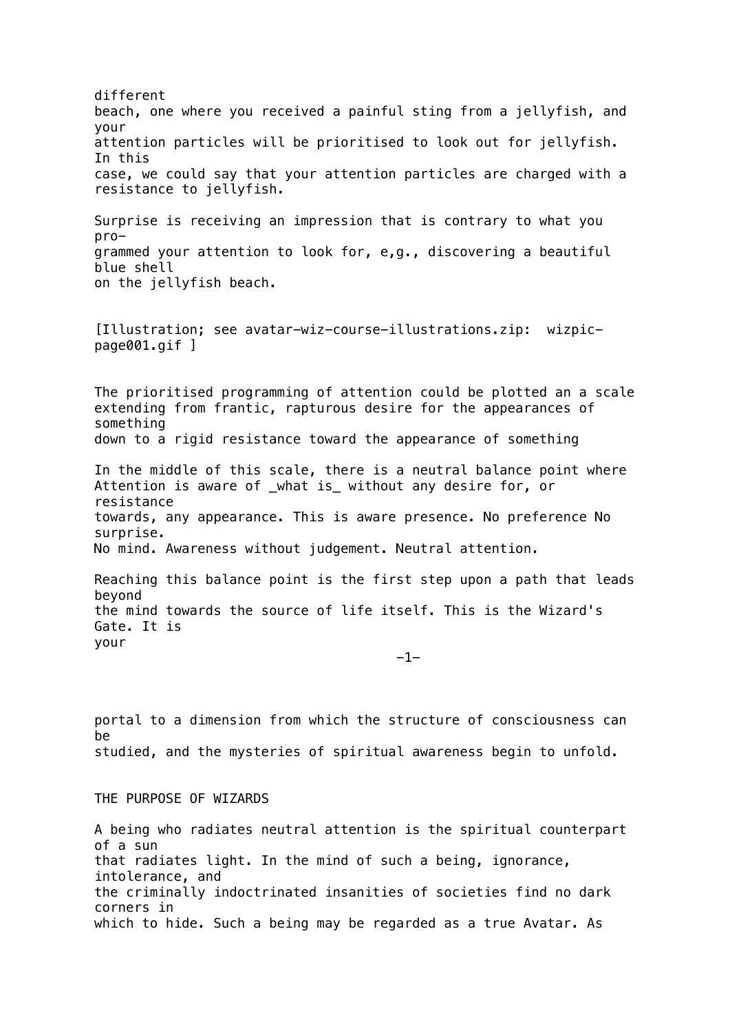different beach, one where you received a painful sting from a jellyfish, and your attention particles will be prioritised to look out for jellyfish. In this case, we could say that your attention particles are charged with a resistance to jellyfish.

Surprise is receiving an impression that is contrary to what you programmed your attention to look for, e,g., discovering a beautiful blue shell on the jellyfish beach.

[Illustration; see avatar-wiz-course-illustrations.zip: wizpic-page001.gif ]

The prioritised programming of attention could be plotted an a scale extending from frantic, rapturous desire for the appearances of something down to a rigid resistance toward the appearance of something

In the middle of this scale, there is a neutral balance point where Attention is aware of _what is_ without any desire for, or resistance towards, any appearance. This is aware presence. No preference No surprise. No mind. Awareness without judgement. Neutral attention.

Reaching this balance point is the first step upon a path that leads beyond the mind towards the source of life itself. This is the Wizard's Gate. It is your portal to a dimension from which the structure of consciousness can be studied, and the mysteries of spiritual awareness begin to unfold.

## THE PURPOSE OF WIZARDS

A being who radiates neutral attention is the spiritual counterpart of a sun that radiates light. In the mind of such a being, ignorance, intolerance, and the criminally indoctrinated insanities of societies find no dark corners in which to hide. Such a being may be regarded as a true Avatar. As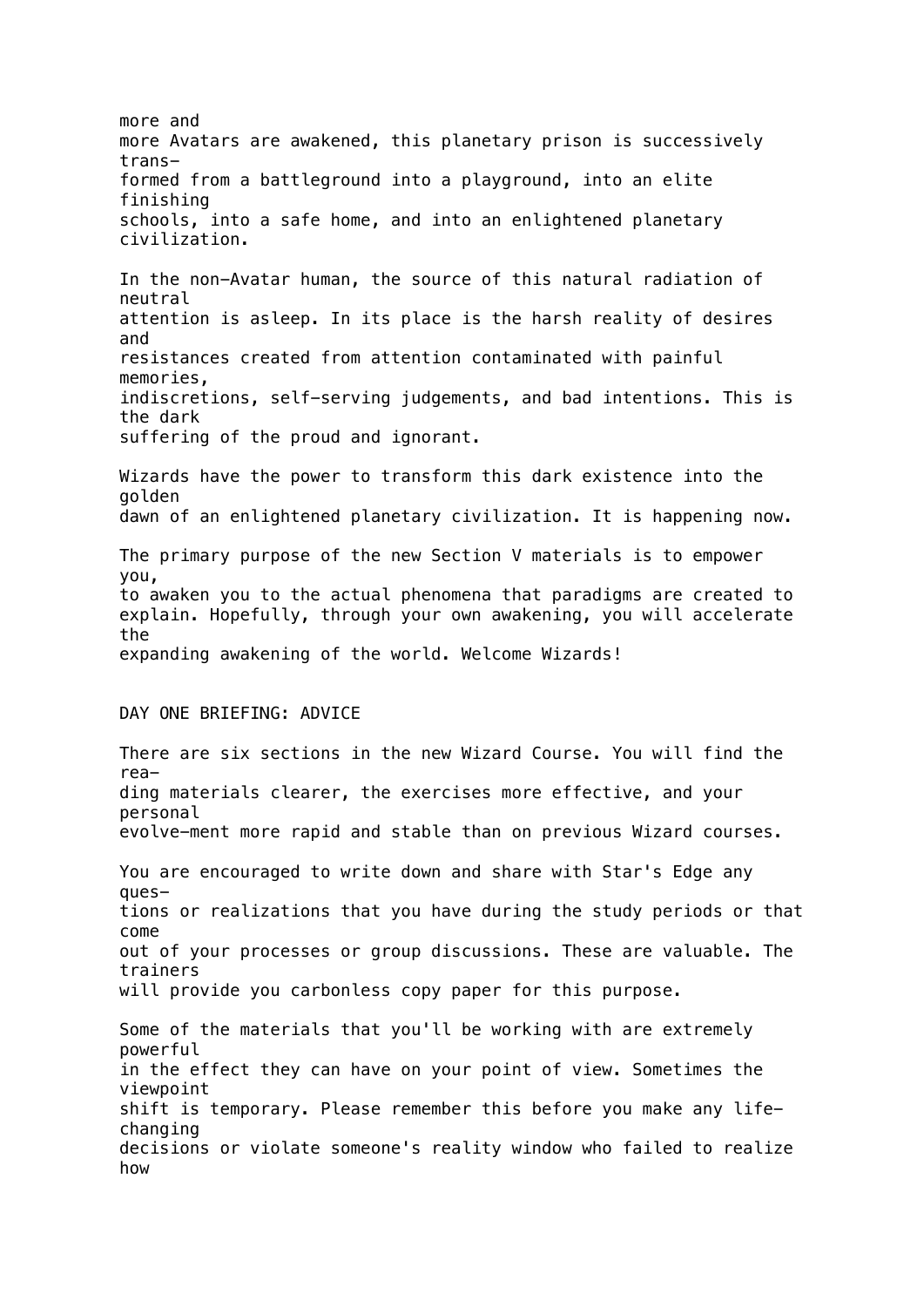more and more Avatars are awakened, this planetary prison is successively transformed from a battleground into a playground, into an elite finishing schools, into a safe home, and into an enlightened planetary civilization.

In the non-Avatar human, the source of this natural radiation of neutral attention is asleep. In its place is the harsh reality of desires and resistances created from attention contaminated with painful memories, indiscretions, self-serving judgements, and bad intentions. This is the dark suffering of the proud and ignorant.

Wizards have the power to transform this dark existence into the golden dawn of an enlightened planetary civilization. It is happening now.

The primary purpose of the new Section V materials is to empower you, to awaken you to the actual phenomena that paradigms are created to explain. Hopefully, through your own awakening, you will accelerate the expanding awakening of the world. Welcome Wizards!

## DAY ONE BRIEFING: ADVICE

There are six sections in the new Wizard Course. You will find the reading materials clearer, the exercises more effective, and your personal evolve-ment more rapid and stable than on previous Wizard courses.

You are encouraged to write down and share with Star's Edge any questions or realizations that you have during the study periods or that come out of your processes or group discussions. These are valuable. The trainers will provide you carbonless copy paper for this purpose.

Some of the materials that you'll be working with are extremely powerful in the effect they can have on your point of view. Sometimes the viewpoint shift is temporary. Please remember this before you make any life-changing decisions or violate someone's reality window who failed to realize how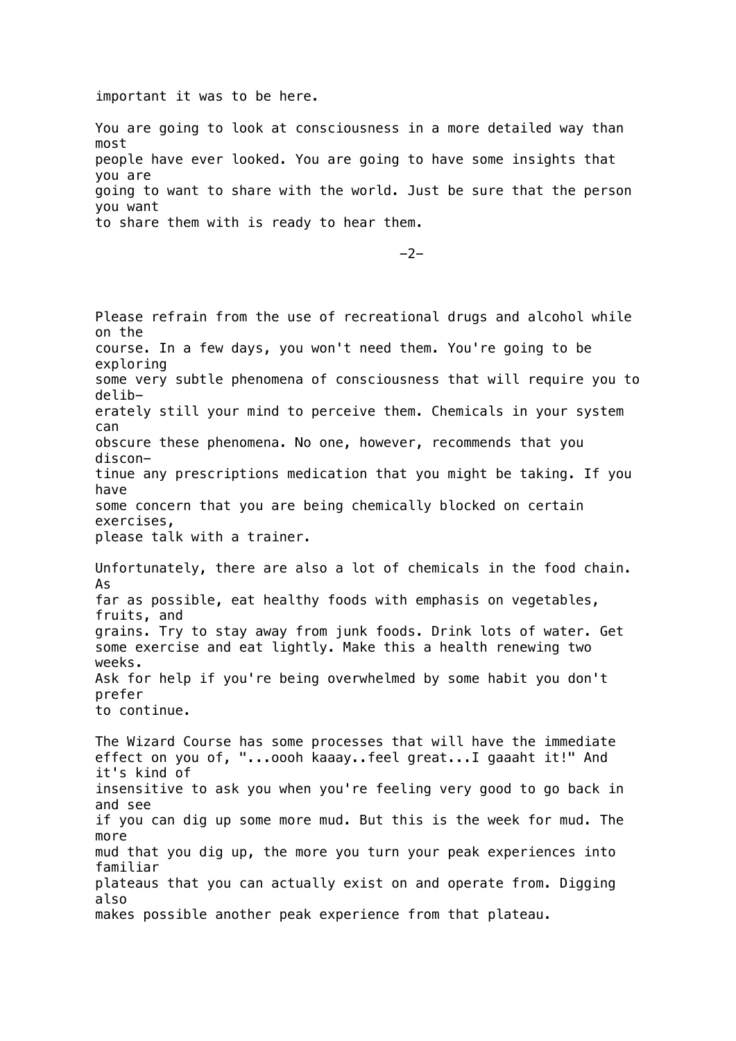important it was to be here.

You are going to look at consciousness in a more detailed way than most people have ever looked. You are going to have some insights that you are going to want to share with the world. Just be sure that the person you want to share them with is ready to hear them.

Please refrain from the use of recreational drugs and alcohol while on the course. In a few days, you won't need them. You're going to be exploring some very subtle phenomena of consciousness that will require you to deliberately still your mind to perceive them. Chemicals in your system can obscure these phenomena. No one, however, recommends that you discontinue any prescriptions medication that you might be taking. If you have some concern that you are being chemically blocked on certain exercises, please talk with a trainer.

Unfortunately, there are also a lot of chemicals in the food chain. As far as possible, eat healthy foods with emphasis on vegetables, fruits, and grains. Try to stay away from junk foods. Drink lots of water. Get some exercise and eat lightly. Make this a health renewing two weeks. Ask for help if you're being overwhelmed by some habit you don't prefer to continue.

The Wizard Course has some processes that will have the immediate effect on you of, "...oooh kaaay..feel great...I gaaaht it!" And it's kind of insensitive to ask you when you're feeling very good to go back in and see if you can dig up some more mud. But this is the week for mud. The more mud that you dig up, the more you turn your peak experiences into familiar plateaus that you can actually exist on and operate from. Digging also makes possible another peak experience from that plateau.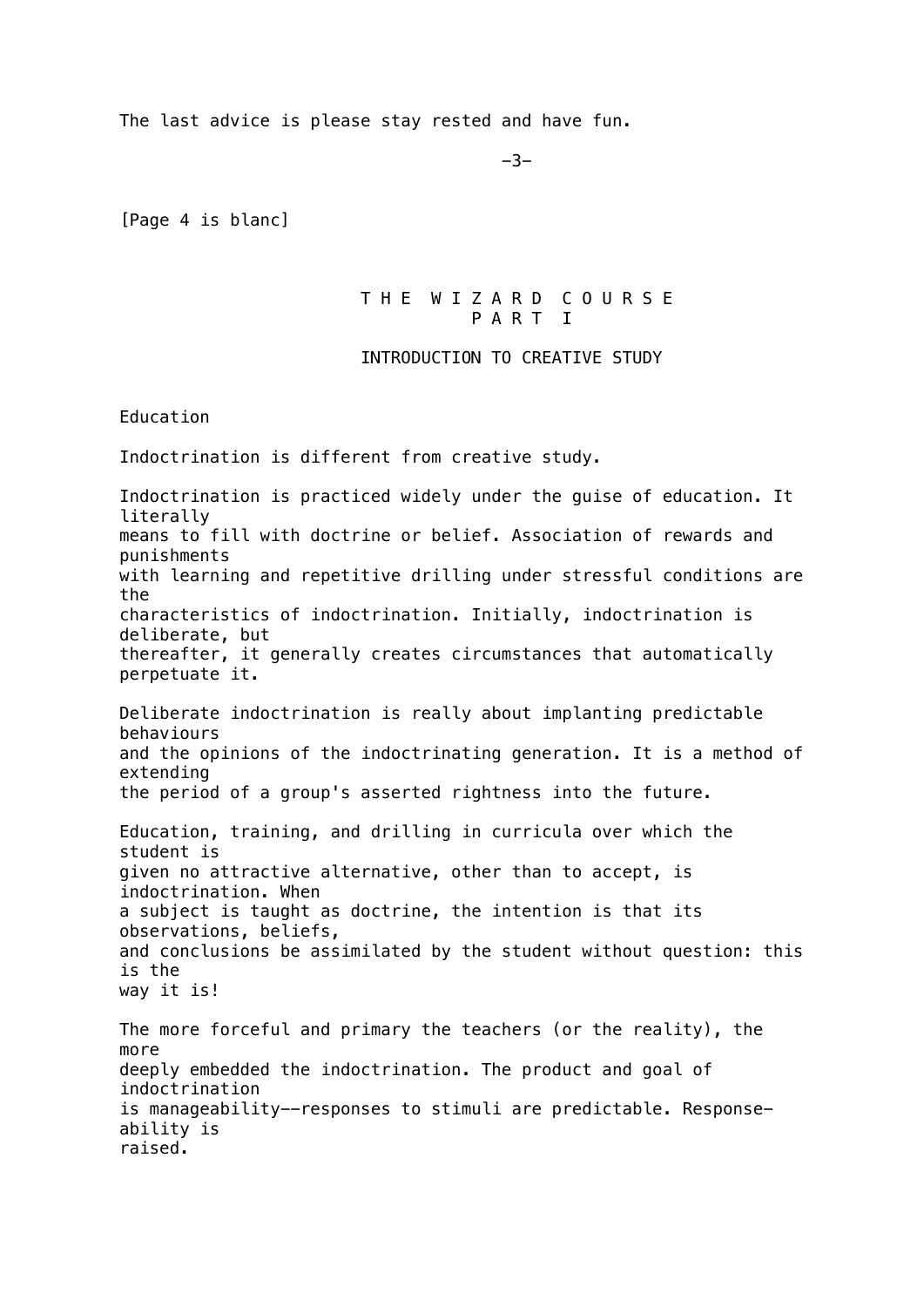The last advice is please stay rested and have fun.

[Page 4 is blanc]

# THE WIZARD COURSE
## PART I

### INTRODUCTION TO CREATIVE STUDY

Education

Indoctrination is different from creative study.

Indoctrination is practiced widely under the guise of education. It literally means to fill with doctrine or belief. Association of rewards and punishments with learning and repetitive drilling under stressful conditions are the characteristics of indoctrination. Initially, indoctrination is deliberate, but thereafter, it generally creates circumstances that automatically perpetuate it.

Deliberate indoctrination is really about implanting predictable behaviours and the opinions of the indoctrinating generation. It is a method of extending the period of a group's asserted rightness into the future.

Education, training, and drilling in curricula over which the student is given no attractive alternative, other than to accept, is indoctrination. When a subject is taught as doctrine, the intention is that its observations, beliefs, and conclusions be assimilated by the student without question: this is the way it is!

The more forceful and primary the teachers (or the reality), the more deeply embedded the indoctrination. The product and goal of indoctrination is manageability--responses to stimuli are predictable. Response-ability is raised.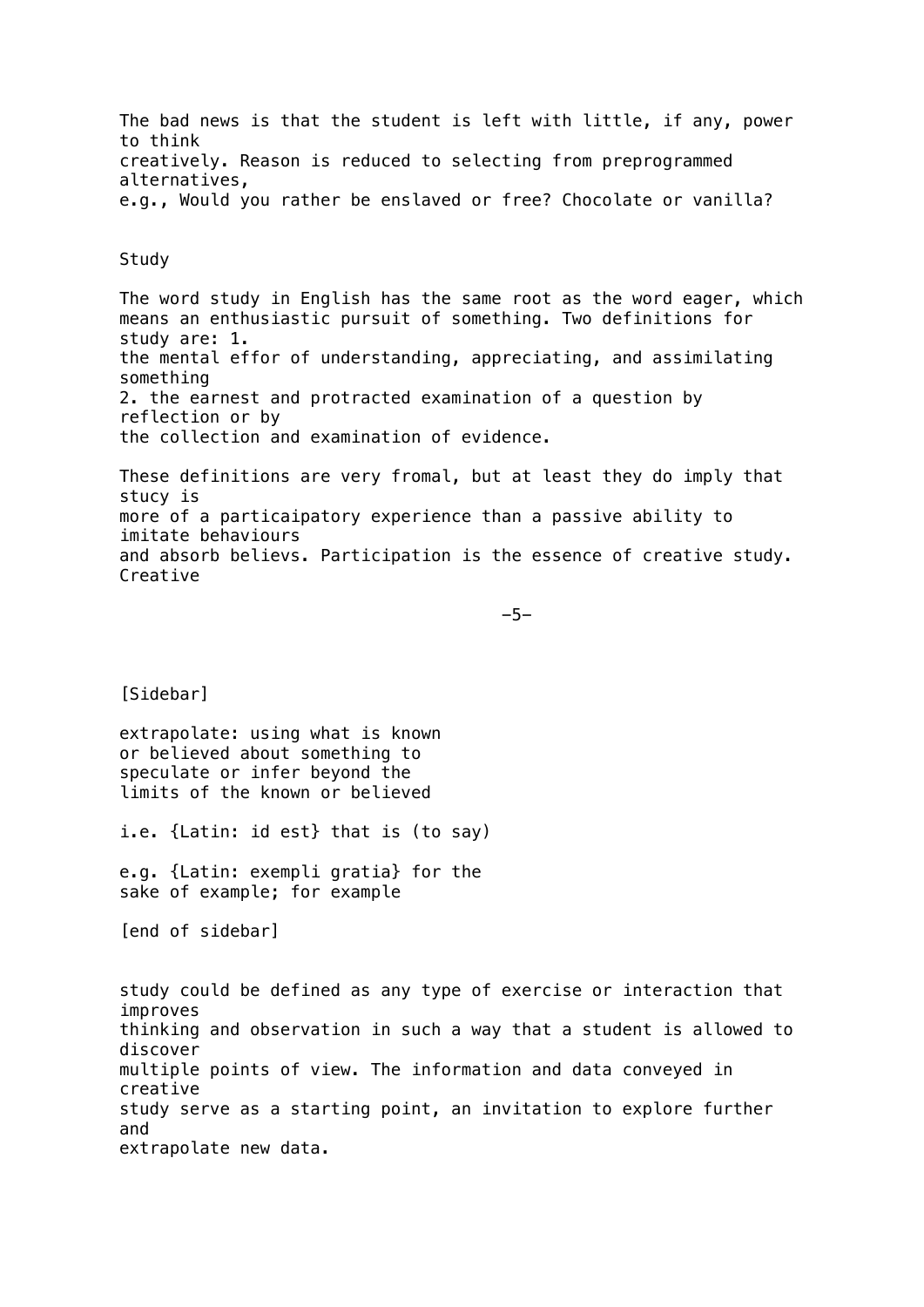The bad news is that the student is left with little, if any, power to think creatively. Reason is reduced to selecting from preprogrammed alternatives, e.g., Would you rather be enslaved or free? Chocolate or vanilla?

## Study

The word study in English has the same root as the word eager, which means an enthusiastic pursuit of something. Two definitions for study are: 1. the mental effor of understanding, appreciating, and assimilating something
2. the earnest and protracted examination of a question by reflection or by the collection and examination of evidence.

These definitions are very fromal, but at least they do imply that stucy is more of a particaipatory experience than a passive ability to imitate behaviours and absorb believs. Participation is the essence of creative study. Creative study could be defined as any type of exercise or interaction that improves thinking and observation in such a way that a student is allowed to discover multiple points of view. The information and data conveyed in creative study serve as a starting point, an invitation to explore further and extrapolate new data.

[Sidebar]

extrapolate: using what is known or believed about something to speculate or infer beyond the limits of the known or believed

i.e. {Latin: id est} that is (to say)

e.g. {Latin: exempli gratia} for the sake of example; for example

[end of sidebar]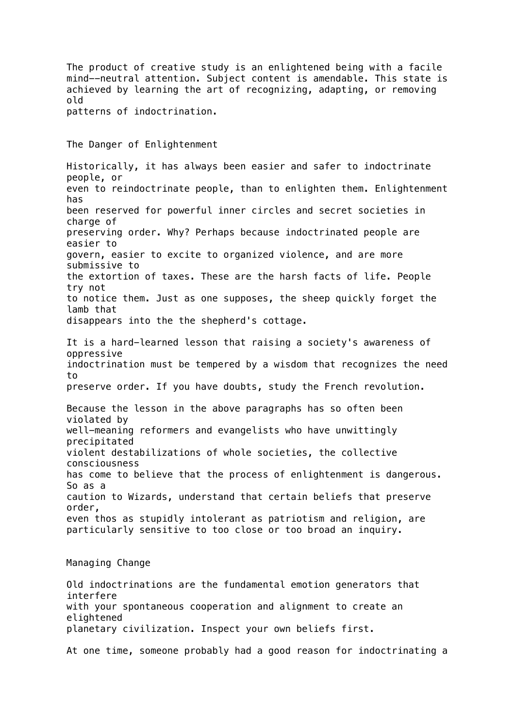The product of creative study is an enlightened being with a facile mind--neutral attention. Subject content is amendable. This state is achieved by learning the art of recognizing, adapting, or removing old patterns of indoctrination.

## The Danger of Enlightenment

Historically, it has always been easier and safer to indoctrinate people, or even to reindoctrinate people, than to enlighten them. Enlightenment has been reserved for powerful inner circles and secret societies in charge of preserving order. Why? Perhaps because indoctrinated people are easier to govern, easier to excite to organized violence, and are more submissive to the extortion of taxes. These are the harsh facts of life. People try not to notice them. Just as one supposes, the sheep quickly forget the lamb that disappears into the the shepherd's cottage.

It is a hard-learned lesson that raising a society's awareness of oppressive indoctrination must be tempered by a wisdom that recognizes the need to preserve order. If you have doubts, study the French revolution.

Because the lesson in the above paragraphs has so often been violated by well-meaning reformers and evangelists who have unwittingly precipitated violent destabilizations of whole societies, the collective consciousness has come to believe that the process of enlightenment is dangerous. So as a caution to Wizards, understand that certain beliefs that preserve order, even thos as stupidly intolerant as patriotism and religion, are particularly sensitive to too close or too broad an inquiry.

## Managing Change

Old indoctrinations are the fundamental emotion generators that interfere with your spontaneous cooperation and alignment to create an elightened planetary civilization. Inspect your own beliefs first.

At one time, someone probably had a good reason for indoctrinating a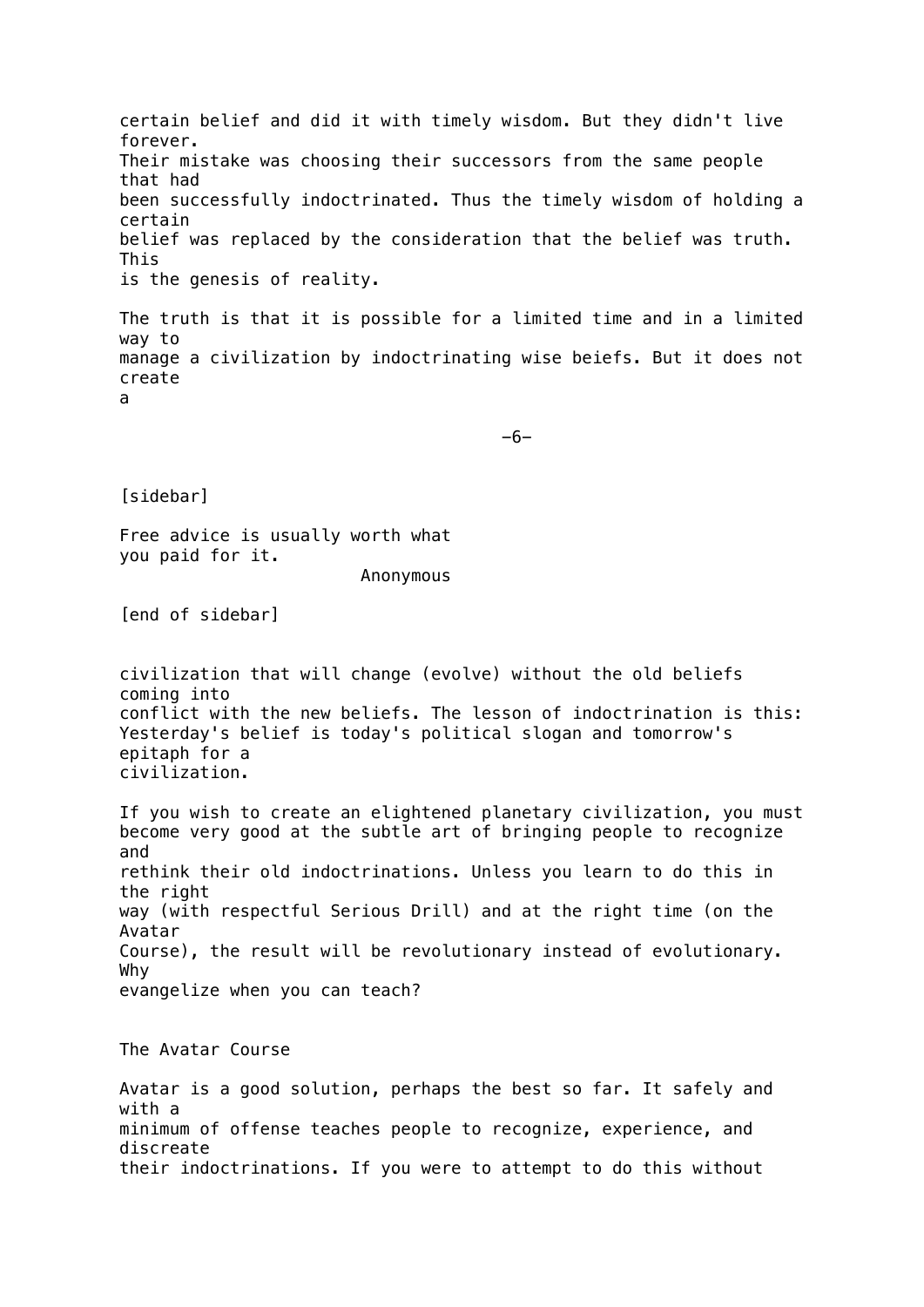certain belief and did it with timely wisdom. But they didn't live forever. Their mistake was choosing their successors from the same people that had been successfully indoctrinated. Thus the timely wisdom of holding a certain belief was replaced by the consideration that the belief was truth. This is the genesis of reality.

The truth is that it is possible for a limited time and in a limited way to manage a civilization by indoctrinating wise beiefs. But it does not create a civilization that will change (evolve) without the old beliefs coming into conflict with the new beliefs. The lesson of indoctrination is this: Yesterday's belief is today's political slogan and tomorrow's epitaph for a civilization.

[sidebar]

Free advice is usually worth what you paid for it.

Anonymous

[end of sidebar]

If you wish to create an elightened planetary civilization, you must become very good at the subtle art of bringing people to recognize and rethink their old indoctrinations. Unless you learn to do this in the right way (with respectful Serious Drill) and at the right time (on the Avatar Course), the result will be revolutionary instead of evolutionary. Why evangelize when you can teach?

## The Avatar Course

Avatar is a good solution, perhaps the best so far. It safely and with a minimum of offense teaches people to recognize, experience, and discreate their indoctrinations. If you were to attempt to do this without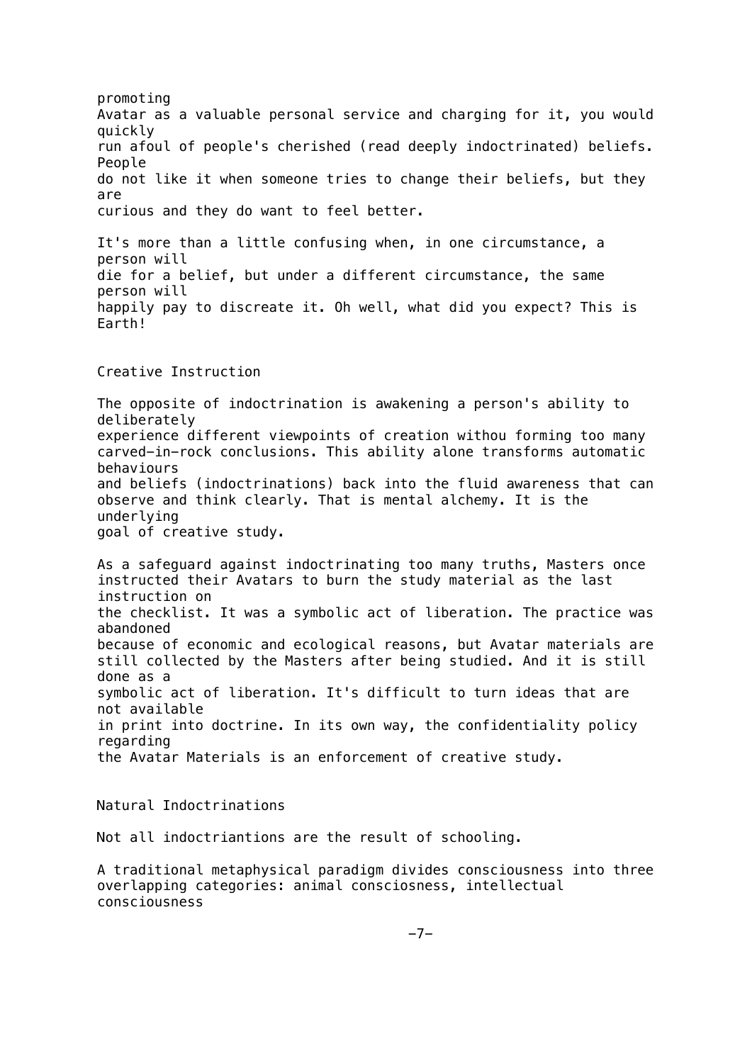promoting Avatar as a valuable personal service and charging for it, you would quickly run afoul of people's cherished (read deeply indoctrinated) beliefs. People do not like it when someone tries to change their beliefs, but they are curious and they do want to feel better.

It's more than a little confusing when, in one circumstance, a person will die for a belief, but under a different circumstance, the same person will happily pay to discreate it. Oh well, what did you expect? This is Earth!

## Creative Instruction

The opposite of indoctrination is awakening a person's ability to deliberately experience different viewpoints of creation withou forming too many carved-in-rock conclusions. This ability alone transforms automatic behaviours and beliefs (indoctrinations) back into the fluid awareness that can observe and think clearly. That is mental alchemy. It is the underlying goal of creative study.

As a safeguard against indoctrinating too many truths, Masters once instructed their Avatars to burn the study material as the last instruction on the checklist. It was a symbolic act of liberation. The practice was abandoned because of economic and ecological reasons, but Avatar materials are still collected by the Masters after being studied. And it is still done as a symbolic act of liberation. It's difficult to turn ideas that are not available in print into doctrine. In its own way, the confidentiality policy regarding the Avatar Materials is an enforcement of creative study.

## Natural Indoctrinations

Not all indoctriantions are the result of schooling.

A traditional metaphysical paradigm divides consciousness into three overlapping categories: animal consciosness, intellectual consciousness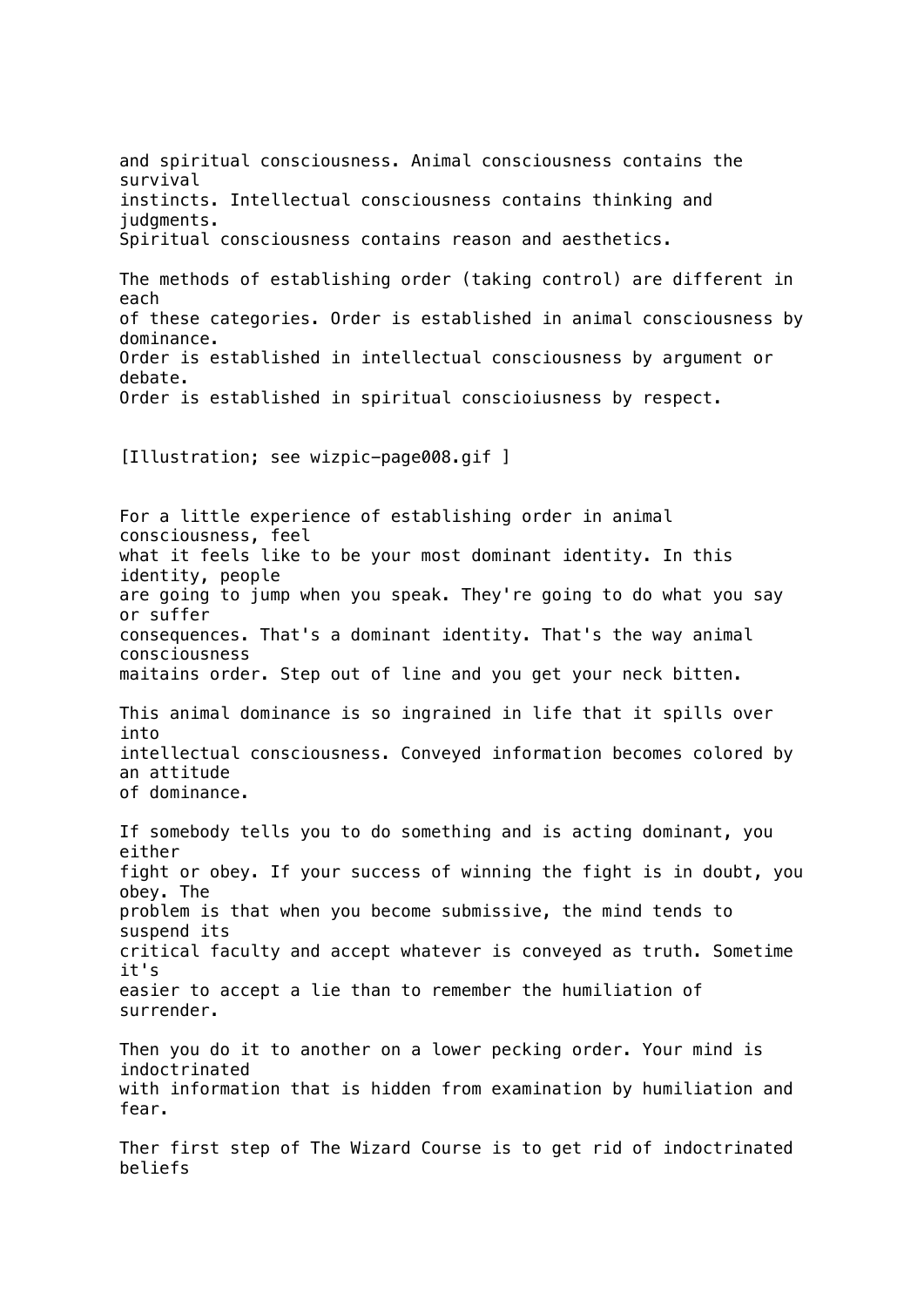and spiritual consciousness. Animal consciousness contains the survival instincts. Intellectual consciousness contains thinking and judgments. Spiritual consciousness contains reason and aesthetics.

The methods of establishing order (taking control) are different in each of these categories. Order is established in animal consciousness by dominance. Order is established in intellectual consciousness by argument or debate. Order is established in spiritual conscioiusness by respect.

[Illustration; see wizpic-page008.gif ]

For a little experience of establishing order in animal consciousness, feel what it feels like to be your most dominant identity. In this identity, people are going to jump when you speak. They're going to do what you say or suffer consequences. That's a dominant identity. That's the way animal consciousness maitains order. Step out of line and you get your neck bitten.

This animal dominance is so ingrained in life that it spills over into intellectual consciousness. Conveyed information becomes colored by an attitude of dominance.

If somebody tells you to do something and is acting dominant, you either fight or obey. If your success of winning the fight is in doubt, you obey. The problem is that when you become submissive, the mind tends to suspend its critical faculty and accept whatever is conveyed as truth. Sometime it's easier to accept a lie than to remember the humiliation of surrender.

Then you do it to another on a lower pecking order. Your mind is indoctrinated with information that is hidden from examination by humiliation and fear.

Ther first step of The Wizard Course is to get rid of indoctrinated beliefs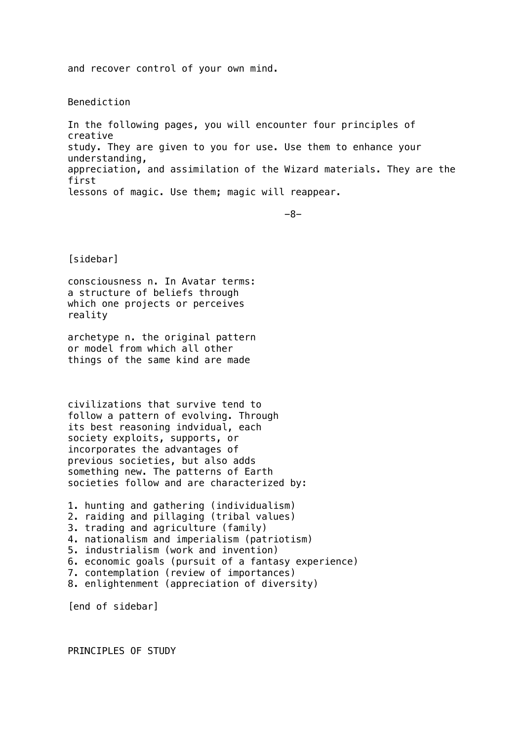and recover control of your own mind.

## Benediction

In the following pages, you will encounter four principles of creative study. They are given to you for use. Use them to enhance your understanding, appreciation, and assimilation of the Wizard materials. They are the first lessons of magic. Use them; magic will reappear.

[sidebar]

consciousness n. In Avatar terms: a structure of beliefs through which one projects or perceives reality

archetype n. the original pattern or model from which all other things of the same kind are made

civilizations that survive tend to follow a pattern of evolving. Through its best reasoning indvidual, each society exploits, supports, or incorporates the advantages of previous societies, but also adds something new. The patterns of Earth societies follow and are characterized by:

1. hunting and gathering (individualism)
2. raiding and pillaging (tribal values)
3. trading and agriculture (family)
4. nationalism and imperialism (patriotism)
5. industrialism (work and invention)
6. economic goals (pursuit of a fantasy experience)
7. contemplation (review of importances)
8. enlightenment (appreciation of diversity)

[end of sidebar]

## PRINCIPLES OF STUDY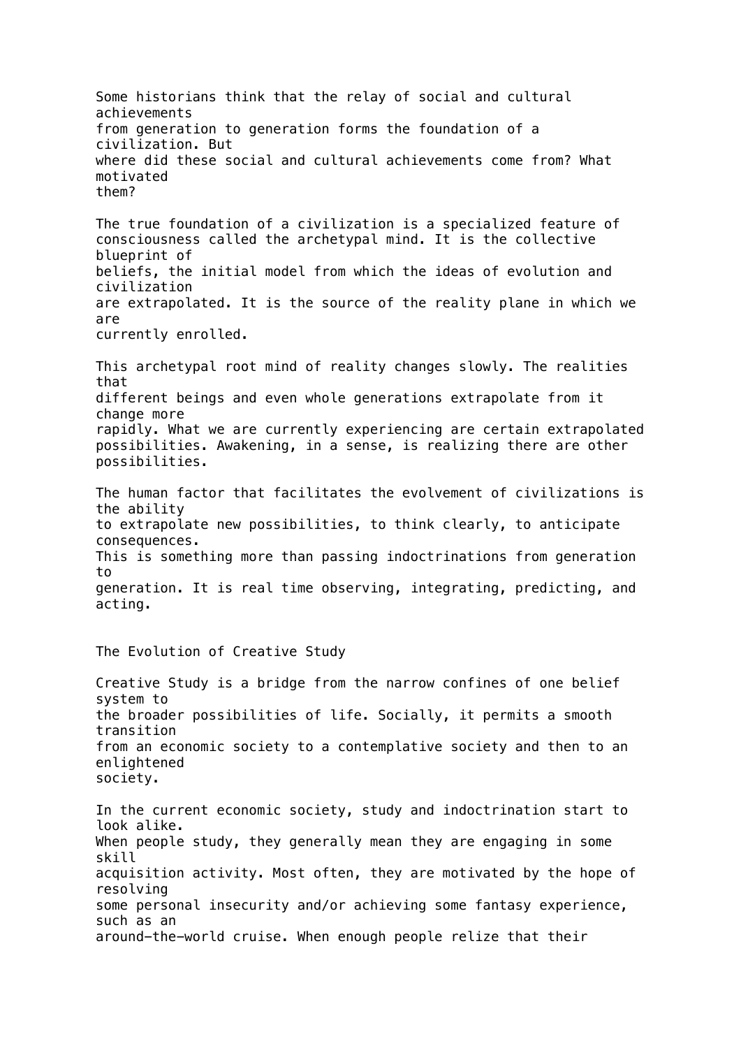Some historians think that the relay of social and cultural achievements from generation to generation forms the foundation of a civilization. But where did these social and cultural achievements come from? What motivated them?

The true foundation of a civilization is a specialized feature of consciousness called the archetypal mind. It is the collective blueprint of beliefs, the initial model from which the ideas of evolution and civilization are extrapolated. It is the source of the reality plane in which we are currently enrolled.

This archetypal root mind of reality changes slowly. The realities that different beings and even whole generations extrapolate from it change more rapidly. What we are currently experiencing are certain extrapolated possibilities. Awakening, in a sense, is realizing there are other possibilities.

The human factor that facilitates the evolvement of civilizations is the ability to extrapolate new possibilities, to think clearly, to anticipate consequences. This is something more than passing indoctrinations from generation to generation. It is real time observing, integrating, predicting, and acting.

## The Evolution of Creative Study

Creative Study is a bridge from the narrow confines of one belief system to the broader possibilities of life. Socially, it permits a smooth transition from an economic society to a contemplative society and then to an enlightened society.

In the current economic society, study and indoctrination start to look alike. When people study, they generally mean they are engaging in some skill acquisition activity. Most often, they are motivated by the hope of resolving some personal insecurity and/or achieving some fantasy experience, such as an around-the-world cruise. When enough people relize that their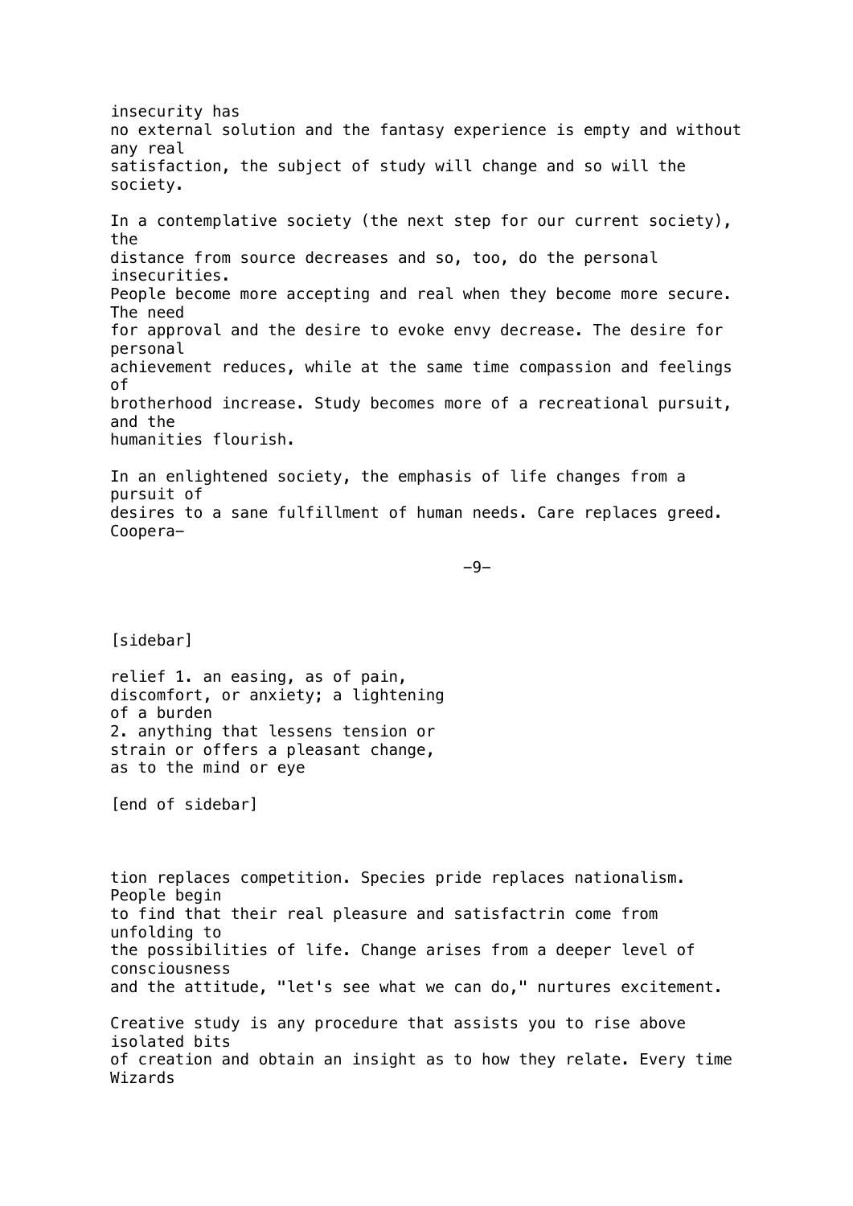insecurity has no external solution and the fantasy experience is empty and without any real satisfaction, the subject of study will change and so will the society.

In a contemplative society (the next step for our current society), the distance from source decreases and so, too, do the personal insecurities. People become more accepting and real when they become more secure. The need for approval and the desire to evoke envy decrease. The desire for personal achievement reduces, while at the same time compassion and feelings of brotherhood increase. Study becomes more of a recreational pursuit, and the humanities flourish.

In an enlightened society, the emphasis of life changes from a pursuit of desires to a sane fulfillment of human needs. Care replaces greed. Cooperation replaces competition. Species pride replaces nationalism. People begin to find that their real pleasure and satisfactrin come from unfolding to the possibilities of life. Change arises from a deeper level of consciousness and the attitude, "let's see what we can do," nurtures excitement.

[sidebar]

relief 1. an easing, as of pain, discomfort, or anxiety; a lightening of a burden
2. anything that lessens tension or strain or offers a pleasant change, as to the mind or eye

[end of sidebar]

Creative study is any procedure that assists you to rise above isolated bits of creation and obtain an insight as to how they relate. Every time Wizards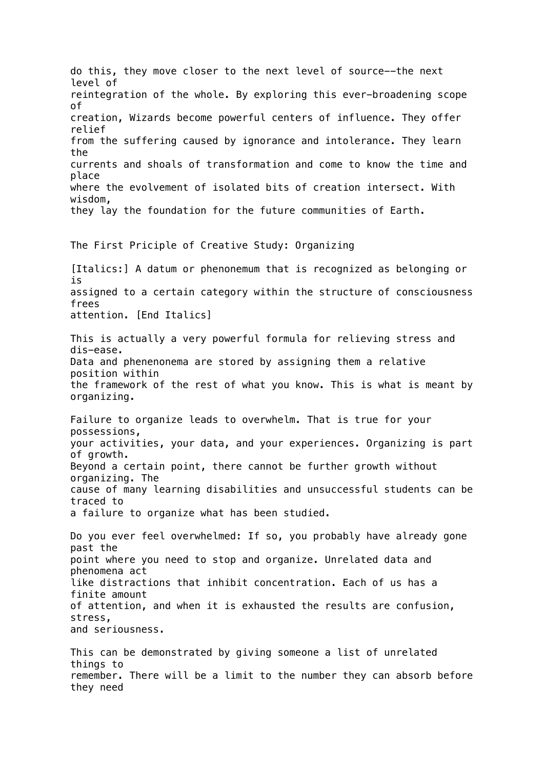do this, they move closer to the next level of source--the next level of reintegration of the whole. By exploring this ever-broadening scope of creation, Wizards become powerful centers of influence. They offer relief from the suffering caused by ignorance and intolerance. They learn the currents and shoals of transformation and come to know the time and place where the evolvement of isolated bits of creation intersect. With wisdom, they lay the foundation for the future communities of Earth.

## The First Priciple of Creative Study: Organizing

[Italics:] A datum or phenonemum that is recognized as belonging or is assigned to a certain category within the structure of consciousness frees attention. [End Italics]

This is actually a very powerful formula for relieving stress and dis-ease. Data and phenenonema are stored by assigning them a relative position within the framework of the rest of what you know. This is what is meant by organizing.

Failure to organize leads to overwhelm. That is true for your possessions, your activities, your data, and your experiences. Organizing is part of growth. Beyond a certain point, there cannot be further growth without organizing. The cause of many learning disabilities and unsuccessful students can be traced to a failure to organize what has been studied.

Do you ever feel overwhelmed: If so, you probably have already gone past the point where you need to stop and organize. Unrelated data and phenomena act like distractions that inhibit concentration. Each of us has a finite amount of attention, and when it is exhausted the results are confusion, stress, and seriousness.

This can be demonstrated by giving someone a list of unrelated things to remember. There will be a limit to the number they can absorb before they need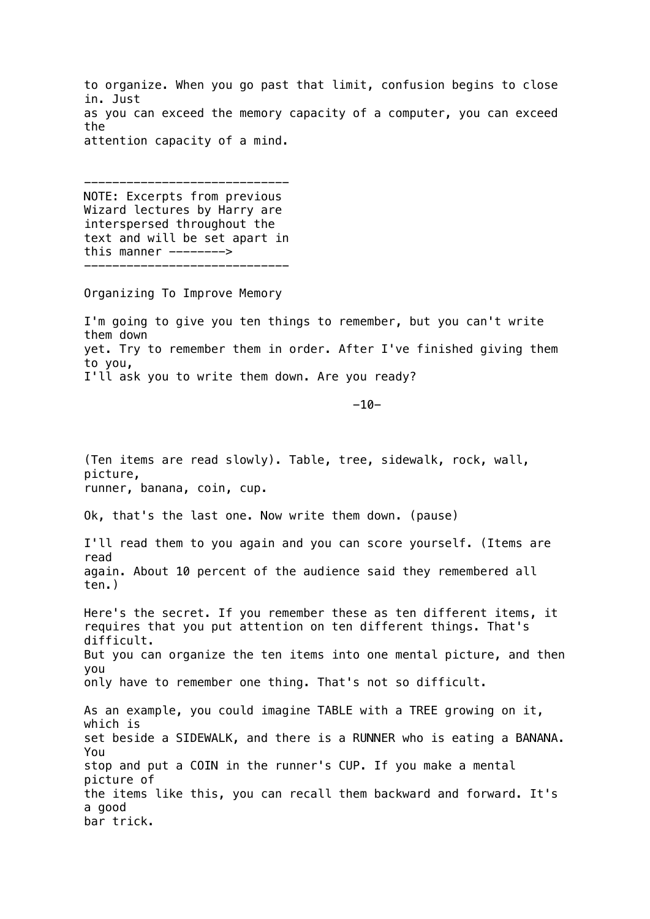to organize. When you go past that limit, confusion begins to close in. Just as you can exceed the memory capacity of a computer, you can exceed the attention capacity of a mind.

-----------------------------
NOTE: Excerpts from previous Wizard lectures by Harry are interspersed throughout the text and will be set apart in this manner -------->
-----------------------------

Organizing To Improve Memory

I'm going to give you ten things to remember, but you can't write them down yet. Try to remember them in order. After I've finished giving them to you, I'll ask you to write them down. Are you ready?

(Ten items are read slowly). Table, tree, sidewalk, rock, wall, picture, runner, banana, coin, cup.

Ok, that's the last one. Now write them down. (pause)

I'll read them to you again and you can score yourself. (Items are read again. About 10 percent of the audience said they remembered all ten.)

Here's the secret. If you remember these as ten different items, it requires that you put attention on ten different things. That's difficult. But you can organize the ten items into one mental picture, and then you only have to remember one thing. That's not so difficult.

As an example, you could imagine TABLE with a TREE growing on it, which is set beside a SIDEWALK, and there is a RUNNER who is eating a BANANA. You stop and put a COIN in the runner's CUP. If you make a mental picture of the items like this, you can recall them backward and forward. It's a good bar trick.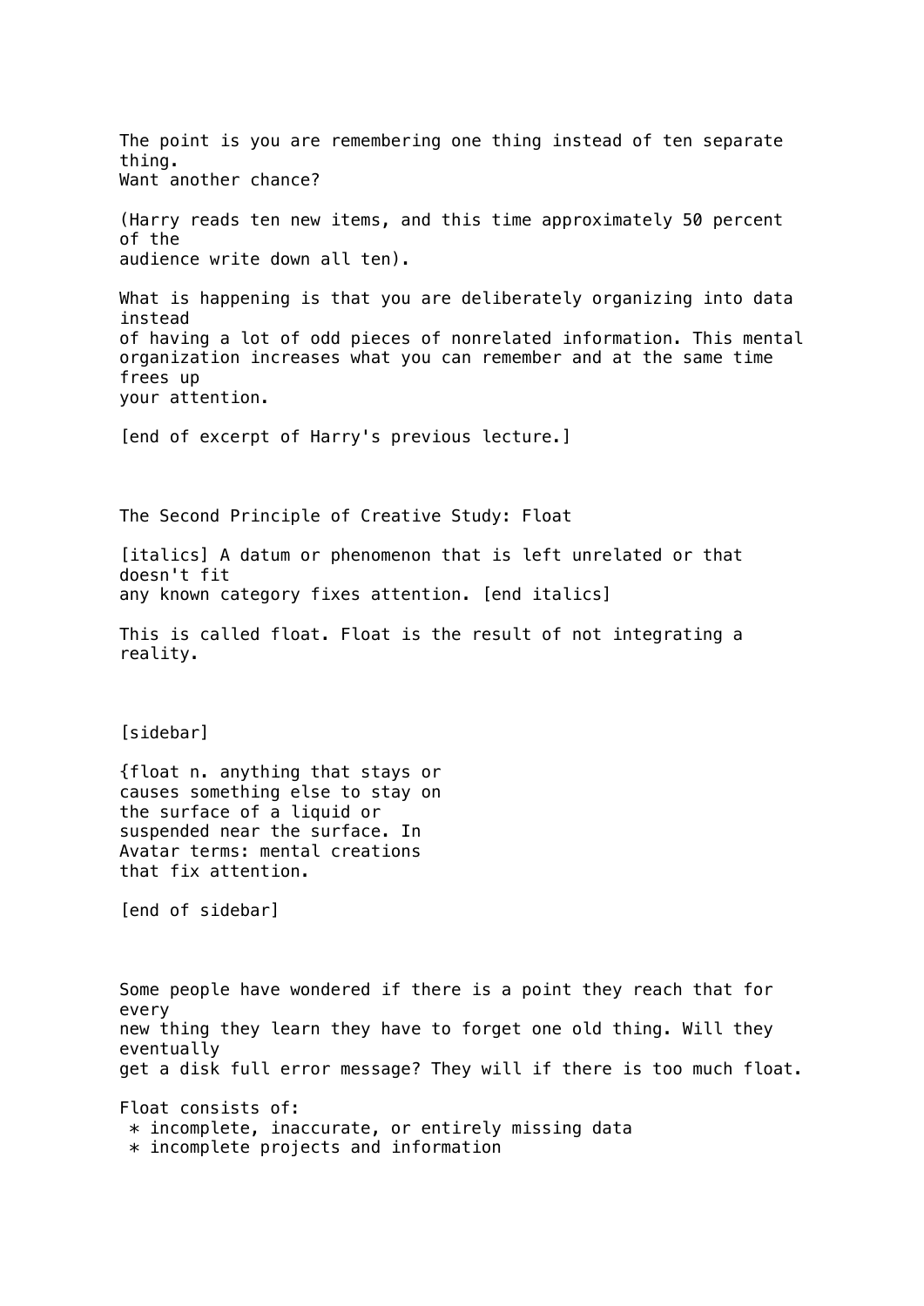The point is you are remembering one thing instead of ten separate thing.
Want another chance?

(Harry reads ten new items, and this time approximately 50 percent of the audience write down all ten).

What is happening is that you are deliberately organizing into data instead of having a lot of odd pieces of nonrelated information. This mental organization increases what you can remember and at the same time frees up your attention.

[end of excerpt of Harry's previous lecture.]

## The Second Principle of Creative Study: Float

*A datum or phenomenon that is left unrelated or that doesn't fit any known category fixes attention.*

This is called float. Float is the result of not integrating a reality.

> {float n. anything that stays or causes something else to stay on the surface of a liquid or suspended near the surface. In Avatar terms: mental creations that fix attention.

Some people have wondered if there is a point they reach that for every new thing they learn they have to forget one old thing. Will they eventually get a disk full error message? They will if there is too much float.

Float consists of:

* incomplete, inaccurate, or entirely missing data
* incomplete projects and information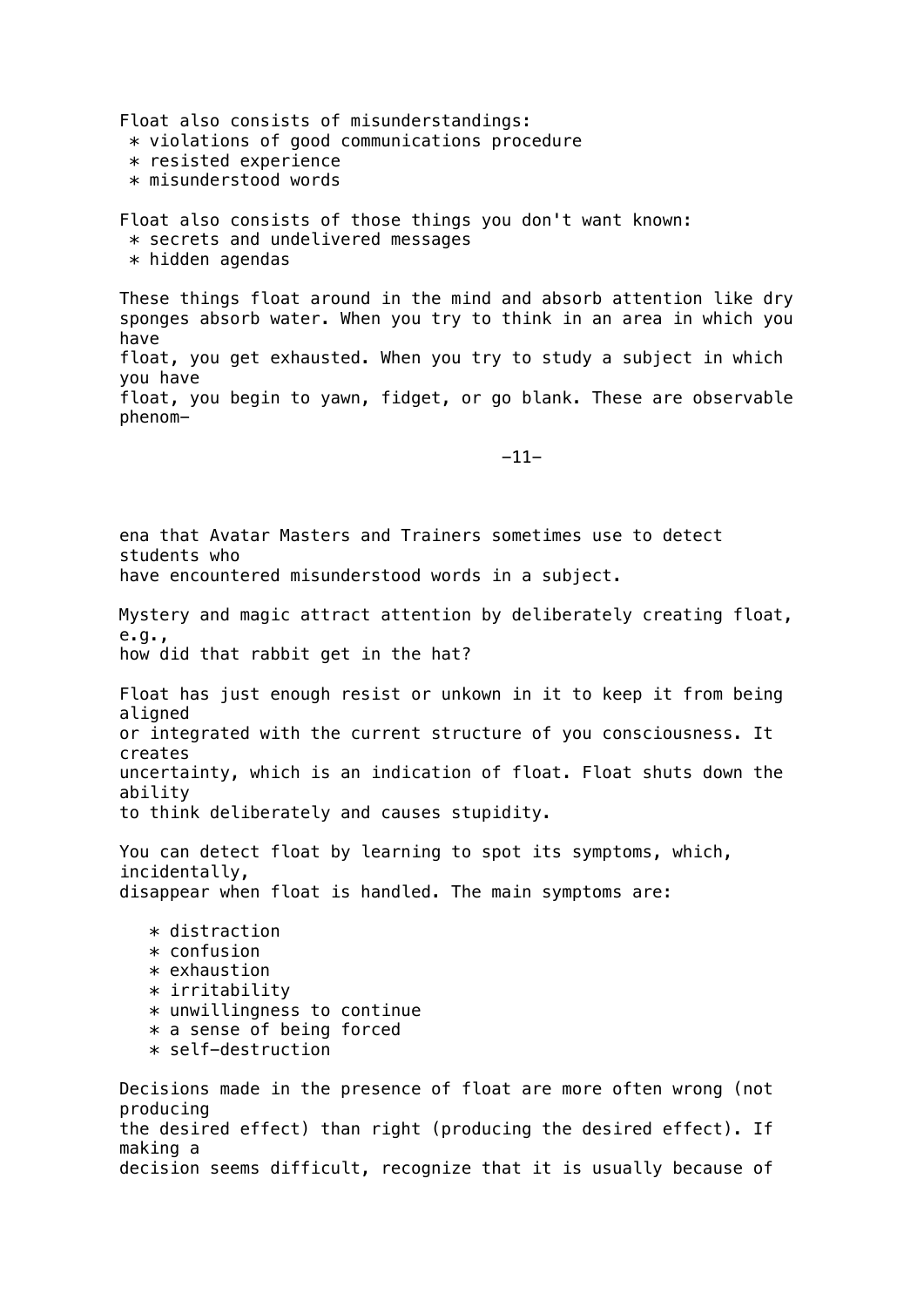Float also consists of misunderstandings:
* violations of good communications procedure
* resisted experience
* misunderstood words

Float also consists of those things you don't want known:
* secrets and undelivered messages
* hidden agendas

These things float around in the mind and absorb attention like dry sponges absorb water. When you try to think in an area in which you have float, you get exhausted. When you try to study a subject in which you have float, you begin to yawn, fidget, or go blank. These are observable phenomena that Avatar Masters and Trainers sometimes use to detect students who have encountered misunderstood words in a subject.

Mystery and magic attract attention by deliberately creating float, e.g., how did that rabbit get in the hat?

Float has just enough resist or unkown in it to keep it from being aligned or integrated with the current structure of you consciousness. It creates uncertainty, which is an indication of float. Float shuts down the ability to think deliberately and causes stupidity.

You can detect float by learning to spot its symptoms, which, incidentally, disappear when float is handled. The main symptoms are:

* distraction
* confusion
* exhaustion
* irritability
* unwillingness to continue
* a sense of being forced
* self-destruction

Decisions made in the presence of float are more often wrong (not producing the desired effect) than right (producing the desired effect). If making a decision seems difficult, recognize that it is usually because of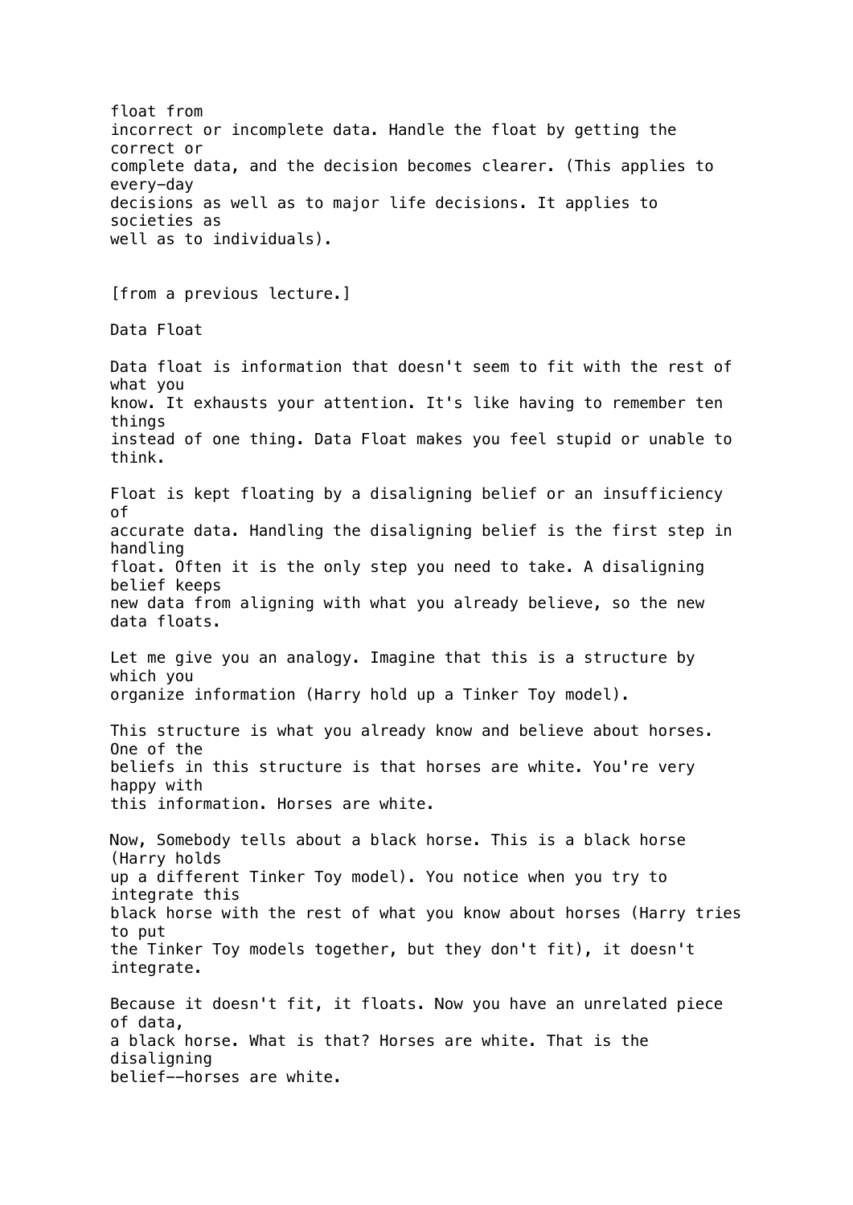float from incorrect or incomplete data. Handle the float by getting the correct or complete data, and the decision becomes clearer. (This applies to every-day decisions as well as to major life decisions. It applies to societies as well as to individuals).

[from a previous lecture.]

Data Float

Data float is information that doesn't seem to fit with the rest of what you know. It exhausts your attention. It's like having to remember ten things instead of one thing. Data Float makes you feel stupid or unable to think.

Float is kept floating by a disaligning belief or an insufficiency of accurate data. Handling the disaligning belief is the first step in handling float. Often it is the only step you need to take. A disaligning belief keeps new data from aligning with what you already believe, so the new data floats.

Let me give you an analogy. Imagine that this is a structure by which you organize information (Harry hold up a Tinker Toy model).

This structure is what you already know and believe about horses. One of the beliefs in this structure is that horses are white. You're very happy with this information. Horses are white.

Now, Somebody tells about a black horse. This is a black horse (Harry holds up a different Tinker Toy model). You notice when you try to integrate this black horse with the rest of what you know about horses (Harry tries to put the Tinker Toy models together, but they don't fit), it doesn't integrate.

Because it doesn't fit, it floats. Now you have an unrelated piece of data, a black horse. What is that? Horses are white. That is the disaligning belief--horses are white.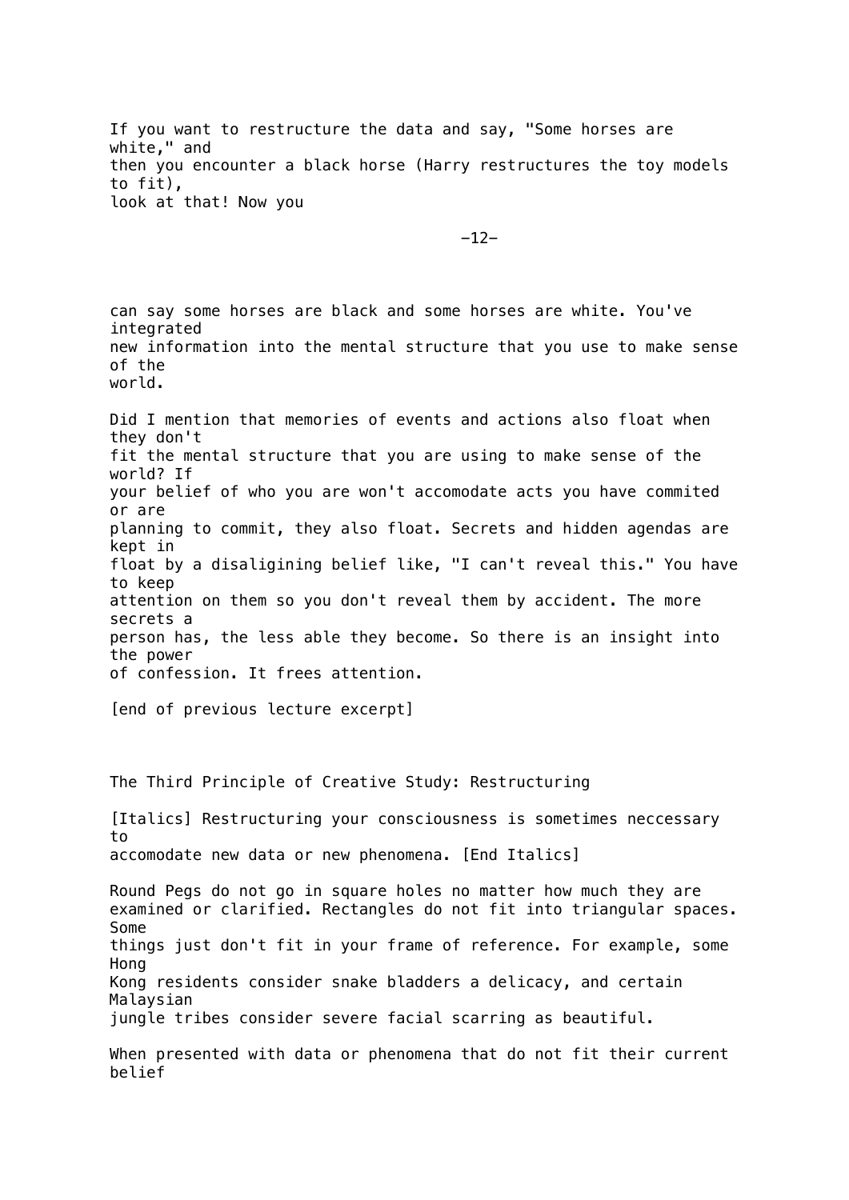If you want to restructure the data and say, "Some horses are white," and then you encounter a black horse (Harry restructures the toy models to fit), look at that! Now you

can say some horses are black and some horses are white. You've integrated new information into the mental structure that you use to make sense of the world.

Did I mention that memories of events and actions also float when they don't fit the mental structure that you are using to make sense of the world? If your belief of who you are won't accomodate acts you have commited or are planning to commit, they also float. Secrets and hidden agendas are kept in float by a disaligining belief like, "I can't reveal this." You have to keep attention on them so you don't reveal them by accident. The more secrets a person has, the less able they become. So there is an insight into the power of confession. It frees attention.

[end of previous lecture excerpt]

## The Third Principle of Creative Study: Restructuring

*Restructuring your consciousness is sometimes neccessary to accomodate new data or new phenomena.*

Round Pegs do not go in square holes no matter how much they are examined or clarified. Rectangles do not fit into triangular spaces. Some things just don't fit in your frame of reference. For example, some Hong Kong residents consider snake bladders a delicacy, and certain Malaysian jungle tribes consider severe facial scarring as beautiful.

When presented with data or phenomena that do not fit their current belief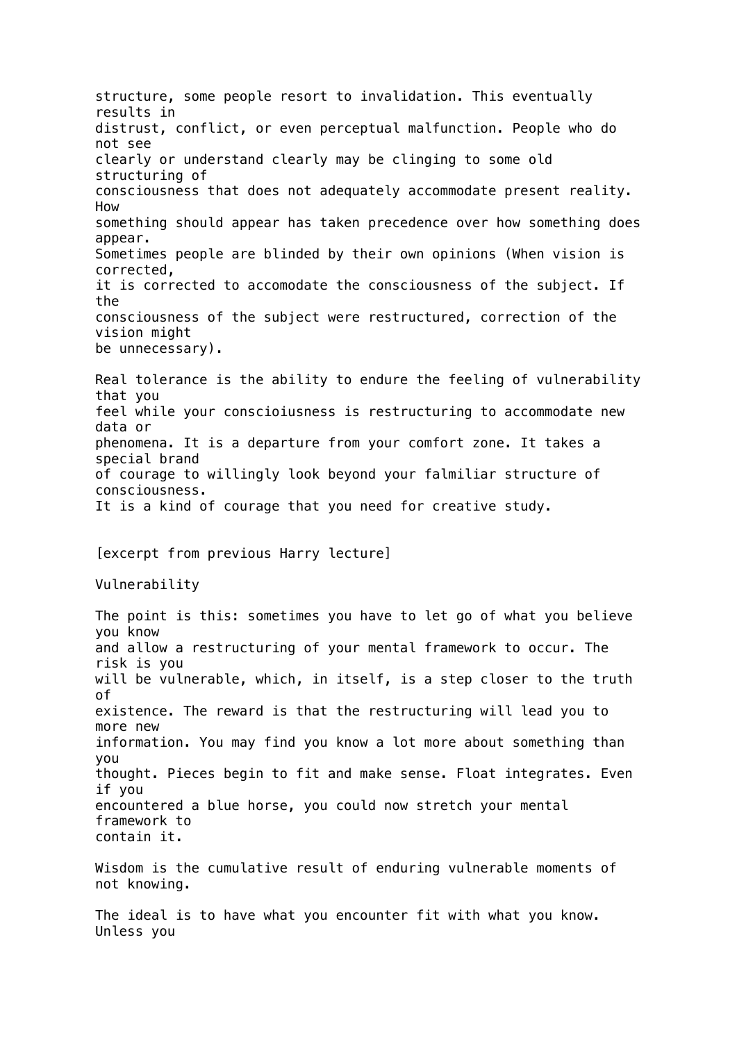structure, some people resort to invalidation. This eventually results in distrust, conflict, or even perceptual malfunction. People who do not see clearly or understand clearly may be clinging to some old structuring of consciousness that does not adequately accommodate present reality. How something should appear has taken precedence over how something does appear. Sometimes people are blinded by their own opinions (When vision is corrected, it is corrected to accomodate the consciousness of the subject. If the consciousness of the subject were restructured, correction of the vision might be unnecessary).

Real tolerance is the ability to endure the feeling of vulnerability that you feel while your conscioiusness is restructuring to accommodate new data or phenomena. It is a departure from your comfort zone. It takes a special brand of courage to willingly look beyond your falmiliar structure of consciousness. It is a kind of courage that you need for creative study.

[excerpt from previous Harry lecture]

Vulnerability

The point is this: sometimes you have to let go of what you believe you know and allow a restructuring of your mental framework to occur. The risk is you will be vulnerable, which, in itself, is a step closer to the truth of existence. The reward is that the restructuring will lead you to more new information. You may find you know a lot more about something than you thought. Pieces begin to fit and make sense. Float integrates. Even if you encountered a blue horse, you could now stretch your mental framework to contain it.

Wisdom is the cumulative result of enduring vulnerable moments of not knowing.

The ideal is to have what you encounter fit with what you know. Unless you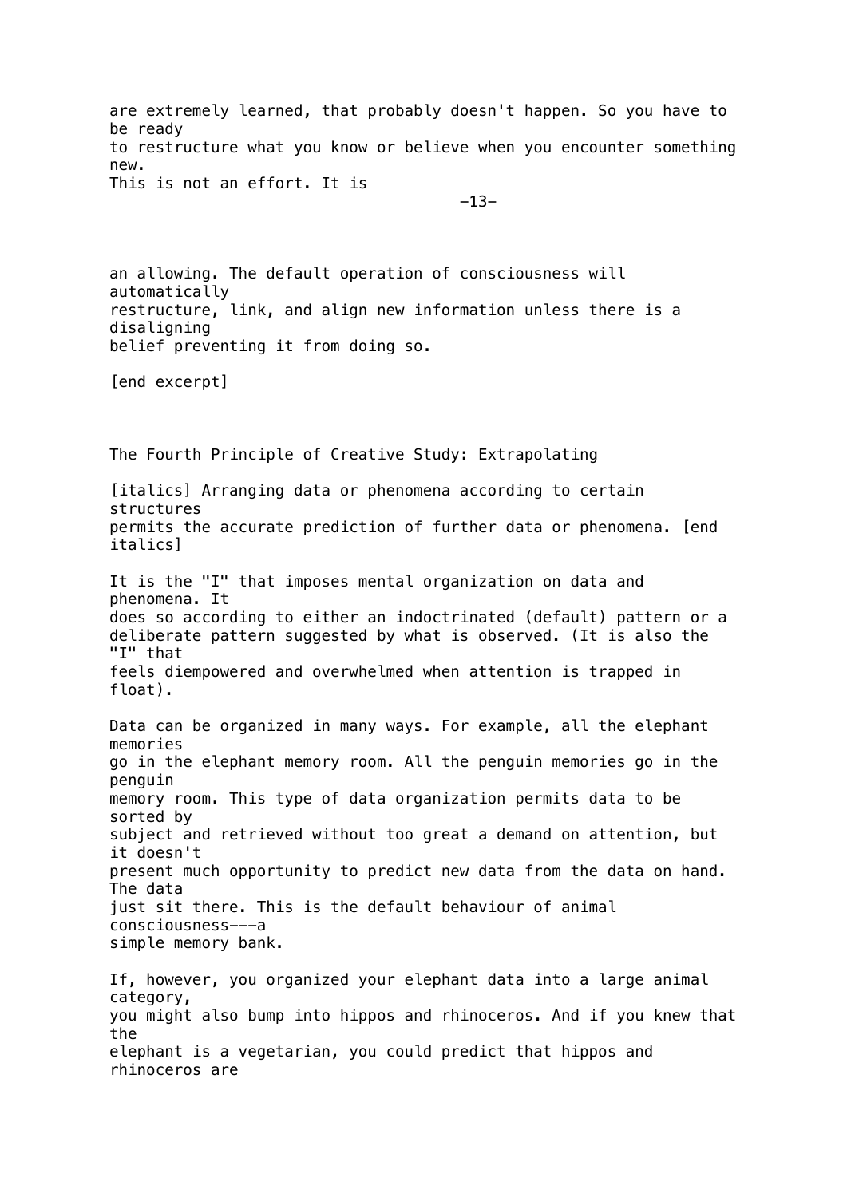are extremely learned, that probably doesn't happen. So you have to be ready to restructure what you know or believe when you encounter something new. This is not an effort. It is

an allowing. The default operation of consciousness will automatically restructure, link, and align new information unless there is a disaligning belief preventing it from doing so.

[end excerpt]

## The Fourth Principle of Creative Study: Extrapolating

*Arranging data or phenomena according to certain structures permits the accurate prediction of further data or phenomena.*

It is the "I" that imposes mental organization on data and phenomena. It does so according to either an indoctrinated (default) pattern or a deliberate pattern suggested by what is observed. (It is also the "I" that feels diempowered and overwhelmed when attention is trapped in float).

Data can be organized in many ways. For example, all the elephant memories go in the elephant memory room. All the penguin memories go in the penguin memory room. This type of data organization permits data to be sorted by subject and retrieved without too great a demand on attention, but it doesn't present much opportunity to predict new data from the data on hand. The data just sit there. This is the default behaviour of animal consciousness---a simple memory bank.

If, however, you organized your elephant data into a large animal category, you might also bump into hippos and rhinoceros. And if you knew that the elephant is a vegetarian, you could predict that hippos and rhinoceros are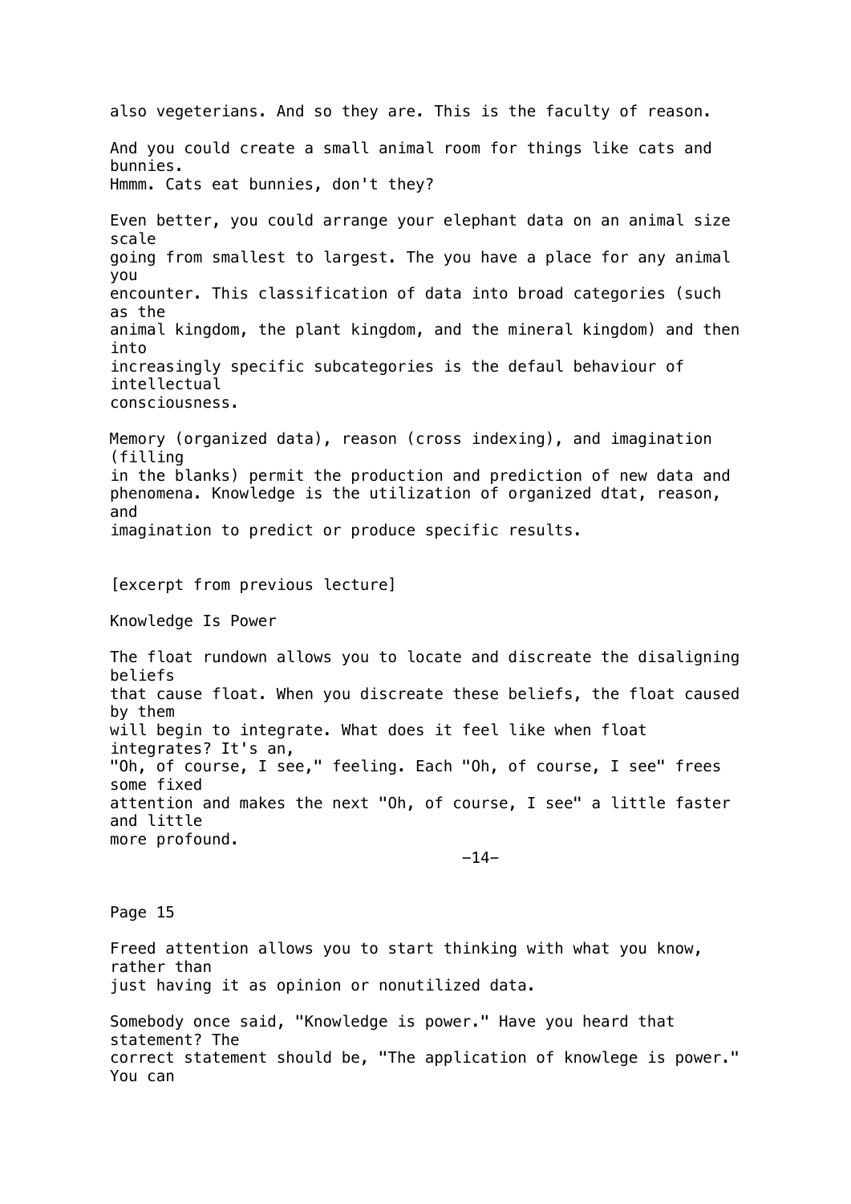also vegeterians. And so they are. This is the faculty of reason.

And you could create a small animal room for things like cats and bunnies.
Hmmm. Cats eat bunnies, don't they?

Even better, you could arrange your elephant data on an animal size scale going from smallest to largest. The you have a place for any animal you encounter. This classification of data into broad categories (such as the animal kingdom, the plant kingdom, and the mineral kingdom) and then into increasingly specific subcategories is the defaul behaviour of intellectual consciousness.

Memory (organized data), reason (cross indexing), and imagination (filling in the blanks) permit the production and prediction of new data and phenomena. Knowledge is the utilization of organized dtat, reason, and imagination to predict or produce specific results.

[excerpt from previous lecture]

## Knowledge Is Power

The float rundown allows you to locate and discreate the disaligning beliefs that cause float. When you discreate these beliefs, the float caused by them will begin to integrate. What does it feel like when float integrates? It's an, "Oh, of course, I see," feeling. Each "Oh, of course, I see" frees some fixed attention and makes the next "Oh, of course, I see" a little faster and little more profound.

Freed attention allows you to start thinking with what you know, rather than just having it as opinion or nonutilized data.

Somebody once said, "Knowledge is power." Have you heard that statement? The correct statement should be, "The application of knowlege is power." You can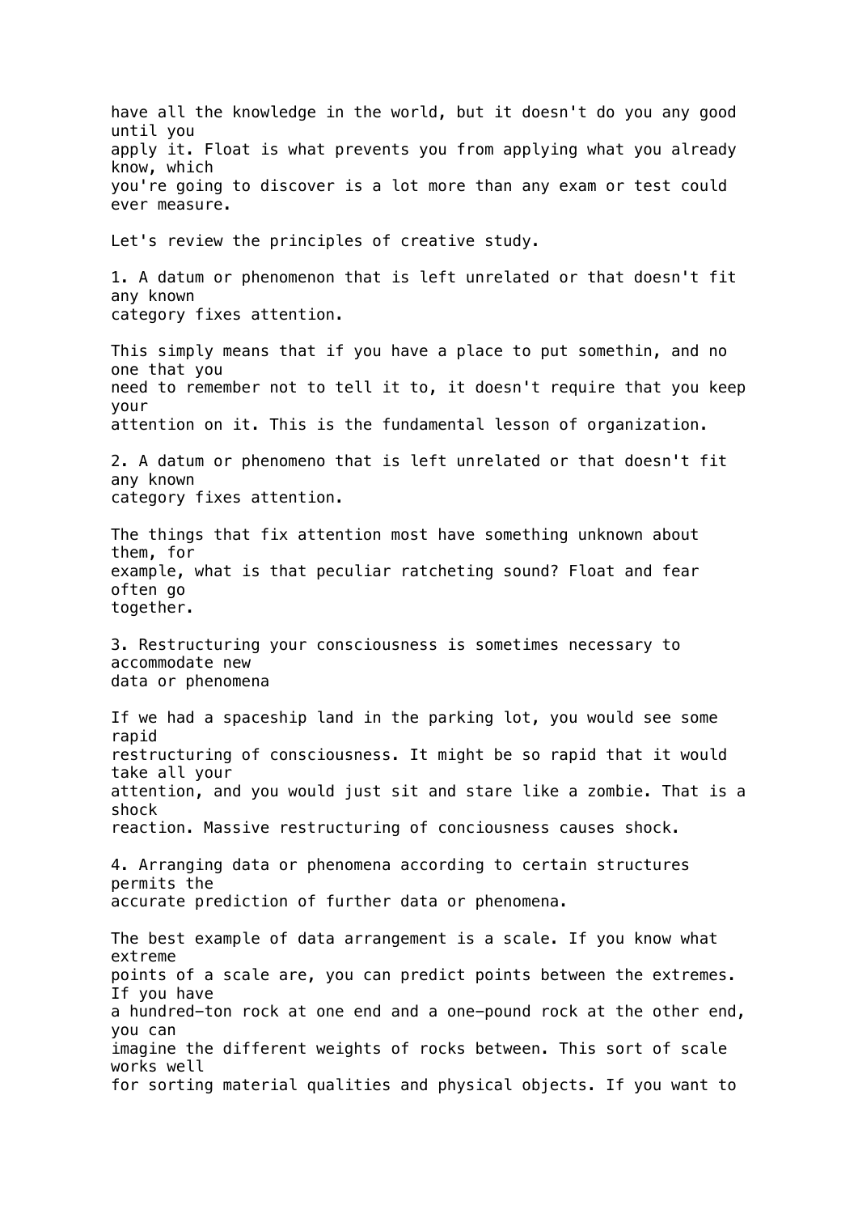have all the knowledge in the world, but it doesn't do you any good until you apply it. Float is what prevents you from applying what you already know, which you're going to discover is a lot more than any exam or test could ever measure.

Let's review the principles of creative study.

1. A datum or phenomenon that is left unrelated or that doesn't fit any known category fixes attention.

This simply means that if you have a place to put somethin, and no one that you need to remember not to tell it to, it doesn't require that you keep your attention on it. This is the fundamental lesson of organization.

2. A datum or phenomeno that is left unrelated or that doesn't fit any known category fixes attention.

The things that fix attention most have something unknown about them, for example, what is that peculiar ratcheting sound? Float and fear often go together.

3. Restructuring your consciousness is sometimes necessary to accommodate new data or phenomena

If we had a spaceship land in the parking lot, you would see some rapid restructuring of consciousness. It might be so rapid that it would take all your attention, and you would just sit and stare like a zombie. That is a shock reaction. Massive restructuring of conciousness causes shock.

4. Arranging data or phenomena according to certain structures permits the accurate prediction of further data or phenomena.

The best example of data arrangement is a scale. If you know what extreme points of a scale are, you can predict points between the extremes. If you have a hundred-ton rock at one end and a one-pound rock at the other end, you can imagine the different weights of rocks between. This sort of scale works well for sorting material qualities and physical objects. If you want to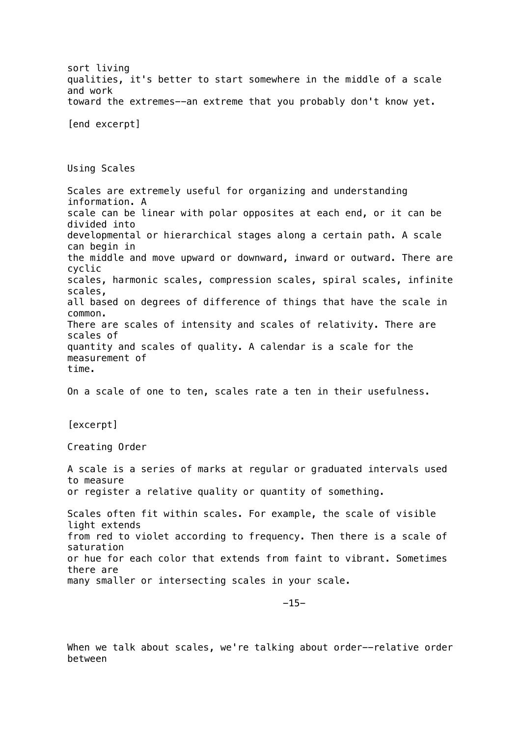sort living qualities, it's better to start somewhere in the middle of a scale and work toward the extremes--an extreme that you probably don't know yet.

[end excerpt]

## Using Scales

Scales are extremely useful for organizing and understanding information. A scale can be linear with polar opposites at each end, or it can be divided into developmental or hierarchical stages along a certain path. A scale can begin in the middle and move upward or downward, inward or outward. There are cyclic scales, harmonic scales, compression scales, spiral scales, infinite scales, all based on degrees of difference of things that have the scale in common. There are scales of intensity and scales of relativity. There are scales of quantity and scales of quality. A calendar is a scale for the measurement of time.

On a scale of one to ten, scales rate a ten in their usefulness.

[excerpt]

## Creating Order

A scale is a series of marks at regular or graduated intervals used to measure or register a relative quality or quantity of something.

Scales often fit within scales. For example, the scale of visible light extends from red to violet according to frequency. Then there is a scale of saturation or hue for each color that extends from faint to vibrant. Sometimes there are many smaller or intersecting scales in your scale.

When we talk about scales, we're talking about order--relative order between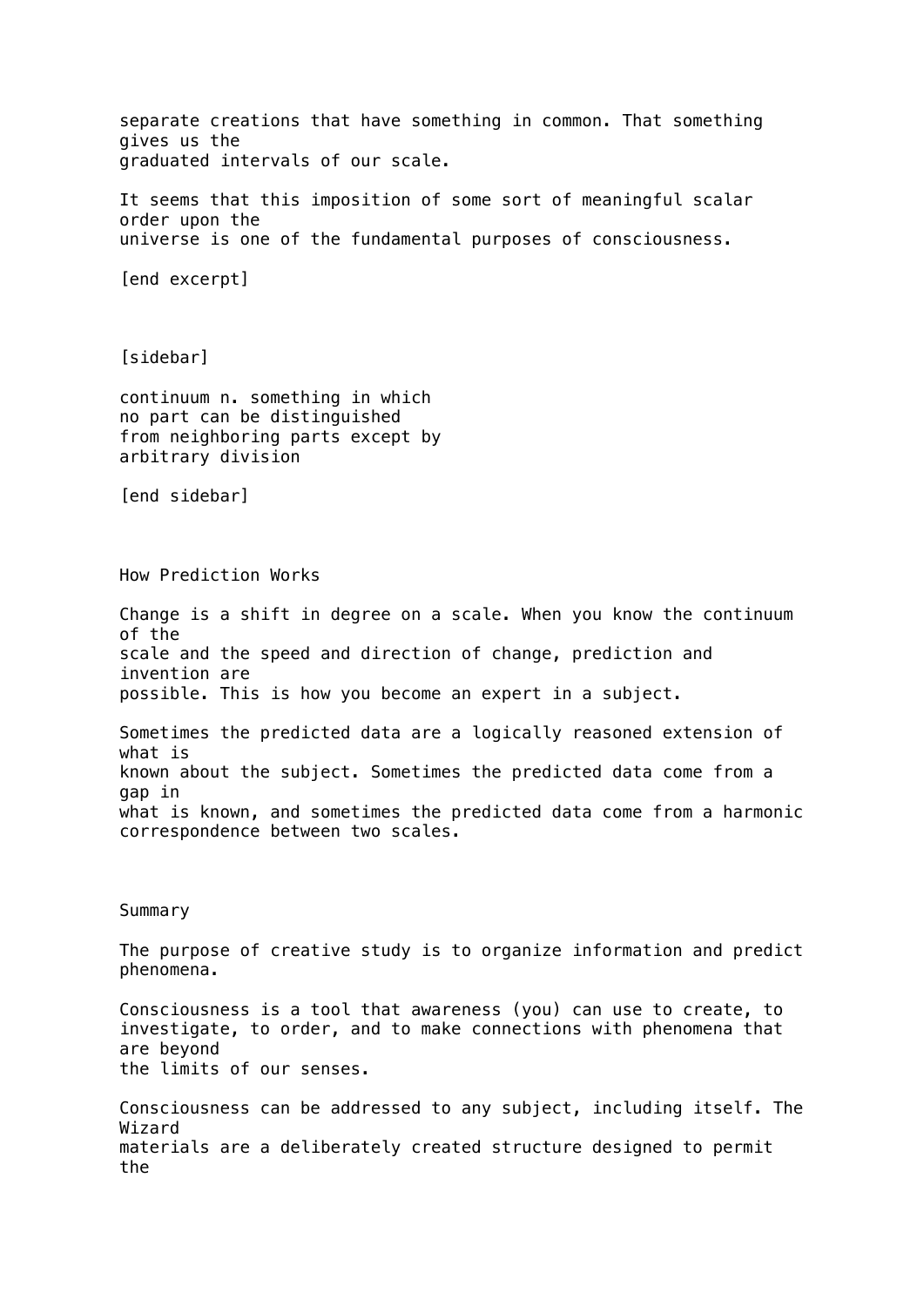separate creations that have something in common. That something gives us the graduated intervals of our scale.

It seems that this imposition of some sort of meaningful scalar order upon the universe is one of the fundamental purposes of consciousness.

[end excerpt]

[sidebar]

continuum n. something in which no part can be distinguished from neighboring parts except by arbitrary division

[end sidebar]

## How Prediction Works

Change is a shift in degree on a scale. When you know the continuum of the scale and the speed and direction of change, prediction and invention are possible. This is how you become an expert in a subject.

Sometimes the predicted data are a logically reasoned extension of what is known about the subject. Sometimes the predicted data come from a gap in what is known, and sometimes the predicted data come from a harmonic correspondence between two scales.

## Summary

The purpose of creative study is to organize information and predict phenomena.

Consciousness is a tool that awareness (you) can use to create, to investigate, to order, and to make connections with phenomena that are beyond the limits of our senses.

Consciousness can be addressed to any subject, including itself. The Wizard materials are a deliberately created structure designed to permit the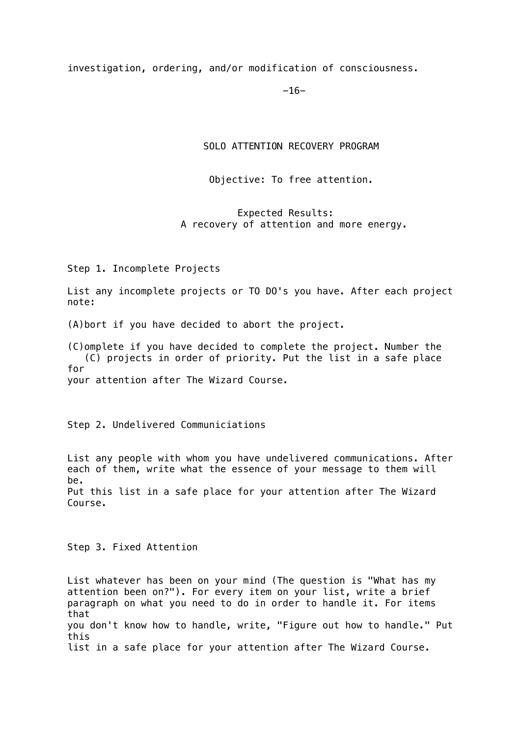investigation, ordering, and/or modification of consciousness.

## SOLO ATTENTION RECOVERY PROGRAM

Objective: To free attention.

Expected Results:
A recovery of attention and more energy.

### Step 1. Incomplete Projects

List any incomplete projects or TO DO's you have. After each project note:

(A)bort if you have decided to abort the project.

(C)omplete if you have decided to complete the project. Number the (C) projects in order of priority. Put the list in a safe place for your attention after The Wizard Course.

### Step 2. Undelivered Communiciations

List any people with whom you have undelivered communications. After each of them, write what the essence of your message to them will be.
Put this list in a safe place for your attention after The Wizard Course.

### Step 3. Fixed Attention

List whatever has been on your mind (The question is "What has my attention been on?"). For every item on your list, write a brief paragraph on what you need to do in order to handle it. For items that you don't know how to handle, write, "Figure out how to handle." Put this list in a safe place for your attention after The Wizard Course.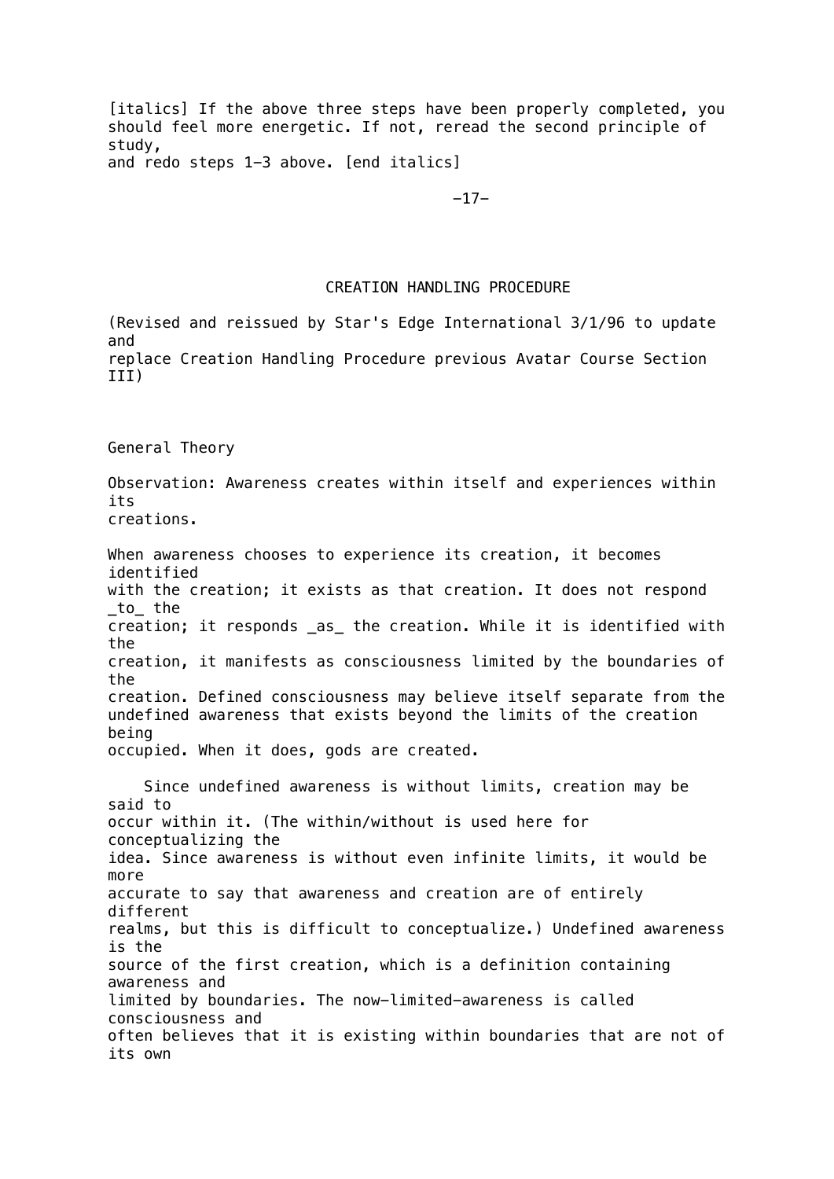*If the above three steps have been properly completed, you should feel more energetic. If not, reread the second principle of study, and redo steps 1–3 above.*

# CREATION HANDLING PROCEDURE

(Revised and reissued by Star's Edge International 3/1/96 to update and replace Creation Handling Procedure previous Avatar Course Section III)

## General Theory

Observation: Awareness creates within itself and experiences within its creations.

When awareness chooses to experience its creation, it becomes identified with the creation; it exists as that creation. It does not respond *to* the creation; it responds *as* the creation. While it is identified with the creation, it manifests as consciousness limited by the boundaries of the creation. Defined consciousness may believe itself separate from the undefined awareness that exists beyond the limits of the creation being occupied. When it does, gods are created.

Since undefined awareness is without limits, creation may be said to occur within it. (The within/without is used here for conceptualizing the idea. Since awareness is without even infinite limits, it would be more accurate to say that awareness and creation are of entirely different realms, but this is difficult to conceptualize.) Undefined awareness is the source of the first creation, which is a definition containing awareness and limited by boundaries. The now-limited-awareness is called consciousness and often believes that it is existing within boundaries that are not of its own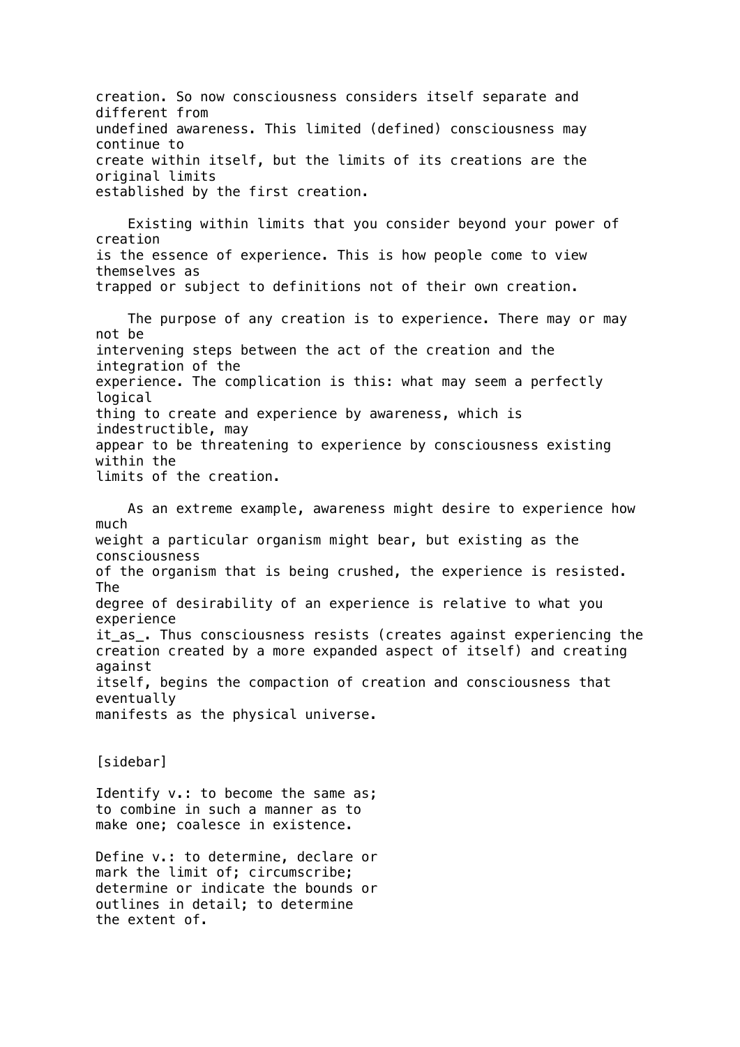creation. So now consciousness considers itself separate and different from undefined awareness. This limited (defined) consciousness may continue to create within itself, but the limits of its creations are the original limits established by the first creation.

Existing within limits that you consider beyond your power of creation is the essence of experience. This is how people come to view themselves as trapped or subject to definitions not of their own creation.

The purpose of any creation is to experience. There may or may not be intervening steps between the act of the creation and the integration of the experience. The complication is this: what may seem a perfectly logical thing to create and experience by awareness, which is indestructible, may appear to be threatening to experience by consciousness existing within the limits of the creation.

As an extreme example, awareness might desire to experience how much weight a particular organism might bear, but existing as the consciousness of the organism that is being crushed, the experience is resisted. The degree of desirability of an experience is relative to what you experience it *as*. Thus consciousness resists (creates against experiencing the creation created by a more expanded aspect of itself) and creating against itself, begins the compaction of creation and consciousness that eventually manifests as the physical universe.

[sidebar]

Identify v.: to become the same as; to combine in such a manner as to make one; coalesce in existence.

Define v.: to determine, declare or mark the limit of; circumscribe; determine or indicate the bounds or outlines in detail; to determine the extent of.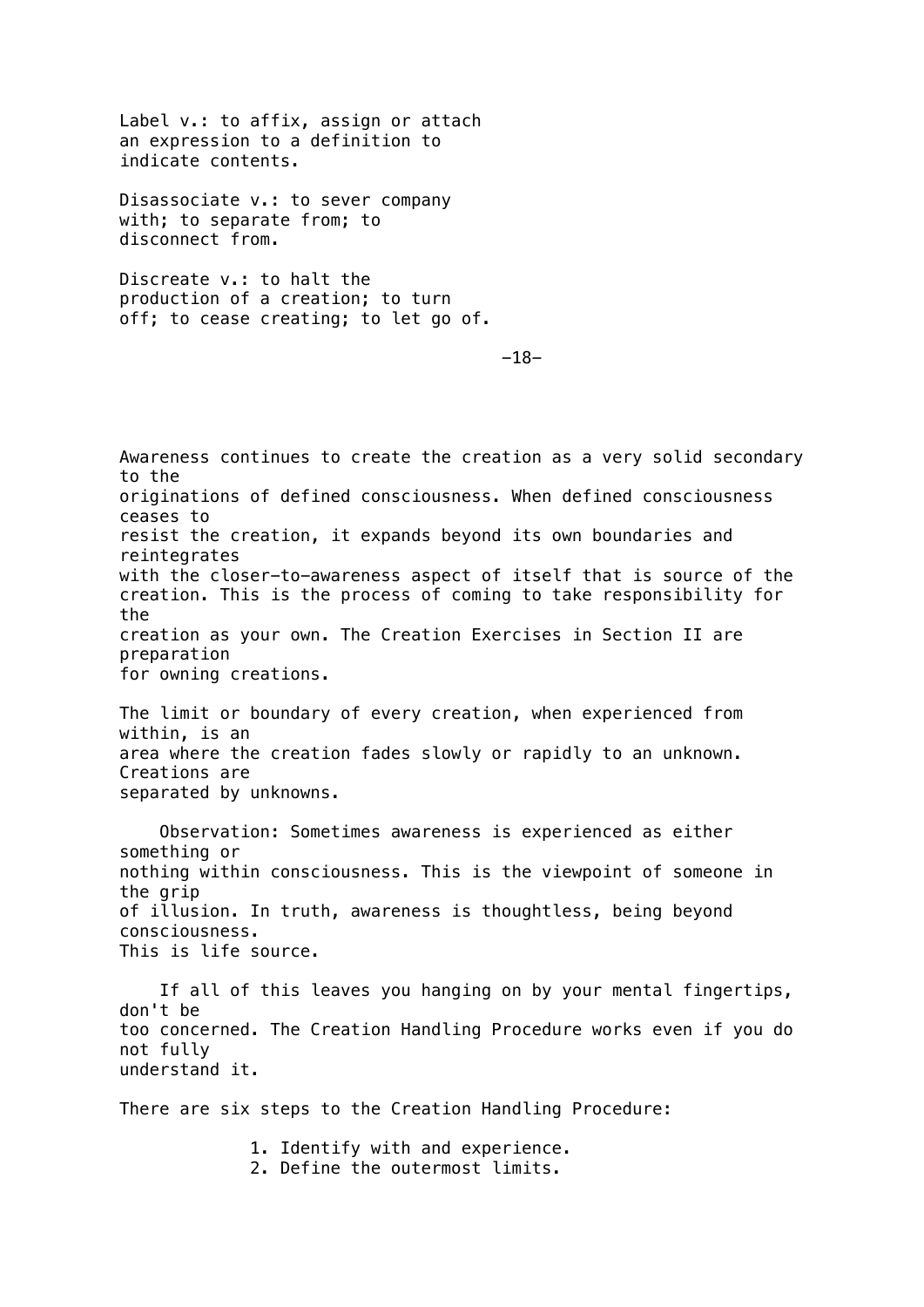Label v.: to affix, assign or attach an expression to a definition to indicate contents.

Disassociate v.: to sever company with; to separate from; to disconnect from.

Discreate v.: to halt the production of a creation; to turn off; to cease creating; to let go of.

Awareness continues to create the creation as a very solid secondary to the originations of defined consciousness. When defined consciousness ceases to resist the creation, it expands beyond its own boundaries and reintegrates with the closer-to-awareness aspect of itself that is source of the creation. This is the process of coming to take responsibility for the creation as your own. The Creation Exercises in Section II are preparation for owning creations.

The limit or boundary of every creation, when experienced from within, is an area where the creation fades slowly or rapidly to an unknown. Creations are separated by unknowns.

Observation: Sometimes awareness is experienced as either something or nothing within consciousness. This is the viewpoint of someone in the grip of illusion. In truth, awareness is thoughtless, being beyond consciousness. This is life source.

If all of this leaves you hanging on by your mental fingertips, don't be too concerned. The Creation Handling Procedure works even if you do not fully understand it.

There are six steps to the Creation Handling Procedure:

1. Identify with and experience.
2. Define the outermost limits.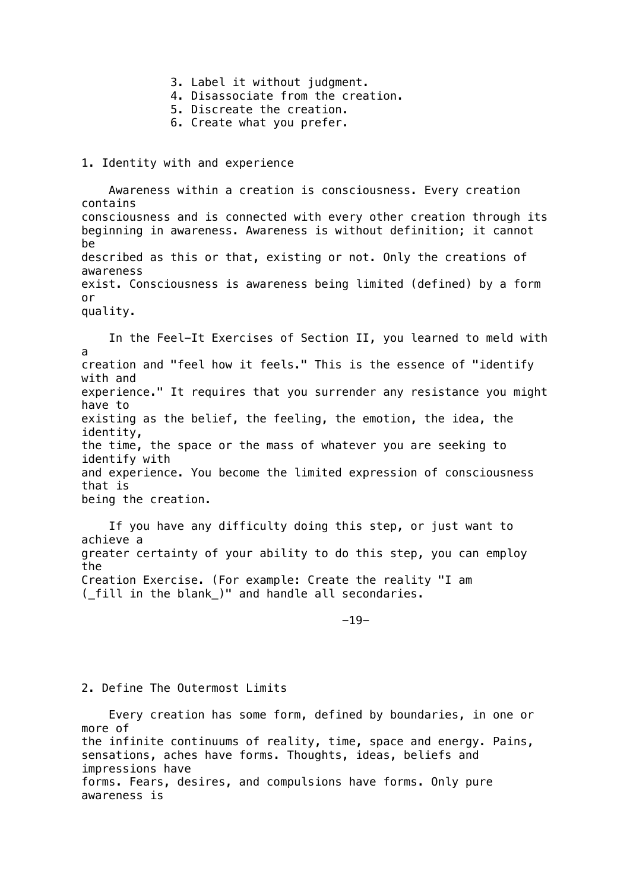3. Label it without judgment.
4. Disassociate from the creation.
5. Discreate the creation.
6. Create what you prefer.

## 1. Identity with and experience

Awareness within a creation is consciousness. Every creation contains consciousness and is connected with every other creation through its beginning in awareness. Awareness is without definition; it cannot be described as this or that, existing or not. Only the creations of awareness exist. Consciousness is awareness being limited (defined) by a form or quality.

In the Feel-It Exercises of Section II, you learned to meld with a creation and "feel how it feels." This is the essence of "identify with and experience." It requires that you surrender any resistance you might have to existing as the belief, the feeling, the emotion, the idea, the identity, the time, the space or the mass of whatever you are seeking to identify with and experience. You become the limited expression of consciousness that is being the creation.

If you have any difficulty doing this step, or just want to achieve a greater certainty of your ability to do this step, you can employ the Creation Exercise. (For example: Create the reality "I am (_fill in the blank_)" and handle all secondaries.

## 2. Define The Outermost Limits

Every creation has some form, defined by boundaries, in one or more of the infinite continuums of reality, time, space and energy. Pains, sensations, aches have forms. Thoughts, ideas, beliefs and impressions have forms. Fears, desires, and compulsions have forms. Only pure awareness is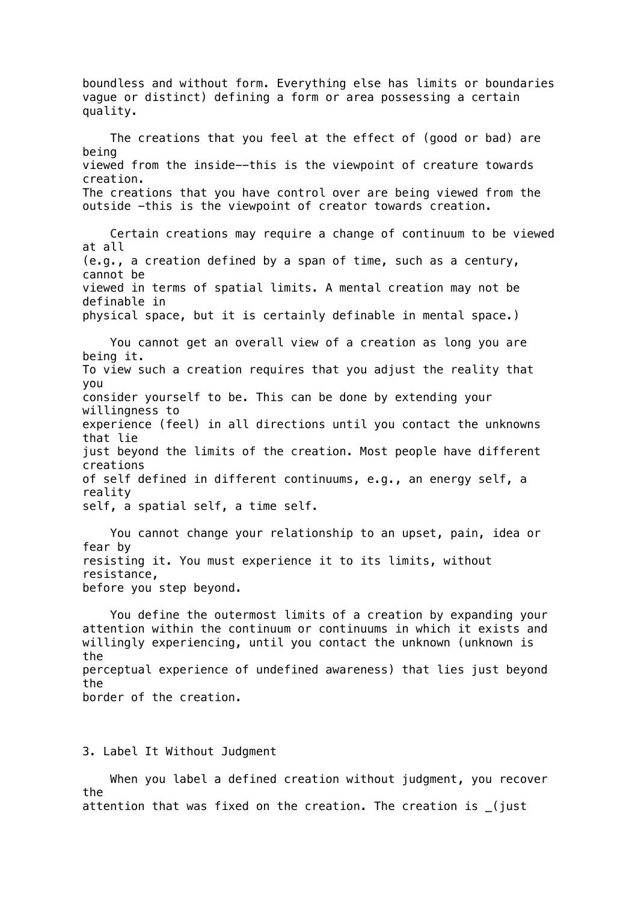boundless and without form. Everything else has limits or boundaries vague or distinct) defining a form or area possessing a certain quality.

The creations that you feel at the effect of (good or bad) are being viewed from the inside--this is the viewpoint of creature towards creation. The creations that you have control over are being viewed from the outside -this is the viewpoint of creator towards creation.

Certain creations may require a change of continuum to be viewed at all (e.g., a creation defined by a span of time, such as a century, cannot be viewed in terms of spatial limits. A mental creation may not be definable in physical space, but it is certainly definable in mental space.)

You cannot get an overall view of a creation as long you are being it. To view such a creation requires that you adjust the reality that you consider yourself to be. This can be done by extending your willingness to experience (feel) in all directions until you contact the unknowns that lie just beyond the limits of the creation. Most people have different creations of self defined in different continuums, e.g., an energy self, a reality self, a spatial self, a time self.

You cannot change your relationship to an upset, pain, idea or fear by resisting it. You must experience it to its limits, without resistance, before you step beyond.

You define the outermost limits of a creation by expanding your attention within the continuum or continuums in which it exists and willingly experiencing, until you contact the unknown (unknown is the perceptual experience of undefined awareness) that lies just beyond the border of the creation.

## 3. Label It Without Judgment

When you label a defined creation without judgment, you recover the attention that was fixed on the creation. The creation is _(just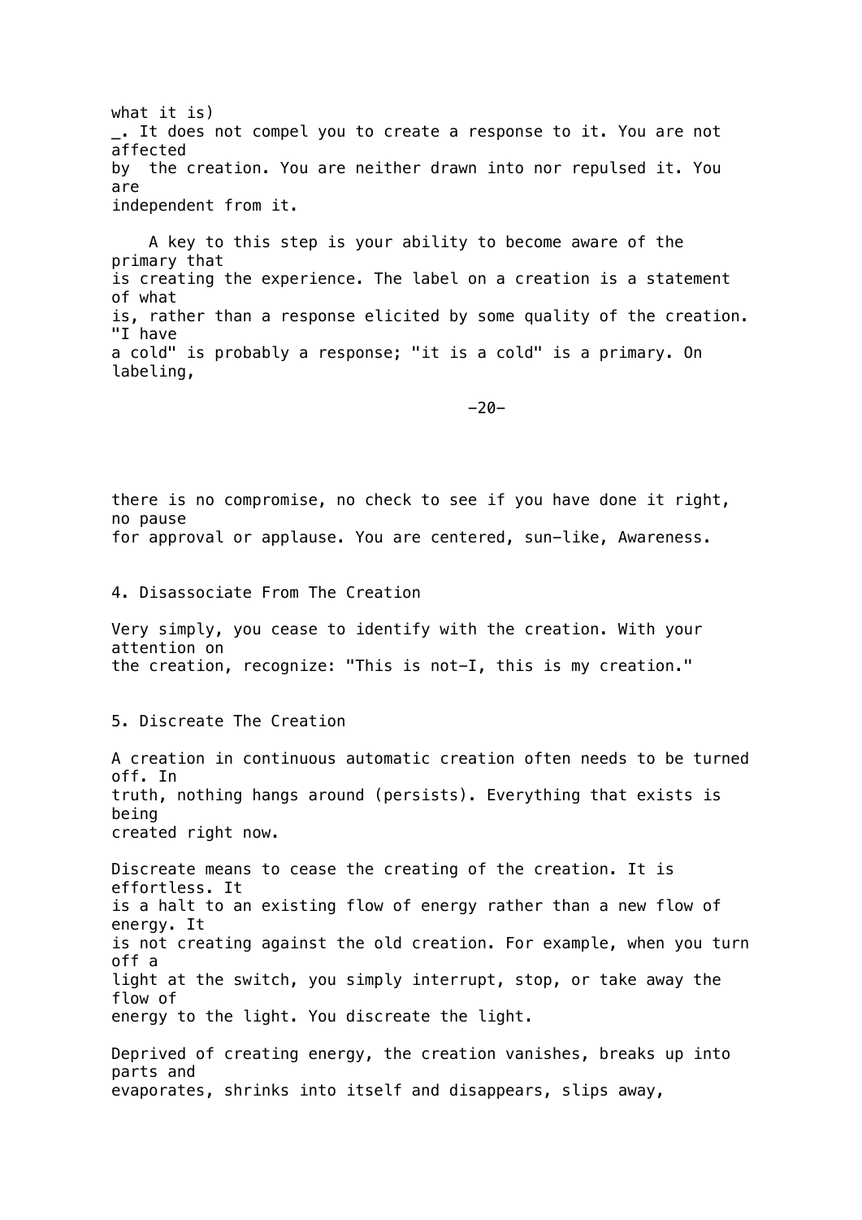what it is) _. It does not compel you to create a response to it. You are not affected by the creation. You are neither drawn into nor repulsed it. You are independent from it.

A key to this step is your ability to become aware of the primary that is creating the experience. The label on a creation is a statement of what is, rather than a response elicited by some quality of the creation. "I have a cold" is probably a response; "it is a cold" is a primary. On labeling, there is no compromise, no check to see if you have done it right, no pause for approval or applause. You are centered, sun-like, Awareness.

## 4. Disassociate From The Creation

Very simply, you cease to identify with the creation. With your attention on the creation, recognize: "This is not-I, this is my creation."

## 5. Discreate The Creation

A creation in continuous automatic creation often needs to be turned off. In truth, nothing hangs around (persists). Everything that exists is being created right now.

Discreate means to cease the creating of the creation. It is effortless. It is a halt to an existing flow of energy rather than a new flow of energy. It is not creating against the old creation. For example, when you turn off a light at the switch, you simply interrupt, stop, or take away the flow of energy to the light. You discreate the light.

Deprived of creating energy, the creation vanishes, breaks up into parts and evaporates, shrinks into itself and disappears, slips away,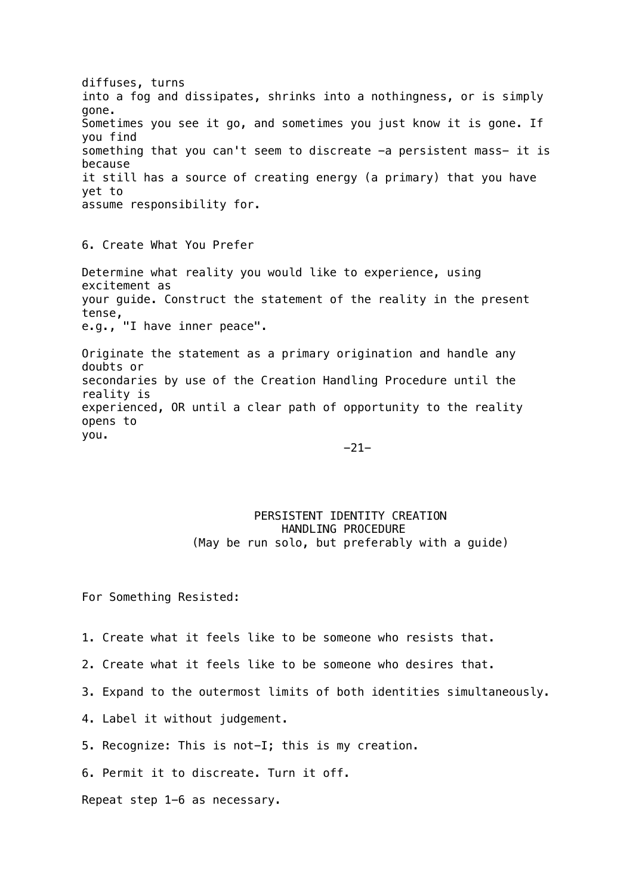diffuses, turns into a fog and dissipates, shrinks into a nothingness, or is simply gone. Sometimes you see it go, and sometimes you just know it is gone. If you find something that you can't seem to discreate -a persistent mass- it is because it still has a source of creating energy (a primary) that you have yet to assume responsibility for.

6. Create What You Prefer

Determine what reality you would like to experience, using excitement as your guide. Construct the statement of the reality in the present tense, e.g., "I have inner peace".

Originate the statement as a primary origination and handle any doubts or secondaries by use of the Creation Handling Procedure until the reality is experienced, OR until a clear path of opportunity to the reality opens to you.

## PERSISTENT IDENTITY CREATION HANDLING PROCEDURE

(May be run solo, but preferably with a guide)

For Something Resisted:

1. Create what it feels like to be someone who resists that.
2. Create what it feels like to be someone who desires that.
3. Expand to the outermost limits of both identities simultaneously.
4. Label it without judgement.
5. Recognize: This is not-I; this is my creation.
6. Permit it to discreate. Turn it off.

Repeat step 1-6 as necessary.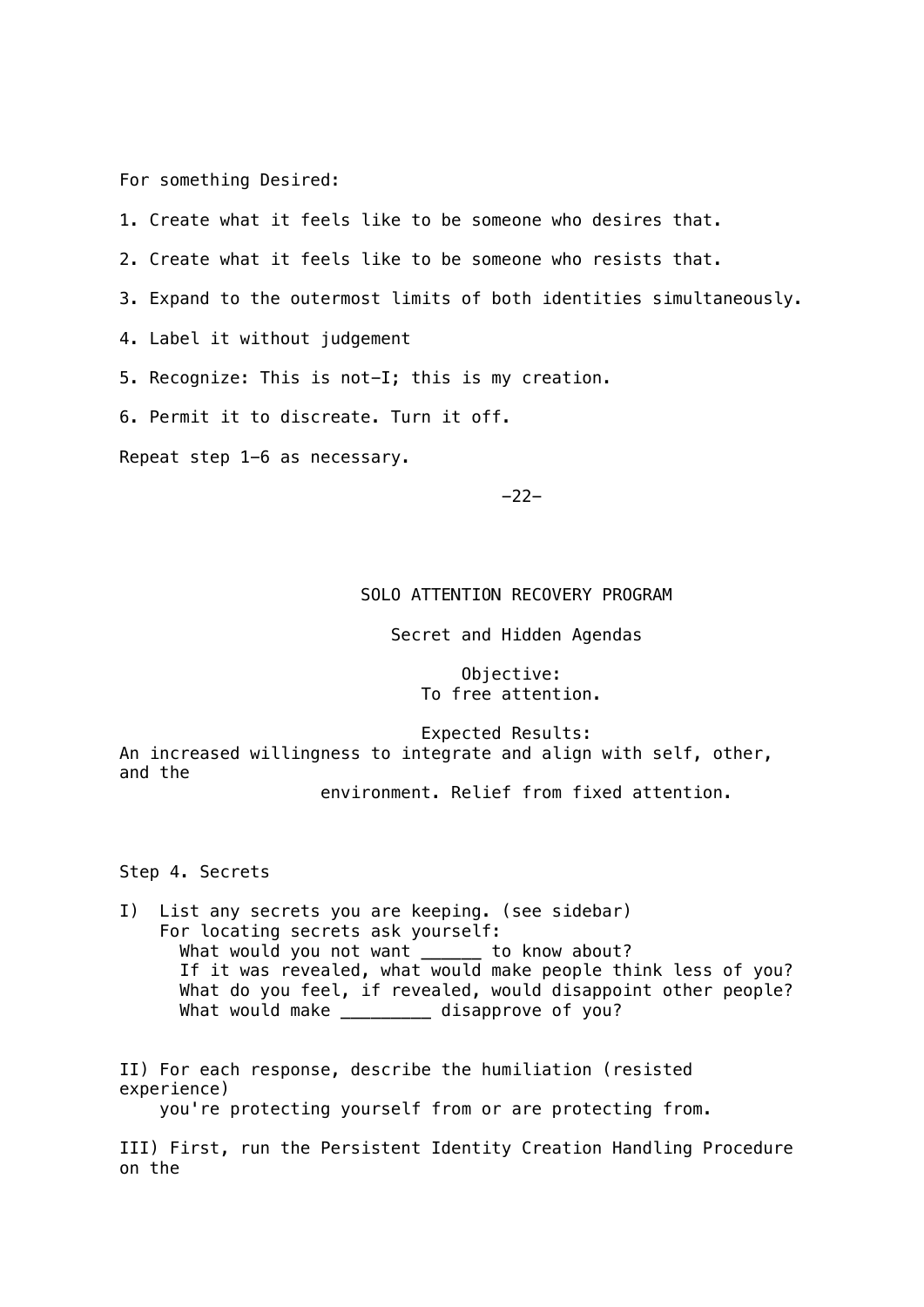For something Desired:

1. Create what it feels like to be someone who desires that.

2. Create what it feels like to be someone who resists that.

3. Expand to the outermost limits of both identities simultaneously.

4. Label it without judgement

5. Recognize: This is not-I; this is my creation.

6. Permit it to discreate. Turn it off.

Repeat step 1-6 as necessary.

## SOLO ATTENTION RECOVERY PROGRAM

### Secret and Hidden Agendas

Objective:
To free attention.

Expected Results:
An increased willingness to integrate and align with self, other, and the environment. Relief from fixed attention.

Step 4. Secrets

I) List any secrets you are keeping. (see sidebar)
For locating secrets ask yourself:
What would you not want ______ to know about?
If it was revealed, what would make people think less of you?
What do you feel, if revealed, would disappoint other people?
What would make _________ disapprove of you?

II) For each response, describe the humiliation (resisted experience) you're protecting yourself from or are protecting from.

III) First, run the Persistent Identity Creation Handling Procedure on the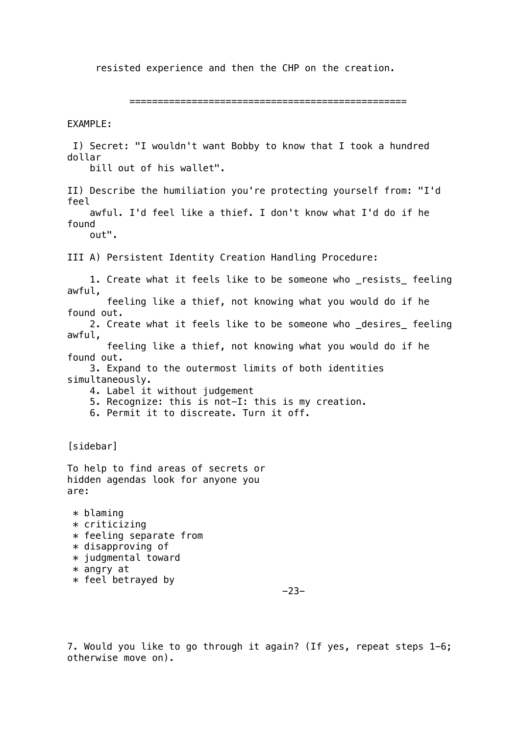resisted experience and then the CHP on the creation.

==================================================

EXAMPLE:

I) Secret: "I wouldn't want Bobby to know that I took a hundred dollar bill out of his wallet".

II) Describe the humiliation you're protecting yourself from: "I'd feel awful. I'd feel like a thief. I don't know what I'd do if he found out".

III A) Persistent Identity Creation Handling Procedure:

1. Create what it feels like to be someone who _resists_ feeling awful, feeling like a thief, not knowing what you would do if he found out.
2. Create what it feels like to be someone who _desires_ feeling awful, feeling like a thief, not knowing what you would do if he found out.
3. Expand to the outermost limits of both identities simultaneously.
4. Label it without judgement
5. Recognize: this is not-I: this is my creation.
6. Permit it to discreate. Turn it off.

[sidebar]

To help to find areas of secrets or hidden agendas look for anyone you are:

* blaming
* criticizing
* feeling separate from
* disapproving of
* judgmental toward
* angry at
* feel betrayed by

7. Would you like to go through it again? (If yes, repeat steps 1-6; otherwise move on).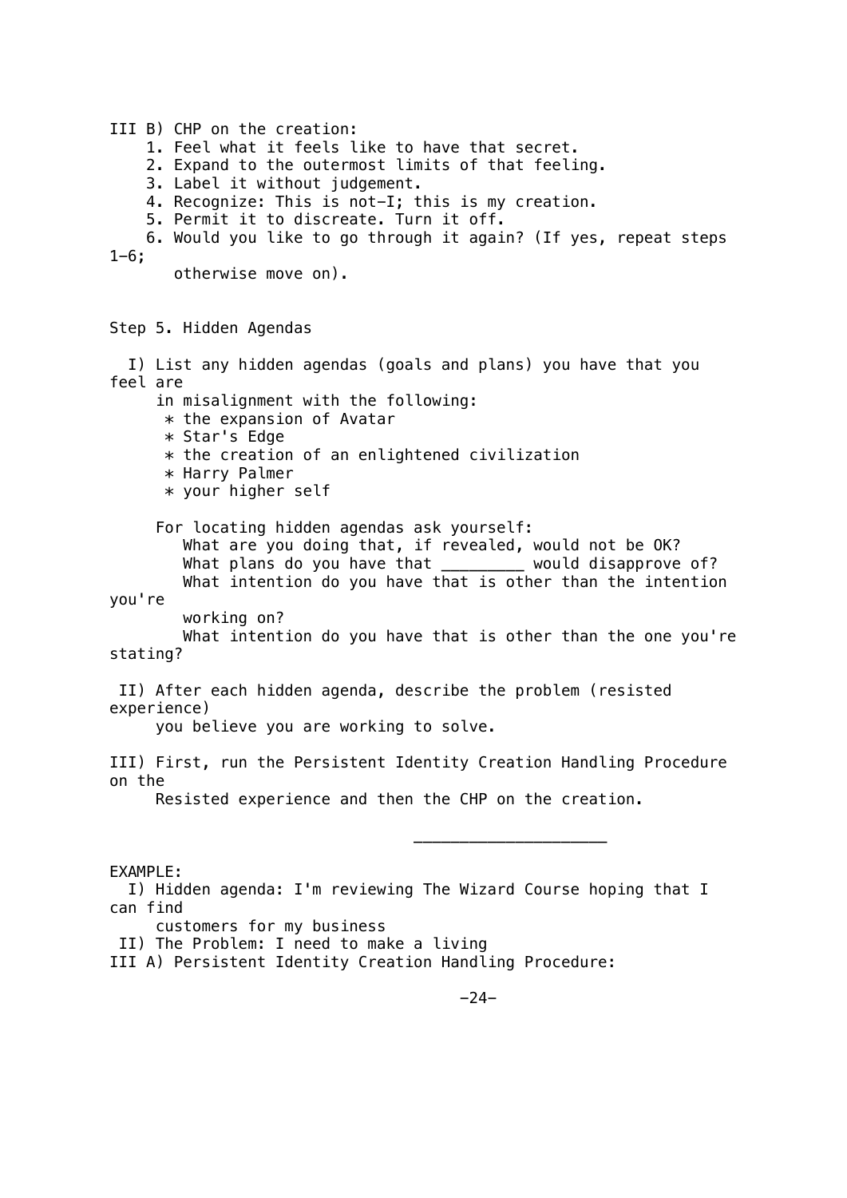III B) CHP on the creation:

1. Feel what it feels like to have that secret.
2. Expand to the outermost limits of that feeling.
3. Label it without judgement.
4. Recognize: This is not-I; this is my creation.
5. Permit it to discreate. Turn it off.
6. Would you like to go through it again? (If yes, repeat steps 1-6; otherwise move on).

## Step 5. Hidden Agendas

I) List any hidden agendas (goals and plans) you have that you feel are in misalignment with the following:

* the expansion of Avatar
* Star's Edge
* the creation of an enlightened civilization
* Harry Palmer
* your higher self

For locating hidden agendas ask yourself:

What are you doing that, if revealed, would not be OK?
What plans do you have that _________ would disapprove of?
What intention do you have that is other than the intention you're working on?
What intention do you have that is other than the one you're stating?

II) After each hidden agenda, describe the problem (resisted experience) you believe you are working to solve.

III) First, run the Persistent Identity Creation Handling Procedure on the Resisted experience and then the CHP on the creation.

---

EXAMPLE:

I) Hidden agenda: I'm reviewing The Wizard Course hoping that I can find customers for my business

II) The Problem: I need to make a living

III A) Persistent Identity Creation Handling Procedure: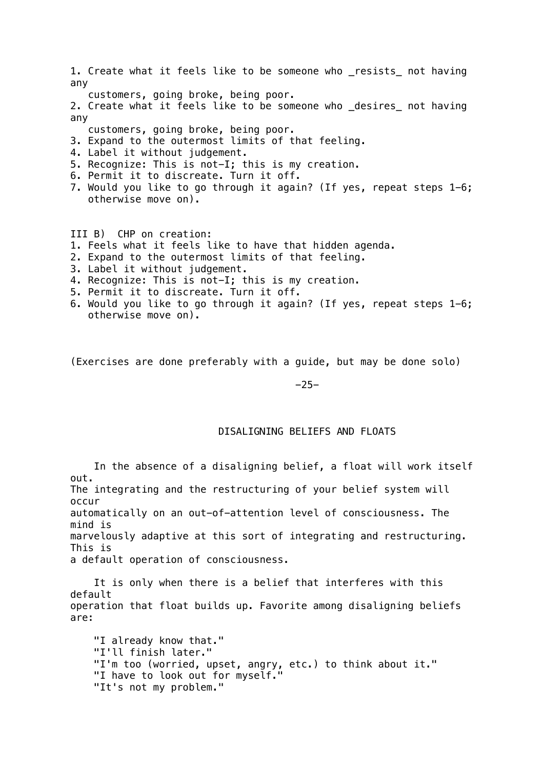1. Create what it feels like to be someone who _resists_ not having any customers, going broke, being poor.
2. Create what it feels like to be someone who _desires_ not having any customers, going broke, being poor.
3. Expand to the outermost limits of that feeling.
4. Label it without judgement.
5. Recognize: This is not-I; this is my creation.
6. Permit it to discreate. Turn it off.
7. Would you like to go through it again? (If yes, repeat steps 1-6; otherwise move on).

III B) CHP on creation:

1. Feels what it feels like to have that hidden agenda.
2. Expand to the outermost limits of that feeling.
3. Label it without judgement.
4. Recognize: This is not-I; this is my creation.
5. Permit it to discreate. Turn it off.
6. Would you like to go through it again? (If yes, repeat steps 1-6; otherwise move on).

(Exercises are done preferably with a guide, but may be done solo)

## DISALIGNING BELIEFS AND FLOATS

In the absence of a disaligning belief, a float will work itself out. The integrating and the restructuring of your belief system will occur automatically on an out-of-attention level of consciousness. The mind is marvelously adaptive at this sort of integrating and restructuring. This is a default operation of consciousness.

It is only when there is a belief that interferes with this default operation that float builds up. Favorite among disaligning beliefs are:

"I already know that."
"I'll finish later."
"I'm too (worried, upset, angry, etc.) to think about it."
"I have to look out for myself."
"It's not my problem."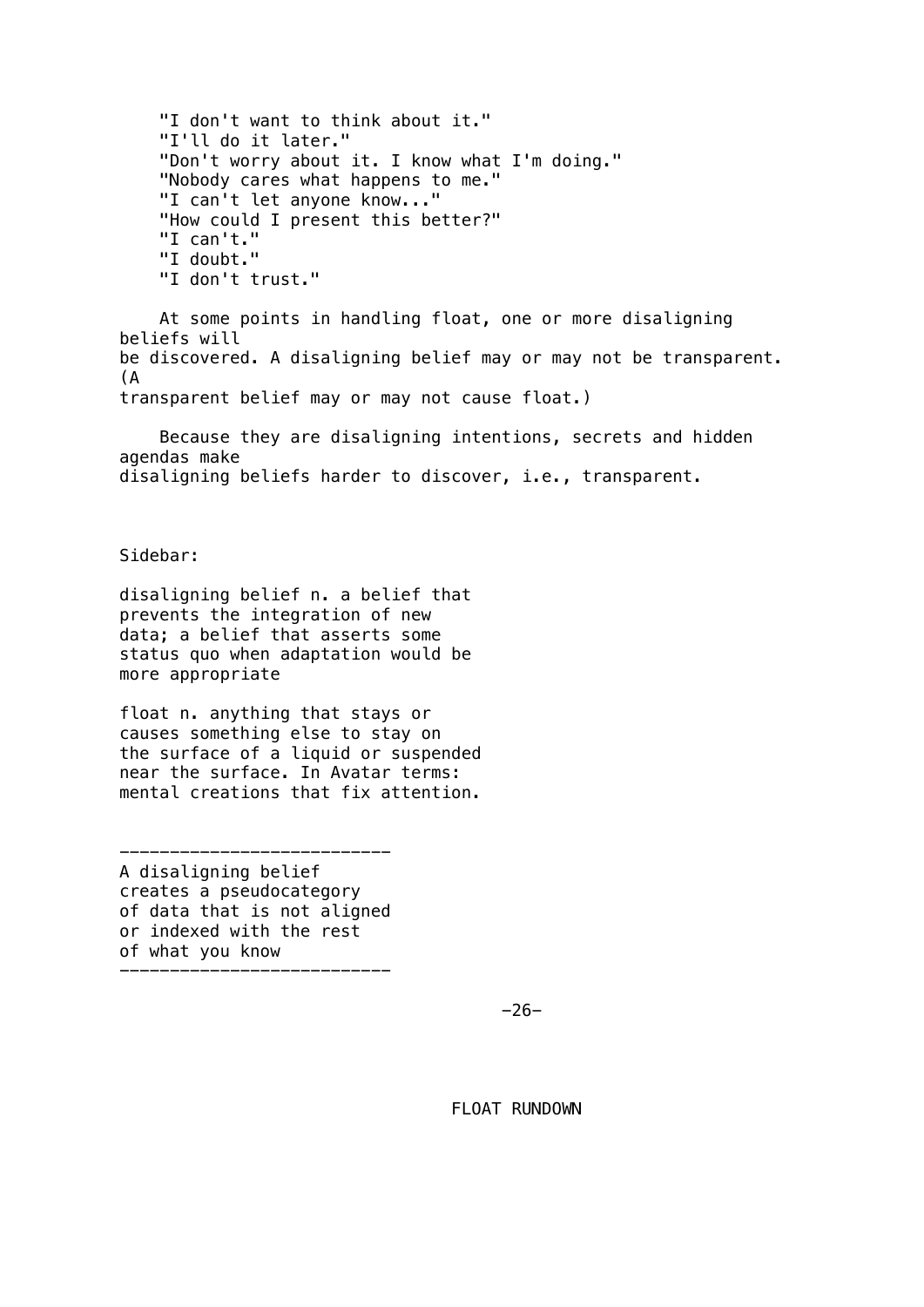"I don't want to think about it."  
"I'll do it later."  
"Don't worry about it. I know what I'm doing."  
"Nobody cares what happens to me."  
"I can't let anyone know..."  
"How could I present this better?"  
"I can't."  
"I doubt."  
"I don't trust."

At some points in handling float, one or more disaligning beliefs will be discovered. A disaligning belief may or may not be transparent. (A transparent belief may or may not cause float.)

Because they are disaligning intentions, secrets and hidden agendas make disaligning beliefs harder to discover, i.e., transparent.

Sidebar:

disaligning belief n. a belief that prevents the integration of new data; a belief that asserts some status quo when adaptation would be more appropriate

float n. anything that stays or causes something else to stay on the surface of a liquid or suspended near the surface. In Avatar terms: mental creations that fix attention.

---

A disaligning belief creates a pseudocategory of data that is not aligned or indexed with the rest of what you know

---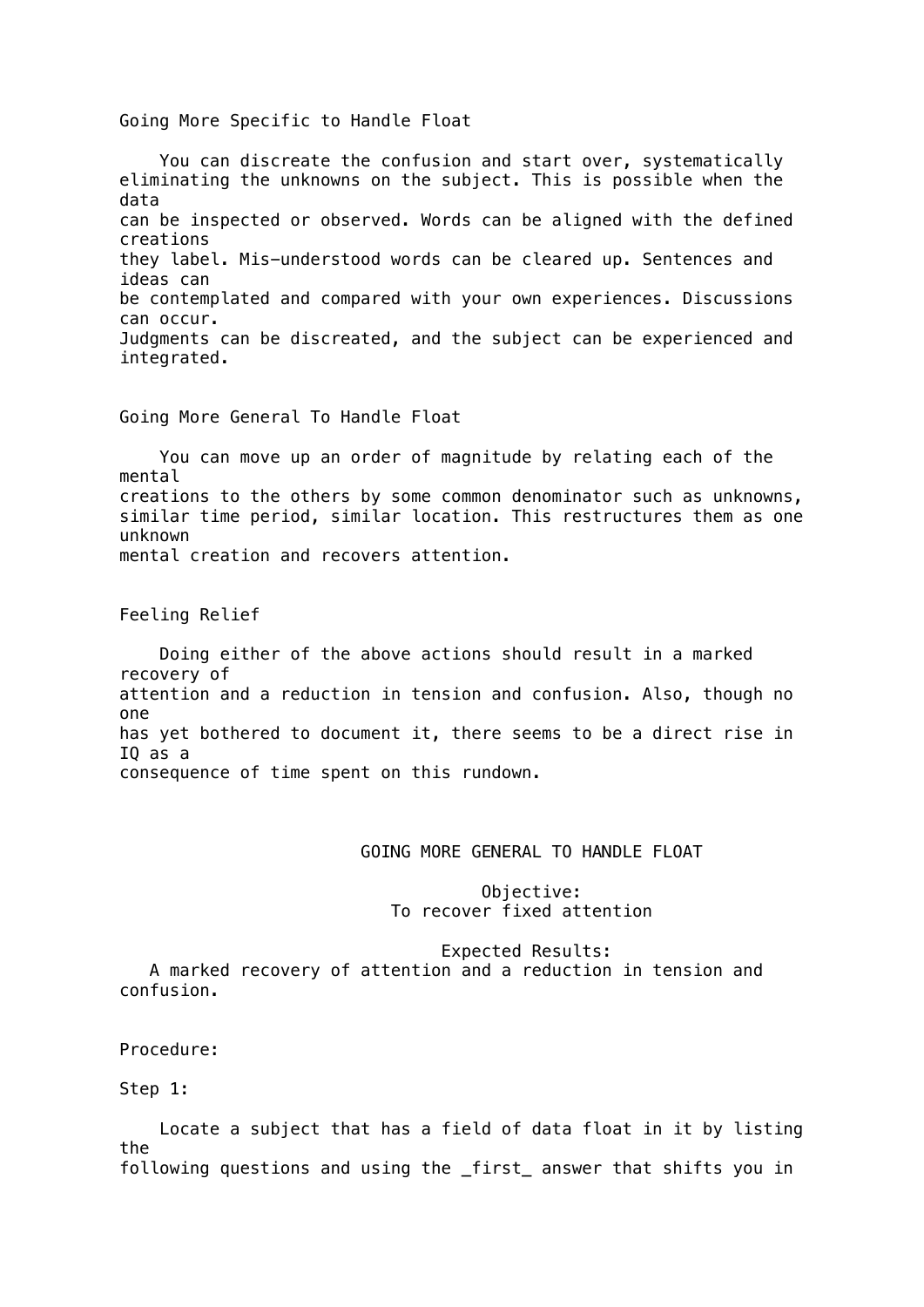## Going More Specific to Handle Float

You can discreate the confusion and start over, systematically eliminating the unknowns on the subject. This is possible when the data can be inspected or observed. Words can be aligned with the defined creations they label. Mis-understood words can be cleared up. Sentences and ideas can be contemplated and compared with your own experiences. Discussions can occur. Judgments can be discreated, and the subject can be experienced and integrated.

## Going More General To Handle Float

You can move up an order of magnitude by relating each of the mental creations to the others by some common denominator such as unknowns, similar time period, similar location. This restructures them as one unknown mental creation and recovers attention.

## Feeling Relief

Doing either of the above actions should result in a marked recovery of attention and a reduction in tension and confusion. Also, though no one has yet bothered to document it, there seems to be a direct rise in IQ as a consequence of time spent on this rundown.

# GOING MORE GENERAL TO HANDLE FLOAT

**Objective:**
To recover fixed attention

**Expected Results:**
A marked recovery of attention and a reduction in tension and confusion.

**Procedure:**

**Step 1:**

Locate a subject that has a field of data float in it by listing the following questions and using the _first_ answer that shifts you in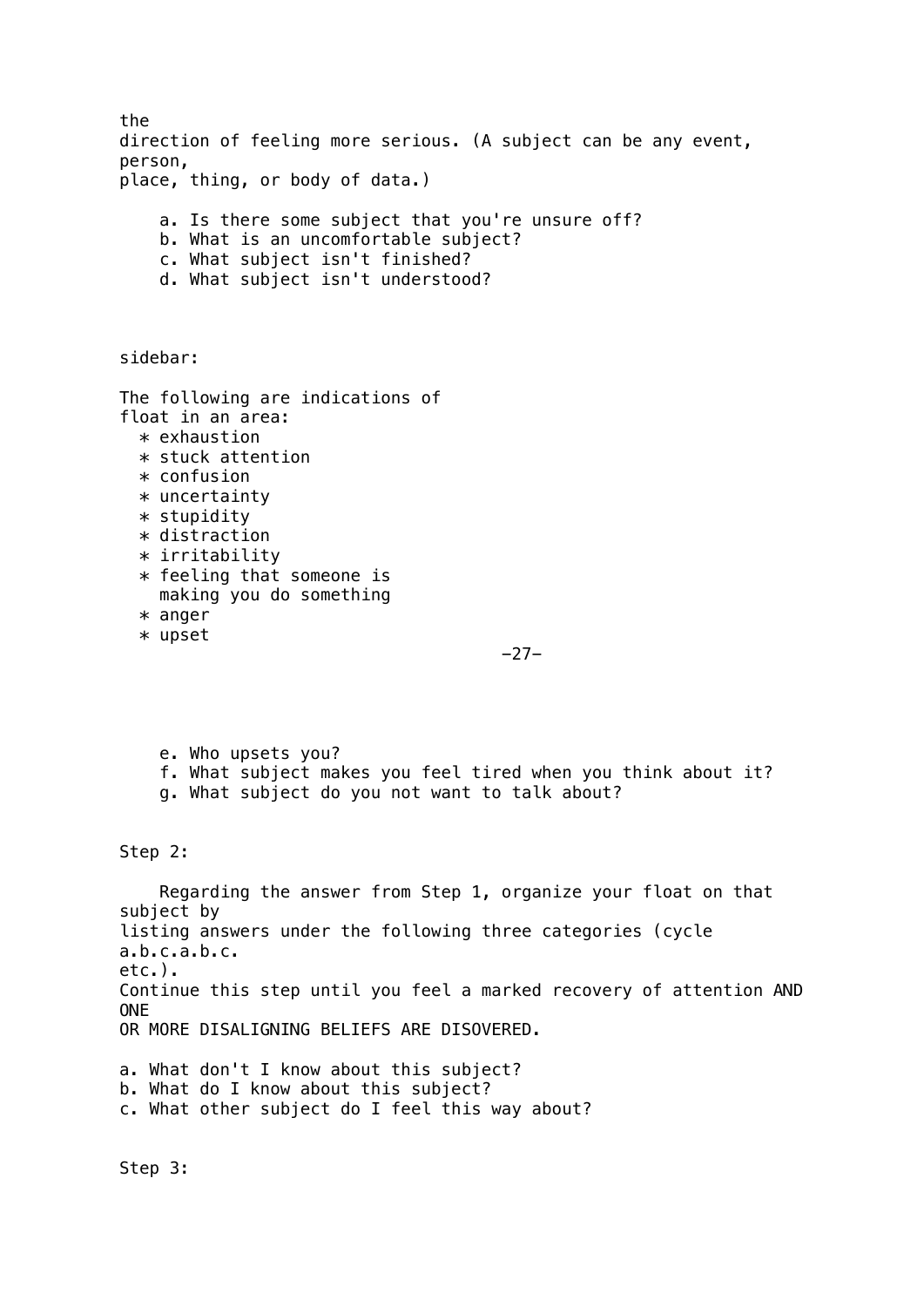the direction of feeling more serious. (A subject can be any event, person, place, thing, or body of data.)

a. Is there some subject that you're unsure off?
b. What is an uncomfortable subject?
c. What subject isn't finished?
d. What subject isn't understood?

sidebar:

The following are indications of float in an area:

* exhaustion
* stuck attention
* confusion
* uncertainty
* stupidity
* distraction
* irritability
* feeling that someone is making you do something
* anger
* upset

e. Who upsets you?
f. What subject makes you feel tired when you think about it?
g. What subject do you not want to talk about?

Step 2:

Regarding the answer from Step 1, organize your float on that subject by listing answers under the following three categories (cycle a.b.c.a.b.c. etc.). Continue this step until you feel a marked recovery of attention AND ONE OR MORE DISALIGNING BELIEFS ARE DISOVERED.

a. What don't I know about this subject?
b. What do I know about this subject?
c. What other subject do I feel this way about?

Step 3: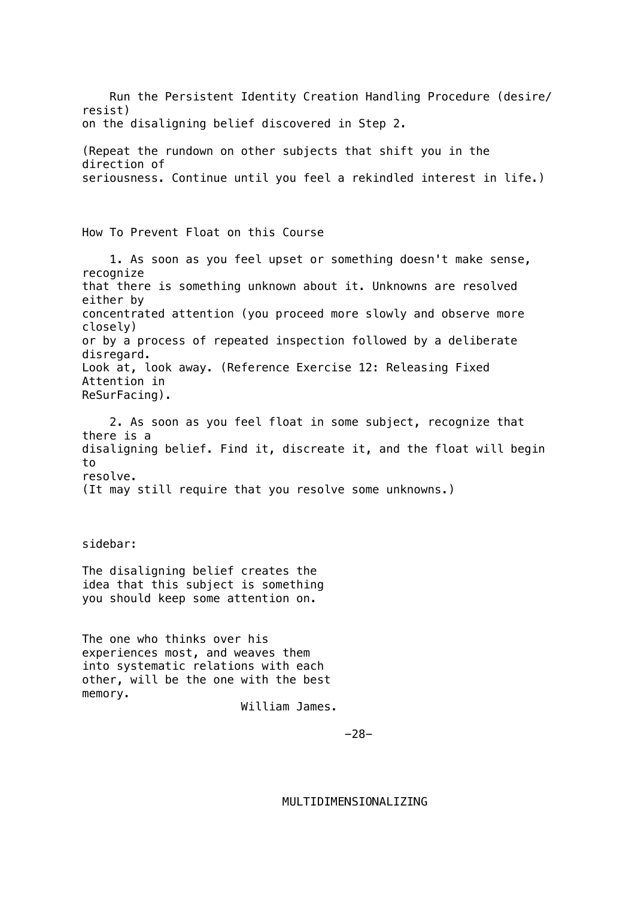Run the Persistent Identity Creation Handling Procedure (desire/resist) on the disaligning belief discovered in Step 2.

(Repeat the rundown on other subjects that shift you in the direction of seriousness. Continue until you feel a rekindled interest in life.)

## How To Prevent Float on this Course

1. As soon as you feel upset or something doesn't make sense, recognize that there is something unknown about it. Unknowns are resolved either by concentrated attention (you proceed more slowly and observe more closely) or by a process of repeated inspection followed by a deliberate disregard. Look at, look away. (Reference Exercise 12: Releasing Fixed Attention in ReSurFacing).

2. As soon as you feel float in some subject, recognize that there is a disaligning belief. Find it, discreate it, and the float will begin to resolve. (It may still require that you resolve some unknowns.)

sidebar:

The disaligning belief creates the idea that this subject is something you should keep some attention on.

The one who thinks over his experiences most, and weaves them into systematic relations with each other, will be the one with the best memory.

William James.

MULTIDIMENSIONALIZING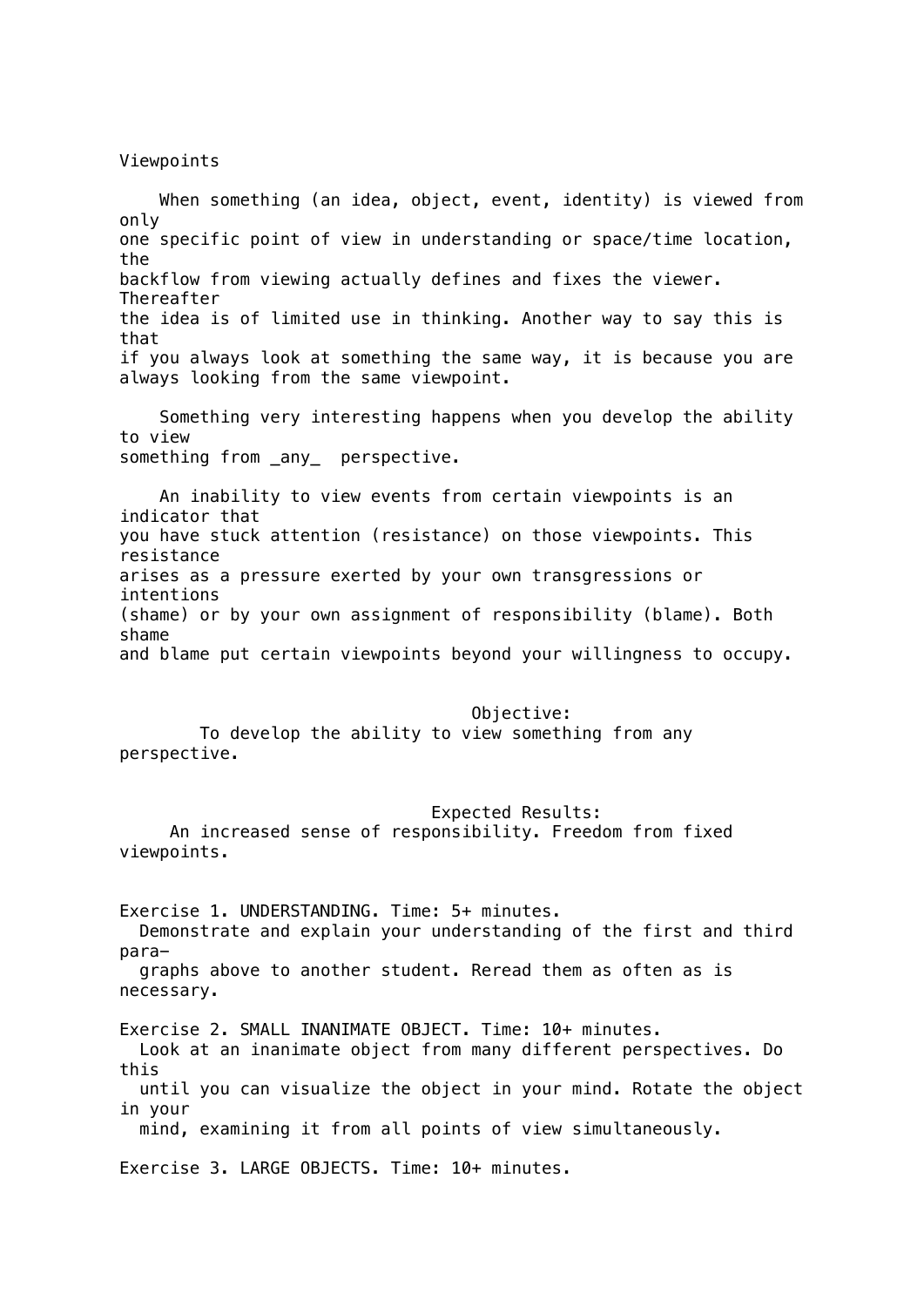# Viewpoints

When something (an idea, object, event, identity) is viewed from only one specific point of view in understanding or space/time location, the backflow from viewing actually defines and fixes the viewer. Thereafter the idea is of limited use in thinking. Another way to say this is that if you always look at something the same way, it is because you are always looking from the same viewpoint.

Something very interesting happens when you develop the ability to view something from _any_ perspective.

An inability to view events from certain viewpoints is an indicator that you have stuck attention (resistance) on those viewpoints. This resistance arises as a pressure exerted by your own transgressions or intentions (shame) or by your own assignment of responsibility (blame). Both shame and blame put certain viewpoints beyond your willingness to occupy.

**Objective:**
To develop the ability to view something from any perspective.

**Expected Results:**
An increased sense of responsibility. Freedom from fixed viewpoints.

Exercise 1. UNDERSTANDING. Time: 5+ minutes.
Demonstrate and explain your understanding of the first and third paragraphs above to another student. Reread them as often as is necessary.

Exercise 2. SMALL INANIMATE OBJECT. Time: 10+ minutes.
Look at an inanimate object from many different perspectives. Do this until you can visualize the object in your mind. Rotate the object in your mind, examining it from all points of view simultaneously.

Exercise 3. LARGE OBJECTS. Time: 10+ minutes.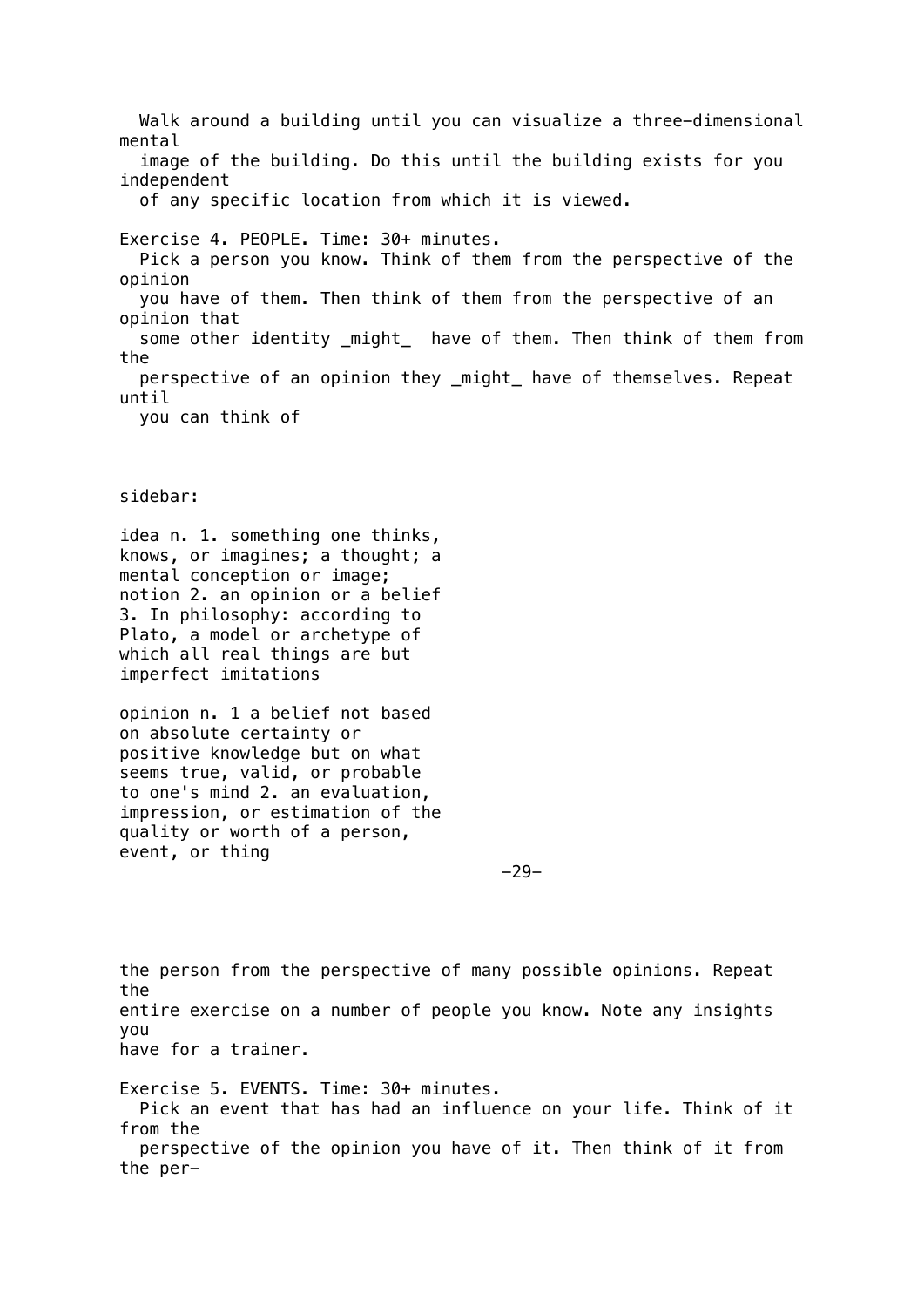Walk around a building until you can visualize a three-dimensional mental image of the building. Do this until the building exists for you independent of any specific location from which it is viewed.

Exercise 4. PEOPLE. Time: 30+ minutes.
Pick a person you know. Think of them from the perspective of the opinion you have of them. Then think of them from the perspective of an opinion that some other identity _might_ have of them. Then think of them from the perspective of an opinion they _might_ have of themselves. Repeat until you can think of the person from the perspective of many possible opinions. Repeat the entire exercise on a number of people you know. Note any insights you have for a trainer.

sidebar:

idea n. 1. something one thinks, knows, or imagines; a thought; a mental conception or image; notion 2. an opinion or a belief 3. In philosophy: according to Plato, a model or archetype of which all real things are but imperfect imitations

opinion n. 1 a belief not based on absolute certainty or positive knowledge but on what seems true, valid, or probable to one's mind 2. an evaluation, impression, or estimation of the quality or worth of a person, event, or thing

Exercise 5. EVENTS. Time: 30+ minutes.
Pick an event that has had an influence on your life. Think of it from the perspective of the opinion you have of it. Then think of it from the per-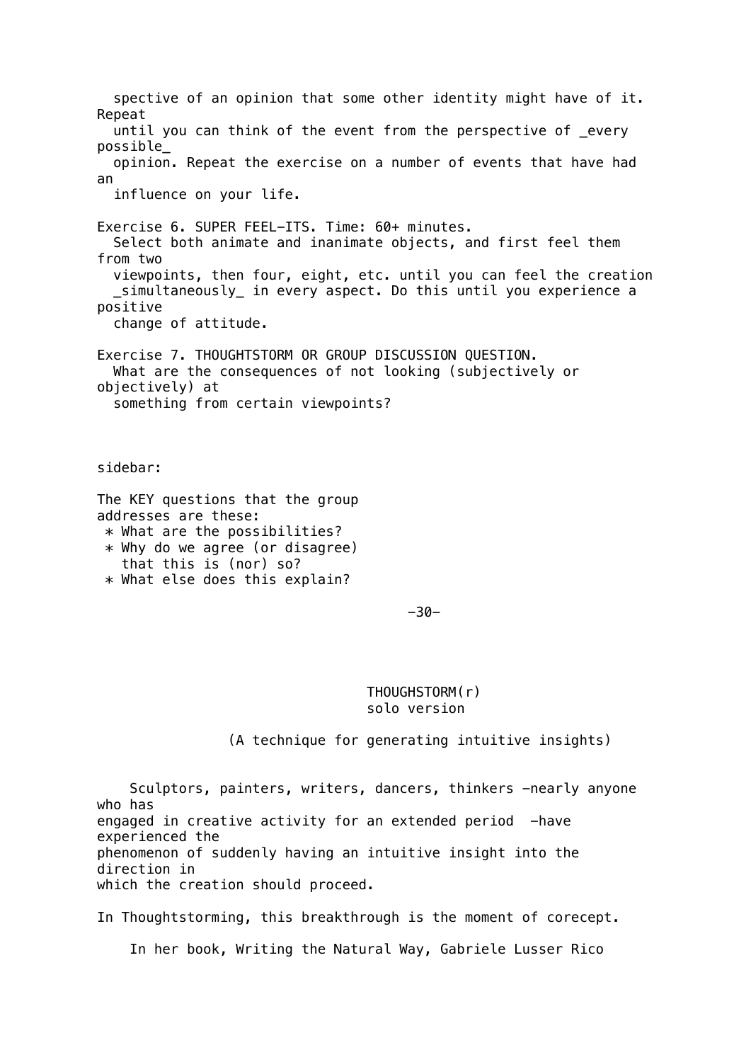spective of an opinion that some other identity might have of it. Repeat until you can think of the event from the perspective of _every possible_ opinion. Repeat the exercise on a number of events that have had an influence on your life.

Exercise 6. SUPER FEEL-ITS. Time: 60+ minutes.
Select both animate and inanimate objects, and first feel them from two viewpoints, then four, eight, etc. until you can feel the creation _simultaneously_ in every aspect. Do this until you experience a positive change of attitude.

Exercise 7. THOUGHTSTORM OR GROUP DISCUSSION QUESTION.
What are the consequences of not looking (subjectively or objectively) at something from certain viewpoints?

sidebar:

The KEY questions that the group addresses are these:

* What are the possibilities?
* Why do we agree (or disagree) that this is (nor) so?
* What else does this explain?

## THOUGHTSTORM(r) solo version

(A technique for generating intuitive insights)

Sculptors, painters, writers, dancers, thinkers -nearly anyone who has engaged in creative activity for an extended period -have experienced the phenomenon of suddenly having an intuitive insight into the direction in which the creation should proceed.

In Thoughtstorming, this breakthrough is the moment of corecept.

In her book, Writing the Natural Way, Gabriele Lusser Rico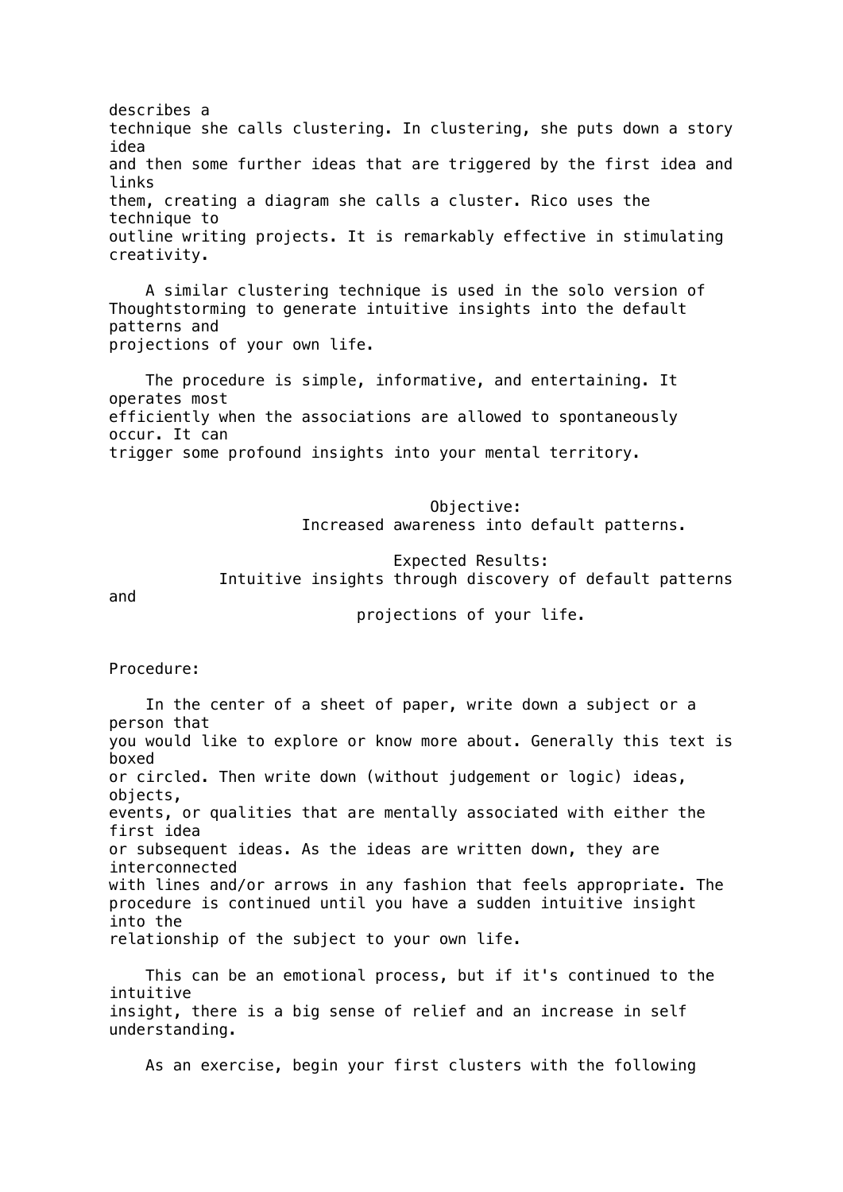describes a technique she calls clustering. In clustering, she puts down a story idea and then some further ideas that are triggered by the first idea and links them, creating a diagram she calls a cluster. Rico uses the technique to outline writing projects. It is remarkably effective in stimulating creativity.

A similar clustering technique is used in the solo version of Thoughtstorming to generate intuitive insights into the default patterns and projections of your own life.

The procedure is simple, informative, and entertaining. It operates most efficiently when the associations are allowed to spontaneously occur. It can trigger some profound insights into your mental territory.

Objective:
Increased awareness into default patterns.

Expected Results:
Intuitive insights through discovery of default patterns and projections of your life.

Procedure:

In the center of a sheet of paper, write down a subject or a person that you would like to explore or know more about. Generally this text is boxed or circled. Then write down (without judgement or logic) ideas, objects, events, or qualities that are mentally associated with either the first idea or subsequent ideas. As the ideas are written down, they are interconnected with lines and/or arrows in any fashion that feels appropriate. The procedure is continued until you have a sudden intuitive insight into the relationship of the subject to your own life.

This can be an emotional process, but if it's continued to the intuitive insight, there is a big sense of relief and an increase in self understanding.

As an exercise, begin your first clusters with the following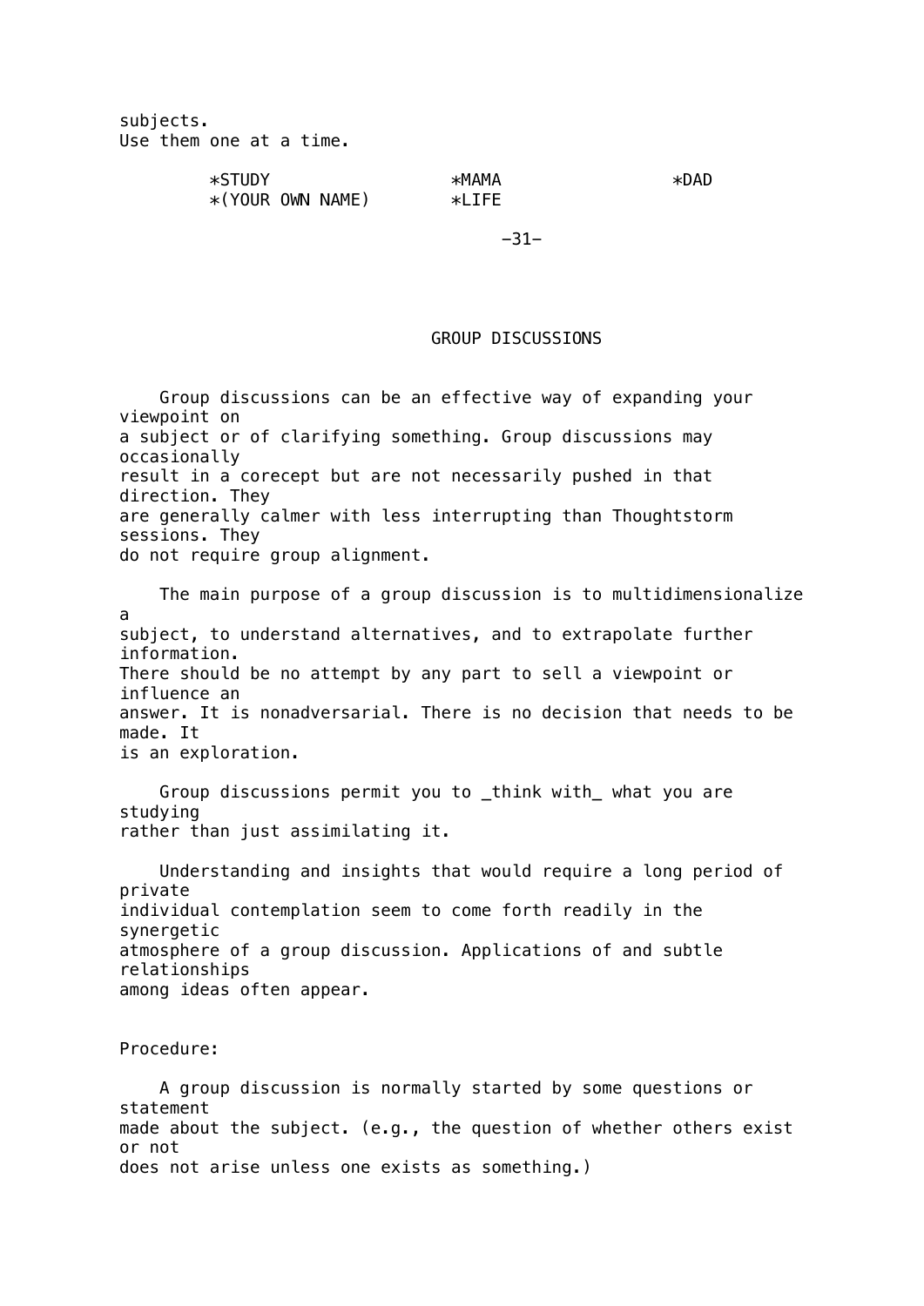subjects.
Use them one at a time.

*STUDY *MAMA *DAD
*(YOUR OWN NAME) *LIFE

## GROUP DISCUSSIONS

Group discussions can be an effective way of expanding your viewpoint on a subject or of clarifying something. Group discussions may occasionally result in a corecept but are not necessarily pushed in that direction. They are generally calmer with less interrupting than Thoughtstorm sessions. They do not require group alignment.

The main purpose of a group discussion is to multidimensionalize a subject, to understand alternatives, and to extrapolate further information. There should be no attempt by any part to sell a viewpoint or influence an answer. It is nonadversarial. There is no decision that needs to be made. It is an exploration.

Group discussions permit you to _think with_ what you are studying rather than just assimilating it.

Understanding and insights that would require a long period of private individual contemplation seem to come forth readily in the synergetic atmosphere of a group discussion. Applications of and subtle relationships among ideas often appear.

Procedure:

A group discussion is normally started by some questions or statement made about the subject. (e.g., the question of whether others exist or not does not arise unless one exists as something.)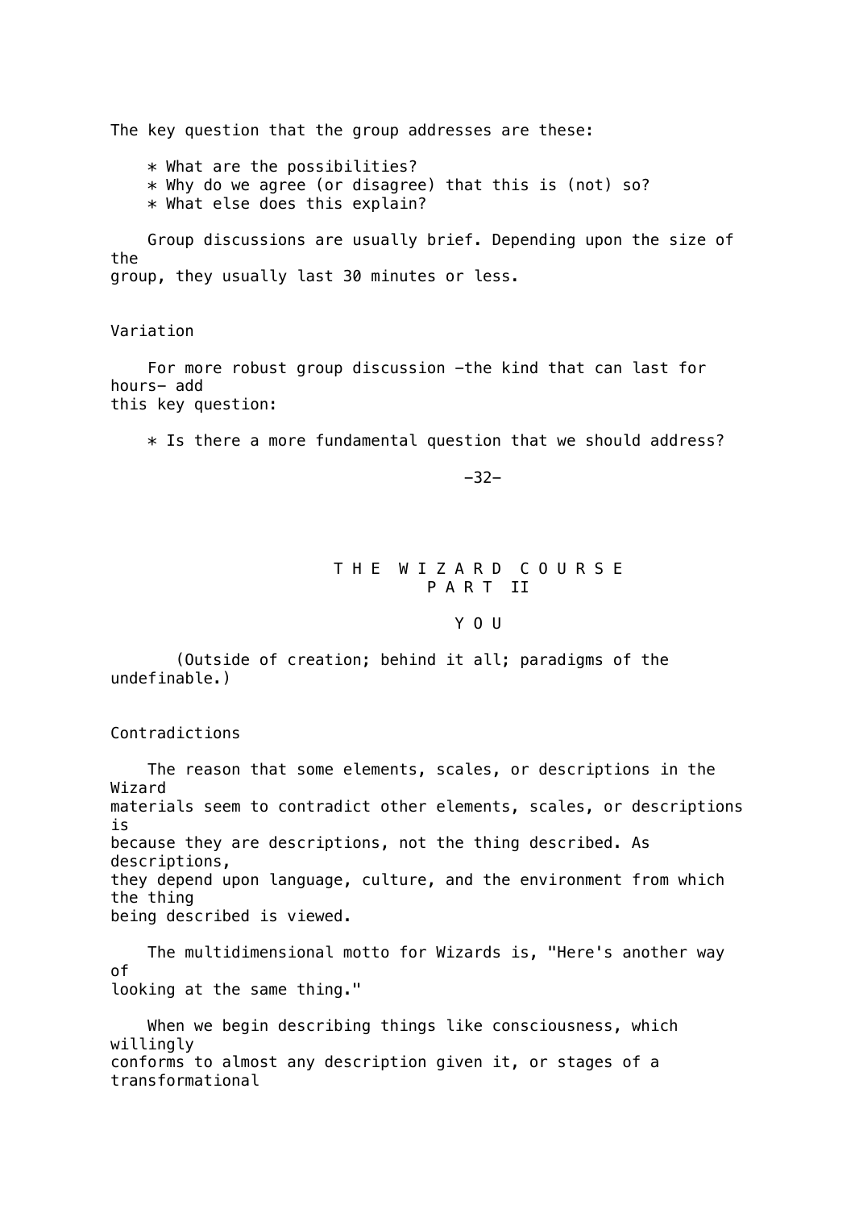The key question that the group addresses are these:

* What are the possibilities?
* Why do we agree (or disagree) that this is (not) so?
* What else does this explain?

Group discussions are usually brief. Depending upon the size of the group, they usually last 30 minutes or less.

### Variation

For more robust group discussion —the kind that can last for hours— add this key question:

* Is there a more fundamental question that we should address?

# THE WIZARD COURSE
# PART II

## YOU

(Outside of creation; behind it all; paradigms of the undefinable.)

### Contradictions

The reason that some elements, scales, or descriptions in the Wizard materials seem to contradict other elements, scales, or descriptions is because they are descriptions, not the thing described. As descriptions, they depend upon language, culture, and the environment from which the thing being described is viewed.

The multidimensional motto for Wizards is, "Here's another way of looking at the same thing."

When we begin describing things like consciousness, which willingly conforms to almost any description given it, or stages of a transformational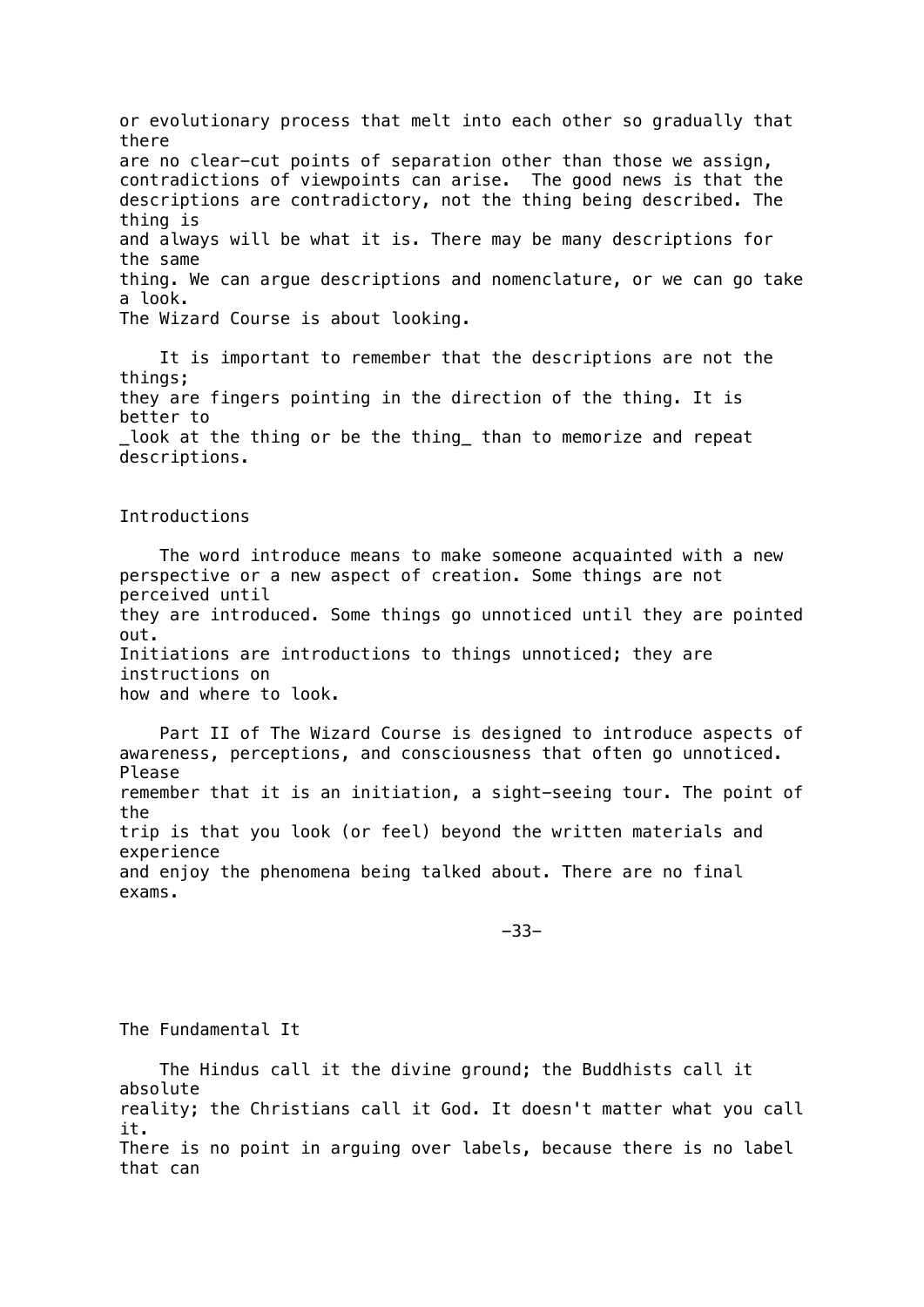or evolutionary process that melt into each other so gradually that there are no clear-cut points of separation other than those we assign, contradictions of viewpoints can arise. The good news is that the descriptions are contradictory, not the thing being described. The thing is and always will be what it is. There may be many descriptions for the same thing. We can argue descriptions and nomenclature, or we can go take a look. The Wizard Course is about looking.

It is important to remember that the descriptions are not the things; they are fingers pointing in the direction of the thing. It is better to *look at the thing or be the thing* than to memorize and repeat descriptions.

## Introductions

The word introduce means to make someone acquainted with a new perspective or a new aspect of creation. Some things are not perceived until they are introduced. Some things go unnoticed until they are pointed out. Initiations are introductions to things unnoticed; they are instructions on how and where to look.

Part II of The Wizard Course is designed to introduce aspects of awareness, perceptions, and consciousness that often go unnoticed. Please remember that it is an initiation, a sight-seeing tour. The point of the trip is that you look (or feel) beyond the written materials and experience and enjoy the phenomena being talked about. There are no final exams.

## The Fundamental It

The Hindus call it the divine ground; the Buddhists call it absolute reality; the Christians call it God. It doesn't matter what you call it. There is no point in arguing over labels, because there is no label that can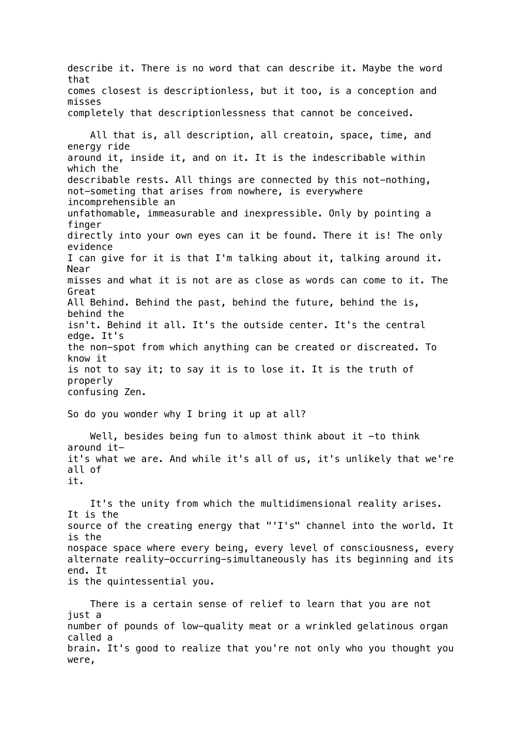describe it. There is no word that can describe it. Maybe the word that comes closest is descriptionless, but it too, is a conception and misses completely that descriptionlessness that cannot be conceived.

All that is, all description, all creatoin, space, time, and energy ride around it, inside it, and on it. It is the indescribable within which the describable rests. All things are connected by this not-nothing, not-someting that arises from nowhere, is everywhere incomprehensible an unfathomable, immeasurable and inexpressible. Only by pointing a finger directly into your own eyes can it be found. There it is! The only evidence I can give for it is that I'm talking about it, talking around it. Near misses and what it is not are as close as words can come to it. The Great All Behind. Behind the past, behind the future, behind the is, behind the isn't. Behind it all. It's the outside center. It's the central edge. It's the non-spot from which anything can be created or discreated. To know it is not to say it; to say it is to lose it. It is the truth of properly confusing Zen.

So do you wonder why I bring it up at all?

Well, besides being fun to almost think about it —to think around it— it's what we are. And while it's all of us, it's unlikely that we're all of it.

It's the unity from which the multidimensional reality arises. It is the source of the creating energy that "'I's" channel into the world. It is the nospace space where every being, every level of consciousness, every alternate reality—occurring—simultaneously has its beginning and its end. It is the quintessential you.

There is a certain sense of relief to learn that you are not just a number of pounds of low-quality meat or a wrinkled gelatinous organ called a brain. It's good to realize that you're not only who you thought you were,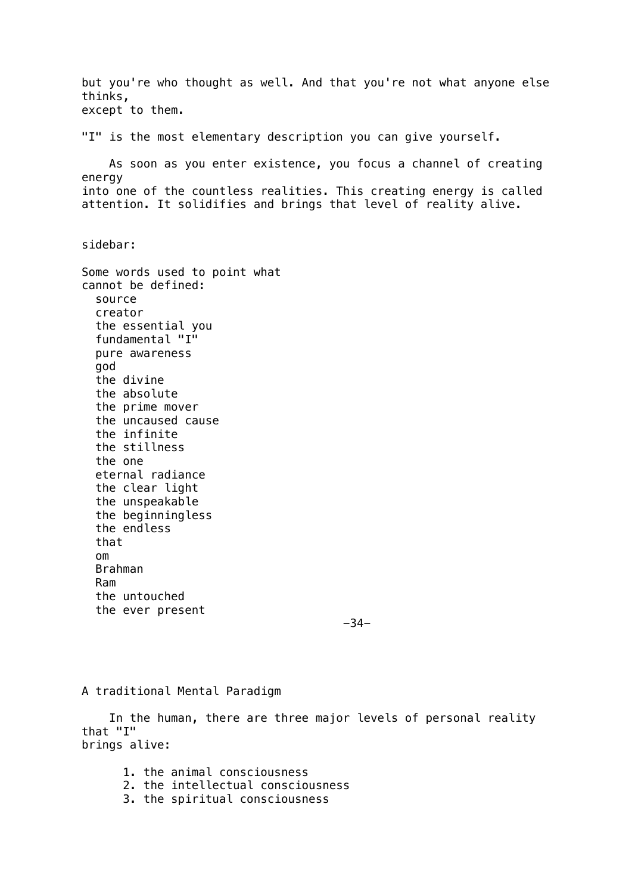but you're who thought as well. And that you're not what anyone else thinks, except to them.

"I" is the most elementary description you can give yourself.

As soon as you enter existence, you focus a channel of creating energy into one of the countless realities. This creating energy is called attention. It solidifies and brings that level of reality alive.

sidebar:

Some words used to point what cannot be defined:

- source
- creator
- the essential you
- fundamental "I"
- pure awareness
- god
- the divine
- the absolute
- the prime mover
- the uncaused cause
- the infinite
- the stillness
- the one
- eternal radiance
- the clear light
- the unspeakable
- the beginningless
- the endless
- that
- om
- Brahman
- Ram
- the untouched
- the ever present

## A traditional Mental Paradigm

In the human, there are three major levels of personal reality that "I" brings alive:

1. the animal consciousness
2. the intellectual consciousness
3. the spiritual consciousness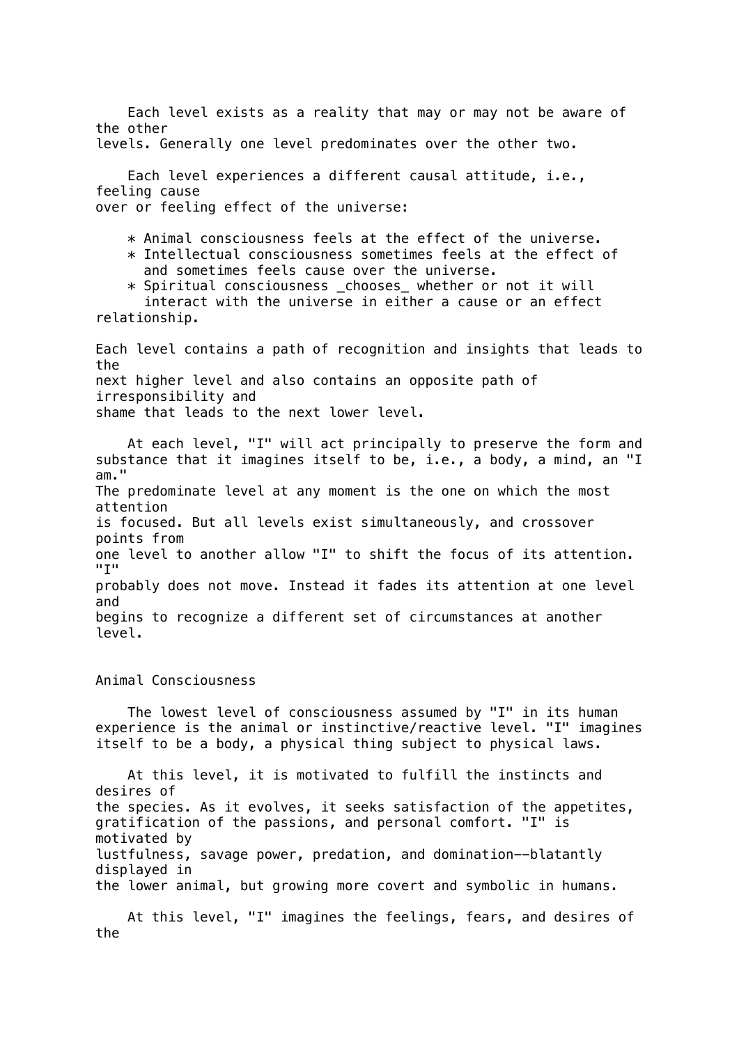Each level exists as a reality that may or may not be aware of the other levels. Generally one level predominates over the other two.

Each level experiences a different causal attitude, i.e., feeling cause over or feeling effect of the universe:

* Animal consciousness feels at the effect of the universe.
* Intellectual consciousness sometimes feels at the effect of and sometimes feels cause over the universe.
* Spiritual consciousness _chooses_ whether or not it will interact with the universe in either a cause or an effect relationship.

Each level contains a path of recognition and insights that leads to the next higher level and also contains an opposite path of irresponsibility and shame that leads to the next lower level.

At each level, "I" will act principally to preserve the form and substance that it imagines itself to be, i.e., a body, a mind, an "I am." The predominate level at any moment is the one on which the most attention is focused. But all levels exist simultaneously, and crossover points from one level to another allow "I" to shift the focus of its attention. "I" probably does not move. Instead it fades its attention at one level and begins to recognize a different set of circumstances at another level.

## Animal Consciousness

The lowest level of consciousness assumed by "I" in its human experience is the animal or instinctive/reactive level. "I" imagines itself to be a body, a physical thing subject to physical laws.

At this level, it is motivated to fulfill the instincts and desires of the species. As it evolves, it seeks satisfaction of the appetites, gratification of the passions, and personal comfort. "I" is motivated by lustfulness, savage power, predation, and domination--blatantly displayed in the lower animal, but growing more covert and symbolic in humans.

At this level, "I" imagines the feelings, fears, and desires of the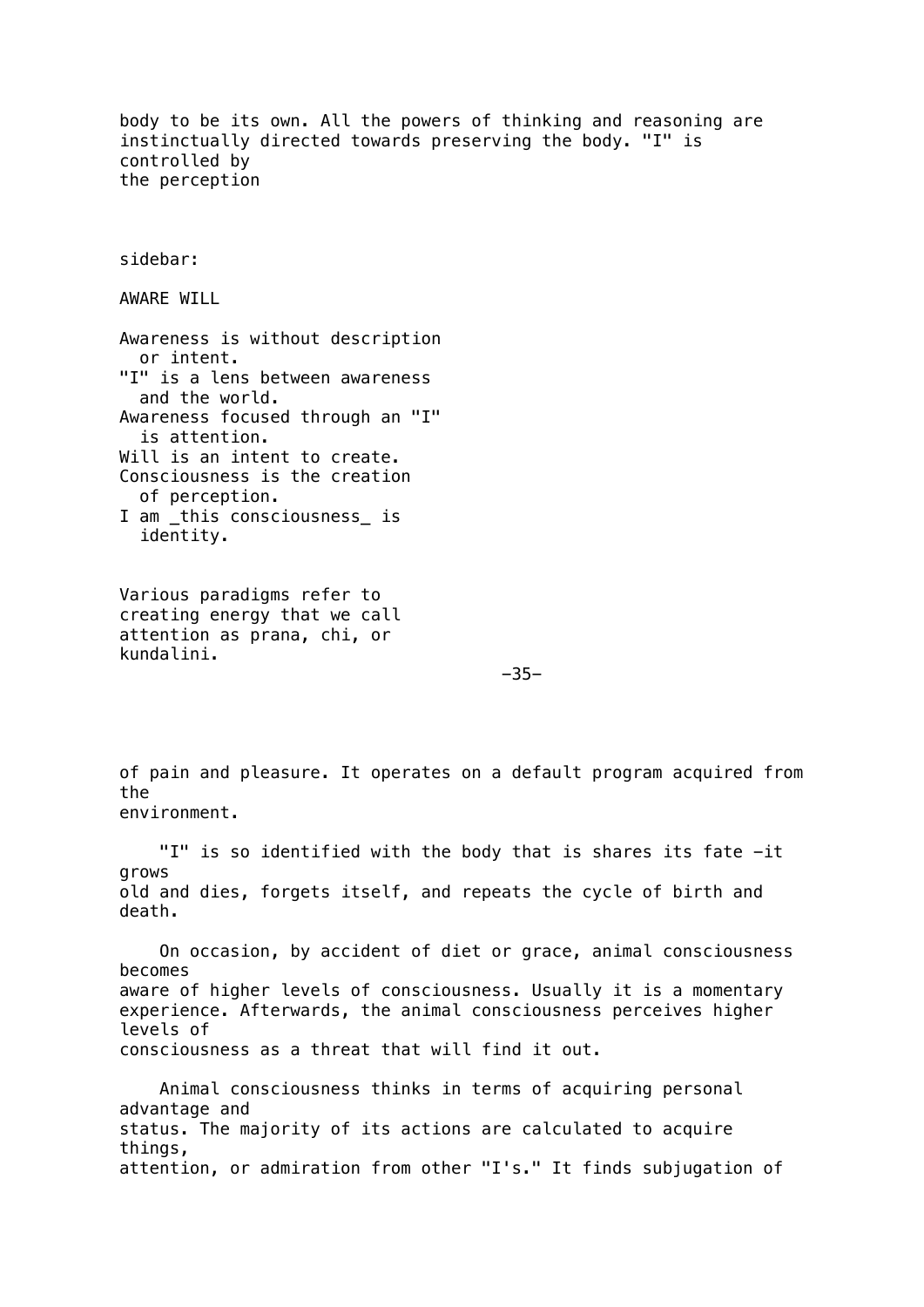body to be its own. All the powers of thinking and reasoning are instinctually directed towards preserving the body. "I" is controlled by the perception

sidebar:

AWARE WILL

Awareness is without description or intent.
"I" is a lens between awareness and the world.
Awareness focused through an "I" is attention.
Will is an intent to create.
Consciousness is the creation of perception.
I am _this consciousness_ is identity.

Various paradigms refer to creating energy that we call attention as prana, chi, or kundalini.

of pain and pleasure. It operates on a default program acquired from the environment.

"I" is so identified with the body that is shares its fate –it grows old and dies, forgets itself, and repeats the cycle of birth and death.

On occasion, by accident of diet or grace, animal consciousness becomes aware of higher levels of consciousness. Usually it is a momentary experience. Afterwards, the animal consciousness perceives higher levels of consciousness as a threat that will find it out.

Animal consciousness thinks in terms of acquiring personal advantage and status. The majority of its actions are calculated to acquire things, attention, or admiration from other "I's." It finds subjugation of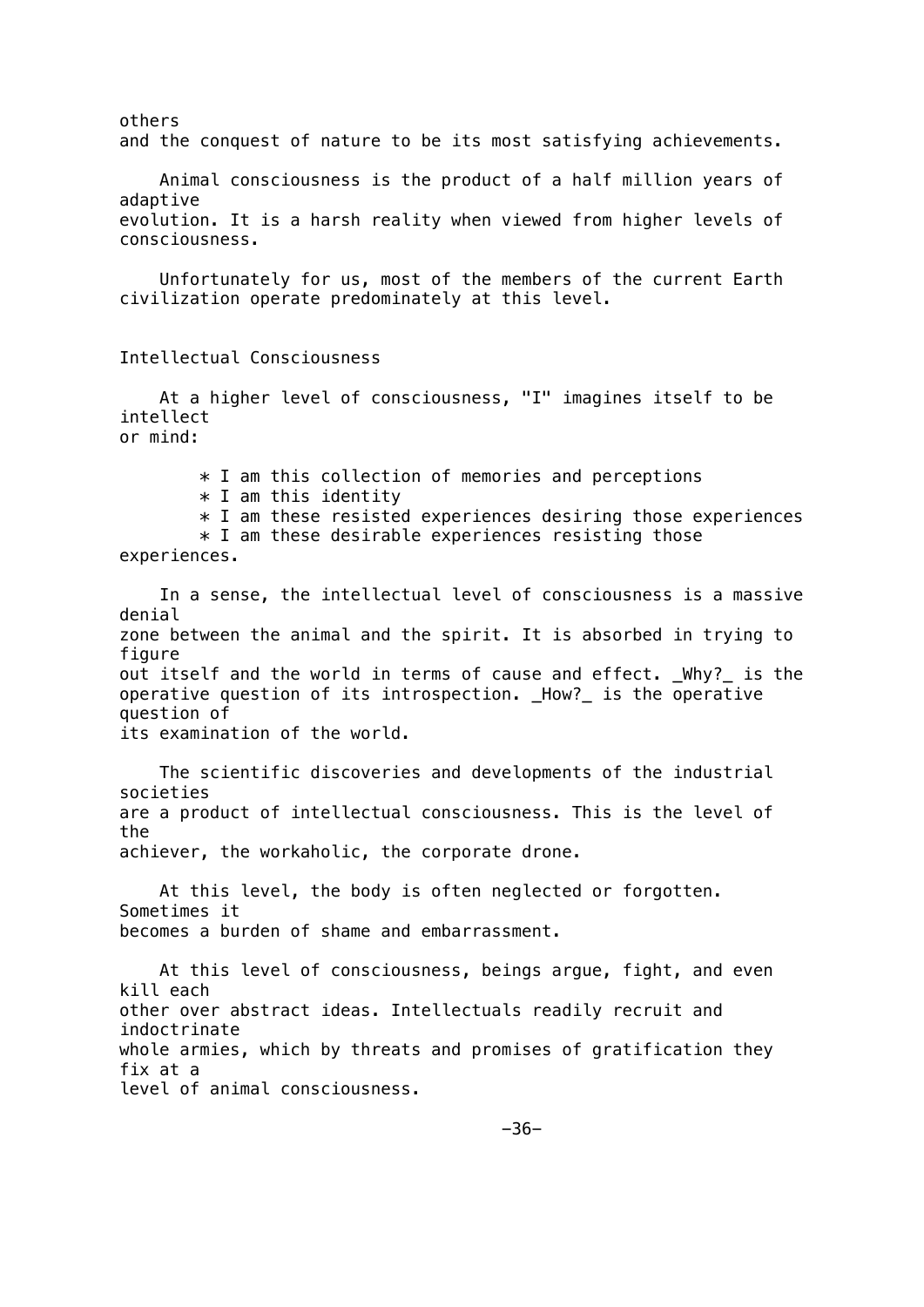others and the conquest of nature to be its most satisfying achievements.

Animal consciousness is the product of a half million years of adaptive evolution. It is a harsh reality when viewed from higher levels of consciousness.

Unfortunately for us, most of the members of the current Earth civilization operate predominately at this level.

## Intellectual Consciousness

At a higher level of consciousness, "I" imagines itself to be intellect or mind:

* I am this collection of memories and perceptions
* I am this identity
* I am these resisted experiences desiring those experiences
* I am these desirable experiences resisting those experiences.

In a sense, the intellectual level of consciousness is a massive denial zone between the animal and the spirit. It is absorbed in trying to figure out itself and the world in terms of cause and effect. _Why?_ is the operative question of its introspection. _How?_ is the operative question of its examination of the world.

The scientific discoveries and developments of the industrial societies are a product of intellectual consciousness. This is the level of the achiever, the workaholic, the corporate drone.

At this level, the body is often neglected or forgotten. Sometimes it becomes a burden of shame and embarrassment.

At this level of consciousness, beings argue, fight, and even kill each other over abstract ideas. Intellectuals readily recruit and indoctrinate whole armies, which by threats and promises of gratification they fix at a level of animal consciousness.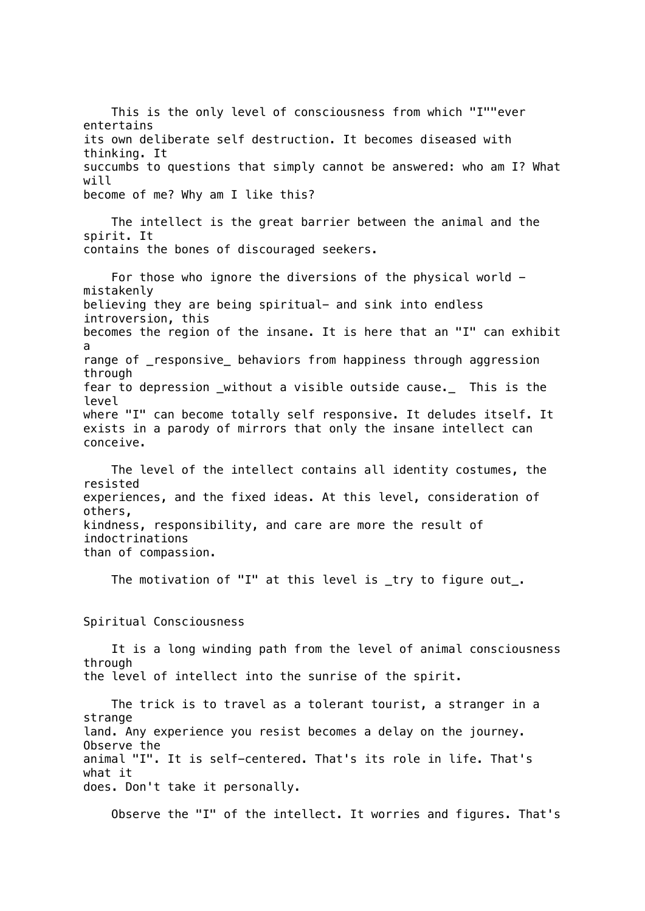This is the only level of consciousness from which "I""ever entertains its own deliberate self destruction. It becomes diseased with thinking. It succumbs to questions that simply cannot be answered: who am I? What will become of me? Why am I like this?

The intellect is the great barrier between the animal and the spirit. It contains the bones of discouraged seekers.

For those who ignore the diversions of the physical world -mistakenly believing they are being spiritual- and sink into endless introversion, this becomes the region of the insane. It is here that an "I" can exhibit a range of _responsive_ behaviors from happiness through aggression through fear to depression _without a visible outside cause._ This is the level where "I" can become totally self responsive. It deludes itself. It exists in a parody of mirrors that only the insane intellect can conceive.

The level of the intellect contains all identity costumes, the resisted experiences, and the fixed ideas. At this level, consideration of others, kindness, responsibility, and care are more the result of indoctrinations than of compassion.

The motivation of "I" at this level is _try to figure out_.

## Spiritual Consciousness

It is a long winding path from the level of animal consciousness through the level of intellect into the sunrise of the spirit.

The trick is to travel as a tolerant tourist, a stranger in a strange land. Any experience you resist becomes a delay on the journey. Observe the animal "I". It is self-centered. That's its role in life. That's what it does. Don't take it personally.

Observe the "I" of the intellect. It worries and figures. That's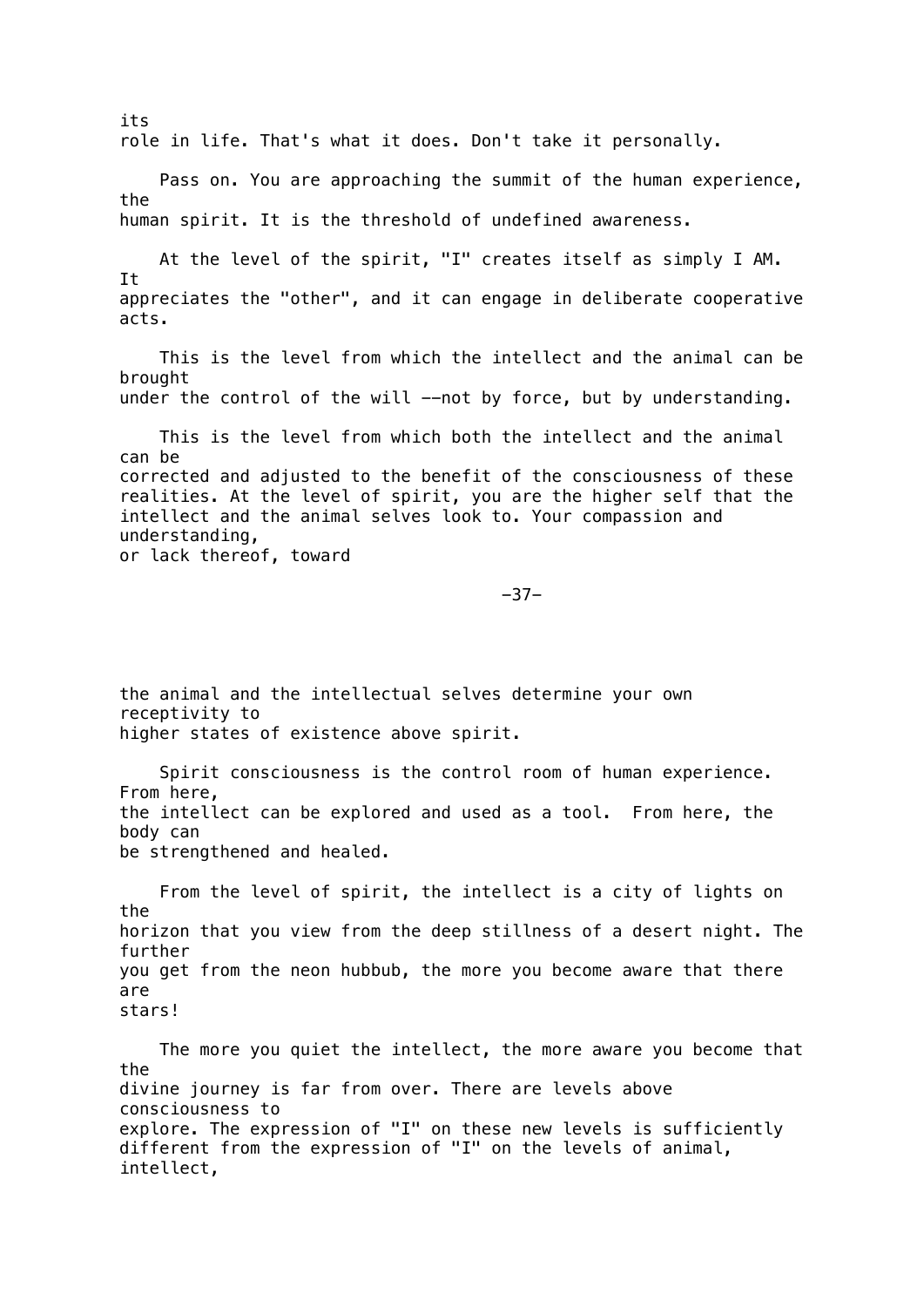its role in life. That's what it does. Don't take it personally.

Pass on. You are approaching the summit of the human experience, the human spirit. It is the threshold of undefined awareness.

At the level of the spirit, "I" creates itself as simply I AM. It appreciates the "other", and it can engage in deliberate cooperative acts.

This is the level from which the intellect and the animal can be brought under the control of the will --not by force, but by understanding.

This is the level from which both the intellect and the animal can be corrected and adjusted to the benefit of the consciousness of these realities. At the level of spirit, you are the higher self that the intellect and the animal selves look to. Your compassion and understanding, or lack thereof, toward the animal and the intellectual selves determine your own receptivity to higher states of existence above spirit.

Spirit consciousness is the control room of human experience. From here, the intellect can be explored and used as a tool. From here, the body can be strengthened and healed.

From the level of spirit, the intellect is a city of lights on the horizon that you view from the deep stillness of a desert night. The further you get from the neon hubbub, the more you become aware that there are stars!

The more you quiet the intellect, the more aware you become that the divine journey is far from over. There are levels above consciousness to explore. The expression of "I" on these new levels is sufficiently different from the expression of "I" on the levels of animal, intellect,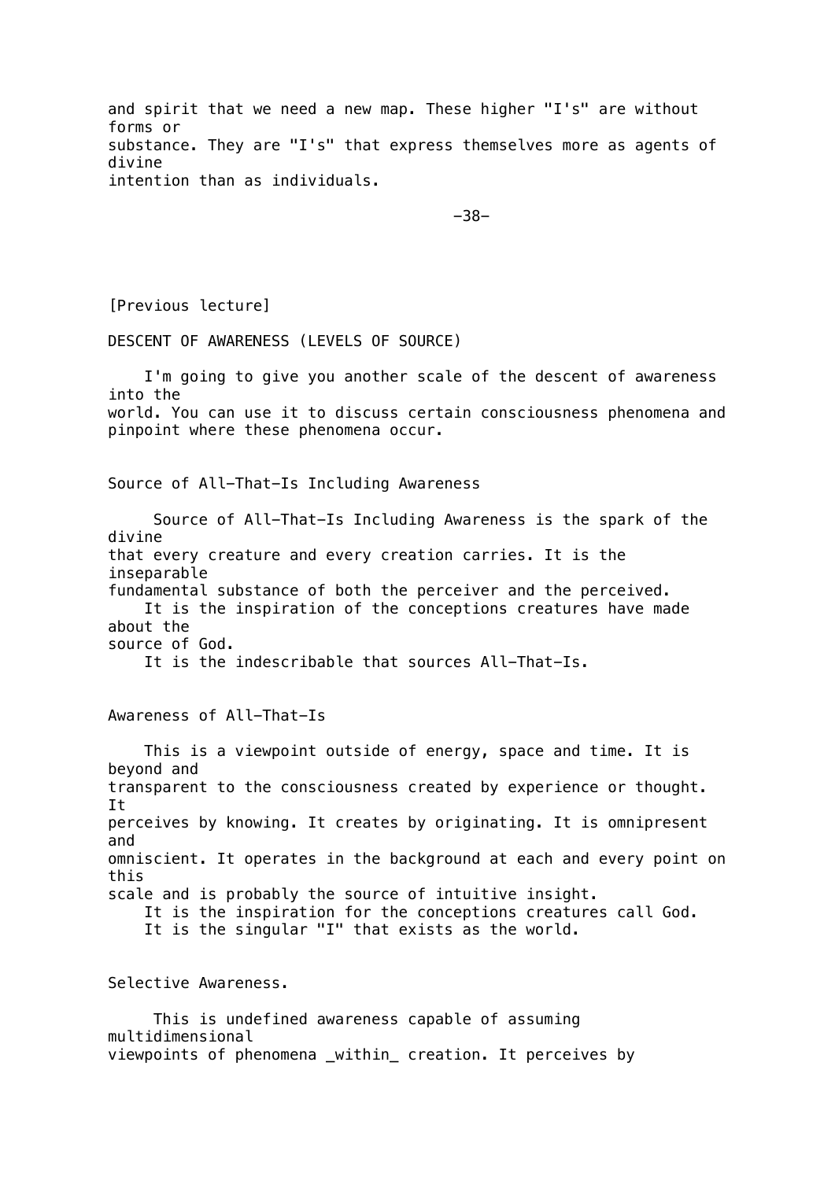and spirit that we need a new map. These higher "I's" are without forms or substance. They are "I's" that express themselves more as agents of divine intention than as individuals.

[Previous lecture]

## DESCENT OF AWARENESS (LEVELS OF SOURCE)

I'm going to give you another scale of the descent of awareness into the world. You can use it to discuss certain consciousness phenomena and pinpoint where these phenomena occur.

### Source of All-That-Is Including Awareness

Source of All-That-Is Including Awareness is the spark of the divine that every creature and every creation carries. It is the inseparable fundamental substance of both the perceiver and the perceived.

It is the inspiration of the conceptions creatures have made about the source of God.

It is the indescribable that sources All-That-Is.

### Awareness of All-That-Is

This is a viewpoint outside of energy, space and time. It is beyond and transparent to the consciousness created by experience or thought. It perceives by knowing. It creates by originating. It is omnipresent and omniscient. It operates in the background at each and every point on this scale and is probably the source of intuitive insight.

It is the inspiration for the conceptions creatures call God.

It is the singular "I" that exists as the world.

### Selective Awareness.

This is undefined awareness capable of assuming multidimensional viewpoints of phenomena _within_ creation. It perceives by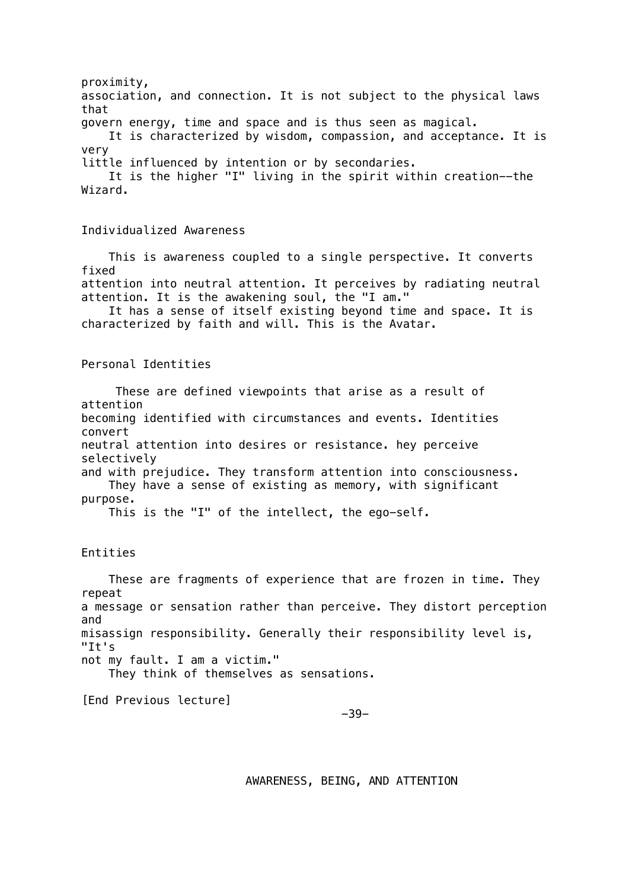proximity, association, and connection. It is not subject to the physical laws that govern energy, time and space and is thus seen as magical.

It is characterized by wisdom, compassion, and acceptance. It is very little influenced by intention or by secondaries.

It is the higher "I" living in the spirit within creation--the Wizard.

## Individualized Awareness

This is awareness coupled to a single perspective. It converts fixed attention into neutral attention. It perceives by radiating neutral attention. It is the awakening soul, the "I am."

It has a sense of itself existing beyond time and space. It is characterized by faith and will. This is the Avatar.

## Personal Identities

These are defined viewpoints that arise as a result of attention becoming identified with circumstances and events. Identities convert neutral attention into desires or resistance. hey perceive selectively and with prejudice. They transform attention into consciousness.

They have a sense of existing as memory, with significant purpose.

This is the "I" of the intellect, the ego-self.

## Entities

These are fragments of experience that are frozen in time. They repeat a message or sensation rather than perceive. They distort perception and misassign responsibility. Generally their responsibility level is, "It's not my fault. I am a victim."

They think of themselves as sensations.

[End Previous lecture]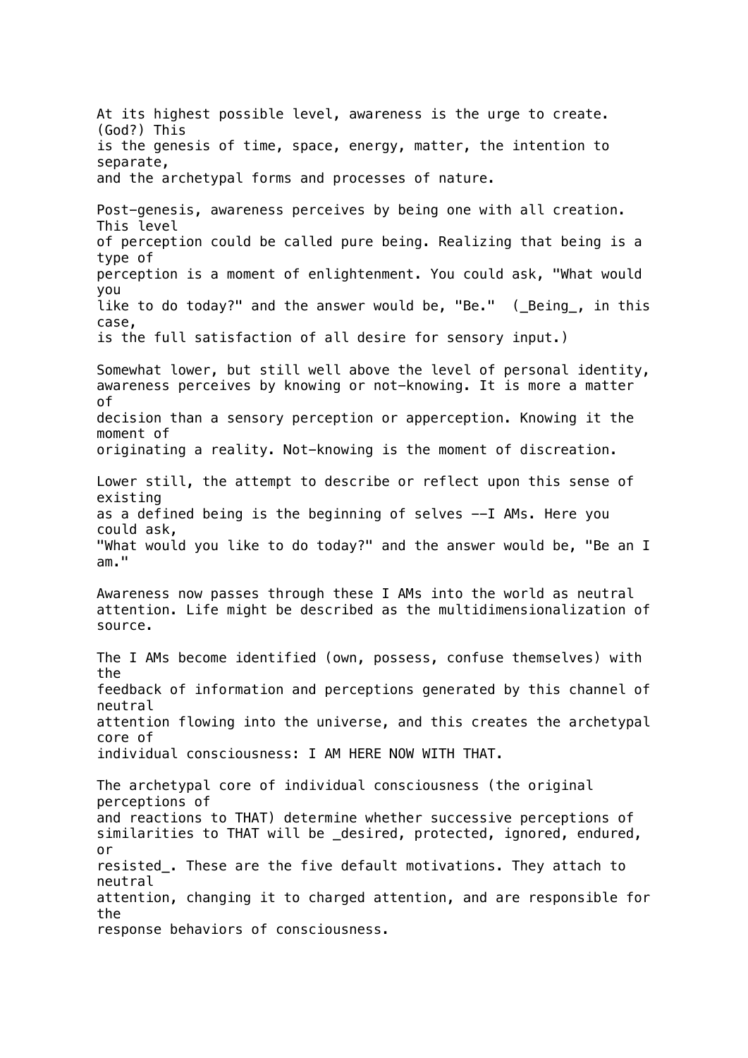At its highest possible level, awareness is the urge to create. (God?) This is the genesis of time, space, energy, matter, the intention to separate, and the archetypal forms and processes of nature.

Post-genesis, awareness perceives by being one with all creation. This level of perception could be called pure being. Realizing that being is a type of perception is a moment of enlightenment. You could ask, "What would you like to do today?" and the answer would be, "Be." (*Being*, in this case, is the full satisfaction of all desire for sensory input.)

Somewhat lower, but still well above the level of personal identity, awareness perceives by knowing or not-knowing. It is more a matter of decision than a sensory perception or apperception. Knowing it the moment of originating a reality. Not-knowing is the moment of discreation.

Lower still, the attempt to describe or reflect upon this sense of existing as a defined being is the beginning of selves --I AMs. Here you could ask, "What would you like to do today?" and the answer would be, "Be an I am."

Awareness now passes through these I AMs into the world as neutral attention. Life might be described as the multidimensionalization of source.

The I AMs become identified (own, possess, confuse themselves) with the feedback of information and perceptions generated by this channel of neutral attention flowing into the universe, and this creates the archetypal core of individual consciousness: I AM HERE NOW WITH THAT.

The archetypal core of individual consciousness (the original perceptions of and reactions to THAT) determine whether successive perceptions of similarities to THAT will be *desired, protected, ignored, endured, or resisted*. These are the five default motivations. They attach to neutral attention, changing it to charged attention, and are responsible for the response behaviors of consciousness.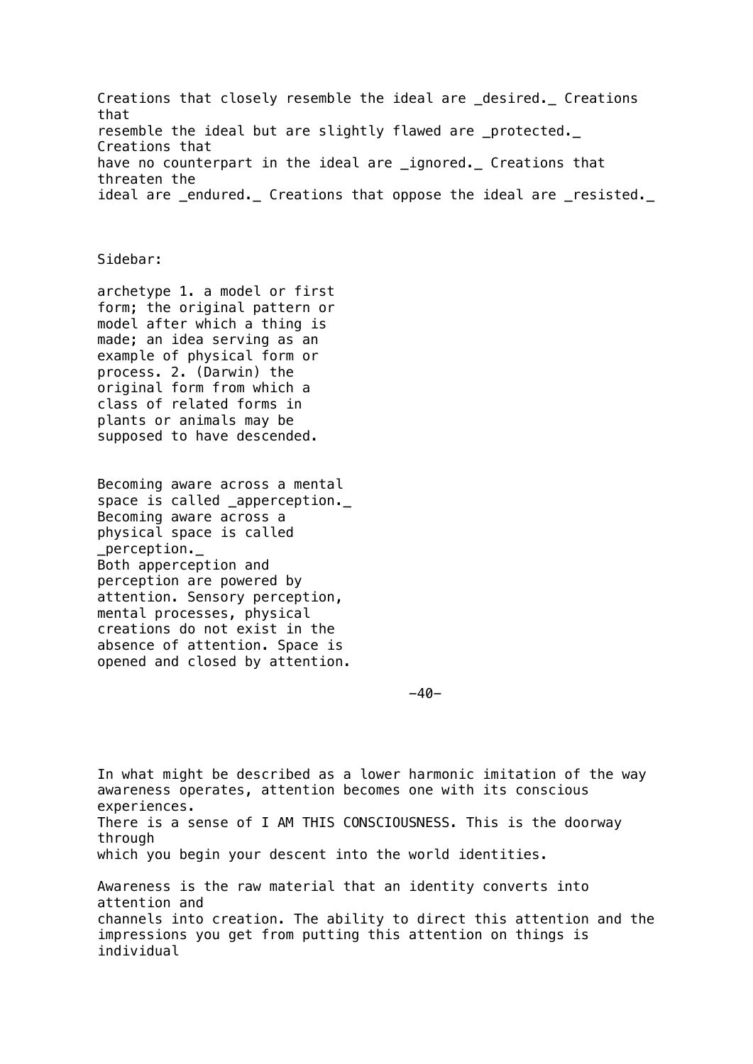Creations that closely resemble the ideal are _desired._ Creations that resemble the ideal but are slightly flawed are _protected._ Creations that have no counterpart in the ideal are _ignored._ Creations that threaten the ideal are _endured._ Creations that oppose the ideal are _resisted._

Sidebar:

archetype 1. a model or first form; the original pattern or model after which a thing is made; an idea serving as an example of physical form or process. 2. (Darwin) the original form from which a class of related forms in plants or animals may be supposed to have descended.

Becoming aware across a mental space is called _apperception._ Becoming aware across a physical space is called _perception._ Both apperception and perception are powered by attention. Sensory perception, mental processes, physical creations do not exist in the absence of attention. Space is opened and closed by attention.

In what might be described as a lower harmonic imitation of the way awareness operates, attention becomes one with its conscious experiences. There is a sense of I AM THIS CONSCIOUSNESS. This is the doorway through which you begin your descent into the world identities.

Awareness is the raw material that an identity converts into attention and channels into creation. The ability to direct this attention and the impressions you get from putting this attention on things is individual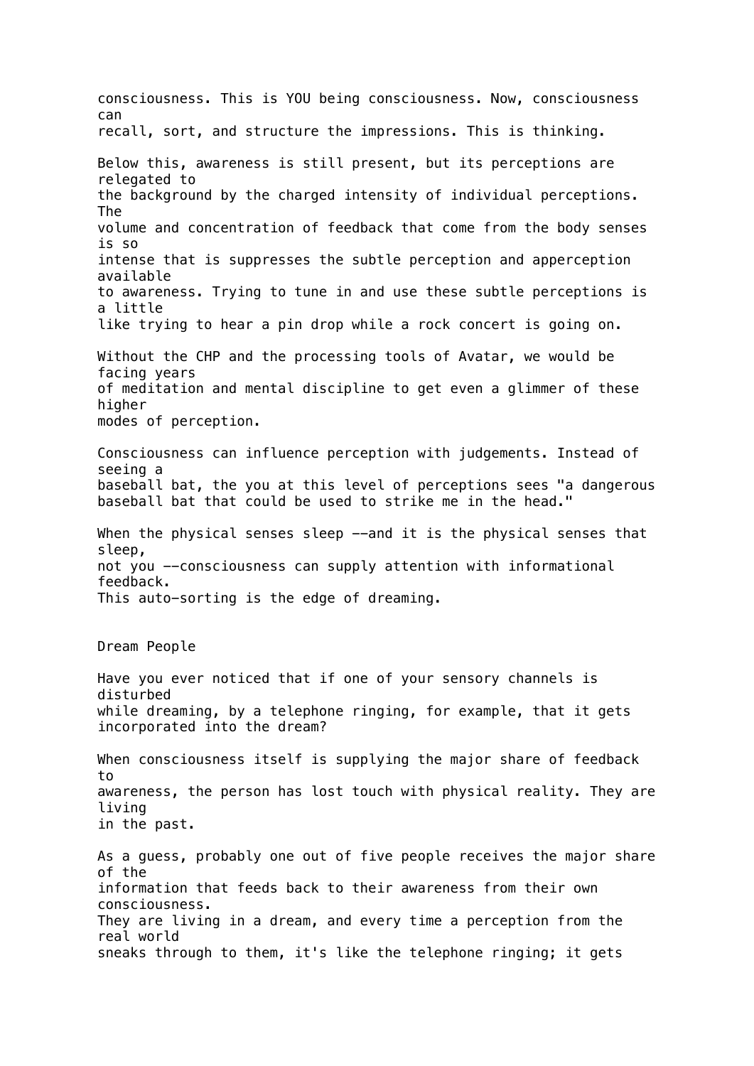consciousness. This is YOU being consciousness. Now, consciousness can recall, sort, and structure the impressions. This is thinking.

Below this, awareness is still present, but its perceptions are relegated to the background by the charged intensity of individual perceptions. The volume and concentration of feedback that come from the body senses is so intense that is suppresses the subtle perception and apperception available to awareness. Trying to tune in and use these subtle perceptions is a little like trying to hear a pin drop while a rock concert is going on.

Without the CHP and the processing tools of Avatar, we would be facing years of meditation and mental discipline to get even a glimmer of these higher modes of perception.

Consciousness can influence perception with judgements. Instead of seeing a baseball bat, the you at this level of perceptions sees "a dangerous baseball bat that could be used to strike me in the head."

When the physical senses sleep --and it is the physical senses that sleep, not you --consciousness can supply attention with informational feedback. This auto-sorting is the edge of dreaming.

## Dream People

Have you ever noticed that if one of your sensory channels is disturbed while dreaming, by a telephone ringing, for example, that it gets incorporated into the dream?

When consciousness itself is supplying the major share of feedback to awareness, the person has lost touch with physical reality. They are living in the past.

As a guess, probably one out of five people receives the major share of the information that feeds back to their awareness from their own consciousness. They are living in a dream, and every time a perception from the real world sneaks through to them, it's like the telephone ringing; it gets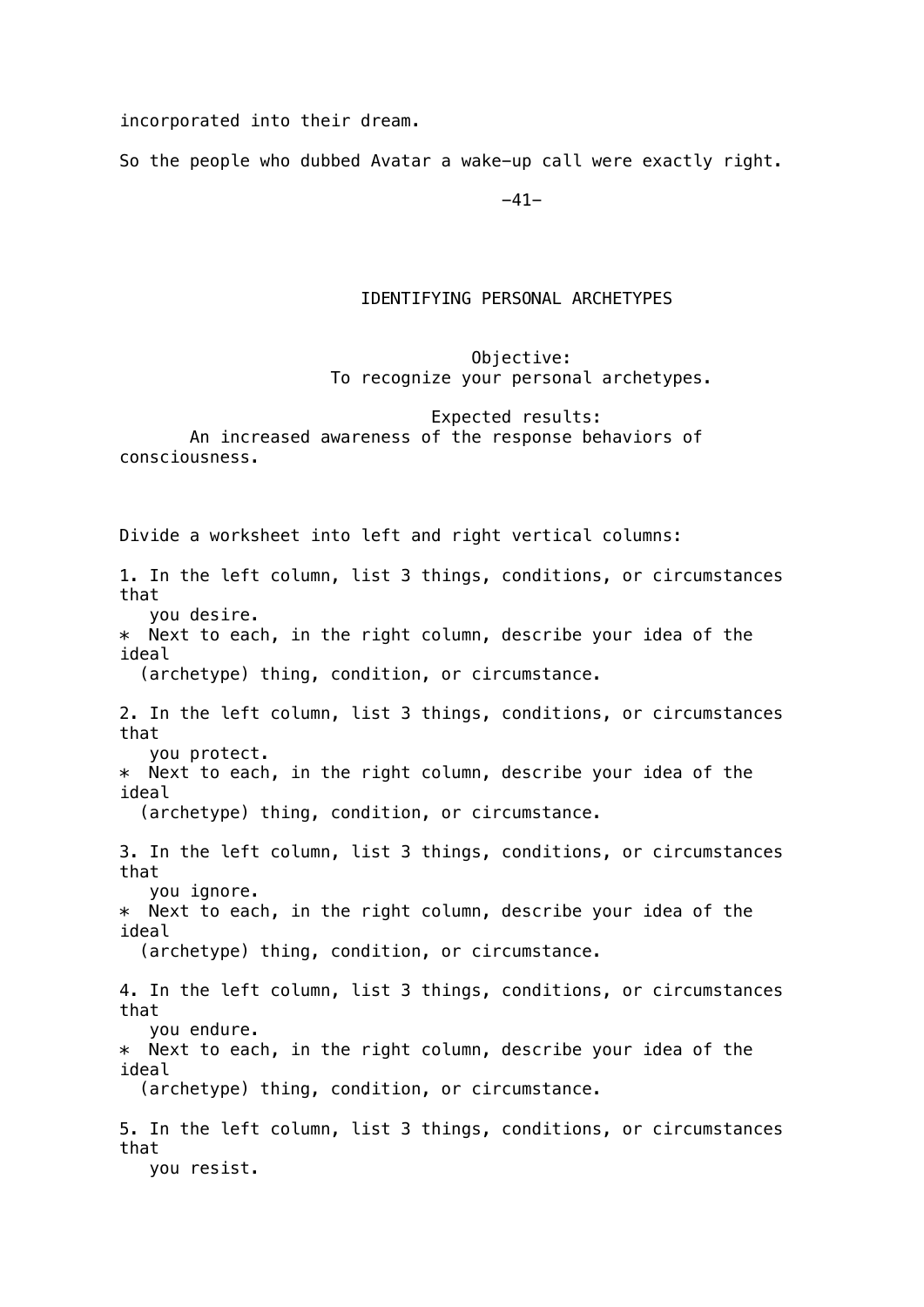incorporated into their dream.

So the people who dubbed Avatar a wake-up call were exactly right.

## IDENTIFYING PERSONAL ARCHETYPES

**Objective:**
To recognize your personal archetypes.

**Expected results:**
An increased awareness of the response behaviors of consciousness.

Divide a worksheet into left and right vertical columns:

1. In the left column, list 3 things, conditions, or circumstances that you desire.
   * Next to each, in the right column, describe your idea of the ideal (archetype) thing, condition, or circumstance.

2. In the left column, list 3 things, conditions, or circumstances that you protect.
   * Next to each, in the right column, describe your idea of the ideal (archetype) thing, condition, or circumstance.

3. In the left column, list 3 things, conditions, or circumstances that you ignore.
   * Next to each, in the right column, describe your idea of the ideal (archetype) thing, condition, or circumstance.

4. In the left column, list 3 things, conditions, or circumstances that you endure.
   * Next to each, in the right column, describe your idea of the ideal (archetype) thing, condition, or circumstance.

5. In the left column, list 3 things, conditions, or circumstances that you resist.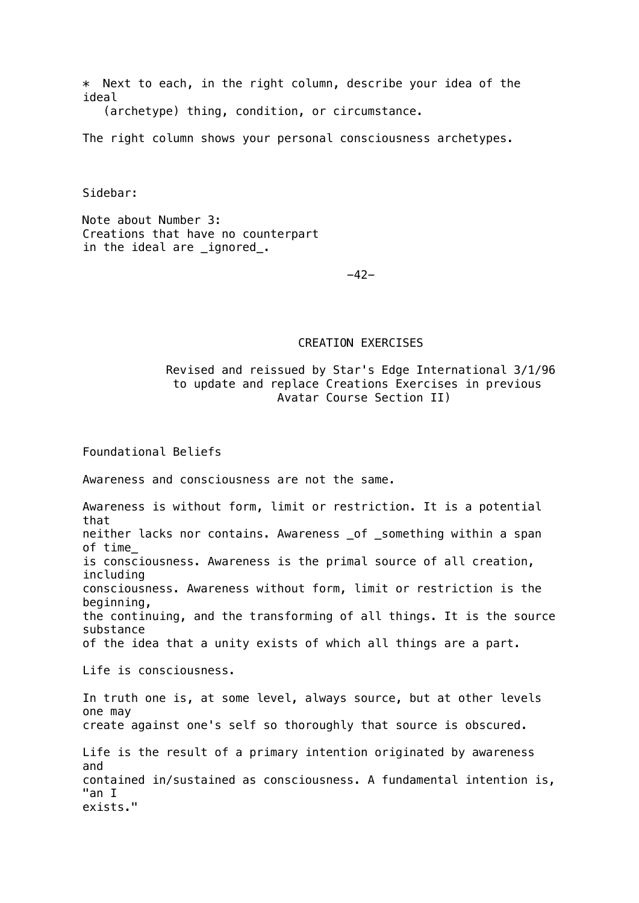* Next to each, in the right column, describe your idea of the ideal (archetype) thing, condition, or circumstance.

The right column shows your personal consciousness archetypes.

Sidebar:

Note about Number 3:
Creations that have no counterpart in the ideal are _ignored_.

# CREATION EXERCISES

Revised and reissued by Star's Edge International 3/1/96 to update and replace Creations Exercises in previous Avatar Course Section II)

## Foundational Beliefs

Awareness and consciousness are not the same.

Awareness is without form, limit or restriction. It is a potential that neither lacks nor contains. Awareness _of_ _something within a span of time_ is consciousness. Awareness is the primal source of all creation, including consciousness. Awareness without form, limit or restriction is the beginning, the continuing, and the transforming of all things. It is the source substance of the idea that a unity exists of which all things are a part.

Life is consciousness.

In truth one is, at some level, always source, but at other levels one may create against one's self so thoroughly that source is obscured.

Life is the result of a primary intention originated by awareness and contained in/sustained as consciousness. A fundamental intention is, "an I exists."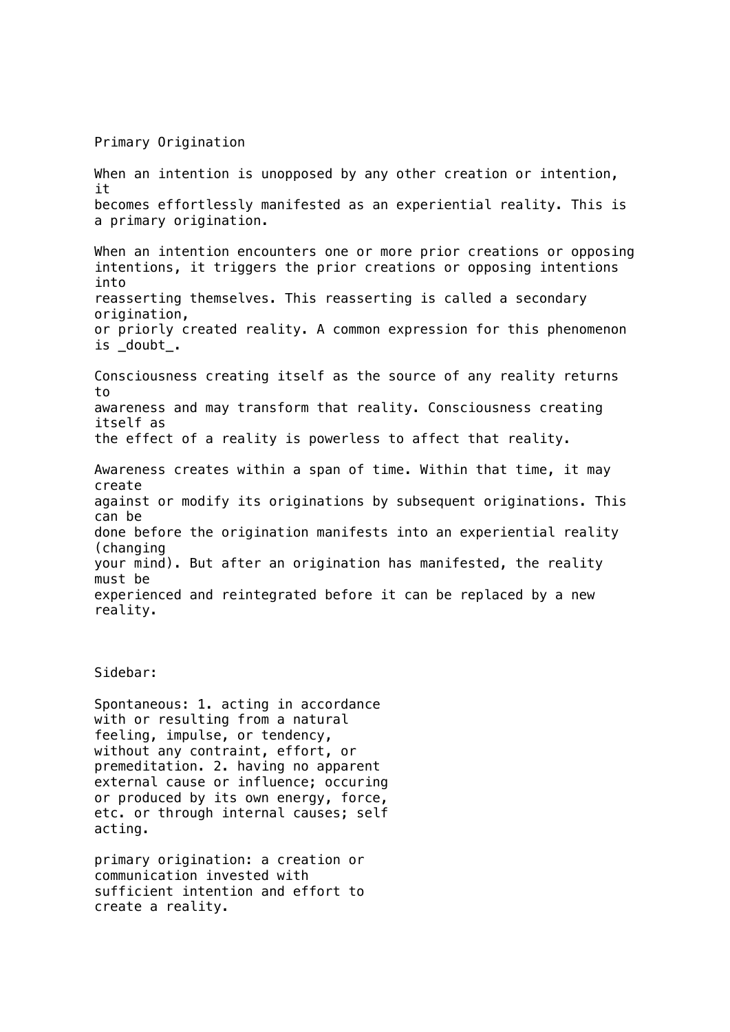# Primary Origination

When an intention is unopposed by any other creation or intention, it becomes effortlessly manifested as an experiential reality. This is a primary origination.

When an intention encounters one or more prior creations or opposing intentions, it triggers the prior creations or opposing intentions into reasserting themselves. This reasserting is called a secondary origination, or priorly created reality. A common expression for this phenomenon is _doubt_.

Consciousness creating itself as the source of any reality returns to awareness and may transform that reality. Consciousness creating itself as the effect of a reality is powerless to affect that reality.

Awareness creates within a span of time. Within that time, it may create against or modify its originations by subsequent originations. This can be done before the origination manifests into an experiential reality (changing your mind). But after an origination has manifested, the reality must be experienced and reintegrated before it can be replaced by a new reality.

Sidebar:

Spontaneous: 1. acting in accordance with or resulting from a natural feeling, impulse, or tendency, without any contraint, effort, or premeditation. 2. having no apparent external cause or influence; occuring or produced by its own energy, force, etc. or through internal causes; self acting.

primary origination: a creation or communication invested with sufficient intention and effort to create a reality.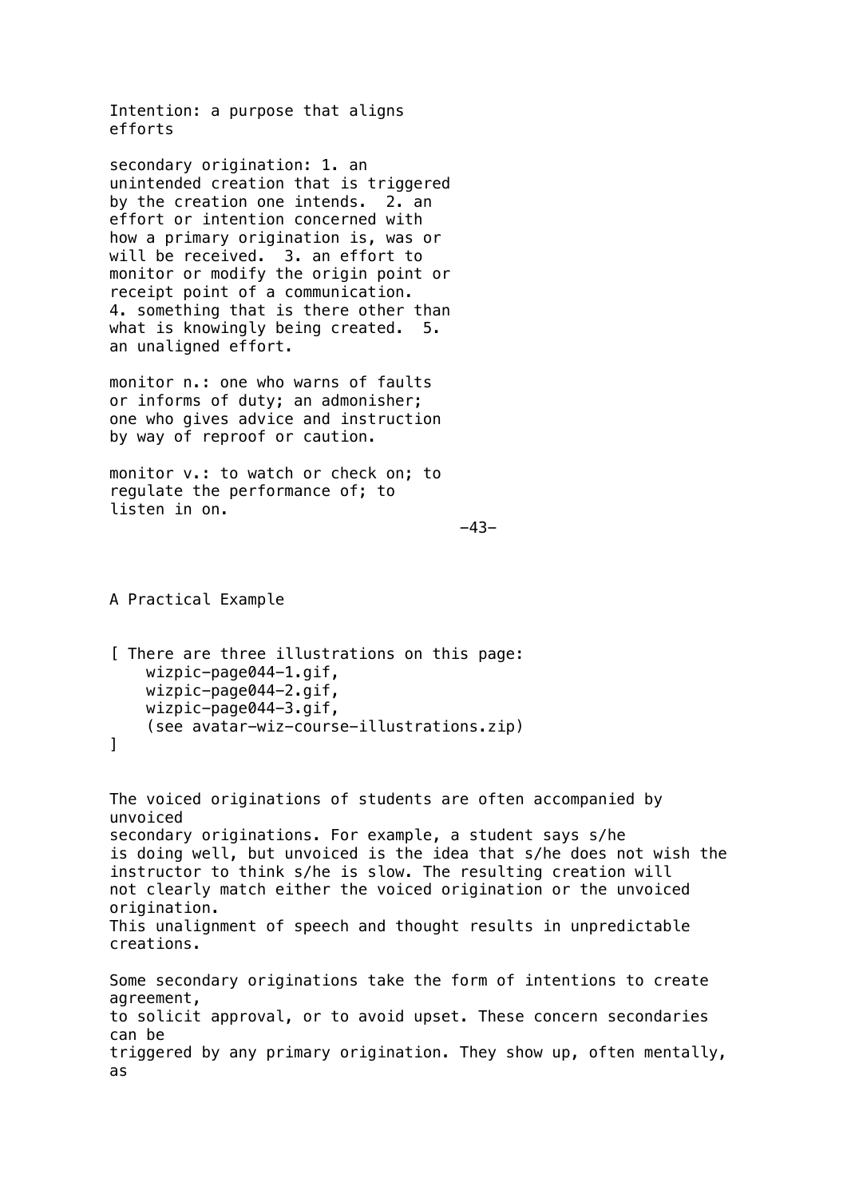Intention: a purpose that aligns efforts

secondary origination: 1. an unintended creation that is triggered by the creation one intends. 2. an effort or intention concerned with how a primary origination is, was or will be received. 3. an effort to monitor or modify the origin point or receipt point of a communication. 4. something that is there other than what is knowingly being created. 5. an unaligned effort.

monitor n.: one who warns of faults or informs of duty; an admonisher; one who gives advice and instruction by way of reproof or caution.

monitor v.: to watch or check on; to regulate the performance of; to listen in on.

## A Practical Example

[ There are three illustrations on this page:
    wizpic-page044-1.gif,
    wizpic-page044-2.gif,
    wizpic-page044-3.gif,
    (see avatar-wiz-course-illustrations.zip)
]

The voiced originations of students are often accompanied by unvoiced secondary originations. For example, a student says s/he is doing well, but unvoiced is the idea that s/he does not wish the instructor to think s/he is slow. The resulting creation will not clearly match either the voiced origination or the unvoiced origination. This unalignment of speech and thought results in unpredictable creations.

Some secondary originations take the form of intentions to create agreement, to solicit approval, or to avoid upset. These concern secondaries can be triggered by any primary origination. They show up, often mentally, as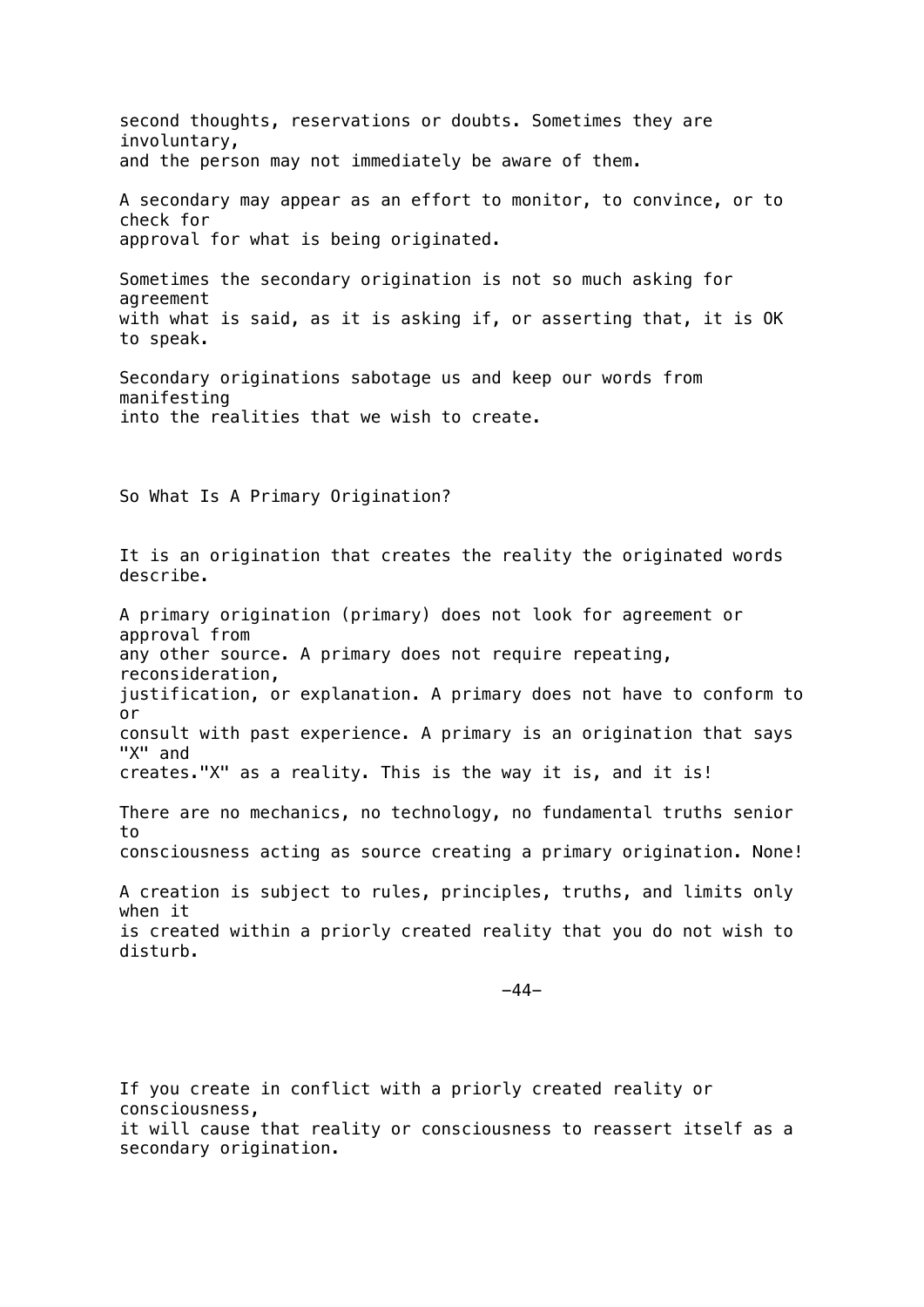second thoughts, reservations or doubts. Sometimes they are involuntary, and the person may not immediately be aware of them.

A secondary may appear as an effort to monitor, to convince, or to check for approval for what is being originated.

Sometimes the secondary origination is not so much asking for agreement with what is said, as it is asking if, or asserting that, it is OK to speak.

Secondary originations sabotage us and keep our words from manifesting into the realities that we wish to create.

## So What Is A Primary Origination?

It is an origination that creates the reality the originated words describe.

A primary origination (primary) does not look for agreement or approval from any other source. A primary does not require repeating, reconsideration, justification, or explanation. A primary does not have to conform to or consult with past experience. A primary is an origination that says "X" and creates."X" as a reality. This is the way it is, and it is!

There are no mechanics, no technology, no fundamental truths senior to consciousness acting as source creating a primary origination. None!

A creation is subject to rules, principles, truths, and limits only when it is created within a priorly created reality that you do not wish to disturb.

If you create in conflict with a priorly created reality or consciousness, it will cause that reality or consciousness to reassert itself as a secondary origination.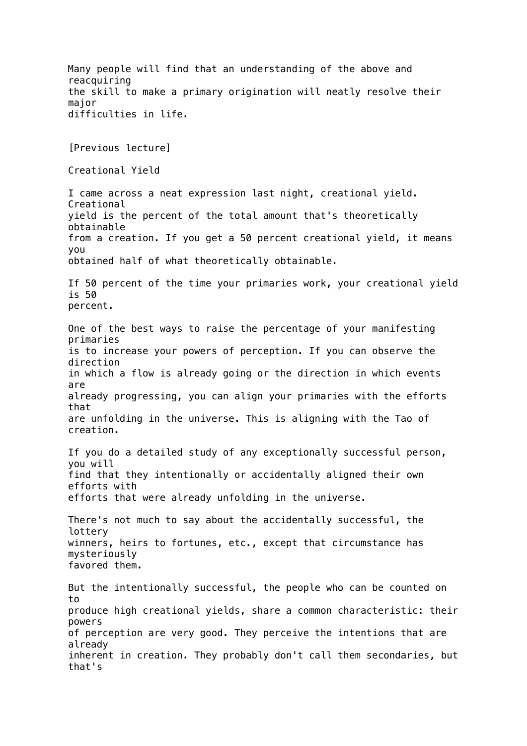Many people will find that an understanding of the above and reacquiring the skill to make a primary origination will neatly resolve their major difficulties in life.

[Previous lecture]

## Creational Yield

I came across a neat expression last night, creational yield. Creational yield is the percent of the total amount that's theoretically obtainable from a creation. If you get a 50 percent creational yield, it means you obtained half of what theoretically obtainable.

If 50 percent of the time your primaries work, your creational yield is 50 percent.

One of the best ways to raise the percentage of your manifesting primaries is to increase your powers of perception. If you can observe the direction in which a flow is already going or the direction in which events are already progressing, you can align your primaries with the efforts that are unfolding in the universe. This is aligning with the Tao of creation.

If you do a detailed study of any exceptionally successful person, you will find that they intentionally or accidentally aligned their own efforts with efforts that were already unfolding in the universe.

There's not much to say about the accidentally successful, the lottery winners, heirs to fortunes, etc., except that circumstance has mysteriously favored them.

But the intentionally successful, the people who can be counted on to produce high creational yields, share a common characteristic: their powers of perception are very good. They perceive the intentions that are already inherent in creation. They probably don't call them secondaries, but that's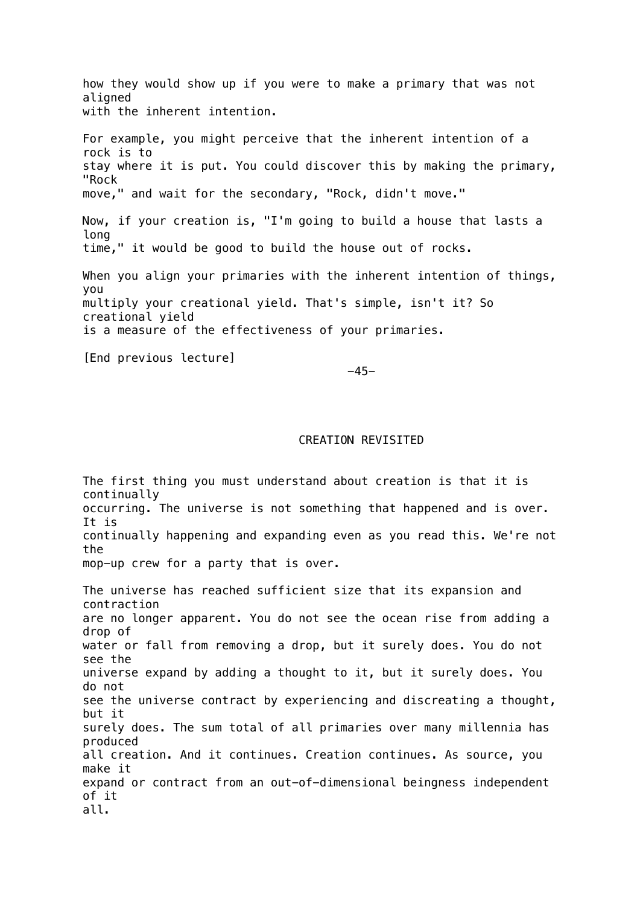how they would show up if you were to make a primary that was not aligned with the inherent intention.

For example, you might perceive that the inherent intention of a rock is to stay where it is put. You could discover this by making the primary, "Rock move," and wait for the secondary, "Rock, didn't move."

Now, if your creation is, "I'm going to build a house that lasts a long time," it would be good to build the house out of rocks.

When you align your primaries with the inherent intention of things, you multiply your creational yield. That's simple, isn't it? So creational yield is a measure of the effectiveness of your primaries.

[End previous lecture]

## CREATION REVISITED

The first thing you must understand about creation is that it is continually occurring. The universe is not something that happened and is over. It is continually happening and expanding even as you read this. We're not the mop-up crew for a party that is over.

The universe has reached sufficient size that its expansion and contraction are no longer apparent. You do not see the ocean rise from adding a drop of water or fall from removing a drop, but it surely does. You do not see the universe expand by adding a thought to it, but it surely does. You do not see the universe contract by experiencing and discreating a thought, but it surely does. The sum total of all primaries over many millennia has produced all creation. And it continues. Creation continues. As source, you make it expand or contract from an out-of-dimensional beingness independent of it all.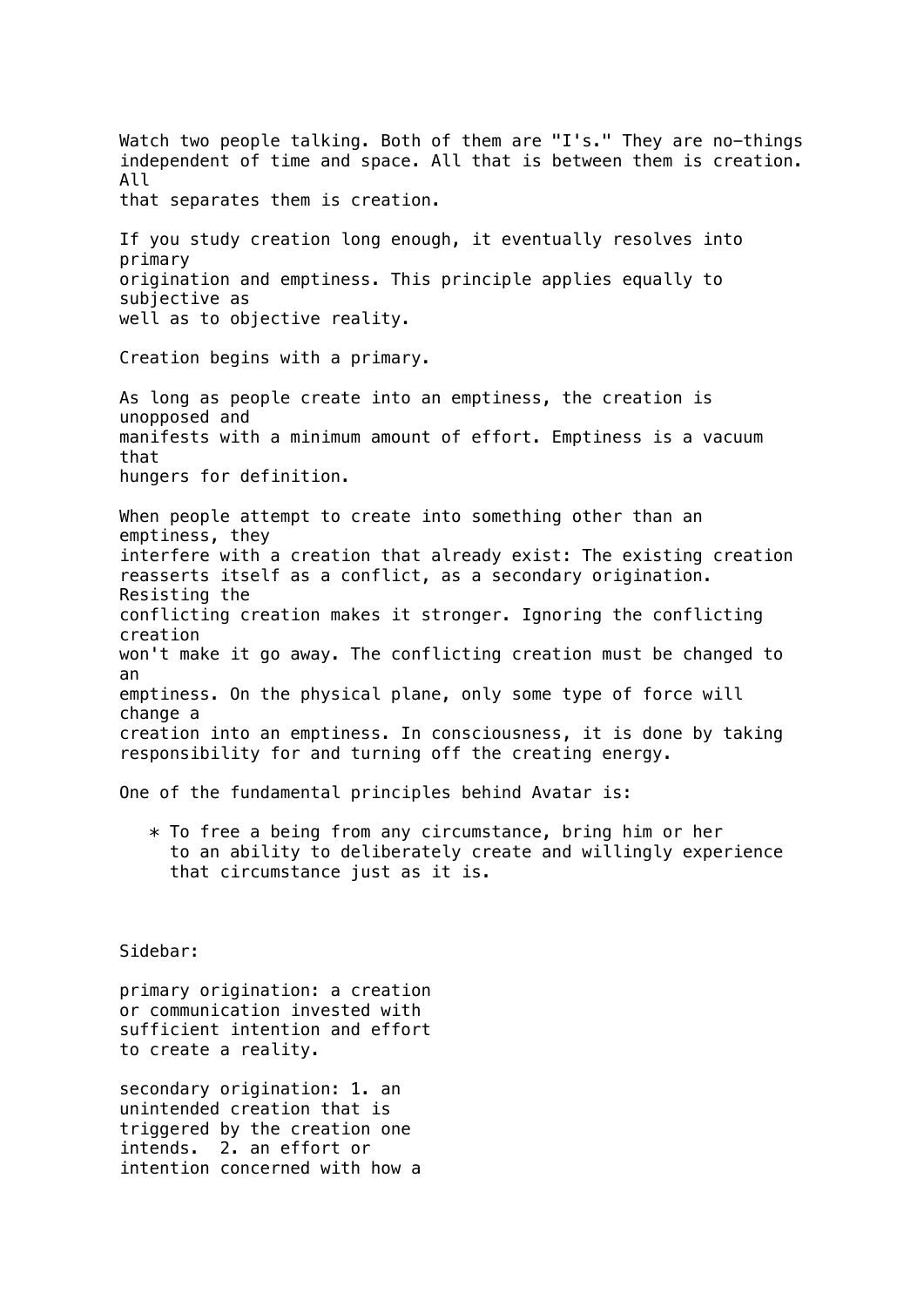Watch two people talking. Both of them are "I's." They are no-things independent of time and space. All that is between them is creation. All that separates them is creation.

If you study creation long enough, it eventually resolves into primary origination and emptiness. This principle applies equally to subjective as well as to objective reality.

Creation begins with a primary.

As long as people create into an emptiness, the creation is unopposed and manifests with a minimum amount of effort. Emptiness is a vacuum that hungers for definition.

When people attempt to create into something other than an emptiness, they interfere with a creation that already exist: The existing creation reasserts itself as a conflict, as a secondary origination. Resisting the conflicting creation makes it stronger. Ignoring the conflicting creation won't make it go away. The conflicting creation must be changed to an emptiness. On the physical plane, only some type of force will change a creation into an emptiness. In consciousness, it is done by taking responsibility for and turning off the creating energy.

One of the fundamental principles behind Avatar is:

* To free a being from any circumstance, bring him or her to an ability to deliberately create and willingly experience that circumstance just as it is.

Sidebar:

primary origination: a creation or communication invested with sufficient intention and effort to create a reality.

secondary origination: 1. an unintended creation that is triggered by the creation one intends. 2. an effort or intention concerned with how a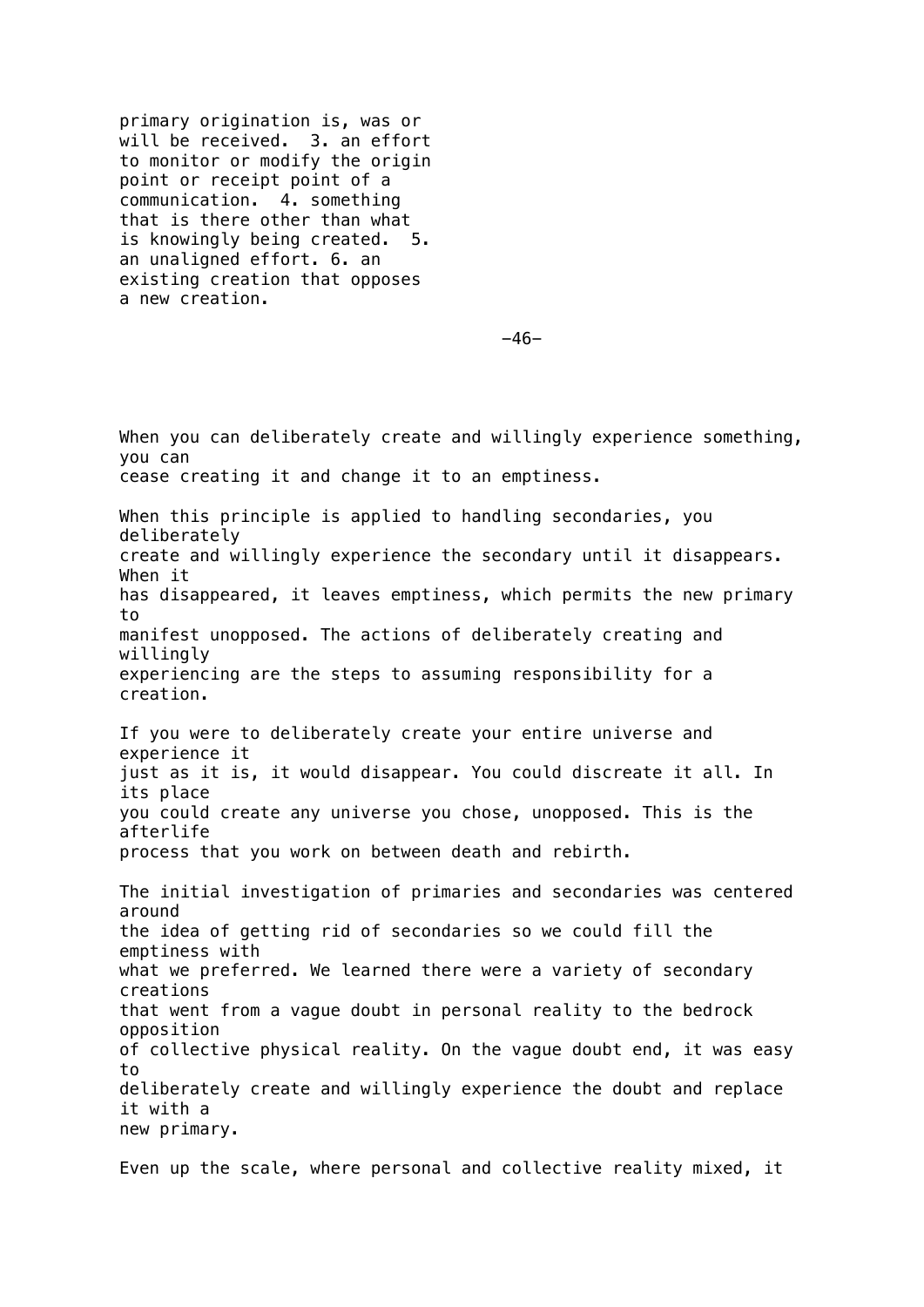primary origination is, was or will be received. 3. an effort to monitor or modify the origin point or receipt point of a communication. 4. something that is there other than what is knowingly being created. 5. an unaligned effort. 6. an existing creation that opposes a new creation.

When you can deliberately create and willingly experience something, you can cease creating it and change it to an emptiness.

When this principle is applied to handling secondaries, you deliberately create and willingly experience the secondary until it disappears. When it has disappeared, it leaves emptiness, which permits the new primary to manifest unopposed. The actions of deliberately creating and willingly experiencing are the steps to assuming responsibility for a creation.

If you were to deliberately create your entire universe and experience it just as it is, it would disappear. You could discreate it all. In its place you could create any universe you chose, unopposed. This is the afterlife process that you work on between death and rebirth.

The initial investigation of primaries and secondaries was centered around the idea of getting rid of secondaries so we could fill the emptiness with what we preferred. We learned there were a variety of secondary creations that went from a vague doubt in personal reality to the bedrock opposition of collective physical reality. On the vague doubt end, it was easy to deliberately create and willingly experience the doubt and replace it with a new primary.

Even up the scale, where personal and collective reality mixed, it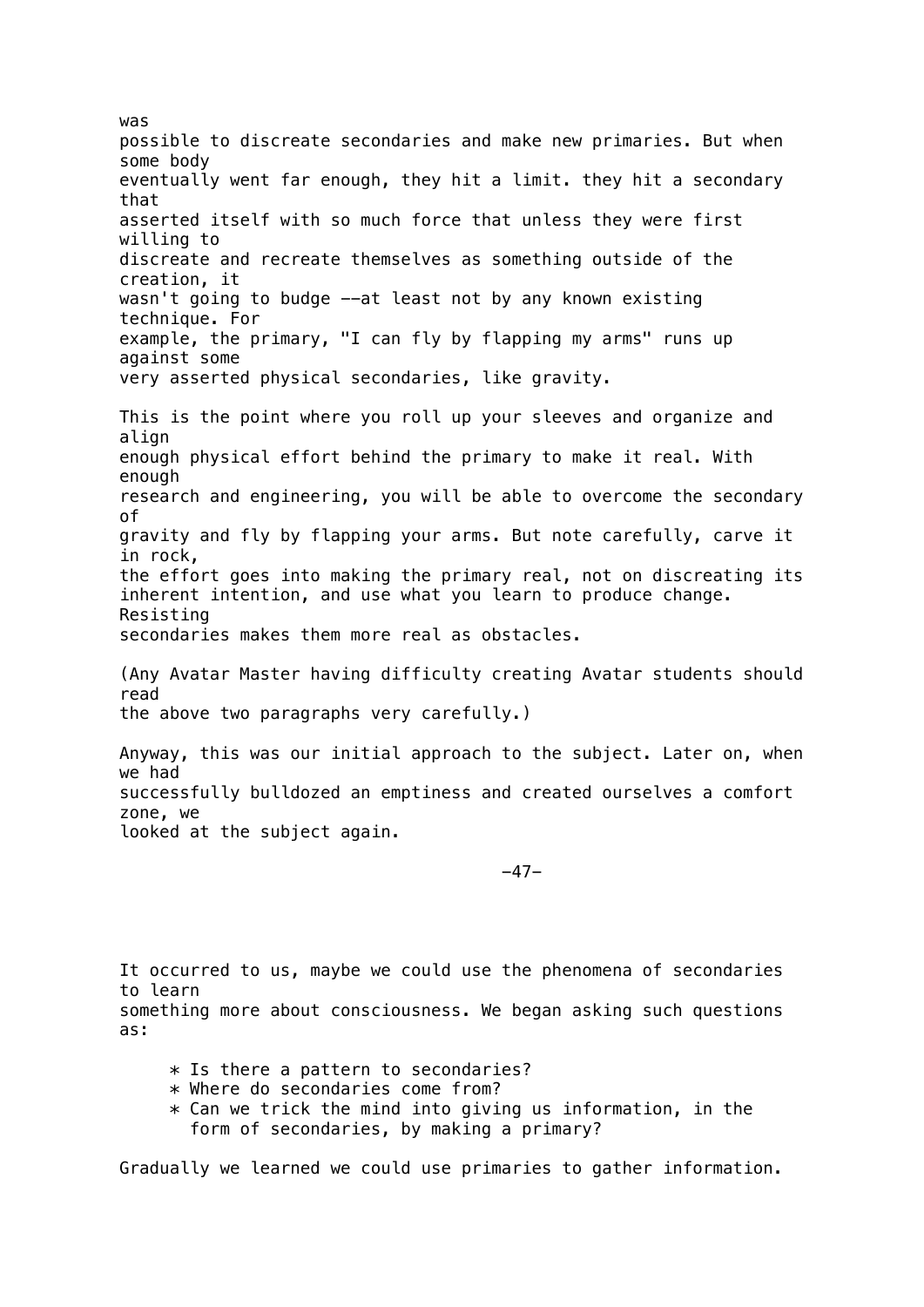was possible to discreate secondaries and make new primaries. But when some body eventually went far enough, they hit a limit. they hit a secondary that asserted itself with so much force that unless they were first willing to discreate and recreate themselves as something outside of the creation, it wasn't going to budge --at least not by any known existing technique. For example, the primary, "I can fly by flapping my arms" runs up against some very asserted physical secondaries, like gravity.

This is the point where you roll up your sleeves and organize and align enough physical effort behind the primary to make it real. With enough research and engineering, you will be able to overcome the secondary of gravity and fly by flapping your arms. But note carefully, carve it in rock, the effort goes into making the primary real, not on discreating its inherent intention, and use what you learn to produce change. Resisting secondaries makes them more real as obstacles.

(Any Avatar Master having difficulty creating Avatar students should read the above two paragraphs very carefully.)

Anyway, this was our initial approach to the subject. Later on, when we had successfully bulldozed an emptiness and created ourselves a comfort zone, we looked at the subject again.

It occurred to us, maybe we could use the phenomena of secondaries to learn something more about consciousness. We began asking such questions as:

* Is there a pattern to secondaries?
* Where do secondaries come from?
* Can we trick the mind into giving us information, in the form of secondaries, by making a primary?

Gradually we learned we could use primaries to gather information.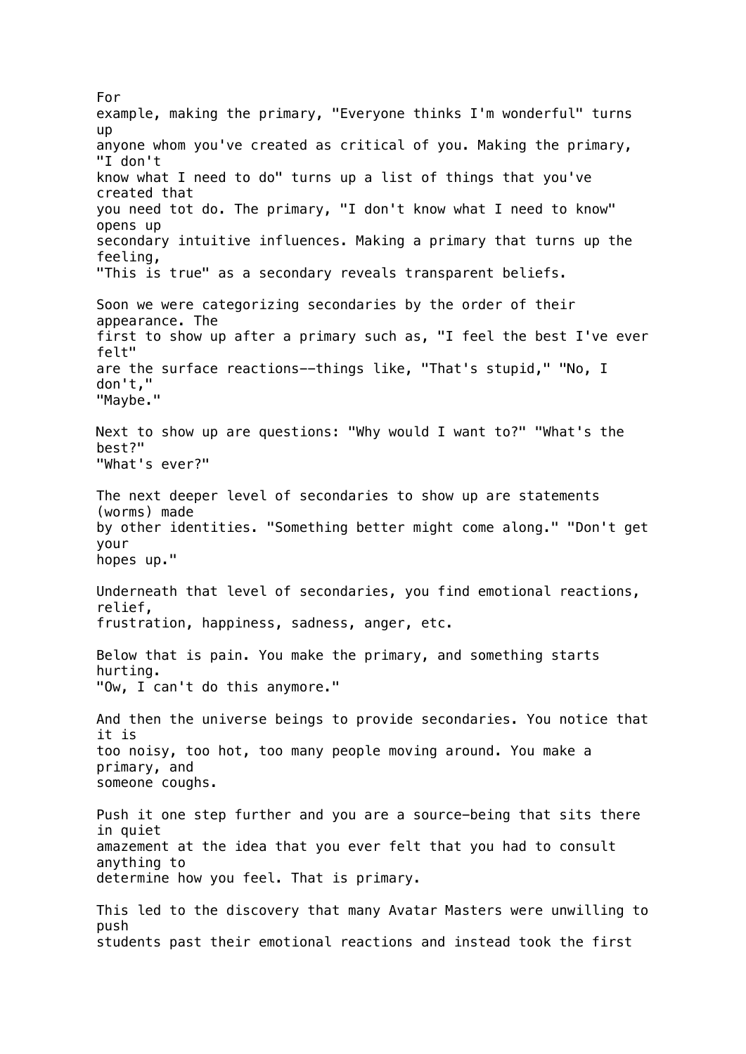For example, making the primary, "Everyone thinks I'm wonderful" turns up anyone whom you've created as critical of you. Making the primary, "I don't know what I need to do" turns up a list of things that you've created that you need tot do. The primary, "I don't know what I need to know" opens up secondary intuitive influences. Making a primary that turns up the feeling, "This is true" as a secondary reveals transparent beliefs.

Soon we were categorizing secondaries by the order of their appearance. The first to show up after a primary such as, "I feel the best I've ever felt" are the surface reactions--things like, "That's stupid," "No, I don't," "Maybe."

Next to show up are questions: "Why would I want to?" "What's the best?" "What's ever?"

The next deeper level of secondaries to show up are statements (worms) made by other identities. "Something better might come along." "Don't get your hopes up."

Underneath that level of secondaries, you find emotional reactions, relief, frustration, happiness, sadness, anger, etc.

Below that is pain. You make the primary, and something starts hurting. "Ow, I can't do this anymore."

And then the universe beings to provide secondaries. You notice that it is too noisy, too hot, too many people moving around. You make a primary, and someone coughs.

Push it one step further and you are a source-being that sits there in quiet amazement at the idea that you ever felt that you had to consult anything to determine how you feel. That is primary.

This led to the discovery that many Avatar Masters were unwilling to push students past their emotional reactions and instead took the first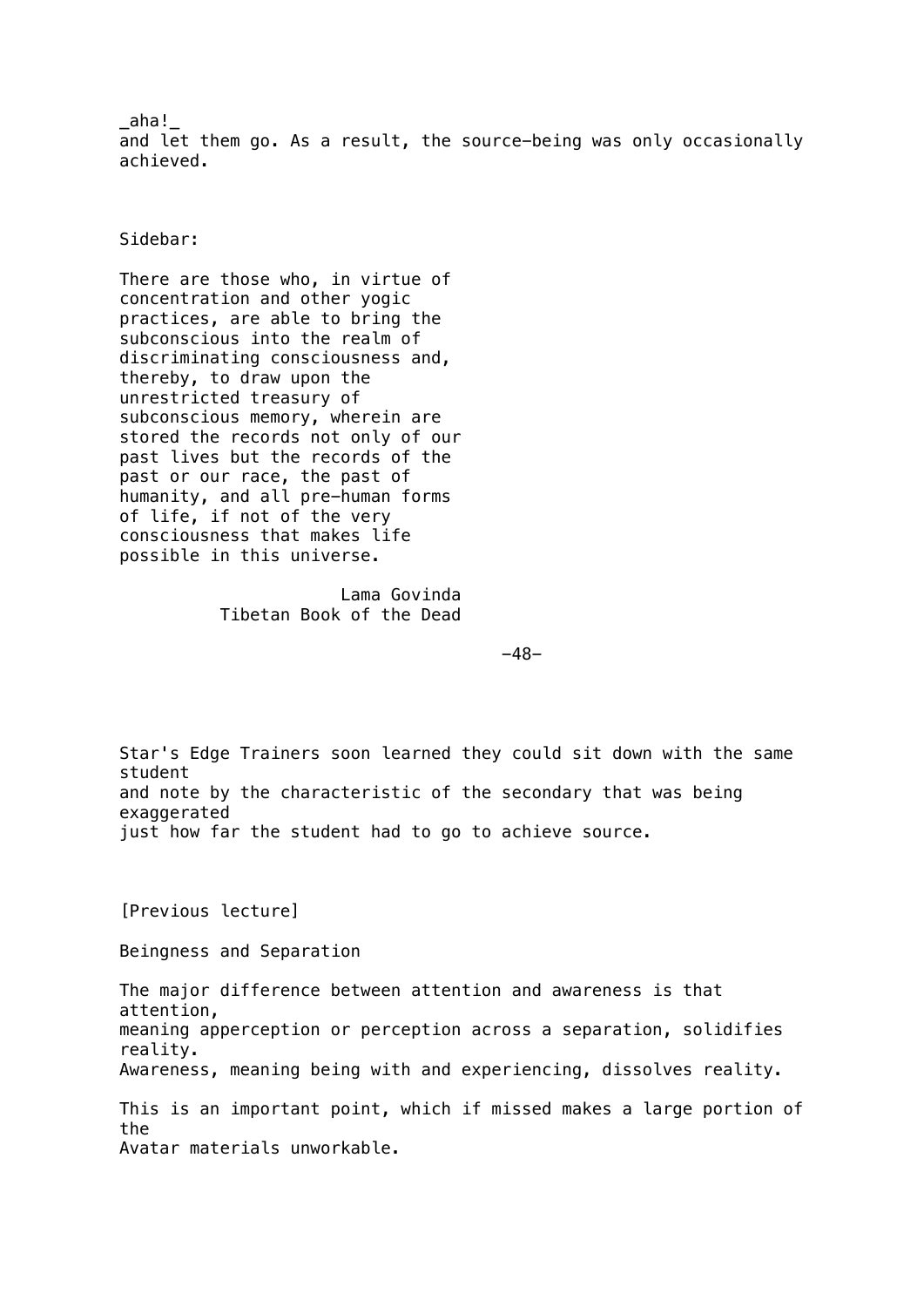_aha!_
and let them go. As a result, the source-being was only occasionally achieved.

Sidebar:

> There are those who, in virtue of concentration and other yogic practices, are able to bring the subconscious into the realm of discriminating consciousness and, thereby, to draw upon the unrestricted treasury of subconscious memory, wherein are stored the records not only of our past lives but the records of the past or our race, the past of humanity, and all pre-human forms of life, if not of the very consciousness that makes life possible in this universe.
>
> Lama Govinda
> Tibetan Book of the Dead

Star's Edge Trainers soon learned they could sit down with the same student and note by the characteristic of the secondary that was being exaggerated just how far the student had to go to achieve source.

[Previous lecture]

## Beingness and Separation

The major difference between attention and awareness is that attention, meaning apperception or perception across a separation, solidifies reality. Awareness, meaning being with and experiencing, dissolves reality.

This is an important point, which if missed makes a large portion of the Avatar materials unworkable.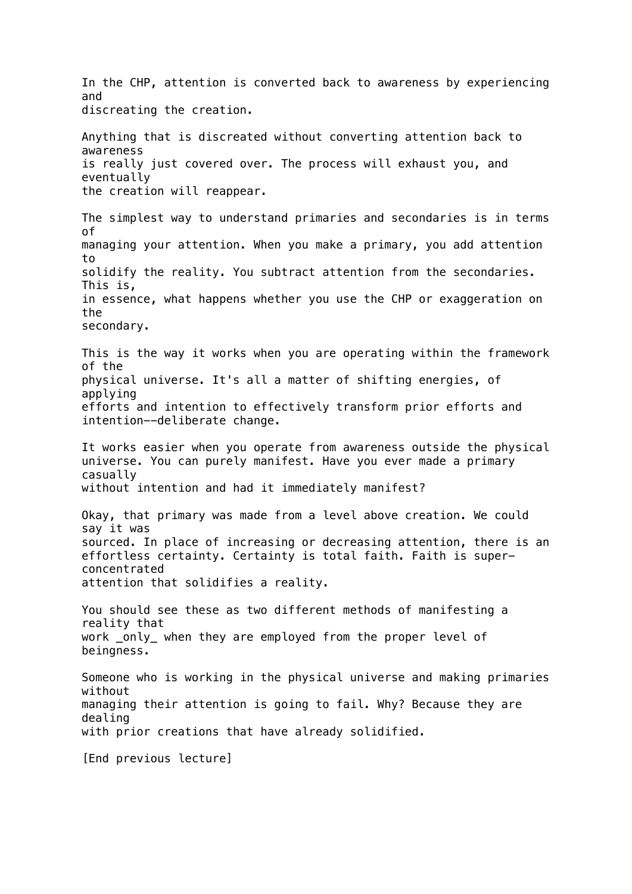In the CHP, attention is converted back to awareness by experiencing and discreating the creation.

Anything that is discreated without converting attention back to awareness is really just covered over. The process will exhaust you, and eventually the creation will reappear.

The simplest way to understand primaries and secondaries is in terms of managing your attention. When you make a primary, you add attention to solidify the reality. You subtract attention from the secondaries. This is, in essence, what happens whether you use the CHP or exaggeration on the secondary.

This is the way it works when you are operating within the framework of the physical universe. It's all a matter of shifting energies, of applying efforts and intention to effectively transform prior efforts and intention--deliberate change.

It works easier when you operate from awareness outside the physical universe. You can purely manifest. Have you ever made a primary casually without intention and had it immediately manifest?

Okay, that primary was made from a level above creation. We could say it was sourced. In place of increasing or decreasing attention, there is an effortless certainty. Certainty is total faith. Faith is super-concentrated attention that solidifies a reality.

You should see these as two different methods of manifesting a reality that work _only_ when they are employed from the proper level of beingness.

Someone who is working in the physical universe and making primaries without managing their attention is going to fail. Why? Because they are dealing with prior creations that have already solidified.

[End previous lecture]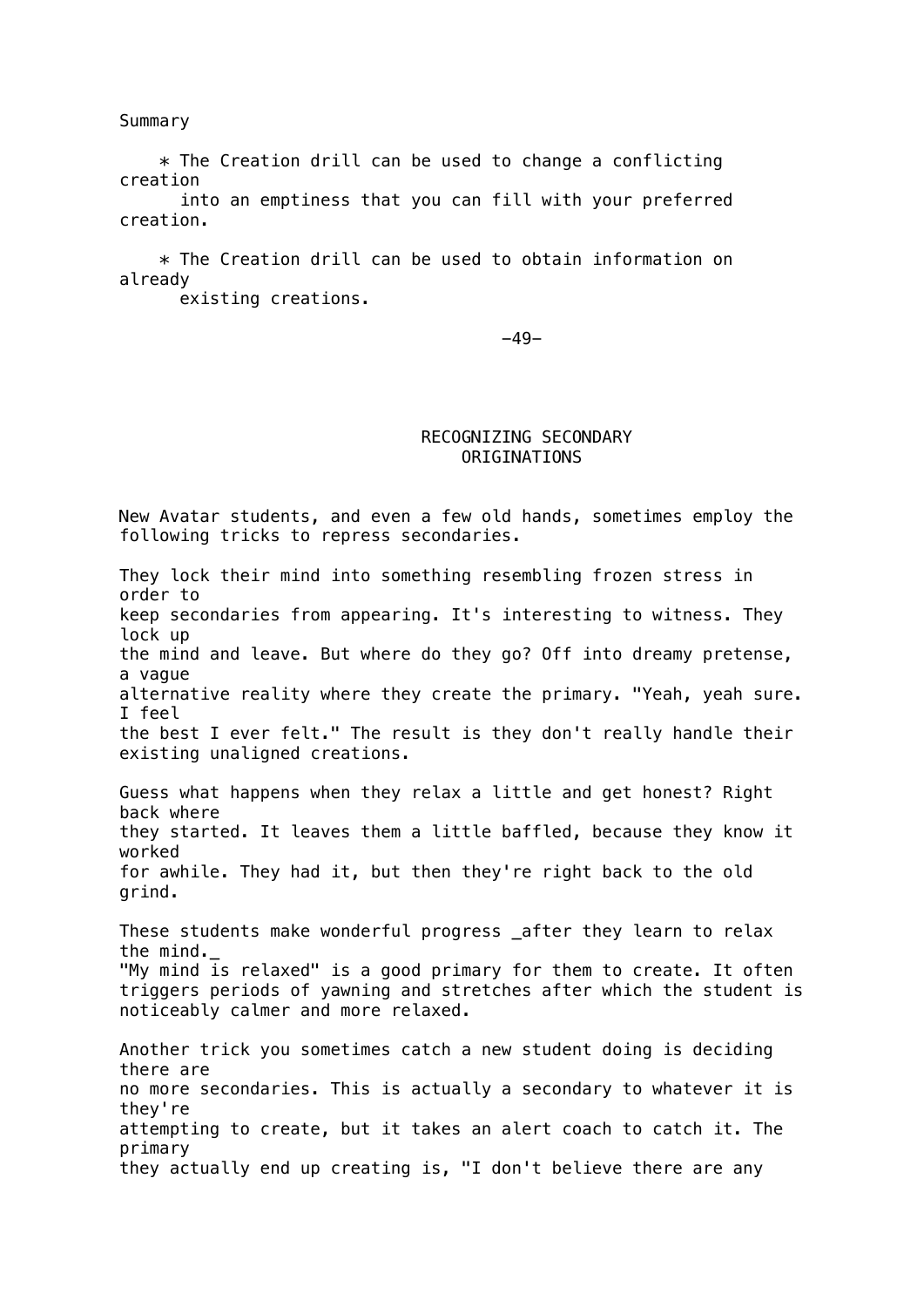Summary

* The Creation drill can be used to change a conflicting creation into an emptiness that you can fill with your preferred creation.

* The Creation drill can be used to obtain information on already existing creations.

## RECOGNIZING SECONDARY ORIGINATIONS

New Avatar students, and even a few old hands, sometimes employ the following tricks to repress secondaries.

They lock their mind into something resembling frozen stress in order to keep secondaries from appearing. It's interesting to witness. They lock up the mind and leave. But where do they go? Off into dreamy pretense, a vague alternative reality where they create the primary. "Yeah, yeah sure. I feel the best I ever felt." The result is they don't really handle their existing unaligned creations.

Guess what happens when they relax a little and get honest? Right back where they started. It leaves them a little baffled, because they know it worked for awhile. They had it, but then they're right back to the old grind.

These students make wonderful progress _after they learn to relax the mind._ "My mind is relaxed" is a good primary for them to create. It often triggers periods of yawning and stretches after which the student is noticeably calmer and more relaxed.

Another trick you sometimes catch a new student doing is deciding there are no more secondaries. This is actually a secondary to whatever it is they're attempting to create, but it takes an alert coach to catch it. The primary they actually end up creating is, "I don't believe there are any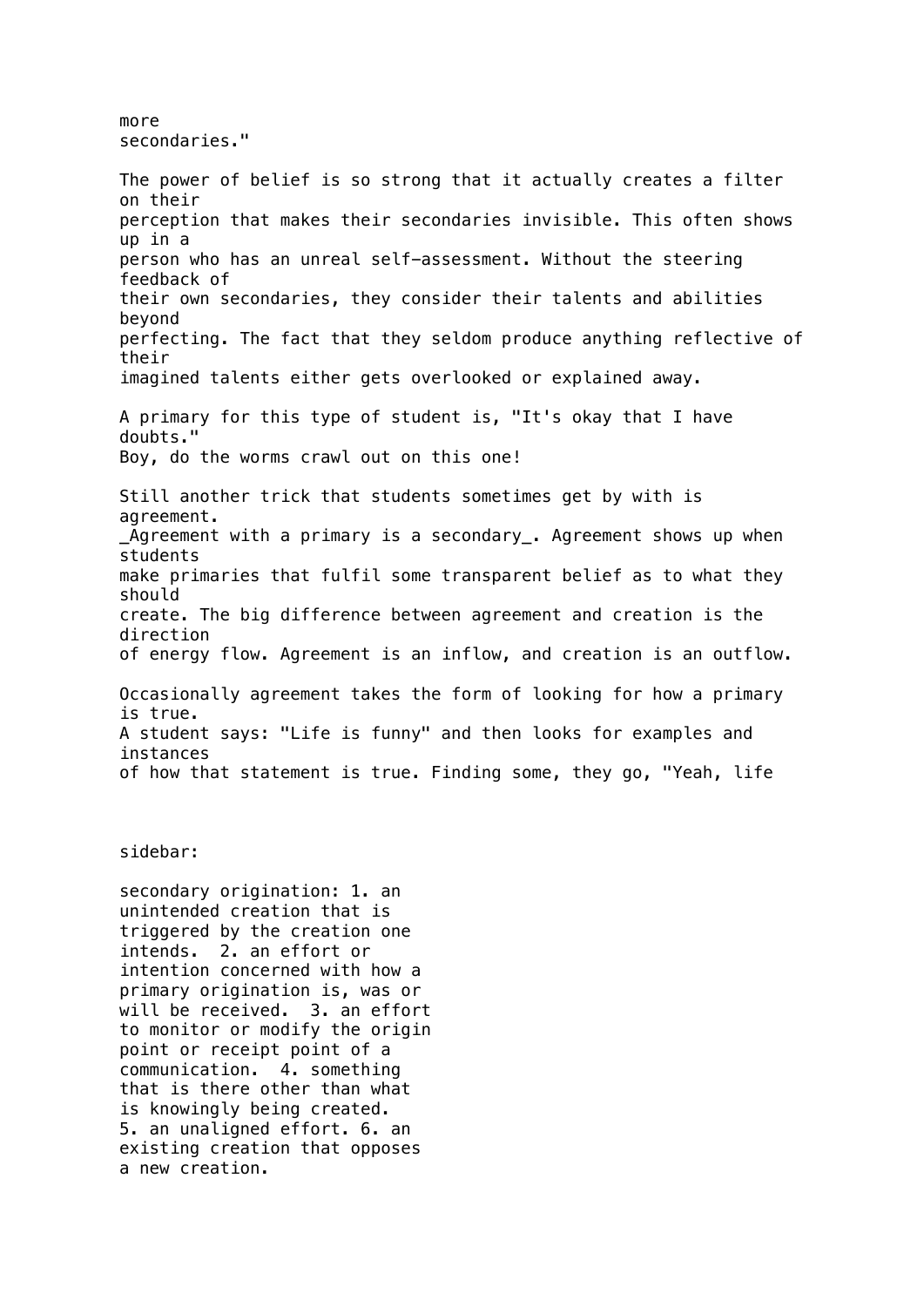more secondaries."

The power of belief is so strong that it actually creates a filter on their perception that makes their secondaries invisible. This often shows up in a person who has an unreal self-assessment. Without the steering feedback of their own secondaries, they consider their talents and abilities beyond perfecting. The fact that they seldom produce anything reflective of their imagined talents either gets overlooked or explained away.

A primary for this type of student is, "It's okay that I have doubts." Boy, do the worms crawl out on this one!

Still another trick that students sometimes get by with is agreement. _Agreement with a primary is a secondary_. Agreement shows up when students make primaries that fulfil some transparent belief as to what they should create. The big difference between agreement and creation is the direction of energy flow. Agreement is an inflow, and creation is an outflow.

Occasionally agreement takes the form of looking for how a primary is true. A student says: "Life is funny" and then looks for examples and instances of how that statement is true. Finding some, they go, "Yeah, life

sidebar:

secondary origination: 1. an unintended creation that is triggered by the creation one intends. 2. an effort or intention concerned with how a primary origination is, was or will be received. 3. an effort to monitor or modify the origin point or receipt point of a communication. 4. something that is there other than what is knowingly being created. 5. an unaligned effort. 6. an existing creation that opposes a new creation.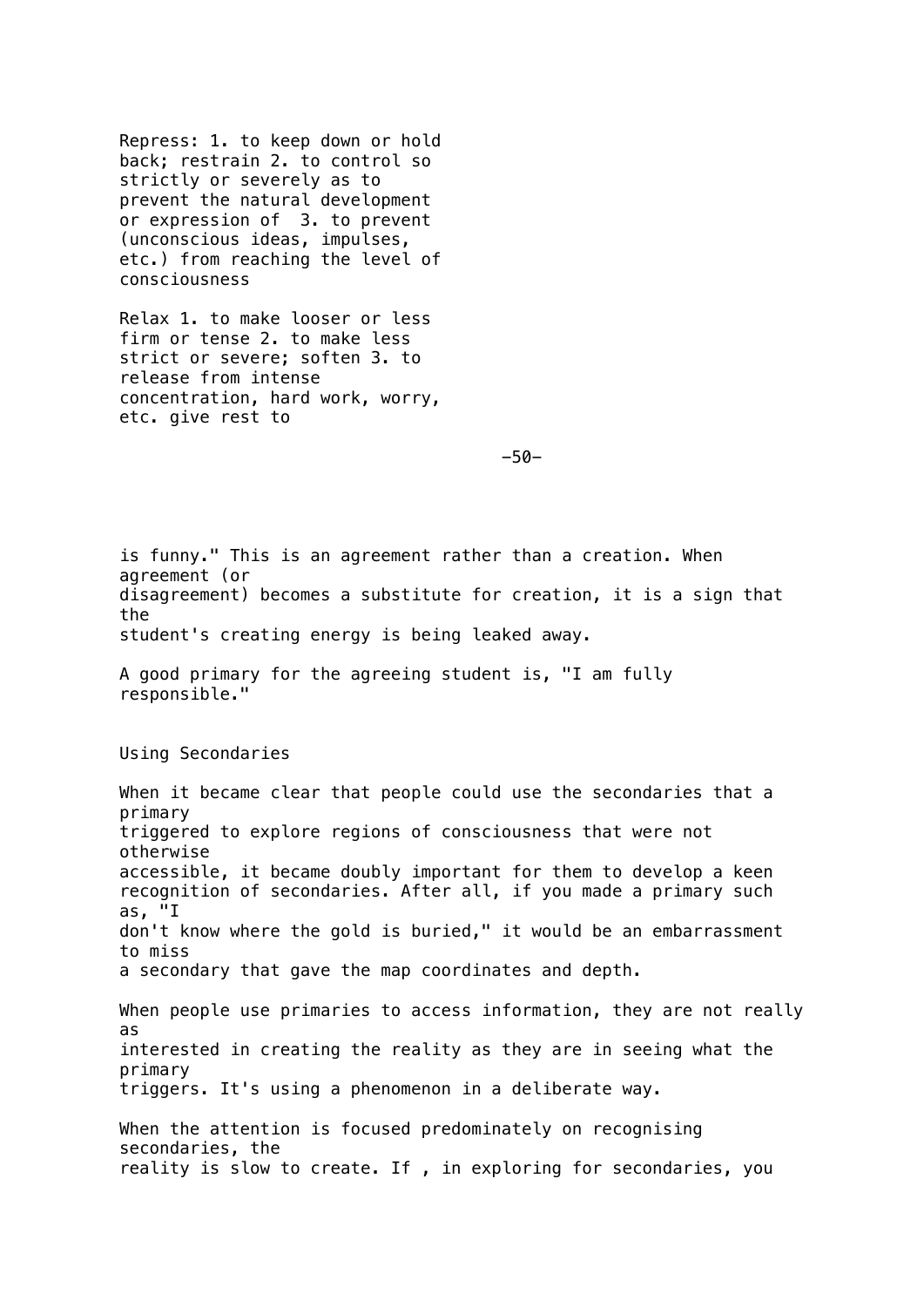Repress: 1. to keep down or hold back; restrain 2. to control so strictly or severely as to prevent the natural development or expression of 3. to prevent (unconscious ideas, impulses, etc.) from reaching the level of consciousness

Relax 1. to make looser or less firm or tense 2. to make less strict or severe; soften 3. to release from intense concentration, hard work, worry, etc. give rest to

is funny." This is an agreement rather than a creation. When agreement (or disagreement) becomes a substitute for creation, it is a sign that the student's creating energy is being leaked away.

A good primary for the agreeing student is, "I am fully responsible."

## Using Secondaries

When it became clear that people could use the secondaries that a primary triggered to explore regions of consciousness that were not otherwise accessible, it became doubly important for them to develop a keen recognition of secondaries. After all, if you made a primary such as, "I don't know where the gold is buried," it would be an embarrassment to miss a secondary that gave the map coordinates and depth.

When people use primaries to access information, they are not really as interested in creating the reality as they are in seeing what the primary triggers. It's using a phenomenon in a deliberate way.

When the attention is focused predominately on recognising secondaries, the reality is slow to create. If , in exploring for secondaries, you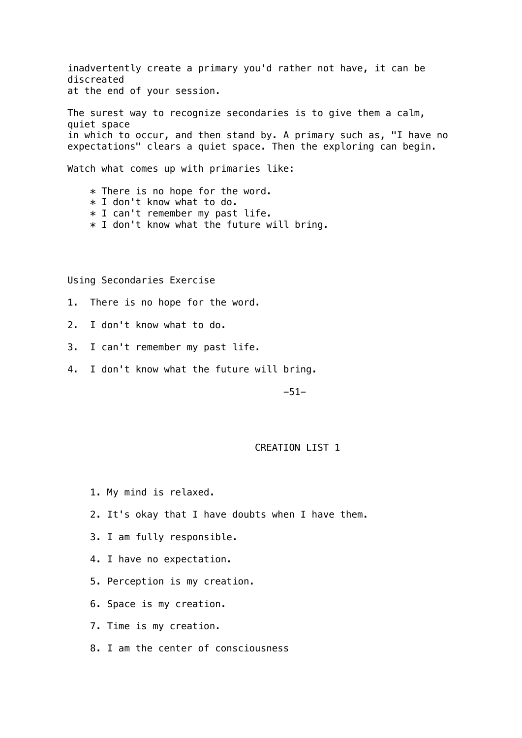inadvertently create a primary you'd rather not have, it can be discreated at the end of your session.

The surest way to recognize secondaries is to give them a calm, quiet space in which to occur, and then stand by. A primary such as, "I have no expectations" clears a quiet space. Then the exploring can begin.

Watch what comes up with primaries like:

* There is no hope for the word.
* I don't know what to do.
* I can't remember my past life.
* I don't know what the future will bring.

Using Secondaries Exercise

1. There is no hope for the word.
2. I don't know what to do.
3. I can't remember my past life.
4. I don't know what the future will bring.

## CREATION LIST 1

1. My mind is relaxed.
2. It's okay that I have doubts when I have them.
3. I am fully responsible.
4. I have no expectation.
5. Perception is my creation.
6. Space is my creation.
7. Time is my creation.
8. I am the center of consciousness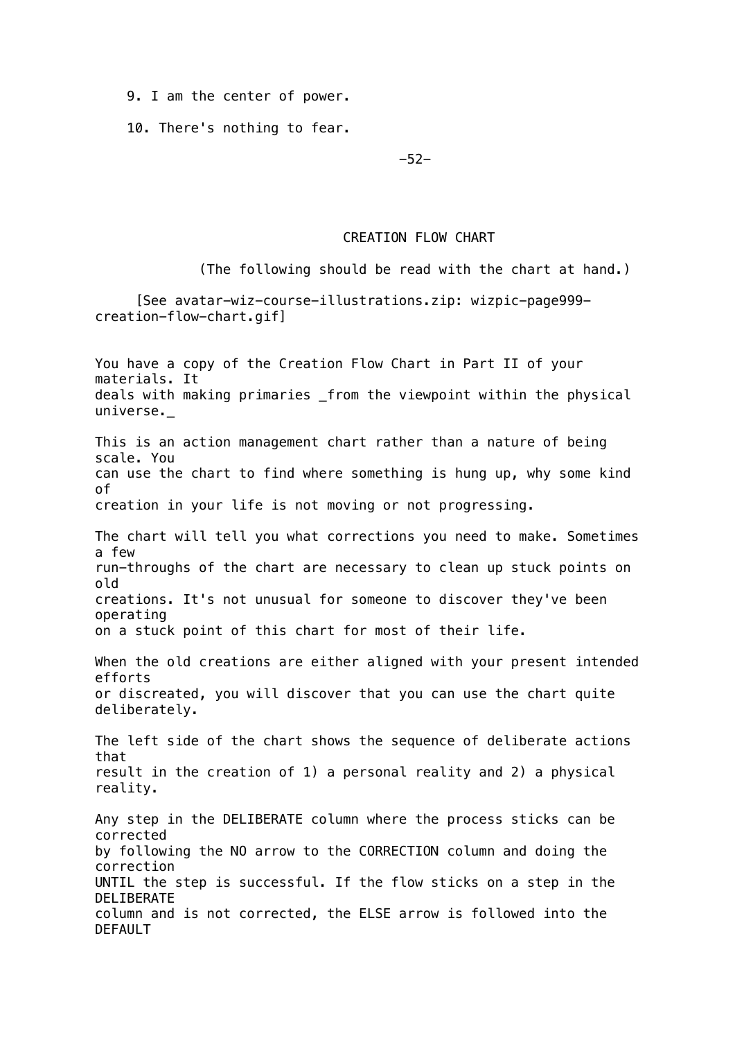9. I am the center of power.

10. There's nothing to fear.

## CREATION FLOW CHART

(The following should be read with the chart at hand.)

[See avatar-wiz-course-illustrations.zip: wizpic-page999-creation-flow-chart.gif]

You have a copy of the Creation Flow Chart in Part II of your materials. It deals with making primaries *from the viewpoint within the physical universe.*

This is an action management chart rather than a nature of being scale. You can use the chart to find where something is hung up, why some kind of creation in your life is not moving or not progressing.

The chart will tell you what corrections you need to make. Sometimes a few run-throughs of the chart are necessary to clean up stuck points on old creations. It's not unusual for someone to discover they've been operating on a stuck point of this chart for most of their life.

When the old creations are either aligned with your present intended efforts or discreated, you will discover that you can use the chart quite deliberately.

The left side of the chart shows the sequence of deliberate actions that result in the creation of 1) a personal reality and 2) a physical reality.

Any step in the DELIBERATE column where the process sticks can be corrected by following the NO arrow to the CORRECTION column and doing the correction UNTIL the step is successful. If the flow sticks on a step in the DELIBERATE column and is not corrected, the ELSE arrow is followed into the DEFAULT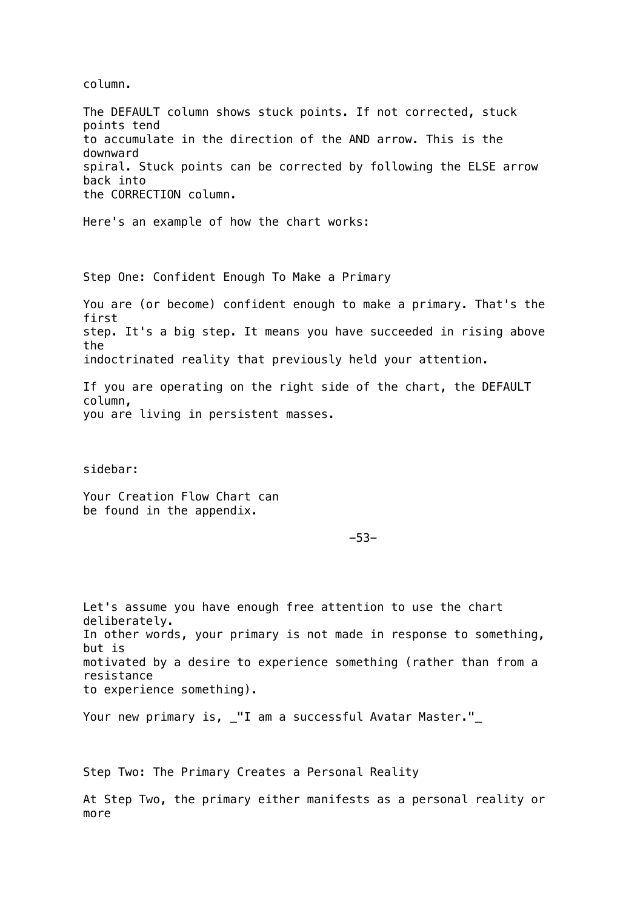column.

The DEFAULT column shows stuck points. If not corrected, stuck points tend to accumulate in the direction of the AND arrow. This is the downward spiral. Stuck points can be corrected by following the ELSE arrow back into the CORRECTION column.

Here's an example of how the chart works:

## Step One: Confident Enough To Make a Primary

You are (or become) confident enough to make a primary. That's the first step. It's a big step. It means you have succeeded in rising above the indoctrinated reality that previously held your attention.

If you are operating on the right side of the chart, the DEFAULT column, you are living in persistent masses.

sidebar:

Your Creation Flow Chart can be found in the appendix.

Let's assume you have enough free attention to use the chart deliberately. In other words, your primary is not made in response to something, but is motivated by a desire to experience something (rather than from a resistance to experience something).

Your new primary is, _"I am a successful Avatar Master."_

## Step Two: The Primary Creates a Personal Reality

At Step Two, the primary either manifests as a personal reality or more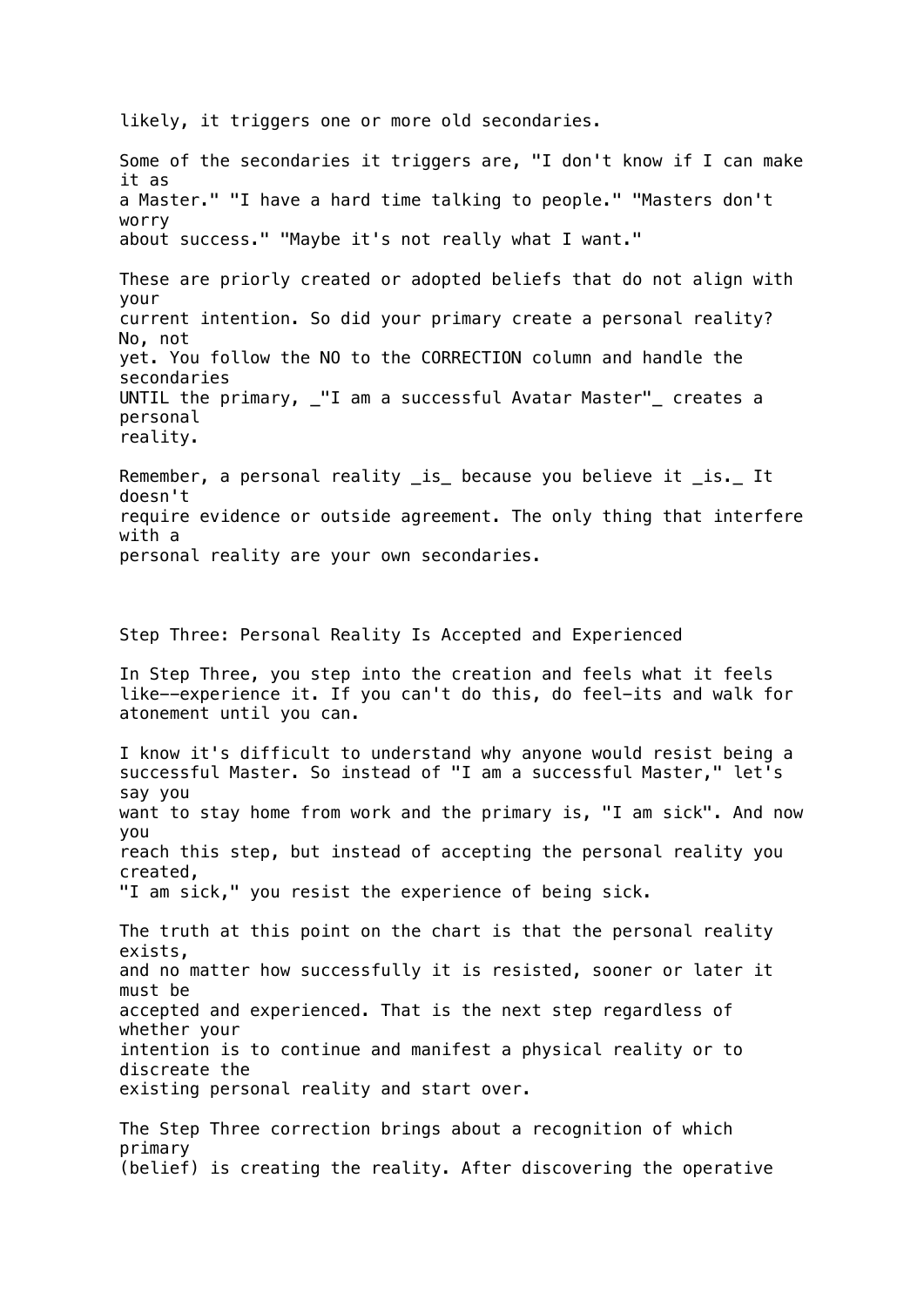likely, it triggers one or more old secondaries.

Some of the secondaries it triggers are, "I don't know if I can make it as a Master." "I have a hard time talking to people." "Masters don't worry about success." "Maybe it's not really what I want."

These are priorly created or adopted beliefs that do not align with your current intention. So did your primary create a personal reality? No, not yet. You follow the NO to the CORRECTION column and handle the secondaries UNTIL the primary, _"I am a successful Avatar Master"_ creates a personal reality.

Remember, a personal reality _is_ because you believe it _is._ It doesn't require evidence or outside agreement. The only thing that interfere with a personal reality are your own secondaries.

## Step Three: Personal Reality Is Accepted and Experienced

In Step Three, you step into the creation and feels what it feels like--experience it. If you can't do this, do feel-its and walk for atonement until you can.

I know it's difficult to understand why anyone would resist being a successful Master. So instead of "I am a successful Master," let's say you want to stay home from work and the primary is, "I am sick". And now you reach this step, but instead of accepting the personal reality you created, "I am sick," you resist the experience of being sick.

The truth at this point on the chart is that the personal reality exists, and no matter how successfully it is resisted, sooner or later it must be accepted and experienced. That is the next step regardless of whether your intention is to continue and manifest a physical reality or to discreate the existing personal reality and start over.

The Step Three correction brings about a recognition of which primary (belief) is creating the reality. After discovering the operative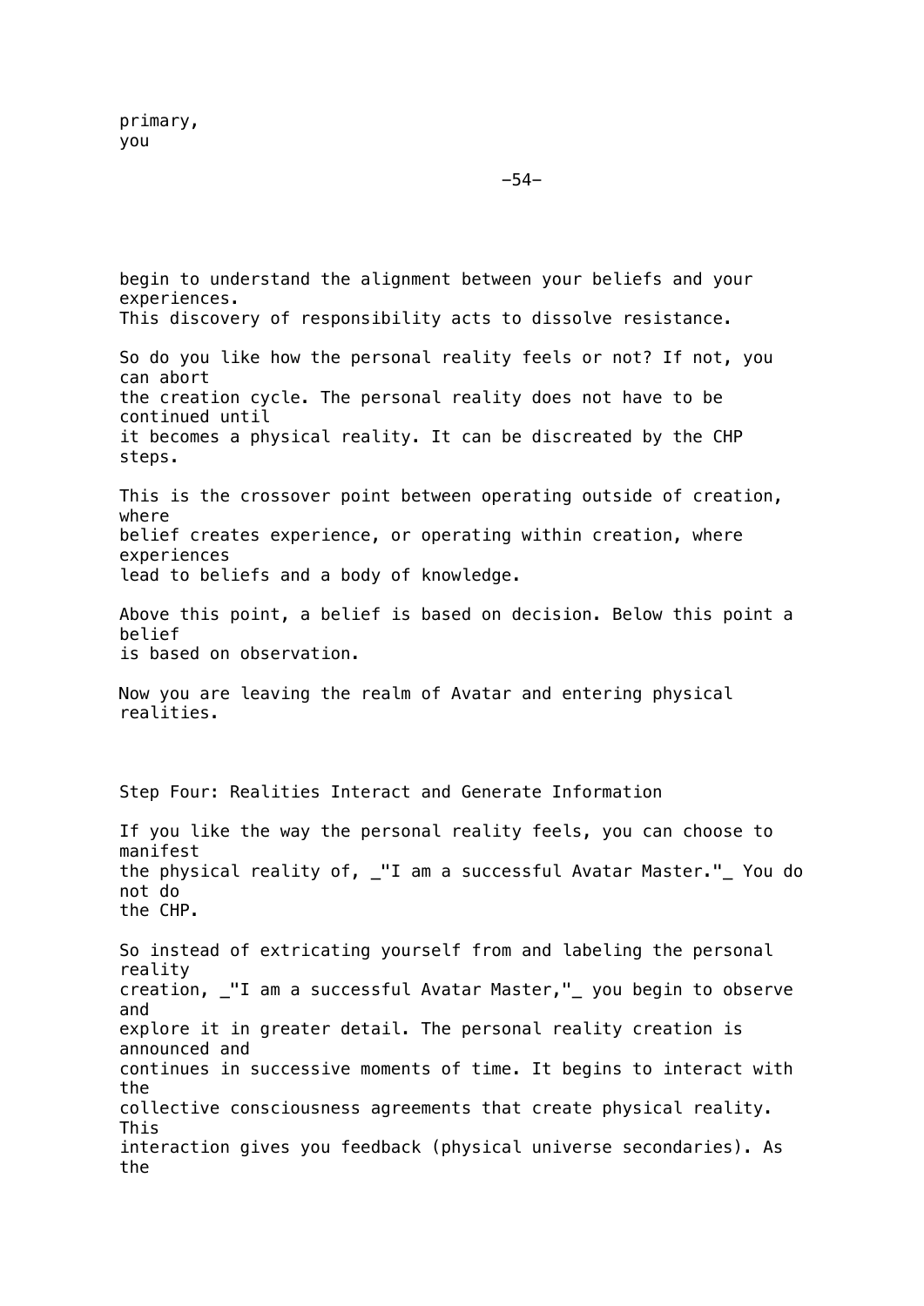primary,
you

begin to understand the alignment between your beliefs and your experiences.
This discovery of responsibility acts to dissolve resistance.

So do you like how the personal reality feels or not? If not, you can abort the creation cycle. The personal reality does not have to be continued until it becomes a physical reality. It can be discreated by the CHP steps.

This is the crossover point between operating outside of creation, where belief creates experience, or operating within creation, where experiences lead to beliefs and a body of knowledge.

Above this point, a belief is based on decision. Below this point a belief is based on observation.

Now you are leaving the realm of Avatar and entering physical realities.

## Step Four: Realities Interact and Generate Information

If you like the way the personal reality feels, you can choose to manifest the physical reality of, _"I am a successful Avatar Master."_ You do not do the CHP.

So instead of extricating yourself from and labeling the personal reality creation, _"I am a successful Avatar Master,"_ you begin to observe and explore it in greater detail. The personal reality creation is announced and continues in successive moments of time. It begins to interact with the collective consciousness agreements that create physical reality. This interaction gives you feedback (physical universe secondaries). As the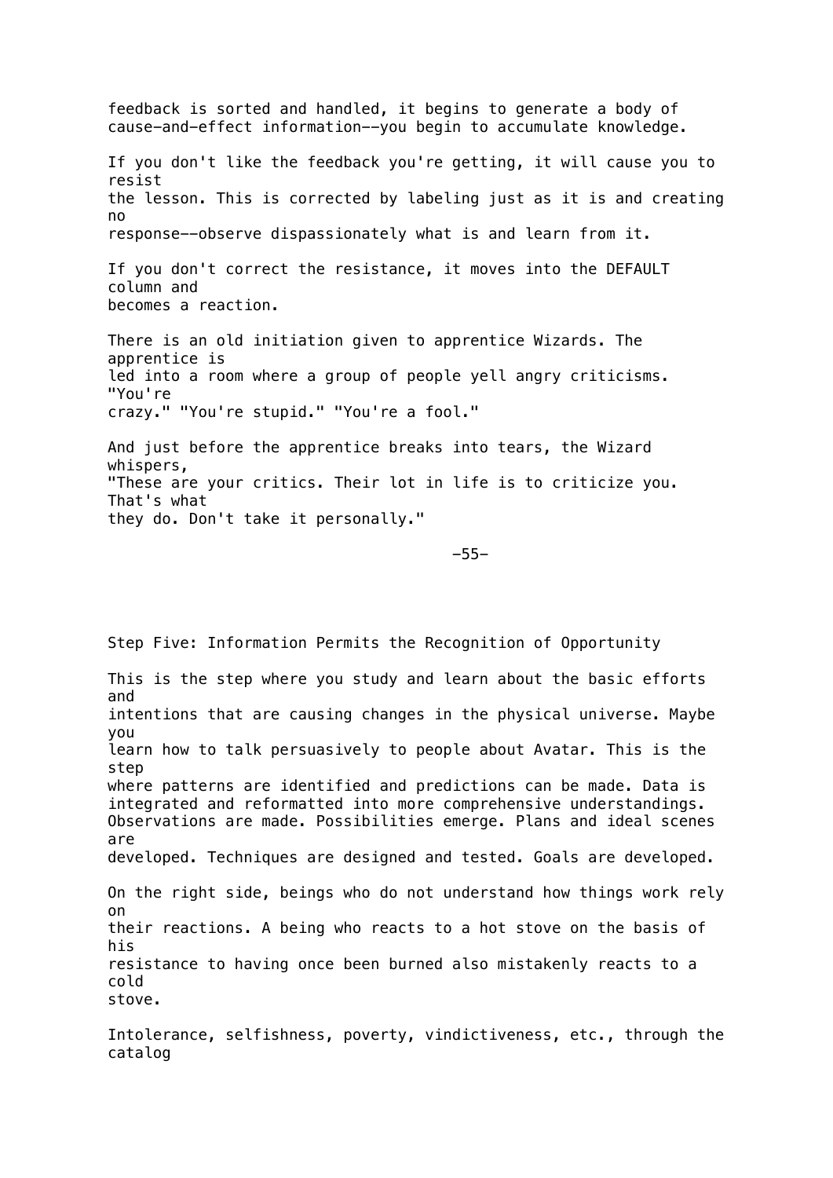feedback is sorted and handled, it begins to generate a body of cause-and-effect information--you begin to accumulate knowledge.

If you don't like the feedback you're getting, it will cause you to resist the lesson. This is corrected by labeling just as it is and creating no response--observe dispassionately what is and learn from it.

If you don't correct the resistance, it moves into the DEFAULT column and becomes a reaction.

There is an old initiation given to apprentice Wizards. The apprentice is led into a room where a group of people yell angry criticisms. "You're crazy." "You're stupid." "You're a fool."

And just before the apprentice breaks into tears, the Wizard whispers, "These are your critics. Their lot in life is to criticize you. That's what they do. Don't take it personally."

## Step Five: Information Permits the Recognition of Opportunity

This is the step where you study and learn about the basic efforts and intentions that are causing changes in the physical universe. Maybe you learn how to talk persuasively to people about Avatar. This is the step where patterns are identified and predictions can be made. Data is integrated and reformatted into more comprehensive understandings. Observations are made. Possibilities emerge. Plans and ideal scenes are developed. Techniques are designed and tested. Goals are developed.

On the right side, beings who do not understand how things work rely on their reactions. A being who reacts to a hot stove on the basis of his resistance to having once been burned also mistakenly reacts to a cold stove.

Intolerance, selfishness, poverty, vindictiveness, etc., through the catalog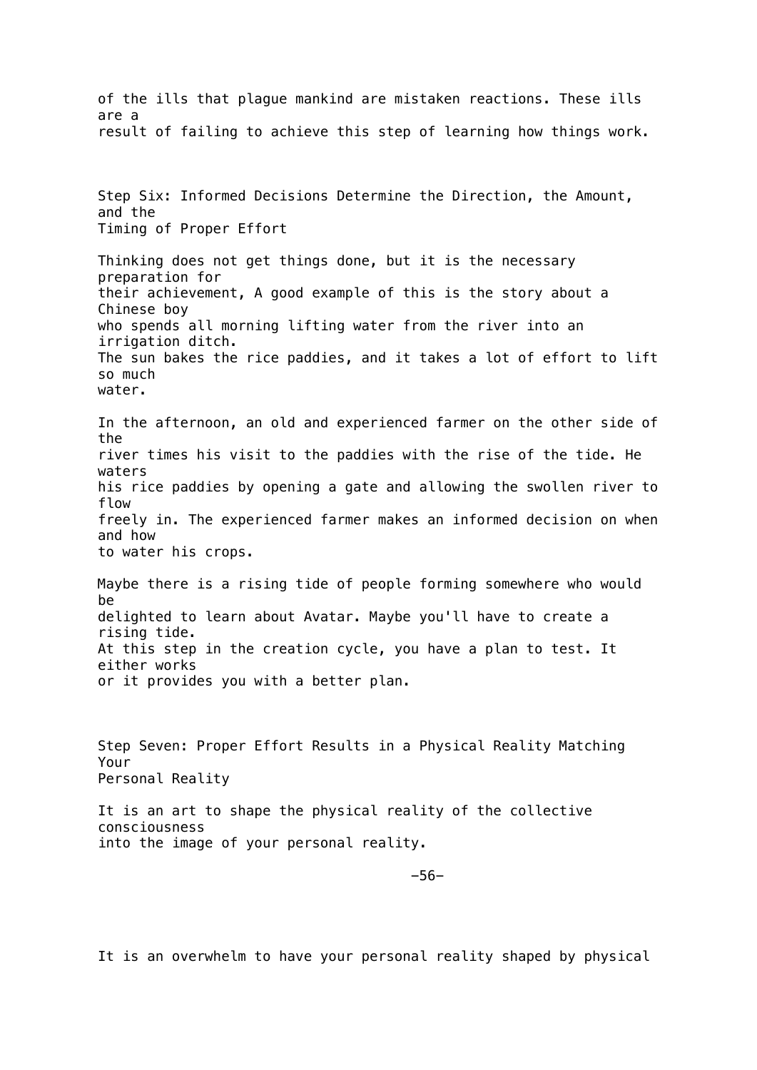of the ills that plague mankind are mistaken reactions. These ills are a result of failing to achieve this step of learning how things work.

## Step Six: Informed Decisions Determine the Direction, the Amount, and the Timing of Proper Effort

Thinking does not get things done, but it is the necessary preparation for their achievement, A good example of this is the story about a Chinese boy who spends all morning lifting water from the river into an irrigation ditch. The sun bakes the rice paddies, and it takes a lot of effort to lift so much water.

In the afternoon, an old and experienced farmer on the other side of the river times his visit to the paddies with the rise of the tide. He waters his rice paddies by opening a gate and allowing the swollen river to flow freely in. The experienced farmer makes an informed decision on when and how to water his crops.

Maybe there is a rising tide of people forming somewhere who would be delighted to learn about Avatar. Maybe you'll have to create a rising tide. At this step in the creation cycle, you have a plan to test. It either works or it provides you with a better plan.

## Step Seven: Proper Effort Results in a Physical Reality Matching Your Personal Reality

It is an art to shape the physical reality of the collective consciousness into the image of your personal reality.

It is an overwhelm to have your personal reality shaped by physical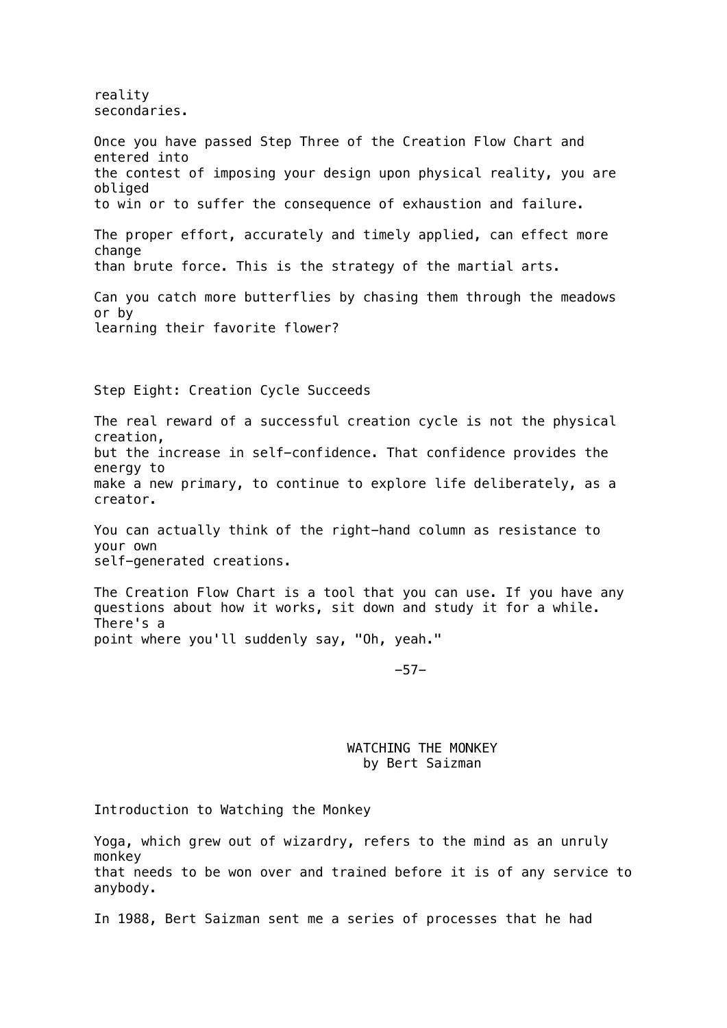reality secondaries.

Once you have passed Step Three of the Creation Flow Chart and entered into the contest of imposing your design upon physical reality, you are obliged to win or to suffer the consequence of exhaustion and failure.

The proper effort, accurately and timely applied, can effect more change than brute force. This is the strategy of the martial arts.

Can you catch more butterflies by chasing them through the meadows or by learning their favorite flower?

### Step Eight: Creation Cycle Succeeds

The real reward of a successful creation cycle is not the physical creation, but the increase in self-confidence. That confidence provides the energy to make a new primary, to continue to explore life deliberately, as a creator.

You can actually think of the right-hand column as resistance to your own self-generated creations.

The Creation Flow Chart is a tool that you can use. If you have any questions about how it works, sit down and study it for a while. There's a point where you'll suddenly say, "Oh, yeah."

# WATCHING THE MONKEY
by Bert Saizman

## Introduction to Watching the Monkey

Yoga, which grew out of wizardry, refers to the mind as an unruly monkey that needs to be won over and trained before it is of any service to anybody.

In 1988, Bert Saizman sent me a series of processes that he had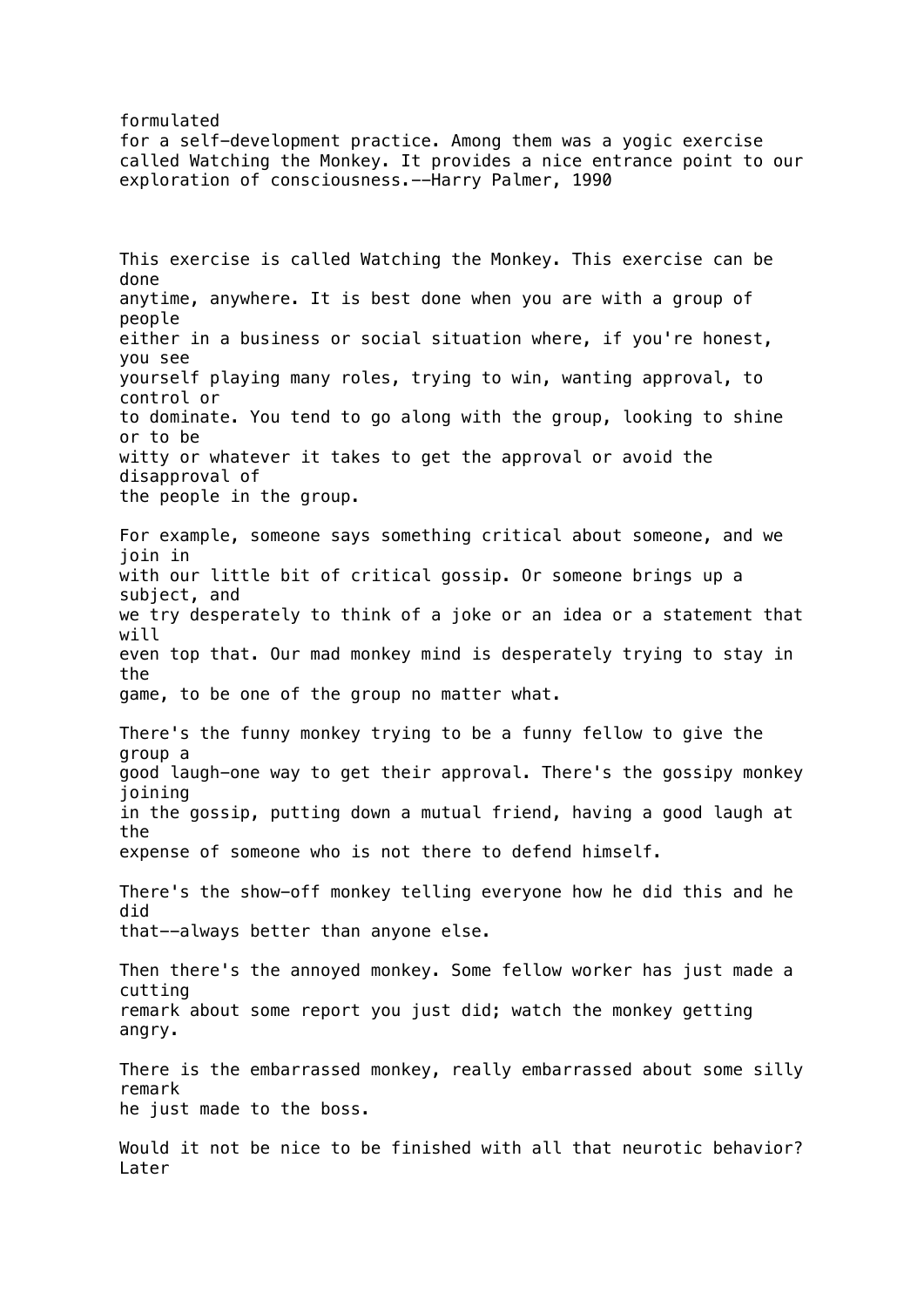formulated for a self-development practice. Among them was a yogic exercise called Watching the Monkey. It provides a nice entrance point to our exploration of consciousness.--Harry Palmer, 1990

This exercise is called Watching the Monkey. This exercise can be done anytime, anywhere. It is best done when you are with a group of people either in a business or social situation where, if you're honest, you see yourself playing many roles, trying to win, wanting approval, to control or to dominate. You tend to go along with the group, looking to shine or to be witty or whatever it takes to get the approval or avoid the disapproval of the people in the group.

For example, someone says something critical about someone, and we join in with our little bit of critical gossip. Or someone brings up a subject, and we try desperately to think of a joke or an idea or a statement that will even top that. Our mad monkey mind is desperately trying to stay in the game, to be one of the group no matter what.

There's the funny monkey trying to be a funny fellow to give the group a good laugh-one way to get their approval. There's the gossipy monkey joining in the gossip, putting down a mutual friend, having a good laugh at the expense of someone who is not there to defend himself.

There's the show-off monkey telling everyone how he did this and he did that--always better than anyone else.

Then there's the annoyed monkey. Some fellow worker has just made a cutting remark about some report you just did; watch the monkey getting angry.

There is the embarrassed monkey, really embarrassed about some silly remark he just made to the boss.

Would it not be nice to be finished with all that neurotic behavior? Later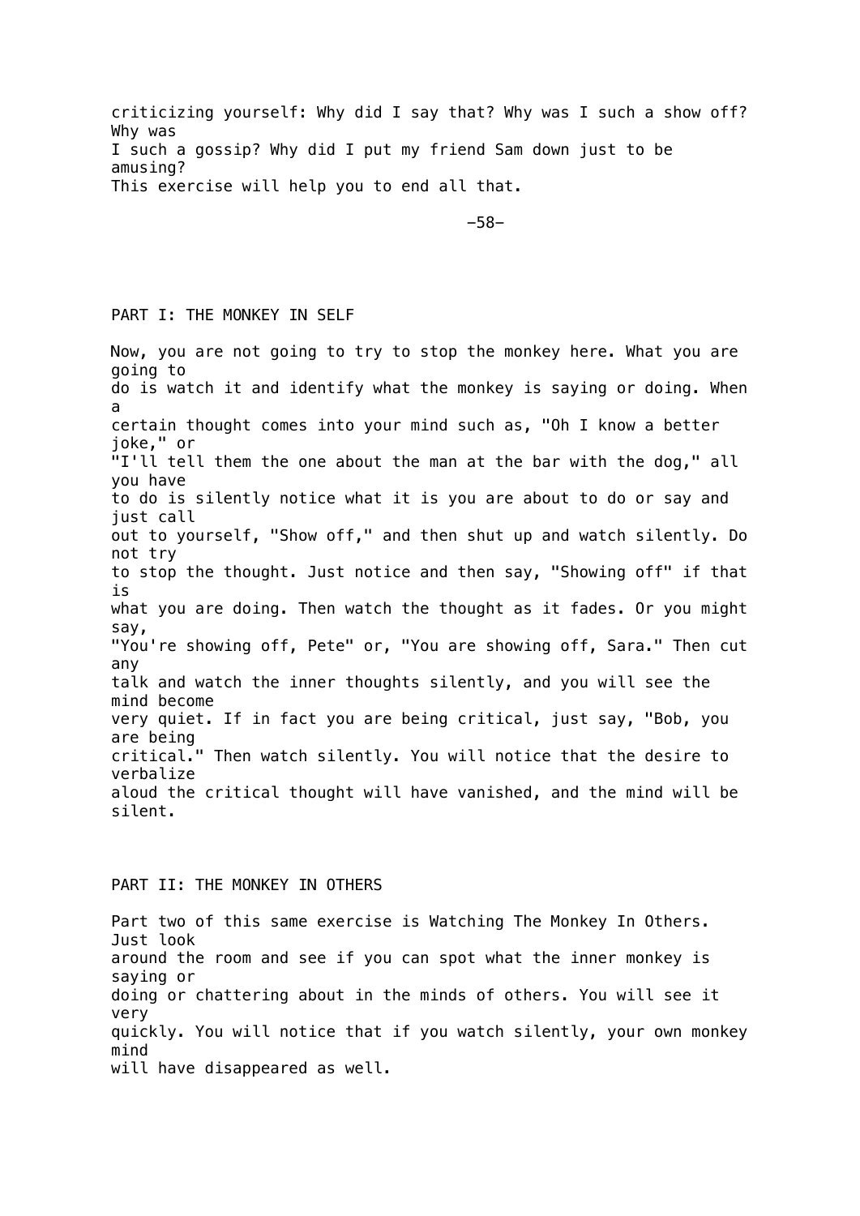criticizing yourself: Why did I say that? Why was I such a show off? Why was I such a gossip? Why did I put my friend Sam down just to be amusing? This exercise will help you to end all that.

## PART I: THE MONKEY IN SELF

Now, you are not going to try to stop the monkey here. What you are going to do is watch it and identify what the monkey is saying or doing. When a certain thought comes into your mind such as, "Oh I know a better joke," or "I'll tell them the one about the man at the bar with the dog," all you have to do is silently notice what it is you are about to do or say and just call out to yourself, "Show off," and then shut up and watch silently. Do not try to stop the thought. Just notice and then say, "Showing off" if that is what you are doing. Then watch the thought as it fades. Or you might say, "You're showing off, Pete" or, "You are showing off, Sara." Then cut any talk and watch the inner thoughts silently, and you will see the mind become very quiet. If in fact you are being critical, just say, "Bob, you are being critical." Then watch silently. You will notice that the desire to verbalize aloud the critical thought will have vanished, and the mind will be silent.

## PART II: THE MONKEY IN OTHERS

Part two of this same exercise is Watching The Monkey In Others. Just look around the room and see if you can spot what the inner monkey is saying or doing or chattering about in the minds of others. You will see it very quickly. You will notice that if you watch silently, your own monkey mind will have disappeared as well.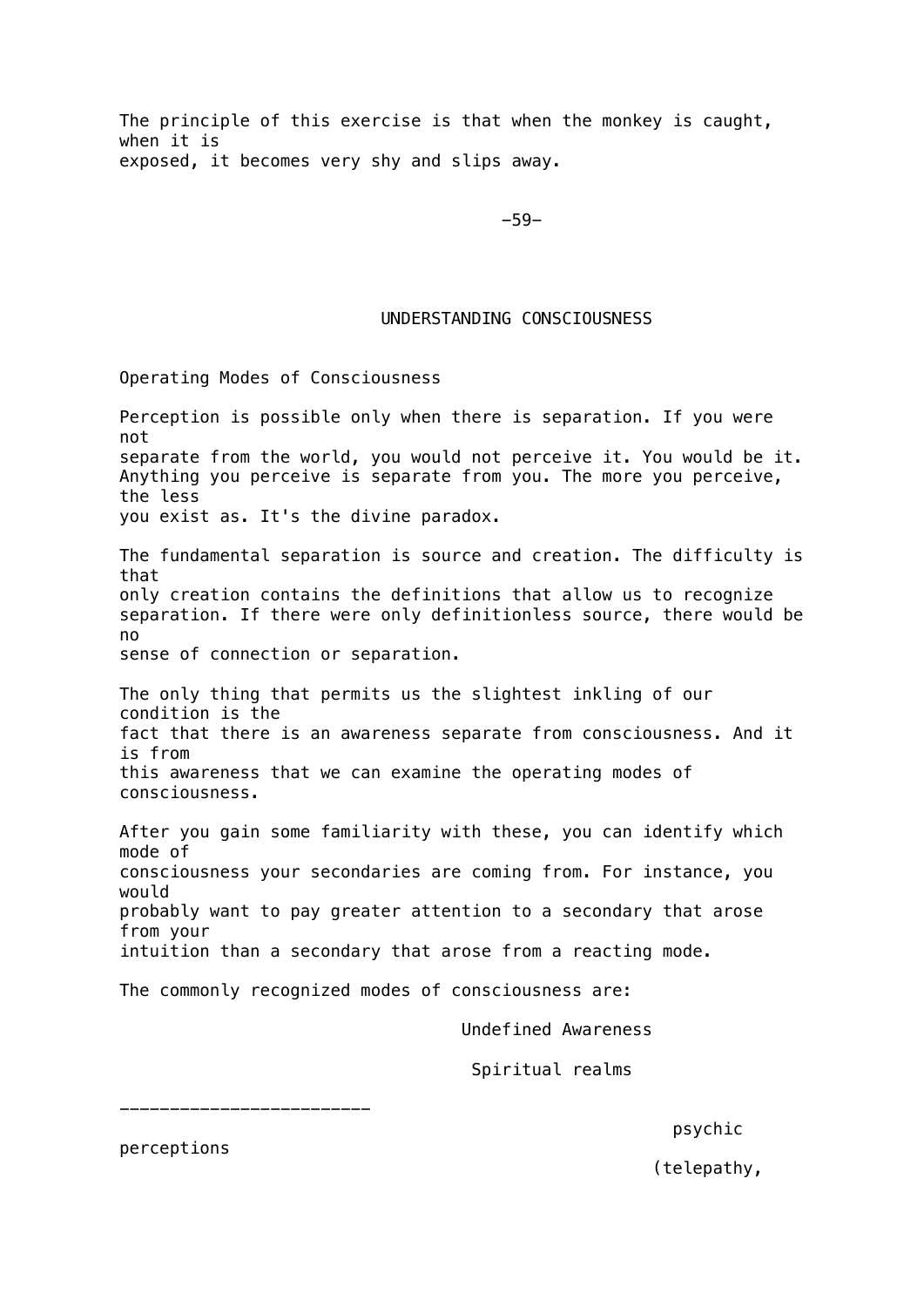The principle of this exercise is that when the monkey is caught, when it is exposed, it becomes very shy and slips away.

# UNDERSTANDING CONSCIOUSNESS

## Operating Modes of Consciousness

Perception is possible only when there is separation. If you were not separate from the world, you would not perceive it. You would be it. Anything you perceive is separate from you. The more you perceive, the less you exist as. It's the divine paradox.

The fundamental separation is source and creation. The difficulty is that only creation contains the definitions that allow us to recognize separation. If there were only definitionless source, there would be no sense of connection or separation.

The only thing that permits us the slightest inkling of our condition is the fact that there is an awareness separate from consciousness. And it is from this awareness that we can examine the operating modes of consciousness.

After you gain some familiarity with these, you can identify which mode of consciousness your secondaries are coming from. For instance, you would probably want to pay greater attention to a secondary that arose from your intuition than a secondary that arose from a reacting mode.

The commonly recognized modes of consciousness are:

Undefined Awareness

Spiritual realms

---

psychic perceptions

(telepathy,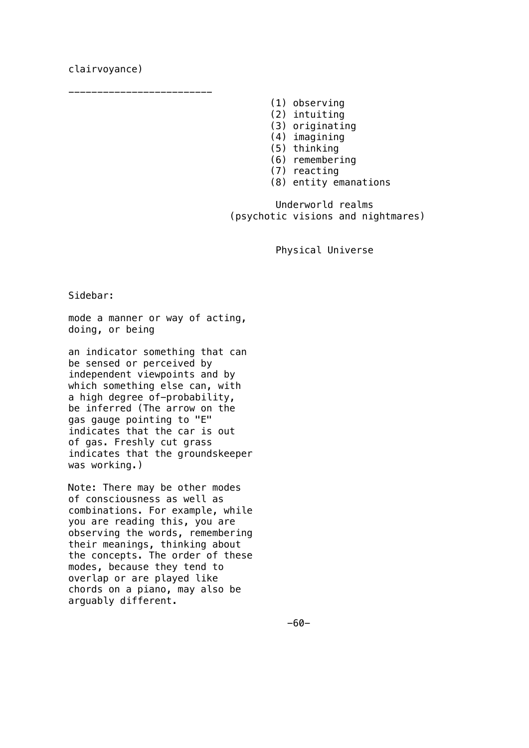clairvoyance)

________________________

(1) observing
(2) intuiting
(3) originating
(4) imagining
(5) thinking
(6) remembering
(7) reacting
(8) entity emanations

Underworld realms
(psychotic visions and nightmares)

Physical Universe

Sidebar:

mode a manner or way of acting, doing, or being

an indicator something that can be sensed or perceived by independent viewpoints and by which something else can, with a high degree of-probability, be inferred (The arrow on the gas gauge pointing to "E" indicates that the car is out of gas. Freshly cut grass indicates that the groundskeeper was working.)

Note: There may be other modes of consciousness as well as combinations. For example, while you are reading this, you are observing the words, remembering their meanings, thinking about the concepts. The order of these modes, because they tend to overlap or are played like chords on a piano, may also be arguably different.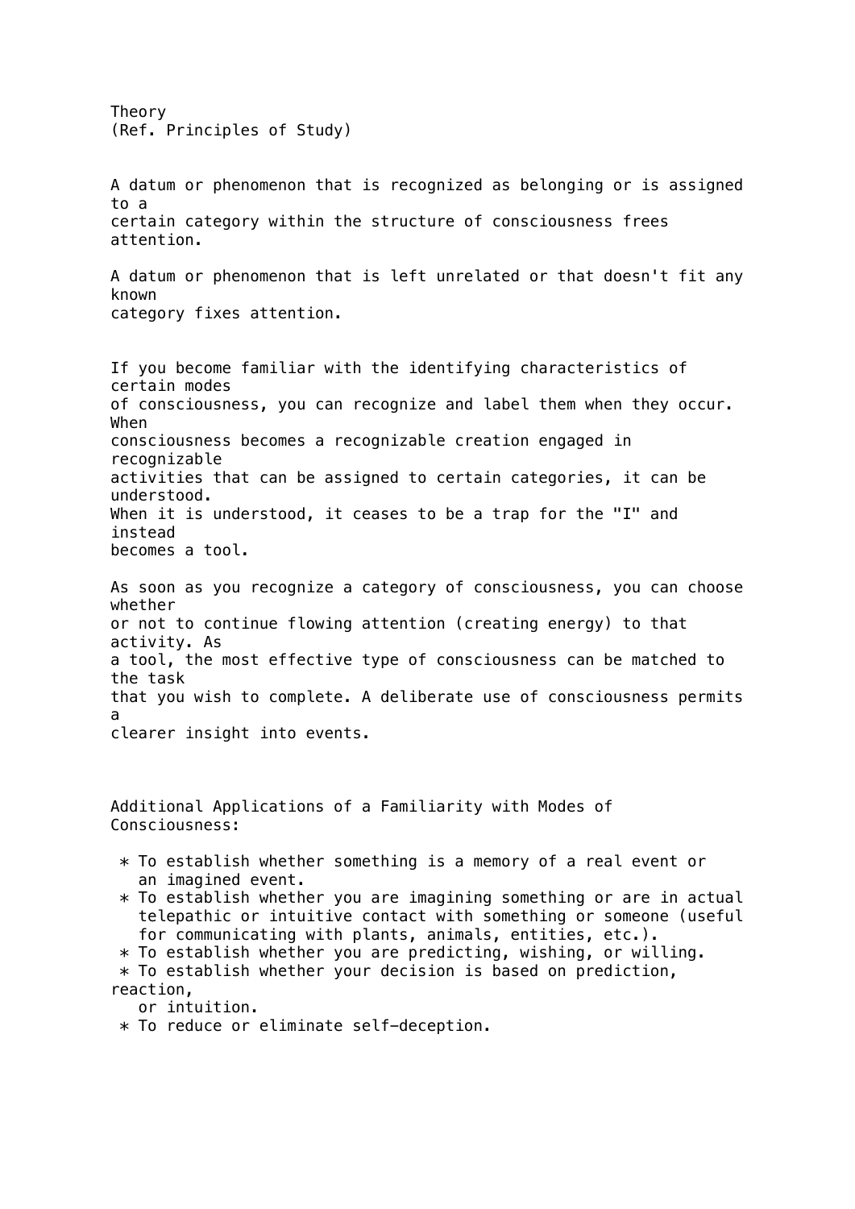# Theory

(Ref. Principles of Study)

A datum or phenomenon that is recognized as belonging or is assigned to a certain category within the structure of consciousness frees attention.

A datum or phenomenon that is left unrelated or that doesn't fit any known category fixes attention.

If you become familiar with the identifying characteristics of certain modes of consciousness, you can recognize and label them when they occur. When consciousness becomes a recognizable creation engaged in recognizable activities that can be assigned to certain categories, it can be understood. When it is understood, it ceases to be a trap for the "I" and instead becomes a tool.

As soon as you recognize a category of consciousness, you can choose whether or not to continue flowing attention (creating energy) to that activity. As a tool, the most effective type of consciousness can be matched to the task that you wish to complete. A deliberate use of consciousness permits a clearer insight into events.

## Additional Applications of a Familiarity with Modes of Consciousness:

* To establish whether something is a memory of a real event or an imagined event.
* To establish whether you are imagining something or are in actual telepathic or intuitive contact with something or someone (useful for communicating with plants, animals, entities, etc.).
* To establish whether you are predicting, wishing, or willing.
* To establish whether your decision is based on prediction, reaction, or intuition.
* To reduce or eliminate self-deception.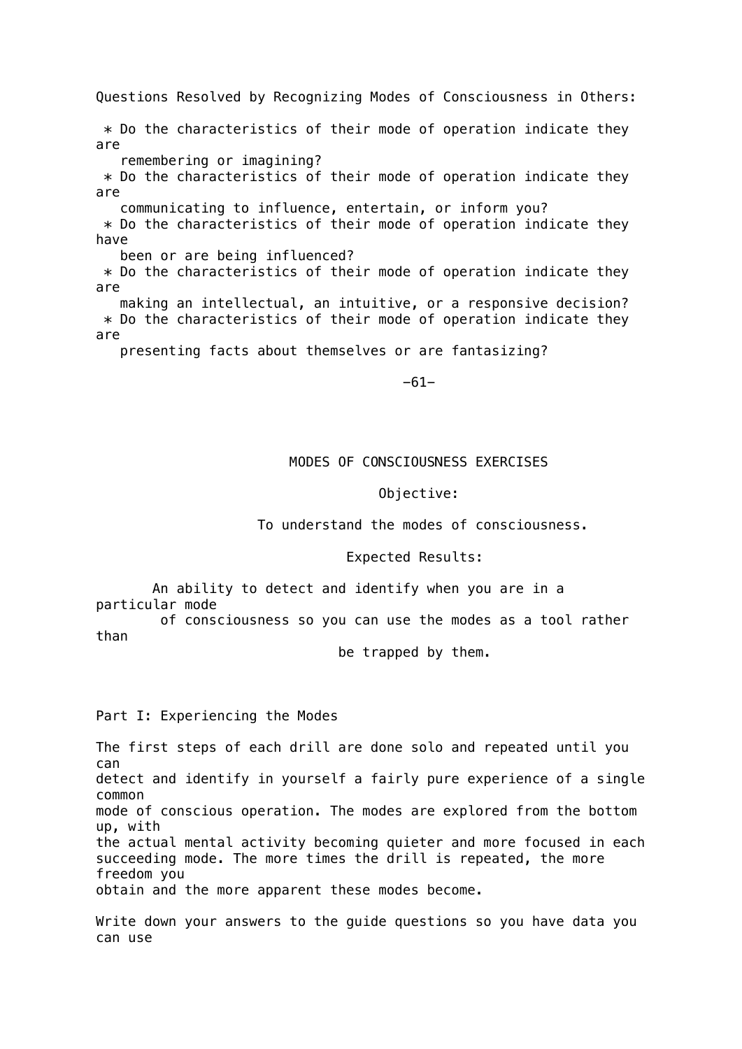Questions Resolved by Recognizing Modes of Consciousness in Others:

* Do the characteristics of their mode of operation indicate they are remembering or imagining?
* Do the characteristics of their mode of operation indicate they are communicating to influence, entertain, or inform you?
* Do the characteristics of their mode of operation indicate they have been or are being influenced?
* Do the characteristics of their mode of operation indicate they are making an intellectual, an intuitive, or a responsive decision?
* Do the characteristics of their mode of operation indicate they are presenting facts about themselves or are fantasizing?

## MODES OF CONSCIOUSNESS EXERCISES

Objective:

To understand the modes of consciousness.

Expected Results:

An ability to detect and identify when you are in a particular mode of consciousness so you can use the modes as a tool rather than be trapped by them.

### Part I: Experiencing the Modes

The first steps of each drill are done solo and repeated until you can detect and identify in yourself a fairly pure experience of a single common mode of conscious operation. The modes are explored from the bottom up, with the actual mental activity becoming quieter and more focused in each succeeding mode. The more times the drill is repeated, the more freedom you obtain and the more apparent these modes become.

Write down your answers to the guide questions so you have data you can use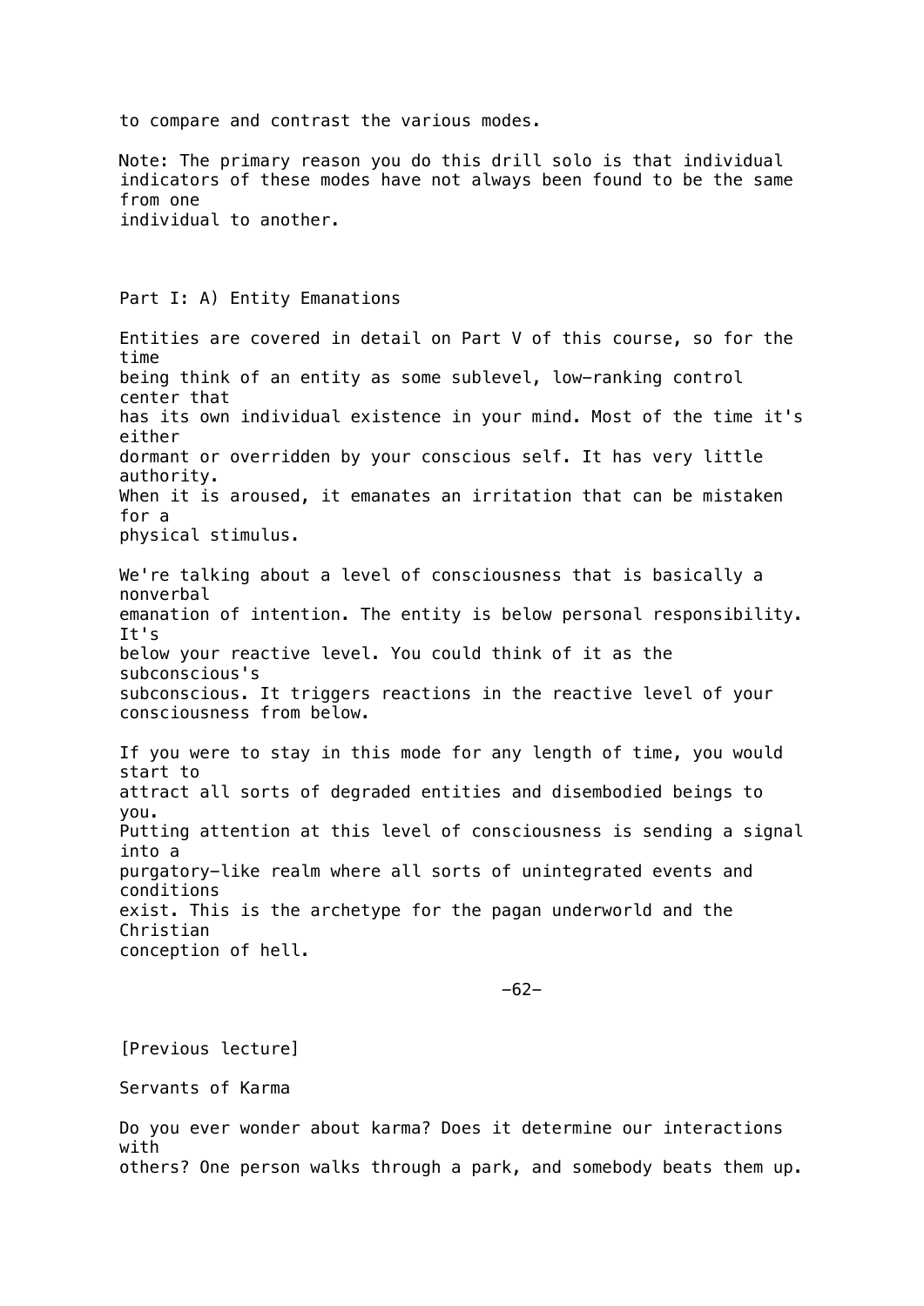to compare and contrast the various modes.

Note: The primary reason you do this drill solo is that individual indicators of these modes have not always been found to be the same from one individual to another.

## Part I: A) Entity Emanations

Entities are covered in detail on Part V of this course, so for the time being think of an entity as some sublevel, low-ranking control center that has its own individual existence in your mind. Most of the time it's either dormant or overridden by your conscious self. It has very little authority. When it is aroused, it emanates an irritation that can be mistaken for a physical stimulus.

We're talking about a level of consciousness that is basically a nonverbal emanation of intention. The entity is below personal responsibility. It's below your reactive level. You could think of it as the subconscious's subconscious. It triggers reactions in the reactive level of your consciousness from below.

If you were to stay in this mode for any length of time, you would start to attract all sorts of degraded entities and disembodied beings to you. Putting attention at this level of consciousness is sending a signal into a purgatory-like realm where all sorts of unintegrated events and conditions exist. This is the archetype for the pagan underworld and the Christian conception of hell.

[Previous lecture]

## Servants of Karma

Do you ever wonder about karma? Does it determine our interactions with others? One person walks through a park, and somebody beats them up.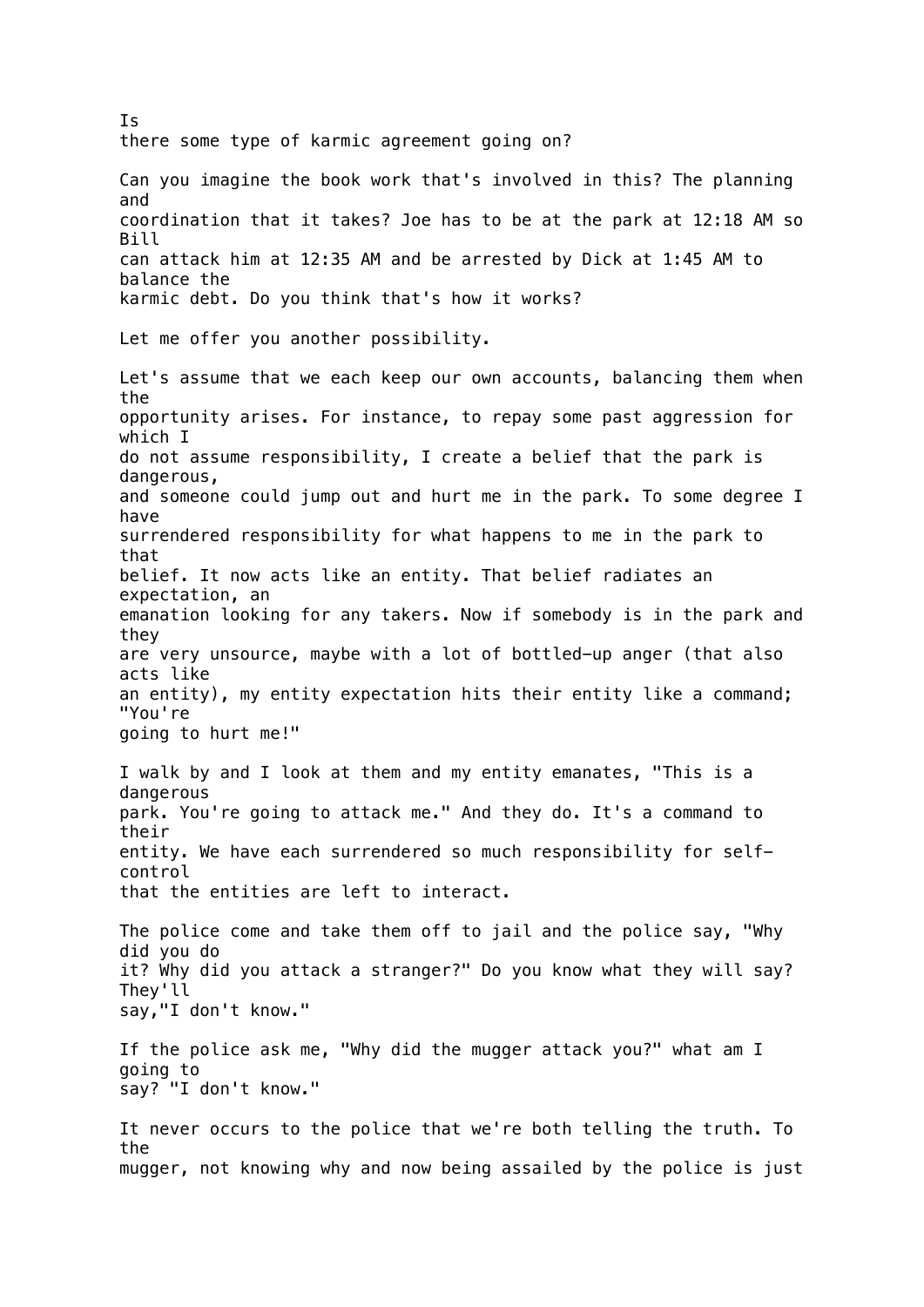Is there some type of karmic agreement going on?

Can you imagine the book work that's involved in this? The planning and coordination that it takes? Joe has to be at the park at 12:18 AM so Bill can attack him at 12:35 AM and be arrested by Dick at 1:45 AM to balance the karmic debt. Do you think that's how it works?

Let me offer you another possibility.

Let's assume that we each keep our own accounts, balancing them when the opportunity arises. For instance, to repay some past aggression for which I do not assume responsibility, I create a belief that the park is dangerous, and someone could jump out and hurt me in the park. To some degree I have surrendered responsibility for what happens to me in the park to that belief. It now acts like an entity. That belief radiates an expectation, an emanation looking for any takers. Now if somebody is in the park and they are very unsource, maybe with a lot of bottled-up anger (that also acts like an entity), my entity expectation hits their entity like a command; "You're going to hurt me!"

I walk by and I look at them and my entity emanates, "This is a dangerous park. You're going to attack me." And they do. It's a command to their entity. We have each surrendered so much responsibility for self-control that the entities are left to interact.

The police come and take them off to jail and the police say, "Why did you do it? Why did you attack a stranger?" Do you know what they will say? They'll say,"I don't know."

If the police ask me, "Why did the mugger attack you?" what am I going to say? "I don't know."

It never occurs to the police that we're both telling the truth. To the mugger, not knowing why and now being assailed by the police is just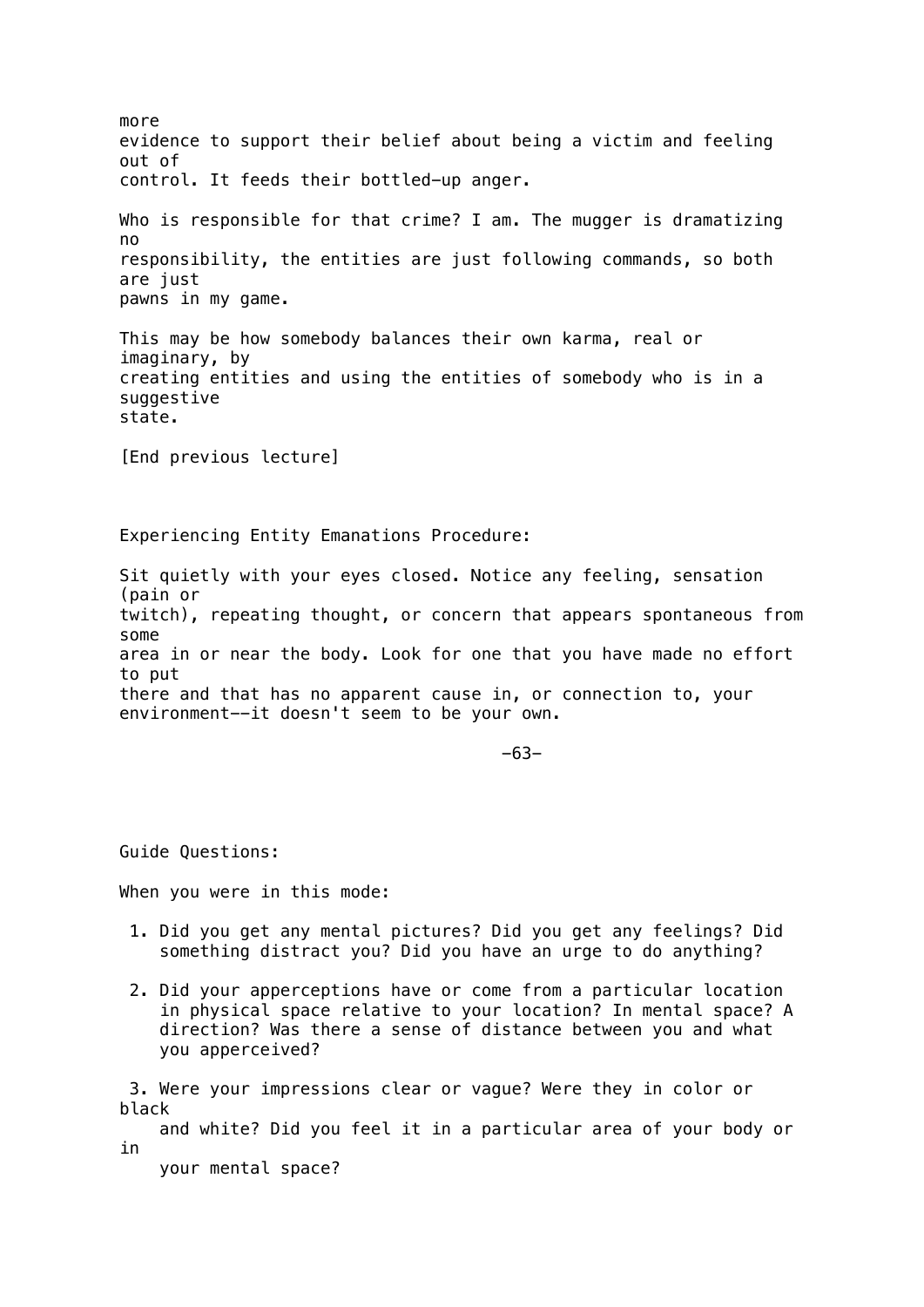more evidence to support their belief about being a victim and feeling out of control. It feeds their bottled-up anger.

Who is responsible for that crime? I am. The mugger is dramatizing no responsibility, the entities are just following commands, so both are just pawns in my game.

This may be how somebody balances their own karma, real or imaginary, by creating entities and using the entities of somebody who is in a suggestive state.

[End previous lecture]

Experiencing Entity Emanations Procedure:

Sit quietly with your eyes closed. Notice any feeling, sensation (pain or twitch), repeating thought, or concern that appears spontaneous from some area in or near the body. Look for one that you have made no effort to put there and that has no apparent cause in, or connection to, your environment--it doesn't seem to be your own.

Guide Questions:

When you were in this mode:

1. Did you get any mental pictures? Did you get any feelings? Did something distract you? Did you have an urge to do anything?

2. Did your apperceptions have or come from a particular location in physical space relative to your location? In mental space? A direction? Was there a sense of distance between you and what you apperceived?

3. Were your impressions clear or vague? Were they in color or black and white? Did you feel it in a particular area of your body or in your mental space?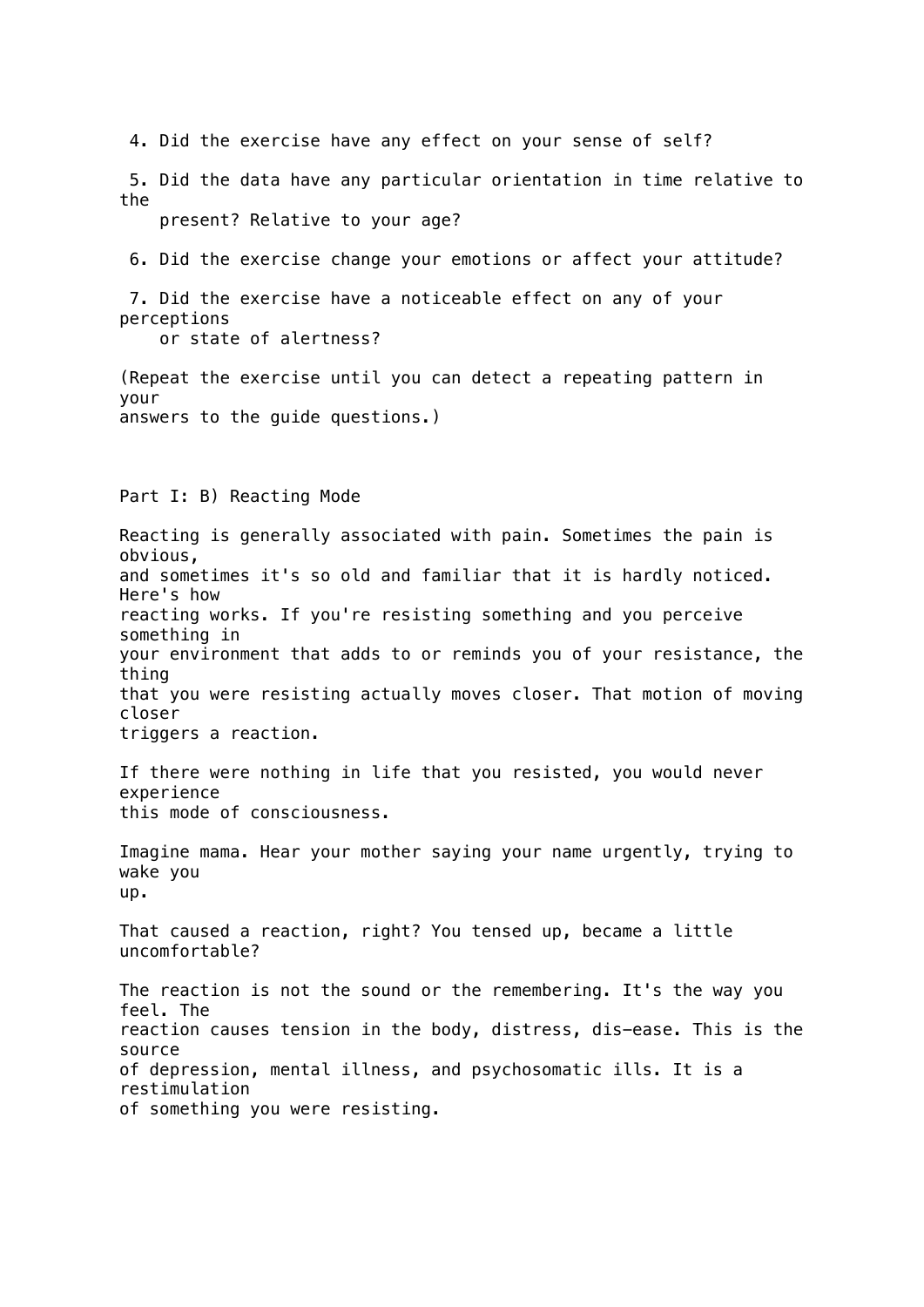4. Did the exercise have any effect on your sense of self?

5. Did the data have any particular orientation in time relative to the present? Relative to your age?

6. Did the exercise change your emotions or affect your attitude?

7. Did the exercise have a noticeable effect on any of your perceptions or state of alertness?

(Repeat the exercise until you can detect a repeating pattern in your answers to the guide questions.)

Part I: B) Reacting Mode

Reacting is generally associated with pain. Sometimes the pain is obvious, and sometimes it's so old and familiar that it is hardly noticed. Here's how reacting works. If you're resisting something and you perceive something in your environment that adds to or reminds you of your resistance, the thing that you were resisting actually moves closer. That motion of moving closer triggers a reaction.

If there were nothing in life that you resisted, you would never experience this mode of consciousness.

Imagine mama. Hear your mother saying your name urgently, trying to wake you up.

That caused a reaction, right? You tensed up, became a little uncomfortable?

The reaction is not the sound or the remembering. It's the way you feel. The reaction causes tension in the body, distress, dis-ease. This is the source of depression, mental illness, and psychosomatic ills. It is a restimulation of something you were resisting.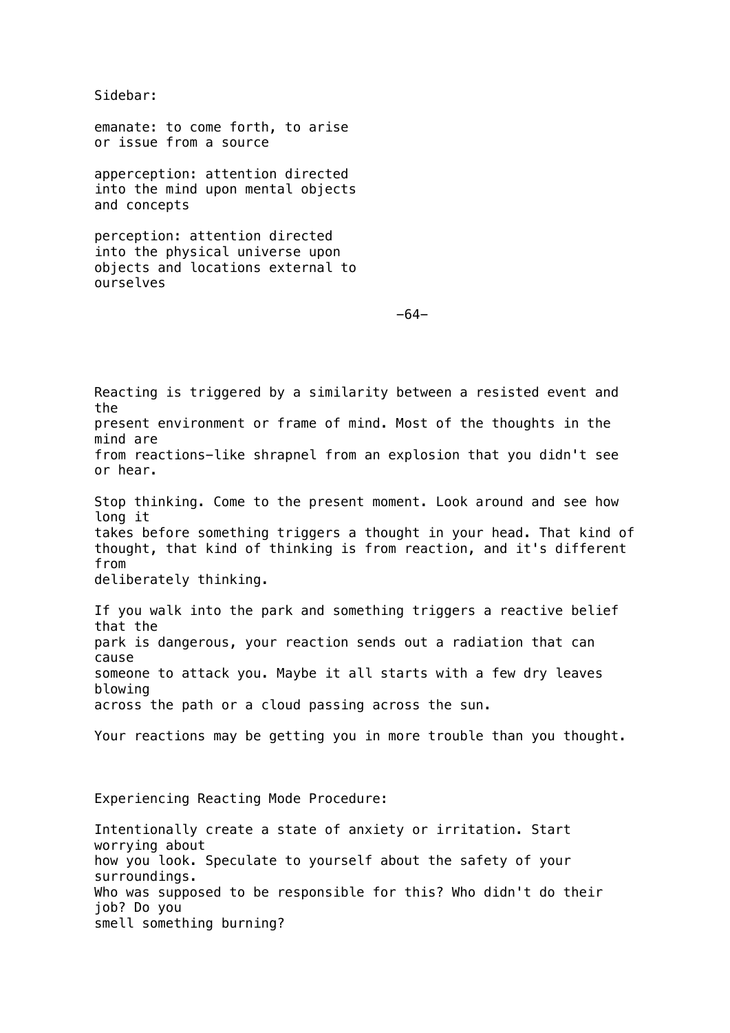Sidebar:

emanate: to come forth, to arise or issue from a source

apperception: attention directed into the mind upon mental objects and concepts

perception: attention directed into the physical universe upon objects and locations external to ourselves

Reacting is triggered by a similarity between a resisted event and the present environment or frame of mind. Most of the thoughts in the mind are from reactions—like shrapnel from an explosion that you didn't see or hear.

Stop thinking. Come to the present moment. Look around and see how long it takes before something triggers a thought in your head. That kind of thought, that kind of thinking is from reaction, and it's different from deliberately thinking.

If you walk into the park and something triggers a reactive belief that the park is dangerous, your reaction sends out a radiation that can cause someone to attack you. Maybe it all starts with a few dry leaves blowing across the path or a cloud passing across the sun.

Your reactions may be getting you in more trouble than you thought.

Experiencing Reacting Mode Procedure:

Intentionally create a state of anxiety or irritation. Start worrying about how you look. Speculate to yourself about the safety of your surroundings. Who was supposed to be responsible for this? Who didn't do their job? Do you smell something burning?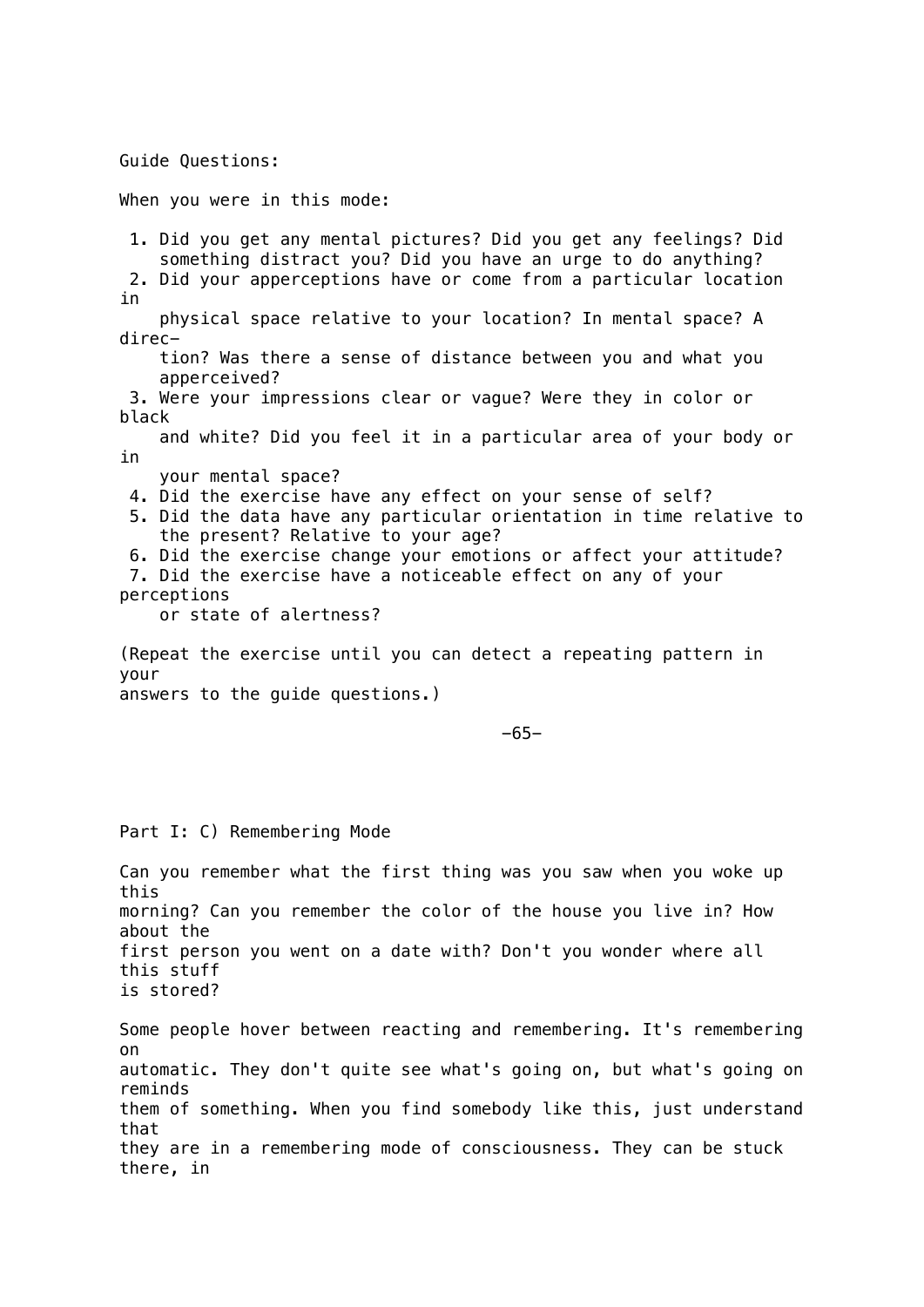Guide Questions:

When you were in this mode:

1. Did you get any mental pictures? Did you get any feelings? Did something distract you? Did you have an urge to do anything?
2. Did your apperceptions have or come from a particular location in physical space relative to your location? In mental space? A direction? Was there a sense of distance between you and what you apperceived?
3. Were your impressions clear or vague? Were they in color or black and white? Did you feel it in a particular area of your body or in your mental space?
4. Did the exercise have any effect on your sense of self?
5. Did the data have any particular orientation in time relative to the present? Relative to your age?
6. Did the exercise change your emotions or affect your attitude?
7. Did the exercise have a noticeable effect on any of your perceptions or state of alertness?

(Repeat the exercise until you can detect a repeating pattern in your answers to the guide questions.)

## Part I: C) Remembering Mode

Can you remember what the first thing was you saw when you woke up this morning? Can you remember the color of the house you live in? How about the first person you went on a date with? Don't you wonder where all this stuff is stored?

Some people hover between reacting and remembering. It's remembering on automatic. They don't quite see what's going on, but what's going on reminds them of something. When you find somebody like this, just understand that they are in a remembering mode of consciousness. They can be stuck there, in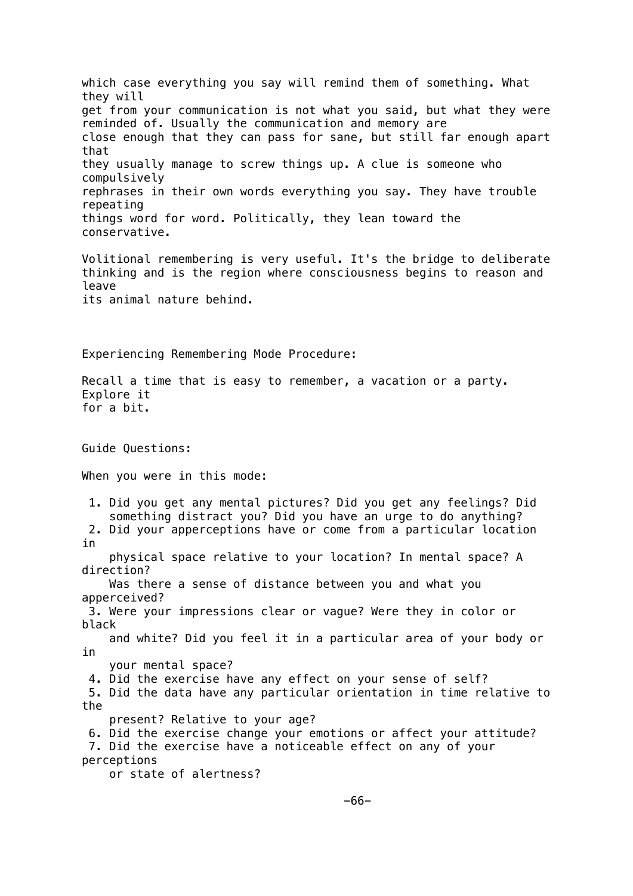which case everything you say will remind them of something. What they will get from your communication is not what you said, but what they were reminded of. Usually the communication and memory are close enough that they can pass for sane, but still far enough apart that they usually manage to screw things up. A clue is someone who compulsively rephrases in their own words everything you say. They have trouble repeating things word for word. Politically, they lean toward the conservative.

Volitional remembering is very useful. It's the bridge to deliberate thinking and is the region where consciousness begins to reason and leave its animal nature behind.

Experiencing Remembering Mode Procedure:

Recall a time that is easy to remember, a vacation or a party. Explore it for a bit.

Guide Questions:

When you were in this mode:

1. Did you get any mental pictures? Did you get any feelings? Did something distract you? Did you have an urge to do anything?
2. Did your apperceptions have or come from a particular location in physical space relative to your location? In mental space? A direction? Was there a sense of distance between you and what you apperceived?
3. Were your impressions clear or vague? Were they in color or black and white? Did you feel it in a particular area of your body or in your mental space?
4. Did the exercise have any effect on your sense of self?
5. Did the data have any particular orientation in time relative to the present? Relative to your age?
6. Did the exercise change your emotions or affect your attitude?
7. Did the exercise have a noticeable effect on any of your perceptions or state of alertness?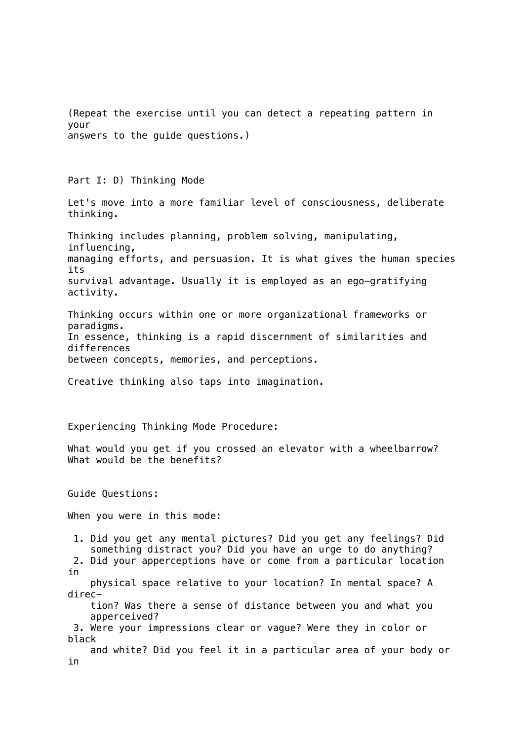(Repeat the exercise until you can detect a repeating pattern in your answers to the guide questions.)

## Part I: D) Thinking Mode

Let's move into a more familiar level of consciousness, deliberate thinking.

Thinking includes planning, problem solving, manipulating, influencing, managing efforts, and persuasion. It is what gives the human species its survival advantage. Usually it is employed as an ego-gratifying activity.

Thinking occurs within one or more organizational frameworks or paradigms. In essence, thinking is a rapid discernment of similarities and differences between concepts, memories, and perceptions.

Creative thinking also taps into imagination.

Experiencing Thinking Mode Procedure:

What would you get if you crossed an elevator with a wheelbarrow? What would be the benefits?

Guide Questions:

When you were in this mode:

1. Did you get any mental pictures? Did you get any feelings? Did something distract you? Did you have an urge to do anything?
2. Did your apperceptions have or come from a particular location in physical space relative to your location? In mental space? A direction? Was there a sense of distance between you and what you apperceived?
3. Were your impressions clear or vague? Were they in color or black and white? Did you feel it in a particular area of your body or in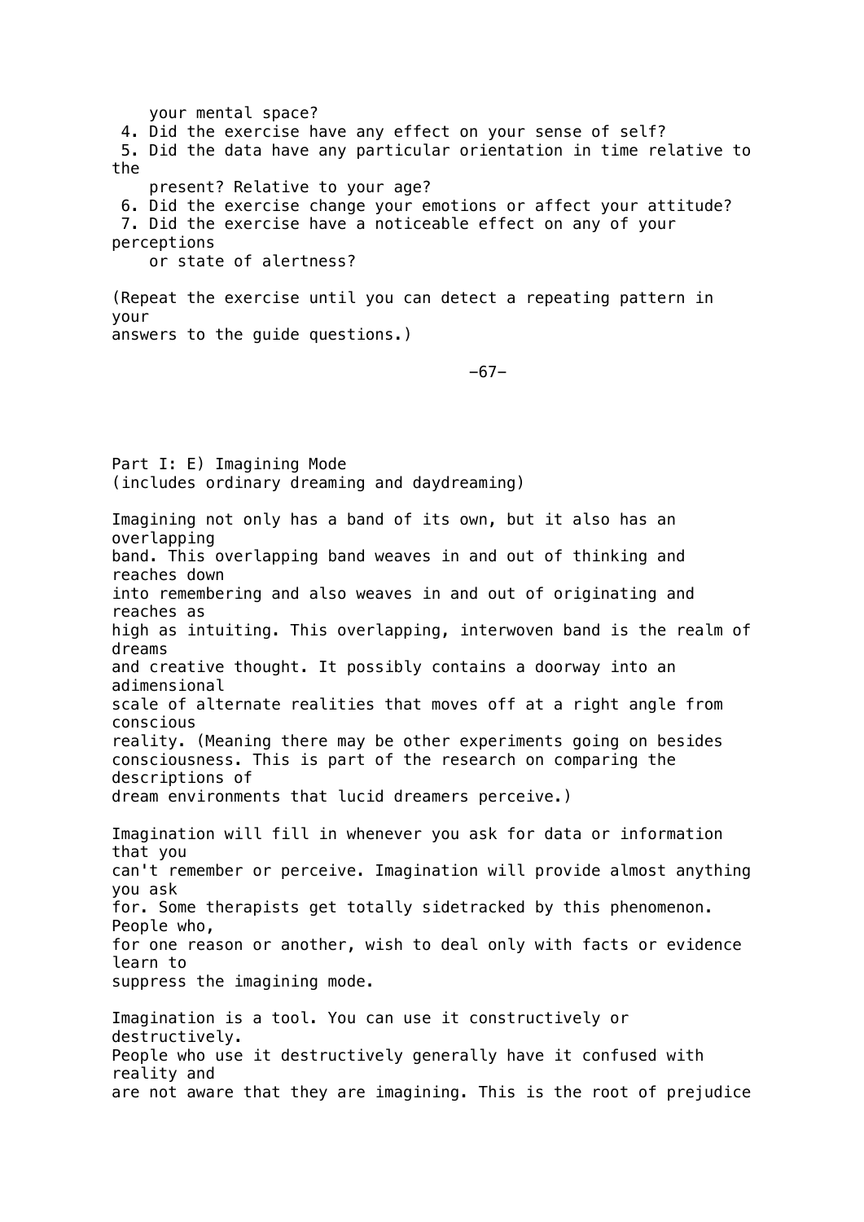your mental space?

4. Did the exercise have any effect on your sense of self?
5. Did the data have any particular orientation in time relative to the present? Relative to your age?
6. Did the exercise change your emotions or affect your attitude?
7. Did the exercise have a noticeable effect on any of your perceptions or state of alertness?

(Repeat the exercise until you can detect a repeating pattern in your answers to the guide questions.)

## Part I: E) Imagining Mode
(includes ordinary dreaming and daydreaming)

Imagining not only has a band of its own, but it also has an overlapping band. This overlapping band weaves in and out of thinking and reaches down into remembering and also weaves in and out of originating and reaches as high as intuiting. This overlapping, interwoven band is the realm of dreams and creative thought. It possibly contains a doorway into an adimensional scale of alternate realities that moves off at a right angle from conscious reality. (Meaning there may be other experiments going on besides consciousness. This is part of the research on comparing the descriptions of dream environments that lucid dreamers perceive.)

Imagination will fill in whenever you ask for data or information that you can't remember or perceive. Imagination will provide almost anything you ask for. Some therapists get totally sidetracked by this phenomenon. People who, for one reason or another, wish to deal only with facts or evidence learn to suppress the imagining mode.

Imagination is a tool. You can use it constructively or destructively. People who use it destructively generally have it confused with reality and are not aware that they are imagining. This is the root of prejudice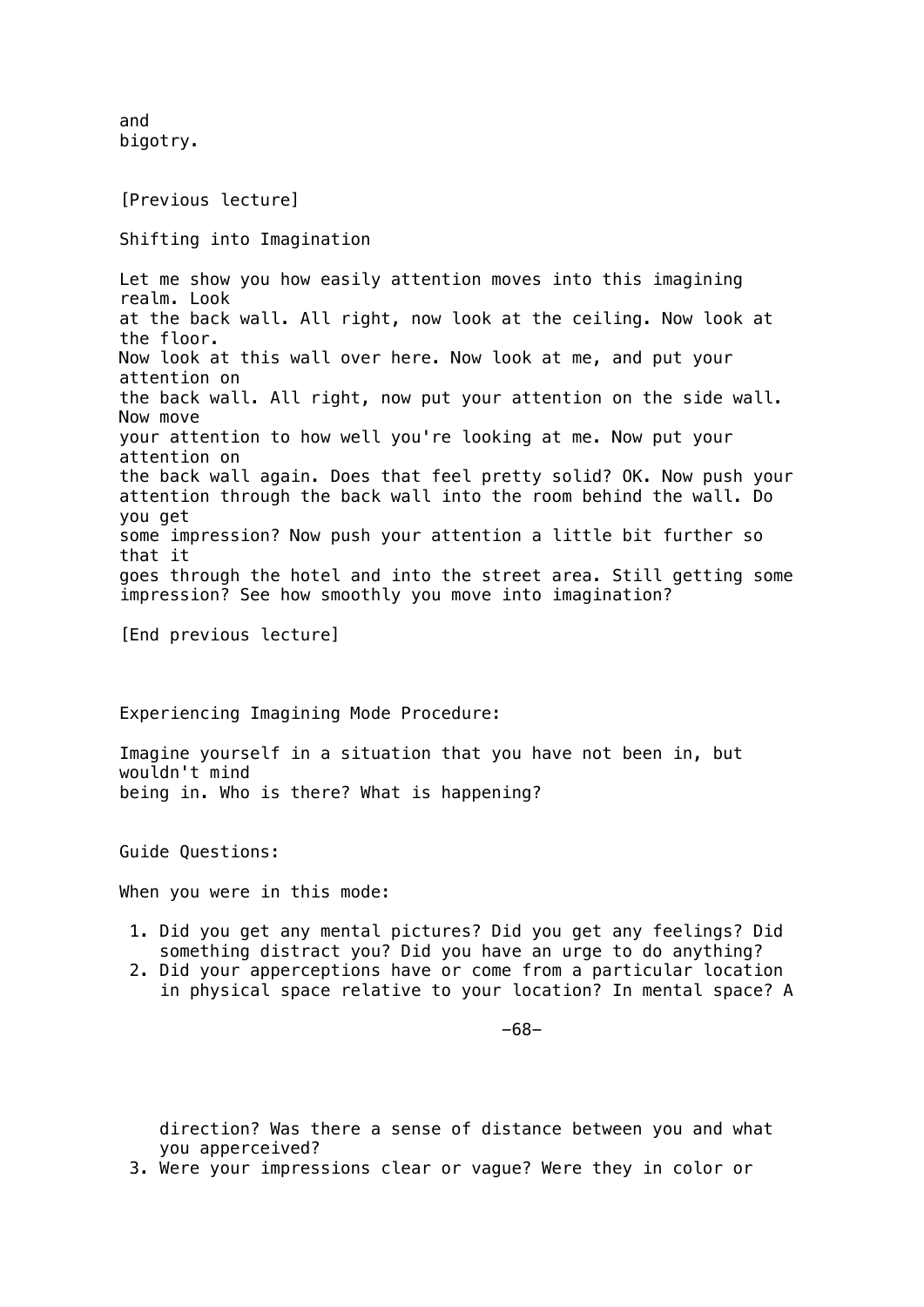and bigotry.

[Previous lecture]

Shifting into Imagination

Let me show you how easily attention moves into this imagining realm. Look at the back wall. All right, now look at the ceiling. Now look at the floor. Now look at this wall over here. Now look at me, and put your attention on the back wall. All right, now put your attention on the side wall. Now move your attention to how well you're looking at me. Now put your attention on the back wall again. Does that feel pretty solid? OK. Now push your attention through the back wall into the room behind the wall. Do you get some impression? Now push your attention a little bit further so that it goes through the hotel and into the street area. Still getting some impression? See how smoothly you move into imagination?

[End previous lecture]

Experiencing Imagining Mode Procedure:

Imagine yourself in a situation that you have not been in, but wouldn't mind being in. Who is there? What is happening?

Guide Questions:

When you were in this mode:

1. Did you get any mental pictures? Did you get any feelings? Did something distract you? Did you have an urge to do anything?
2. Did your apperceptions have or come from a particular location in physical space relative to your location? In mental space? A direction? Was there a sense of distance between you and what you apperceived?
3. Were your impressions clear or vague? Were they in color or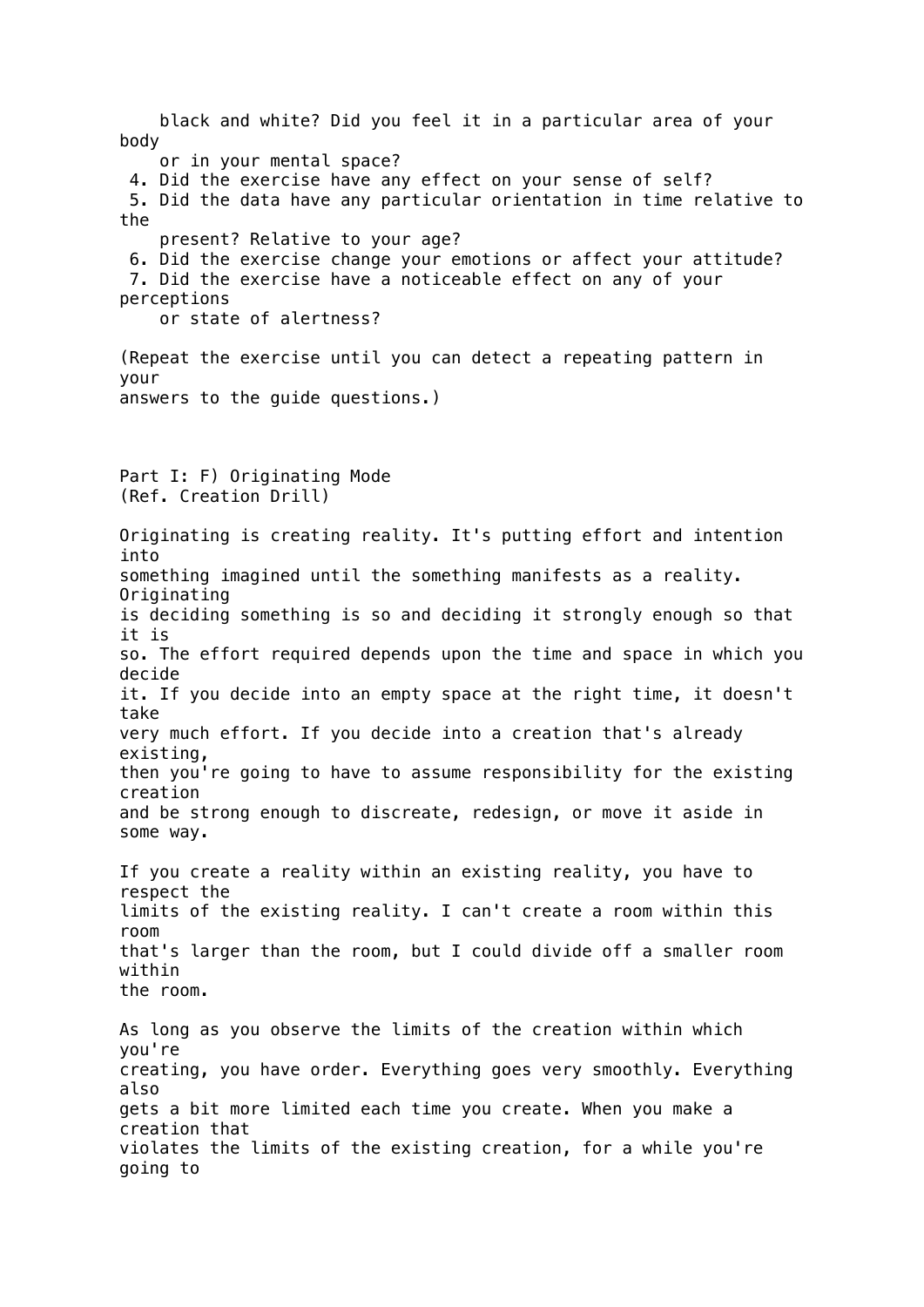black and white? Did you feel it in a particular area of your body or in your mental space?

4. Did the exercise have any effect on your sense of self?
5. Did the data have any particular orientation in time relative to the present? Relative to your age?
6. Did the exercise change your emotions or affect your attitude?
7. Did the exercise have a noticeable effect on any of your perceptions or state of alertness?

(Repeat the exercise until you can detect a repeating pattern in your answers to the guide questions.)

## Part I: F) Originating Mode

(Ref. Creation Drill)

Originating is creating reality. It's putting effort and intention into something imagined until the something manifests as a reality. Originating is deciding something is so and deciding it strongly enough so that it is so. The effort required depends upon the time and space in which you decide it. If you decide into an empty space at the right time, it doesn't take very much effort. If you decide into a creation that's already existing, then you're going to have to assume responsibility for the existing creation and be strong enough to discreate, redesign, or move it aside in some way.

If you create a reality within an existing reality, you have to respect the limits of the existing reality. I can't create a room within this room that's larger than the room, but I could divide off a smaller room within the room.

As long as you observe the limits of the creation within which you're creating, you have order. Everything goes very smoothly. Everything also gets a bit more limited each time you create. When you make a creation that violates the limits of the existing creation, for a while you're going to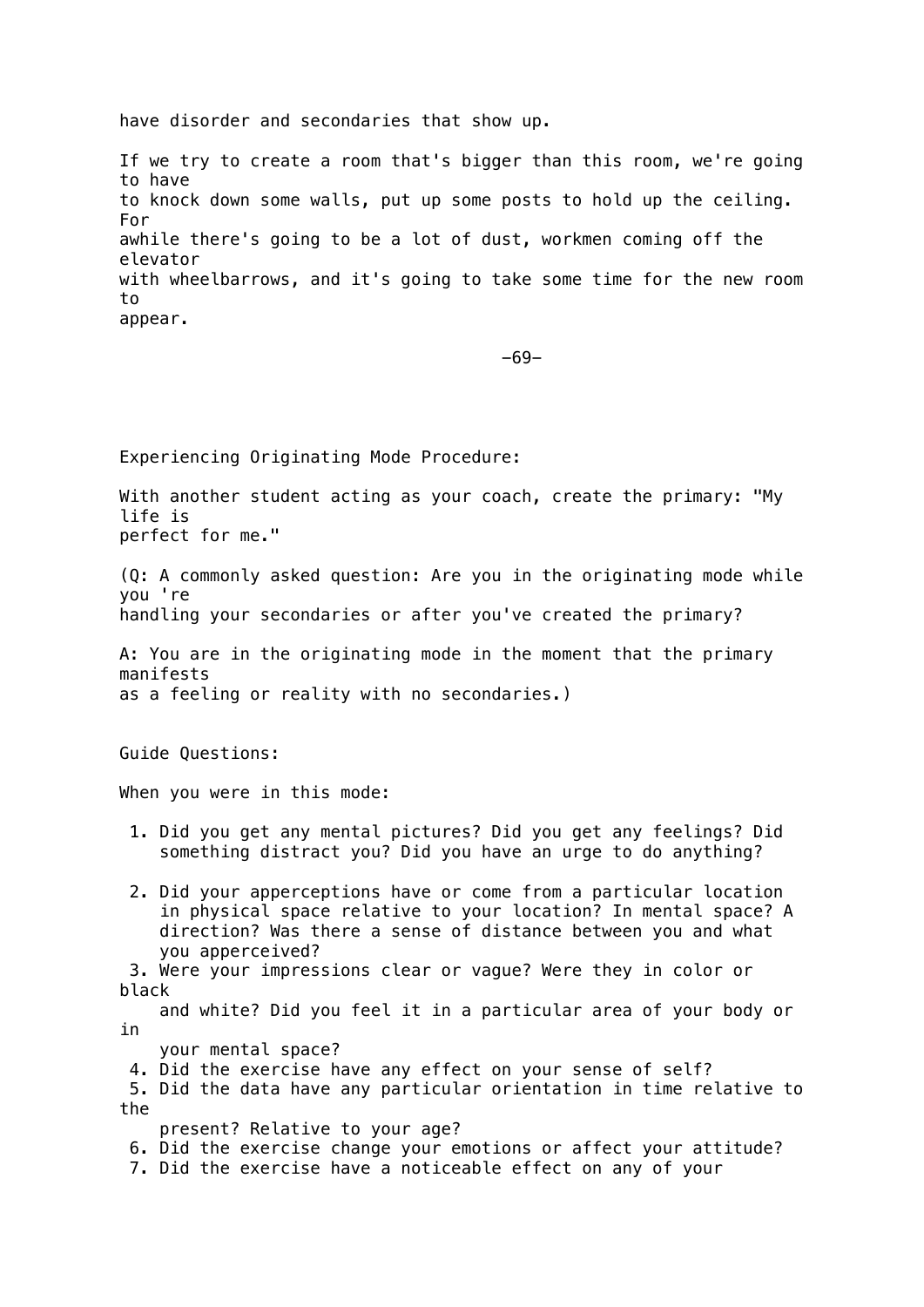have disorder and secondaries that show up.

If we try to create a room that's bigger than this room, we're going to have to knock down some walls, put up some posts to hold up the ceiling. For awhile there's going to be a lot of dust, workmen coming off the elevator with wheelbarrows, and it's going to take some time for the new room to appear.

Experiencing Originating Mode Procedure:

With another student acting as your coach, create the primary: "My life is perfect for me."

(Q: A commonly asked question: Are you in the originating mode while you 're handling your secondaries or after you've created the primary?

A: You are in the originating mode in the moment that the primary manifests as a feeling or reality with no secondaries.)

Guide Questions:

When you were in this mode:

1. Did you get any mental pictures? Did you get any feelings? Did something distract you? Did you have an urge to do anything?
2. Did your apperceptions have or come from a particular location in physical space relative to your location? In mental space? A direction? Was there a sense of distance between you and what you apperceived?
3. Were your impressions clear or vague? Were they in color or black and white? Did you feel it in a particular area of your body or in your mental space?
4. Did the exercise have any effect on your sense of self?
5. Did the data have any particular orientation in time relative to the present? Relative to your age?
6. Did the exercise change your emotions or affect your attitude?
7. Did the exercise have a noticeable effect on any of your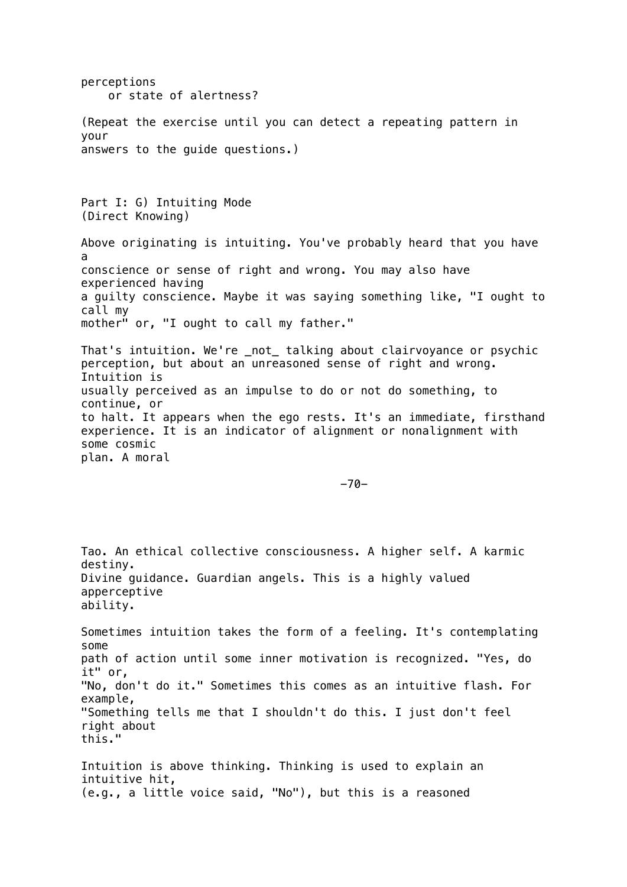perceptions
or state of alertness?

(Repeat the exercise until you can detect a repeating pattern in your answers to the guide questions.)

## Part I: G) Intuiting Mode (Direct Knowing)

Above originating is intuiting. You've probably heard that you have a conscience or sense of right and wrong. You may also have experienced having a guilty conscience. Maybe it was saying something like, "I ought to call my mother" or, "I ought to call my father."

That's intuition. We're _not_ talking about clairvoyance or psychic perception, but about an unreasoned sense of right and wrong. Intuition is usually perceived as an impulse to do or not do something, to continue, or to halt. It appears when the ego rests. It's an immediate, firsthand experience. It is an indicator of alignment or nonalignment with some cosmic plan. A moral Tao. An ethical collective consciousness. A higher self. A karmic destiny. Divine guidance. Guardian angels. This is a highly valued apperceptive ability.

Sometimes intuition takes the form of a feeling. It's contemplating some path of action until some inner motivation is recognized. "Yes, do it" or, "No, don't do it." Sometimes this comes as an intuitive flash. For example, "Something tells me that I shouldn't do this. I just don't feel right about this."

Intuition is above thinking. Thinking is used to explain an intuitive hit, (e.g., a little voice said, "No"), but this is a reasoned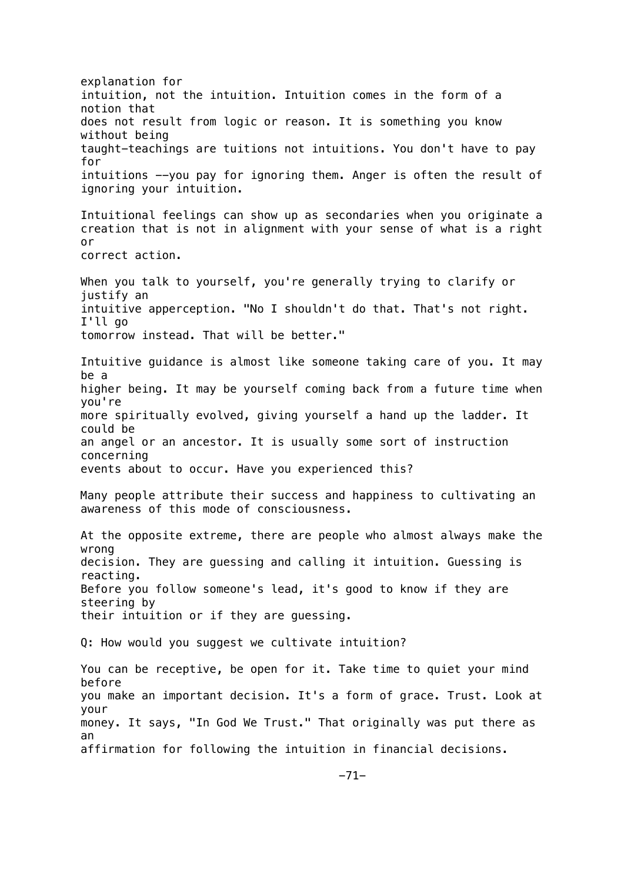explanation for intuition, not the intuition. Intuition comes in the form of a notion that does not result from logic or reason. It is something you know without being taught—teachings are tuitions not intuitions. You don't have to pay for intuitions --you pay for ignoring them. Anger is often the result of ignoring your intuition.

Intuitional feelings can show up as secondaries when you originate a creation that is not in alignment with your sense of what is a right or correct action.

When you talk to yourself, you're generally trying to clarify or justify an intuitive apperception. "No I shouldn't do that. That's not right. I'll go tomorrow instead. That will be better."

Intuitive guidance is almost like someone taking care of you. It may be a higher being. It may be yourself coming back from a future time when you're more spiritually evolved, giving yourself a hand up the ladder. It could be an angel or an ancestor. It is usually some sort of instruction concerning events about to occur. Have you experienced this?

Many people attribute their success and happiness to cultivating an awareness of this mode of consciousness.

At the opposite extreme, there are people who almost always make the wrong decision. They are guessing and calling it intuition. Guessing is reacting. Before you follow someone's lead, it's good to know if they are steering by their intuition or if they are guessing.

Q: How would you suggest we cultivate intuition?

You can be receptive, be open for it. Take time to quiet your mind before you make an important decision. It's a form of grace. Trust. Look at your money. It says, "In God We Trust." That originally was put there as an affirmation for following the intuition in financial decisions.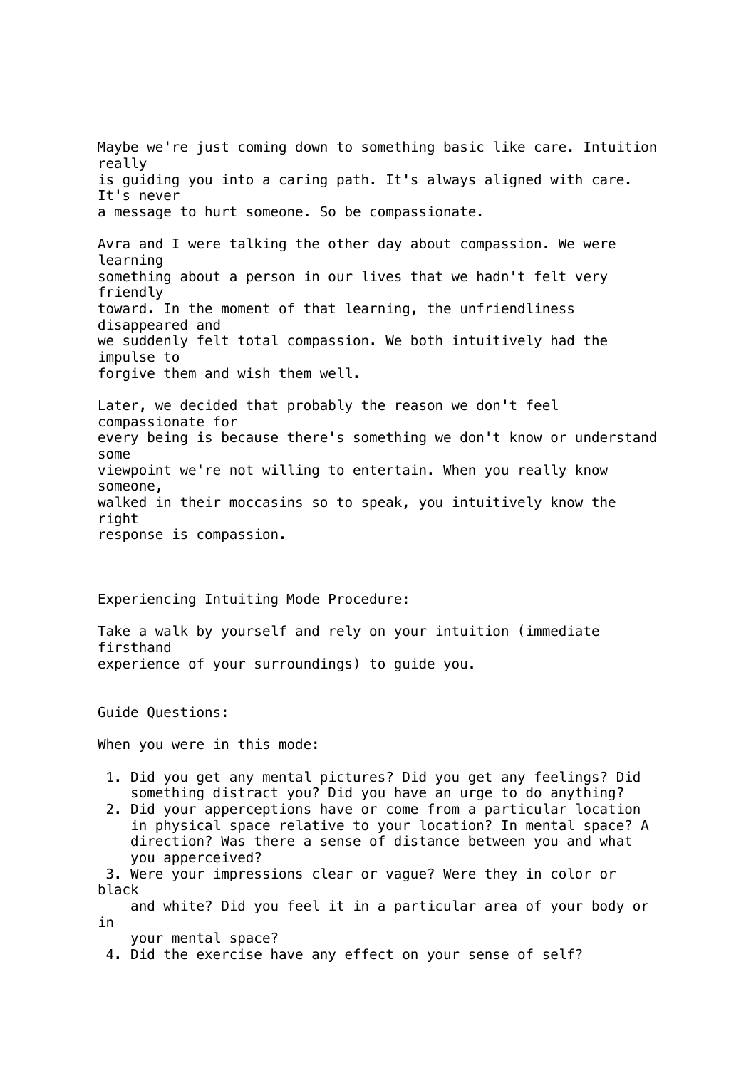Maybe we're just coming down to something basic like care. Intuition really is guiding you into a caring path. It's always aligned with care. It's never a message to hurt someone. So be compassionate.

Avra and I were talking the other day about compassion. We were learning something about a person in our lives that we hadn't felt very friendly toward. In the moment of that learning, the unfriendliness disappeared and we suddenly felt total compassion. We both intuitively had the impulse to forgive them and wish them well.

Later, we decided that probably the reason we don't feel compassionate for every being is because there's something we don't know or understand some viewpoint we're not willing to entertain. When you really know someone, walked in their moccasins so to speak, you intuitively know the right response is compassion.

Experiencing Intuiting Mode Procedure:

Take a walk by yourself and rely on your intuition (immediate firsthand experience of your surroundings) to guide you.

Guide Questions:

When you were in this mode:

1. Did you get any mental pictures? Did you get any feelings? Did something distract you? Did you have an urge to do anything?
2. Did your apperceptions have or come from a particular location in physical space relative to your location? In mental space? A direction? Was there a sense of distance between you and what you apperceived?
3. Were your impressions clear or vague? Were they in color or black and white? Did you feel it in a particular area of your body or in your mental space?
4. Did the exercise have any effect on your sense of self?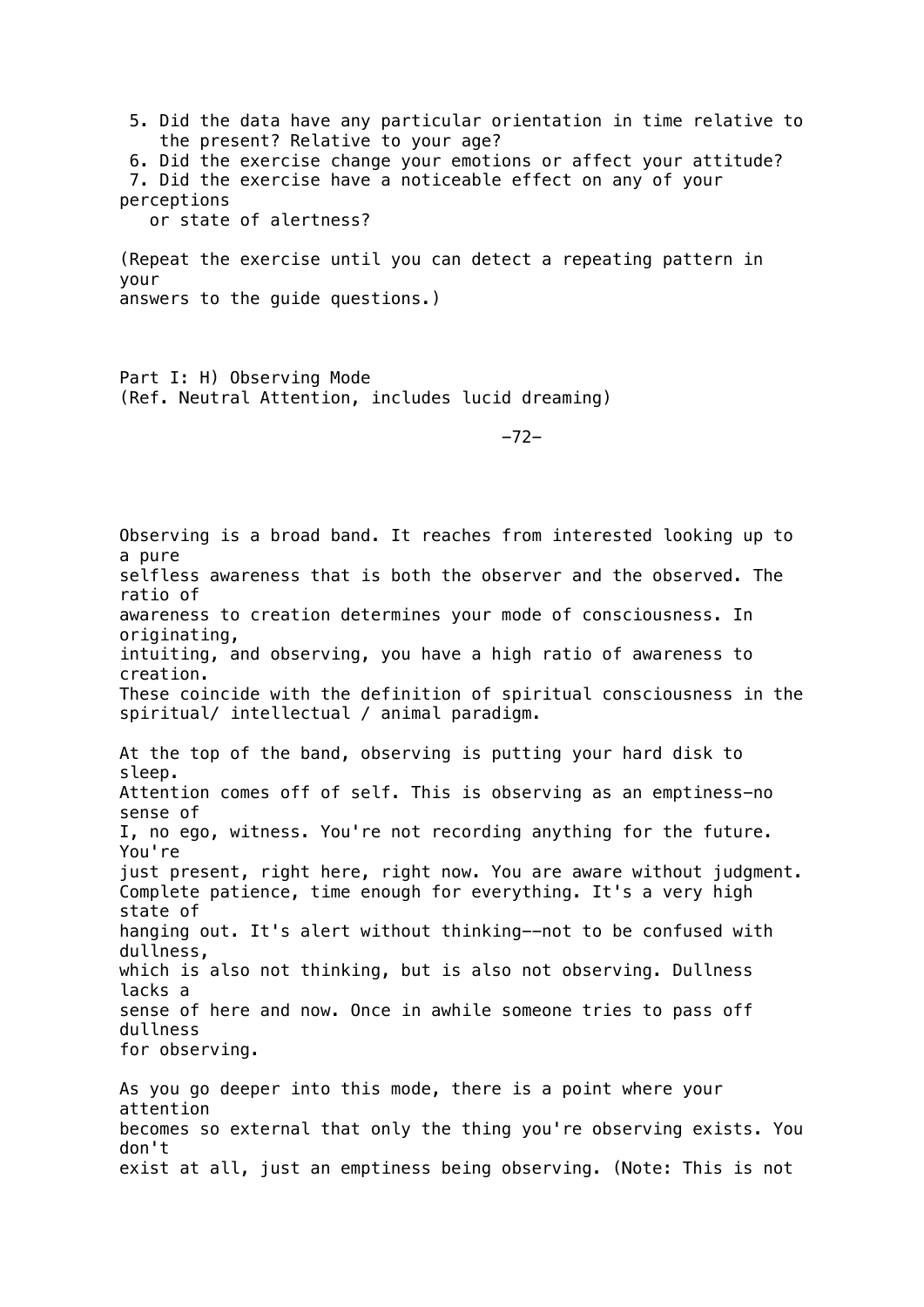5. Did the data have any particular orientation in time relative to the present? Relative to your age?
6. Did the exercise change your emotions or affect your attitude?
7. Did the exercise have a noticeable effect on any of your perceptions or state of alertness?

(Repeat the exercise until you can detect a repeating pattern in your answers to the guide questions.)

## Part I: H) Observing Mode
(Ref. Neutral Attention, includes lucid dreaming)

Observing is a broad band. It reaches from interested looking up to a pure selfless awareness that is both the observer and the observed. The ratio of awareness to creation determines your mode of consciousness. In originating, intuiting, and observing, you have a high ratio of awareness to creation. These coincide with the definition of spiritual consciousness in the spiritual/ intellectual / animal paradigm.

At the top of the band, observing is putting your hard disk to sleep. Attention comes off of self. This is observing as an emptiness—no sense of I, no ego, witness. You're not recording anything for the future. You're just present, right here, right now. You are aware without judgment. Complete patience, time enough for everything. It's a very high state of hanging out. It's alert without thinking--not to be confused with dullness, which is also not thinking, but is also not observing. Dullness lacks a sense of here and now. Once in awhile someone tries to pass off dullness for observing.

As you go deeper into this mode, there is a point where your attention becomes so external that only the thing you're observing exists. You don't exist at all, just an emptiness being observing. (Note: This is not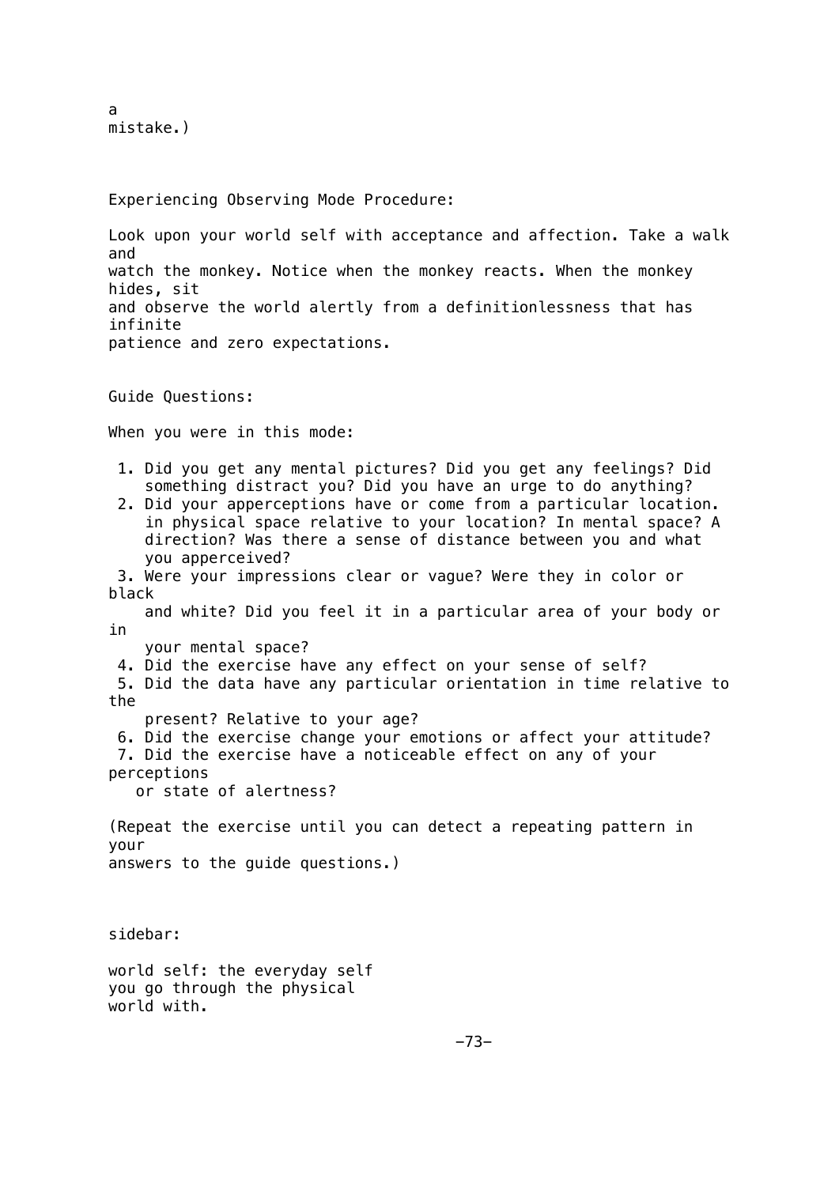a mistake.)

Experiencing Observing Mode Procedure:

Look upon your world self with acceptance and affection. Take a walk and watch the monkey. Notice when the monkey reacts. When the monkey hides, sit and observe the world alertly from a definitionlessness that has infinite patience and zero expectations.

Guide Questions:

When you were in this mode:

1. Did you get any mental pictures? Did you get any feelings? Did something distract you? Did you have an urge to do anything?
2. Did your apperceptions have or come from a particular location. in physical space relative to your location? In mental space? A direction? Was there a sense of distance between you and what you apperceived?
3. Were your impressions clear or vague? Were they in color or black and white? Did you feel it in a particular area of your body or in your mental space?
4. Did the exercise have any effect on your sense of self?
5. Did the data have any particular orientation in time relative to the present? Relative to your age?
6. Did the exercise change your emotions or affect your attitude?
7. Did the exercise have a noticeable effect on any of your perceptions or state of alertness?

(Repeat the exercise until you can detect a repeating pattern in your answers to the guide questions.)

sidebar:

world self: the everyday self you go through the physical world with.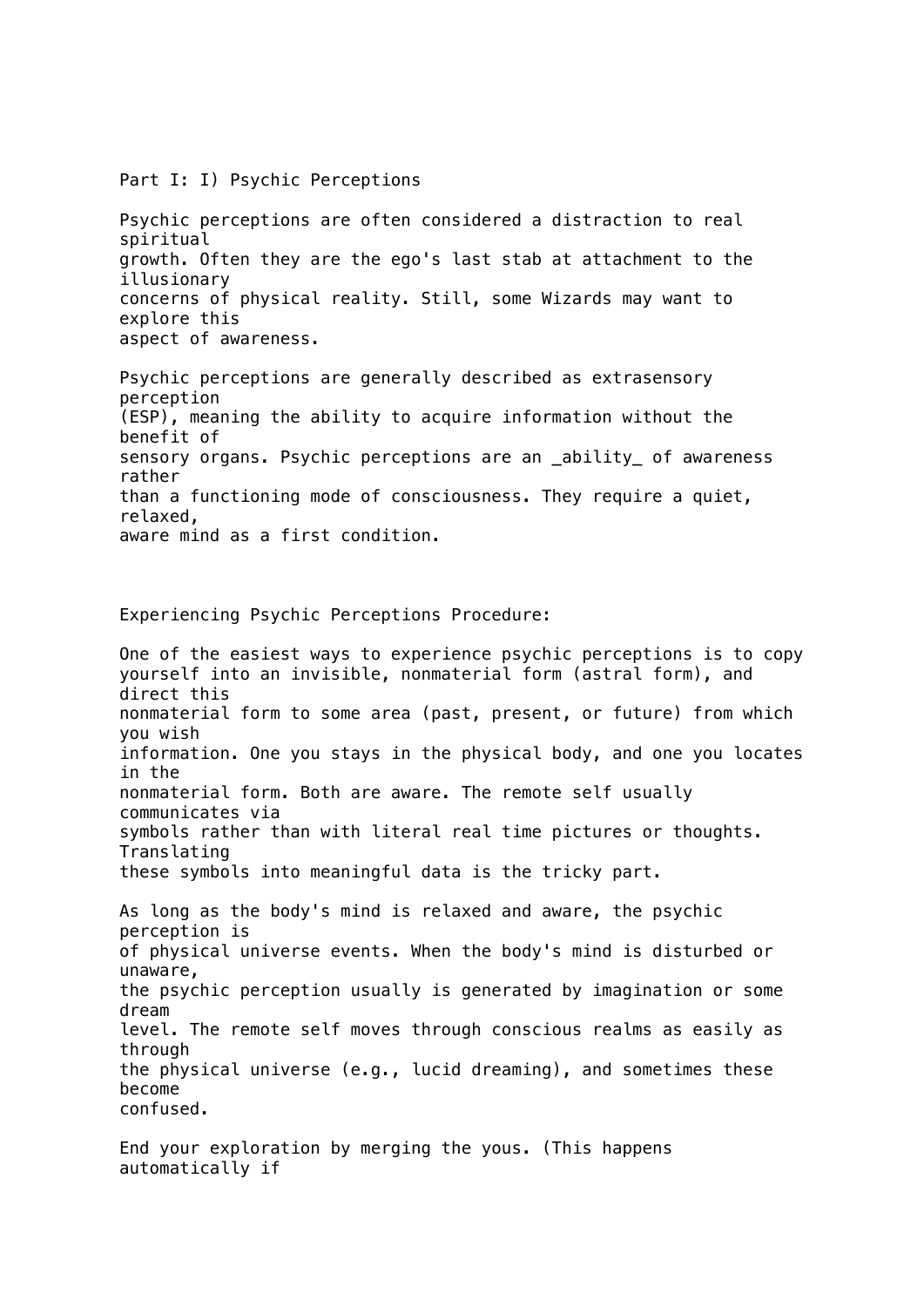Part I: I) Psychic Perceptions

Psychic perceptions are often considered a distraction to real spiritual growth. Often they are the ego's last stab at attachment to the illusionary concerns of physical reality. Still, some Wizards may want to explore this aspect of awareness.

Psychic perceptions are generally described as extrasensory perception (ESP), meaning the ability to acquire information without the benefit of sensory organs. Psychic perceptions are an _ability_ of awareness rather than a functioning mode of consciousness. They require a quiet, relaxed, aware mind as a first condition.

Experiencing Psychic Perceptions Procedure:

One of the easiest ways to experience psychic perceptions is to copy yourself into an invisible, nonmaterial form (astral form), and direct this nonmaterial form to some area (past, present, or future) from which you wish information. One you stays in the physical body, and one you locates in the nonmaterial form. Both are aware. The remote self usually communicates via symbols rather than with literal real time pictures or thoughts. Translating these symbols into meaningful data is the tricky part.

As long as the body's mind is relaxed and aware, the psychic perception is of physical universe events. When the body's mind is disturbed or unaware, the psychic perception usually is generated by imagination or some dream level. The remote self moves through conscious realms as easily as through the physical universe (e.g., lucid dreaming), and sometimes these become confused.

End your exploration by merging the yous. (This happens automatically if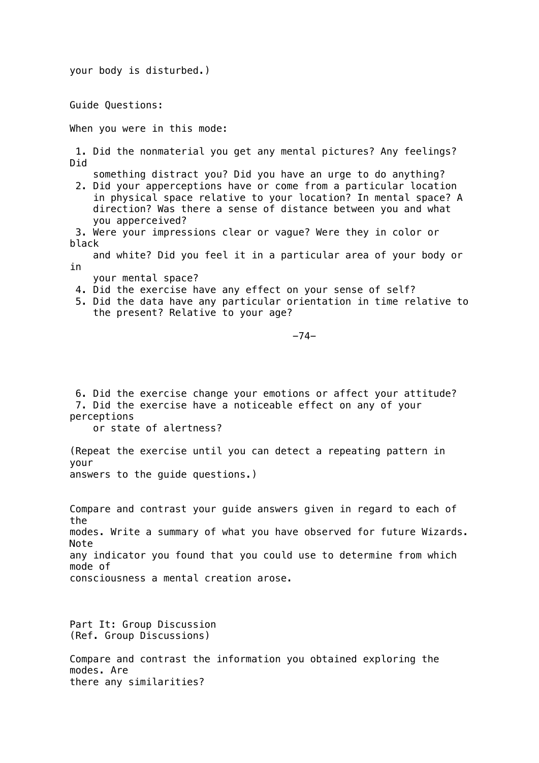your body is disturbed.)

Guide Questions:

When you were in this mode:

1. Did the nonmaterial you get any mental pictures? Any feelings? Did something distract you? Did you have an urge to do anything?
2. Did your apperceptions have or come from a particular location in physical space relative to your location? In mental space? A direction? Was there a sense of distance between you and what you apperceived?
3. Were your impressions clear or vague? Were they in color or black and white? Did you feel it in a particular area of your body or in your mental space?
4. Did the exercise have any effect on your sense of self?
5. Did the data have any particular orientation in time relative to the present? Relative to your age?
6. Did the exercise change your emotions or affect your attitude?
7. Did the exercise have a noticeable effect on any of your perceptions or state of alertness?

(Repeat the exercise until you can detect a repeating pattern in your answers to the guide questions.)

Compare and contrast your guide answers given in regard to each of the modes. Write a summary of what you have observed for future Wizards. Note any indicator you found that you could use to determine from which mode of consciousness a mental creation arose.

Part It: Group Discussion
(Ref. Group Discussions)

Compare and contrast the information you obtained exploring the modes. Are there any similarities?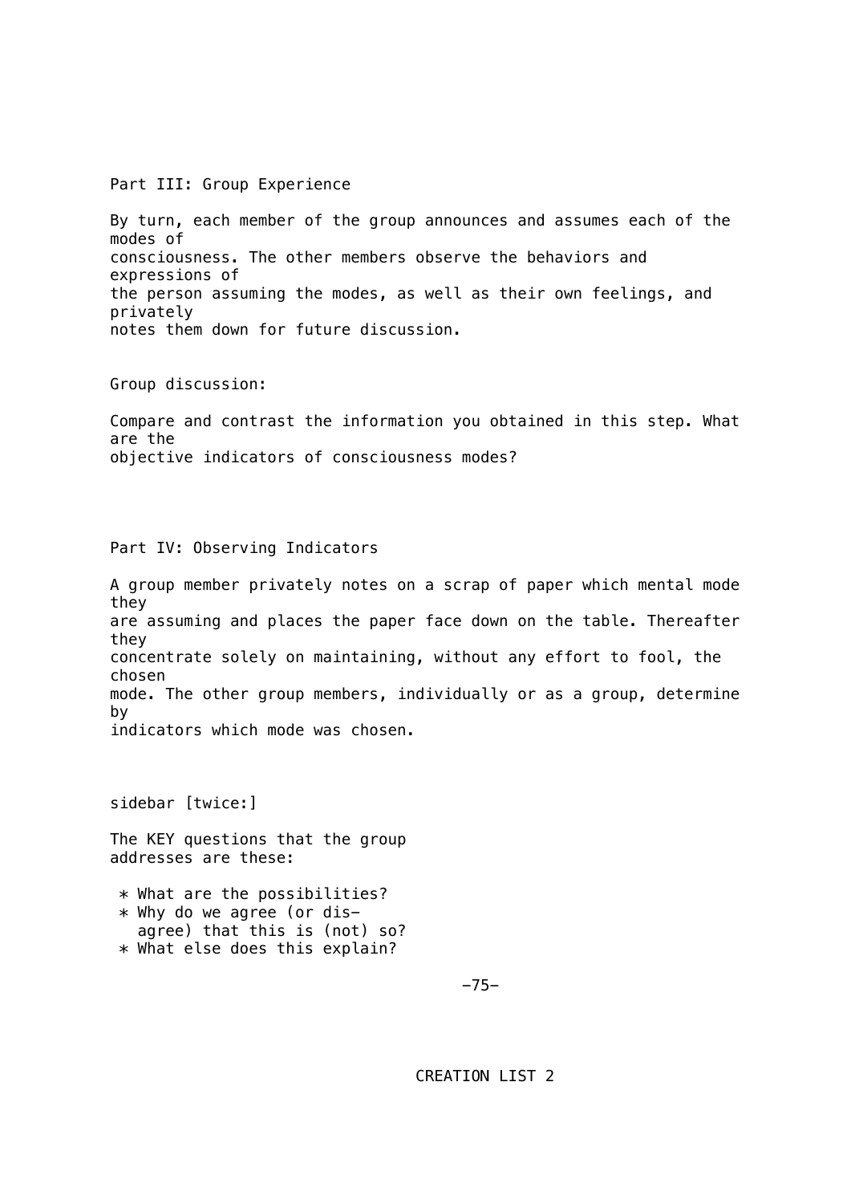## Part III: Group Experience

By turn, each member of the group announces and assumes each of the modes of consciousness. The other members observe the behaviors and expressions of the person assuming the modes, as well as their own feelings, and privately notes them down for future discussion.

Group discussion:

Compare and contrast the information you obtained in this step. What are the objective indicators of consciousness modes?

## Part IV: Observing Indicators

A group member privately notes on a scrap of paper which mental mode they are assuming and places the paper face down on the table. Thereafter they concentrate solely on maintaining, without any effort to fool, the chosen mode. The other group members, individually or as a group, determine by indicators which mode was chosen.

sidebar [twice:]

The KEY questions that the group addresses are these:

* What are the possibilities?
* Why do we agree (or disagree) that this is (not) so?
* What else does this explain?

CREATION LIST 2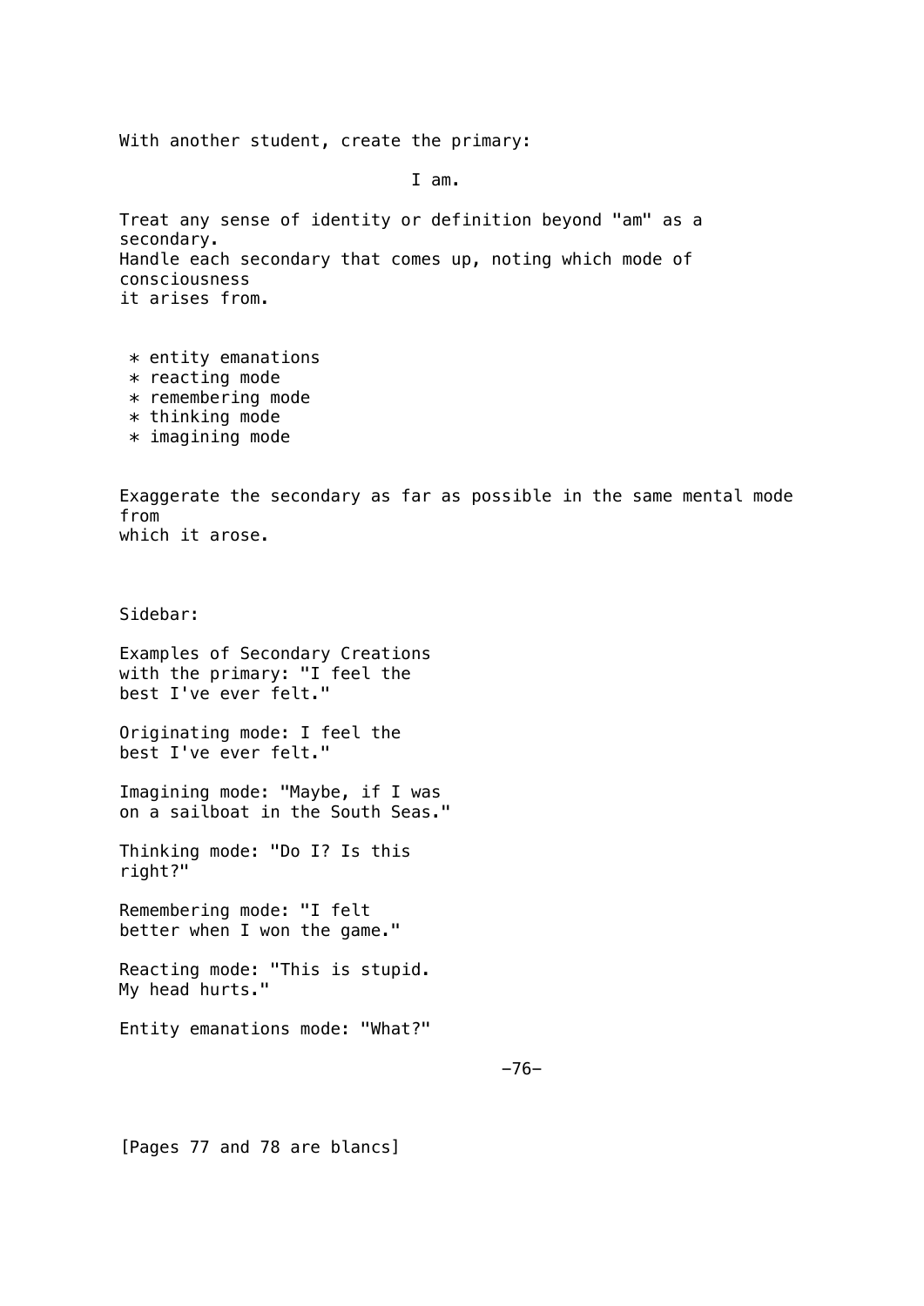With another student, create the primary:

I am.

Treat any sense of identity or definition beyond "am" as a secondary.
Handle each secondary that comes up, noting which mode of consciousness it arises from.

* entity emanations
* reacting mode
* remembering mode
* thinking mode
* imagining mode

Exaggerate the secondary as far as possible in the same mental mode from which it arose.

Sidebar:

Examples of Secondary Creations with the primary: "I feel the best I've ever felt."

Originating mode: I feel the best I've ever felt."

Imagining mode: "Maybe, if I was on a sailboat in the South Seas."

Thinking mode: "Do I? Is this right?"

Remembering mode: "I felt better when I won the game."

Reacting mode: "This is stupid. My head hurts."

Entity emanations mode: "What?"

[Pages 77 and 78 are blancs]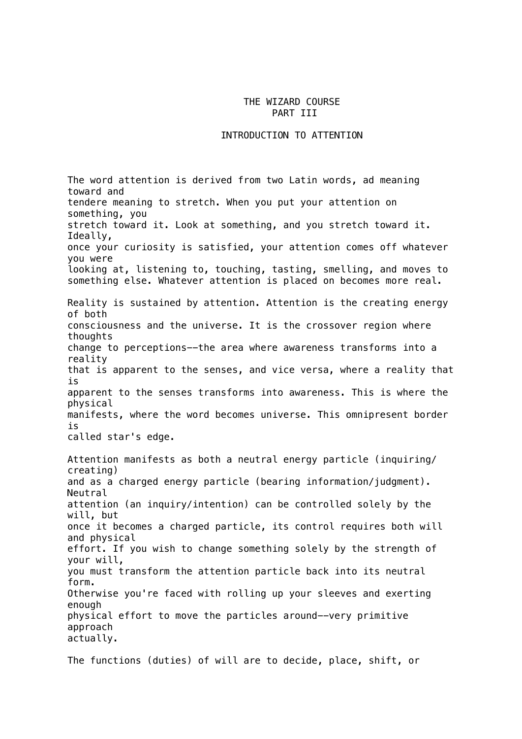# THE WIZARD COURSE
## PART III

### INTRODUCTION TO ATTENTION

The word attention is derived from two Latin words, ad meaning toward and tendere meaning to stretch. When you put your attention on something, you stretch toward it. Look at something, and you stretch toward it. Ideally, once your curiosity is satisfied, your attention comes off whatever you were looking at, listening to, touching, tasting, smelling, and moves to something else. Whatever attention is placed on becomes more real.

Reality is sustained by attention. Attention is the creating energy of both consciousness and the universe. It is the crossover region where thoughts change to perceptions--the area where awareness transforms into a reality that is apparent to the senses, and vice versa, where a reality that is apparent to the senses transforms into awareness. This is where the physical manifests, where the word becomes universe. This omnipresent border is called star's edge.

Attention manifests as both a neutral energy particle (inquiring/creating) and as a charged energy particle (bearing information/judgment). Neutral attention (an inquiry/intention) can be controlled solely by the will, but once it becomes a charged particle, its control requires both will and physical effort. If you wish to change something solely by the strength of your will, you must transform the attention particle back into its neutral form. Otherwise you're faced with rolling up your sleeves and exerting enough physical effort to move the particles around--very primitive approach actually.

The functions (duties) of will are to decide, place, shift, or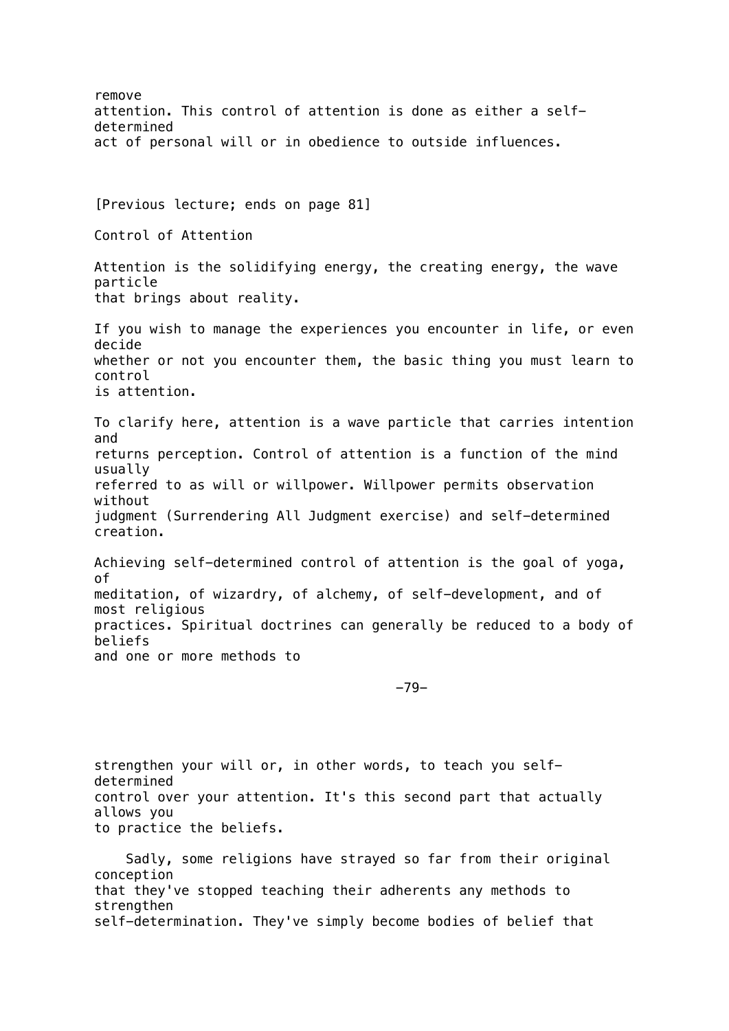remove attention. This control of attention is done as either a self-determined act of personal will or in obedience to outside influences.

[Previous lecture; ends on page 81]

## Control of Attention

Attention is the solidifying energy, the creating energy, the wave particle that brings about reality.

If you wish to manage the experiences you encounter in life, or even decide whether or not you encounter them, the basic thing you must learn to control is attention.

To clarify here, attention is a wave particle that carries intention and returns perception. Control of attention is a function of the mind usually referred to as will or willpower. Willpower permits observation without judgment (Surrendering All Judgment exercise) and self-determined creation.

Achieving self-determined control of attention is the goal of yoga, of meditation, of wizardry, of alchemy, of self-development, and of most religious practices. Spiritual doctrines can generally be reduced to a body of beliefs and one or more methods to strengthen your will or, in other words, to teach you self-determined control over your attention. It's this second part that actually allows you to practice the beliefs.

Sadly, some religions have strayed so far from their original conception that they've stopped teaching their adherents any methods to strengthen self-determination. They've simply become bodies of belief that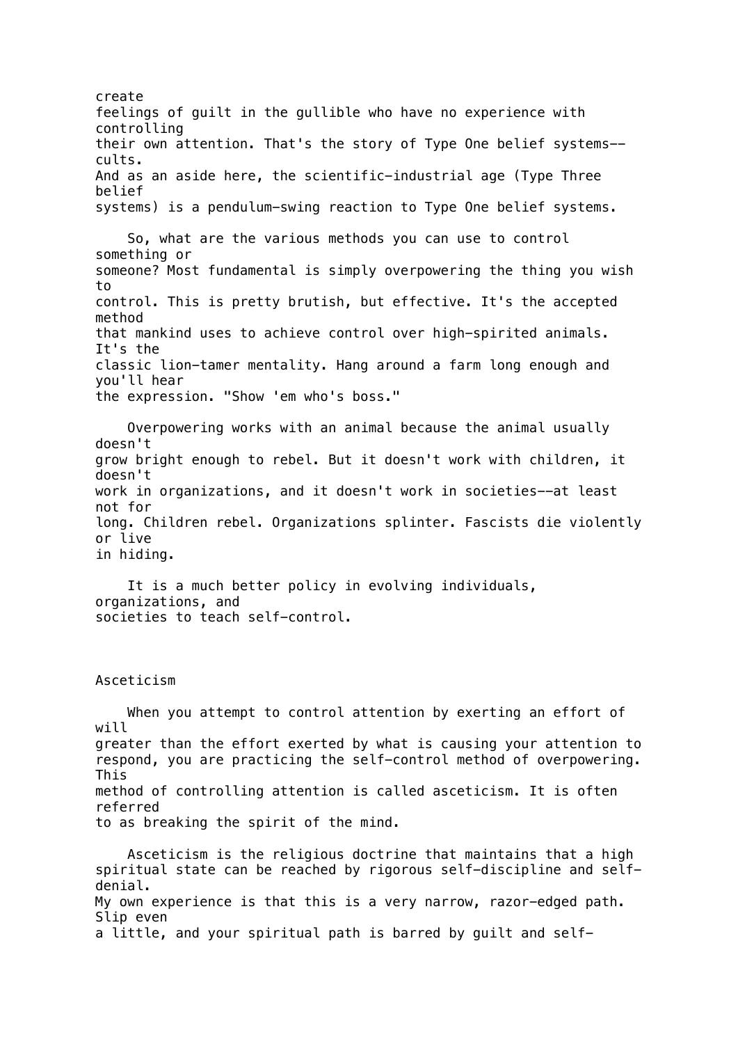create feelings of guilt in the gullible who have no experience with controlling their own attention. That's the story of Type One belief systems--cults. And as an aside here, the scientific-industrial age (Type Three belief systems) is a pendulum-swing reaction to Type One belief systems.

So, what are the various methods you can use to control something or someone? Most fundamental is simply overpowering the thing you wish to control. This is pretty brutish, but effective. It's the accepted method that mankind uses to achieve control over high-spirited animals. It's the classic lion-tamer mentality. Hang around a farm long enough and you'll hear the expression. "Show 'em who's boss."

Overpowering works with an animal because the animal usually doesn't grow bright enough to rebel. But it doesn't work with children, it doesn't work in organizations, and it doesn't work in societies--at least not for long. Children rebel. Organizations splinter. Fascists die violently or live in hiding.

It is a much better policy in evolving individuals, organizations, and societies to teach self-control.

## Asceticism

When you attempt to control attention by exerting an effort of will greater than the effort exerted by what is causing your attention to respond, you are practicing the self-control method of overpowering. This method of controlling attention is called asceticism. It is often referred to as breaking the spirit of the mind.

Asceticism is the religious doctrine that maintains that a high spiritual state can be reached by rigorous self-discipline and self-denial. My own experience is that this is a very narrow, razor-edged path. Slip even a little, and your spiritual path is barred by guilt and self-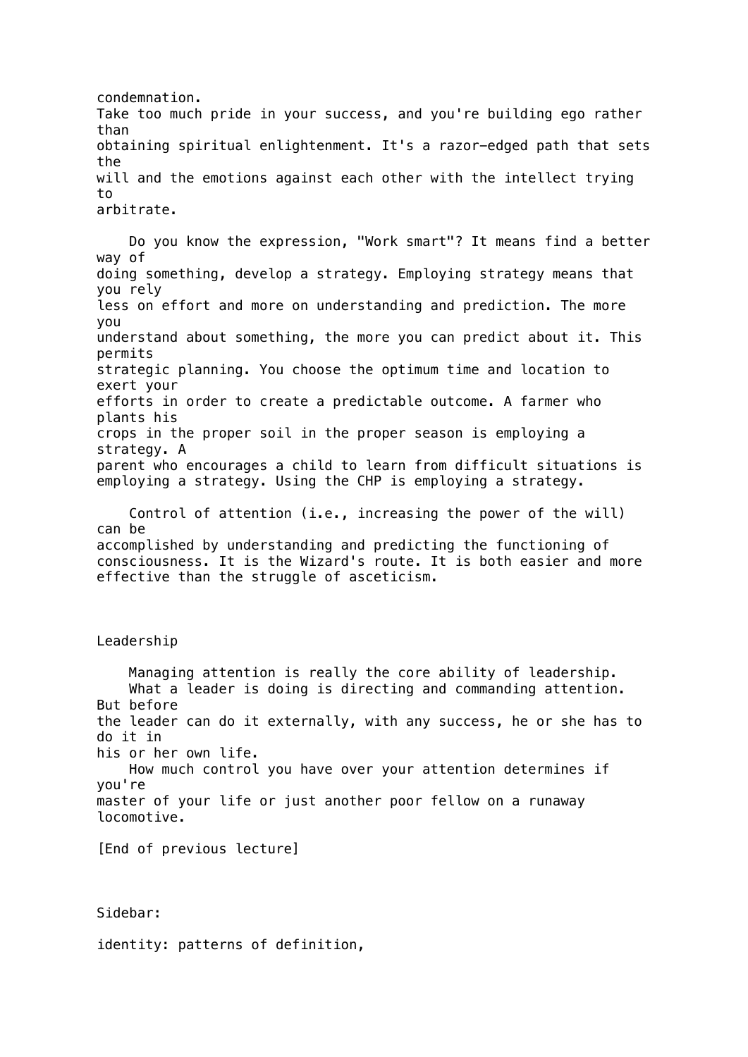condemnation.
Take too much pride in your success, and you're building ego rather than obtaining spiritual enlightenment. It's a razor-edged path that sets the will and the emotions against each other with the intellect trying to arbitrate.

Do you know the expression, "Work smart"? It means find a better way of doing something, develop a strategy. Employing strategy means that you rely less on effort and more on understanding and prediction. The more you understand about something, the more you can predict about it. This permits strategic planning. You choose the optimum time and location to exert your efforts in order to create a predictable outcome. A farmer who plants his crops in the proper soil in the proper season is employing a strategy. A parent who encourages a child to learn from difficult situations is employing a strategy. Using the CHP is employing a strategy.

Control of attention (i.e., increasing the power of the will) can be accomplished by understanding and predicting the functioning of consciousness. It is the Wizard's route. It is both easier and more effective than the struggle of asceticism.

## Leadership

Managing attention is really the core ability of leadership.

What a leader is doing is directing and commanding attention. But before the leader can do it externally, with any success, he or she has to do it in his or her own life.

How much control you have over your attention determines if you're master of your life or just another poor fellow on a runaway locomotive.

[End of previous lecture]

Sidebar:

identity: patterns of definition,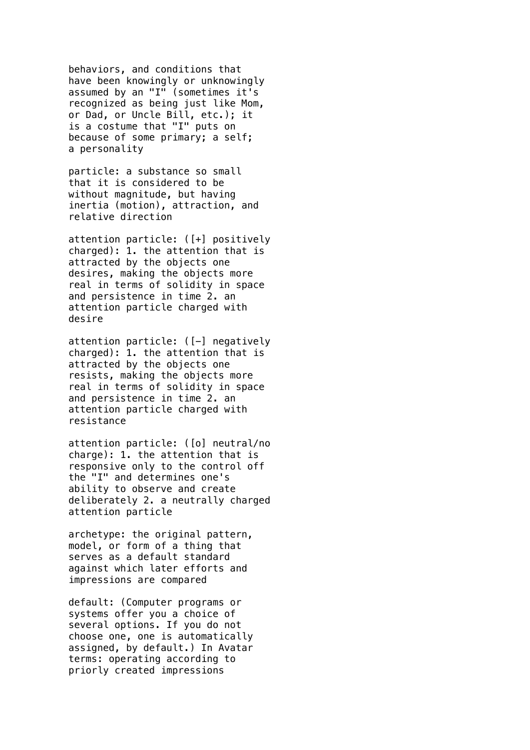behaviors, and conditions that have been knowingly or unknowingly assumed by an "I" (sometimes it's recognized as being just like Mom, or Dad, or Uncle Bill, etc.); it is a costume that "I" puts on because of some primary; a self; a personality

particle: a substance so small that it is considered to be without magnitude, but having inertia (motion), attraction, and relative direction

attention particle: ([+] positively charged): 1. the attention that is attracted by the objects one desires, making the objects more real in terms of solidity in space and persistence in time 2. an attention particle charged with desire

attention particle: ([–] negatively charged): 1. the attention that is attracted by the objects one resists, making the objects more real in terms of solidity in space and persistence in time 2. an attention particle charged with resistance

attention particle: ([o] neutral/no charge): 1. the attention that is responsive only to the control off the "I" and determines one's ability to observe and create deliberately 2. a neutrally charged attention particle

archetype: the original pattern, model, or form of a thing that serves as a default standard against which later efforts and impressions are compared

default: (Computer programs or systems offer you a choice of several options. If you do not choose one, one is automatically assigned, by default.) In Avatar terms: operating according to priorly created impressions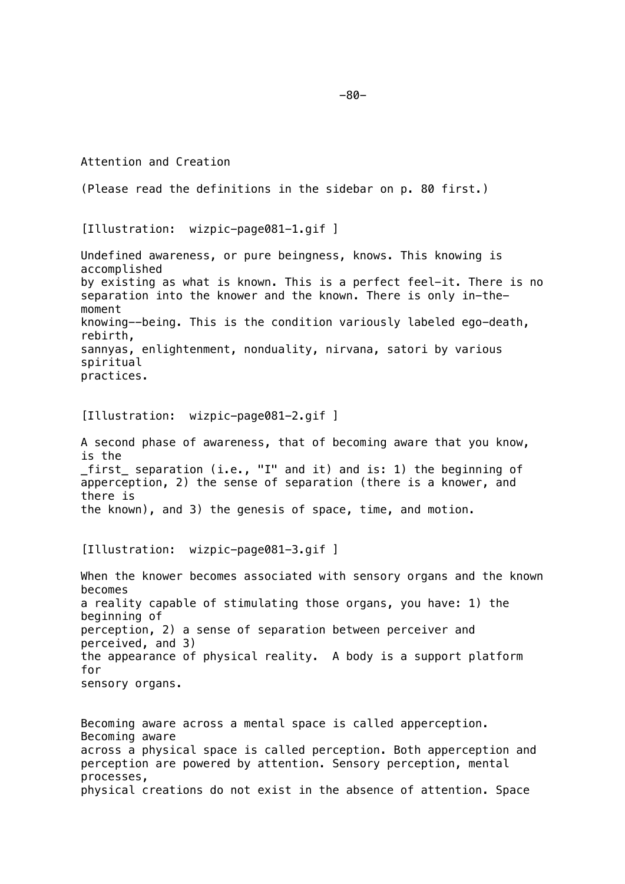## Attention and Creation

(Please read the definitions in the sidebar on p. 80 first.)

[Illustration: wizpic-page081-1.gif ]

Undefined awareness, or pure beingness, knows. This knowing is accomplished by existing as what is known. This is a perfect feel-it. There is no separation into the knower and the known. There is only in-the-moment knowing--being. This is the condition variously labeled ego-death, rebirth, sannyas, enlightenment, nonduality, nirvana, satori by various spiritual practices.

[Illustration: wizpic-page081-2.gif ]

A second phase of awareness, that of becoming aware that you know, is the _first_ separation (i.e., "I" and it) and is: 1) the beginning of apperception, 2) the sense of separation (there is a knower, and there is the known), and 3) the genesis of space, time, and motion.

[Illustration: wizpic-page081-3.gif ]

When the knower becomes associated with sensory organs and the known becomes a reality capable of stimulating those organs, you have: 1) the beginning of perception, 2) a sense of separation between perceiver and perceived, and 3) the appearance of physical reality. A body is a support platform for sensory organs.

Becoming aware across a mental space is called apperception. Becoming aware across a physical space is called perception. Both apperception and perception are powered by attention. Sensory perception, mental processes, physical creations do not exist in the absence of attention. Space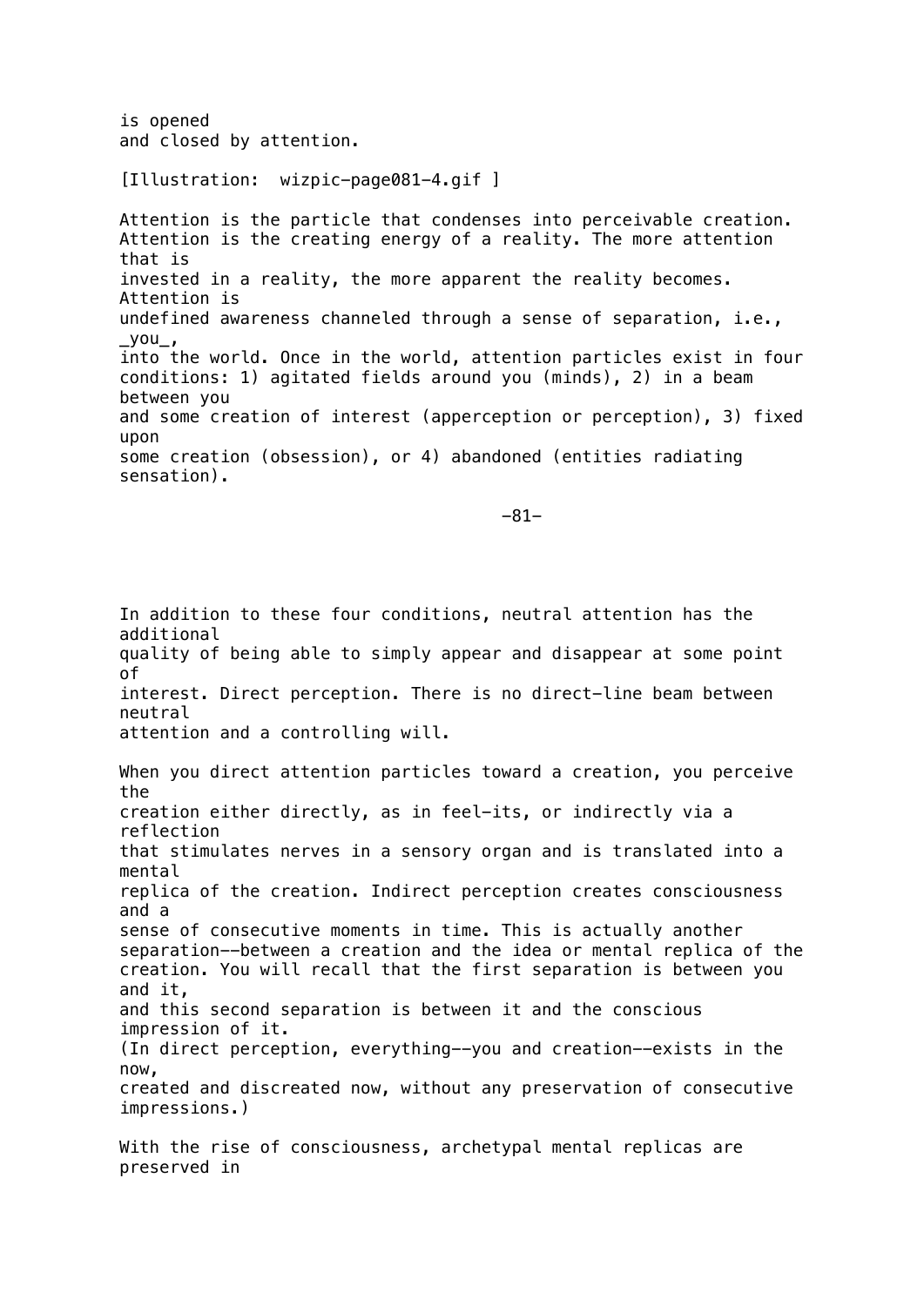is opened and closed by attention.

[Illustration: wizpic-page081-4.gif ]

Attention is the particle that condenses into perceivable creation. Attention is the creating energy of a reality. The more attention that is invested in a reality, the more apparent the reality becomes. Attention is undefined awareness channeled through a sense of separation, i.e., _you_, into the world. Once in the world, attention particles exist in four conditions: 1) agitated fields around you (minds), 2) in a beam between you and some creation of interest (apperception or perception), 3) fixed upon some creation (obsession), or 4) abandoned (entities radiating sensation).

In addition to these four conditions, neutral attention has the additional quality of being able to simply appear and disappear at some point of interest. Direct perception. There is no direct-line beam between neutral attention and a controlling will.

When you direct attention particles toward a creation, you perceive the creation either directly, as in feel-its, or indirectly via a reflection that stimulates nerves in a sensory organ and is translated into a mental replica of the creation. Indirect perception creates consciousness and a sense of consecutive moments in time. This is actually another separation--between a creation and the idea or mental replica of the creation. You will recall that the first separation is between you and it, and this second separation is between it and the conscious impression of it. (In direct perception, everything--you and creation--exists in the now, created and discreated now, without any preservation of consecutive impressions.)

With the rise of consciousness, archetypal mental replicas are preserved in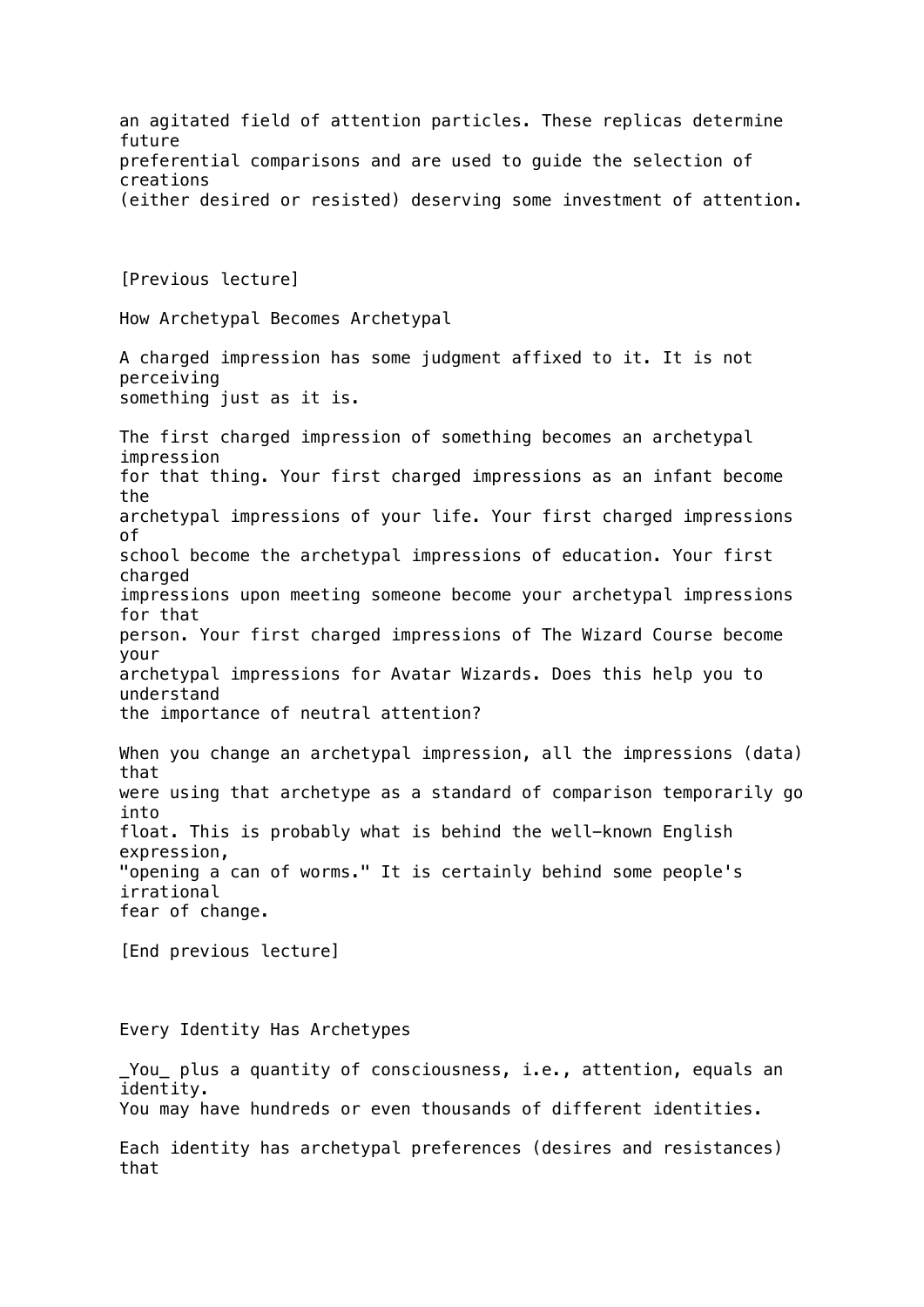an agitated field of attention particles. These replicas determine future preferential comparisons and are used to guide the selection of creations (either desired or resisted) deserving some investment of attention.

[Previous lecture]

How Archetypal Becomes Archetypal

A charged impression has some judgment affixed to it. It is not perceiving something just as it is.

The first charged impression of something becomes an archetypal impression for that thing. Your first charged impressions as an infant become the archetypal impressions of your life. Your first charged impressions of school become the archetypal impressions of education. Your first charged impressions upon meeting someone become your archetypal impressions for that person. Your first charged impressions of The Wizard Course become your archetypal impressions for Avatar Wizards. Does this help you to understand the importance of neutral attention?

When you change an archetypal impression, all the impressions (data) that were using that archetype as a standard of comparison temporarily go into float. This is probably what is behind the well-known English expression, "opening a can of worms." It is certainly behind some people's irrational fear of change.

[End previous lecture]

Every Identity Has Archetypes

_You_ plus a quantity of consciousness, i.e., attention, equals an identity.
You may have hundreds or even thousands of different identities.

Each identity has archetypal preferences (desires and resistances) that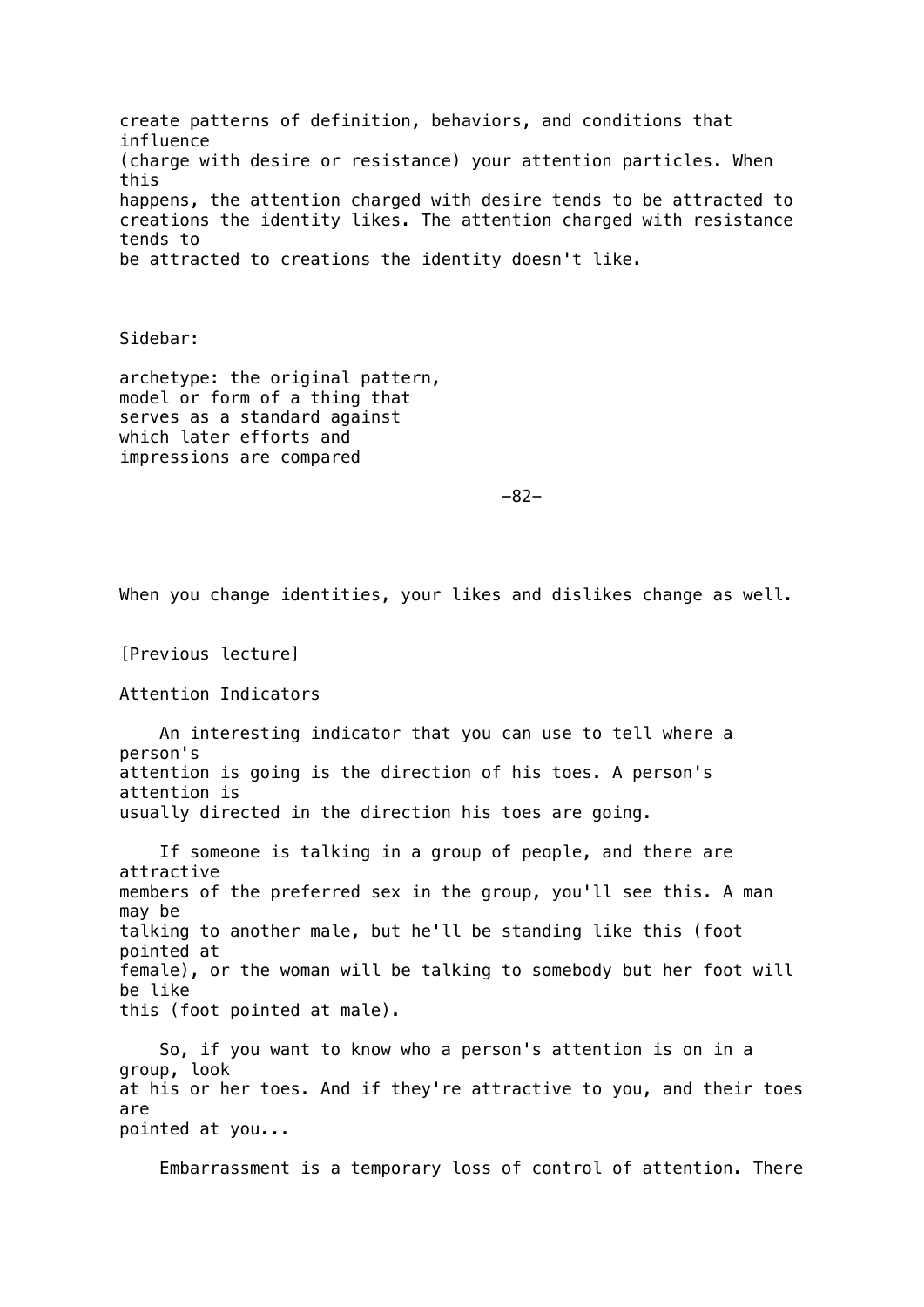create patterns of definition, behaviors, and conditions that influence (charge with desire or resistance) your attention particles. When this happens, the attention charged with desire tends to be attracted to creations the identity likes. The attention charged with resistance tends to be attracted to creations the identity doesn't like.

Sidebar:

archetype: the original pattern, model or form of a thing that serves as a standard against which later efforts and impressions are compared

When you change identities, your likes and dislikes change as well.

[Previous lecture]

## Attention Indicators

An interesting indicator that you can use to tell where a person's attention is going is the direction of his toes. A person's attention is usually directed in the direction his toes are going.

If someone is talking in a group of people, and there are attractive members of the preferred sex in the group, you'll see this. A man may be talking to another male, but he'll be standing like this (foot pointed at female), or the woman will be talking to somebody but her foot will be like this (foot pointed at male).

So, if you want to know who a person's attention is on in a group, look at his or her toes. And if they're attractive to you, and their toes are pointed at you...

Embarrassment is a temporary loss of control of attention. There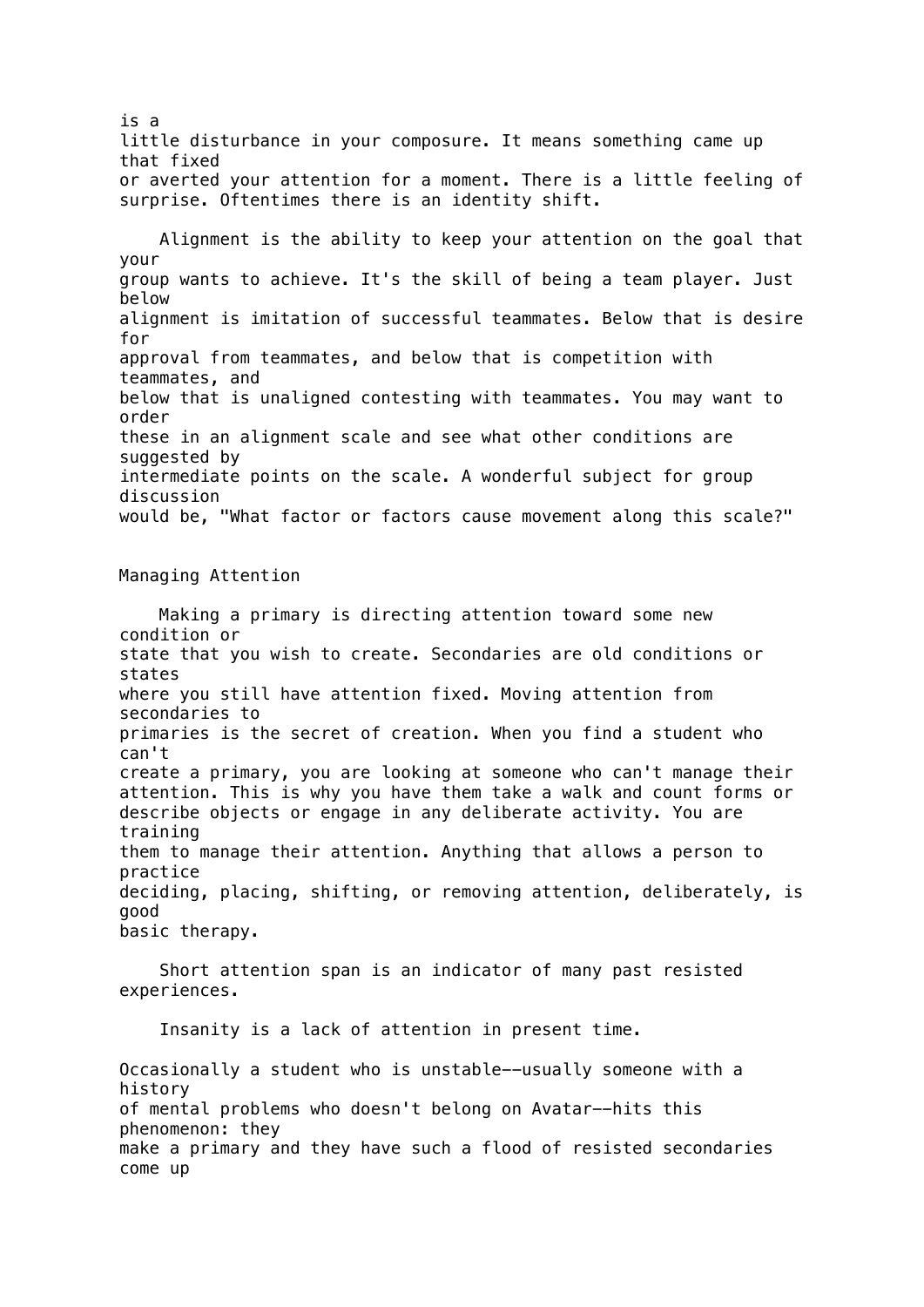is a little disturbance in your composure. It means something came up that fixed or averted your attention for a moment. There is a little feeling of surprise. Oftentimes there is an identity shift.

Alignment is the ability to keep your attention on the goal that your group wants to achieve. It's the skill of being a team player. Just below alignment is imitation of successful teammates. Below that is desire for approval from teammates, and below that is competition with teammates, and below that is unaligned contesting with teammates. You may want to order these in an alignment scale and see what other conditions are suggested by intermediate points on the scale. A wonderful subject for group discussion would be, "What factor or factors cause movement along this scale?"

## Managing Attention

Making a primary is directing attention toward some new condition or state that you wish to create. Secondaries are old conditions or states where you still have attention fixed. Moving attention from secondaries to primaries is the secret of creation. When you find a student who can't create a primary, you are looking at someone who can't manage their attention. This is why you have them take a walk and count forms or describe objects or engage in any deliberate activity. You are training them to manage their attention. Anything that allows a person to practice deciding, placing, shifting, or removing attention, deliberately, is good basic therapy.

Short attention span is an indicator of many past resisted experiences.

Insanity is a lack of attention in present time.

Occasionally a student who is unstable--usually someone with a history of mental problems who doesn't belong on Avatar--hits this phenomenon: they make a primary and they have such a flood of resisted secondaries come up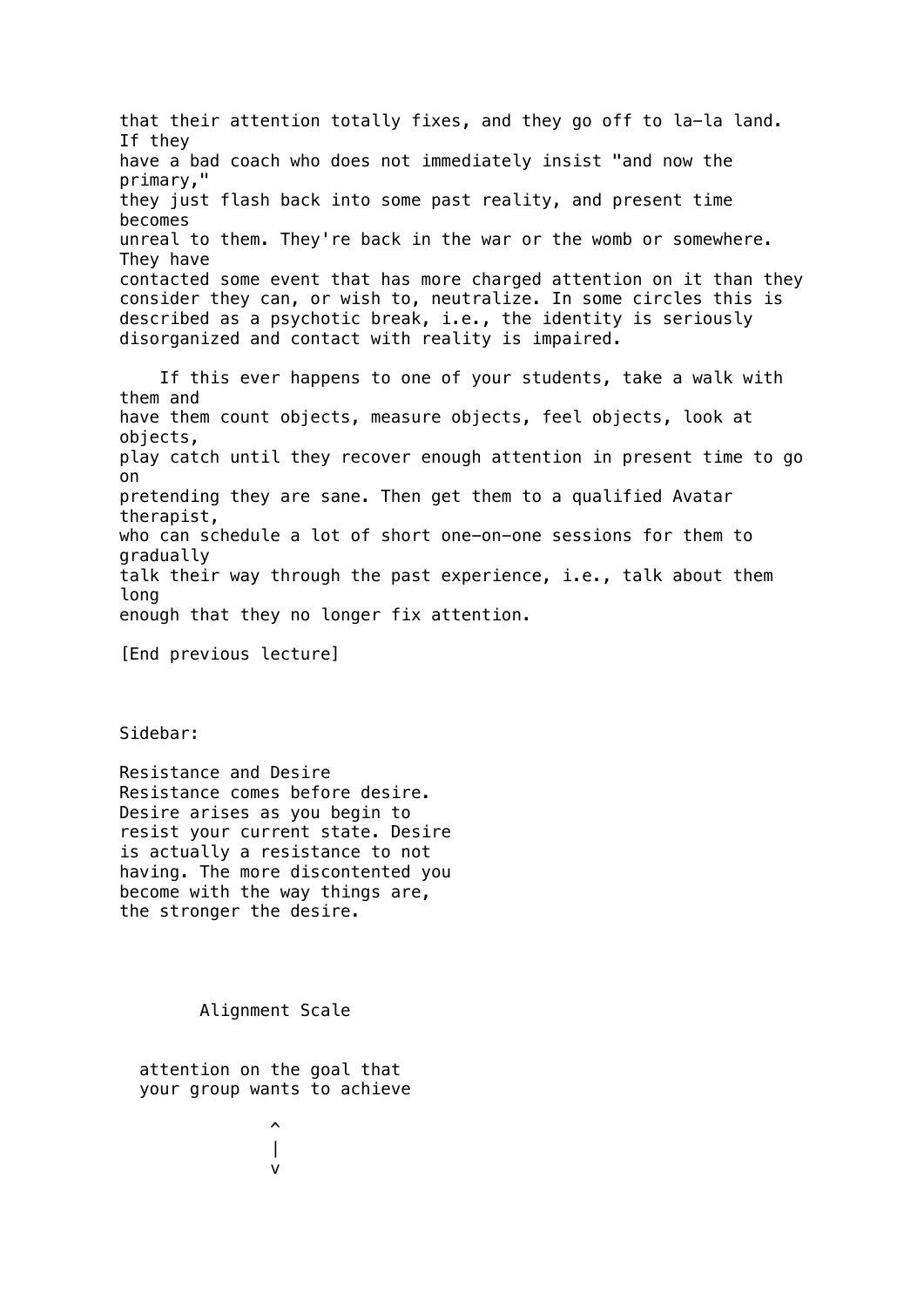that their attention totally fixes, and they go off to la-la land. If they have a bad coach who does not immediately insist "and now the primary," they just flash back into some past reality, and present time becomes unreal to them. They're back in the war or the womb or somewhere. They have contacted some event that has more charged attention on it than they consider they can, or wish to, neutralize. In some circles this is described as a psychotic break, i.e., the identity is seriously disorganized and contact with reality is impaired.

If this ever happens to one of your students, take a walk with them and have them count objects, measure objects, feel objects, look at objects, play catch until they recover enough attention in present time to go on pretending they are sane. Then get them to a qualified Avatar therapist, who can schedule a lot of short one-on-one sessions for them to gradually talk their way through the past experience, i.e., talk about them long enough that they no longer fix attention.

[End previous lecture]

Sidebar:

**Resistance and Desire**

Resistance comes before desire. Desire arises as you begin to resist your current state. Desire is actually a resistance to not having. The more discontented you become with the way things are, the stronger the desire.

**Alignment Scale**

attention on the goal that
your group wants to achieve

```
      ^
      |
      v
```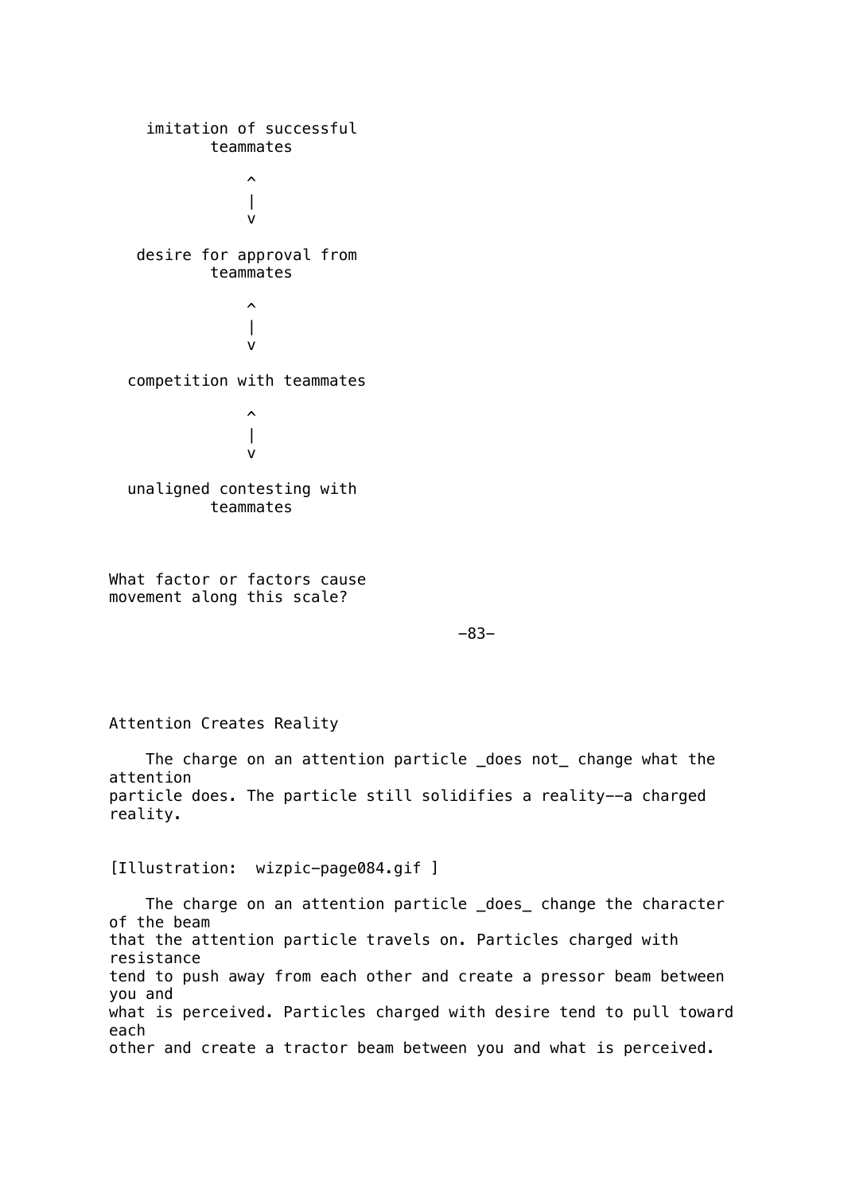```
     imitation of successful
            teammates

                ^
                |
                v

    desire for approval from
            teammates

                ^
                |
                v

   competition with teammates

                ^
                |
                v

   unaligned contesting with
            teammates
```

What factor or factors cause movement along this scale?

## Attention Creates Reality

The charge on an attention particle _does not_ change what the attention particle does. The particle still solidifies a reality--a charged reality.

[Illustration:  wizpic-page084.gif ]

The charge on an attention particle _does_ change the character of the beam that the attention particle travels on. Particles charged with resistance tend to push away from each other and create a pressor beam between you and what is perceived. Particles charged with desire tend to pull toward each other and create a tractor beam between you and what is perceived.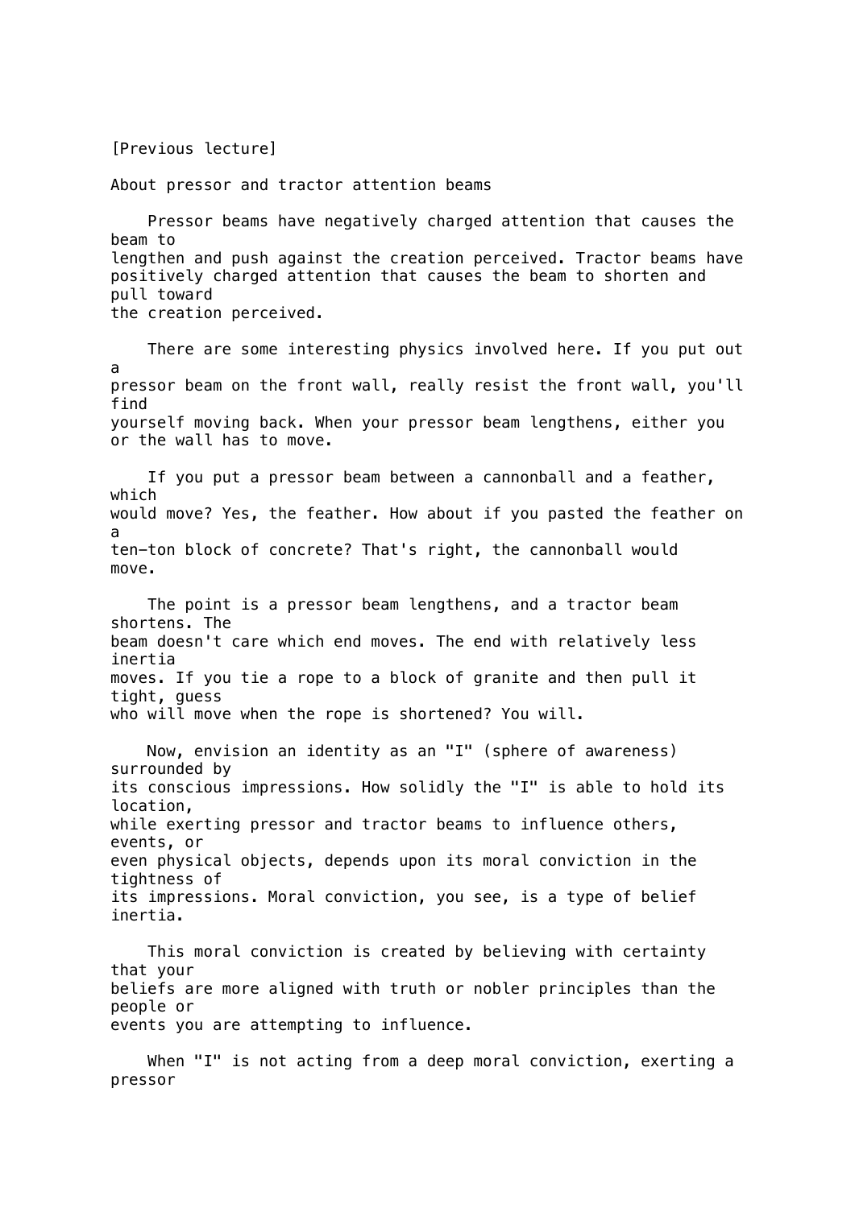[Previous lecture]

About pressor and tractor attention beams

Pressor beams have negatively charged attention that causes the beam to lengthen and push against the creation perceived. Tractor beams have positively charged attention that causes the beam to shorten and pull toward the creation perceived.

There are some interesting physics involved here. If you put out a pressor beam on the front wall, really resist the front wall, you'll find yourself moving back. When your pressor beam lengthens, either you or the wall has to move.

If you put a pressor beam between a cannonball and a feather, which would move? Yes, the feather. How about if you pasted the feather on a ten–ton block of concrete? That's right, the cannonball would move.

The point is a pressor beam lengthens, and a tractor beam shortens. The beam doesn't care which end moves. The end with relatively less inertia moves. If you tie a rope to a block of granite and then pull it tight, guess who will move when the rope is shortened? You will.

Now, envision an identity as an "I" (sphere of awareness) surrounded by its conscious impressions. How solidly the "I" is able to hold its location, while exerting pressor and tractor beams to influence others, events, or even physical objects, depends upon its moral conviction in the tightness of its impressions. Moral conviction, you see, is a type of belief inertia.

This moral conviction is created by believing with certainty that your beliefs are more aligned with truth or nobler principles than the people or events you are attempting to influence.

When "I" is not acting from a deep moral conviction, exerting a pressor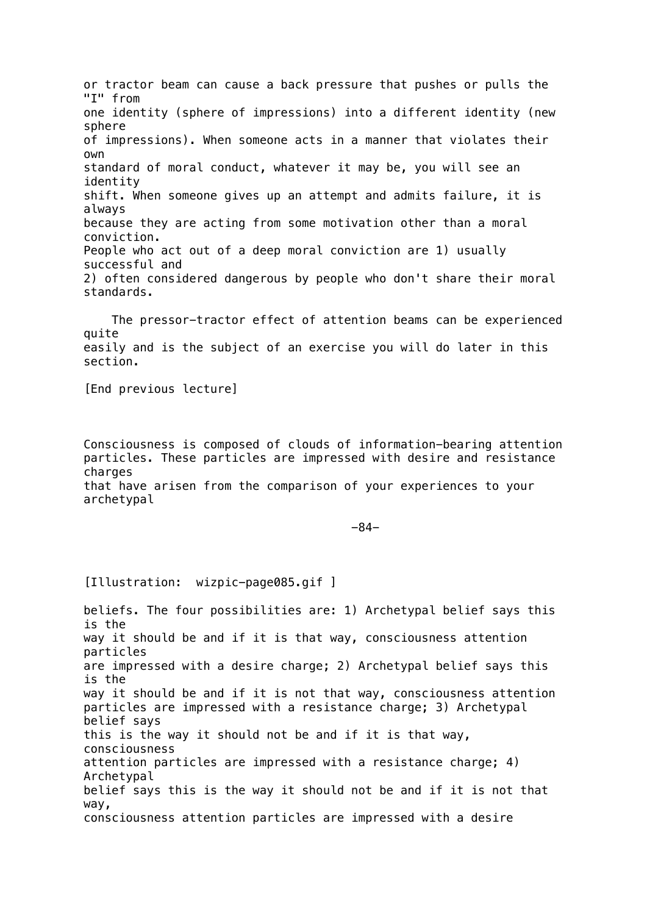or tractor beam can cause a back pressure that pushes or pulls the "I" from one identity (sphere of impressions) into a different identity (new sphere of impressions). When someone acts in a manner that violates their own standard of moral conduct, whatever it may be, you will see an identity shift. When someone gives up an attempt and admits failure, it is always because they are acting from some motivation other than a moral conviction. People who act out of a deep moral conviction are 1) usually successful and 2) often considered dangerous by people who don't share their moral standards.

The pressor-tractor effect of attention beams can be experienced quite easily and is the subject of an exercise you will do later in this section.

[End previous lecture]

Consciousness is composed of clouds of information-bearing attention particles. These particles are impressed with desire and resistance charges that have arisen from the comparison of your experiences to your archetypal

[Illustration: wizpic-page085.gif ]

beliefs. The four possibilities are: 1) Archetypal belief says this is the way it should be and if it is that way, consciousness attention particles are impressed with a desire charge; 2) Archetypal belief says this is the way it should be and if it is not that way, consciousness attention particles are impressed with a resistance charge; 3) Archetypal belief says this is the way it should not be and if it is that way, consciousness attention particles are impressed with a resistance charge; 4) Archetypal belief says this is the way it should not be and if it is not that way, consciousness attention particles are impressed with a desire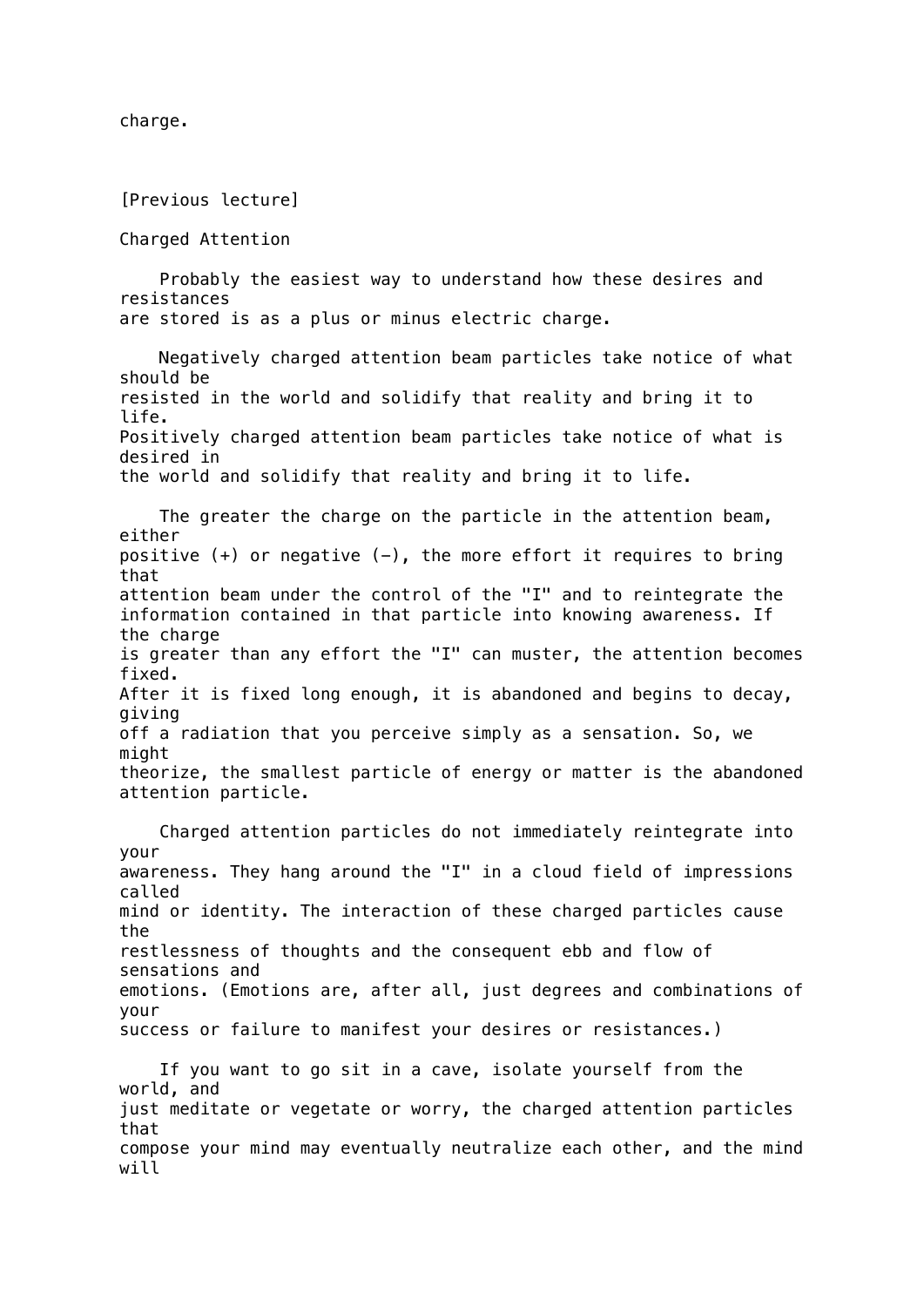charge.

[Previous lecture]

## Charged Attention

Probably the easiest way to understand how these desires and resistances are stored is as a plus or minus electric charge.

Negatively charged attention beam particles take notice of what should be resisted in the world and solidify that reality and bring it to life. Positively charged attention beam particles take notice of what is desired in the world and solidify that reality and bring it to life.

The greater the charge on the particle in the attention beam, either positive (+) or negative (-), the more effort it requires to bring that attention beam under the control of the "I" and to reintegrate the information contained in that particle into knowing awareness. If the charge is greater than any effort the "I" can muster, the attention becomes fixed. After it is fixed long enough, it is abandoned and begins to decay, giving off a radiation that you perceive simply as a sensation. So, we might theorize, the smallest particle of energy or matter is the abandoned attention particle.

Charged attention particles do not immediately reintegrate into your awareness. They hang around the "I" in a cloud field of impressions called mind or identity. The interaction of these charged particles cause the restlessness of thoughts and the consequent ebb and flow of sensations and emotions. (Emotions are, after all, just degrees and combinations of your success or failure to manifest your desires or resistances.)

If you want to go sit in a cave, isolate yourself from the world, and just meditate or vegetate or worry, the charged attention particles that compose your mind may eventually neutralize each other, and the mind will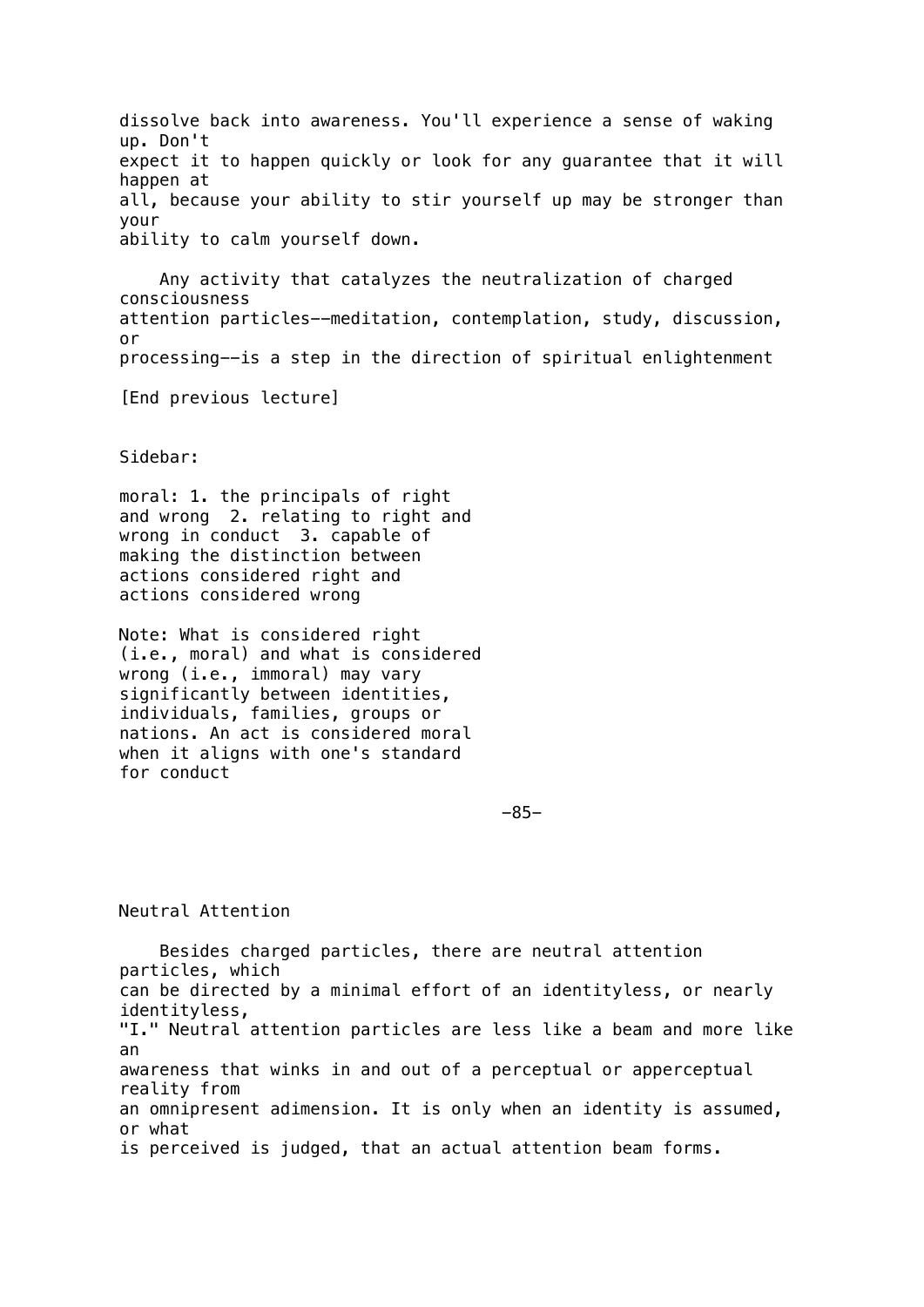dissolve back into awareness. You'll experience a sense of waking up. Don't expect it to happen quickly or look for any guarantee that it will happen at all, because your ability to stir yourself up may be stronger than your ability to calm yourself down.

Any activity that catalyzes the neutralization of charged consciousness attention particles--meditation, contemplation, study, discussion, or processing--is a step in the direction of spiritual enlightenment

[End previous lecture]

Sidebar:

moral: 1. the principals of right and wrong 2. relating to right and wrong in conduct 3. capable of making the distinction between actions considered right and actions considered wrong

Note: What is considered right (i.e., moral) and what is considered wrong (i.e., immoral) may vary significantly between identities, individuals, families, groups or nations. An act is considered moral when it aligns with one's standard for conduct

## Neutral Attention

Besides charged particles, there are neutral attention particles, which can be directed by a minimal effort of an identityless, or nearly identityless, "I." Neutral attention particles are less like a beam and more like an awareness that winks in and out of a perceptual or apperceptual reality from an omnipresent adimension. It is only when an identity is assumed, or what is perceived is judged, that an actual attention beam forms.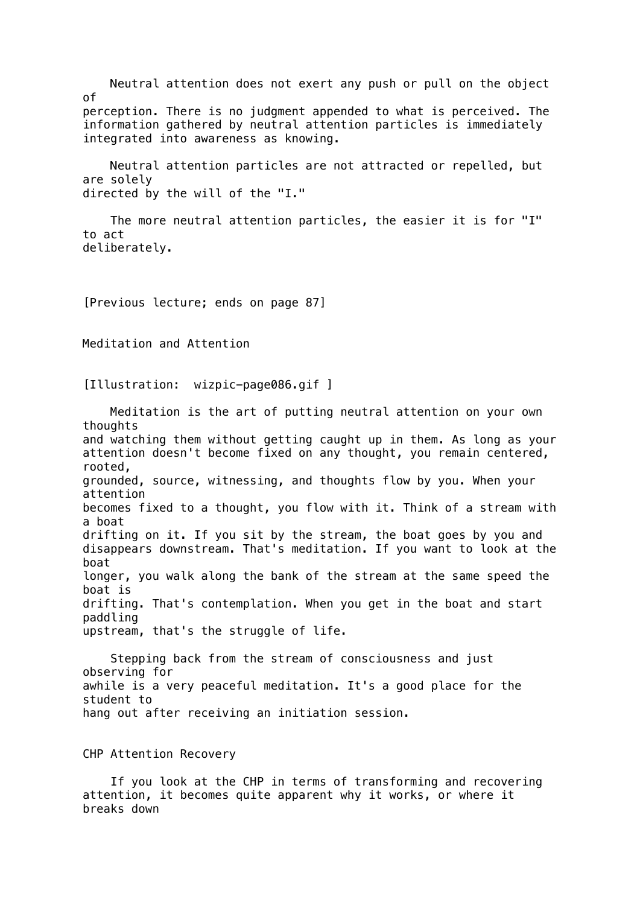Neutral attention does not exert any push or pull on the object of perception. There is no judgment appended to what is perceived. The information gathered by neutral attention particles is immediately integrated into awareness as knowing.

Neutral attention particles are not attracted or repelled, but are solely directed by the will of the "I."

The more neutral attention particles, the easier it is for "I" to act deliberately.

[Previous lecture; ends on page 87]

## Meditation and Attention

[Illustration: wizpic-page086.gif ]

Meditation is the art of putting neutral attention on your own thoughts and watching them without getting caught up in them. As long as your attention doesn't become fixed on any thought, you remain centered, rooted, grounded, source, witnessing, and thoughts flow by you. When your attention becomes fixed to a thought, you flow with it. Think of a stream with a boat drifting on it. If you sit by the stream, the boat goes by you and disappears downstream. That's meditation. If you want to look at the boat longer, you walk along the bank of the stream at the same speed the boat is drifting. That's contemplation. When you get in the boat and start paddling upstream, that's the struggle of life.

Stepping back from the stream of consciousness and just observing for awhile is a very peaceful meditation. It's a good place for the student to hang out after receiving an initiation session.

## CHP Attention Recovery

If you look at the CHP in terms of transforming and recovering attention, it becomes quite apparent why it works, or where it breaks down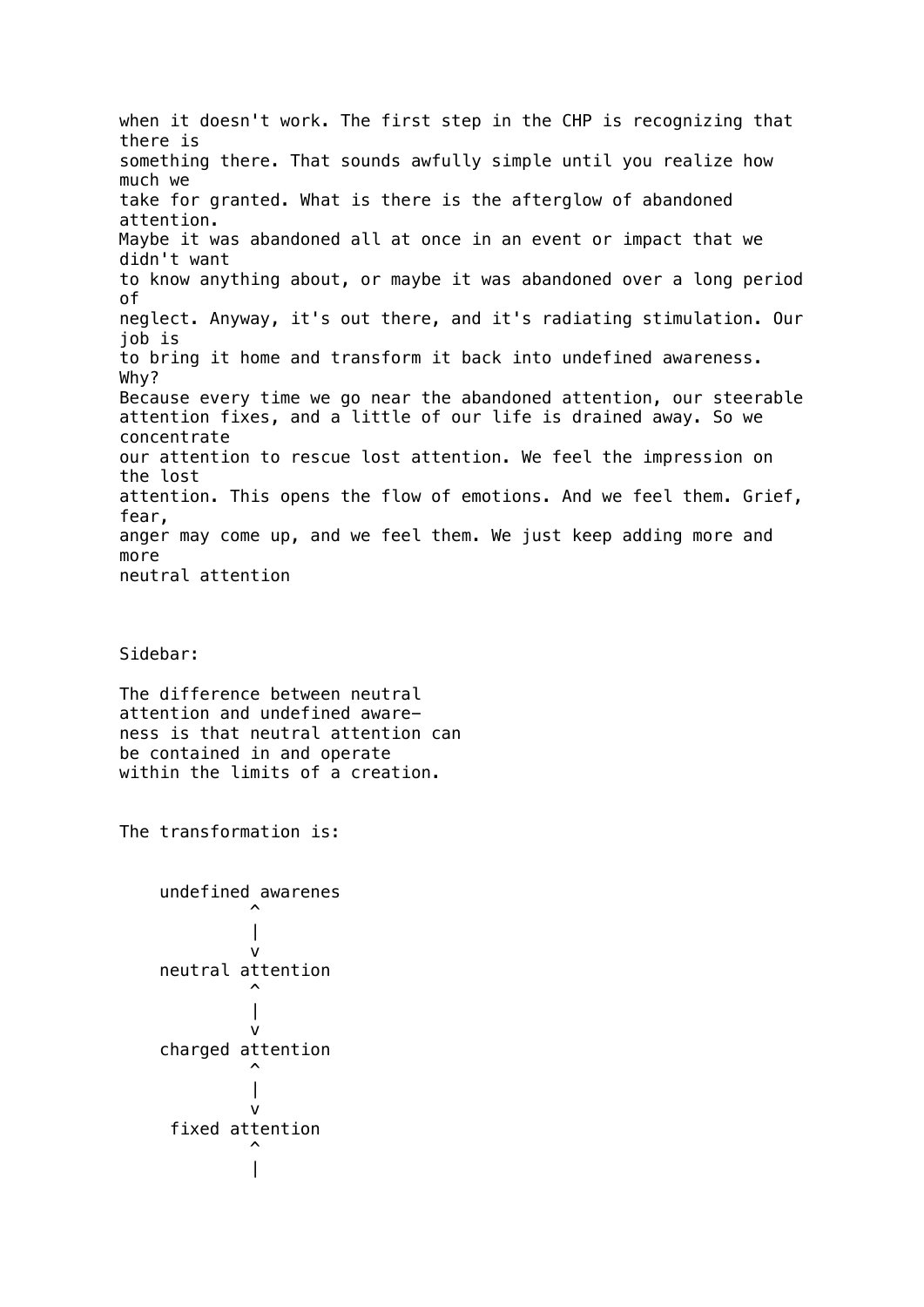when it doesn't work. The first step in the CHP is recognizing that there is something there. That sounds awfully simple until you realize how much we take for granted. What is there is the afterglow of abandoned attention. Maybe it was abandoned all at once in an event or impact that we didn't want to know anything about, or maybe it was abandoned over a long period of neglect. Anyway, it's out there, and it's radiating stimulation. Our job is to bring it home and transform it back into undefined awareness. Why? Because every time we go near the abandoned attention, our steerable attention fixes, and a little of our life is drained away. So we concentrate our attention to rescue lost attention. We feel the impression on the lost attention. This opens the flow of emotions. And we feel them. Grief, fear, anger may come up, and we feel them. We just keep adding more and more neutral attention

Sidebar:

The difference between neutral attention and undefined awareness is that neutral attention can be contained in and operate within the limits of a creation.

The transformation is:

```
    undefined awarenes
             ^
             |
             v
    neutral attention
             ^
             |
             v
    charged attention
             ^
             |
             v
     fixed attention
             ^
             |
```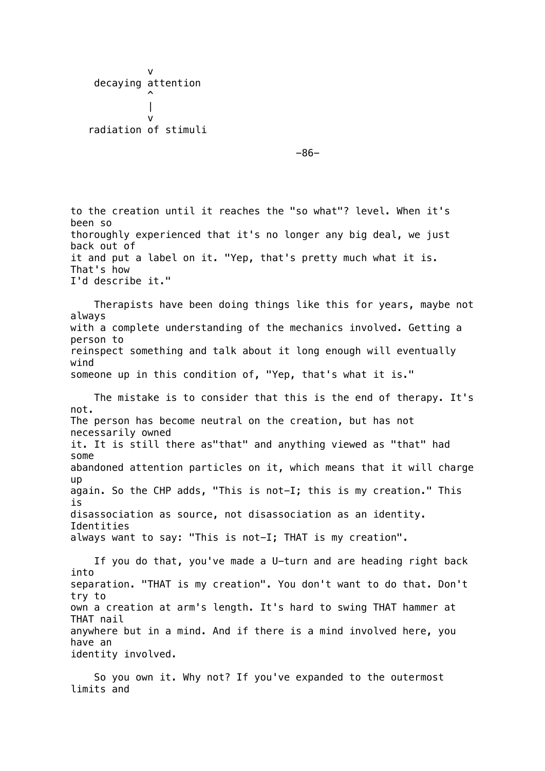```
            v
    decaying attention
            ^
            |
            v
   radiation of stimuli
```

to the creation until it reaches the "so what"? level. When it's been so thoroughly experienced that it's no longer any big deal, we just back out of it and put a label on it. "Yep, that's pretty much what it is. That's how I'd describe it."

Therapists have been doing things like this for years, maybe not always with a complete understanding of the mechanics involved. Getting a person to reinspect something and talk about it long enough will eventually wind someone up in this condition of, "Yep, that's what it is."

The mistake is to consider that this is the end of therapy. It's not. The person has become neutral on the creation, but has not necessarily owned it. It is still there as"that" and anything viewed as "that" had some abandoned attention particles on it, which means that it will charge up again. So the CHP adds, "This is not-I; this is my creation." This is disassociation as source, not disassociation as an identity. Identities always want to say: "This is not-I; THAT is my creation".

If you do that, you've made a U-turn and are heading right back into separation. "THAT is my creation". You don't want to do that. Don't try to own a creation at arm's length. It's hard to swing THAT hammer at THAT nail anywhere but in a mind. And if there is a mind involved here, you have an identity involved.

So you own it. Why not? If you've expanded to the outermost limits and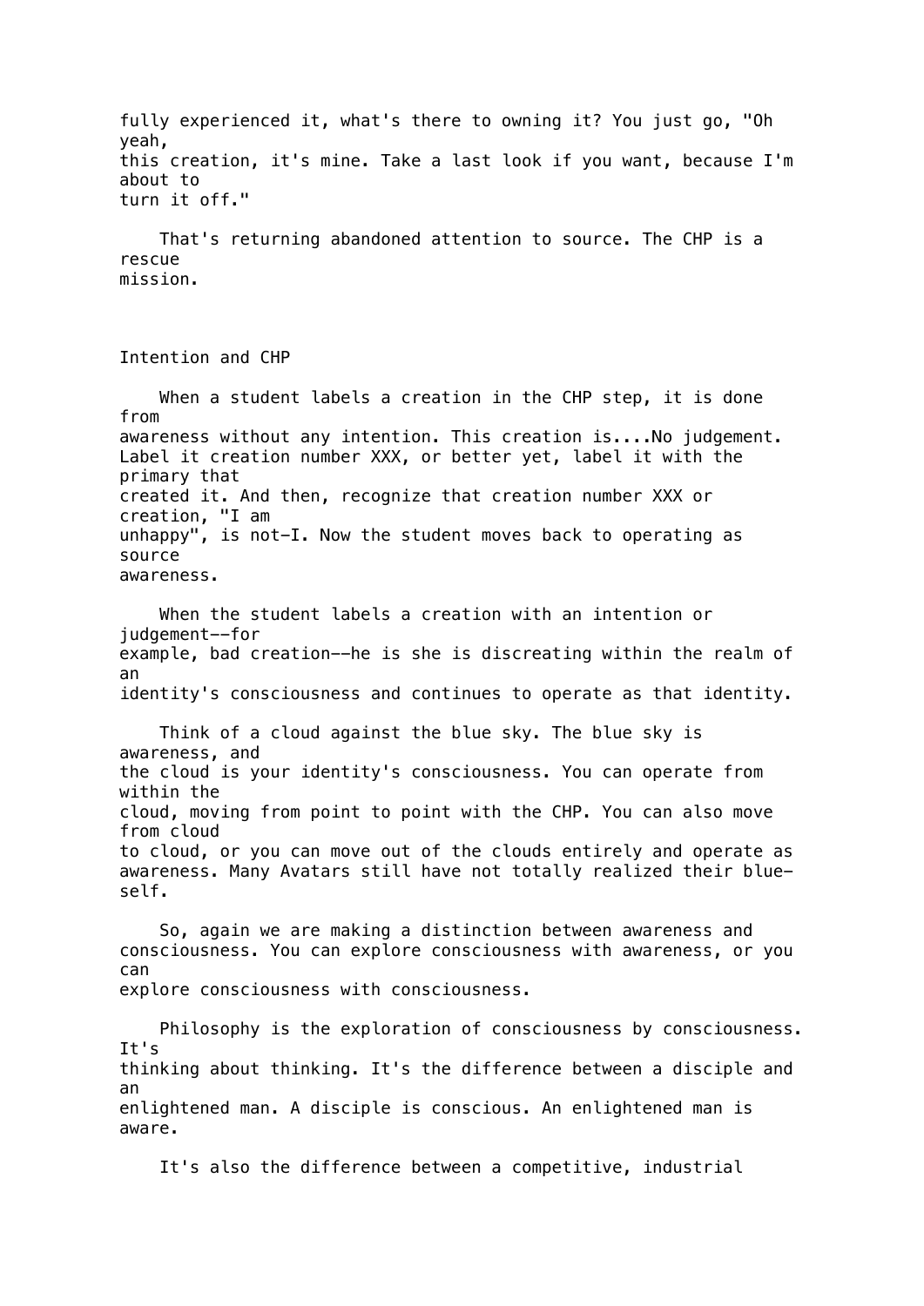fully experienced it, what's there to owning it? You just go, "Oh yeah, this creation, it's mine. Take a last look if you want, because I'm about to turn it off."

That's returning abandoned attention to source. The CHP is a rescue mission.

## Intention and CHP

When a student labels a creation in the CHP step, it is done from awareness without any intention. This creation is....No judgement. Label it creation number XXX, or better yet, label it with the primary that created it. And then, recognize that creation number XXX or creation, "I am unhappy", is not-I. Now the student moves back to operating as source awareness.

When the student labels a creation with an intention or judgement--for example, bad creation--he is she is discreating within the realm of an identity's consciousness and continues to operate as that identity.

Think of a cloud against the blue sky. The blue sky is awareness, and the cloud is your identity's consciousness. You can operate from within the cloud, moving from point to point with the CHP. You can also move from cloud to cloud, or you can move out of the clouds entirely and operate as awareness. Many Avatars still have not totally realized their blue-self.

So, again we are making a distinction between awareness and consciousness. You can explore consciousness with awareness, or you can explore consciousness with consciousness.

Philosophy is the exploration of consciousness by consciousness. It's thinking about thinking. It's the difference between a disciple and an enlightened man. A disciple is conscious. An enlightened man is aware.

It's also the difference between a competitive, industrial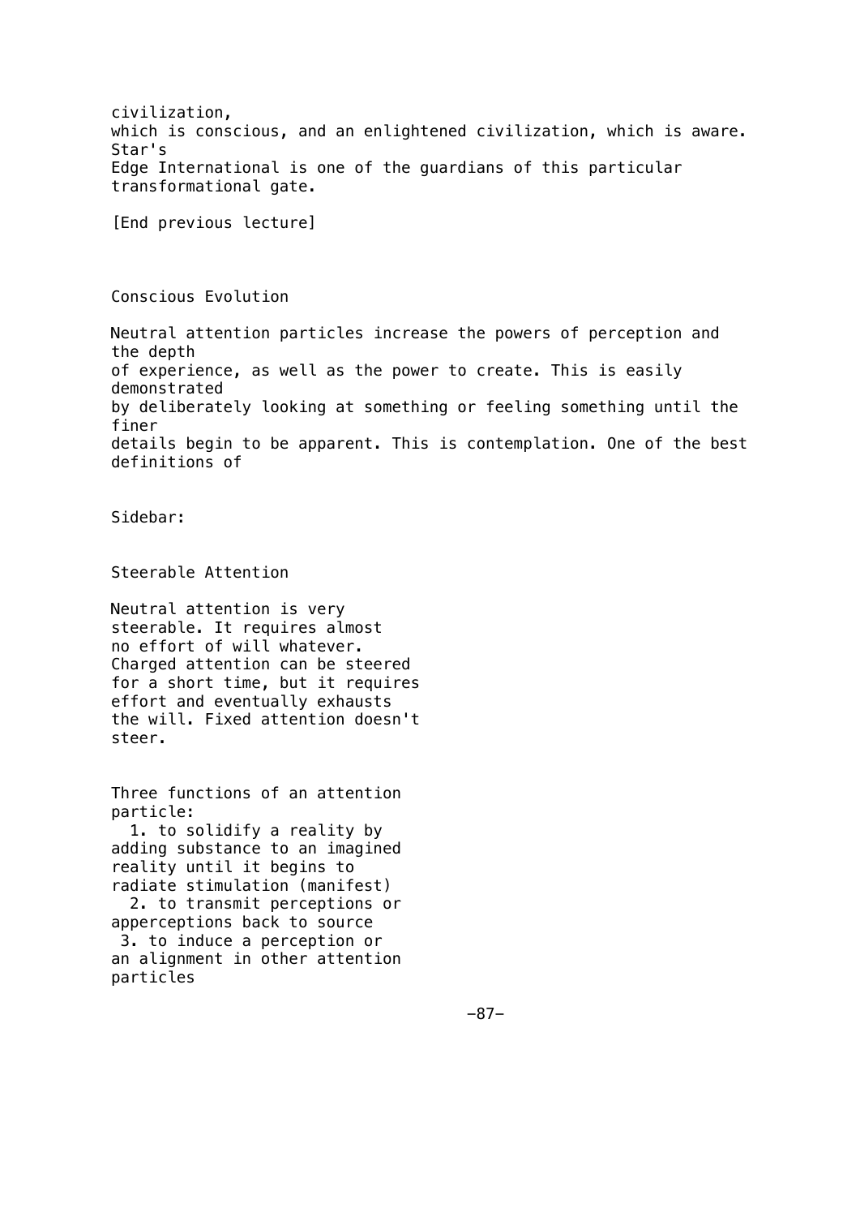civilization, which is conscious, and an enlightened civilization, which is aware. Star's Edge International is one of the guardians of this particular transformational gate.

[End previous lecture]

## Conscious Evolution

Neutral attention particles increase the powers of perception and the depth of experience, as well as the power to create. This is easily demonstrated by deliberately looking at something or feeling something until the finer details begin to be apparent. This is contemplation. One of the best definitions of

Sidebar:

### Steerable Attention

Neutral attention is very steerable. It requires almost no effort of will whatever. Charged attention can be steered for a short time, but it requires effort and eventually exhausts the will. Fixed attention doesn't steer.

Three functions of an attention particle:

1. to solidify a reality by adding substance to an imagined reality until it begins to radiate stimulation (manifest)
2. to transmit perceptions or apperceptions back to source
3. to induce a perception or an alignment in other attention particles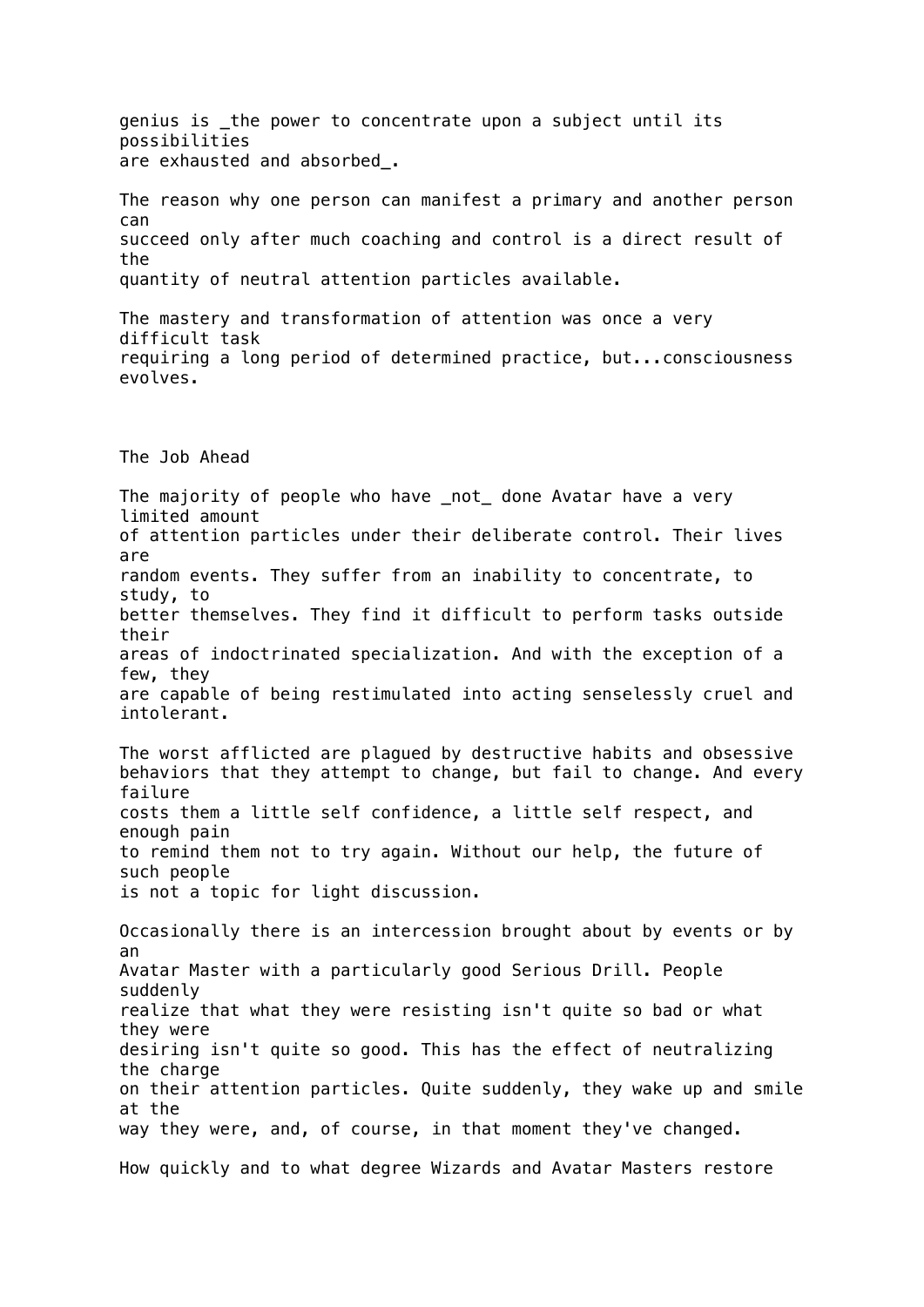genius is _the power to concentrate upon a subject until its possibilities are exhausted and absorbed_.

The reason why one person can manifest a primary and another person can succeed only after much coaching and control is a direct result of the quantity of neutral attention particles available.

The mastery and transformation of attention was once a very difficult task requiring a long period of determined practice, but...consciousness evolves.

## The Job Ahead

The majority of people who have _not_ done Avatar have a very limited amount of attention particles under their deliberate control. Their lives are random events. They suffer from an inability to concentrate, to study, to better themselves. They find it difficult to perform tasks outside their areas of indoctrinated specialization. And with the exception of a few, they are capable of being restimulated into acting senselessly cruel and intolerant.

The worst afflicted are plagued by destructive habits and obsessive behaviors that they attempt to change, but fail to change. And every failure costs them a little self confidence, a little self respect, and enough pain to remind them not to try again. Without our help, the future of such people is not a topic for light discussion.

Occasionally there is an intercession brought about by events or by an Avatar Master with a particularly good Serious Drill. People suddenly realize that what they were resisting isn't quite so bad or what they were desiring isn't quite so good. This has the effect of neutralizing the charge on their attention particles. Quite suddenly, they wake up and smile at the way they were, and, of course, in that moment they've changed.

How quickly and to what degree Wizards and Avatar Masters restore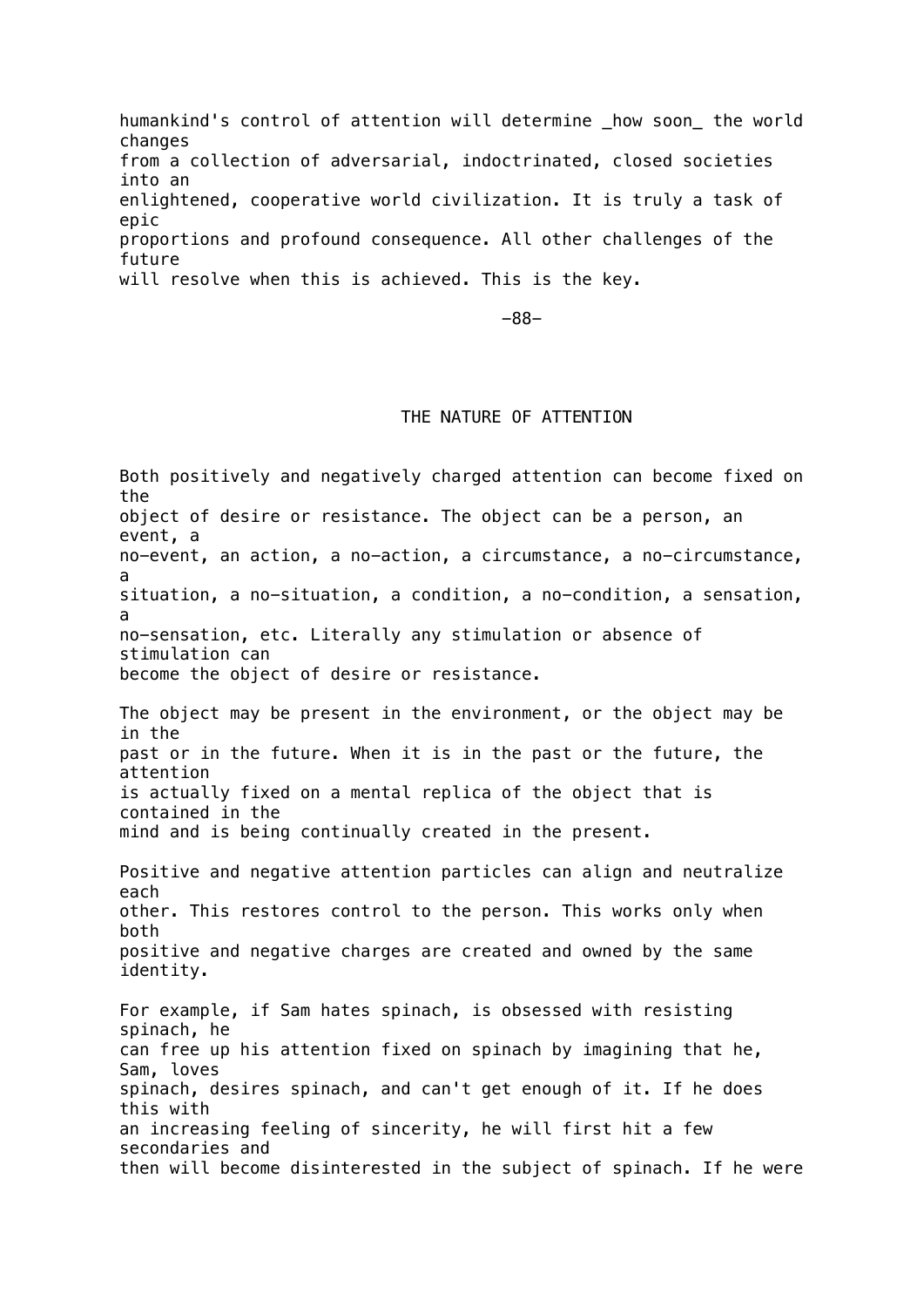humankind's control of attention will determine _how soon_ the world changes from a collection of adversarial, indoctrinated, closed societies into an enlightened, cooperative world civilization. It is truly a task of epic proportions and profound consequence. All other challenges of the future will resolve when this is achieved. This is the key.

## THE NATURE OF ATTENTION

Both positively and negatively charged attention can become fixed on the object of desire or resistance. The object can be a person, an event, a no-event, an action, a no-action, a circumstance, a no-circumstance, a situation, a no-situation, a condition, a no-condition, a sensation, a no-sensation, etc. Literally any stimulation or absence of stimulation can become the object of desire or resistance.

The object may be present in the environment, or the object may be in the past or in the future. When it is in the past or the future, the attention is actually fixed on a mental replica of the object that is contained in the mind and is being continually created in the present.

Positive and negative attention particles can align and neutralize each other. This restores control to the person. This works only when both positive and negative charges are created and owned by the same identity.

For example, if Sam hates spinach, is obsessed with resisting spinach, he can free up his attention fixed on spinach by imagining that he, Sam, loves spinach, desires spinach, and can't get enough of it. If he does this with an increasing feeling of sincerity, he will first hit a few secondaries and then will become disinterested in the subject of spinach. If he were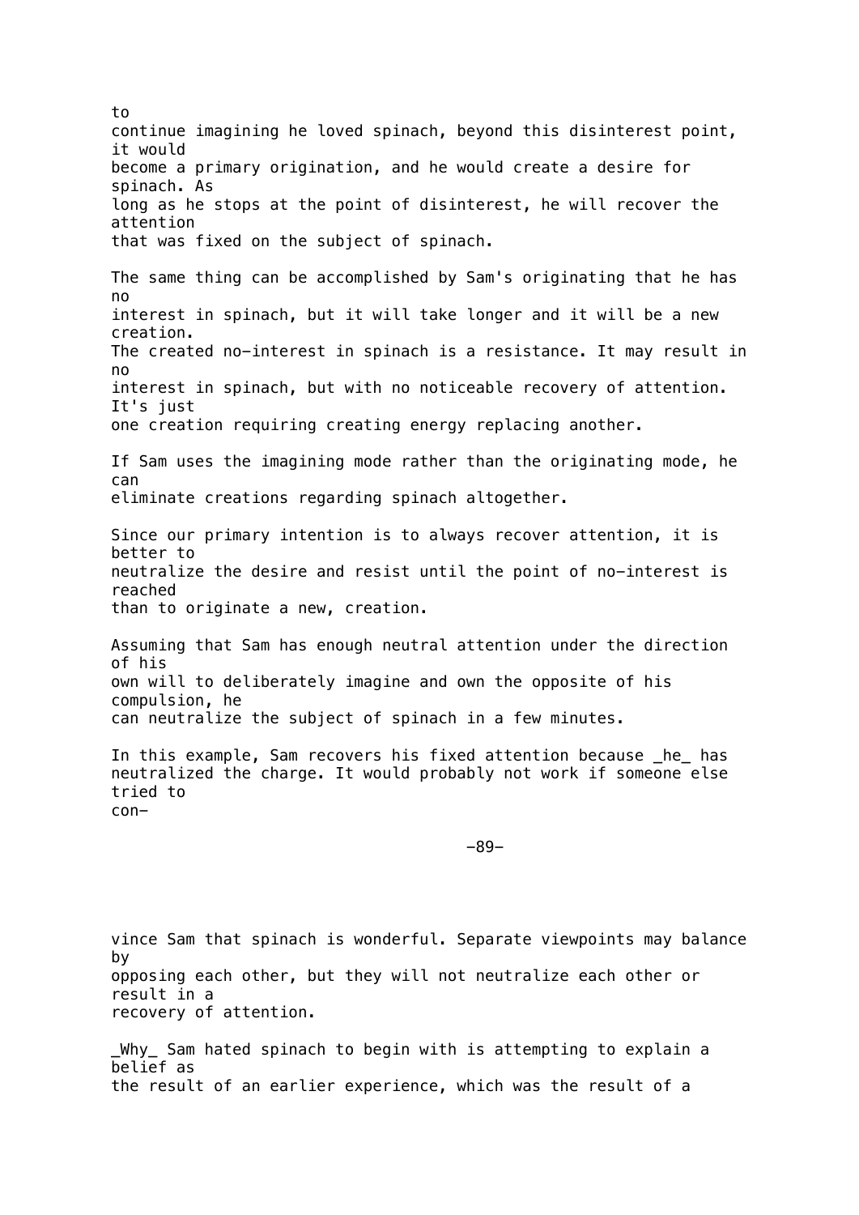to continue imagining he loved spinach, beyond this disinterest point, it would become a primary origination, and he would create a desire for spinach. As long as he stops at the point of disinterest, he will recover the attention that was fixed on the subject of spinach.

The same thing can be accomplished by Sam's originating that he has no interest in spinach, but it will take longer and it will be a new creation. The created no-interest in spinach is a resistance. It may result in no interest in spinach, but with no noticeable recovery of attention. It's just one creation requiring creating energy replacing another.

If Sam uses the imagining mode rather than the originating mode, he can eliminate creations regarding spinach altogether.

Since our primary intention is to always recover attention, it is better to neutralize the desire and resist until the point of no-interest is reached than to originate a new, creation.

Assuming that Sam has enough neutral attention under the direction of his own will to deliberately imagine and own the opposite of his compulsion, he can neutralize the subject of spinach in a few minutes.

In this example, Sam recovers his fixed attention because *he* has neutralized the charge. It would probably not work if someone else tried to convince Sam that spinach is wonderful. Separate viewpoints may balance by opposing each other, but they will not neutralize each other or result in a recovery of attention.

*Why* Sam hated spinach to begin with is attempting to explain a belief as the result of an earlier experience, which was the result of a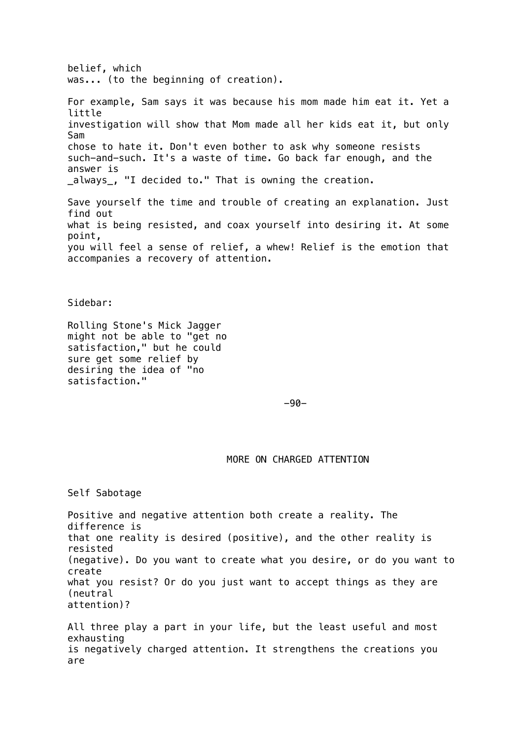belief, which was... (to the beginning of creation).

For example, Sam says it was because his mom made him eat it. Yet a little investigation will show that Mom made all her kids eat it, but only Sam chose to hate it. Don't even bother to ask why someone resists such-and-such. It's a waste of time. Go back far enough, and the answer is _always_, "I decided to." That is owning the creation.

Save yourself the time and trouble of creating an explanation. Just find out what is being resisted, and coax yourself into desiring it. At some point, you will feel a sense of relief, a whew! Relief is the emotion that accompanies a recovery of attention.

Sidebar:

Rolling Stone's Mick Jagger might not be able to "get no satisfaction," but he could sure get some relief by desiring the idea of "no satisfaction."

# MORE ON CHARGED ATTENTION

## Self Sabotage

Positive and negative attention both create a reality. The difference is that one reality is desired (positive), and the other reality is resisted (negative). Do you want to create what you desire, or do you want to create what you resist? Or do you just want to accept things as they are (neutral attention)?

All three play a part in your life, but the least useful and most exhausting is negatively charged attention. It strengthens the creations you are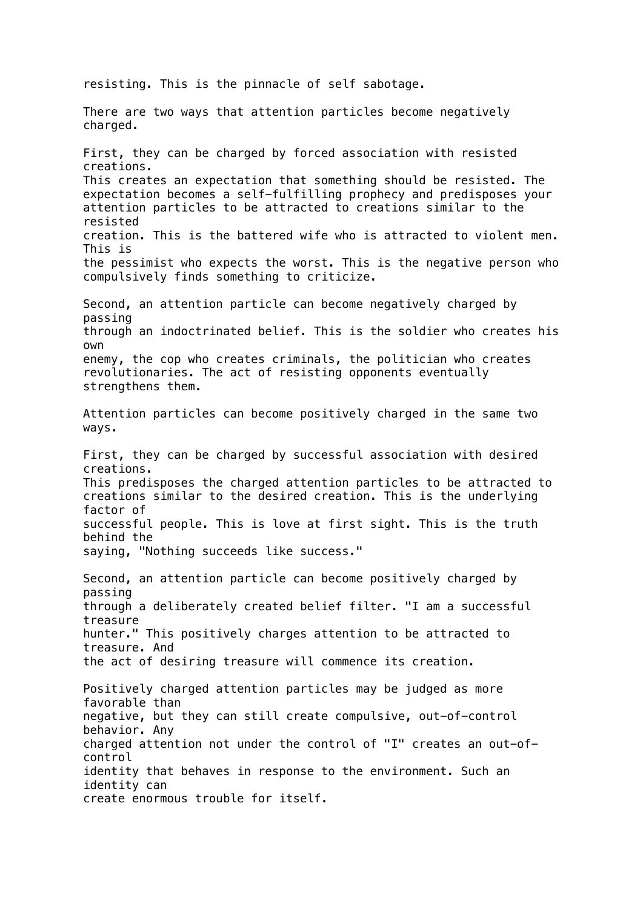resisting. This is the pinnacle of self sabotage.

There are two ways that attention particles become negatively charged.

First, they can be charged by forced association with resisted creations. This creates an expectation that something should be resisted. The expectation becomes a self-fulfilling prophecy and predisposes your attention particles to be attracted to creations similar to the resisted creation. This is the battered wife who is attracted to violent men. This is the pessimist who expects the worst. This is the negative person who compulsively finds something to criticize.

Second, an attention particle can become negatively charged by passing through an indoctrinated belief. This is the soldier who creates his own enemy, the cop who creates criminals, the politician who creates revolutionaries. The act of resisting opponents eventually strengthens them.

Attention particles can become positively charged in the same two ways.

First, they can be charged by successful association with desired creations. This predisposes the charged attention particles to be attracted to creations similar to the desired creation. This is the underlying factor of successful people. This is love at first sight. This is the truth behind the saying, "Nothing succeeds like success."

Second, an attention particle can become positively charged by passing through a deliberately created belief filter. "I am a successful treasure hunter." This positively charges attention to be attracted to treasure. And the act of desiring treasure will commence its creation.

Positively charged attention particles may be judged as more favorable than negative, but they can still create compulsive, out-of-control behavior. Any charged attention not under the control of "I" creates an out-of-control identity that behaves in response to the environment. Such an identity can create enormous trouble for itself.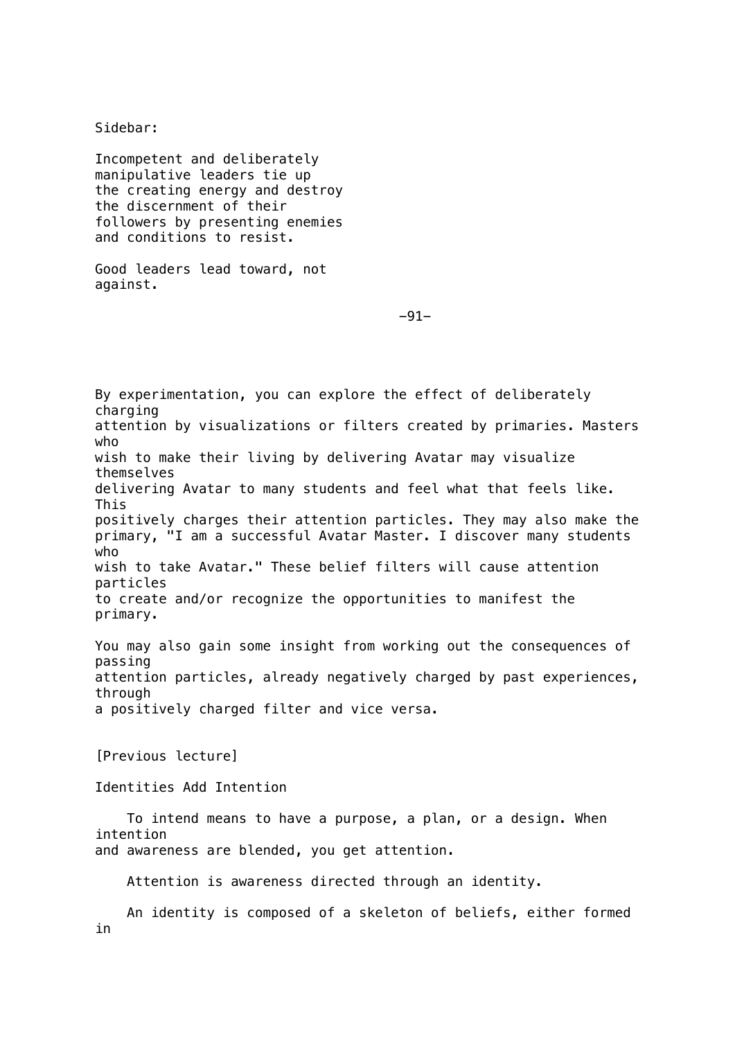Sidebar:

Incompetent and deliberately manipulative leaders tie up the creating energy and destroy the discernment of their followers by presenting enemies and conditions to resist.

Good leaders lead toward, not against.

By experimentation, you can explore the effect of deliberately charging attention by visualizations or filters created by primaries. Masters who wish to make their living by delivering Avatar may visualize themselves delivering Avatar to many students and feel what that feels like. This positively charges their attention particles. They may also make the primary, "I am a successful Avatar Master. I discover many students who wish to take Avatar." These belief filters will cause attention particles to create and/or recognize the opportunities to manifest the primary.

You may also gain some insight from working out the consequences of passing attention particles, already negatively charged by past experiences, through a positively charged filter and vice versa.

[Previous lecture]

## Identities Add Intention

To intend means to have a purpose, a plan, or a design. When intention and awareness are blended, you get attention.

Attention is awareness directed through an identity.

An identity is composed of a skeleton of beliefs, either formed in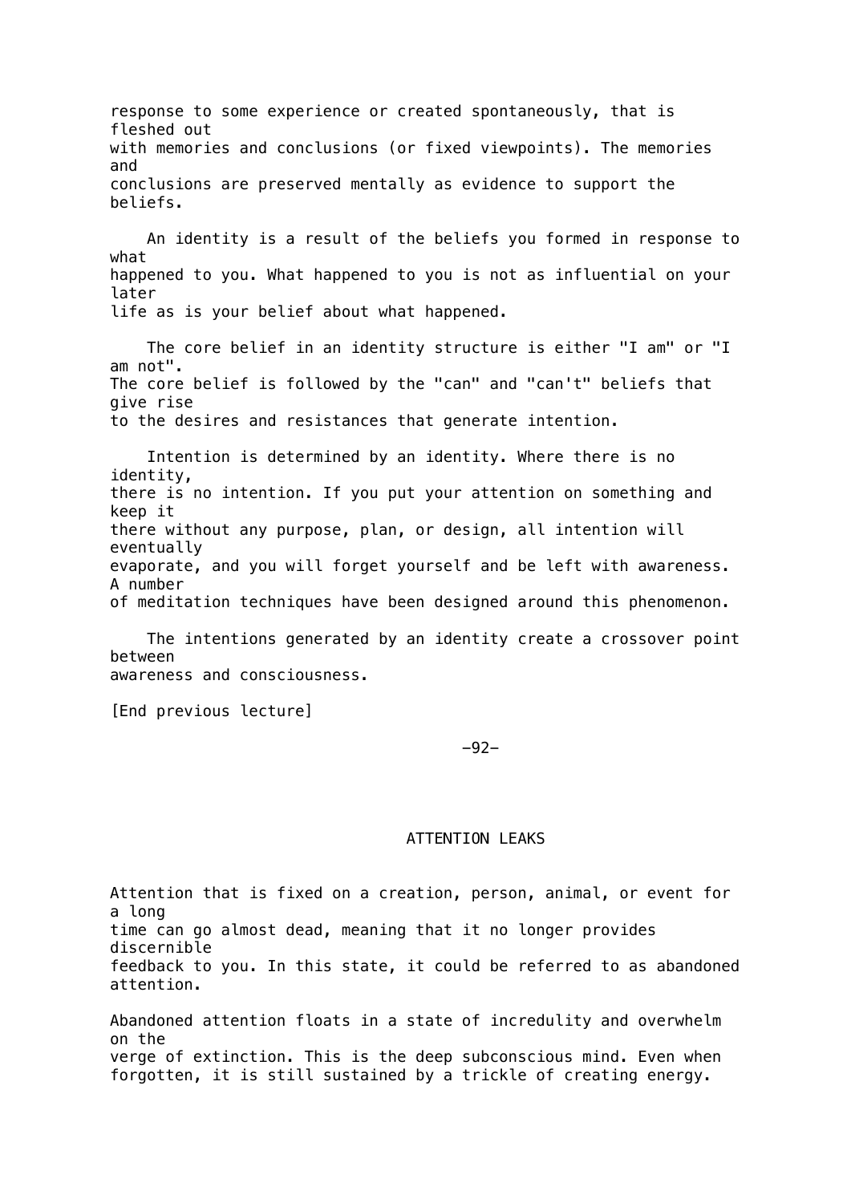response to some experience or created spontaneously, that is fleshed out with memories and conclusions (or fixed viewpoints). The memories and conclusions are preserved mentally as evidence to support the beliefs.

An identity is a result of the beliefs you formed in response to what happened to you. What happened to you is not as influential on your later life as is your belief about what happened.

The core belief in an identity structure is either "I am" or "I am not". The core belief is followed by the "can" and "can't" beliefs that give rise to the desires and resistances that generate intention.

Intention is determined by an identity. Where there is no identity, there is no intention. If you put your attention on something and keep it there without any purpose, plan, or design, all intention will eventually evaporate, and you will forget yourself and be left with awareness. A number of meditation techniques have been designed around this phenomenon.

The intentions generated by an identity create a crossover point between awareness and consciousness.

[End previous lecture]

## ATTENTION LEAKS

Attention that is fixed on a creation, person, animal, or event for a long time can go almost dead, meaning that it no longer provides discernible feedback to you. In this state, it could be referred to as abandoned attention.

Abandoned attention floats in a state of incredulity and overwhelm on the verge of extinction. This is the deep subconscious mind. Even when forgotten, it is still sustained by a trickle of creating energy.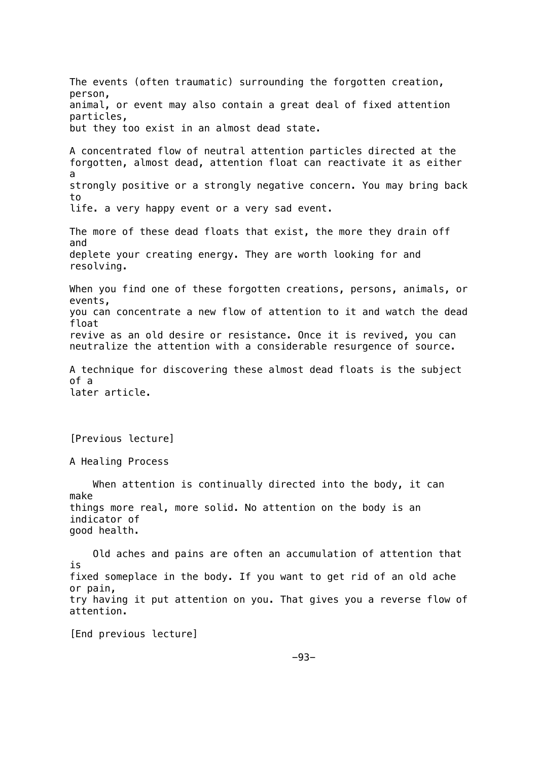The events (often traumatic) surrounding the forgotten creation, person, animal, or event may also contain a great deal of fixed attention particles, but they too exist in an almost dead state.

A concentrated flow of neutral attention particles directed at the forgotten, almost dead, attention float can reactivate it as either a strongly positive or a strongly negative concern. You may bring back to life. a very happy event or a very sad event.

The more of these dead floats that exist, the more they drain off and deplete your creating energy. They are worth looking for and resolving.

When you find one of these forgotten creations, persons, animals, or events, you can concentrate a new flow of attention to it and watch the dead float revive as an old desire or resistance. Once it is revived, you can neutralize the attention with a considerable resurgence of source.

A technique for discovering these almost dead floats is the subject of a later article.

[Previous lecture]

A Healing Process

When attention is continually directed into the body, it can make things more real, more solid. No attention on the body is an indicator of good health.

Old aches and pains are often an accumulation of attention that is fixed someplace in the body. If you want to get rid of an old ache or pain, try having it put attention on you. That gives you a reverse flow of attention.

[End previous lecture]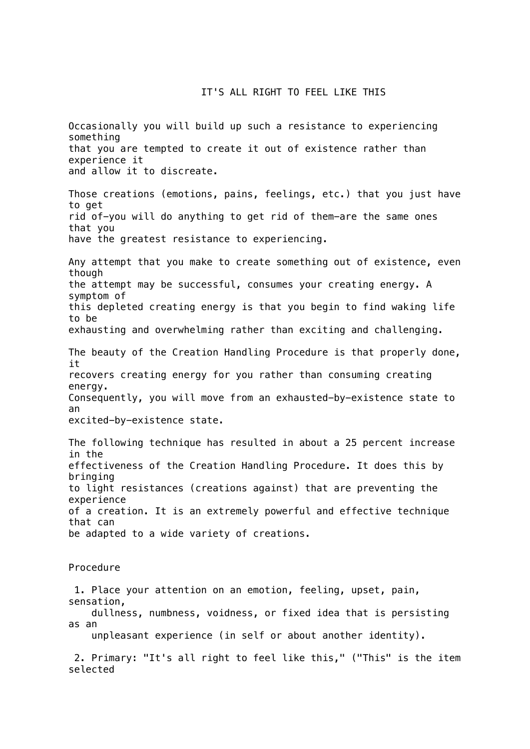# IT'S ALL RIGHT TO FEEL LIKE THIS

Occasionally you will build up such a resistance to experiencing something that you are tempted to create it out of existence rather than experience it and allow it to discreate.

Those creations (emotions, pains, feelings, etc.) that you just have to get rid of—you will do anything to get rid of them—are the same ones that you have the greatest resistance to experiencing.

Any attempt that you make to create something out of existence, even though the attempt may be successful, consumes your creating energy. A symptom of this depleted creating energy is that you begin to find waking life to be exhausting and overwhelming rather than exciting and challenging.

The beauty of the Creation Handling Procedure is that properly done, it recovers creating energy for you rather than consuming creating energy. Consequently, you will move from an exhausted-by-existence state to an excited-by-existence state.

The following technique has resulted in about a 25 percent increase in the effectiveness of the Creation Handling Procedure. It does this by bringing to light resistances (creations against) that are preventing the experience of a creation. It is an extremely powerful and effective technique that can be adapted to a wide variety of creations.

## Procedure

1. Place your attention on an emotion, feeling, upset, pain, sensation, dullness, numbness, voidness, or fixed idea that is persisting as an unpleasant experience (in self or about another identity).

2. Primary: "It's all right to feel like this," ("This" is the item selected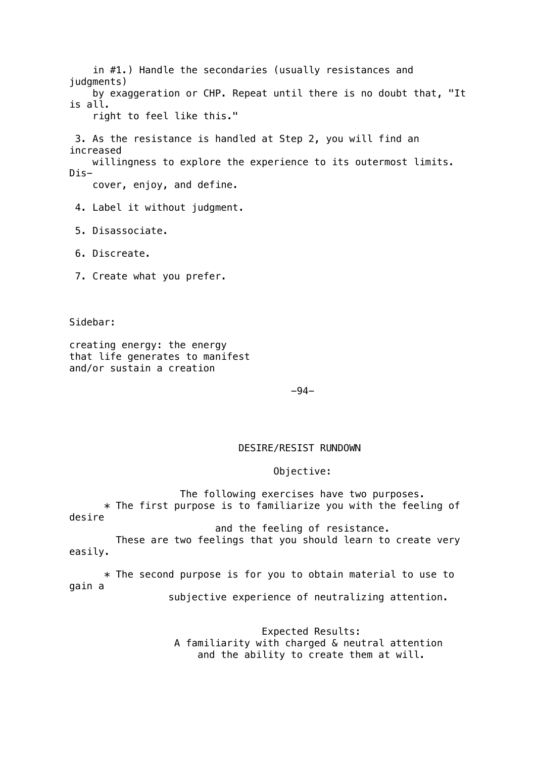in #1.) Handle the secondaries (usually resistances and judgments) by exaggeration or CHP. Repeat until there is no doubt that, "It is all. right to feel like this."

3. As the resistance is handled at Step 2, you will find an increased willingness to explore the experience to its outermost limits. Discover, enjoy, and define.

4. Label it without judgment.

5. Disassociate.

6. Discreate.

7. Create what you prefer.

Sidebar:

creating energy: the energy that life generates to manifest and/or sustain a creation

## DESIRE/RESIST RUNDOWN

### Objective:

The following exercises have two purposes.

* The first purpose is to familiarize you with the feeling of desire and the feeling of resistance.
  These are two feelings that you should learn to create very easily.

* The second purpose is for you to obtain material to use to gain a subjective experience of neutralizing attention.

### Expected Results:

A familiarity with charged & neutral attention and the ability to create them at will.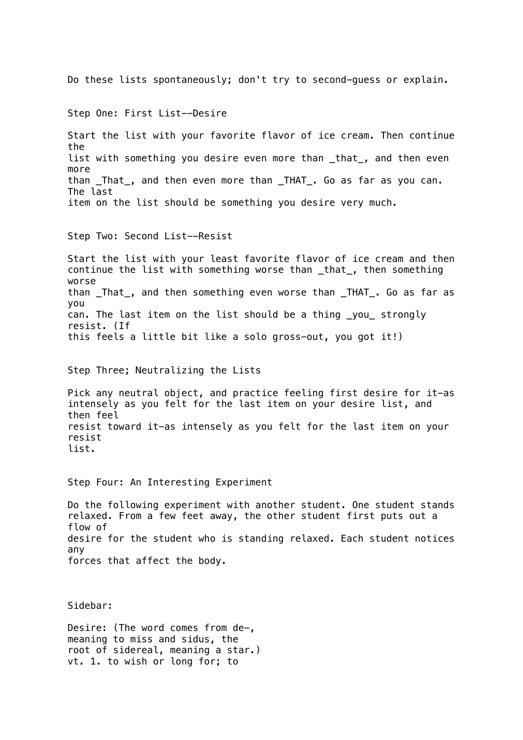Do these lists spontaneously; don't try to second-guess or explain.

## Step One: First List--Desire

Start the list with your favorite flavor of ice cream. Then continue the list with something you desire even more than _that_, and then even more than _That_, and then even more than _THAT_. Go as far as you can. The last item on the list should be something you desire very much.

## Step Two: Second List--Resist

Start the list with your least favorite flavor of ice cream and then continue the list with something worse than _that_, then something worse than _That_, and then something even worse than _THAT_. Go as far as you can. The last item on the list should be a thing _you_ strongly resist. (If this feels a little bit like a solo gross-out, you got it!)

## Step Three; Neutralizing the Lists

Pick any neutral object, and practice feeling first desire for it—as intensely as you felt for the last item on your desire list, and then feel resist toward it—as intensely as you felt for the last item on your resist list.

## Step Four: An Interesting Experiment

Do the following experiment with another student. One student stands relaxed. From a few feet away, the other student first puts out a flow of desire for the student who is standing relaxed. Each student notices any forces that affect the body.

Sidebar:

Desire: (The word comes from de-, meaning to miss and sidus, the root of sidereal, meaning a star.) vt. 1. to wish or long for; to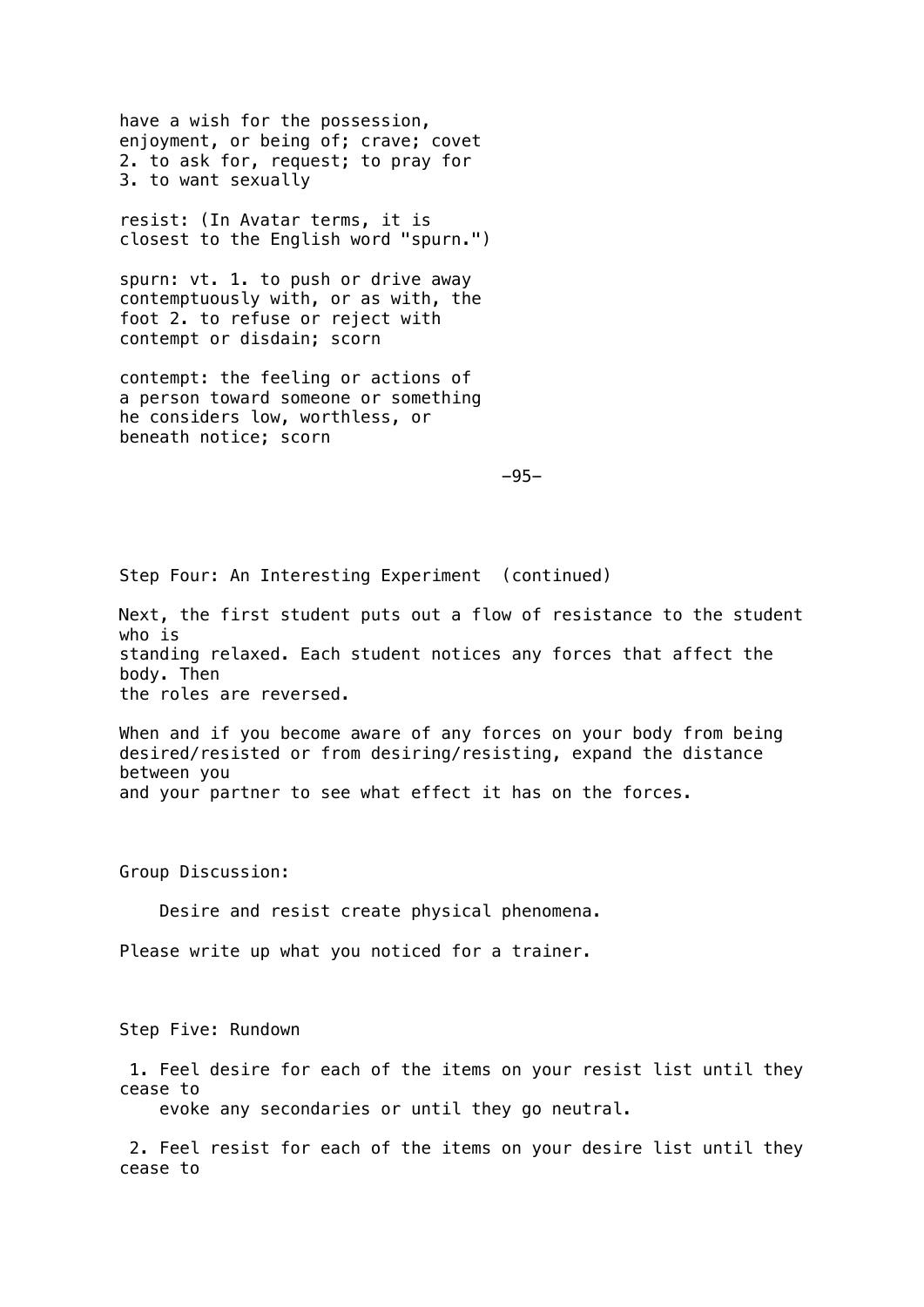have a wish for the possession, enjoyment, or being of; crave; covet
2. to ask for, request; to pray for
3. to want sexually

resist: (In Avatar terms, it is closest to the English word "spurn.")

spurn: vt. 1. to push or drive away contemptuously with, or as with, the foot 2. to refuse or reject with contempt or disdain; scorn

contempt: the feeling or actions of a person toward someone or something he considers low, worthless, or beneath notice; scorn

## Step Four: An Interesting Experiment (continued)

Next, the first student puts out a flow of resistance to the student who is standing relaxed. Each student notices any forces that affect the body. Then the roles are reversed.

When and if you become aware of any forces on your body from being desired/resisted or from desiring/resisting, expand the distance between you and your partner to see what effect it has on the forces.

Group Discussion:

Desire and resist create physical phenomena.

Please write up what you noticed for a trainer.

## Step Five: Rundown

1. Feel desire for each of the items on your resist list until they cease to evoke any secondaries or until they go neutral.

2. Feel resist for each of the items on your desire list until they cease to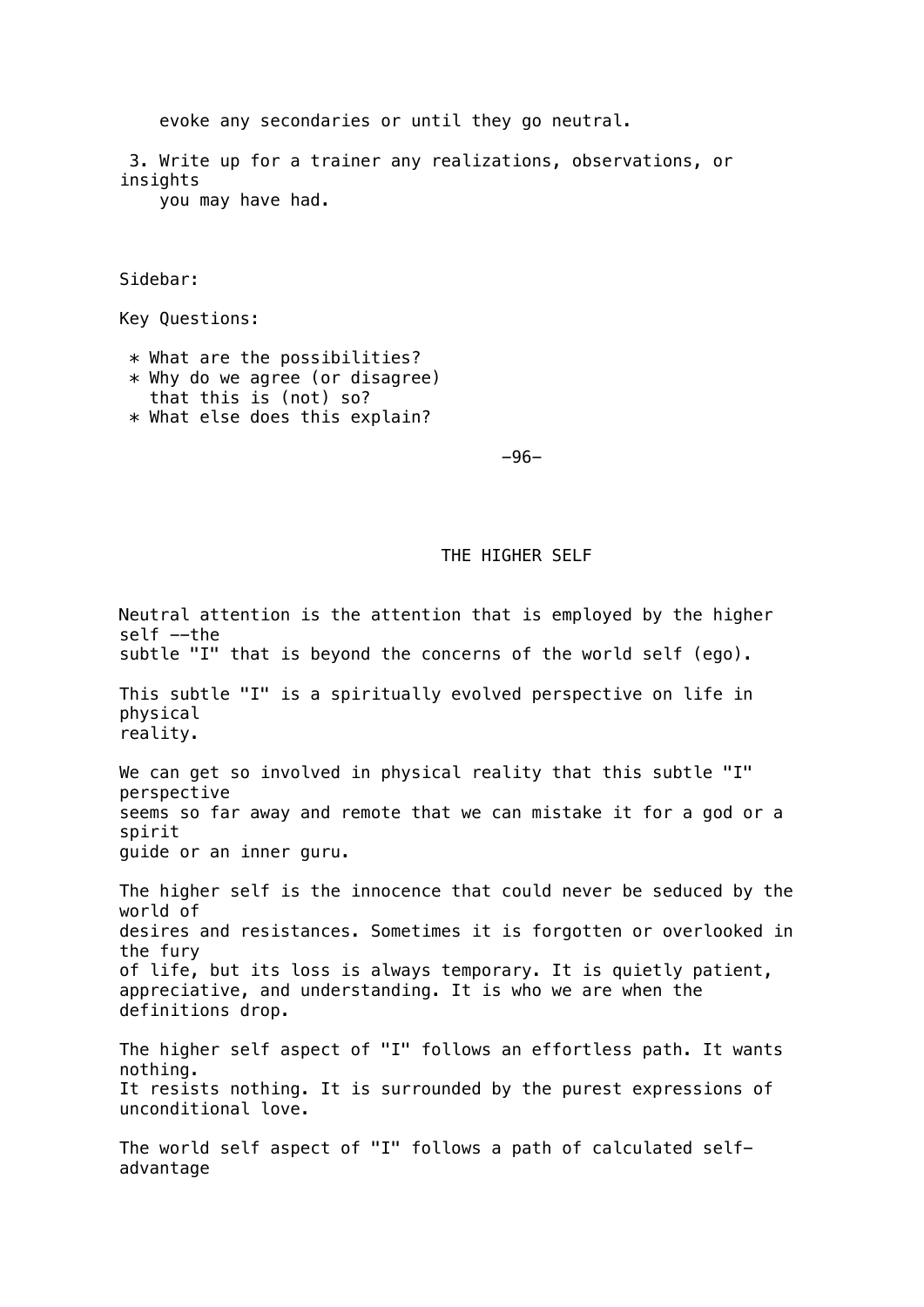evoke any secondaries or until they go neutral.

3. Write up for a trainer any realizations, observations, or insights you may have had.

Sidebar:

Key Questions:

* What are the possibilities?
* Why do we agree (or disagree) that this is (not) so?
* What else does this explain?

## THE HIGHER SELF

Neutral attention is the attention that is employed by the higher self --the subtle "I" that is beyond the concerns of the world self (ego).

This subtle "I" is a spiritually evolved perspective on life in physical reality.

We can get so involved in physical reality that this subtle "I" perspective seems so far away and remote that we can mistake it for a god or a spirit guide or an inner guru.

The higher self is the innocence that could never be seduced by the world of desires and resistances. Sometimes it is forgotten or overlooked in the fury of life, but its loss is always temporary. It is quietly patient, appreciative, and understanding. It is who we are when the definitions drop.

The higher self aspect of "I" follows an effortless path. It wants nothing. It resists nothing. It is surrounded by the purest expressions of unconditional love.

The world self aspect of "I" follows a path of calculated self-advantage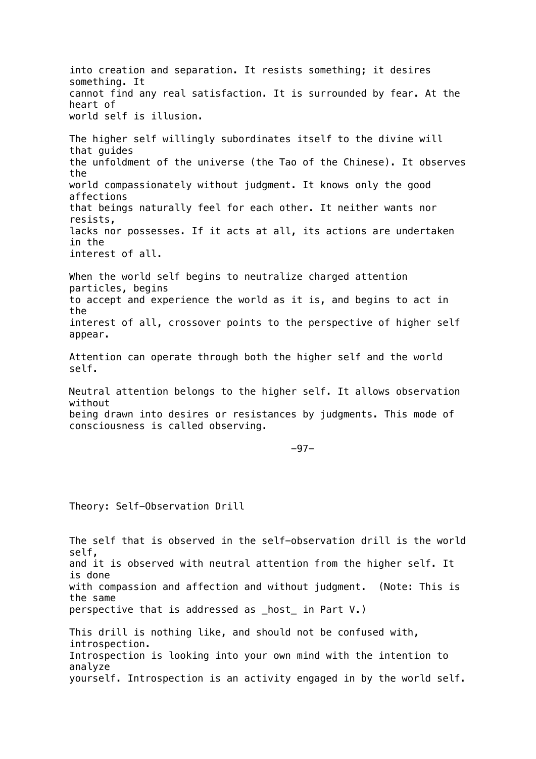into creation and separation. It resists something; it desires something. It cannot find any real satisfaction. It is surrounded by fear. At the heart of world self is illusion.

The higher self willingly subordinates itself to the divine will that guides the unfoldment of the universe (the Tao of the Chinese). It observes the world compassionately without judgment. It knows only the good affections that beings naturally feel for each other. It neither wants nor resists, lacks nor possesses. If it acts at all, its actions are undertaken in the interest of all.

When the world self begins to neutralize charged attention particles, begins to accept and experience the world as it is, and begins to act in the interest of all, crossover points to the perspective of higher self appear.

Attention can operate through both the higher self and the world self.

Neutral attention belongs to the higher self. It allows observation without being drawn into desires or resistances by judgments. This mode of consciousness is called observing.

## Theory: Self-Observation Drill

The self that is observed in the self-observation drill is the world self, and it is observed with neutral attention from the higher self. It is done with compassion and affection and without judgment. (Note: This is the same perspective that is addressed as _host_ in Part V.)

This drill is nothing like, and should not be confused with, introspection. Introspection is looking into your own mind with the intention to analyze yourself. Introspection is an activity engaged in by the world self.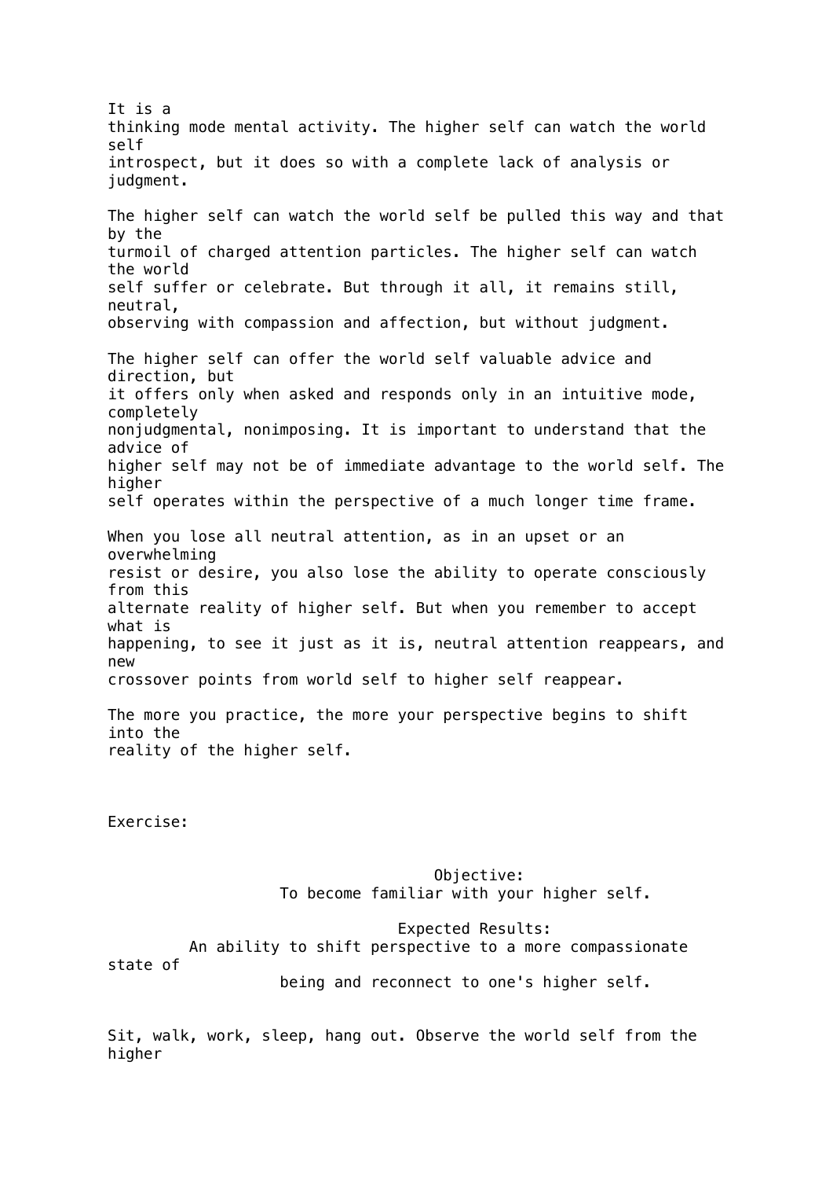It is a thinking mode mental activity. The higher self can watch the world self introspect, but it does so with a complete lack of analysis or judgment.

The higher self can watch the world self be pulled this way and that by the turmoil of charged attention particles. The higher self can watch the world self suffer or celebrate. But through it all, it remains still, neutral, observing with compassion and affection, but without judgment.

The higher self can offer the world self valuable advice and direction, but it offers only when asked and responds only in an intuitive mode, completely nonjudgmental, nonimposing. It is important to understand that the advice of higher self may not be of immediate advantage to the world self. The higher self operates within the perspective of a much longer time frame.

When you lose all neutral attention, as in an upset or an overwhelming resist or desire, you also lose the ability to operate consciously from this alternate reality of higher self. But when you remember to accept what is happening, to see it just as it is, neutral attention reappears, and new crossover points from world self to higher self reappear.

The more you practice, the more your perspective begins to shift into the reality of the higher self.

Exercise:

Objective:
To become familiar with your higher self.

Expected Results:
An ability to shift perspective to a more compassionate state of being and reconnect to one's higher self.

Sit, walk, work, sleep, hang out. Observe the world self from the higher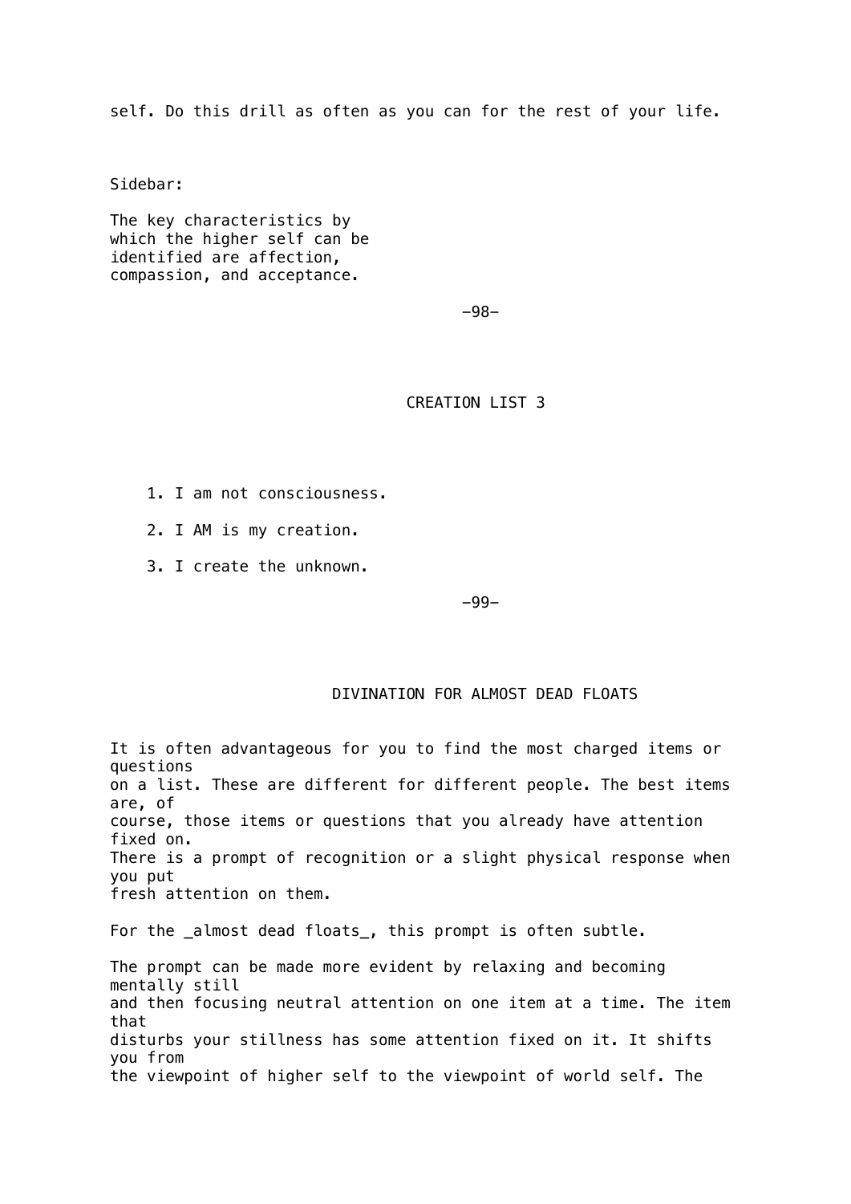self. Do this drill as often as you can for the rest of your life.

Sidebar:

The key characteristics by which the higher self can be identified are affection, compassion, and acceptance.

## CREATION LIST 3

1. I am not consciousness.
2. I AM is my creation.
3. I create the unknown.

## DIVINATION FOR ALMOST DEAD FLOATS

It is often advantageous for you to find the most charged items or questions on a list. These are different for different people. The best items are, of course, those items or questions that you already have attention fixed on. There is a prompt of recognition or a slight physical response when you put fresh attention on them.

For the *almost dead floats*, this prompt is often subtle.

The prompt can be made more evident by relaxing and becoming mentally still and then focusing neutral attention on one item at a time. The item that disturbs your stillness has some attention fixed on it. It shifts you from the viewpoint of higher self to the viewpoint of world self. The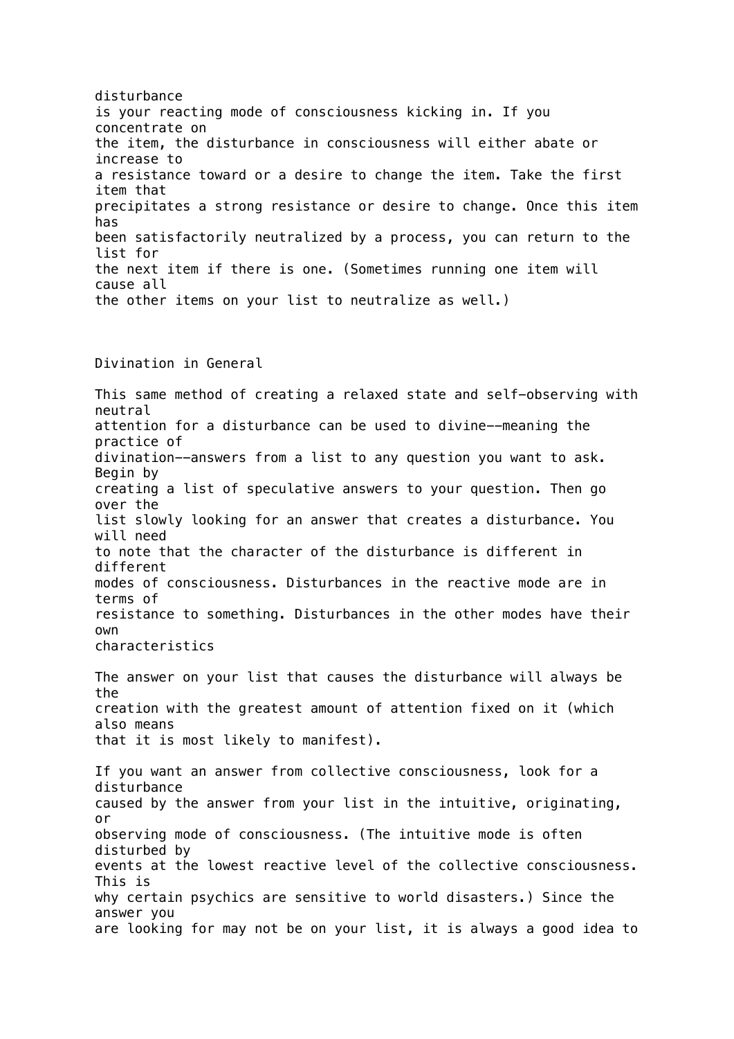disturbance is your reacting mode of consciousness kicking in. If you concentrate on the item, the disturbance in consciousness will either abate or increase to a resistance toward or a desire to change the item. Take the first item that precipitates a strong resistance or desire to change. Once this item has been satisfactorily neutralized by a process, you can return to the list for the next item if there is one. (Sometimes running one item will cause all the other items on your list to neutralize as well.)

## Divination in General

This same method of creating a relaxed state and self-observing with neutral attention for a disturbance can be used to divine--meaning the practice of divination--answers from a list to any question you want to ask. Begin by creating a list of speculative answers to your question. Then go over the list slowly looking for an answer that creates a disturbance. You will need to note that the character of the disturbance is different in different modes of consciousness. Disturbances in the reactive mode are in terms of resistance to something. Disturbances in the other modes have their own characteristics

The answer on your list that causes the disturbance will always be the creation with the greatest amount of attention fixed on it (which also means that it is most likely to manifest).

If you want an answer from collective consciousness, look for a disturbance caused by the answer from your list in the intuitive, originating, or observing mode of consciousness. (The intuitive mode is often disturbed by events at the lowest reactive level of the collective consciousness. This is why certain psychics are sensitive to world disasters.) Since the answer you are looking for may not be on your list, it is always a good idea to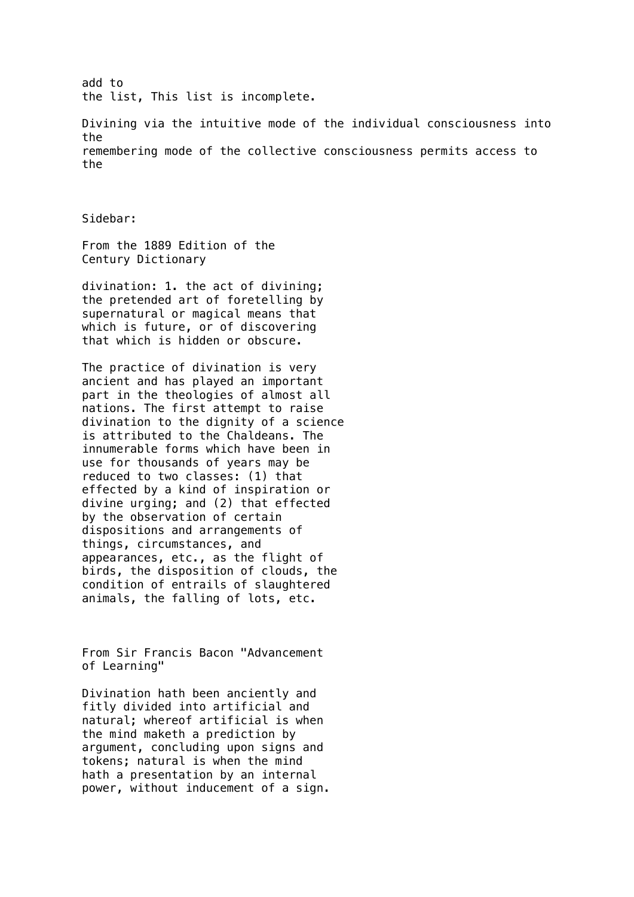add to
the list, This list is incomplete.

Divining via the intuitive mode of the individual consciousness into the remembering mode of the collective consciousness permits access to the

Sidebar:

From the 1889 Edition of the Century Dictionary

divination: 1. the act of divining; the pretended art of foretelling by supernatural or magical means that which is future, or of discovering that which is hidden or obscure.

The practice of divination is very ancient and has played an important part in the theologies of almost all nations. The first attempt to raise divination to the dignity of a science is attributed to the Chaldeans. The innumerable forms which have been in use for thousands of years may be reduced to two classes: (1) that effected by a kind of inspiration or divine urging; and (2) that effected by the observation of certain dispositions and arrangements of things, circumstances, and appearances, etc., as the flight of birds, the disposition of clouds, the condition of entrails of slaughtered animals, the falling of lots, etc.

From Sir Francis Bacon "Advancement of Learning"

Divination hath been anciently and fitly divided into artificial and natural; whereof artificial is when the mind maketh a prediction by argument, concluding upon signs and tokens; natural is when the mind hath a presentation by an internal power, without inducement of a sign.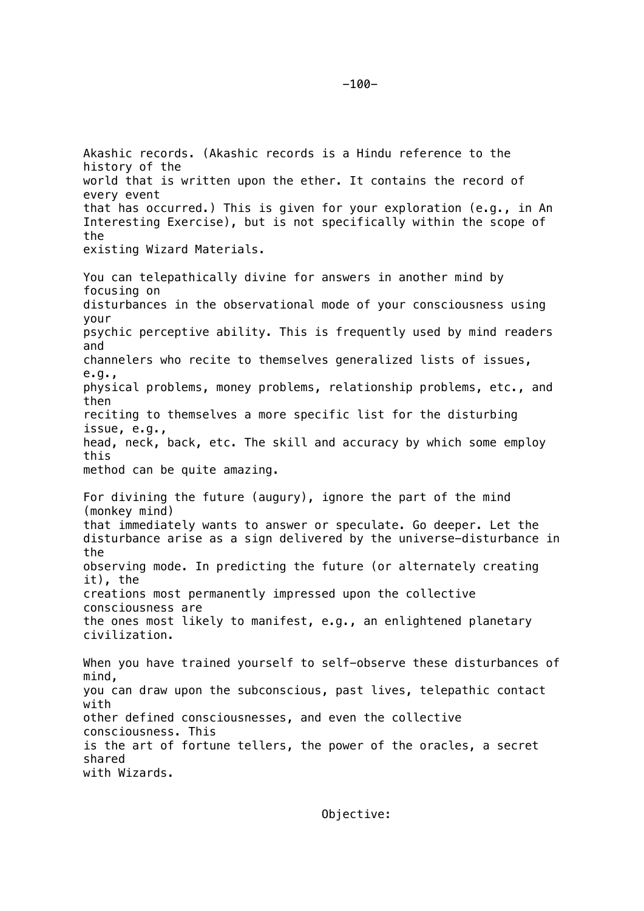Akashic records. (Akashic records is a Hindu reference to the history of the world that is written upon the ether. It contains the record of every event that has occurred.) This is given for your exploration (e.g., in An Interesting Exercise), but is not specifically within the scope of the existing Wizard Materials.

You can telepathically divine for answers in another mind by focusing on disturbances in the observational mode of your consciousness using your psychic perceptive ability. This is frequently used by mind readers and channelers who recite to themselves generalized lists of issues, e.g., physical problems, money problems, relationship problems, etc., and then reciting to themselves a more specific list for the disturbing issue, e.g., head, neck, back, etc. The skill and accuracy by which some employ this method can be quite amazing.

For divining the future (augury), ignore the part of the mind (monkey mind) that immediately wants to answer or speculate. Go deeper. Let the disturbance arise as a sign delivered by the universe—disturbance in the observing mode. In predicting the future (or alternately creating it), the creations most permanently impressed upon the collective consciousness are the ones most likely to manifest, e.g., an enlightened planetary civilization.

When you have trained yourself to self-observe these disturbances of mind, you can draw upon the subconscious, past lives, telepathic contact with other defined consciousnesses, and even the collective consciousness. This is the art of fortune tellers, the power of the oracles, a secret shared with Wizards.

Objective: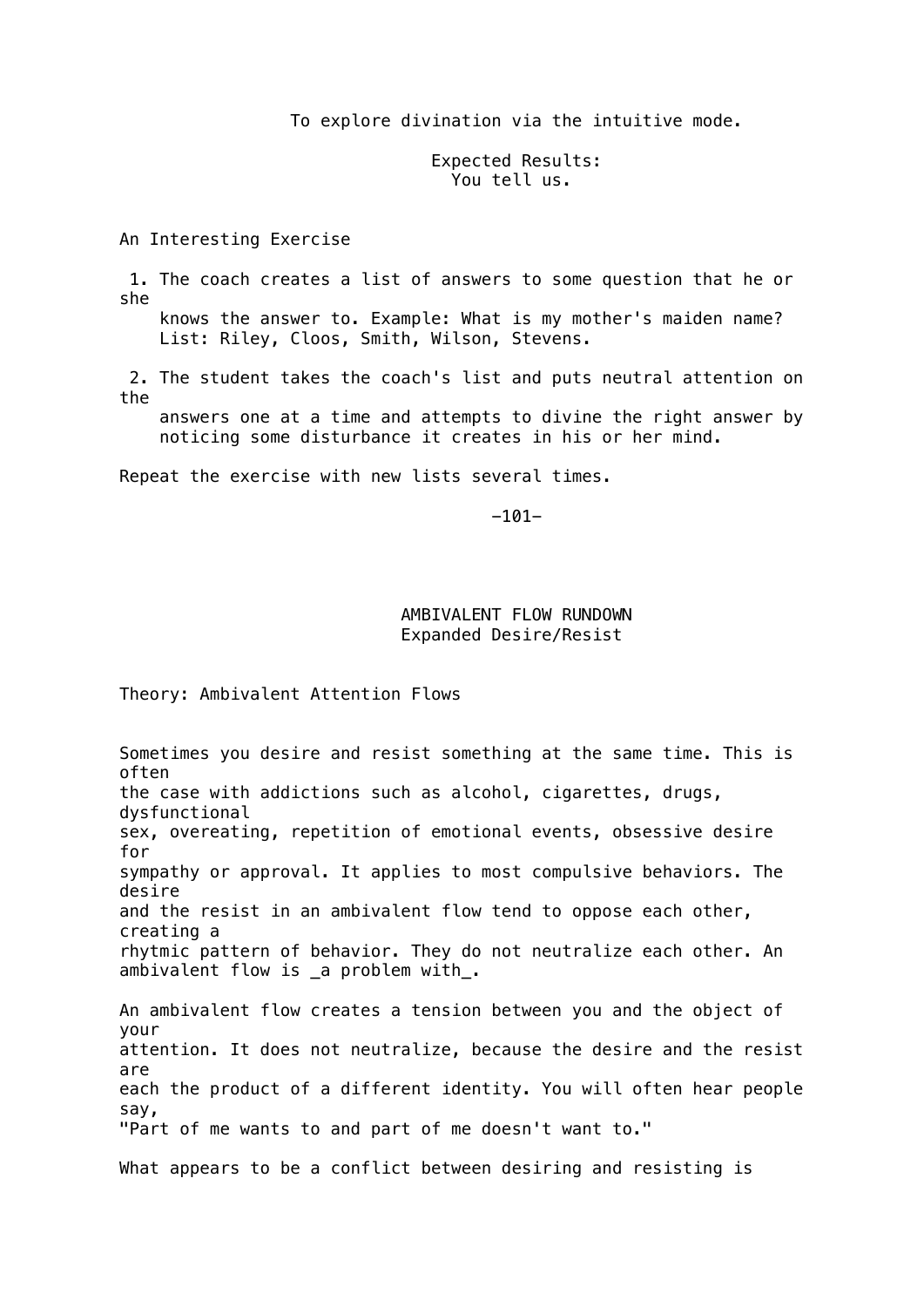To explore divination via the intuitive mode.

Expected Results:
You tell us.

## An Interesting Exercise

1. The coach creates a list of answers to some question that he or she knows the answer to. Example: What is my mother's maiden name? List: Riley, Cloos, Smith, Wilson, Stevens.

2. The student takes the coach's list and puts neutral attention on the answers one at a time and attempts to divine the right answer by noticing some disturbance it creates in his or her mind.

Repeat the exercise with new lists several times.

# AMBIVALENT FLOW RUNDOWN
## Expanded Desire/Resist

### Theory: Ambivalent Attention Flows

Sometimes you desire and resist something at the same time. This is often the case with addictions such as alcohol, cigarettes, drugs, dysfunctional sex, overeating, repetition of emotional events, obsessive desire for sympathy or approval. It applies to most compulsive behaviors. The desire and the resist in an ambivalent flow tend to oppose each other, creating a rhythmic pattern of behavior. They do not neutralize each other. An ambivalent flow is _a problem with_.

An ambivalent flow creates a tension between you and the object of your attention. It does not neutralize, because the desire and the resist are each the product of a different identity. You will often hear people say, "Part of me wants to and part of me doesn't want to."

What appears to be a conflict between desiring and resisting is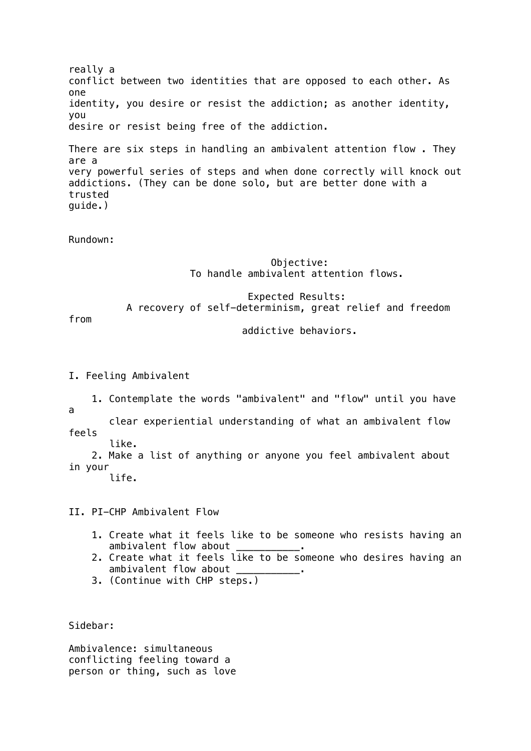really a conflict between two identities that are opposed to each other. As one identity, you desire or resist the addiction; as another identity, you desire or resist being free of the addiction.

There are six steps in handling an ambivalent attention flow . They are a very powerful series of steps and when done correctly will knock out addictions. (They can be done solo, but are better done with a trusted guide.)

Rundown:

Objective:
To handle ambivalent attention flows.

Expected Results:
A recovery of self-determinism, great relief and freedom from addictive behaviors.

I. Feeling Ambivalent

1. Contemplate the words "ambivalent" and "flow" until you have a clear experiential understanding of what an ambivalent flow feels like.
2. Make a list of anything or anyone you feel ambivalent about in your life.

II. PI-CHP Ambivalent Flow

1. Create what it feels like to be someone who resists having an ambivalent flow about ___________.
2. Create what it feels like to be someone who desires having an ambivalent flow about ___________.
3. (Continue with CHP steps.)

Sidebar:

Ambivalence: simultaneous conflicting feeling toward a person or thing, such as love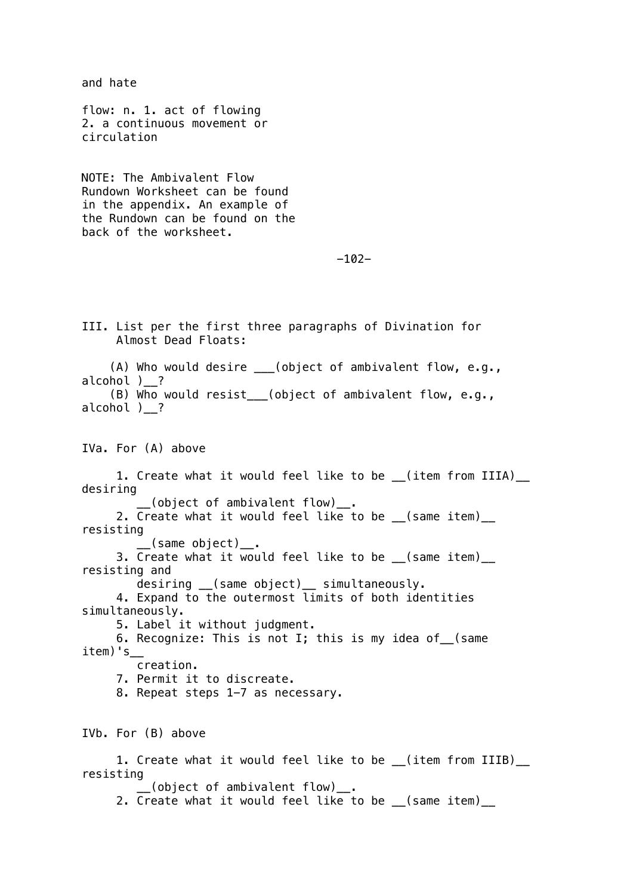and hate

flow: n. 1. act of flowing
2. a continuous movement or circulation

NOTE: The Ambivalent Flow Rundown Worksheet can be found in the appendix. An example of the Rundown can be found on the back of the worksheet.

III. List per the first three paragraphs of Divination for Almost Dead Floats:

(A) Who would desire ___(object of ambivalent flow, e.g., alcohol )__?
(B) Who would resist___(object of ambivalent flow, e.g., alcohol )__?

IVa. For (A) above

1. Create what it would feel like to be __(item from IIIA)__ desiring __(object of ambivalent flow)__.
2. Create what it would feel like to be __(same item)__ resisting __(same object)__.
3. Create what it would feel like to be __(same item)__ resisting and desiring __(same object)__ simultaneously.
4. Expand to the outermost limits of both identities simultaneously.
5. Label it without judgment.
6. Recognize: This is not I; this is my idea of__(same item)'s__ creation.
7. Permit it to discreate.
8. Repeat steps 1-7 as necessary.

IVb. For (B) above

1. Create what it would feel like to be __(item from IIIB)__ resisting __(object of ambivalent flow)__.
2. Create what it would feel like to be __(same item)__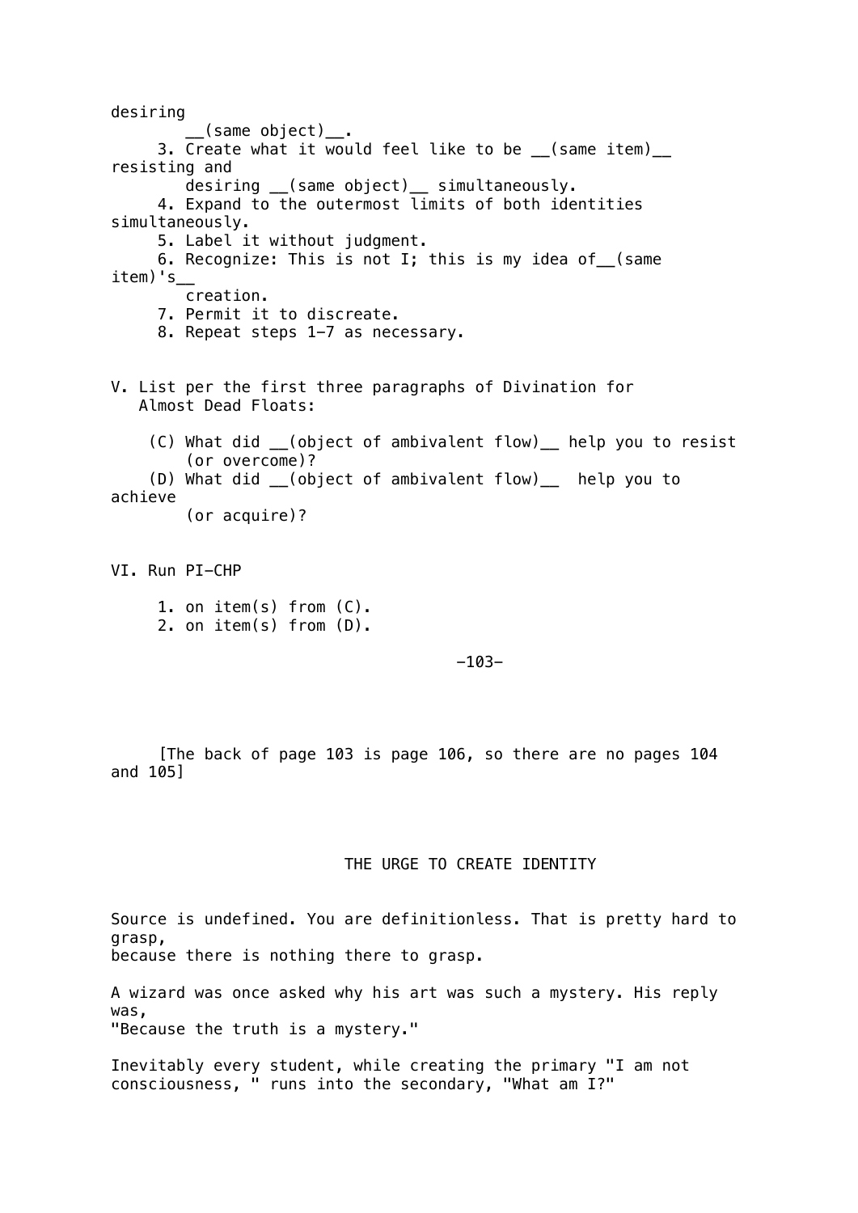desiring __(same object)__.

3. Create what it would feel like to be __(same item)__ resisting and desiring __(same object)__ simultaneously.
4. Expand to the outermost limits of both identities simultaneously.
5. Label it without judgment.
6. Recognize: This is not I; this is my idea of__(same item)'s__ creation.
7. Permit it to discreate.
8. Repeat steps 1–7 as necessary.

V. List per the first three paragraphs of Divination for Almost Dead Floats:

(C) What did __(object of ambivalent flow)__ help you to resist (or overcome)?
(D) What did __(object of ambivalent flow)__ help you to achieve (or acquire)?

VI. Run PI–CHP

1. on item(s) from (C).
2. on item(s) from (D).

[The back of page 103 is page 106, so there are no pages 104 and 105]

## THE URGE TO CREATE IDENTITY

Source is undefined. You are definitionless. That is pretty hard to grasp, because there is nothing there to grasp.

A wizard was once asked why his art was such a mystery. His reply was, "Because the truth is a mystery."

Inevitably every student, while creating the primary "I am not consciousness, " runs into the secondary, "What am I?"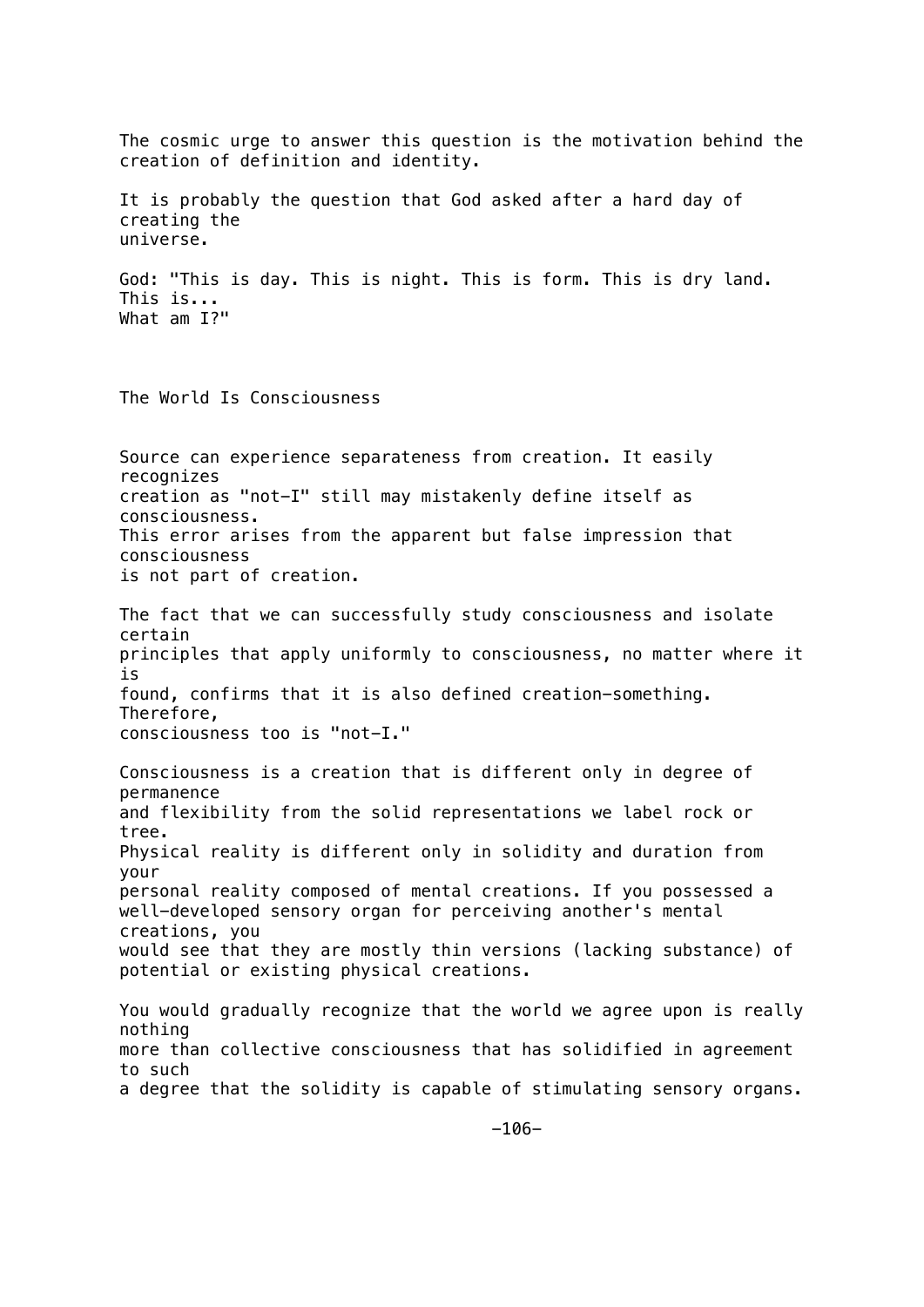The cosmic urge to answer this question is the motivation behind the creation of definition and identity.

It is probably the question that God asked after a hard day of creating the universe.

God: "This is day. This is night. This is form. This is dry land. This is...
What am I?"

## The World Is Consciousness

Source can experience separateness from creation. It easily recognizes creation as "not-I" still may mistakenly define itself as consciousness. This error arises from the apparent but false impression that consciousness is not part of creation.

The fact that we can successfully study consciousness and isolate certain principles that apply uniformly to consciousness, no matter where it is found, confirms that it is also defined creation-something. Therefore, consciousness too is "not-I."

Consciousness is a creation that is different only in degree of permanence and flexibility from the solid representations we label rock or tree. Physical reality is different only in solidity and duration from your personal reality composed of mental creations. If you possessed a well-developed sensory organ for perceiving another's mental creations, you would see that they are mostly thin versions (lacking substance) of potential or existing physical creations.

You would gradually recognize that the world we agree upon is really nothing more than collective consciousness that has solidified in agreement to such a degree that the solidity is capable of stimulating sensory organs.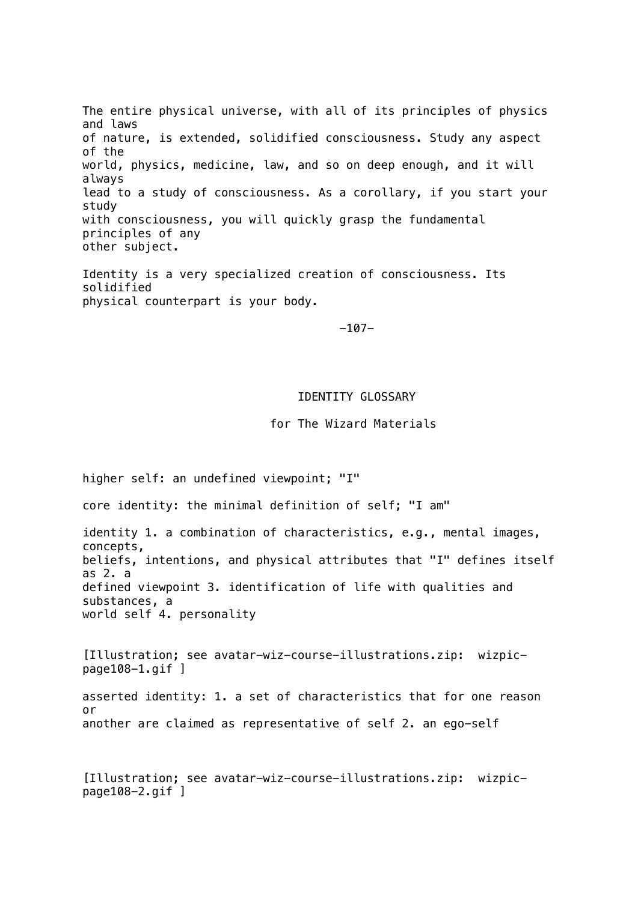The entire physical universe, with all of its principles of physics and laws of nature, is extended, solidified consciousness. Study any aspect of the world, physics, medicine, law, and so on deep enough, and it will always lead to a study of consciousness. As a corollary, if you start your study with consciousness, you will quickly grasp the fundamental principles of any other subject.

Identity is a very specialized creation of consciousness. Its solidified physical counterpart is your body.

## IDENTITY GLOSSARY

### for The Wizard Materials

higher self: an undefined viewpoint; "I"

core identity: the minimal definition of self; "I am"

identity 1. a combination of characteristics, e.g., mental images, concepts, beliefs, intentions, and physical attributes that "I" defines itself as 2. a defined viewpoint 3. identification of life with qualities and substances, a world self 4. personality

[Illustration; see avatar-wiz-course-illustrations.zip: wizpic-page108-1.gif ]

asserted identity: 1. a set of characteristics that for one reason or another are claimed as representative of self 2. an ego-self

[Illustration; see avatar-wiz-course-illustrations.zip: wizpic-page108-2.gif ]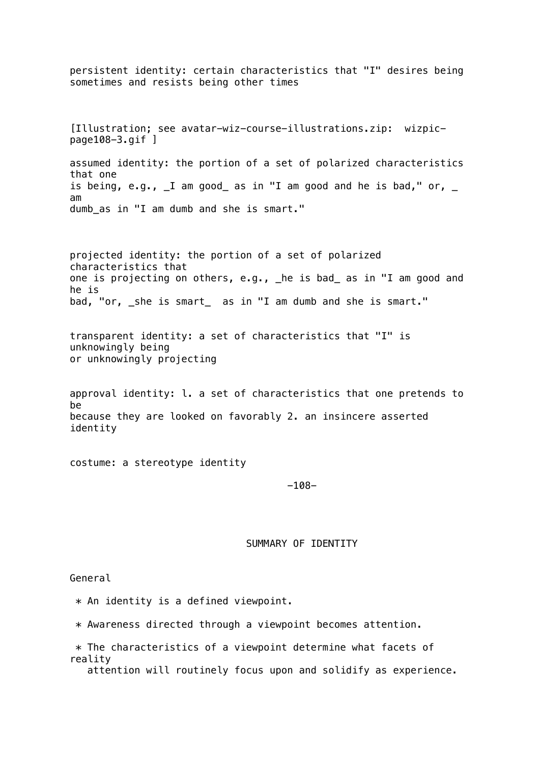persistent identity: certain characteristics that "I" desires being sometimes and resists being other times

[Illustration; see avatar-wiz-course-illustrations.zip: wizpic-page108-3.gif ]

assumed identity: the portion of a set of polarized characteristics that one is being, e.g., _I am good_ as in "I am good and he is bad," or, _ am dumb_as in "I am dumb and she is smart."

projected identity: the portion of a set of polarized characteristics that one is projecting on others, e.g., _he is bad_ as in "I am good and he is bad, "or, _she is smart_ as in "I am dumb and she is smart."

transparent identity: a set of characteristics that "I" is unknowingly being or unknowingly projecting

approval identity: l. a set of characteristics that one pretends to be because they are looked on favorably 2. an insincere asserted identity

costume: a stereotype identity

## SUMMARY OF IDENTITY

General

* An identity is a defined viewpoint.
* Awareness directed through a viewpoint becomes attention.
* The characteristics of a viewpoint determine what facets of reality attention will routinely focus upon and solidify as experience.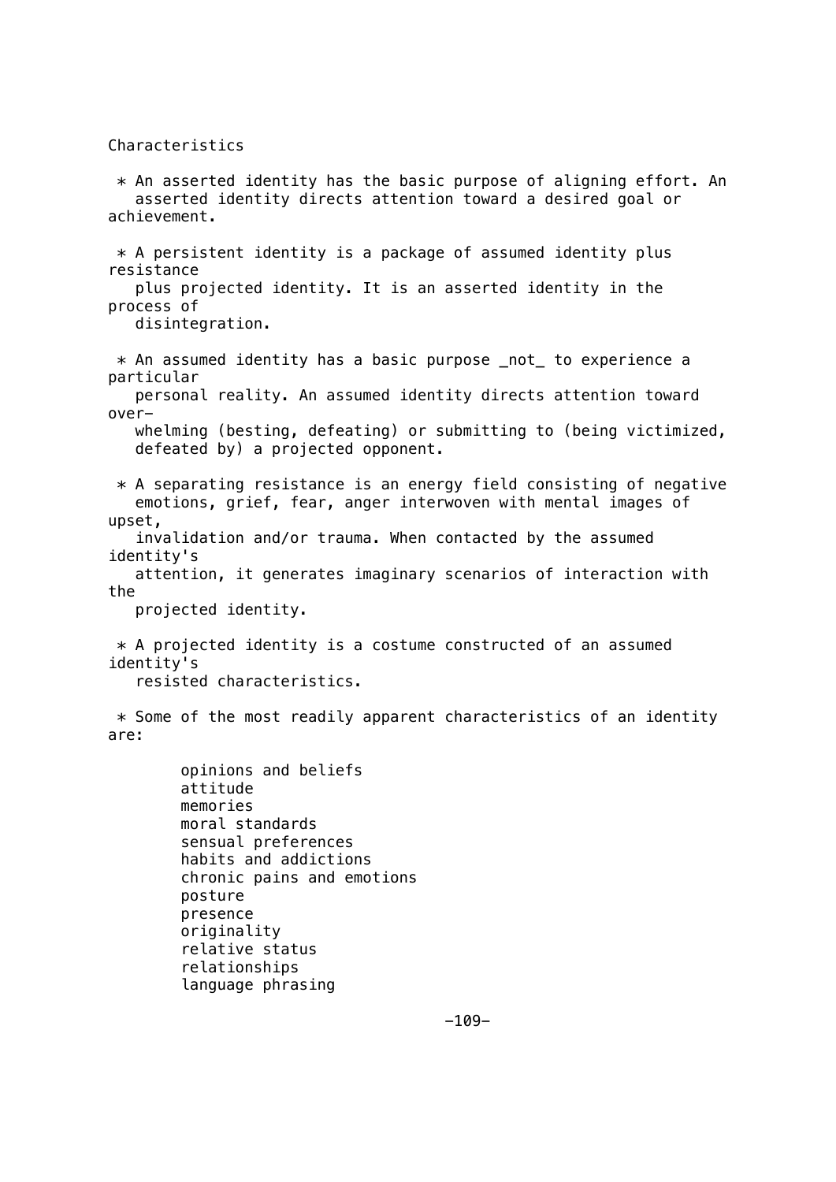Characteristics

* An asserted identity has the basic purpose of aligning effort. An asserted identity directs attention toward a desired goal or achievement.

* A persistent identity is a package of assumed identity plus resistance plus projected identity. It is an asserted identity in the process of disintegration.

* An assumed identity has a basic purpose _not_ to experience a particular personal reality. An assumed identity directs attention toward overwhelming (besting, defeating) or submitting to (being victimized, defeated by) a projected opponent.

* A separating resistance is an energy field consisting of negative emotions, grief, fear, anger interwoven with mental images of upset, invalidation and/or trauma. When contacted by the assumed identity's attention, it generates imaginary scenarios of interaction with the projected identity.

* A projected identity is a costume constructed of an assumed identity's resisted characteristics.

* Some of the most readily apparent characteristics of an identity are:

  - opinions and beliefs
  - attitude
  - memories
  - moral standards
  - sensual preferences
  - habits and addictions
  - chronic pains and emotions
  - posture
  - presence
  - originality
  - relative status
  - relationships
  - language phrasing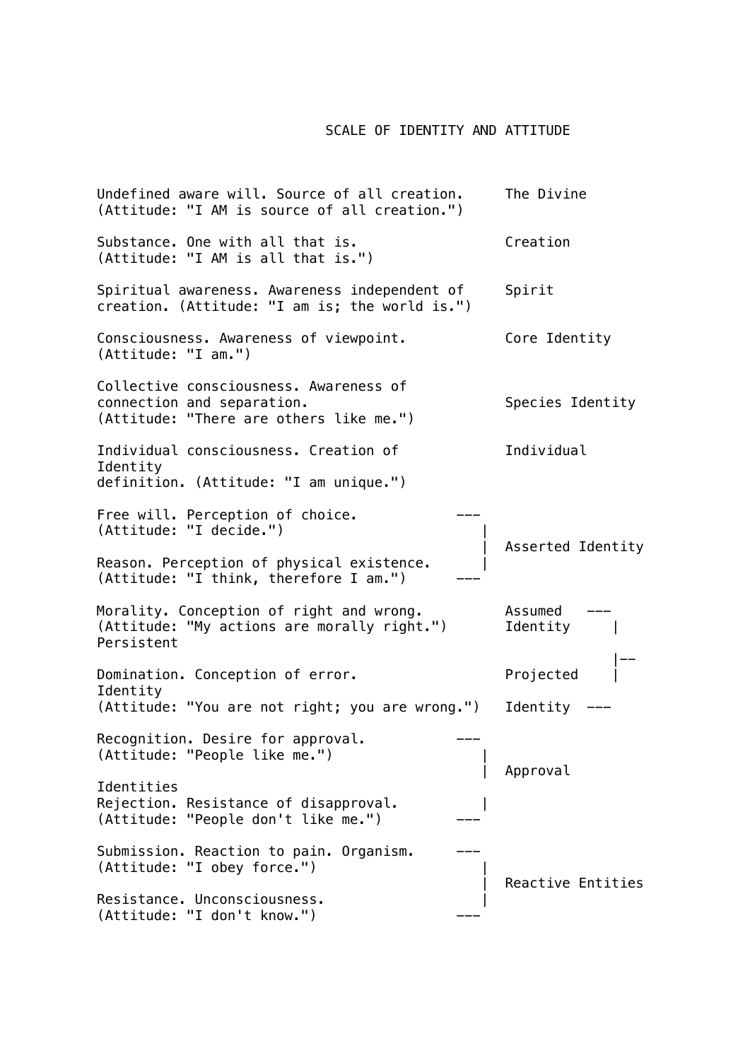# SCALE OF IDENTITY AND ATTITUDE

```
Undefined aware will. Source of all creation.     The Divine
(Attitude: "I AM is source of all creation.")

Substance. One with all that is.                  Creation
(Attitude: "I AM is all that is.")

Spiritual awareness. Awareness independent of     Spirit
creation. (Attitude: "I am is; the world is.")

Consciousness. Awareness of viewpoint.            Core Identity
(Attitude: "I am.")

Collective consciousness. Awareness of
connection and separation.                        Species Identity
(Attitude: "There are others like me.")

Individual consciousness. Creation of             Individual
Identity
definition. (Attitude: "I am unique.")

Free will. Perception of choice.          ---
(Attitude: "I decide.")                      |
                                             |  Asserted Identity
Reason. Perception of physical existence.    |
(Attitude: "I think, therefore I am.")    ---

Morality. Conception of right and wrong.          Assumed   ---
(Attitude: "My actions are morally right.")       Identity     |
Persistent
                                                               |--
Domination. Conception of error.                  Projected    |
Identity
(Attitude: "You are not right; you are wrong.")   Identity  ---

Recognition. Desire for approval.         ---
(Attitude: "People like me.")                |
                                             |  Approval
Identities
Rejection. Resistance of disapproval.        |
(Attitude: "People don't like me.")       ---

Submission. Reaction to pain. Organism.   ---
(Attitude: "I obey force.")                  |
                                             |  Reactive Entities
Resistance. Unconsciousness.                 |
(Attitude: "I don't know.")               ---
```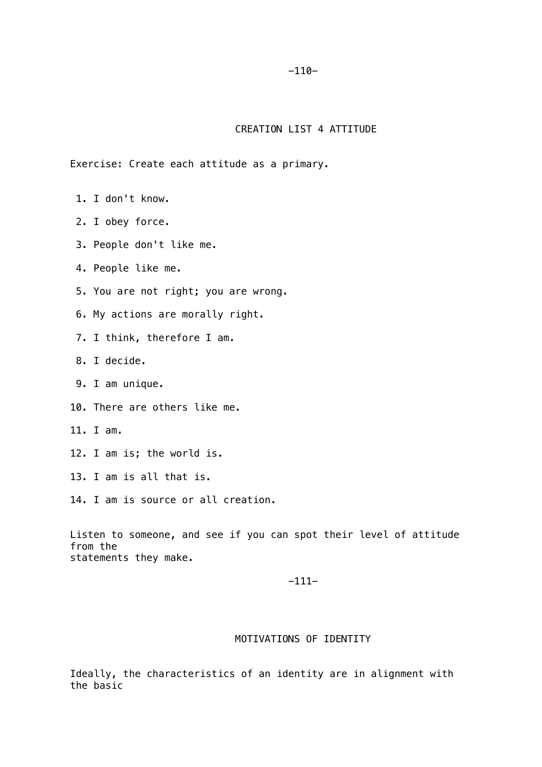## CREATION LIST 4 ATTITUDE

Exercise: Create each attitude as a primary.

1. I don't know.
2. I obey force.
3. People don't like me.
4. People like me.
5. You are not right; you are wrong.
6. My actions are morally right.
7. I think, therefore I am.
8. I decide.
9. I am unique.
10. There are others like me.
11. I am.
12. I am is; the world is.
13. I am is all that is.
14. I am is source or all creation.

Listen to someone, and see if you can spot their level of attitude from the statements they make.

## MOTIVATIONS OF IDENTITY

Ideally, the characteristics of an identity are in alignment with the basic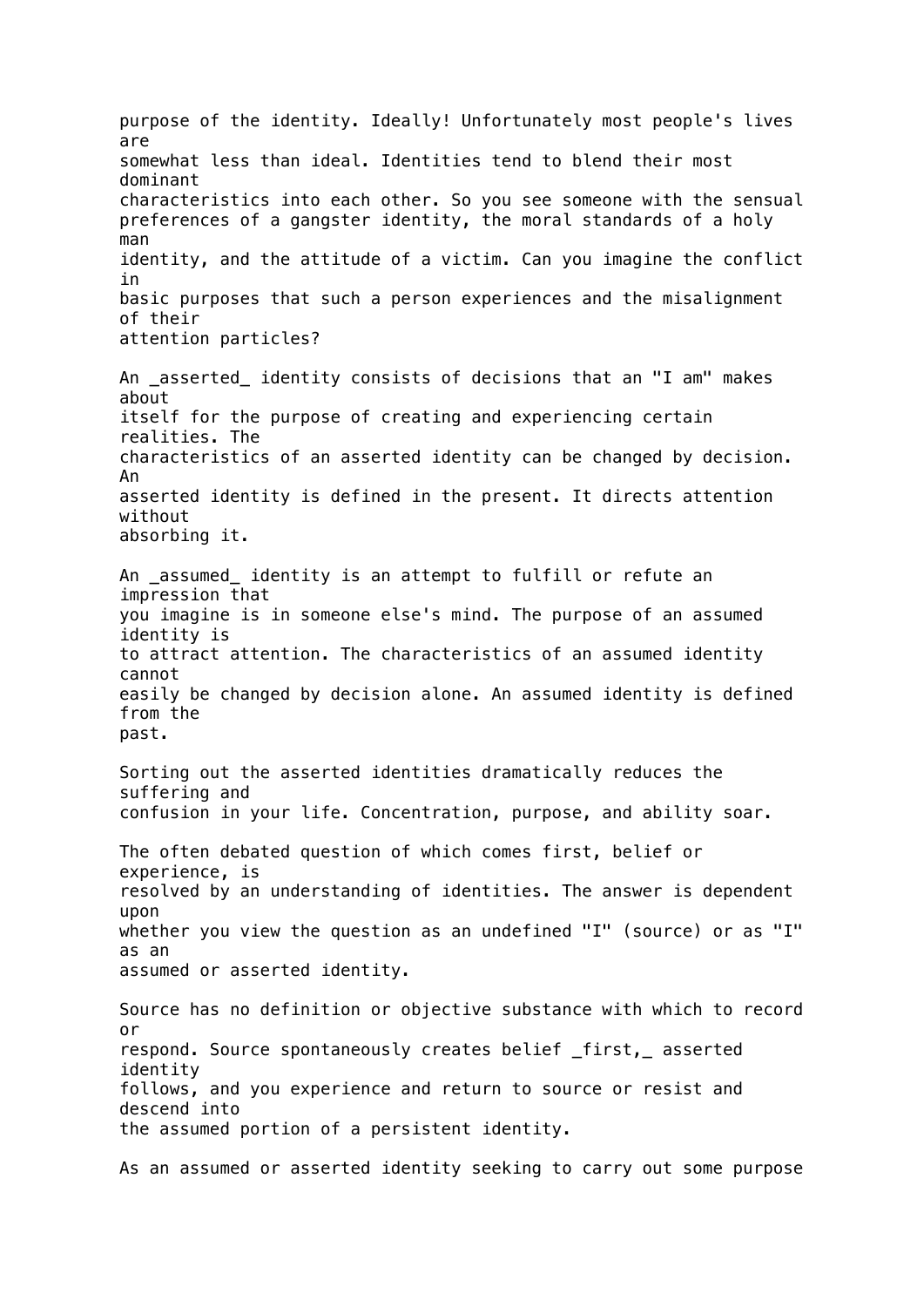purpose of the identity. Ideally! Unfortunately most people's lives are somewhat less than ideal. Identities tend to blend their most dominant characteristics into each other. So you see someone with the sensual preferences of a gangster identity, the moral standards of a holy man identity, and the attitude of a victim. Can you imagine the conflict in basic purposes that such a person experiences and the misalignment of their attention particles?

An _asserted_ identity consists of decisions that an "I am" makes about itself for the purpose of creating and experiencing certain realities. The characteristics of an asserted identity can be changed by decision. An asserted identity is defined in the present. It directs attention without absorbing it.

An _assumed_ identity is an attempt to fulfill or refute an impression that you imagine is in someone else's mind. The purpose of an assumed identity is to attract attention. The characteristics of an assumed identity cannot easily be changed by decision alone. An assumed identity is defined from the past.

Sorting out the asserted identities dramatically reduces the suffering and confusion in your life. Concentration, purpose, and ability soar.

The often debated question of which comes first, belief or experience, is resolved by an understanding of identities. The answer is dependent upon whether you view the question as an undefined "I" (source) or as "I" as an assumed or asserted identity.

Source has no definition or objective substance with which to record or respond. Source spontaneously creates belief _first,_ asserted identity follows, and you experience and return to source or resist and descend into the assumed portion of a persistent identity.

As an assumed or asserted identity seeking to carry out some purpose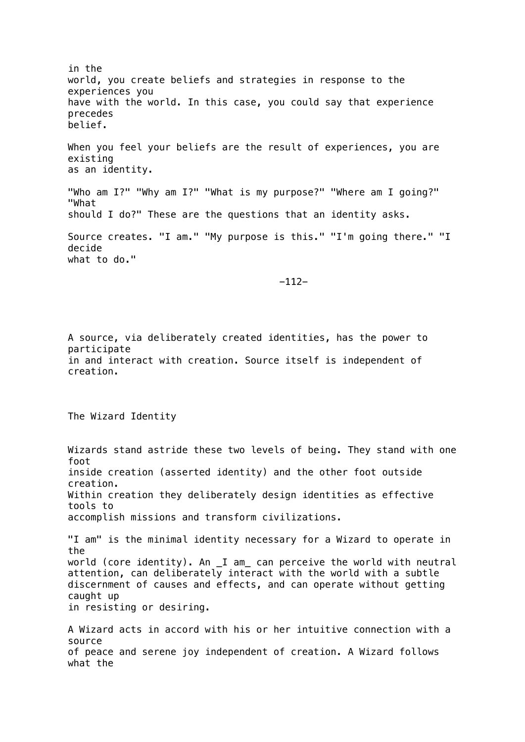in the world, you create beliefs and strategies in response to the experiences you have with the world. In this case, you could say that experience precedes belief.

When you feel your beliefs are the result of experiences, you are existing as an identity.

"Who am I?" "Why am I?" "What is my purpose?" "Where am I going?" "What should I do?" These are the questions that an identity asks.

Source creates. "I am." "My purpose is this." "I'm going there." "I decide what to do."

A source, via deliberately created identities, has the power to participate in and interact with creation. Source itself is independent of creation.

## The Wizard Identity

Wizards stand astride these two levels of being. They stand with one foot inside creation (asserted identity) and the other foot outside creation. Within creation they deliberately design identities as effective tools to accomplish missions and transform civilizations.

"I am" is the minimal identity necessary for a Wizard to operate in the world (core identity). An _I am_ can perceive the world with neutral attention, can deliberately interact with the world with a subtle discernment of causes and effects, and can operate without getting caught up in resisting or desiring.

A Wizard acts in accord with his or her intuitive connection with a source of peace and serene joy independent of creation. A Wizard follows what the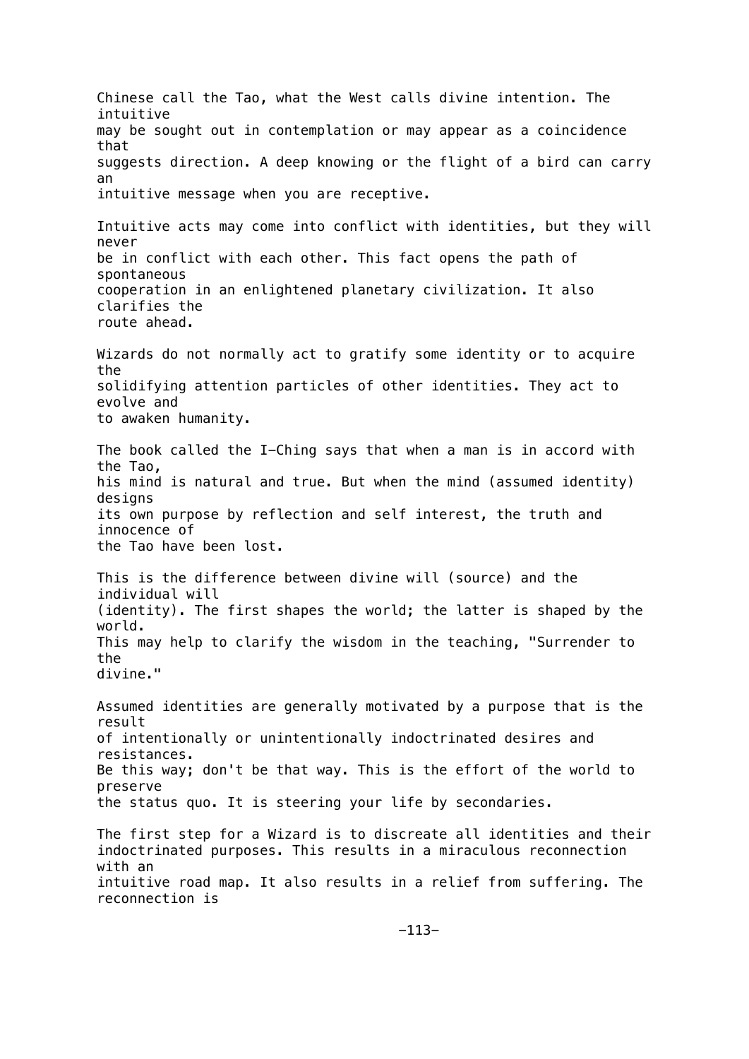Chinese call the Tao, what the West calls divine intention. The intuitive may be sought out in contemplation or may appear as a coincidence that suggests direction. A deep knowing or the flight of a bird can carry an intuitive message when you are receptive.

Intuitive acts may come into conflict with identities, but they will never be in conflict with each other. This fact opens the path of spontaneous cooperation in an enlightened planetary civilization. It also clarifies the route ahead.

Wizards do not normally act to gratify some identity or to acquire the solidifying attention particles of other identities. They act to evolve and to awaken humanity.

The book called the I-Ching says that when a man is in accord with the Tao, his mind is natural and true. But when the mind (assumed identity) designs its own purpose by reflection and self interest, the truth and innocence of the Tao have been lost.

This is the difference between divine will (source) and the individual will (identity). The first shapes the world; the latter is shaped by the world. This may help to clarify the wisdom in the teaching, "Surrender to the divine."

Assumed identities are generally motivated by a purpose that is the result of intentionally or unintentionally indoctrinated desires and resistances. Be this way; don't be that way. This is the effort of the world to preserve the status quo. It is steering your life by secondaries.

The first step for a Wizard is to discreate all identities and their indoctrinated purposes. This results in a miraculous reconnection with an intuitive road map. It also results in a relief from suffering. The reconnection is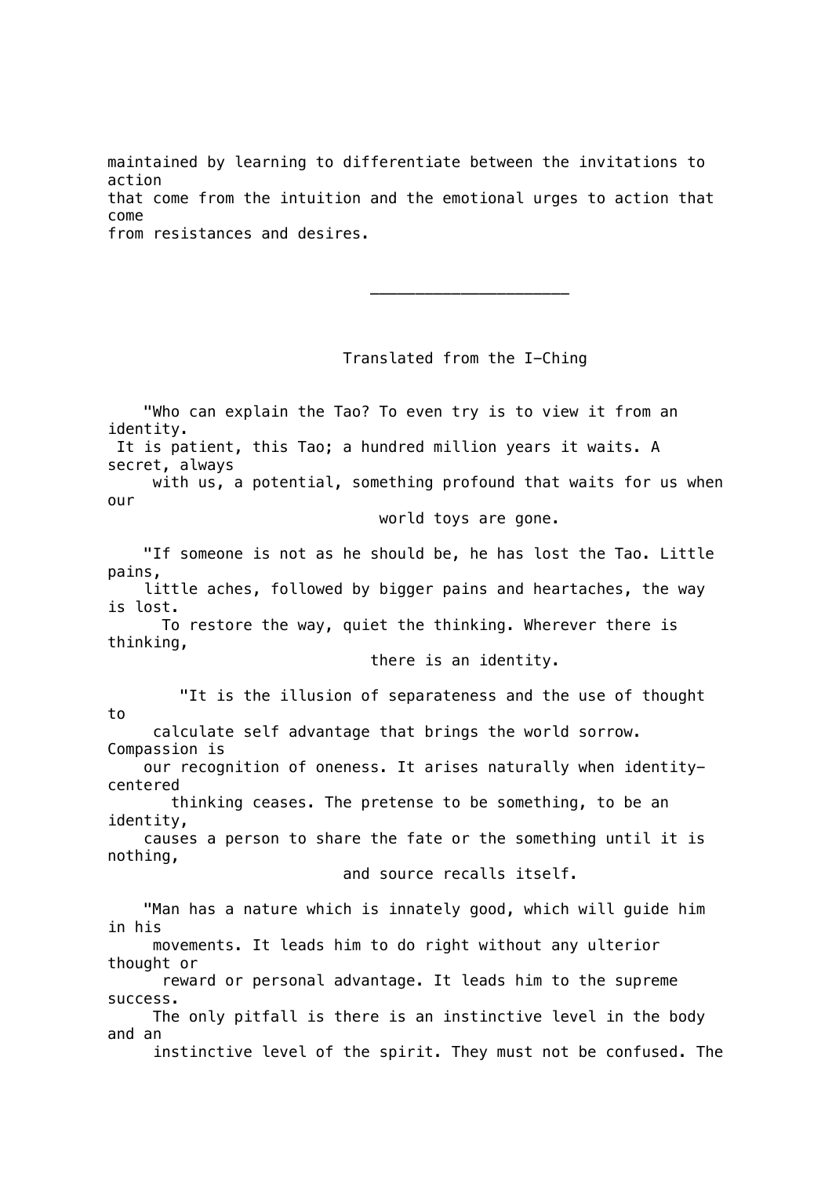maintained by learning to differentiate between the invitations to action that come from the intuition and the emotional urges to action that come from resistances and desires.

---

Translated from the I-Ching

"Who can explain the Tao? To even try is to view it from an identity. It is patient, this Tao; a hundred million years it waits. A secret, always with us, a potential, something profound that waits for us when our world toys are gone.

"If someone is not as he should be, he has lost the Tao. Little pains, little aches, followed by bigger pains and heartaches, the way is lost. To restore the way, quiet the thinking. Wherever there is thinking, there is an identity.

"It is the illusion of separateness and the use of thought to calculate self advantage that brings the world sorrow. Compassion is our recognition of oneness. It arises naturally when identity-centered thinking ceases. The pretense to be something, to be an identity, causes a person to share the fate or the something until it is nothing, and source recalls itself.

"Man has a nature which is innately good, which will guide him in his movements. It leads him to do right without any ulterior thought or reward or personal advantage. It leads him to the supreme success. The only pitfall is there is an instinctive level in the body and an instinctive level of the spirit. They must not be confused. The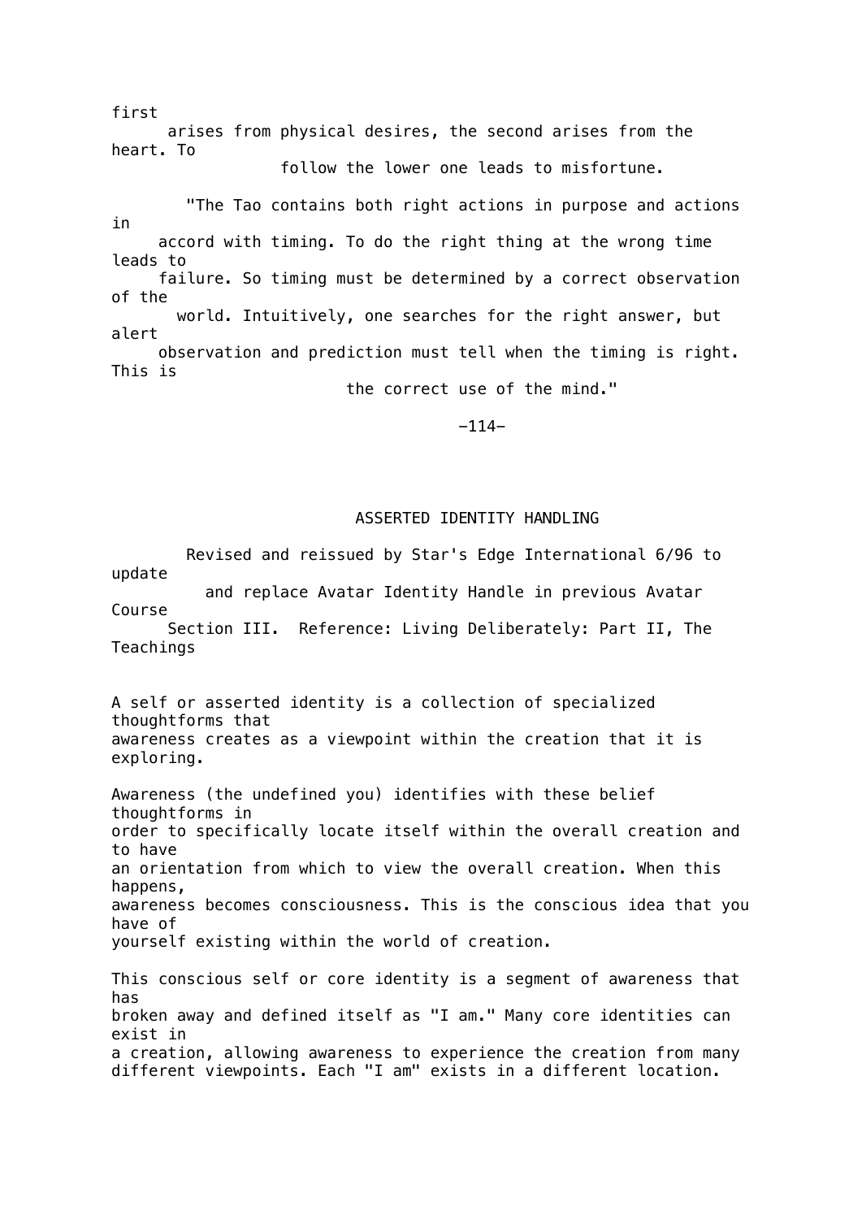first arises from physical desires, the second arises from the heart. To follow the lower one leads to misfortune.

"The Tao contains both right actions in purpose and actions in accord with timing. To do the right thing at the wrong time leads to failure. So timing must be determined by a correct observation of the world. Intuitively, one searches for the right answer, but alert observation and prediction must tell when the timing is right. This is the correct use of the mind."

## ASSERTED IDENTITY HANDLING

Revised and reissued by Star's Edge International 6/96 to update and replace Avatar Identity Handle in previous Avatar Course Section III. Reference: Living Deliberately: Part II, The Teachings

A self or asserted identity is a collection of specialized thoughtforms that awareness creates as a viewpoint within the creation that it is exploring.

Awareness (the undefined you) identifies with these belief thoughtforms in order to specifically locate itself within the overall creation and to have an orientation from which to view the overall creation. When this happens, awareness becomes consciousness. This is the conscious idea that you have of yourself existing within the world of creation.

This conscious self or core identity is a segment of awareness that has broken away and defined itself as "I am." Many core identities can exist in a creation, allowing awareness to experience the creation from many different viewpoints. Each "I am" exists in a different location.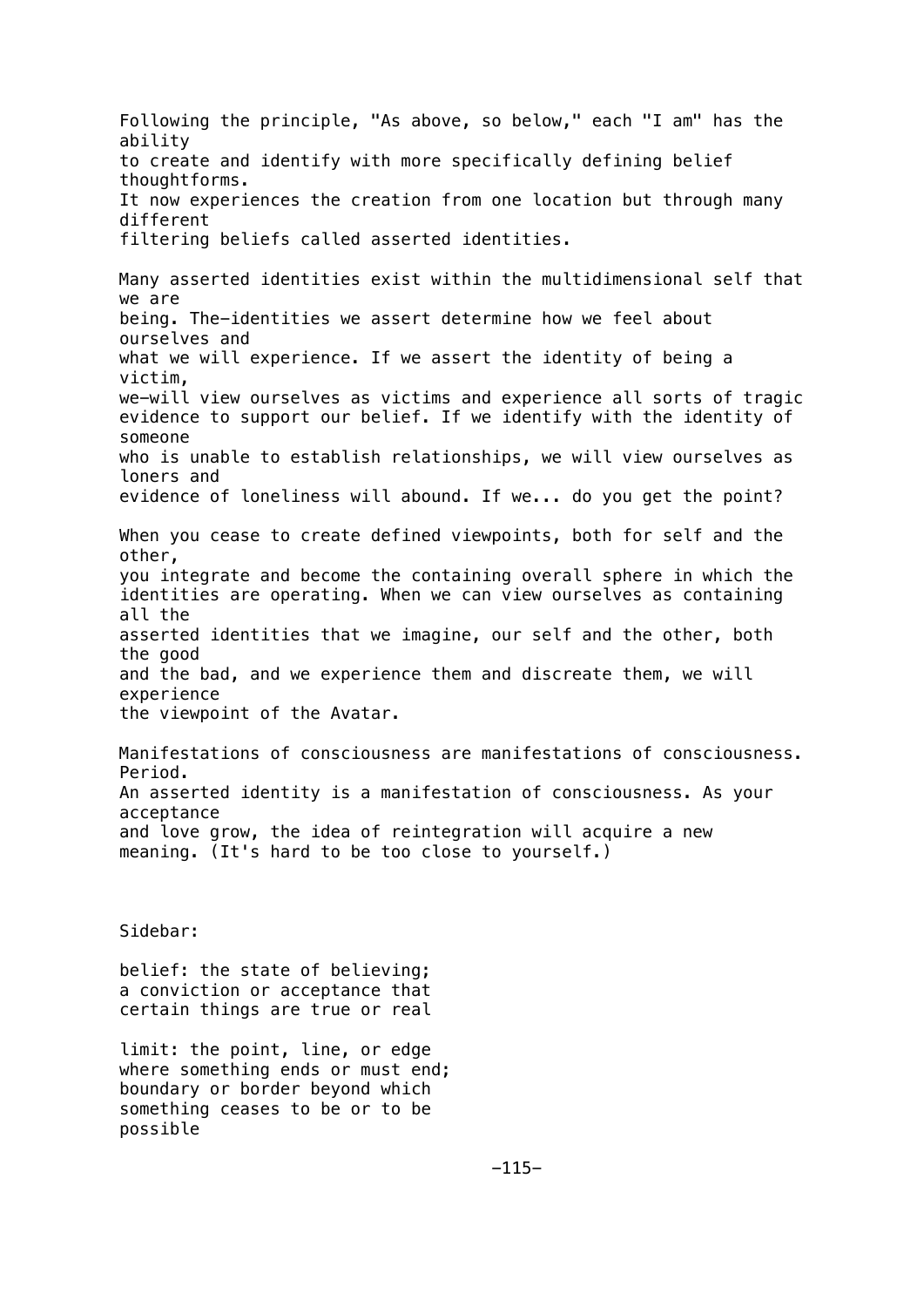Following the principle, "As above, so below," each "I am" has the ability to create and identify with more specifically defining belief thoughtforms. It now experiences the creation from one location but through many different filtering beliefs called asserted identities.

Many asserted identities exist within the multidimensional self that we are being. The identities we assert determine how we feel about ourselves and what we will experience. If we assert the identity of being a victim, we will view ourselves as victims and experience all sorts of tragic evidence to support our belief. If we identify with the identity of someone who is unable to establish relationships, we will view ourselves as loners and evidence of loneliness will abound. If we... do you get the point?

When you cease to create defined viewpoints, both for self and the other, you integrate and become the containing overall sphere in which the identities are operating. When we can view ourselves as containing all the asserted identities that we imagine, our self and the other, both the good and the bad, and we experience them and discreate them, we will experience the viewpoint of the Avatar.

Manifestations of consciousness are manifestations of consciousness. Period. An asserted identity is a manifestation of consciousness. As your acceptance and love grow, the idea of reintegration will acquire a new meaning. (It's hard to be too close to yourself.)

Sidebar:

belief: the state of believing; a conviction or acceptance that certain things are true or real

limit: the point, line, or edge where something ends or must end; boundary or border beyond which something ceases to be or to be possible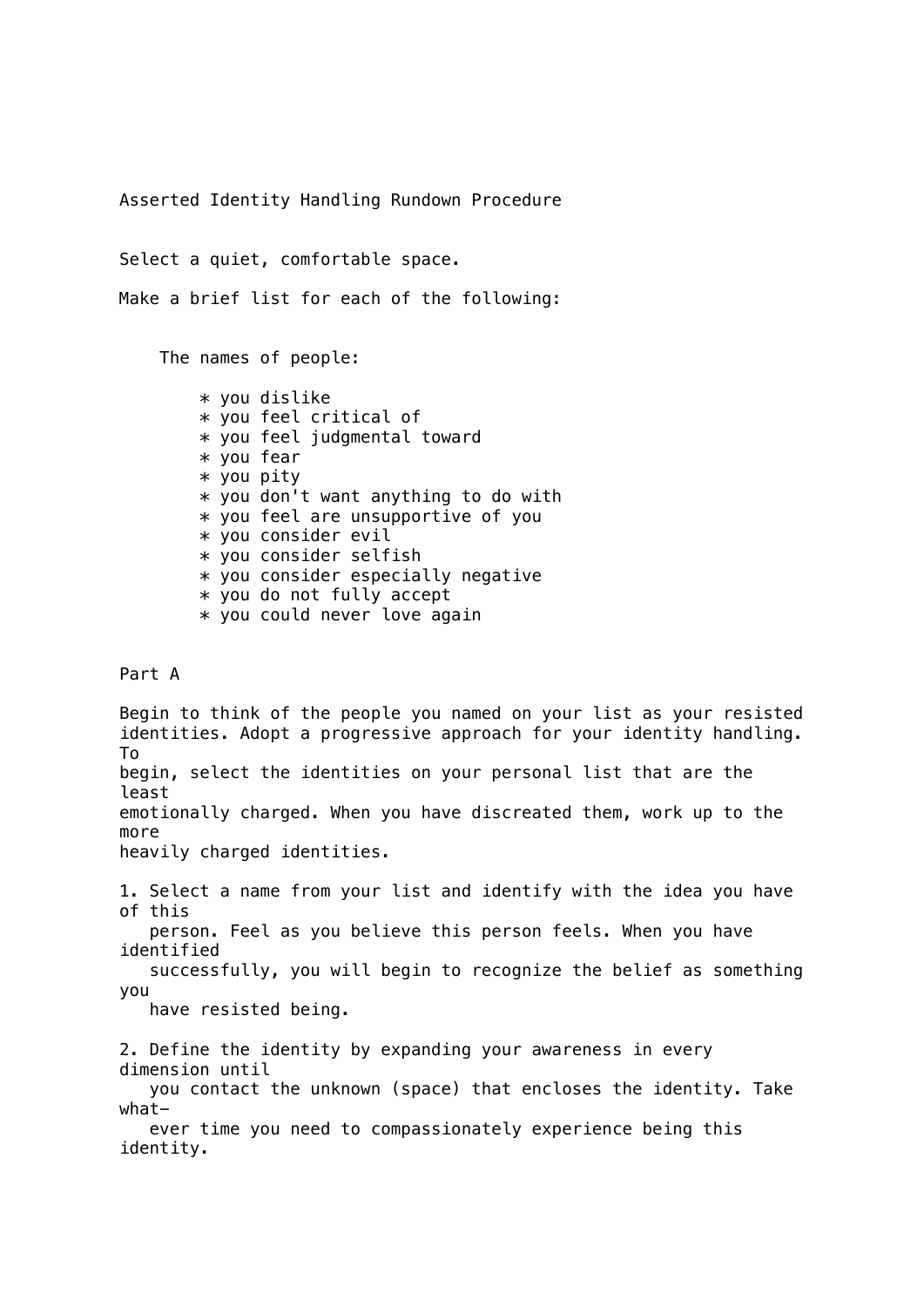Asserted Identity Handling Rundown Procedure

Select a quiet, comfortable space.

Make a brief list for each of the following:

The names of people:

* you dislike
* you feel critical of
* you feel judgmental toward
* you fear
* you pity
* you don't want anything to do with
* you feel are unsupportive of you
* you consider evil
* you consider selfish
* you consider especially negative
* you do not fully accept
* you could never love again

Part A

Begin to think of the people you named on your list as your resisted identities. Adopt a progressive approach for your identity handling. To begin, select the identities on your personal list that are the least emotionally charged. When you have discreated them, work up to the more heavily charged identities.

1. Select a name from your list and identify with the idea you have of this person. Feel as you believe this person feels. When you have identified successfully, you will begin to recognize the belief as something you have resisted being.

2. Define the identity by expanding your awareness in every dimension until you contact the unknown (space) that encloses the identity. Take whatever time you need to compassionately experience being this identity.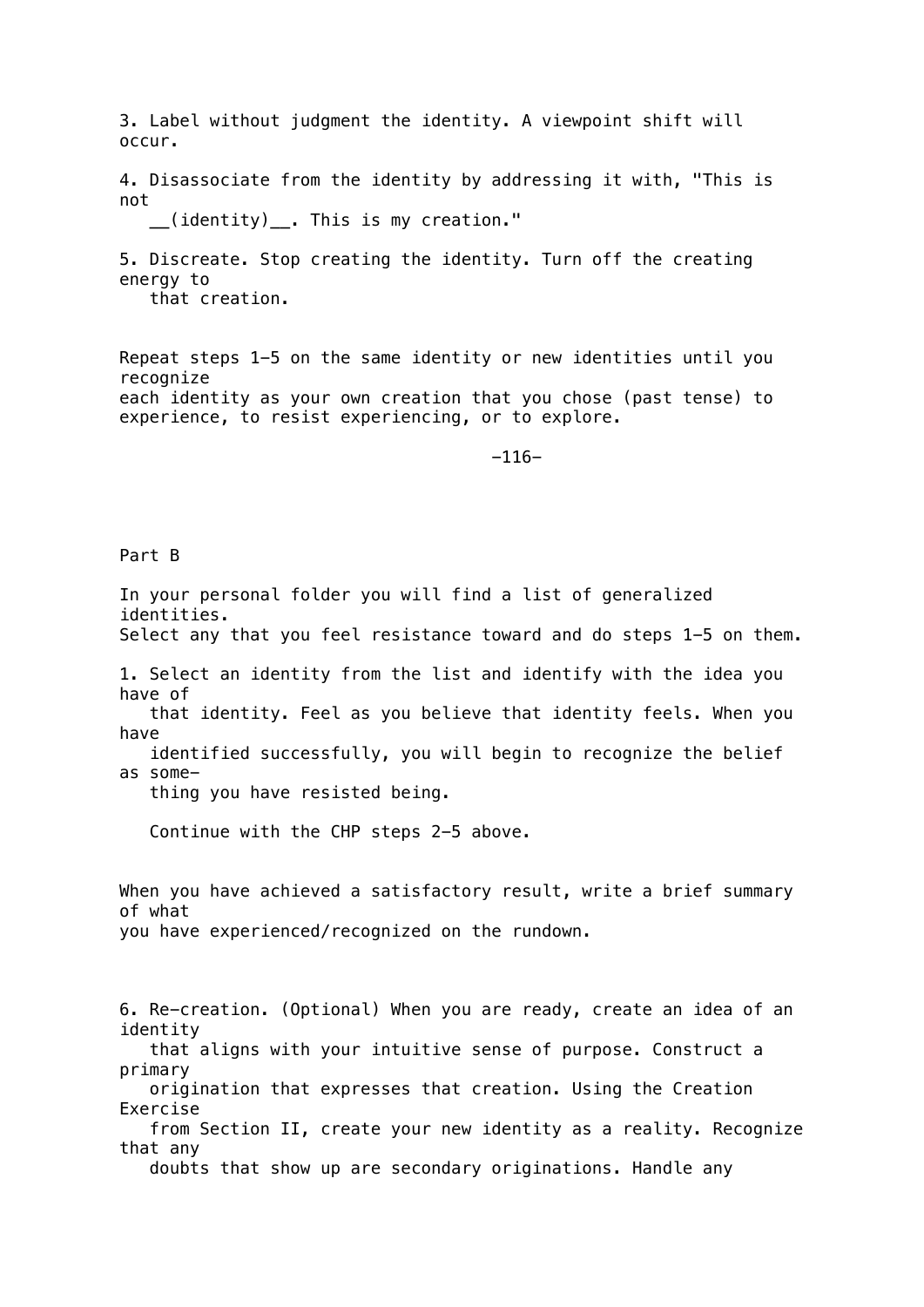3. Label without judgment the identity. A viewpoint shift will occur.

4. Disassociate from the identity by addressing it with, "This is not __(identity)__. This is my creation."

5. Discreate. Stop creating the identity. Turn off the creating energy to that creation.

Repeat steps 1–5 on the same identity or new identities until you recognize each identity as your own creation that you chose (past tense) to experience, to resist experiencing, or to explore.

Part B

In your personal folder you will find a list of generalized identities. Select any that you feel resistance toward and do steps 1–5 on them.

1. Select an identity from the list and identify with the idea you have of that identity. Feel as you believe that identity feels. When you have identified successfully, you will begin to recognize the belief as something you have resisted being.

   Continue with the CHP steps 2–5 above.

When you have achieved a satisfactory result, write a brief summary of what you have experienced/recognized on the rundown.

6. Re-creation. (Optional) When you are ready, create an idea of an identity that aligns with your intuitive sense of purpose. Construct a primary origination that expresses that creation. Using the Creation Exercise from Section II, create your new identity as a reality. Recognize that any doubts that show up are secondary originations. Handle any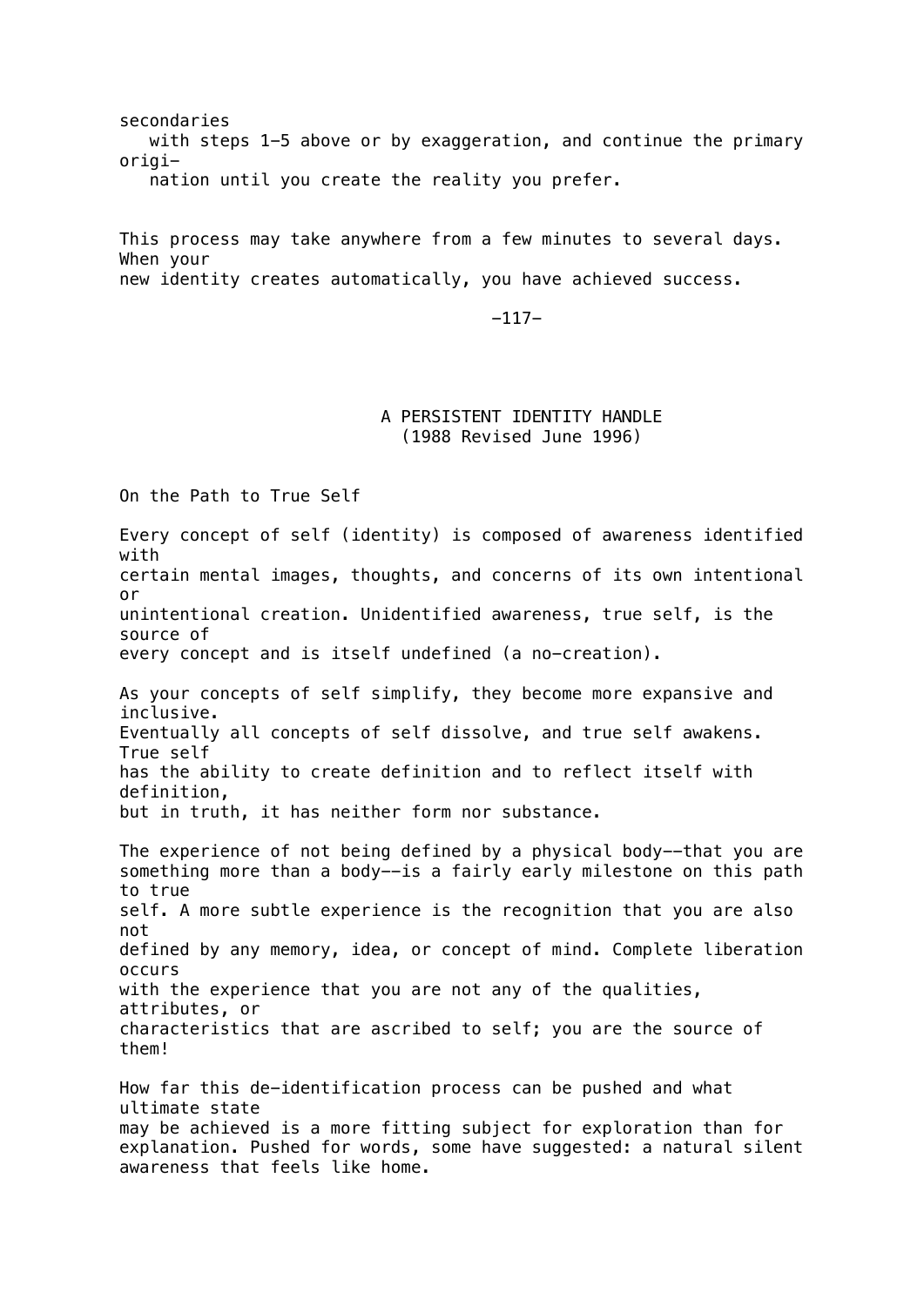secondaries with steps 1-5 above or by exaggeration, and continue the primary origination until you create the reality you prefer.

This process may take anywhere from a few minutes to several days. When your new identity creates automatically, you have achieved success.

# A PERSISTENT IDENTITY HANDLE
(1988 Revised June 1996)

## On the Path to True Self

Every concept of self (identity) is composed of awareness identified with certain mental images, thoughts, and concerns of its own intentional or unintentional creation. Unidentified awareness, true self, is the source of every concept and is itself undefined (a no-creation).

As your concepts of self simplify, they become more expansive and inclusive. Eventually all concepts of self dissolve, and true self awakens. True self has the ability to create definition and to reflect itself with definition, but in truth, it has neither form nor substance.

The experience of not being defined by a physical body--that you are something more than a body--is a fairly early milestone on this path to true self. A more subtle experience is the recognition that you are also not defined by any memory, idea, or concept of mind. Complete liberation occurs with the experience that you are not any of the qualities, attributes, or characteristics that are ascribed to self; you are the source of them!

How far this de-identification process can be pushed and what ultimate state may be achieved is a more fitting subject for exploration than for explanation. Pushed for words, some have suggested: a natural silent awareness that feels like home.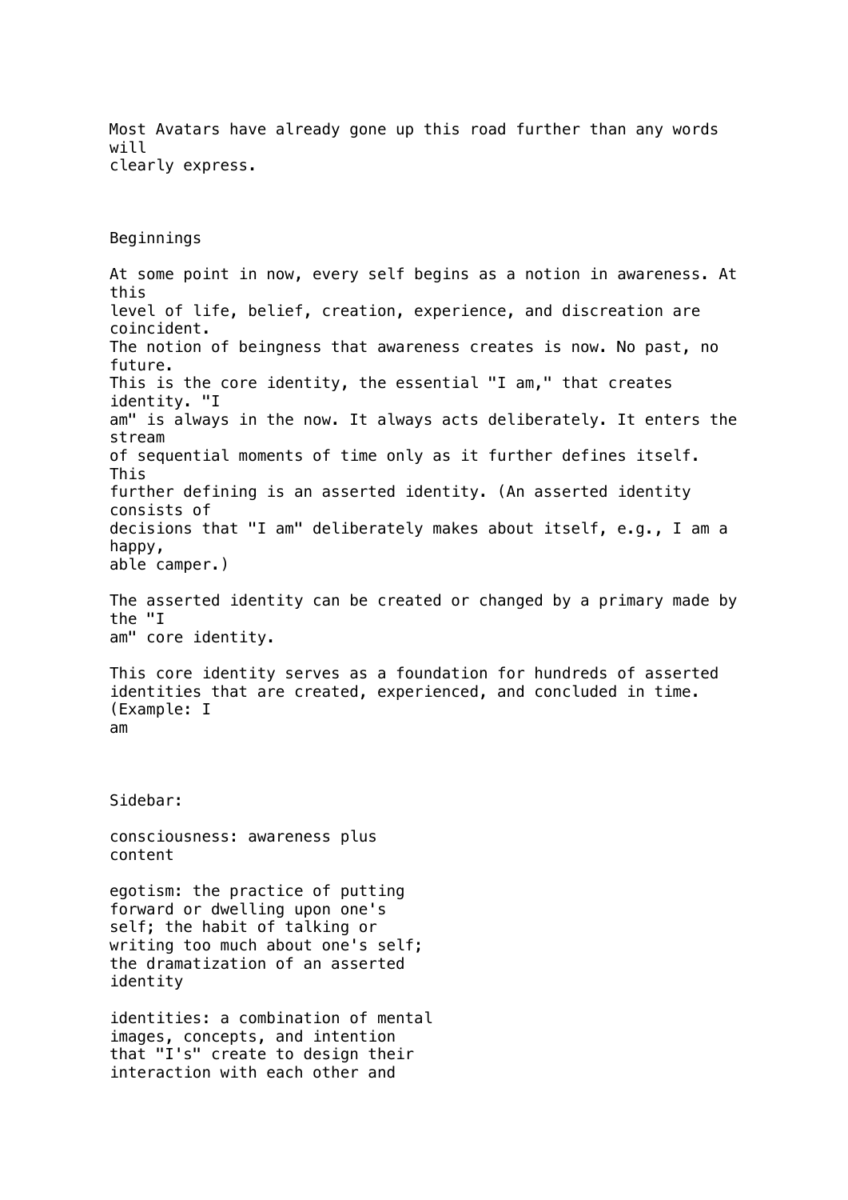Most Avatars have already gone up this road further than any words will clearly express.

## Beginnings

At some point in now, every self begins as a notion in awareness. At this level of life, belief, creation, experience, and discreation are coincident. The notion of beingness that awareness creates is now. No past, no future. This is the core identity, the essential "I am," that creates identity. "I am" is always in the now. It always acts deliberately. It enters the stream of sequential moments of time only as it further defines itself. This further defining is an asserted identity. (An asserted identity consists of decisions that "I am" deliberately makes about itself, e.g., I am a happy, able camper.)

The asserted identity can be created or changed by a primary made by the "I am" core identity.

This core identity serves as a foundation for hundreds of asserted identities that are created, experienced, and concluded in time. (Example: I am

Sidebar:

consciousness: awareness plus content

egotism: the practice of putting forward or dwelling upon one's self; the habit of talking or writing too much about one's self; the dramatization of an asserted identity

identities: a combination of mental images, concepts, and intention that "I's" create to design their interaction with each other and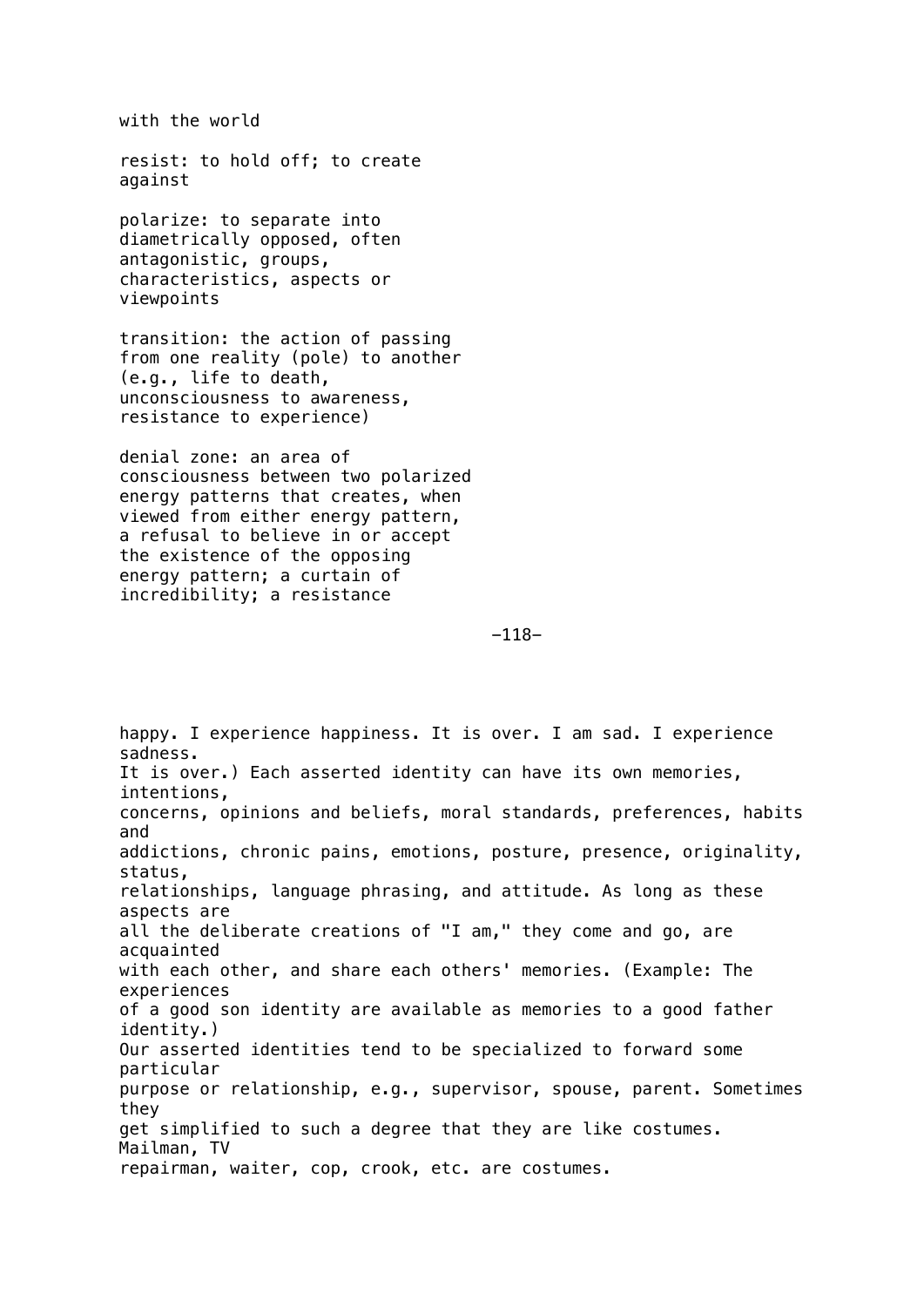with the world

resist: to hold off; to create against

polarize: to separate into diametrically opposed, often antagonistic, groups, characteristics, aspects or viewpoints

transition: the action of passing from one reality (pole) to another (e.g., life to death, unconsciousness to awareness, resistance to experience)

denial zone: an area of consciousness between two polarized energy patterns that creates, when viewed from either energy pattern, a refusal to believe in or accept the existence of the opposing energy pattern; a curtain of incredibility; a resistance

happy. I experience happiness. It is over. I am sad. I experience sadness. It is over.) Each asserted identity can have its own memories, intentions, concerns, opinions and beliefs, moral standards, preferences, habits and addictions, chronic pains, emotions, posture, presence, originality, status, relationships, language phrasing, and attitude. As long as these aspects are all the deliberate creations of "I am," they come and go, are acquainted with each other, and share each others' memories. (Example: The experiences of a good son identity are available as memories to a good father identity.) Our asserted identities tend to be specialized to forward some particular purpose or relationship, e.g., supervisor, spouse, parent. Sometimes they get simplified to such a degree that they are like costumes. Mailman, TV repairman, waiter, cop, crook, etc. are costumes.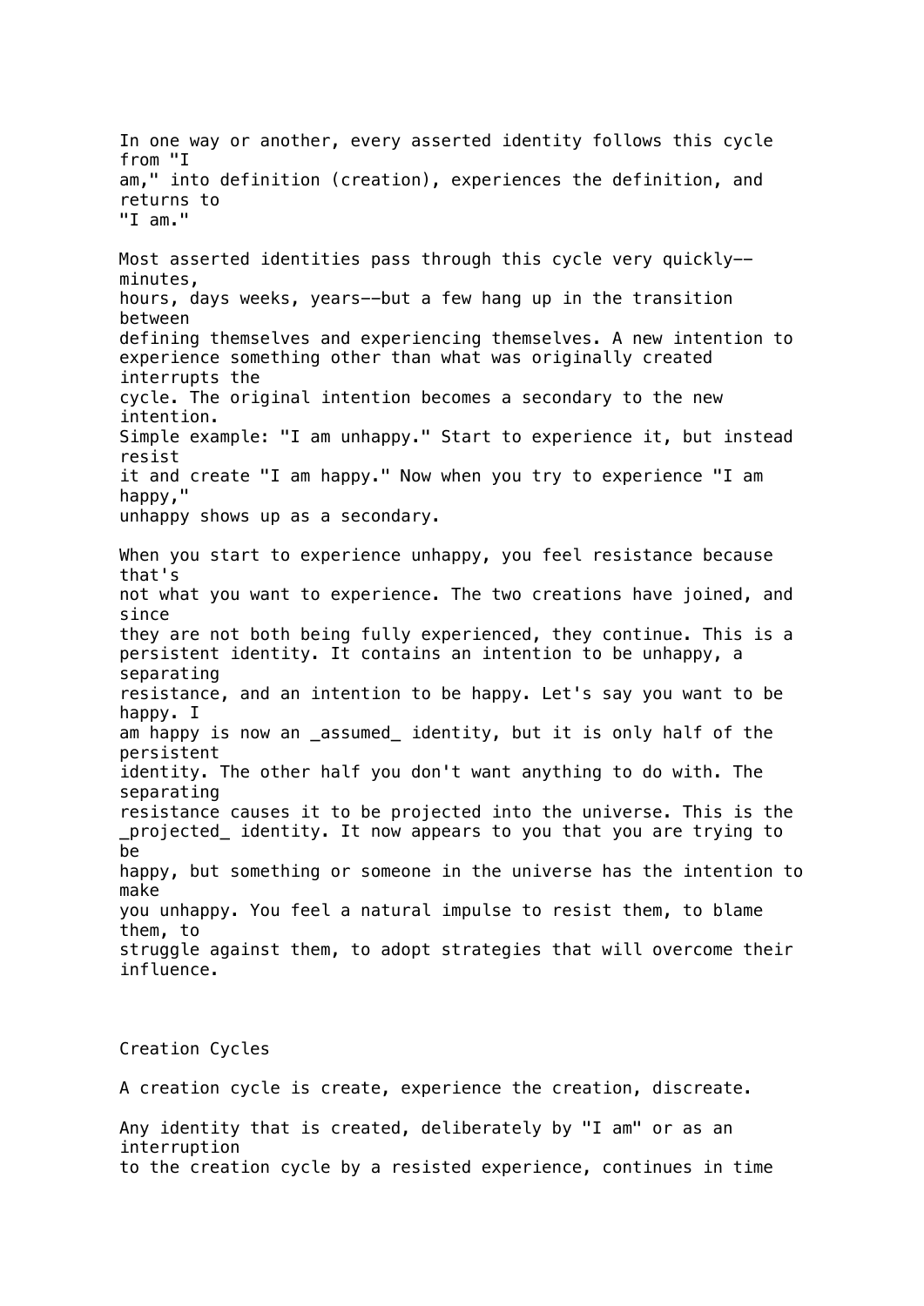In one way or another, every asserted identity follows this cycle from "I am," into definition (creation), experiences the definition, and returns to "I am."

Most asserted identities pass through this cycle very quickly--minutes, hours, days weeks, years--but a few hang up in the transition between defining themselves and experiencing themselves. A new intention to experience something other than what was originally created interrupts the cycle. The original intention becomes a secondary to the new intention. Simple example: "I am unhappy." Start to experience it, but instead resist it and create "I am happy." Now when you try to experience "I am happy," unhappy shows up as a secondary.

When you start to experience unhappy, you feel resistance because that's not what you want to experience. The two creations have joined, and since they are not both being fully experienced, they continue. This is a persistent identity. It contains an intention to be unhappy, a separating resistance, and an intention to be happy. Let's say you want to be happy. I am happy is now an _assumed_ identity, but it is only half of the persistent identity. The other half you don't want anything to do with. The separating resistance causes it to be projected into the universe. This is the _projected_ identity. It now appears to you that you are trying to be happy, but something or someone in the universe has the intention to make you unhappy. You feel a natural impulse to resist them, to blame them, to struggle against them, to adopt strategies that will overcome their influence.

## Creation Cycles

A creation cycle is create, experience the creation, discreate.

Any identity that is created, deliberately by "I am" or as an interruption to the creation cycle by a resisted experience, continues in time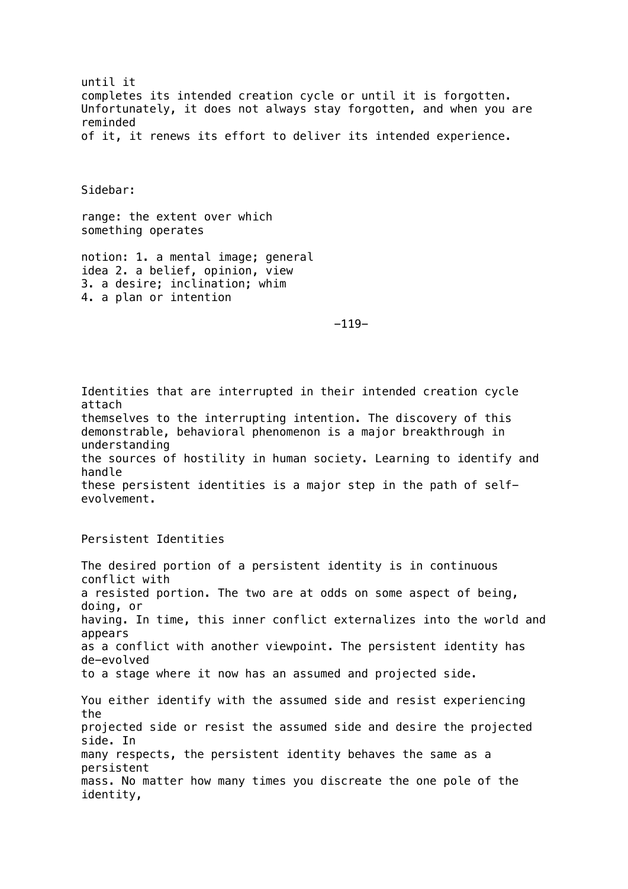until it completes its intended creation cycle or until it is forgotten. Unfortunately, it does not always stay forgotten, and when you are reminded of it, it renews its effort to deliver its intended experience.

Sidebar:

range: the extent over which something operates

notion: 1. a mental image; general idea 2. a belief, opinion, view 3. a desire; inclination; whim 4. a plan or intention

Identities that are interrupted in their intended creation cycle attach themselves to the interrupting intention. The discovery of this demonstrable, behavioral phenomenon is a major breakthrough in understanding the sources of hostility in human society. Learning to identify and handle these persistent identities is a major step in the path of self-evolvement.

## Persistent Identities

The desired portion of a persistent identity is in continuous conflict with a resisted portion. The two are at odds on some aspect of being, doing, or having. In time, this inner conflict externalizes into the world and appears as a conflict with another viewpoint. The persistent identity has de-evolved to a stage where it now has an assumed and projected side.

You either identify with the assumed side and resist experiencing the projected side or resist the assumed side and desire the projected side. In many respects, the persistent identity behaves the same as a persistent mass. No matter how many times you discreate the one pole of the identity,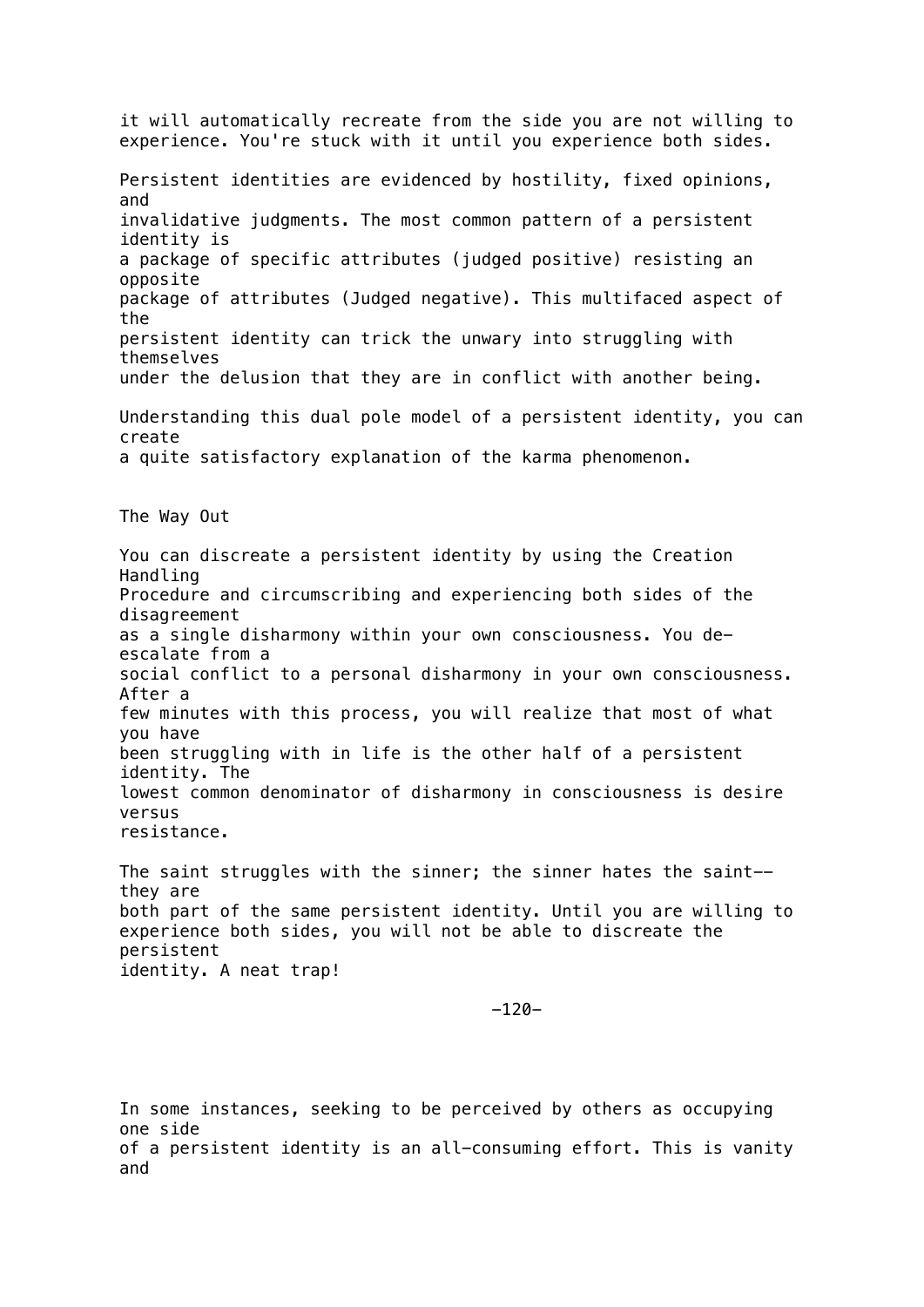it will automatically recreate from the side you are not willing to experience. You're stuck with it until you experience both sides.

Persistent identities are evidenced by hostility, fixed opinions, and invalidative judgments. The most common pattern of a persistent identity is a package of specific attributes (judged positive) resisting an opposite package of attributes (Judged negative). This multifaced aspect of the persistent identity can trick the unwary into struggling with themselves under the delusion that they are in conflict with another being.

Understanding this dual pole model of a persistent identity, you can create a quite satisfactory explanation of the karma phenomenon.

## The Way Out

You can discreate a persistent identity by using the Creation Handling Procedure and circumscribing and experiencing both sides of the disagreement as a single disharmony within your own consciousness. You de-escalate from a social conflict to a personal disharmony in your own consciousness. After a few minutes with this process, you will realize that most of what you have been struggling with in life is the other half of a persistent identity. The lowest common denominator of disharmony in consciousness is desire versus resistance.

The saint struggles with the sinner; the sinner hates the saint--they are both part of the same persistent identity. Until you are willing to experience both sides, you will not be able to discreate the persistent identity. A neat trap!

In some instances, seeking to be perceived by others as occupying one side of a persistent identity is an all-consuming effort. This is vanity and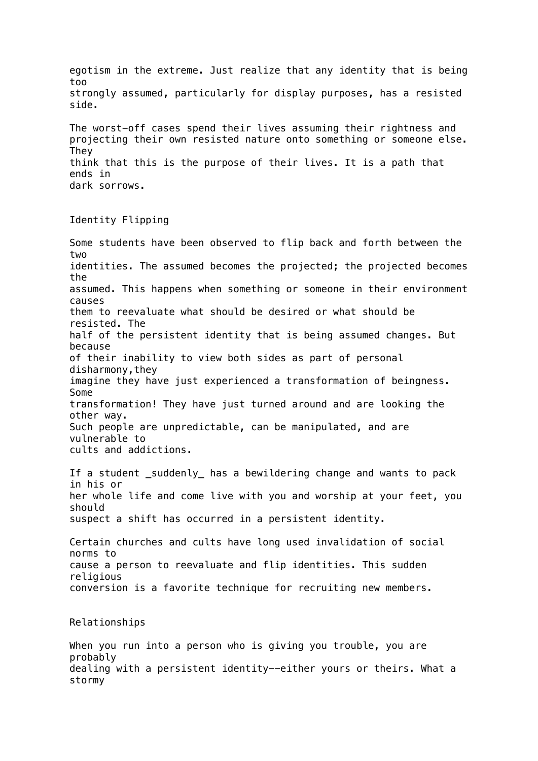egotism in the extreme. Just realize that any identity that is being too strongly assumed, particularly for display purposes, has a resisted side.

The worst-off cases spend their lives assuming their rightness and projecting their own resisted nature onto something or someone else. They think that this is the purpose of their lives. It is a path that ends in dark sorrows.

## Identity Flipping

Some students have been observed to flip back and forth between the two identities. The assumed becomes the projected; the projected becomes the assumed. This happens when something or someone in their environment causes them to reevaluate what should be desired or what should be resisted. The half of the persistent identity that is being assumed changes. But because of their inability to view both sides as part of personal disharmony,they imagine they have just experienced a transformation of beingness. Some transformation! They have just turned around and are looking the other way. Such people are unpredictable, can be manipulated, and are vulnerable to cults and addictions.

If a student _suddenly_ has a bewildering change and wants to pack in his or her whole life and come live with you and worship at your feet, you should suspect a shift has occurred in a persistent identity.

Certain churches and cults have long used invalidation of social norms to cause a person to reevaluate and flip identities. This sudden religious conversion is a favorite technique for recruiting new members.

## Relationships

When you run into a person who is giving you trouble, you are probably dealing with a persistent identity--either yours or theirs. What a stormy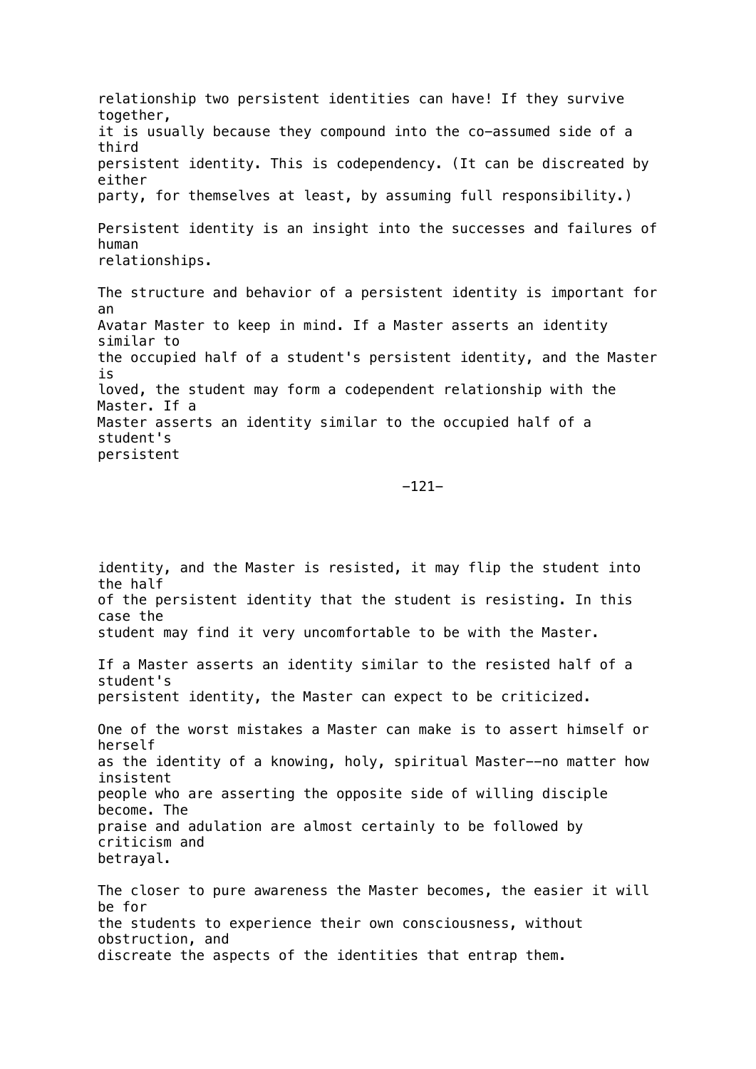relationship two persistent identities can have! If they survive together, it is usually because they compound into the co-assumed side of a third persistent identity. This is codependency. (It can be discreated by either party, for themselves at least, by assuming full responsibility.)

Persistent identity is an insight into the successes and failures of human relationships.

The structure and behavior of a persistent identity is important for an Avatar Master to keep in mind. If a Master asserts an identity similar to the occupied half of a student's persistent identity, and the Master is loved, the student may form a codependent relationship with the Master. If a Master asserts an identity similar to the occupied half of a student's persistent identity, and the Master is resisted, it may flip the student into the half of the persistent identity that the student is resisting. In this case the student may find it very uncomfortable to be with the Master.

If a Master asserts an identity similar to the resisted half of a student's persistent identity, the Master can expect to be criticized.

One of the worst mistakes a Master can make is to assert himself or herself as the identity of a knowing, holy, spiritual Master--no matter how insistent people who are asserting the opposite side of willing disciple become. The praise and adulation are almost certainly to be followed by criticism and betrayal.

The closer to pure awareness the Master becomes, the easier it will be for the students to experience their own consciousness, without obstruction, and discreate the aspects of the identities that entrap them.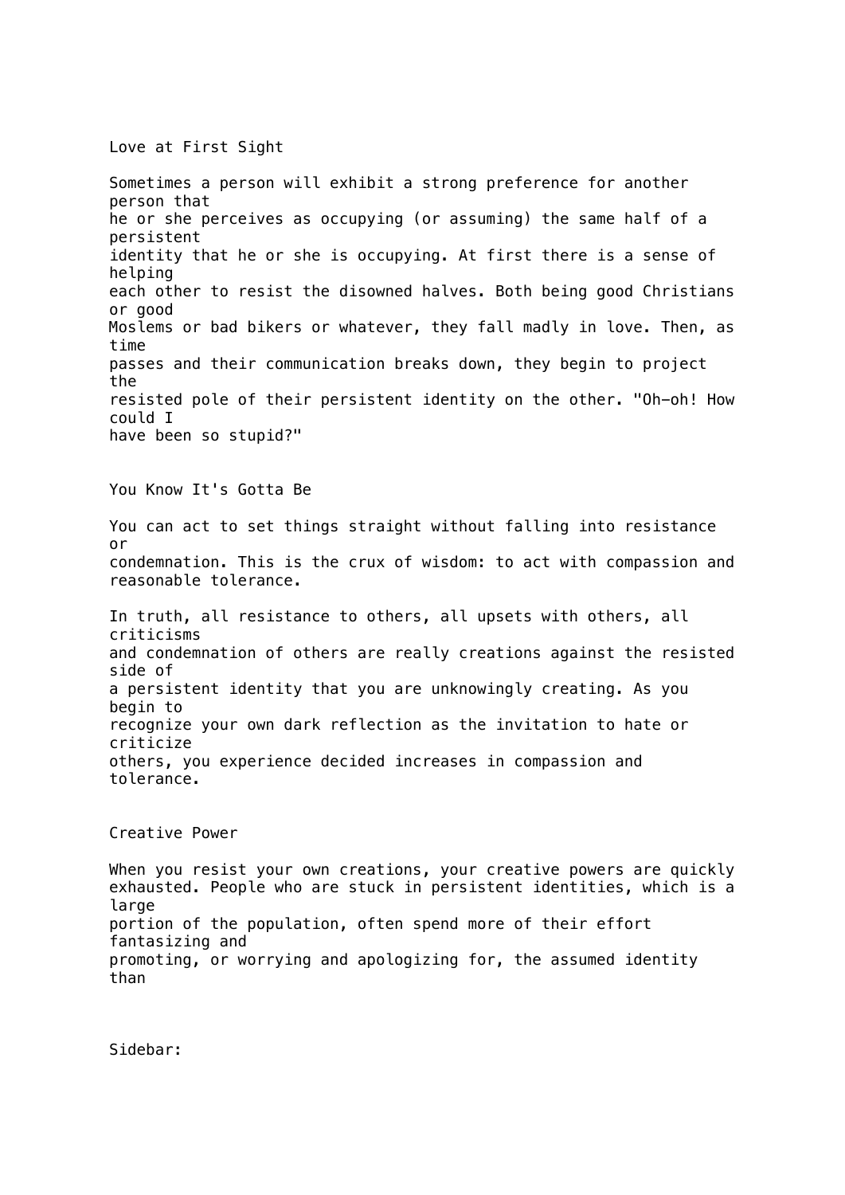## Love at First Sight

Sometimes a person will exhibit a strong preference for another person that he or she perceives as occupying (or assuming) the same half of a persistent identity that he or she is occupying. At first there is a sense of helping each other to resist the disowned halves. Both being good Christians or good Moslems or bad bikers or whatever, they fall madly in love. Then, as time passes and their communication breaks down, they begin to project the resisted pole of their persistent identity on the other. "Oh-oh! How could I have been so stupid?"

## You Know It's Gotta Be

You can act to set things straight without falling into resistance or condemnation. This is the crux of wisdom: to act with compassion and reasonable tolerance.

In truth, all resistance to others, all upsets with others, all criticisms and condemnation of others are really creations against the resisted side of a persistent identity that you are unknowingly creating. As you begin to recognize your own dark reflection as the invitation to hate or criticize others, you experience decided increases in compassion and tolerance.

## Creative Power

When you resist your own creations, your creative powers are quickly exhausted. People who are stuck in persistent identities, which is a large portion of the population, often spend more of their effort fantasizing and promoting, or worrying and apologizing for, the assumed identity than

Sidebar: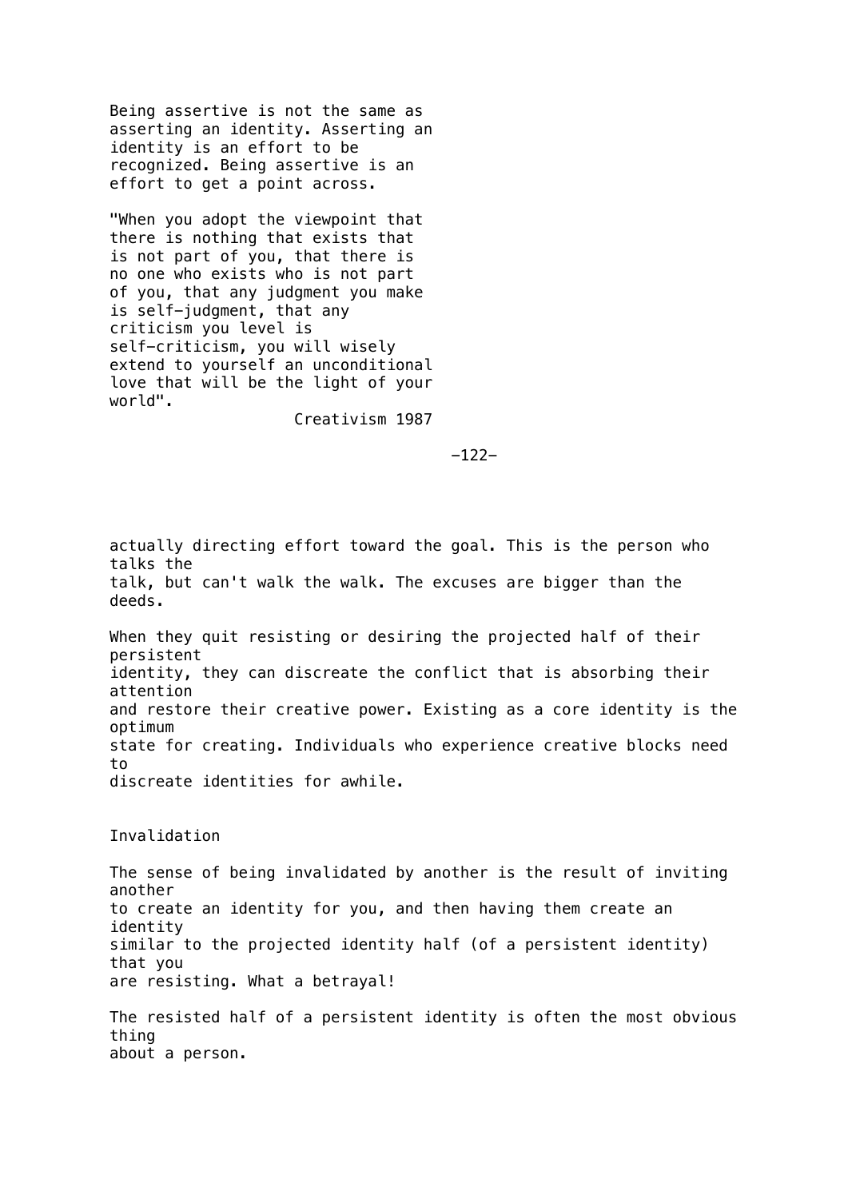Being assertive is not the same as asserting an identity. Asserting an identity is an effort to be recognized. Being assertive is an effort to get a point across.

"When you adopt the viewpoint that there is nothing that exists that is not part of you, that there is no one who exists who is not part of you, that any judgment you make is self-judgment, that any criticism you level is self-criticism, you will wisely extend to yourself an unconditional love that will be the light of your world".

Creativism 1987

actually directing effort toward the goal. This is the person who talks the talk, but can't walk the walk. The excuses are bigger than the deeds.

When they quit resisting or desiring the projected half of their persistent identity, they can discreate the conflict that is absorbing their attention and restore their creative power. Existing as a core identity is the optimum state for creating. Individuals who experience creative blocks need to discreate identities for awhile.

## Invalidation

The sense of being invalidated by another is the result of inviting another to create an identity for you, and then having them create an identity similar to the projected identity half (of a persistent identity) that you are resisting. What a betrayal!

The resisted half of a persistent identity is often the most obvious thing about a person.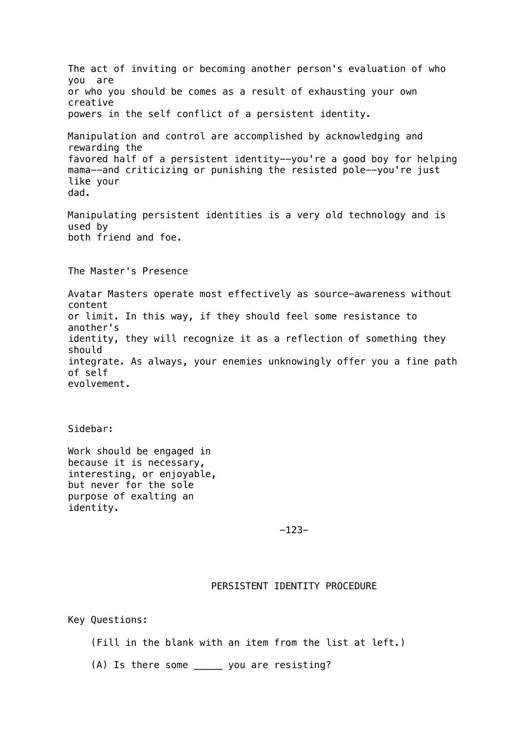The act of inviting or becoming another person's evaluation of who you are or who you should be comes as a result of exhausting your own creative powers in the self conflict of a persistent identity.

Manipulation and control are accomplished by acknowledging and rewarding the favored half of a persistent identity--you're a good boy for helping mama--and criticizing or punishing the resisted pole--you're just like your dad.

Manipulating persistent identities is a very old technology and is used by both friend and foe.

## The Master's Presence

Avatar Masters operate most effectively as source-awareness without content or limit. In this way, if they should feel some resistance to another's identity, they will recognize it as a reflection of something they should integrate. As always, your enemies unknowingly offer you a fine path of self evolvement.

Sidebar:

Work should be engaged in because it is necessary, interesting, or enjoyable, but never for the sole purpose of exalting an identity.

## PERSISTENT IDENTITY PROCEDURE

Key Questions:

(Fill in the blank with an item from the list at left.)

(A) Is there some _____ you are resisting?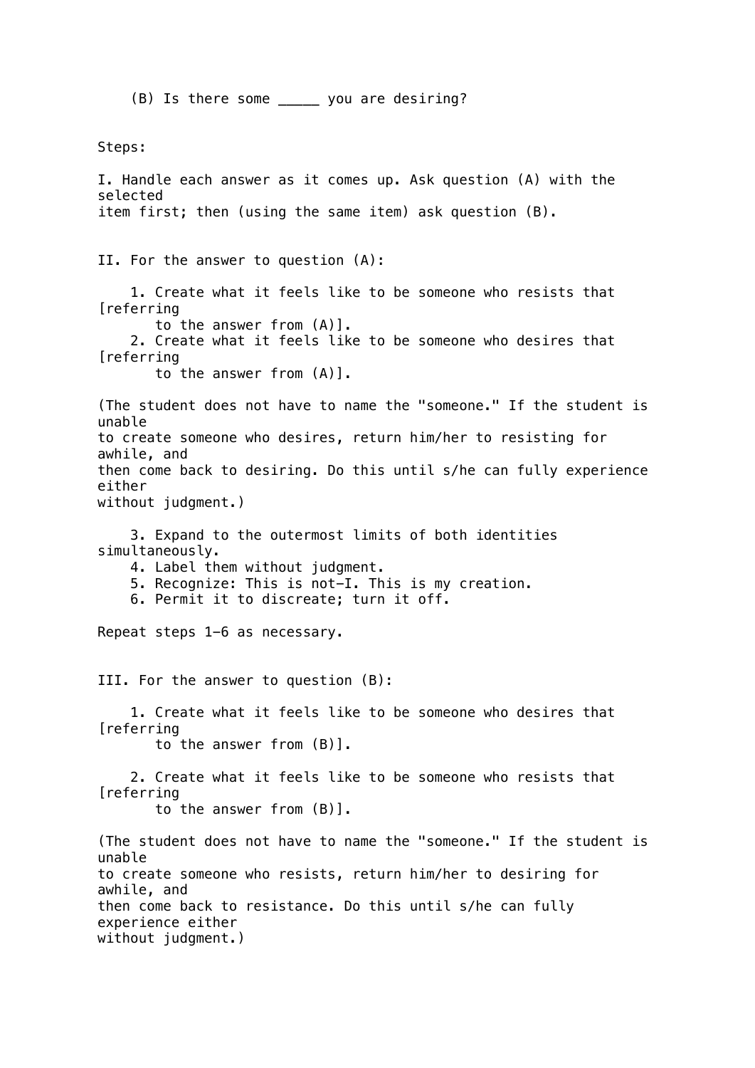(B) Is there some _____ you are desiring?

Steps:

I. Handle each answer as it comes up. Ask question (A) with the selected item first; then (using the same item) ask question (B).

II. For the answer to question (A):

1. Create what it feels like to be someone who resists that [referring to the answer from (A)].
2. Create what it feels like to be someone who desires that [referring to the answer from (A)].

(The student does not have to name the "someone." If the student is unable to create someone who desires, return him/her to resisting for awhile, and then come back to desiring. Do this until s/he can fully experience either without judgment.)

3. Expand to the outermost limits of both identities simultaneously.
4. Label them without judgment.
5. Recognize: This is not-I. This is my creation.
6. Permit it to discreate; turn it off.

Repeat steps 1–6 as necessary.

III. For the answer to question (B):

1. Create what it feels like to be someone who desires that [referring to the answer from (B)].

2. Create what it feels like to be someone who resists that [referring to the answer from (B)].

(The student does not have to name the "someone." If the student is unable to create someone who resists, return him/her to desiring for awhile, and then come back to resistance. Do this until s/he can fully experience either without judgment.)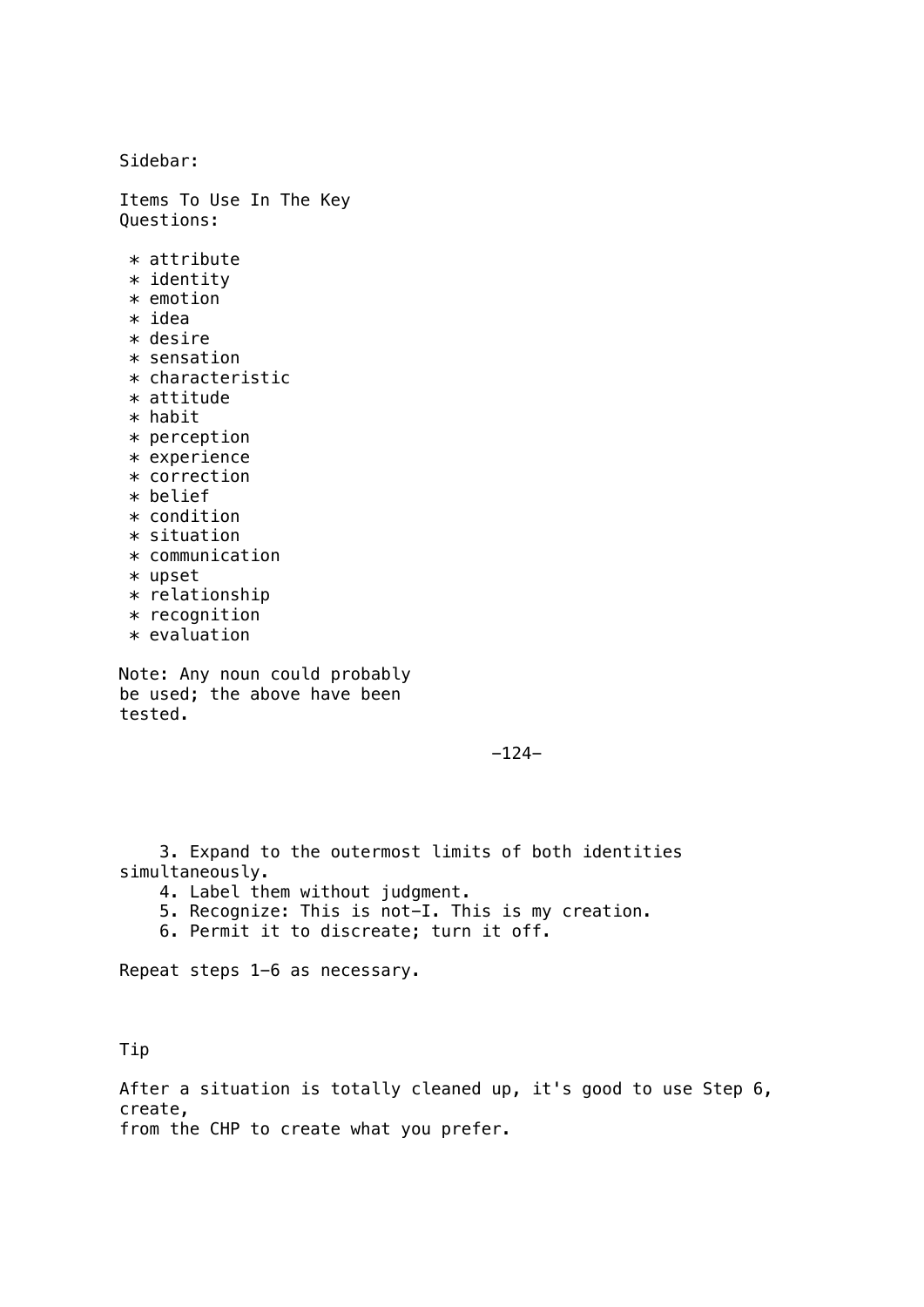Sidebar:

Items To Use In The Key Questions:

* attribute
* identity
* emotion
* idea
* desire
* sensation
* characteristic
* attitude
* habit
* perception
* experience
* correction
* belief
* condition
* situation
* communication
* upset
* relationship
* recognition
* evaluation

Note: Any noun could probably be used; the above have been tested.

3. Expand to the outermost limits of both identities simultaneously.
4. Label them without judgment.
5. Recognize: This is not-I. This is my creation.
6. Permit it to discreate; turn it off.

Repeat steps 1–6 as necessary.

Tip

After a situation is totally cleaned up, it's good to use Step 6, create, from the CHP to create what you prefer.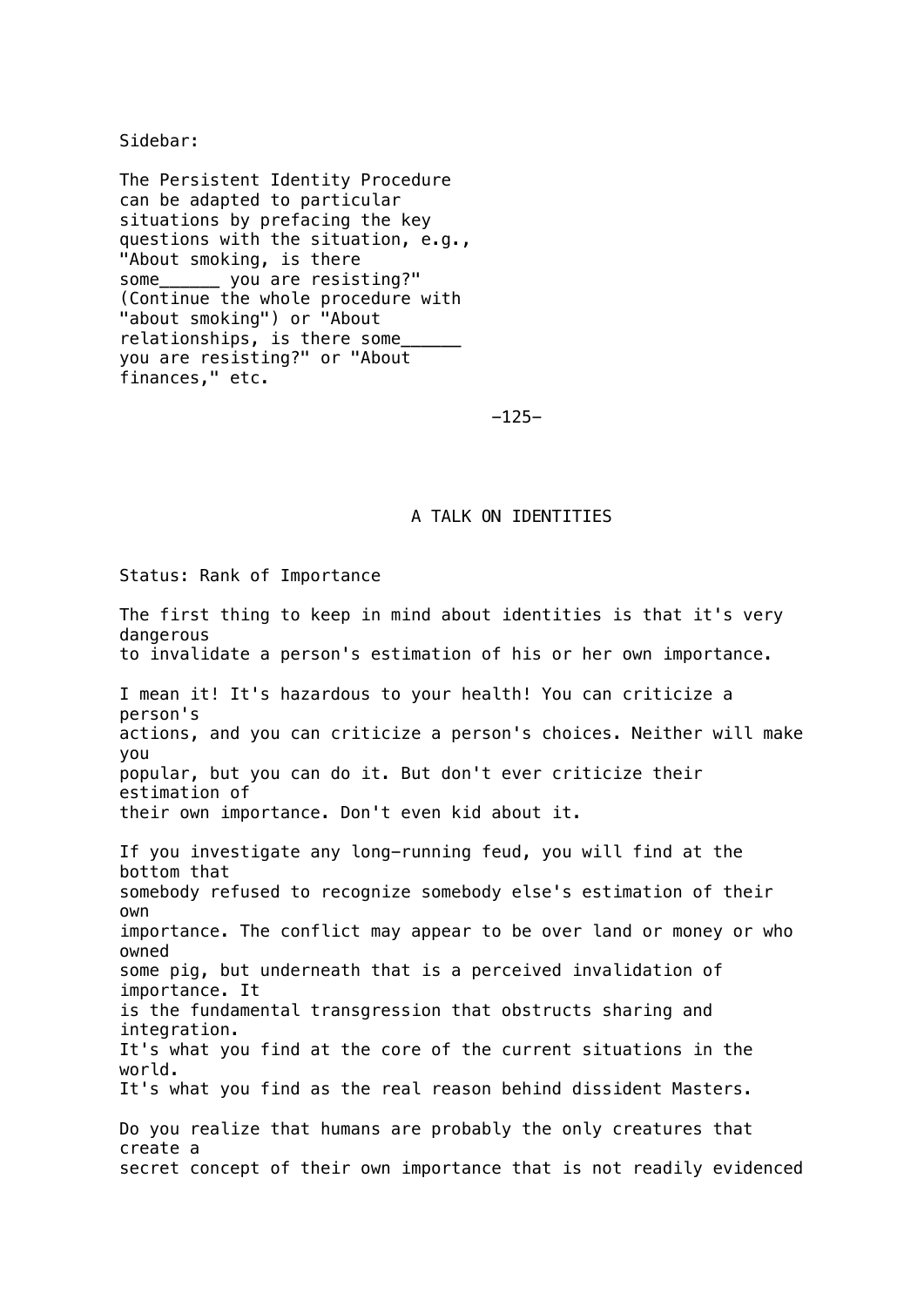Sidebar:

The Persistent Identity Procedure can be adapted to particular situations by prefacing the key questions with the situation, e.g., "About smoking, is there some______ you are resisting?" (Continue the whole procedure with "about smoking") or "About relationships, is there some______ you are resisting?" or "About finances," etc.

# A TALK ON IDENTITIES

Status: Rank of Importance

The first thing to keep in mind about identities is that it's very dangerous to invalidate a person's estimation of his or her own importance.

I mean it! It's hazardous to your health! You can criticize a person's actions, and you can criticize a person's choices. Neither will make you popular, but you can do it. But don't ever criticize their estimation of their own importance. Don't even kid about it.

If you investigate any long-running feud, you will find at the bottom that somebody refused to recognize somebody else's estimation of their own importance. The conflict may appear to be over land or money or who owned some pig, but underneath that is a perceived invalidation of importance. It is the fundamental transgression that obstructs sharing and integration. It's what you find at the core of the current situations in the world. It's what you find as the real reason behind dissident Masters.

Do you realize that humans are probably the only creatures that create a secret concept of their own importance that is not readily evidenced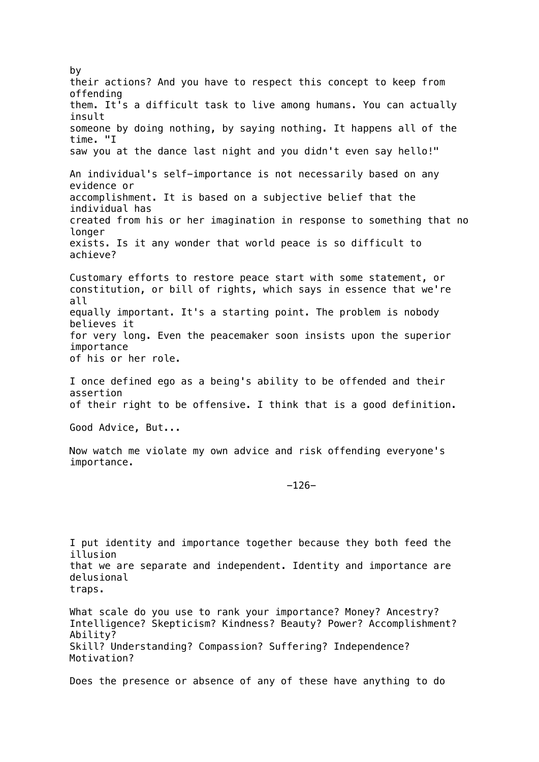by their actions? And you have to respect this concept to keep from offending them. It's a difficult task to live among humans. You can actually insult someone by doing nothing, by saying nothing. It happens all of the time. "I saw you at the dance last night and you didn't even say hello!"

An individual's self-importance is not necessarily based on any evidence or accomplishment. It is based on a subjective belief that the individual has created from his or her imagination in response to something that no longer exists. Is it any wonder that world peace is so difficult to achieve?

Customary efforts to restore peace start with some statement, or constitution, or bill of rights, which says in essence that we're all equally important. It's a starting point. The problem is nobody believes it for very long. Even the peacemaker soon insists upon the superior importance of his or her role.

I once defined ego as a being's ability to be offended and their assertion of their right to be offensive. I think that is a good definition.

Good Advice, But...

Now watch me violate my own advice and risk offending everyone's importance.

I put identity and importance together because they both feed the illusion that we are separate and independent. Identity and importance are delusional traps.

What scale do you use to rank your importance? Money? Ancestry? Intelligence? Skepticism? Kindness? Beauty? Power? Accomplishment? Ability? Skill? Understanding? Compassion? Suffering? Independence? Motivation?

Does the presence or absence of any of these have anything to do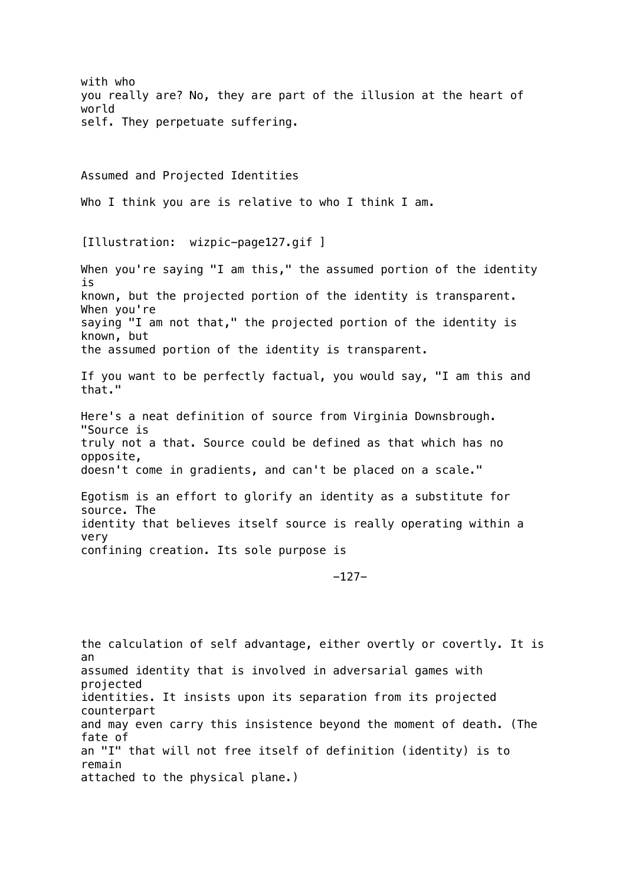with who you really are? No, they are part of the illusion at the heart of world self. They perpetuate suffering.

## Assumed and Projected Identities

Who I think you are is relative to who I think I am.

[Illustration: wizpic-page127.gif ]

When you're saying "I am this," the assumed portion of the identity is known, but the projected portion of the identity is transparent. When you're saying "I am not that," the projected portion of the identity is known, but the assumed portion of the identity is transparent.

If you want to be perfectly factual, you would say, "I am this and that."

Here's a neat definition of source from Virginia Downsbrough. "Source is truly not a that. Source could be defined as that which has no opposite, doesn't come in gradients, and can't be placed on a scale."

Egotism is an effort to glorify an identity as a substitute for source. The identity that believes itself source is really operating within a very confining creation. Its sole purpose is the calculation of self advantage, either overtly or covertly. It is an assumed identity that is involved in adversarial games with projected identities. It insists upon its separation from its projected counterpart and may even carry this insistence beyond the moment of death. (The fate of an "I" that will not free itself of definition (identity) is to remain attached to the physical plane.)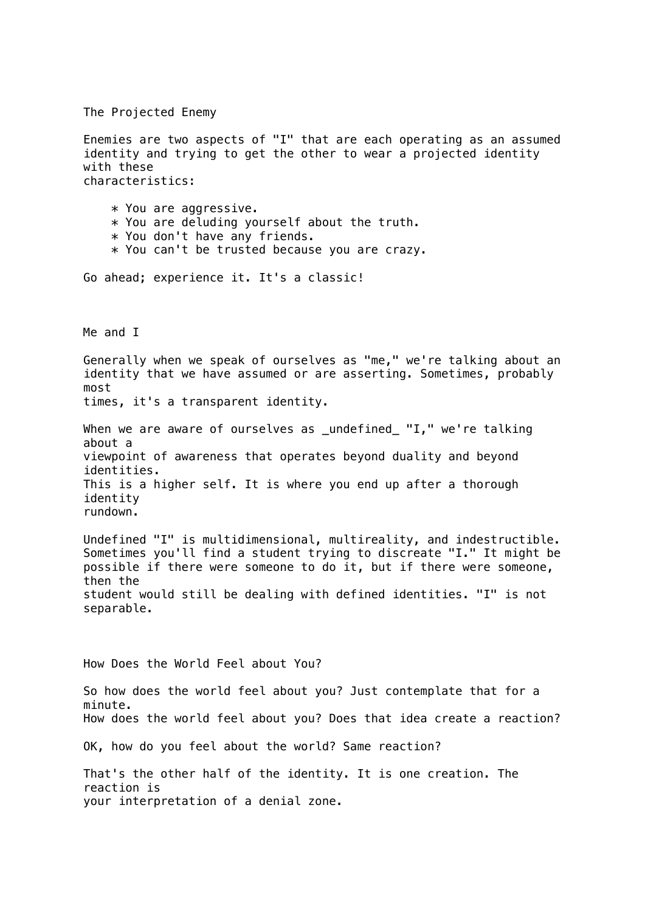## The Projected Enemy

Enemies are two aspects of "I" that are each operating as an assumed identity and trying to get the other to wear a projected identity with these characteristics:

* You are aggressive.
* You are deluding yourself about the truth.
* You don't have any friends.
* You can't be trusted because you are crazy.

Go ahead; experience it. It's a classic!

## Me and I

Generally when we speak of ourselves as "me," we're talking about an identity that we have assumed or are asserting. Sometimes, probably most times, it's a transparent identity.

When we are aware of ourselves as _undefined_ "I," we're talking about a viewpoint of awareness that operates beyond duality and beyond identities. This is a higher self. It is where you end up after a thorough identity rundown.

Undefined "I" is multidimensional, multireality, and indestructible. Sometimes you'll find a student trying to discreate "I." It might be possible if there were someone to do it, but if there were someone, then the student would still be dealing with defined identities. "I" is not separable.

## How Does the World Feel about You?

So how does the world feel about you? Just contemplate that for a minute. How does the world feel about you? Does that idea create a reaction?

OK, how do you feel about the world? Same reaction?

That's the other half of the identity. It is one creation. The reaction is your interpretation of a denial zone.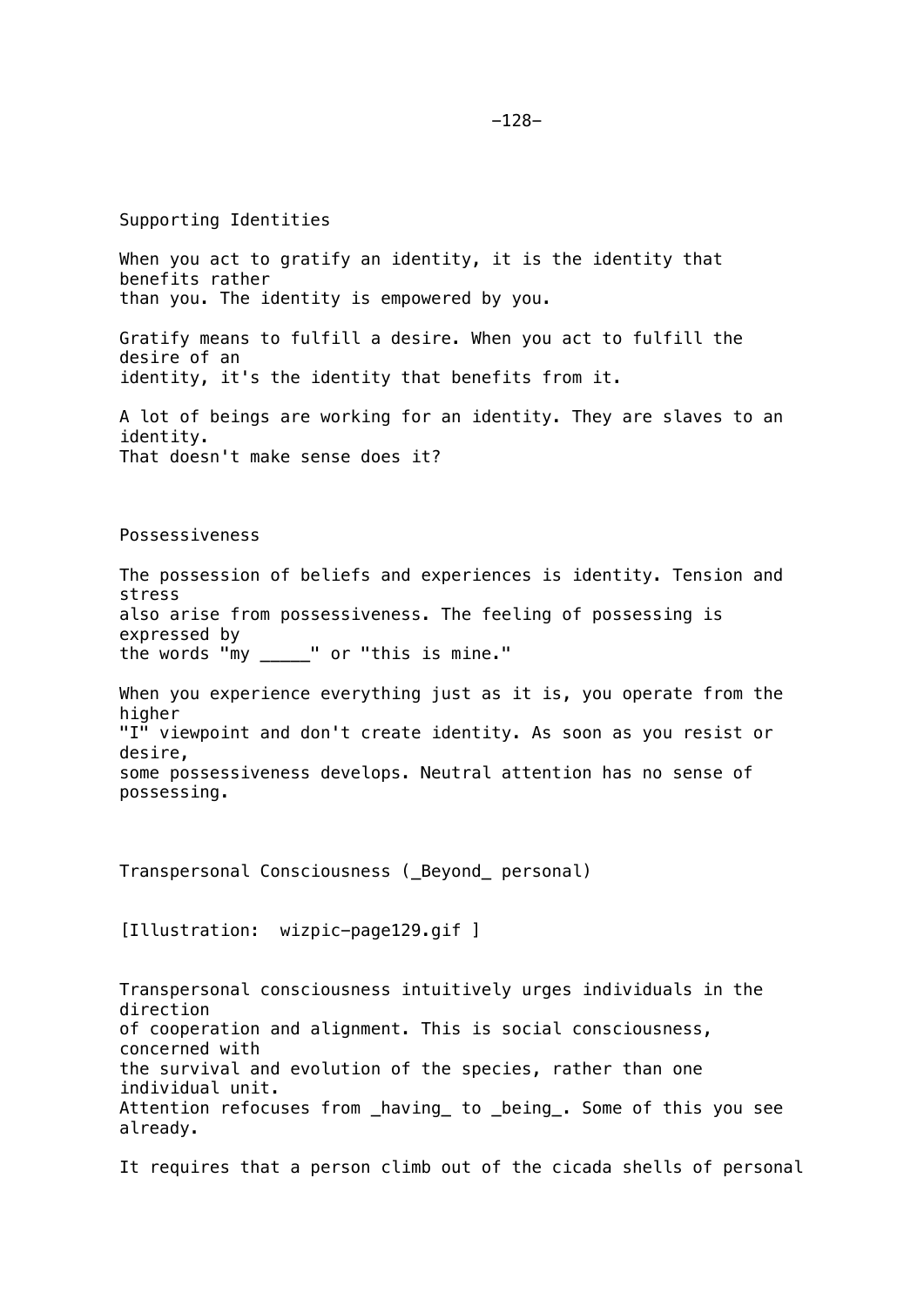## Supporting Identities

When you act to gratify an identity, it is the identity that benefits rather than you. The identity is empowered by you.

Gratify means to fulfill a desire. When you act to fulfill the desire of an identity, it's the identity that benefits from it.

A lot of beings are working for an identity. They are slaves to an identity. That doesn't make sense does it?

## Possessiveness

The possession of beliefs and experiences is identity. Tension and stress also arise from possessiveness. The feeling of possessing is expressed by the words "my _____" or "this is mine."

When you experience everything just as it is, you operate from the higher "I" viewpoint and don't create identity. As soon as you resist or desire, some possessiveness develops. Neutral attention has no sense of possessing.

## Transpersonal Consciousness (*Beyond* personal)

[Illustration: wizpic-page129.gif ]

Transpersonal consciousness intuitively urges individuals in the direction of cooperation and alignment. This is social consciousness, concerned with the survival and evolution of the species, rather than one individual unit. Attention refocuses from *having* to *being*. Some of this you see already.

It requires that a person climb out of the cicada shells of personal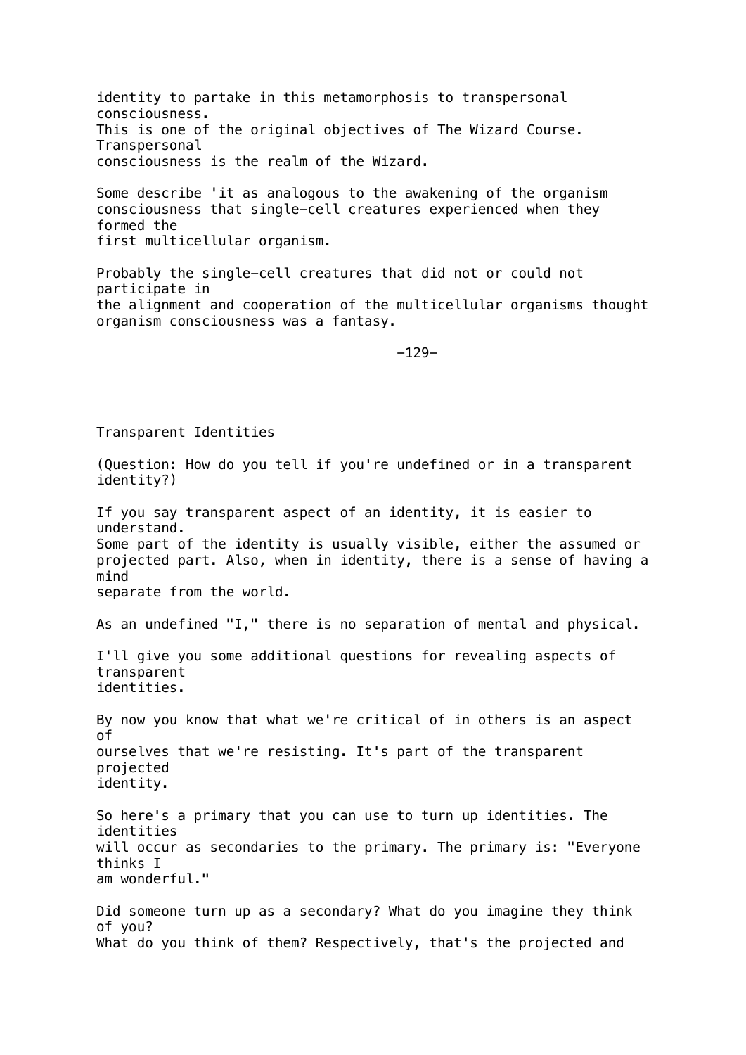identity to partake in this metamorphosis to transpersonal consciousness.
This is one of the original objectives of The Wizard Course. Transpersonal consciousness is the realm of the Wizard.

Some describe 'it as analogous to the awakening of the organism consciousness that single-cell creatures experienced when they formed the first multicellular organism.

Probably the single-cell creatures that did not or could not participate in the alignment and cooperation of the multicellular organisms thought organism consciousness was a fantasy.

## Transparent Identities

(Question: How do you tell if you're undefined or in a transparent identity?)

If you say transparent aspect of an identity, it is easier to understand.
Some part of the identity is usually visible, either the assumed or projected part. Also, when in identity, there is a sense of having a mind separate from the world.

As an undefined "I," there is no separation of mental and physical.

I'll give you some additional questions for revealing aspects of transparent identities.

By now you know that what we're critical of in others is an aspect of ourselves that we're resisting. It's part of the transparent projected identity.

So here's a primary that you can use to turn up identities. The identities will occur as secondaries to the primary. The primary is: "Everyone thinks I am wonderful."

Did someone turn up as a secondary? What do you imagine they think of you?
What do you think of them? Respectively, that's the projected and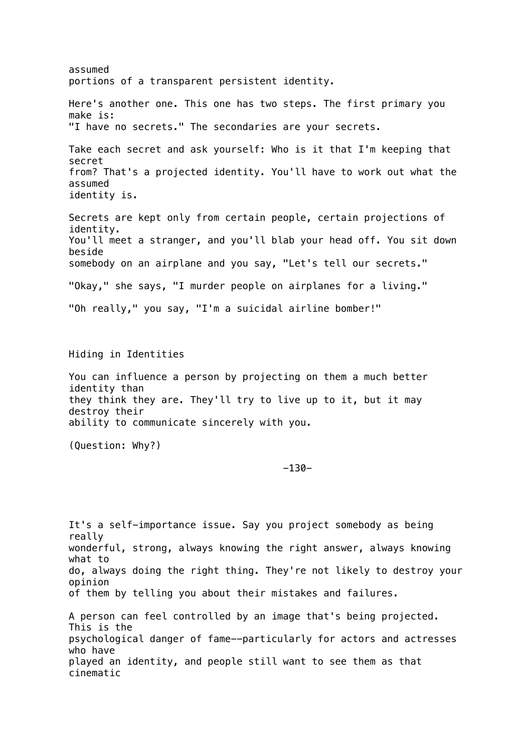assumed portions of a transparent persistent identity.

Here's another one. This one has two steps. The first primary you make is: "I have no secrets." The secondaries are your secrets.

Take each secret and ask yourself: Who is it that I'm keeping that secret from? That's a projected identity. You'll have to work out what the assumed identity is.

Secrets are kept only from certain people, certain projections of identity. You'll meet a stranger, and you'll blab your head off. You sit down beside somebody on an airplane and you say, "Let's tell our secrets."

"Okay," she says, "I murder people on airplanes for a living."

"Oh really," you say, "I'm a suicidal airline bomber!"

## Hiding in Identities

You can influence a person by projecting on them a much better identity than they think they are. They'll try to live up to it, but it may destroy their ability to communicate sincerely with you.

(Question: Why?)

It's a self-importance issue. Say you project somebody as being really wonderful, strong, always knowing the right answer, always knowing what to do, always doing the right thing. They're not likely to destroy your opinion of them by telling you about their mistakes and failures.

A person can feel controlled by an image that's being projected. This is the psychological danger of fame--particularly for actors and actresses who have played an identity, and people still want to see them as that cinematic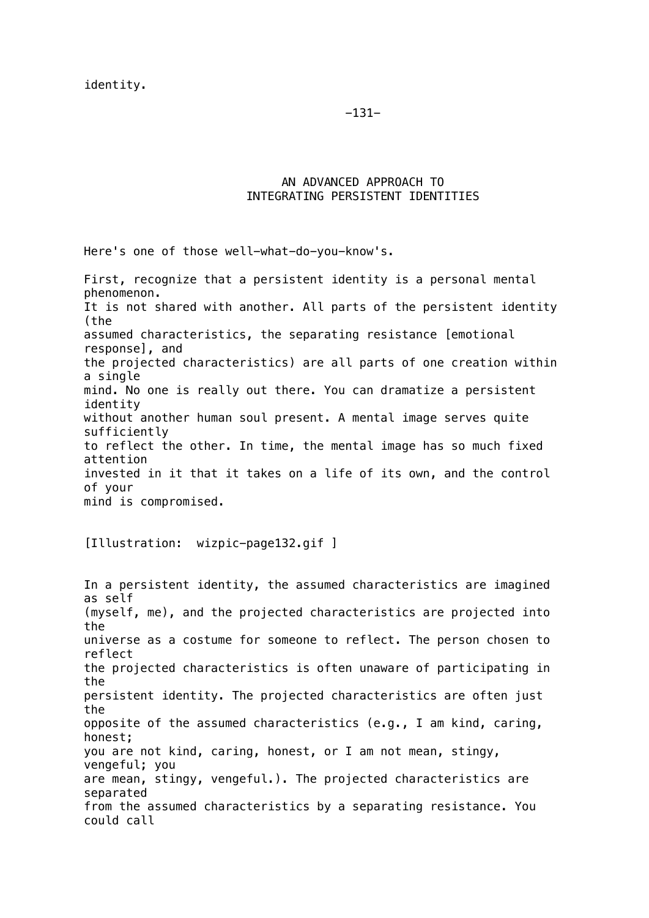identity.

## AN ADVANCED APPROACH TO INTEGRATING PERSISTENT IDENTITIES

Here's one of those well-what-do-you-know's.

First, recognize that a persistent identity is a personal mental phenomenon. It is not shared with another. All parts of the persistent identity (the assumed characteristics, the separating resistance [emotional response], and the projected characteristics) are all parts of one creation within a single mind. No one is really out there. You can dramatize a persistent identity without another human soul present. A mental image serves quite sufficiently to reflect the other. In time, the mental image has so much fixed attention invested in it that it takes on a life of its own, and the control of your mind is compromised.

[Illustration: wizpic-page132.gif ]

In a persistent identity, the assumed characteristics are imagined as self (myself, me), and the projected characteristics are projected into the universe as a costume for someone to reflect. The person chosen to reflect the projected characteristics is often unaware of participating in the persistent identity. The projected characteristics are often just the opposite of the assumed characteristics (e.g., I am kind, caring, honest; you are not kind, caring, honest, or I am not mean, stingy, vengeful; you are mean, stingy, vengeful.). The projected characteristics are separated from the assumed characteristics by a separating resistance. You could call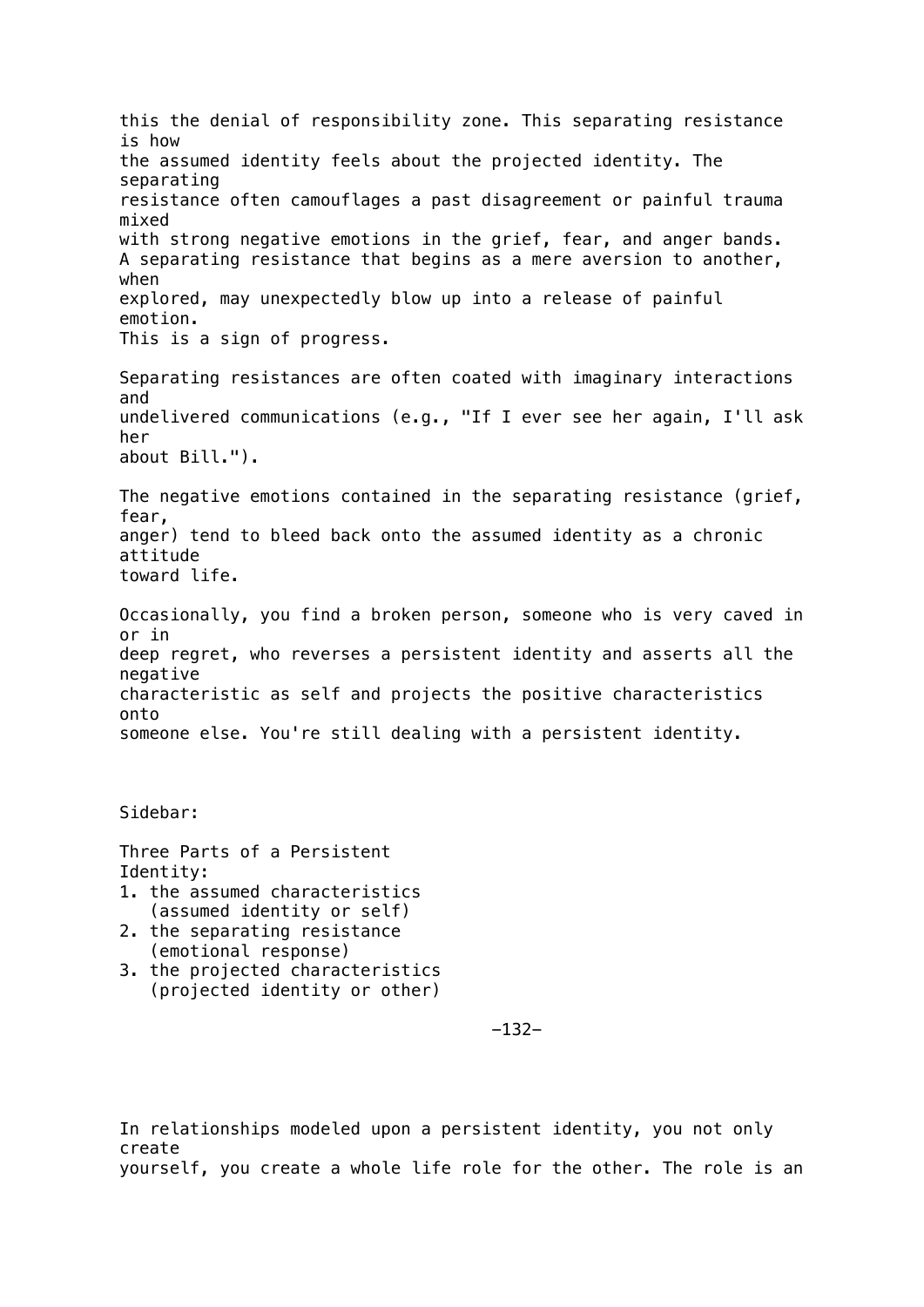this the denial of responsibility zone. This separating resistance is how the assumed identity feels about the projected identity. The separating resistance often camouflages a past disagreement or painful trauma mixed with strong negative emotions in the grief, fear, and anger bands. A separating resistance that begins as a mere aversion to another, when explored, may unexpectedly blow up into a release of painful emotion. This is a sign of progress.

Separating resistances are often coated with imaginary interactions and undelivered communications (e.g., "If I ever see her again, I'll ask her about Bill.").

The negative emotions contained in the separating resistance (grief, fear, anger) tend to bleed back onto the assumed identity as a chronic attitude toward life.

Occasionally, you find a broken person, someone who is very caved in or in deep regret, who reverses a persistent identity and asserts all the negative characteristic as self and projects the positive characteristics onto someone else. You're still dealing with a persistent identity.

Sidebar:

Three Parts of a Persistent Identity:

1. the assumed characteristics
   (assumed identity or self)
2. the separating resistance
   (emotional response)
3. the projected characteristics
   (projected identity or other)

In relationships modeled upon a persistent identity, you not only create yourself, you create a whole life role for the other. The role is an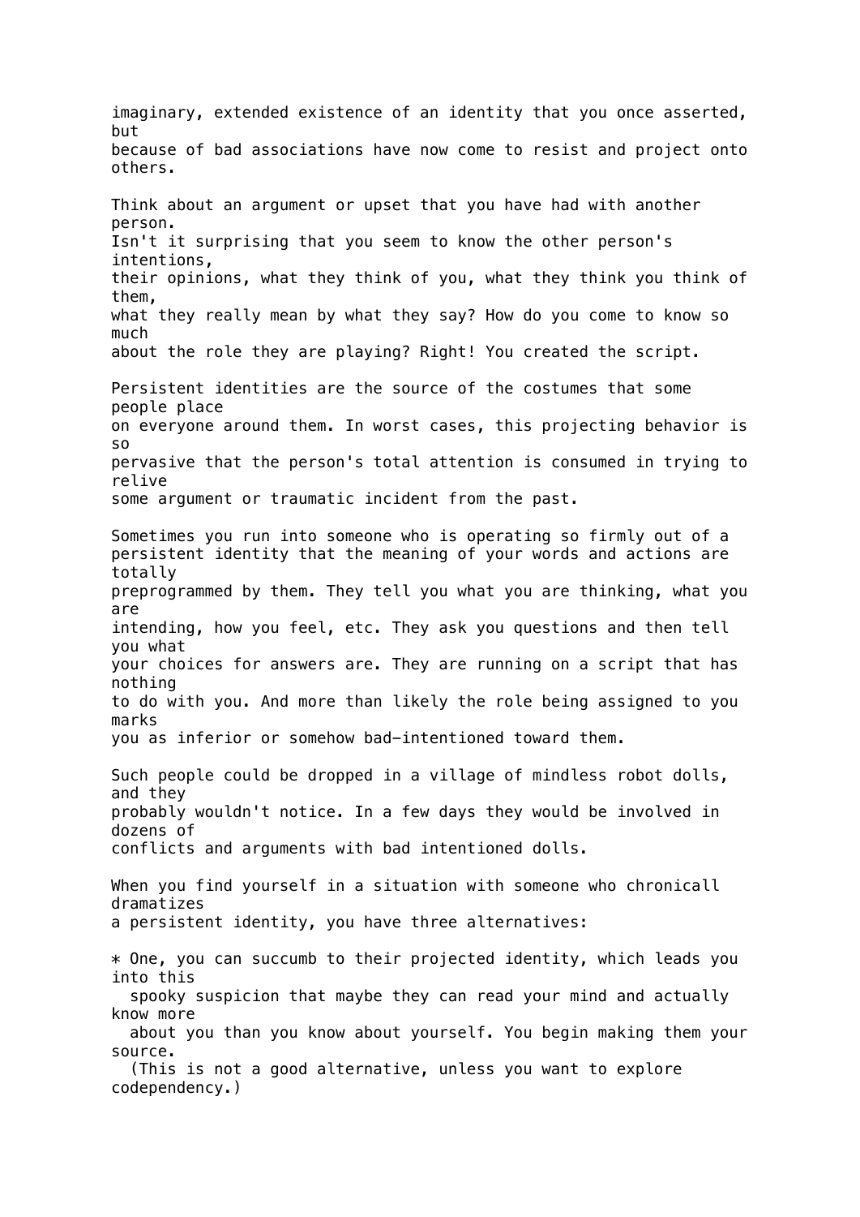imaginary, extended existence of an identity that you once asserted, but because of bad associations have now come to resist and project onto others.

Think about an argument or upset that you have had with another person. Isn't it surprising that you seem to know the other person's intentions, their opinions, what they think of you, what they think you think of them, what they really mean by what they say? How do you come to know so much about the role they are playing? Right! You created the script.

Persistent identities are the source of the costumes that some people place on everyone around them. In worst cases, this projecting behavior is so pervasive that the person's total attention is consumed in trying to relive some argument or traumatic incident from the past.

Sometimes you run into someone who is operating so firmly out of a persistent identity that the meaning of your words and actions are totally preprogrammed by them. They tell you what you are thinking, what you are intending, how you feel, etc. They ask you questions and then tell you what your choices for answers are. They are running on a script that has nothing to do with you. And more than likely the role being assigned to you marks you as inferior or somehow bad-intentioned toward them.

Such people could be dropped in a village of mindless robot dolls, and they probably wouldn't notice. In a few days they would be involved in dozens of conflicts and arguments with bad intentioned dolls.

When you find yourself in a situation with someone who chronicall dramatizes a persistent identity, you have three alternatives:

* One, you can succumb to their projected identity, which leads you into this spooky suspicion that maybe they can read your mind and actually know more about you than you know about yourself. You begin making them your source. (This is not a good alternative, unless you want to explore codependency.)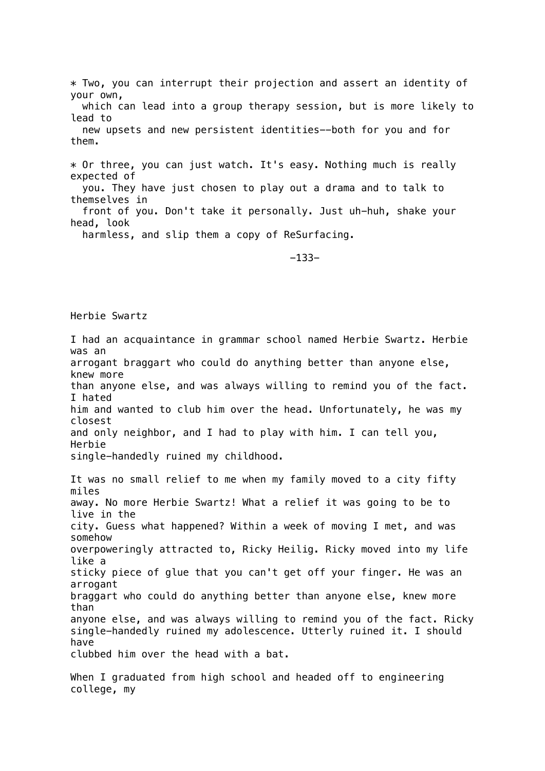* Two, you can interrupt their projection and assert an identity of your own, which can lead into a group therapy session, but is more likely to lead to new upsets and new persistent identities--both for you and for them.

* Or three, you can just watch. It's easy. Nothing much is really expected of you. They have just chosen to play out a drama and to talk to themselves in front of you. Don't take it personally. Just uh-huh, shake your head, look harmless, and slip them a copy of ReSurfacing.

## Herbie Swartz

I had an acquaintance in grammar school named Herbie Swartz. Herbie was an arrogant braggart who could do anything better than anyone else, knew more than anyone else, and was always willing to remind you of the fact. I hated him and wanted to club him over the head. Unfortunately, he was my closest and only neighbor, and I had to play with him. I can tell you, Herbie single-handedly ruined my childhood.

It was no small relief to me when my family moved to a city fifty miles away. No more Herbie Swartz! What a relief it was going to be to live in the city. Guess what happened? Within a week of moving I met, and was somehow overpoweringly attracted to, Ricky Heilig. Ricky moved into my life like a sticky piece of glue that you can't get off your finger. He was an arrogant braggart who could do anything better than anyone else, knew more than anyone else, and was always willing to remind you of the fact. Ricky single-handedly ruined my adolescence. Utterly ruined it. I should have clubbed him over the head with a bat.

When I graduated from high school and headed off to engineering college, my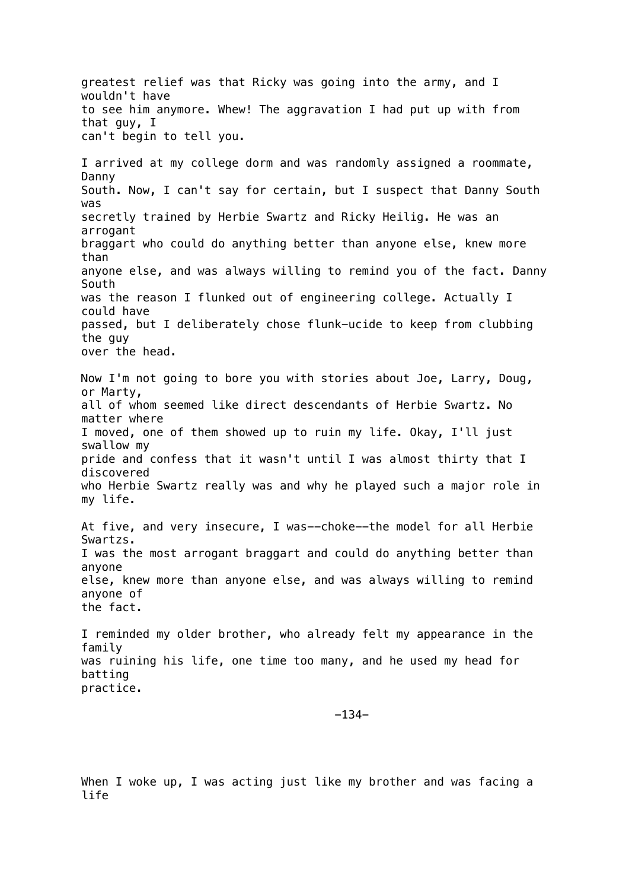greatest relief was that Ricky was going into the army, and I wouldn't have to see him anymore. Whew! The aggravation I had put up with from that guy, I can't begin to tell you.

I arrived at my college dorm and was randomly assigned a roommate, Danny South. Now, I can't say for certain, but I suspect that Danny South was secretly trained by Herbie Swartz and Ricky Heilig. He was an arrogant braggart who could do anything better than anyone else, knew more than anyone else, and was always willing to remind you of the fact. Danny South was the reason I flunked out of engineering college. Actually I could have passed, but I deliberately chose flunk-ucide to keep from clubbing the guy over the head.

Now I'm not going to bore you with stories about Joe, Larry, Doug, or Marty, all of whom seemed like direct descendants of Herbie Swartz. No matter where I moved, one of them showed up to ruin my life. Okay, I'll just swallow my pride and confess that it wasn't until I was almost thirty that I discovered who Herbie Swartz really was and why he played such a major role in my life.

At five, and very insecure, I was--choke--the model for all Herbie Swartzs. I was the most arrogant braggart and could do anything better than anyone else, knew more than anyone else, and was always willing to remind anyone of the fact.

I reminded my older brother, who already felt my appearance in the family was ruining his life, one time too many, and he used my head for batting practice.

When I woke up, I was acting just like my brother and was facing a life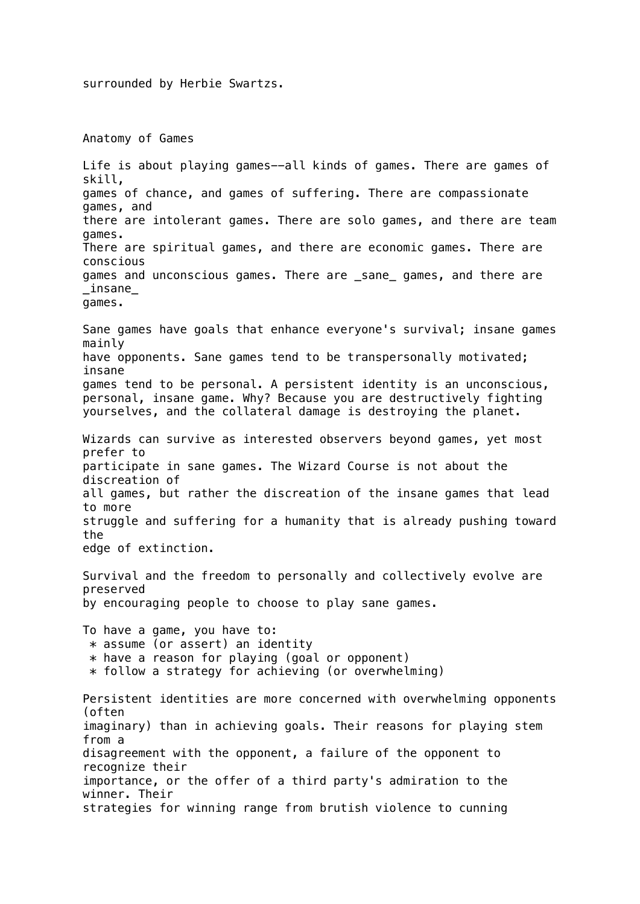surrounded by Herbie Swartzs.

## Anatomy of Games

Life is about playing games--all kinds of games. There are games of skill, games of chance, and games of suffering. There are compassionate games, and there are intolerant games. There are solo games, and there are team games. There are spiritual games, and there are economic games. There are conscious games and unconscious games. There are _sane_ games, and there are _insane_ games.

Sane games have goals that enhance everyone's survival; insane games mainly have opponents. Sane games tend to be transpersonally motivated; insane games tend to be personal. A persistent identity is an unconscious, personal, insane game. Why? Because you are destructively fighting yourselves, and the collateral damage is destroying the planet.

Wizards can survive as interested observers beyond games, yet most prefer to participate in sane games. The Wizard Course is not about the discreation of all games, but rather the discreation of the insane games that lead to more struggle and suffering for a humanity that is already pushing toward the edge of extinction.

Survival and the freedom to personally and collectively evolve are preserved by encouraging people to choose to play sane games.

To have a game, you have to:

* assume (or assert) an identity
* have a reason for playing (goal or opponent)
* follow a strategy for achieving (or overwhelming)

Persistent identities are more concerned with overwhelming opponents (often imaginary) than in achieving goals. Their reasons for playing stem from a disagreement with the opponent, a failure of the opponent to recognize their importance, or the offer of a third party's admiration to the winner. Their strategies for winning range from brutish violence to cunning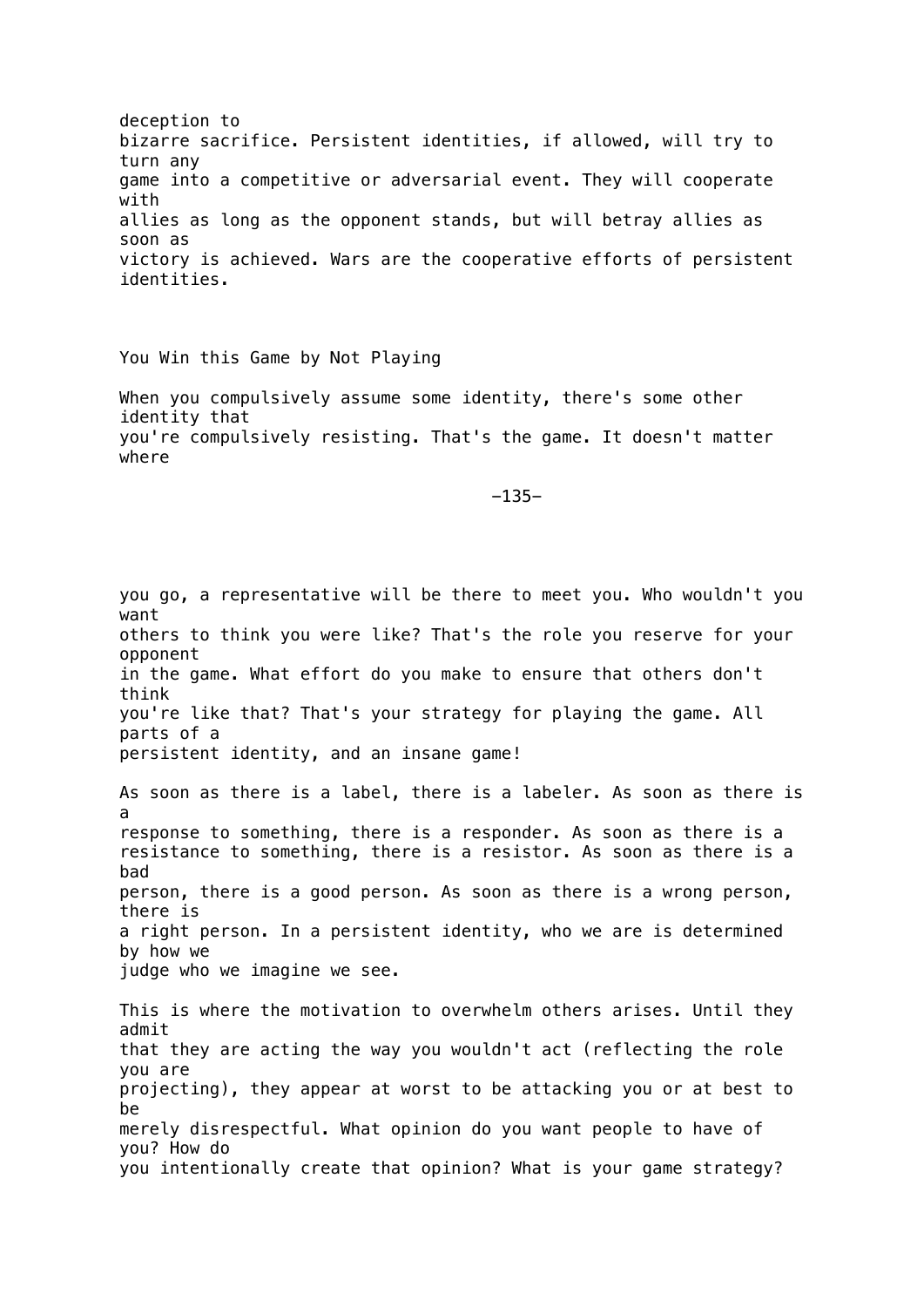deception to bizarre sacrifice. Persistent identities, if allowed, will try to turn any game into a competitive or adversarial event. They will cooperate with allies as long as the opponent stands, but will betray allies as soon as victory is achieved. Wars are the cooperative efforts of persistent identities.

## You Win this Game by Not Playing

When you compulsively assume some identity, there's some other identity that you're compulsively resisting. That's the game. It doesn't matter where you go, a representative will be there to meet you. Who wouldn't you want others to think you were like? That's the role you reserve for your opponent in the game. What effort do you make to ensure that others don't think you're like that? That's your strategy for playing the game. All parts of a persistent identity, and an insane game!

As soon as there is a label, there is a labeler. As soon as there is a response to something, there is a responder. As soon as there is a resistance to something, there is a resistor. As soon as there is a bad person, there is a good person. As soon as there is a wrong person, there is a right person. In a persistent identity, who we are is determined by how we judge who we imagine we see.

This is where the motivation to overwhelm others arises. Until they admit that they are acting the way you wouldn't act (reflecting the role you are projecting), they appear at worst to be attacking you or at best to be merely disrespectful. What opinion do you want people to have of you? How do you intentionally create that opinion? What is your game strategy?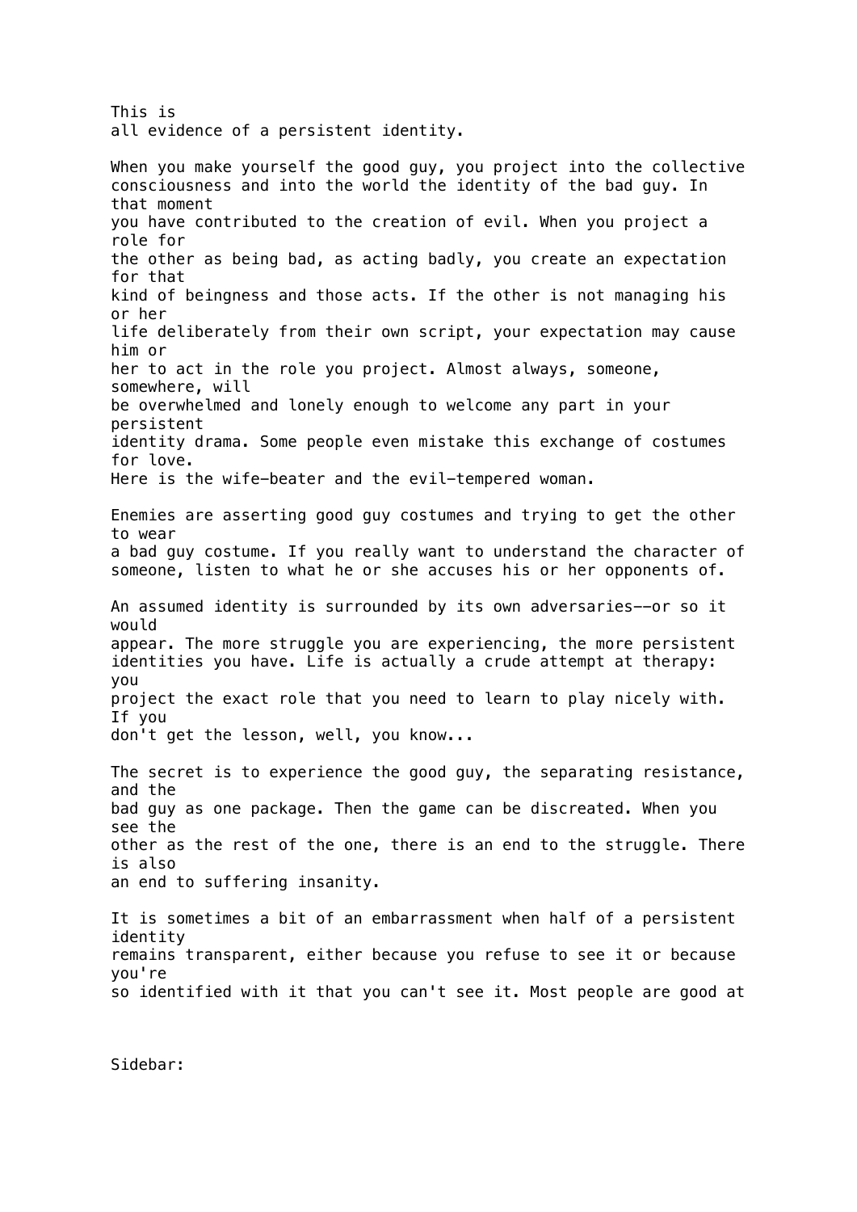This is all evidence of a persistent identity.

When you make yourself the good guy, you project into the collective consciousness and into the world the identity of the bad guy. In that moment you have contributed to the creation of evil. When you project a role for the other as being bad, as acting badly, you create an expectation for that kind of beingness and those acts. If the other is not managing his or her life deliberately from their own script, your expectation may cause him or her to act in the role you project. Almost always, someone, somewhere, will be overwhelmed and lonely enough to welcome any part in your persistent identity drama. Some people even mistake this exchange of costumes for love. Here is the wife-beater and the evil-tempered woman.

Enemies are asserting good guy costumes and trying to get the other to wear a bad guy costume. If you really want to understand the character of someone, listen to what he or she accuses his or her opponents of.

An assumed identity is surrounded by its own adversaries--or so it would appear. The more struggle you are experiencing, the more persistent identities you have. Life is actually a crude attempt at therapy: you project the exact role that you need to learn to play nicely with. If you don't get the lesson, well, you know...

The secret is to experience the good guy, the separating resistance, and the bad guy as one package. Then the game can be discreated. When you see the other as the rest of the one, there is an end to the struggle. There is also an end to suffering insanity.

It is sometimes a bit of an embarrassment when half of a persistent identity remains transparent, either because you refuse to see it or because you're so identified with it that you can't see it. Most people are good at

Sidebar: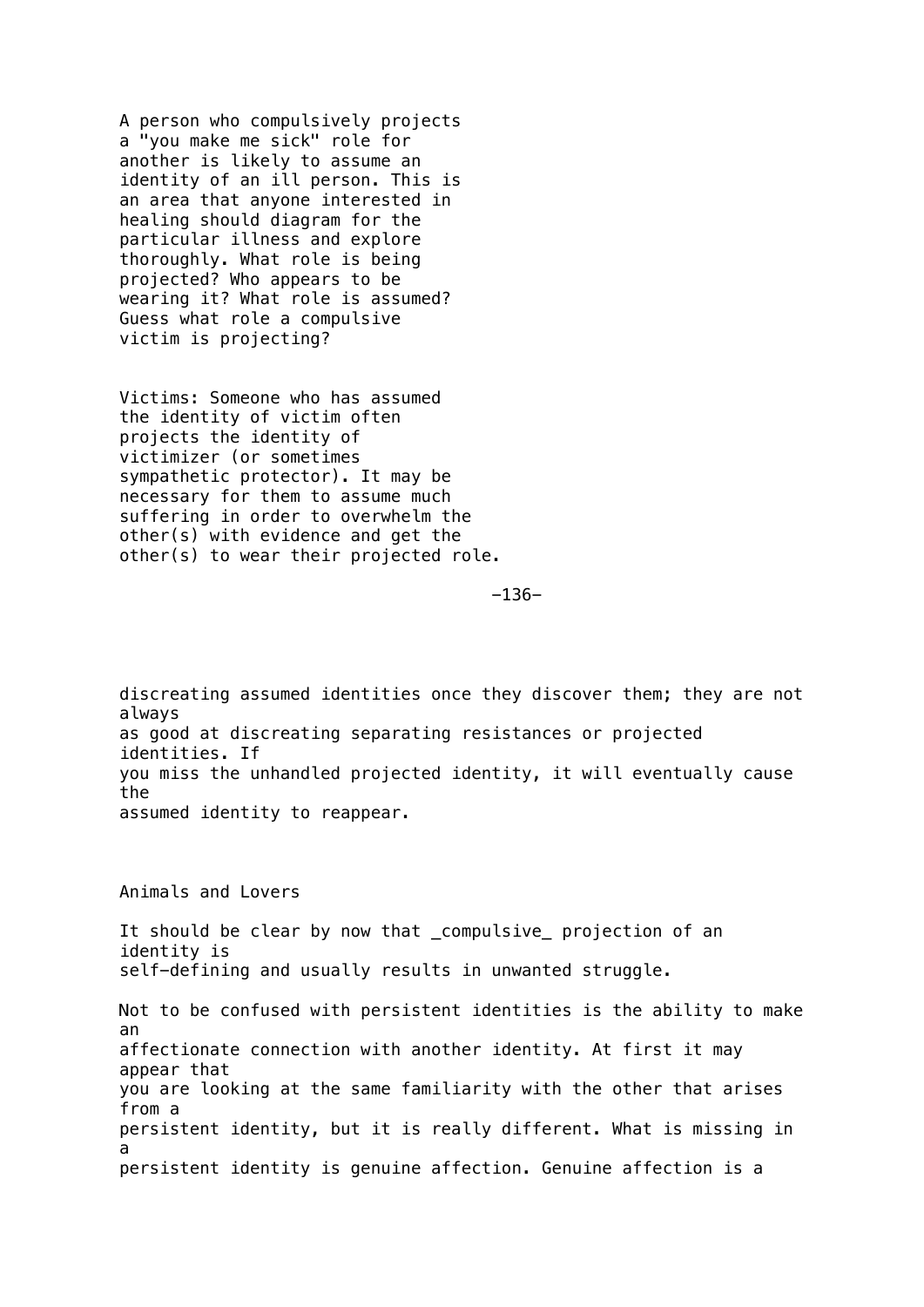A person who compulsively projects a "you make me sick" role for another is likely to assume an identity of an ill person. This is an area that anyone interested in healing should diagram for the particular illness and explore thoroughly. What role is being projected? Who appears to be wearing it? What role is assumed? Guess what role a compulsive victim is projecting?

Victims: Someone who has assumed the identity of victim often projects the identity of victimizer (or sometimes sympathetic protector). It may be necessary for them to assume much suffering in order to overwhelm the other(s) with evidence and get the other(s) to wear their projected role.

discreating assumed identities once they discover them; they are not always as good at discreating separating resistances or projected identities. If you miss the unhandled projected identity, it will eventually cause the assumed identity to reappear.

## Animals and Lovers

It should be clear by now that _compulsive_ projection of an identity is self-defining and usually results in unwanted struggle.

Not to be confused with persistent identities is the ability to make an affectionate connection with another identity. At first it may appear that you are looking at the same familiarity with the other that arises from a persistent identity, but it is really different. What is missing in a persistent identity is genuine affection. Genuine affection is a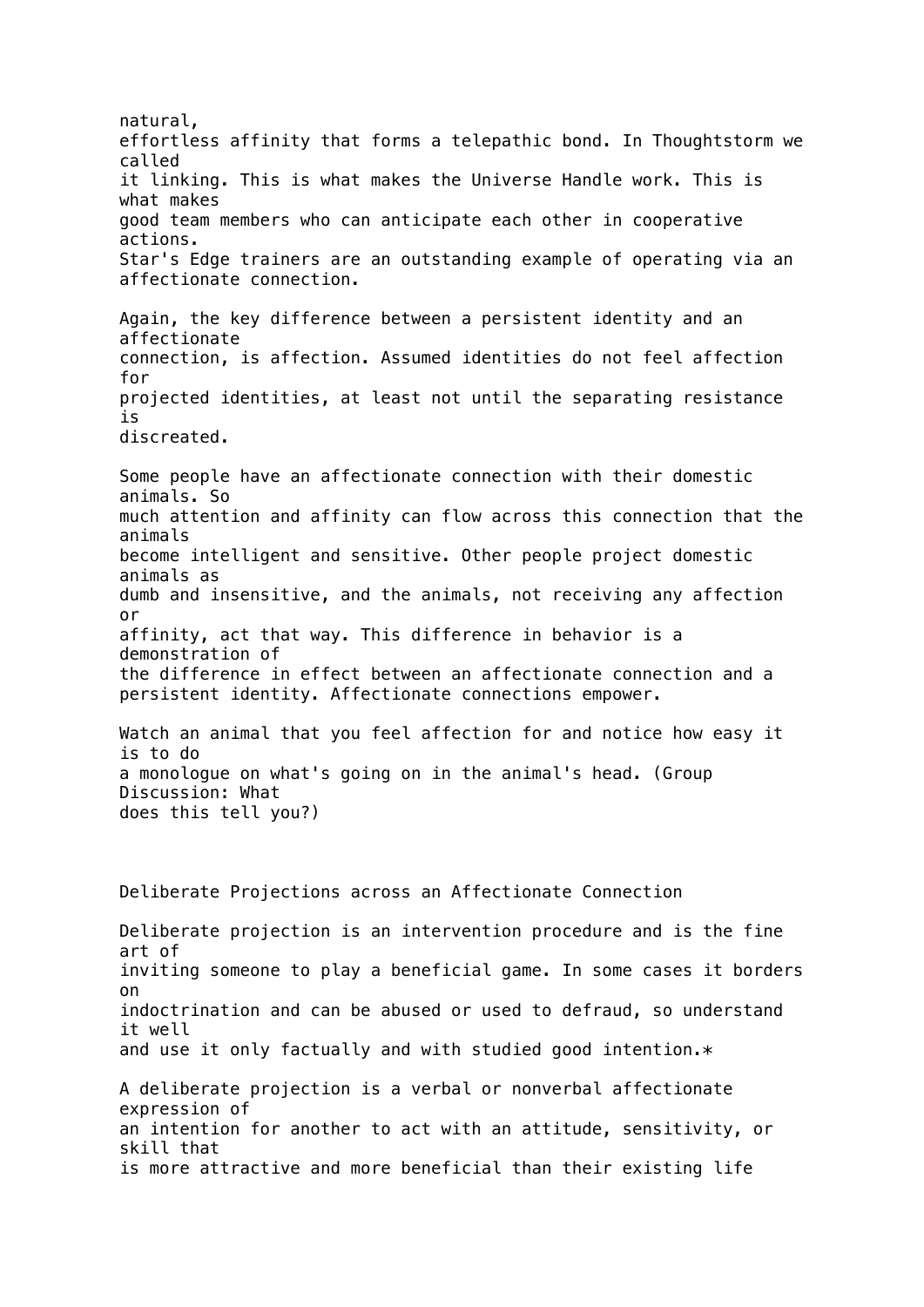natural, effortless affinity that forms a telepathic bond. In Thoughtstorm we called it linking. This is what makes the Universe Handle work. This is what makes good team members who can anticipate each other in cooperative actions. Star's Edge trainers are an outstanding example of operating via an affectionate connection.

Again, the key difference between a persistent identity and an affectionate connection, is affection. Assumed identities do not feel affection for projected identities, at least not until the separating resistance is discreated.

Some people have an affectionate connection with their domestic animals. So much attention and affinity can flow across this connection that the animals become intelligent and sensitive. Other people project domestic animals as dumb and insensitive, and the animals, not receiving any affection or affinity, act that way. This difference in behavior is a demonstration of the difference in effect between an affectionate connection and a persistent identity. Affectionate connections empower.

Watch an animal that you feel affection for and notice how easy it is to do a monologue on what's going on in the animal's head. (Group Discussion: What does this tell you?)

## Deliberate Projections across an Affectionate Connection

Deliberate projection is an intervention procedure and is the fine art of inviting someone to play a beneficial game. In some cases it borders on indoctrination and can be abused or used to defraud, so understand it well and use it only factually and with studied good intention.*

A deliberate projection is a verbal or nonverbal affectionate expression of an intention for another to act with an attitude, sensitivity, or skill that is more attractive and more beneficial than their existing life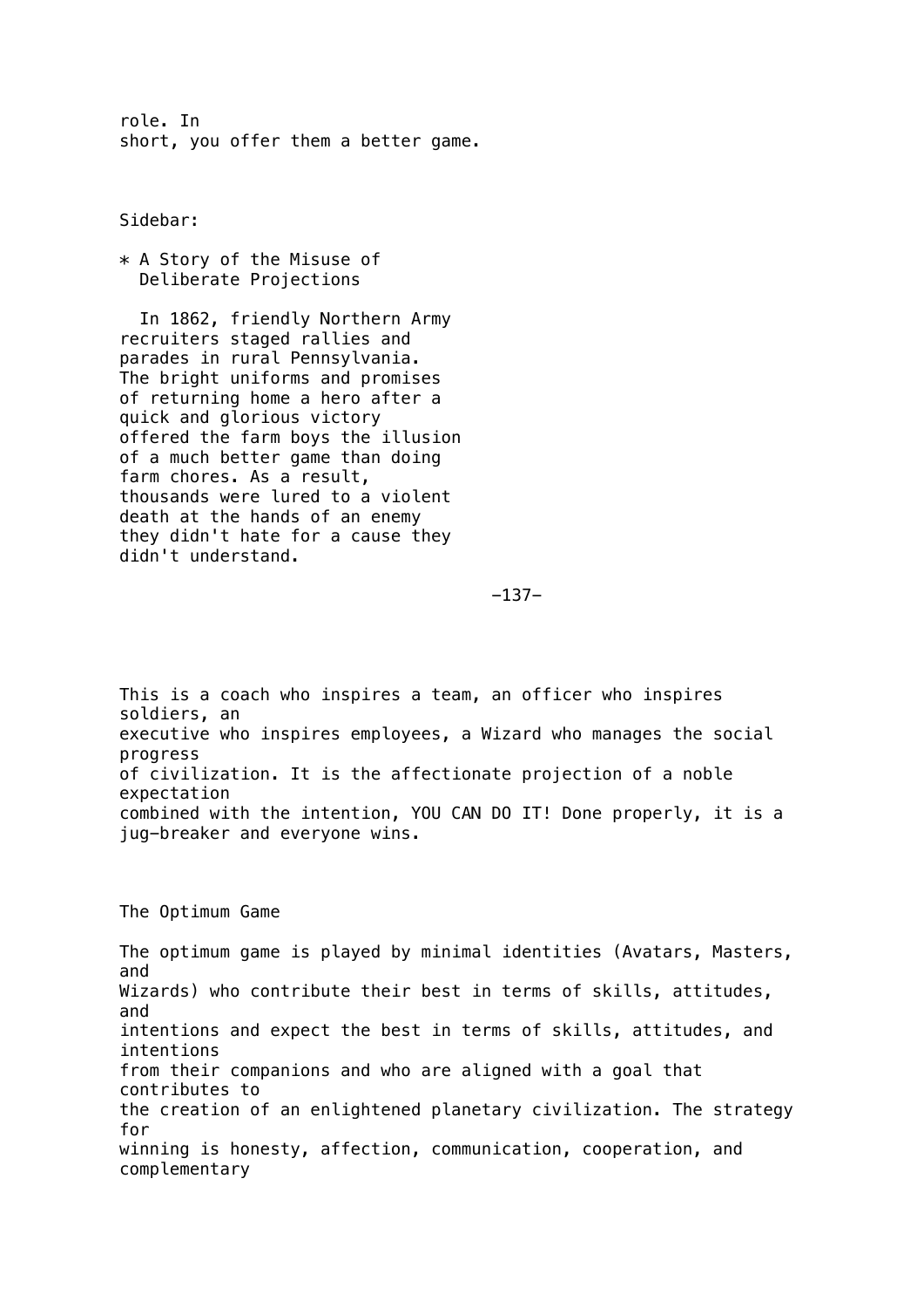role. In short, you offer them a better game.

Sidebar:

* A Story of the Misuse of Deliberate Projections

In 1862, friendly Northern Army recruiters staged rallies and parades in rural Pennsylvania. The bright uniforms and promises of returning home a hero after a quick and glorious victory offered the farm boys the illusion of a much better game than doing farm chores. As a result, thousands were lured to a violent death at the hands of an enemy they didn't hate for a cause they didn't understand.

This is a coach who inspires a team, an officer who inspires soldiers, an executive who inspires employees, a Wizard who manages the social progress of civilization. It is the affectionate projection of a noble expectation combined with the intention, YOU CAN DO IT! Done properly, it is a jug-breaker and everyone wins.

## The Optimum Game

The optimum game is played by minimal identities (Avatars, Masters, and Wizards) who contribute their best in terms of skills, attitudes, and intentions and expect the best in terms of skills, attitudes, and intentions from their companions and who are aligned with a goal that contributes to the creation of an enlightened planetary civilization. The strategy for winning is honesty, affection, communication, cooperation, and complementary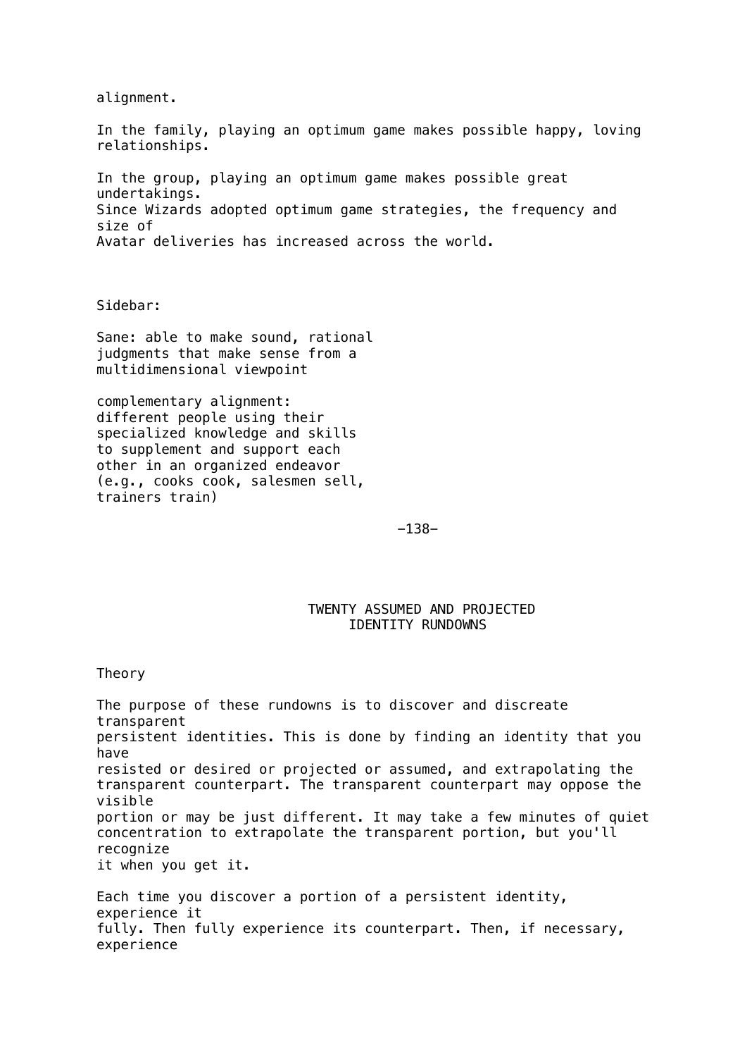alignment.

In the family, playing an optimum game makes possible happy, loving relationships.

In the group, playing an optimum game makes possible great undertakings. Since Wizards adopted optimum game strategies, the frequency and size of Avatar deliveries has increased across the world.

Sidebar:

Sane: able to make sound, rational judgments that make sense from a multidimensional viewpoint

complementary alignment: different people using their specialized knowledge and skills to supplement and support each other in an organized endeavor (e.g., cooks cook, salesmen sell, trainers train)

# TWENTY ASSUMED AND PROJECTED IDENTITY RUNDOWNS

## Theory

The purpose of these rundowns is to discover and discreate transparent persistent identities. This is done by finding an identity that you have resisted or desired or projected or assumed, and extrapolating the transparent counterpart. The transparent counterpart may oppose the visible portion or may be just different. It may take a few minutes of quiet concentration to extrapolate the transparent portion, but you'll recognize it when you get it.

Each time you discover a portion of a persistent identity, experience it fully. Then fully experience its counterpart. Then, if necessary, experience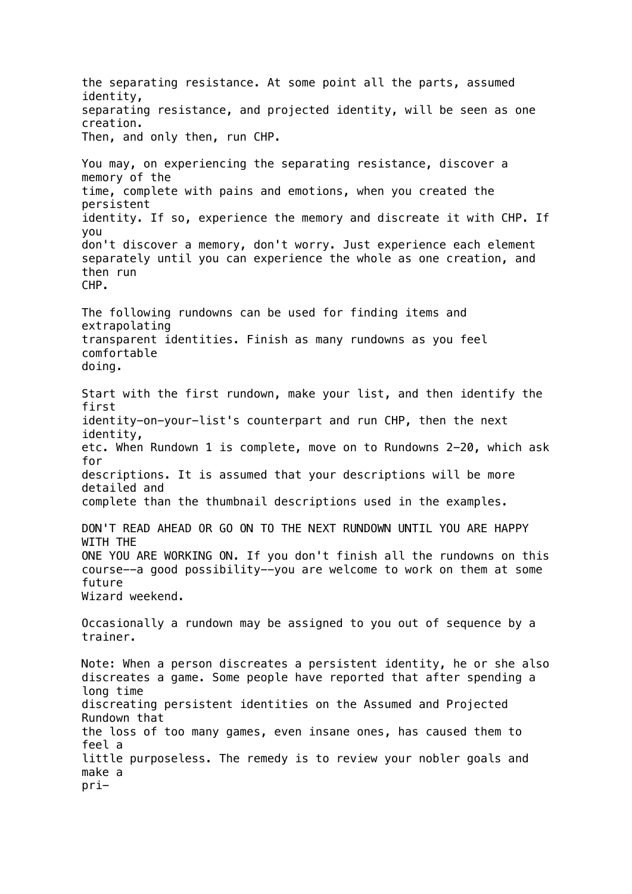the separating resistance. At some point all the parts, assumed identity, separating resistance, and projected identity, will be seen as one creation. Then, and only then, run CHP.

You may, on experiencing the separating resistance, discover a memory of the time, complete with pains and emotions, when you created the persistent identity. If so, experience the memory and discreate it with CHP. If you don't discover a memory, don't worry. Just experience each element separately until you can experience the whole as one creation, and then run CHP.

The following rundowns can be used for finding items and extrapolating transparent identities. Finish as many rundowns as you feel comfortable doing.

Start with the first rundown, make your list, and then identify the first identity-on-your-list's counterpart and run CHP, then the next identity, etc. When Rundown 1 is complete, move on to Rundowns 2-20, which ask for descriptions. It is assumed that your descriptions will be more detailed and complete than the thumbnail descriptions used in the examples.

DON'T READ AHEAD OR GO ON TO THE NEXT RUNDOWN UNTIL YOU ARE HAPPY WITH THE ONE YOU ARE WORKING ON. If you don't finish all the rundowns on this course--a good possibility--you are welcome to work on them at some future Wizard weekend.

Occasionally a rundown may be assigned to you out of sequence by a trainer.

Note: When a person discreates a persistent identity, he or she also discreates a game. Some people have reported that after spending a long time discreating persistent identities on the Assumed and Projected Rundown that the loss of too many games, even insane ones, has caused them to feel a little purposeless. The remedy is to review your nobler goals and make a pri-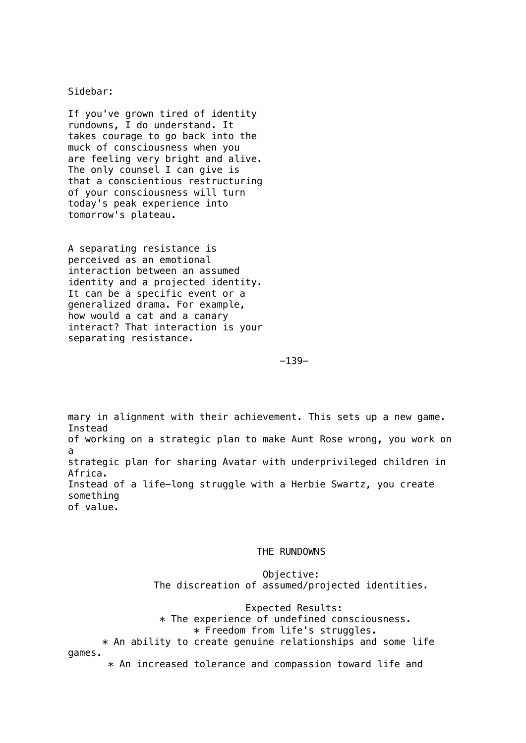Sidebar:

If you've grown tired of identity rundowns, I do understand. It takes courage to go back into the muck of consciousness when you are feeling very bright and alive. The only counsel I can give is that a conscientious restructuring of your consciousness will turn today's peak experience into tomorrow's plateau.

A separating resistance is perceived as an emotional interaction between an assumed identity and a projected identity. It can be a specific event or a generalized drama. For example, how would a cat and a canary interact? That interaction is your separating resistance.

mary in alignment with their achievement. This sets up a new game. Instead of working on a strategic plan to make Aunt Rose wrong, you work on a strategic plan for sharing Avatar with underprivileged children in Africa. Instead of a life-long struggle with a Herbie Swartz, you create something of value.

## THE RUNDOWNS

Objective:
The discreation of assumed/projected identities.

Expected Results:

* The experience of undefined consciousness.
* Freedom from life's struggles.
* An ability to create genuine relationships and some life games.
* An increased tolerance and compassion toward life and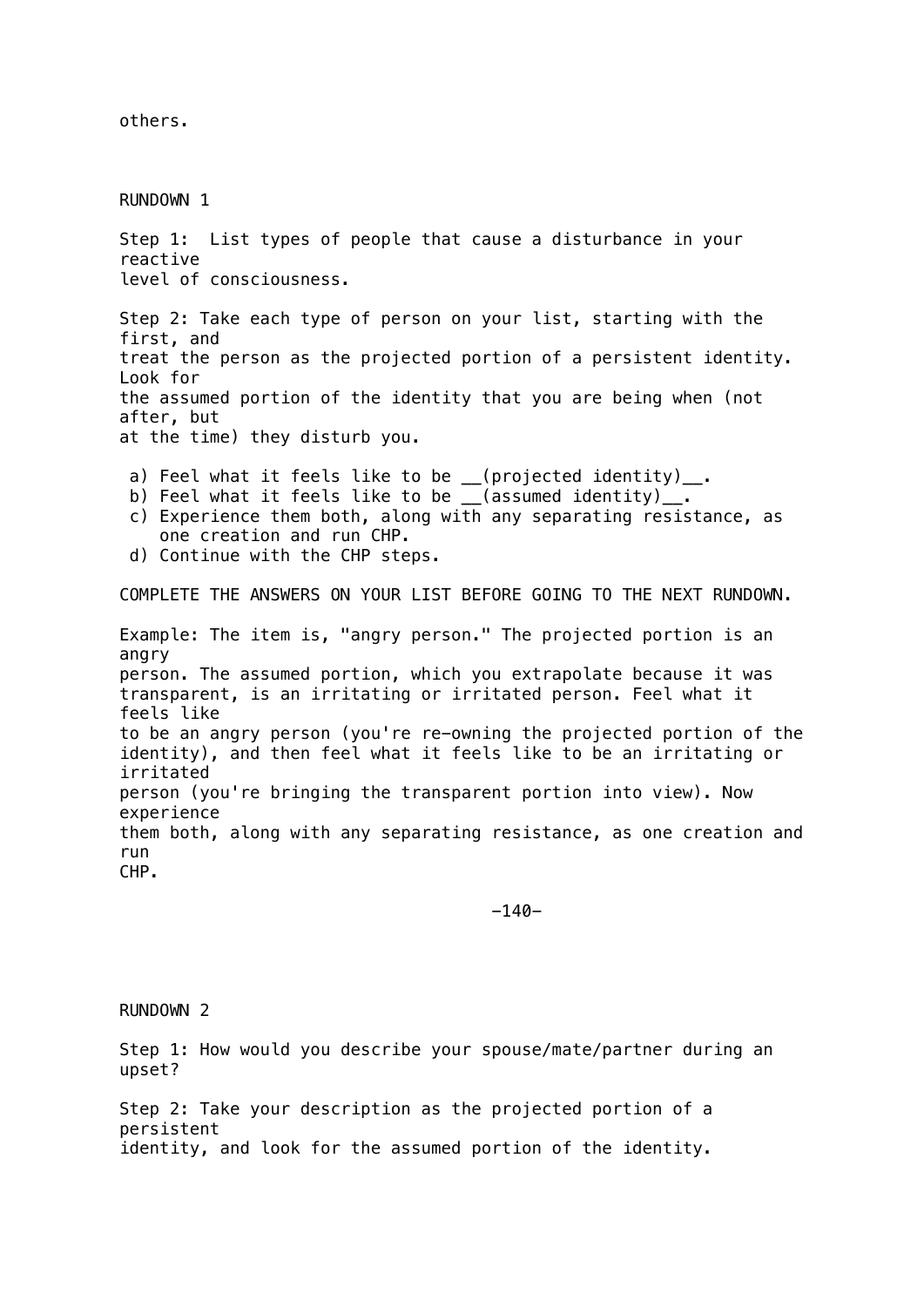others.

## RUNDOWN 1

Step 1: List types of people that cause a disturbance in your reactive level of consciousness.

Step 2: Take each type of person on your list, starting with the first, and treat the person as the projected portion of a persistent identity. Look for the assumed portion of the identity that you are being when (not after, but at the time) they disturb you.

a) Feel what it feels like to be __(projected identity)__.
b) Feel what it feels like to be __(assumed identity)__.
c) Experience them both, along with any separating resistance, as one creation and run CHP.
d) Continue with the CHP steps.

COMPLETE THE ANSWERS ON YOUR LIST BEFORE GOING TO THE NEXT RUNDOWN.

Example: The item is, "angry person." The projected portion is an angry person. The assumed portion, which you extrapolate because it was transparent, is an irritating or irritated person. Feel what it feels like to be an angry person (you're re-owning the projected portion of the identity), and then feel what it feels like to be an irritating or irritated person (you're bringing the transparent portion into view). Now experience them both, along with any separating resistance, as one creation and run CHP.

## RUNDOWN 2

Step 1: How would you describe your spouse/mate/partner during an upset?

Step 2: Take your description as the projected portion of a persistent identity, and look for the assumed portion of the identity.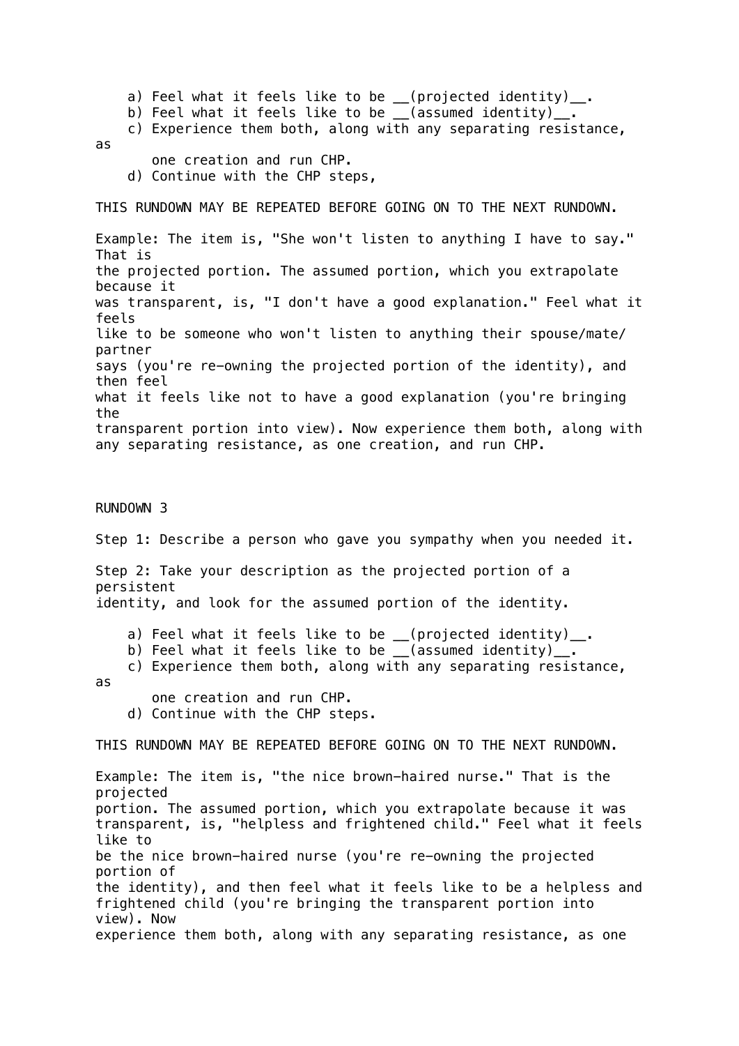a) Feel what it feels like to be __(projected identity)__.
b) Feel what it feels like to be __(assumed identity)__.
c) Experience them both, along with any separating resistance, as one creation and run CHP.
d) Continue with the CHP steps,

THIS RUNDOWN MAY BE REPEATED BEFORE GOING ON TO THE NEXT RUNDOWN.

Example: The item is, "She won't listen to anything I have to say." That is the projected portion. The assumed portion, which you extrapolate because it was transparent, is, "I don't have a good explanation." Feel what it feels like to be someone who won't listen to anything their spouse/mate/partner says (you're re-owning the projected portion of the identity), and then feel what it feels like not to have a good explanation (you're bringing the transparent portion into view). Now experience them both, along with any separating resistance, as one creation, and run CHP.

## RUNDOWN 3

Step 1: Describe a person who gave you sympathy when you needed it.

Step 2: Take your description as the projected portion of a persistent identity, and look for the assumed portion of the identity.

a) Feel what it feels like to be __(projected identity)__.
b) Feel what it feels like to be __(assumed identity)__.
c) Experience them both, along with any separating resistance, as one creation and run CHP.
d) Continue with the CHP steps.

THIS RUNDOWN MAY BE REPEATED BEFORE GOING ON TO THE NEXT RUNDOWN.

Example: The item is, "the nice brown-haired nurse." That is the projected portion. The assumed portion, which you extrapolate because it was transparent, is, "helpless and frightened child." Feel what it feels like to be the nice brown-haired nurse (you're re-owning the projected portion of the identity), and then feel what it feels like to be a helpless and frightened child (you're bringing the transparent portion into view). Now experience them both, along with any separating resistance, as one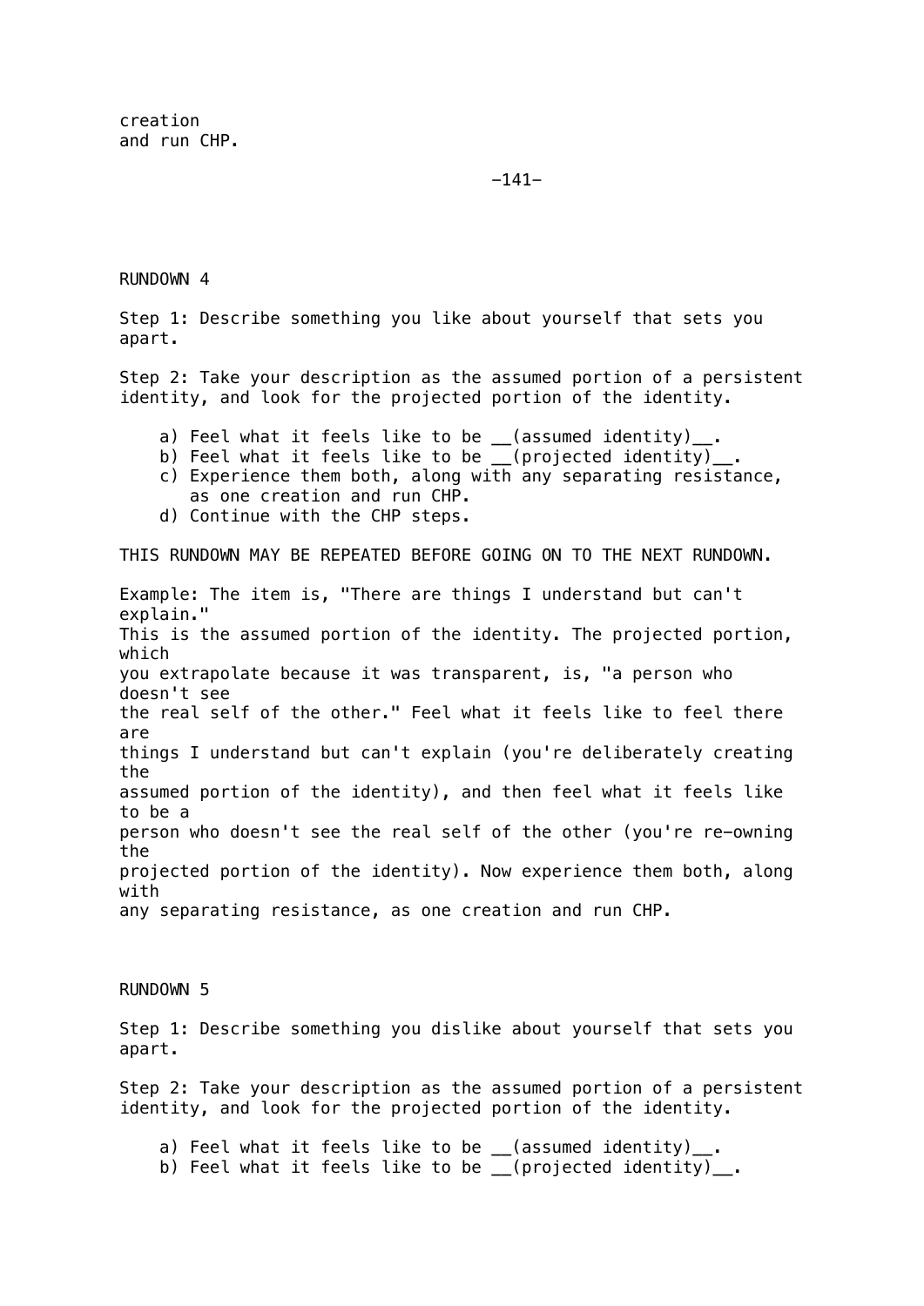creation
and run CHP.

## RUNDOWN 4

Step 1: Describe something you like about yourself that sets you apart.

Step 2: Take your description as the assumed portion of a persistent identity, and look for the projected portion of the identity.

a) Feel what it feels like to be __(assumed identity)__.
b) Feel what it feels like to be __(projected identity)__.
c) Experience them both, along with any separating resistance, as one creation and run CHP.
d) Continue with the CHP steps.

THIS RUNDOWN MAY BE REPEATED BEFORE GOING ON TO THE NEXT RUNDOWN.

Example: The item is, "There are things I understand but can't explain." This is the assumed portion of the identity. The projected portion, which you extrapolate because it was transparent, is, "a person who doesn't see the real self of the other." Feel what it feels like to feel there are things I understand but can't explain (you're deliberately creating the assumed portion of the identity), and then feel what it feels like to be a person who doesn't see the real self of the other (you're re-owning the projected portion of the identity). Now experience them both, along with any separating resistance, as one creation and run CHP.

## RUNDOWN 5

Step 1: Describe something you dislike about yourself that sets you apart.

Step 2: Take your description as the assumed portion of a persistent identity, and look for the projected portion of the identity.

a) Feel what it feels like to be __(assumed identity)__.
b) Feel what it feels like to be __(projected identity)__.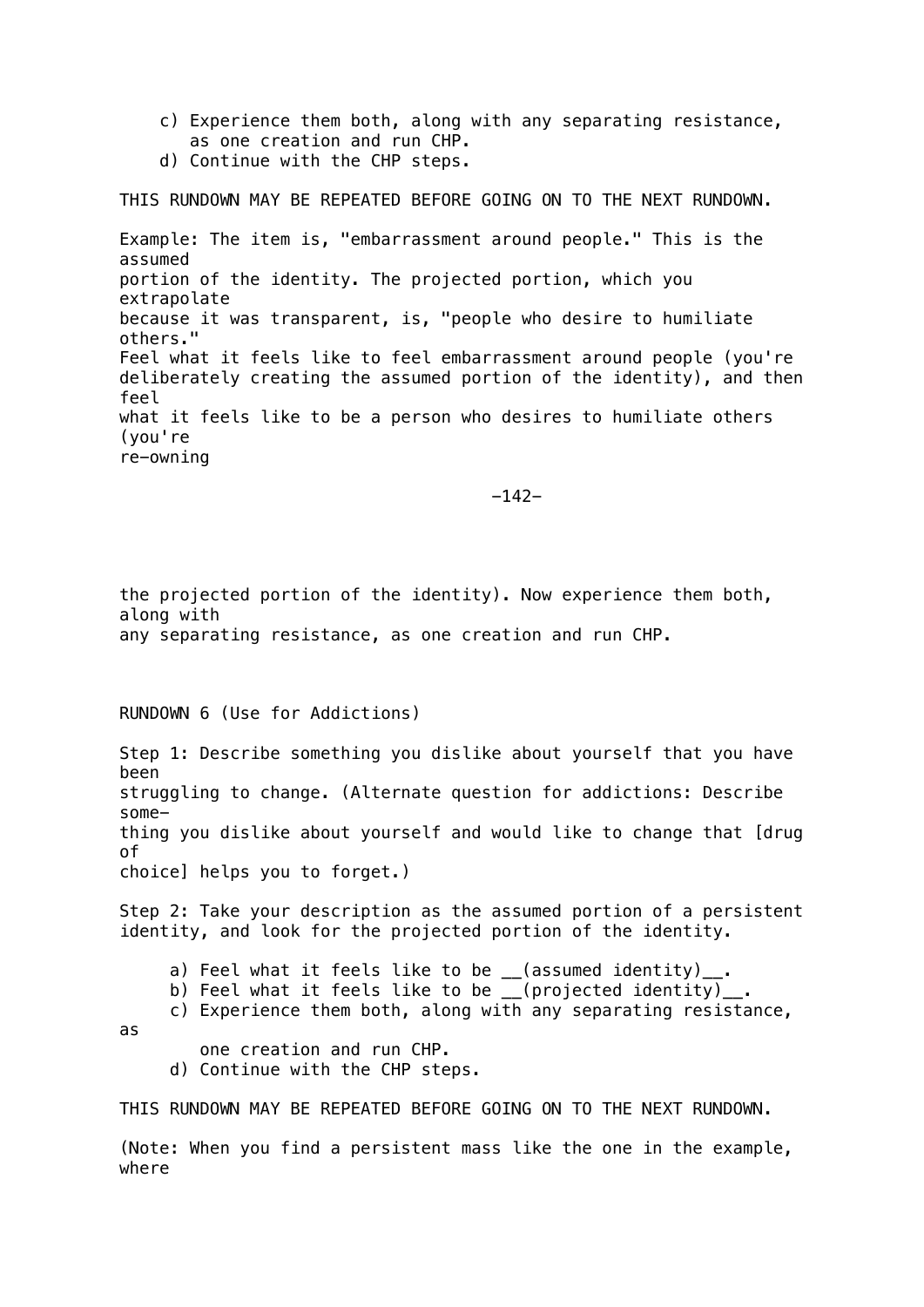c) Experience them both, along with any separating resistance, as one creation and run CHP.
d) Continue with the CHP steps.

THIS RUNDOWN MAY BE REPEATED BEFORE GOING ON TO THE NEXT RUNDOWN.

Example: The item is, "embarrassment around people." This is the assumed portion of the identity. The projected portion, which you extrapolate because it was transparent, is, "people who desire to humiliate others." Feel what it feels like to feel embarrassment around people (you're deliberately creating the assumed portion of the identity), and then feel what it feels like to be a person who desires to humiliate others (you're re-owning the projected portion of the identity). Now experience them both, along with any separating resistance, as one creation and run CHP.

RUNDOWN 6 (Use for Addictions)

Step 1: Describe something you dislike about yourself that you have been struggling to change. (Alternate question for addictions: Describe something you dislike about yourself and would like to change that [drug of choice] helps you to forget.)

Step 2: Take your description as the assumed portion of a persistent identity, and look for the projected portion of the identity.

a) Feel what it feels like to be __(assumed identity)__.
b) Feel what it feels like to be __(projected identity)__.
c) Experience them both, along with any separating resistance, as one creation and run CHP.
d) Continue with the CHP steps.

THIS RUNDOWN MAY BE REPEATED BEFORE GOING ON TO THE NEXT RUNDOWN.

(Note: When you find a persistent mass like the one in the example, where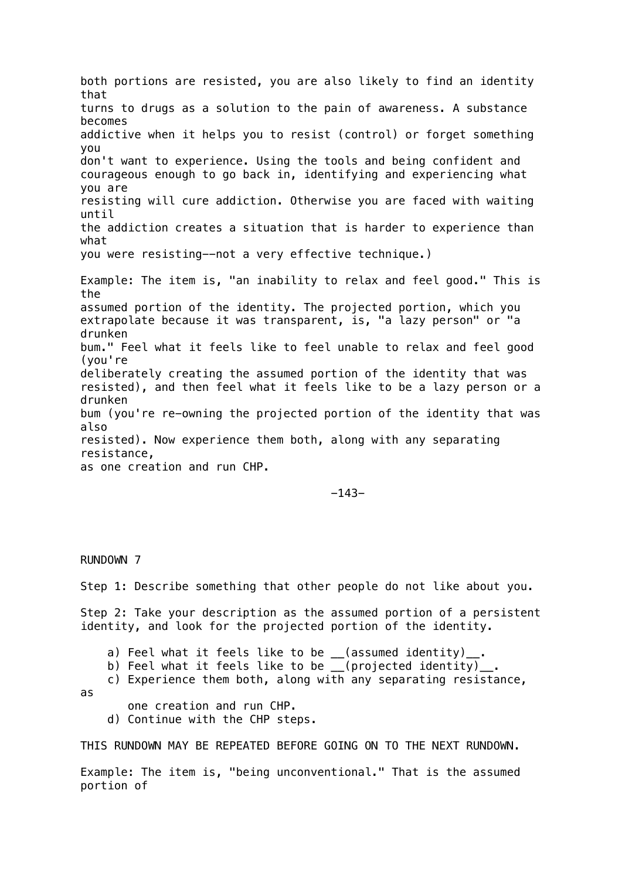both portions are resisted, you are also likely to find an identity that turns to drugs as a solution to the pain of awareness. A substance becomes addictive when it helps you to resist (control) or forget something you don't want to experience. Using the tools and being confident and courageous enough to go back in, identifying and experiencing what you are resisting will cure addiction. Otherwise you are faced with waiting until the addiction creates a situation that is harder to experience than what you were resisting--not a very effective technique.)

Example: The item is, "an inability to relax and feel good." This is the assumed portion of the identity. The projected portion, which you extrapolate because it was transparent, is, "a lazy person" or "a drunken bum." Feel what it feels like to feel unable to relax and feel good (you're deliberately creating the assumed portion of the identity that was resisted), and then feel what it feels like to be a lazy person or a drunken bum (you're re-owning the projected portion of the identity that was also resisted). Now experience them both, along with any separating resistance, as one creation and run CHP.

## RUNDOWN 7

Step 1: Describe something that other people do not like about you.

Step 2: Take your description as the assumed portion of a persistent identity, and look for the projected portion of the identity.

a) Feel what it feels like to be __(assumed identity)__.
b) Feel what it feels like to be __(projected identity)__.
c) Experience them both, along with any separating resistance, as one creation and run CHP.
d) Continue with the CHP steps.

THIS RUNDOWN MAY BE REPEATED BEFORE GOING ON TO THE NEXT RUNDOWN.

Example: The item is, "being unconventional." That is the assumed portion of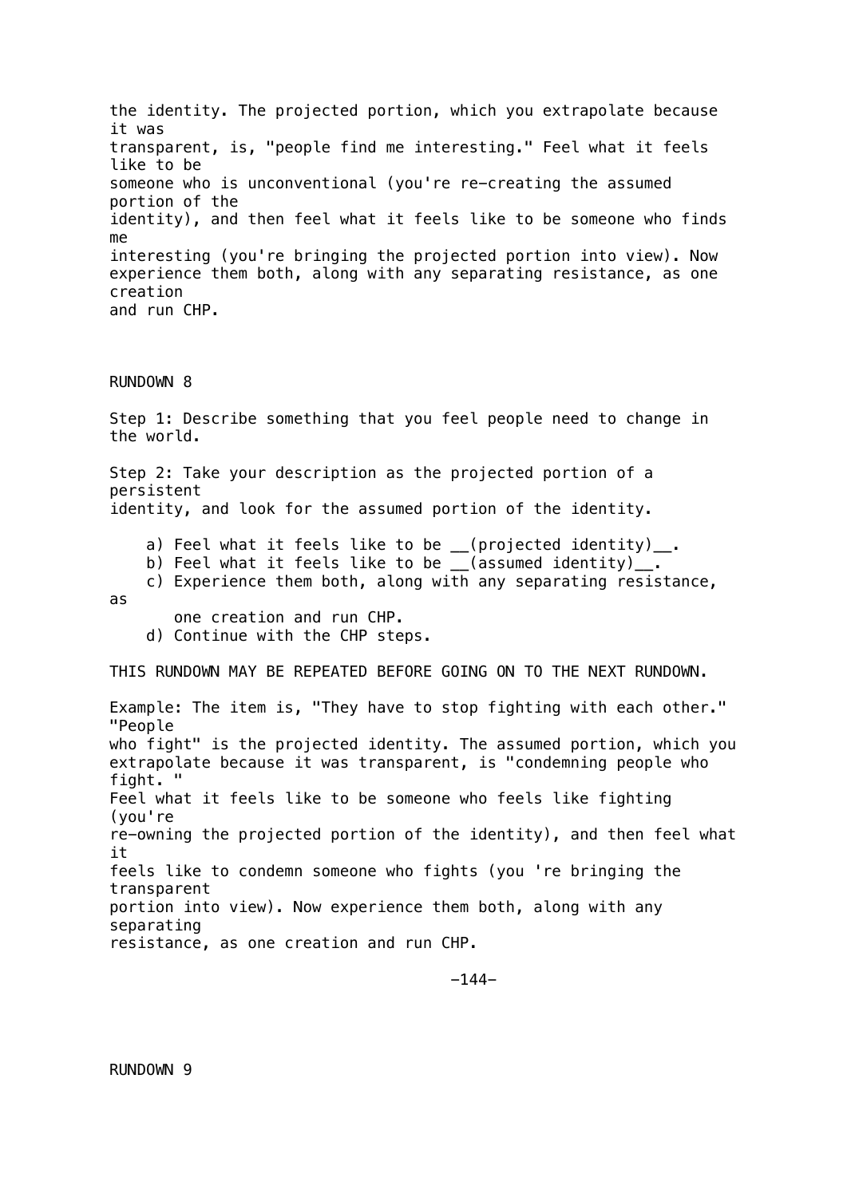the identity. The projected portion, which you extrapolate because it was transparent, is, "people find me interesting." Feel what it feels like to be someone who is unconventional (you're re-creating the assumed portion of the identity), and then feel what it feels like to be someone who finds me interesting (you're bringing the projected portion into view). Now experience them both, along with any separating resistance, as one creation and run CHP.

## RUNDOWN 8

Step 1: Describe something that you feel people need to change in the world.

Step 2: Take your description as the projected portion of a persistent identity, and look for the assumed portion of the identity.

a) Feel what it feels like to be __(projected identity)__.
b) Feel what it feels like to be __(assumed identity)__.
c) Experience them both, along with any separating resistance, as one creation and run CHP.
d) Continue with the CHP steps.

THIS RUNDOWN MAY BE REPEATED BEFORE GOING ON TO THE NEXT RUNDOWN.

Example: The item is, "They have to stop fighting with each other." "People who fight" is the projected identity. The assumed portion, which you extrapolate because it was transparent, is "condemning people who fight. " Feel what it feels like to be someone who feels like fighting (you're re-owning the projected portion of the identity), and then feel what it feels like to condemn someone who fights (you 're bringing the transparent portion into view). Now experience them both, along with any separating resistance, as one creation and run CHP.

## RUNDOWN 9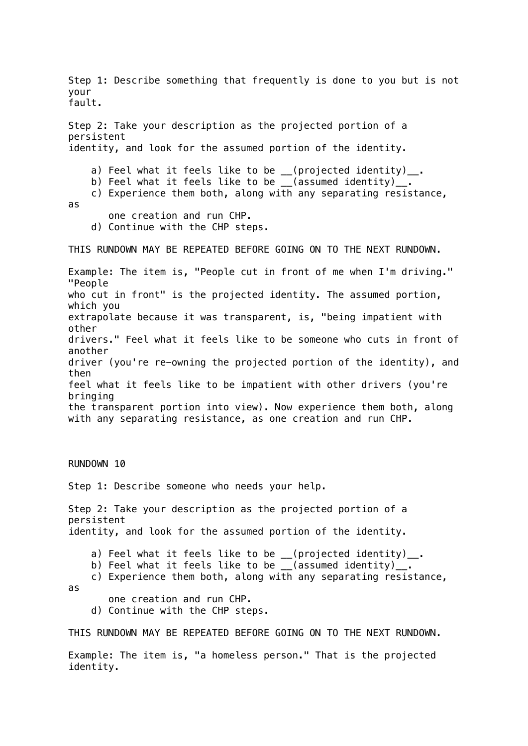Step 1: Describe something that frequently is done to you but is not your fault.

Step 2: Take your description as the projected portion of a persistent identity, and look for the assumed portion of the identity.

a) Feel what it feels like to be __(projected identity)__.
b) Feel what it feels like to be __(assumed identity)__.
c) Experience them both, along with any separating resistance, as one creation and run CHP.
d) Continue with the CHP steps.

THIS RUNDOWN MAY BE REPEATED BEFORE GOING ON TO THE NEXT RUNDOWN.

Example: The item is, "People cut in front of me when I'm driving." "People who cut in front" is the projected identity. The assumed portion, which you extrapolate because it was transparent, is, "being impatient with other drivers." Feel what it feels like to be someone who cuts in front of another driver (you're re-owning the projected portion of the identity), and then feel what it feels like to be impatient with other drivers (you're bringing the transparent portion into view). Now experience them both, along with any separating resistance, as one creation and run CHP.

## RUNDOWN 10

Step 1: Describe someone who needs your help.

Step 2: Take your description as the projected portion of a persistent identity, and look for the assumed portion of the identity.

a) Feel what it feels like to be __(projected identity)__.
b) Feel what it feels like to be __(assumed identity)__.
c) Experience them both, along with any separating resistance, as one creation and run CHP.
d) Continue with the CHP steps.

THIS RUNDOWN MAY BE REPEATED BEFORE GOING ON TO THE NEXT RUNDOWN.

Example: The item is, "a homeless person." That is the projected identity.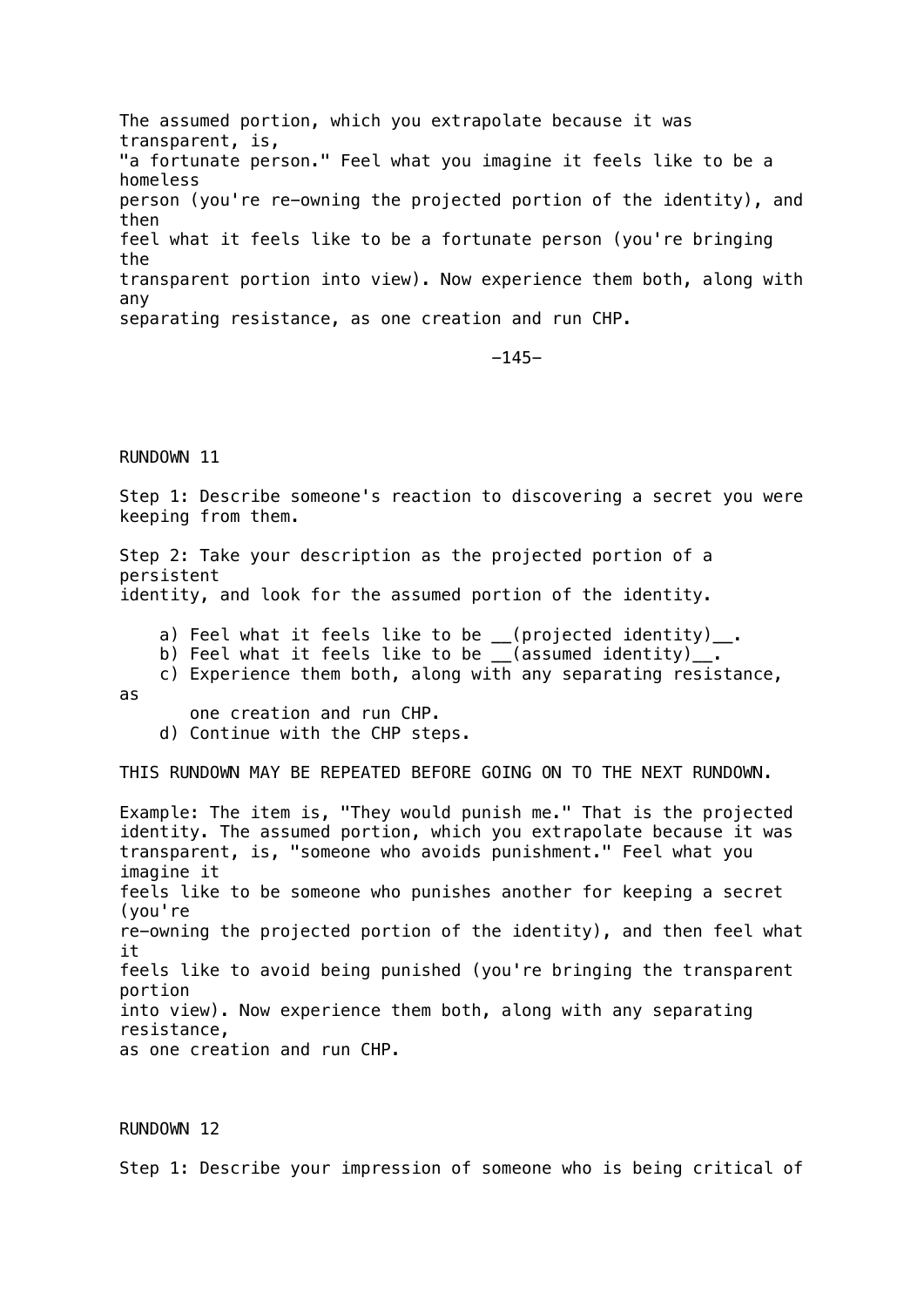The assumed portion, which you extrapolate because it was transparent, is, "a fortunate person." Feel what you imagine it feels like to be a homeless person (you're re-owning the projected portion of the identity), and then feel what it feels like to be a fortunate person (you're bringing the transparent portion into view). Now experience them both, along with any separating resistance, as one creation and run CHP.

## RUNDOWN 11

Step 1: Describe someone's reaction to discovering a secret you were keeping from them.

Step 2: Take your description as the projected portion of a persistent identity, and look for the assumed portion of the identity.

a) Feel what it feels like to be __(projected identity)__.
b) Feel what it feels like to be __(assumed identity)__.
c) Experience them both, along with any separating resistance, as one creation and run CHP.
d) Continue with the CHP steps.

THIS RUNDOWN MAY BE REPEATED BEFORE GOING ON TO THE NEXT RUNDOWN.

Example: The item is, "They would punish me." That is the projected identity. The assumed portion, which you extrapolate because it was transparent, is, "someone who avoids punishment." Feel what you imagine it feels like to be someone who punishes another for keeping a secret (you're re-owning the projected portion of the identity), and then feel what it feels like to avoid being punished (you're bringing the transparent portion into view). Now experience them both, along with any separating resistance, as one creation and run CHP.

## RUNDOWN 12

Step 1: Describe your impression of someone who is being critical of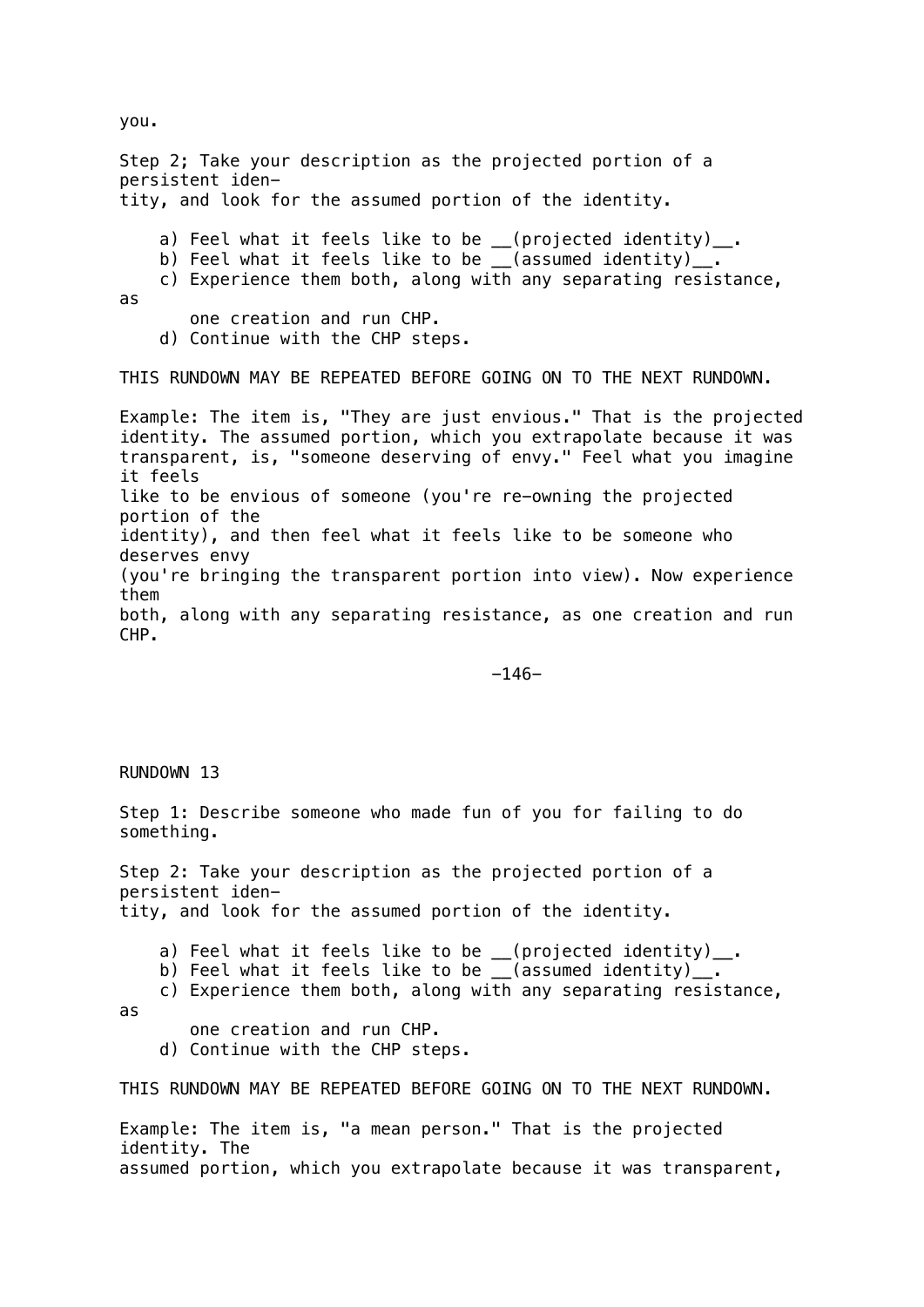you.

Step 2; Take your description as the projected portion of a persistent identity, and look for the assumed portion of the identity.

a) Feel what it feels like to be __(projected identity)__.
b) Feel what it feels like to be __(assumed identity)__.
c) Experience them both, along with any separating resistance, as one creation and run CHP.
d) Continue with the CHP steps.

THIS RUNDOWN MAY BE REPEATED BEFORE GOING ON TO THE NEXT RUNDOWN.

Example: The item is, "They are just envious." That is the projected identity. The assumed portion, which you extrapolate because it was transparent, is, "someone deserving of envy." Feel what you imagine it feels like to be envious of someone (you're re-owning the projected portion of the identity), and then feel what it feels like to be someone who deserves envy (you're bringing the transparent portion into view). Now experience them both, along with any separating resistance, as one creation and run CHP.

RUNDOWN 13

Step 1: Describe someone who made fun of you for failing to do something.

Step 2: Take your description as the projected portion of a persistent identity, and look for the assumed portion of the identity.

a) Feel what it feels like to be __(projected identity)__.
b) Feel what it feels like to be __(assumed identity)__.
c) Experience them both, along with any separating resistance, as one creation and run CHP.
d) Continue with the CHP steps.

THIS RUNDOWN MAY BE REPEATED BEFORE GOING ON TO THE NEXT RUNDOWN.

Example: The item is, "a mean person." That is the projected identity. The assumed portion, which you extrapolate because it was transparent,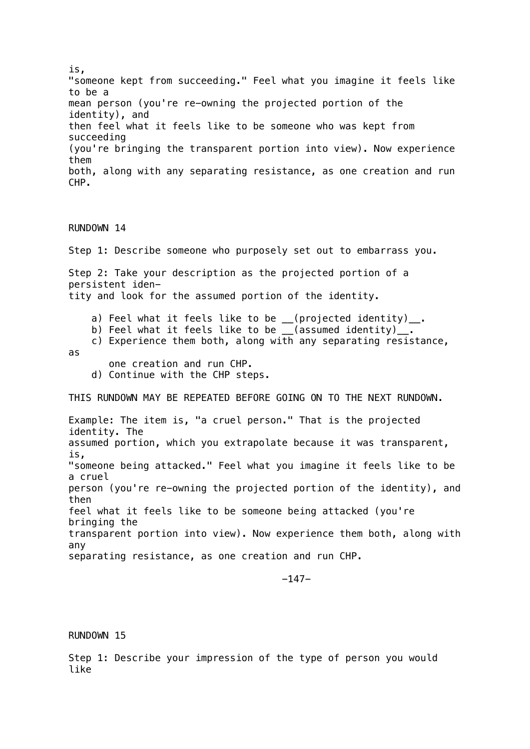is, "someone kept from succeeding." Feel what you imagine it feels like to be a mean person (you're re-owning the projected portion of the identity), and then feel what it feels like to be someone who was kept from succeeding (you're bringing the transparent portion into view). Now experience them both, along with any separating resistance, as one creation and run CHP.

## RUNDOWN 14

Step 1: Describe someone who purposely set out to embarrass you.

Step 2: Take your description as the projected portion of a persistent identity and look for the assumed portion of the identity.

- a) Feel what it feels like to be __(projected identity)__.
- b) Feel what it feels like to be __(assumed identity)__.
- c) Experience them both, along with any separating resistance, as one creation and run CHP.
- d) Continue with the CHP steps.

THIS RUNDOWN MAY BE REPEATED BEFORE GOING ON TO THE NEXT RUNDOWN.

Example: The item is, "a cruel person." That is the projected identity. The assumed portion, which you extrapolate because it was transparent, is, "someone being attacked." Feel what you imagine it feels like to be a cruel person (you're re-owning the projected portion of the identity), and then feel what it feels like to be someone being attacked (you're bringing the transparent portion into view). Now experience them both, along with any separating resistance, as one creation and run CHP.

## RUNDOWN 15

Step 1: Describe your impression of the type of person you would like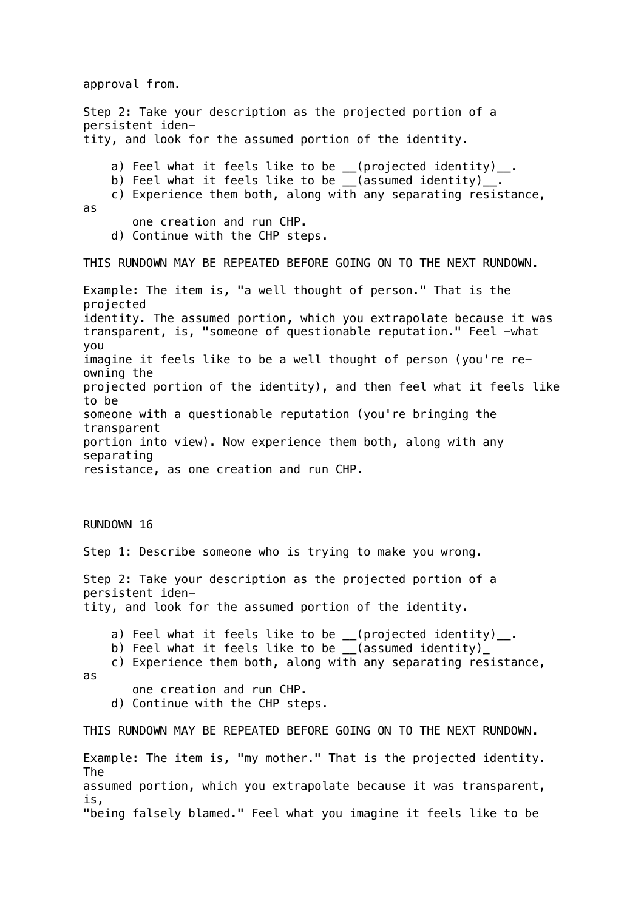approval from.

Step 2: Take your description as the projected portion of a persistent identity, and look for the assumed portion of the identity.

a) Feel what it feels like to be __(projected identity)__.
b) Feel what it feels like to be __(assumed identity)__.
c) Experience them both, along with any separating resistance, as one creation and run CHP.
d) Continue with the CHP steps.

THIS RUNDOWN MAY BE REPEATED BEFORE GOING ON TO THE NEXT RUNDOWN.

Example: The item is, "a well thought of person." That is the projected identity. The assumed portion, which you extrapolate because it was transparent, is, "someone of questionable reputation." Feel –what you imagine it feels like to be a well thought of person (you're re-owning the projected portion of the identity), and then feel what it feels like to be someone with a questionable reputation (you're bringing the transparent portion into view). Now experience them both, along with any separating resistance, as one creation and run CHP.

## RUNDOWN 16

Step 1: Describe someone who is trying to make you wrong.

Step 2: Take your description as the projected portion of a persistent identity, and look for the assumed portion of the identity.

a) Feel what it feels like to be __(projected identity)__.
b) Feel what it feels like to be __(assumed identity)_
c) Experience them both, along with any separating resistance, as one creation and run CHP.
d) Continue with the CHP steps.

THIS RUNDOWN MAY BE REPEATED BEFORE GOING ON TO THE NEXT RUNDOWN.

Example: The item is, "my mother." That is the projected identity. The assumed portion, which you extrapolate because it was transparent, is, "being falsely blamed." Feel what you imagine it feels like to be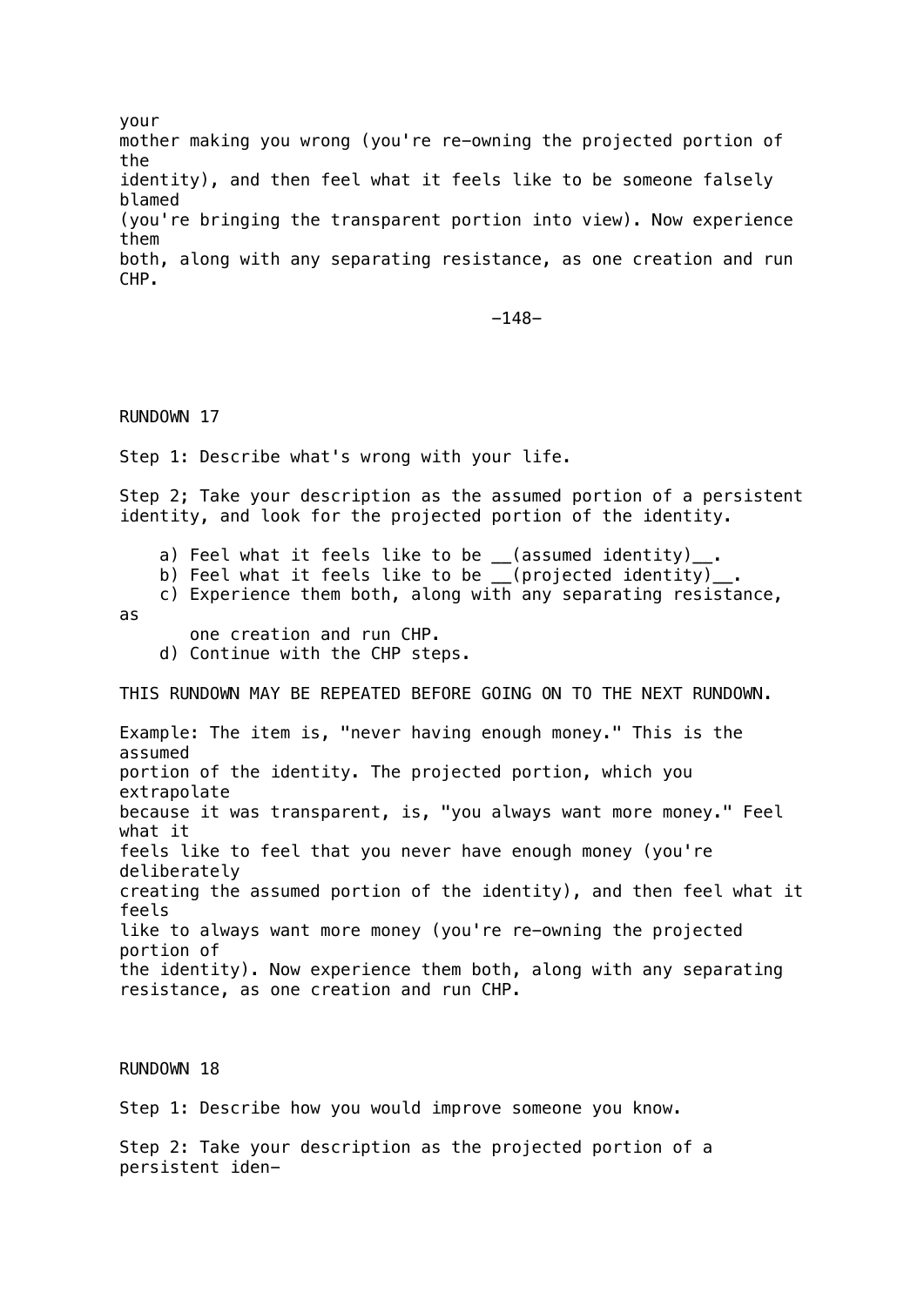your mother making you wrong (you're re-owning the projected portion of the identity), and then feel what it feels like to be someone falsely blamed (you're bringing the transparent portion into view). Now experience them both, along with any separating resistance, as one creation and run CHP.

## RUNDOWN 17

Step 1: Describe what's wrong with your life.

Step 2; Take your description as the assumed portion of a persistent identity, and look for the projected portion of the identity.

a) Feel what it feels like to be __(assumed identity)__.
b) Feel what it feels like to be __(projected identity)__.
c) Experience them both, along with any separating resistance, as one creation and run CHP.
d) Continue with the CHP steps.

THIS RUNDOWN MAY BE REPEATED BEFORE GOING ON TO THE NEXT RUNDOWN.

Example: The item is, "never having enough money." This is the assumed portion of the identity. The projected portion, which you extrapolate because it was transparent, is, "you always want more money." Feel what it feels like to feel that you never have enough money (you're deliberately creating the assumed portion of the identity), and then feel what it feels like to always want more money (you're re-owning the projected portion of the identity). Now experience them both, along with any separating resistance, as one creation and run CHP.

## RUNDOWN 18

Step 1: Describe how you would improve someone you know.

Step 2: Take your description as the projected portion of a persistent iden-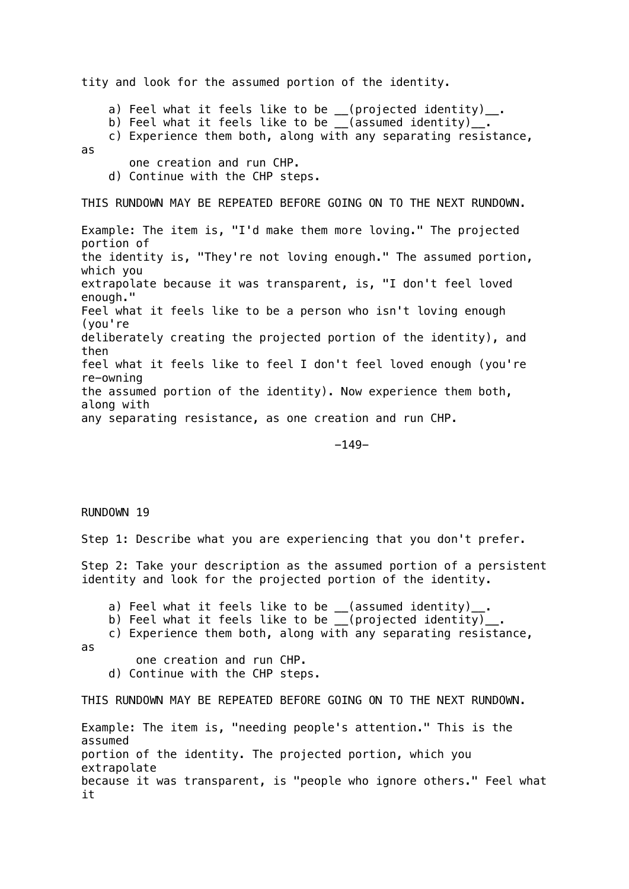tity and look for the assumed portion of the identity.

a) Feel what it feels like to be __(projected identity)__.
b) Feel what it feels like to be __(assumed identity)__.
c) Experience them both, along with any separating resistance, as one creation and run CHP.
d) Continue with the CHP steps.

THIS RUNDOWN MAY BE REPEATED BEFORE GOING ON TO THE NEXT RUNDOWN.

Example: The item is, "I'd make them more loving." The projected portion of the identity is, "They're not loving enough." The assumed portion, which you extrapolate because it was transparent, is, "I don't feel loved enough." Feel what it feels like to be a person who isn't loving enough (you're deliberately creating the projected portion of the identity), and then feel what it feels like to feel I don't feel loved enough (you're re-owning the assumed portion of the identity). Now experience them both, along with any separating resistance, as one creation and run CHP.

## RUNDOWN 19

Step 1: Describe what you are experiencing that you don't prefer.

Step 2: Take your description as the assumed portion of a persistent identity and look for the projected portion of the identity.

a) Feel what it feels like to be __(assumed identity)__.
b) Feel what it feels like to be __(projected identity)__.
c) Experience them both, along with any separating resistance, as one creation and run CHP.
d) Continue with the CHP steps.

THIS RUNDOWN MAY BE REPEATED BEFORE GOING ON TO THE NEXT RUNDOWN.

Example: The item is, "needing people's attention." This is the assumed portion of the identity. The projected portion, which you extrapolate because it was transparent, is "people who ignore others." Feel what it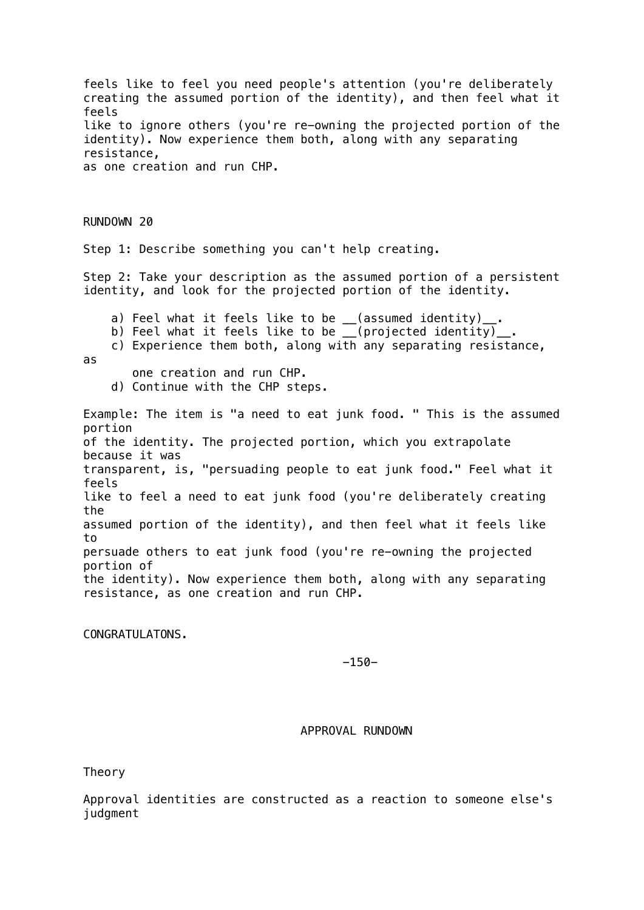feels like to feel you need people's attention (you're deliberately creating the assumed portion of the identity), and then feel what it feels like to ignore others (you're re-owning the projected portion of the identity). Now experience them both, along with any separating resistance, as one creation and run CHP.

## RUNDOWN 20

Step 1: Describe something you can't help creating.

Step 2: Take your description as the assumed portion of a persistent identity, and look for the projected portion of the identity.

a) Feel what it feels like to be __(assumed identity)__.
b) Feel what it feels like to be __(projected identity)__.
c) Experience them both, along with any separating resistance, as one creation and run CHP.
d) Continue with the CHP steps.

Example: The item is "a need to eat junk food. " This is the assumed portion of the identity. The projected portion, which you extrapolate because it was transparent, is, "persuading people to eat junk food." Feel what it feels like to feel a need to eat junk food (you're deliberately creating the assumed portion of the identity), and then feel what it feels like to persuade others to eat junk food (you're re-owning the projected portion of the identity). Now experience them both, along with any separating resistance, as one creation and run CHP.

CONGRATULATONS.

# APPROVAL RUNDOWN

## Theory

Approval identities are constructed as a reaction to someone else's judgment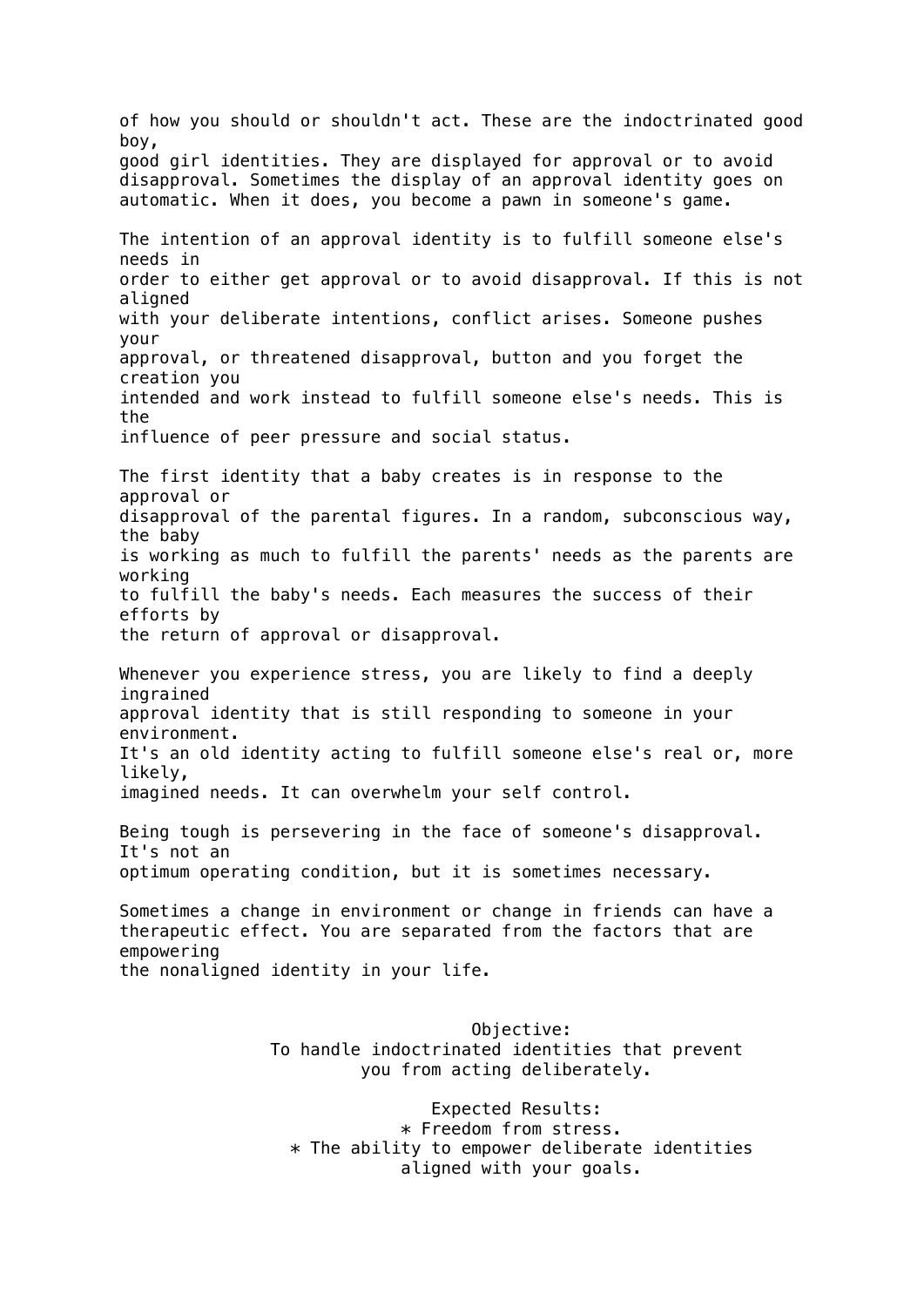of how you should or shouldn't act. These are the indoctrinated good boy, good girl identities. They are displayed for approval or to avoid disapproval. Sometimes the display of an approval identity goes on automatic. When it does, you become a pawn in someone's game.

The intention of an approval identity is to fulfill someone else's needs in order to either get approval or to avoid disapproval. If this is not aligned with your deliberate intentions, conflict arises. Someone pushes your approval, or threatened disapproval, button and you forget the creation you intended and work instead to fulfill someone else's needs. This is the influence of peer pressure and social status.

The first identity that a baby creates is in response to the approval or disapproval of the parental figures. In a random, subconscious way, the baby is working as much to fulfill the parents' needs as the parents are working to fulfill the baby's needs. Each measures the success of their efforts by the return of approval or disapproval.

Whenever you experience stress, you are likely to find a deeply ingrained approval identity that is still responding to someone in your environment. It's an old identity acting to fulfill someone else's real or, more likely, imagined needs. It can overwhelm your self control.

Being tough is persevering in the face of someone's disapproval. It's not an optimum operating condition, but it is sometimes necessary.

Sometimes a change in environment or change in friends can have a therapeutic effect. You are separated from the factors that are empowering the nonaligned identity in your life.

Objective:
To handle indoctrinated identities that prevent you from acting deliberately.

Expected Results:

* Freedom from stress.
* The ability to empower deliberate identities aligned with your goals.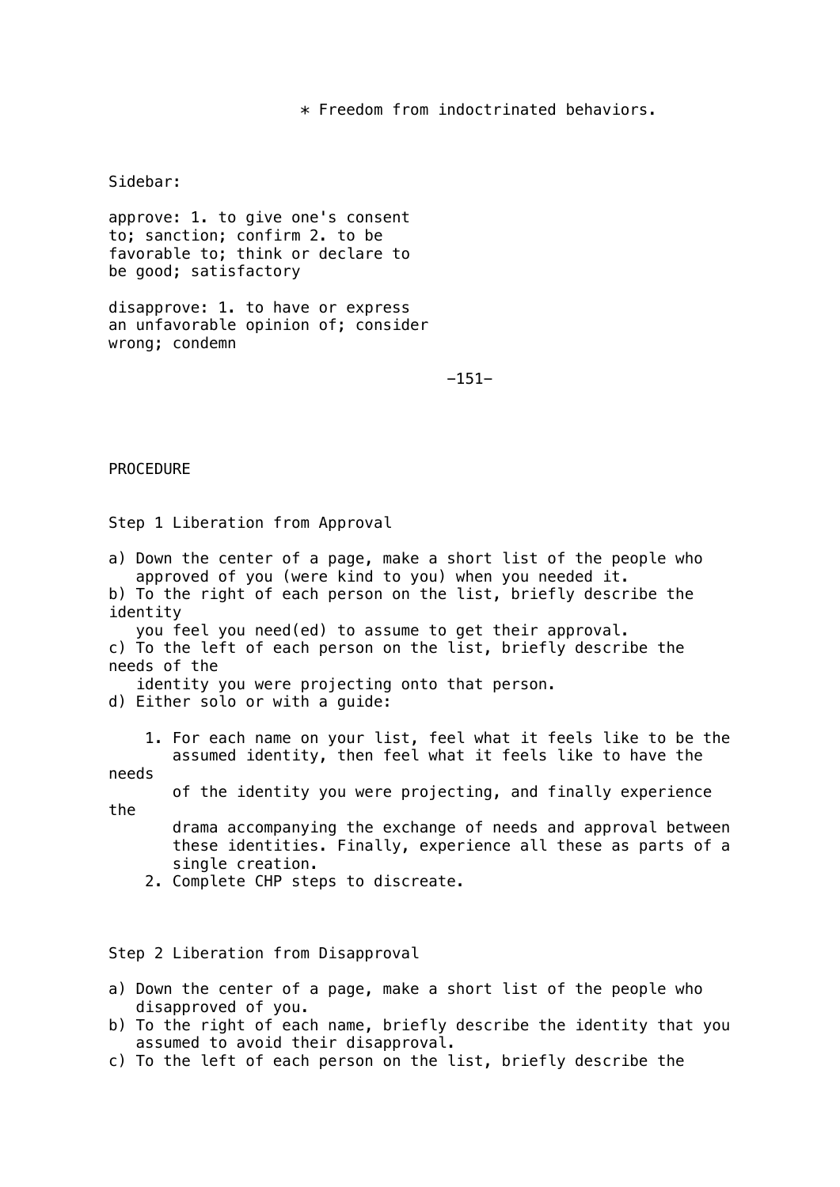* Freedom from indoctrinated behaviors.

Sidebar:

approve: 1. to give one's consent to; sanction; confirm 2. to be favorable to; think or declare to be good; satisfactory

disapprove: 1. to have or express an unfavorable opinion of; consider wrong; condemn

PROCEDURE

Step 1 Liberation from Approval

a) Down the center of a page, make a short list of the people who approved of you (were kind to you) when you needed it.
b) To the right of each person on the list, briefly describe the identity you feel you need(ed) to assume to get their approval.
c) To the left of each person on the list, briefly describe the needs of the identity you were projecting onto that person.
d) Either solo or with a guide:

   1. For each name on your list, feel what it feels like to be the assumed identity, then feel what it feels like to have the needs of the identity you were projecting, and finally experience the drama accompanying the exchange of needs and approval between these identities. Finally, experience all these as parts of a single creation.
   2. Complete CHP steps to discreate.

Step 2 Liberation from Disapproval

a) Down the center of a page, make a short list of the people who disapproved of you.
b) To the right of each name, briefly describe the identity that you assumed to avoid their disapproval.
c) To the left of each person on the list, briefly describe the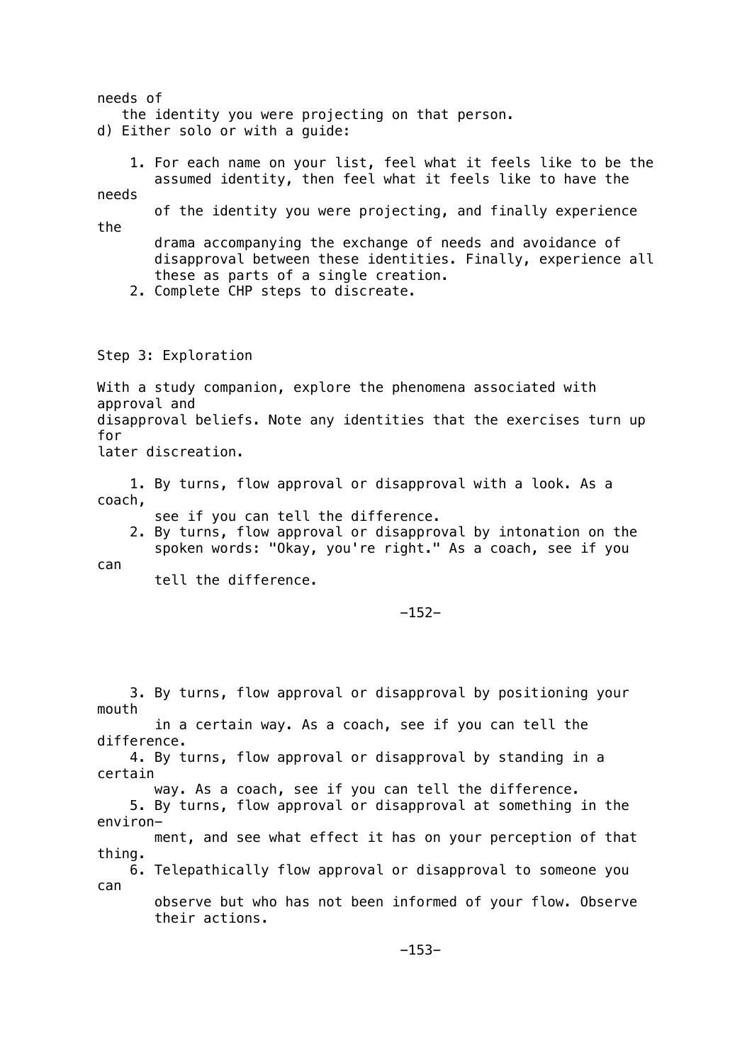needs of the identity you were projecting on that person.

d) Either solo or with a guide:

1. For each name on your list, feel what it feels like to be the assumed identity, then feel what it feels like to have the needs of the identity you were projecting, and finally experience the drama accompanying the exchange of needs and avoidance of disapproval between these identities. Finally, experience all these as parts of a single creation.
2. Complete CHP steps to discreate.

## Step 3: Exploration

With a study companion, explore the phenomena associated with approval and disapproval beliefs. Note any identities that the exercises turn up for later discreation.

1. By turns, flow approval or disapproval with a look. As a coach, see if you can tell the difference.
2. By turns, flow approval or disapproval by intonation on the spoken words: "Okay, you're right." As a coach, see if you can tell the difference.
3. By turns, flow approval or disapproval by positioning your mouth in a certain way. As a coach, see if you can tell the difference.
4. By turns, flow approval or disapproval by standing in a certain way. As a coach, see if you can tell the difference.
5. By turns, flow approval or disapproval at something in the environment, and see what effect it has on your perception of that thing.
6. Telepathically flow approval or disapproval to someone you can observe but who has not been informed of your flow. Observe their actions.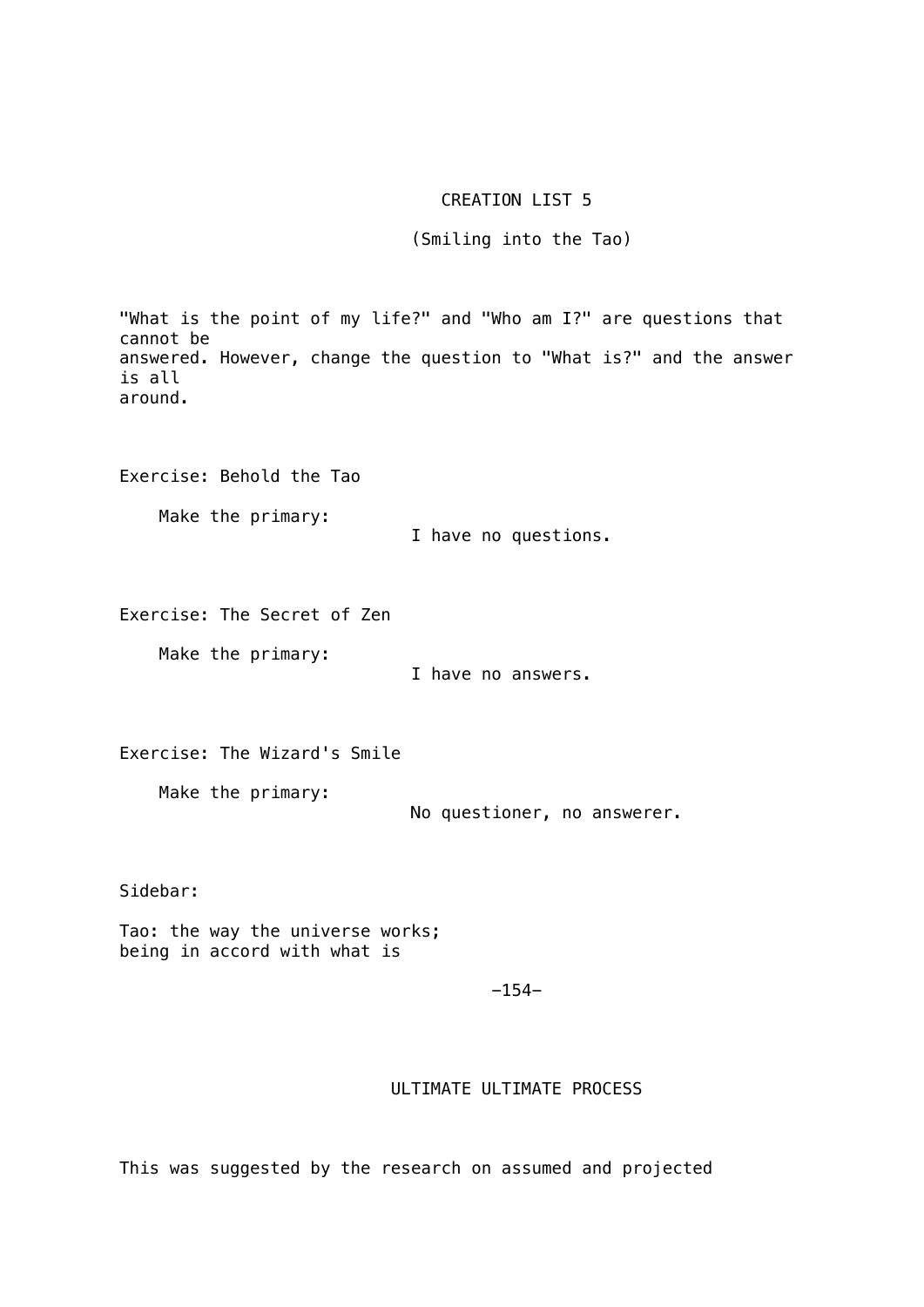## CREATION LIST 5

### (Smiling into the Tao)

"What is the point of my life?" and "Who am I?" are questions that cannot be answered. However, change the question to "What is?" and the answer is all around.

Exercise: Behold the Tao

Make the primary:

I have no questions.

Exercise: The Secret of Zen

Make the primary:

I have no answers.

Exercise: The Wizard's Smile

Make the primary:

No questioner, no answerer.

Sidebar:

Tao: the way the universe works;
being in accord with what is

## ULTIMATE ULTIMATE PROCESS

This was suggested by the research on assumed and projected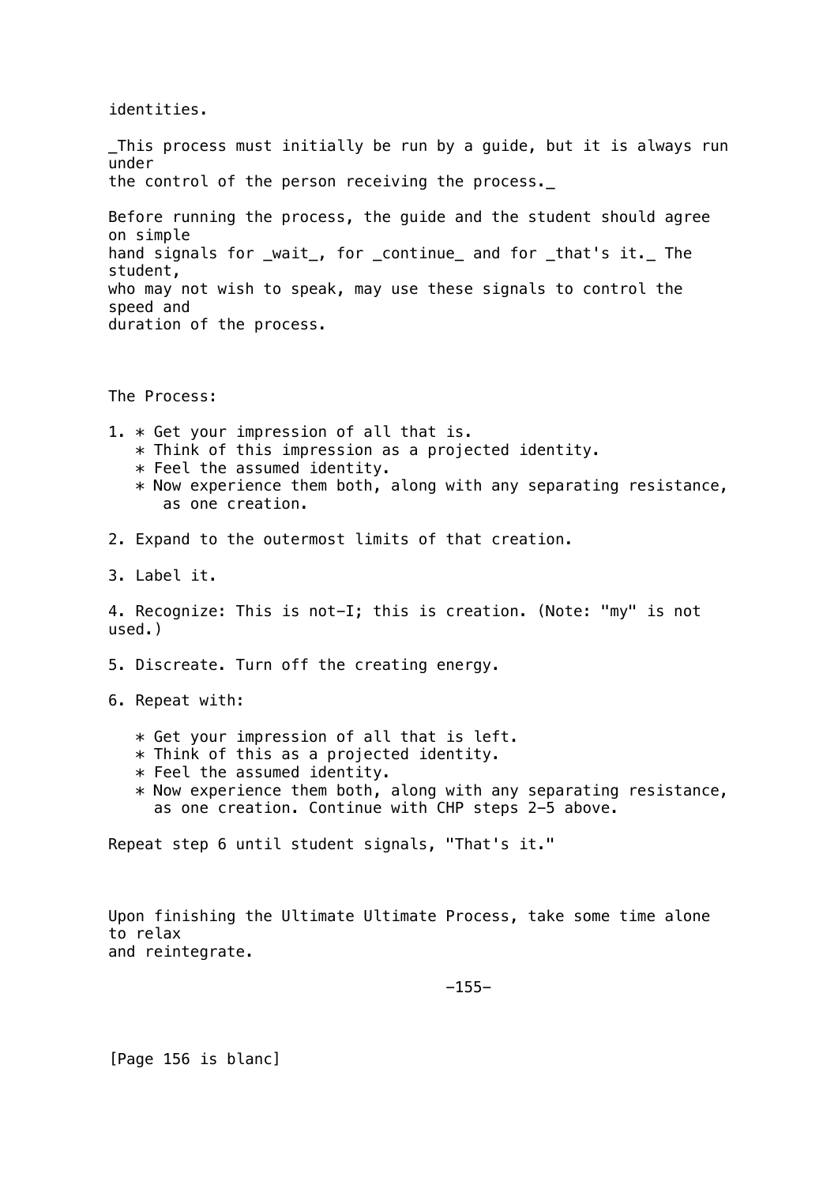identities.

_This process must initially be run by a guide, but it is always run under the control of the person receiving the process._

Before running the process, the guide and the student should agree on simple hand signals for _wait_, for _continue_ and for _that's it._ The student, who may not wish to speak, may use these signals to control the speed and duration of the process.

The Process:

1. * Get your impression of all that is.
   * Think of this impression as a projected identity.
   * Feel the assumed identity.
   * Now experience them both, along with any separating resistance, as one creation.

2. Expand to the outermost limits of that creation.

3. Label it.

4. Recognize: This is not-I; this is creation. (Note: "my" is not used.)

5. Discreate. Turn off the creating energy.

6. Repeat with:

   * Get your impression of all that is left.
   * Think of this as a projected identity.
   * Feel the assumed identity.
   * Now experience them both, along with any separating resistance, as one creation. Continue with CHP steps 2–5 above.

Repeat step 6 until student signals, "That's it."

Upon finishing the Ultimate Ultimate Process, take some time alone to relax and reintegrate.

[Page 156 is blanc]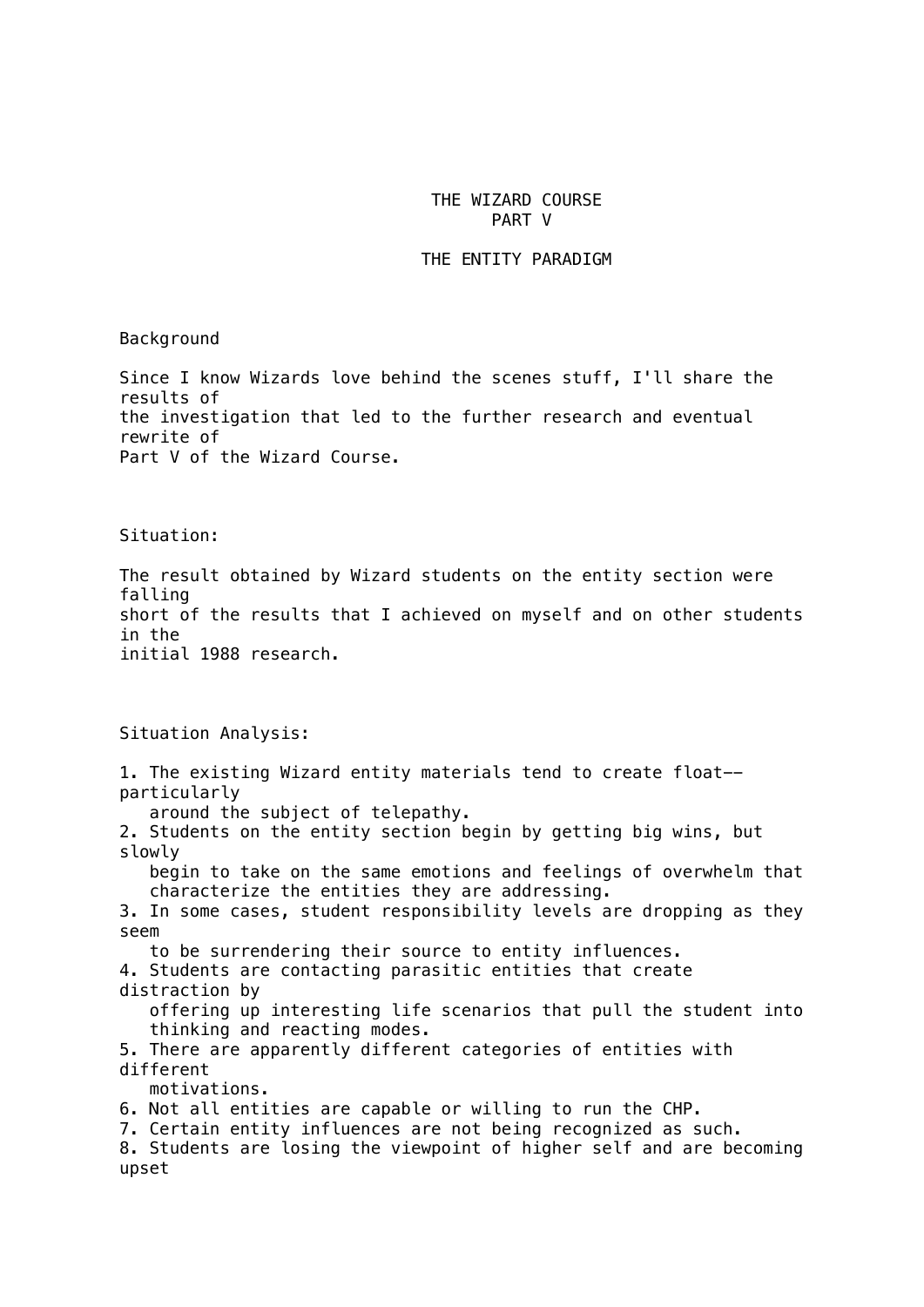# THE WIZARD COURSE
# PART V

## THE ENTITY PARADIGM

### Background

Since I know Wizards love behind the scenes stuff, I'll share the results of the investigation that led to the further research and eventual rewrite of Part V of the Wizard Course.

### Situation:

The result obtained by Wizard students on the entity section were falling short of the results that I achieved on myself and on other students in the initial 1988 research.

### Situation Analysis:

1. The existing Wizard entity materials tend to create float--particularly around the subject of telepathy.
2. Students on the entity section begin by getting big wins, but slowly begin to take on the same emotions and feelings of overwhelm that characterize the entities they are addressing.
3. In some cases, student responsibility levels are dropping as they seem to be surrendering their source to entity influences.
4. Students are contacting parasitic entities that create distraction by offering up interesting life scenarios that pull the student into thinking and reacting modes.
5. There are apparently different categories of entities with different motivations.
6. Not all entities are capable or willing to run the CHP.
7. Certain entity influences are not being recognized as such.
8. Students are losing the viewpoint of higher self and are becoming upset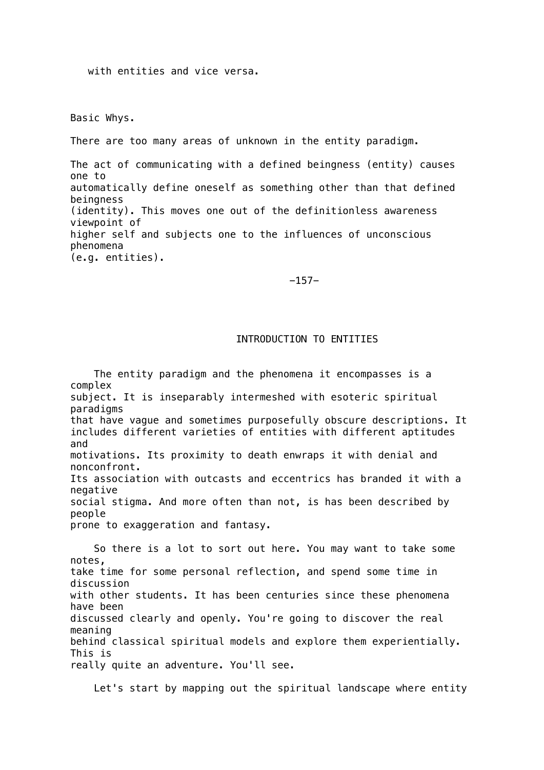with entities and vice versa.

Basic Whys.

There are too many areas of unknown in the entity paradigm.

The act of communicating with a defined beingness (entity) causes one to automatically define oneself as something other than that defined beingness (identity). This moves one out of the definitionless awareness viewpoint of higher self and subjects one to the influences of unconscious phenomena (e.g. entities).

## INTRODUCTION TO ENTITIES

The entity paradigm and the phenomena it encompasses is a complex subject. It is inseparably intermeshed with esoteric spiritual paradigms that have vague and sometimes purposefully obscure descriptions. It includes different varieties of entities with different aptitudes and motivations. Its proximity to death enwraps it with denial and nonconfront. Its association with outcasts and eccentrics has branded it with a negative social stigma. And more often than not, is has been described by people prone to exaggeration and fantasy.

So there is a lot to sort out here. You may want to take some notes, take time for some personal reflection, and spend some time in discussion with other students. It has been centuries since these phenomena have been discussed clearly and openly. You're going to discover the real meaning behind classical spiritual models and explore them experientially. This is really quite an adventure. You'll see.

Let's start by mapping out the spiritual landscape where entity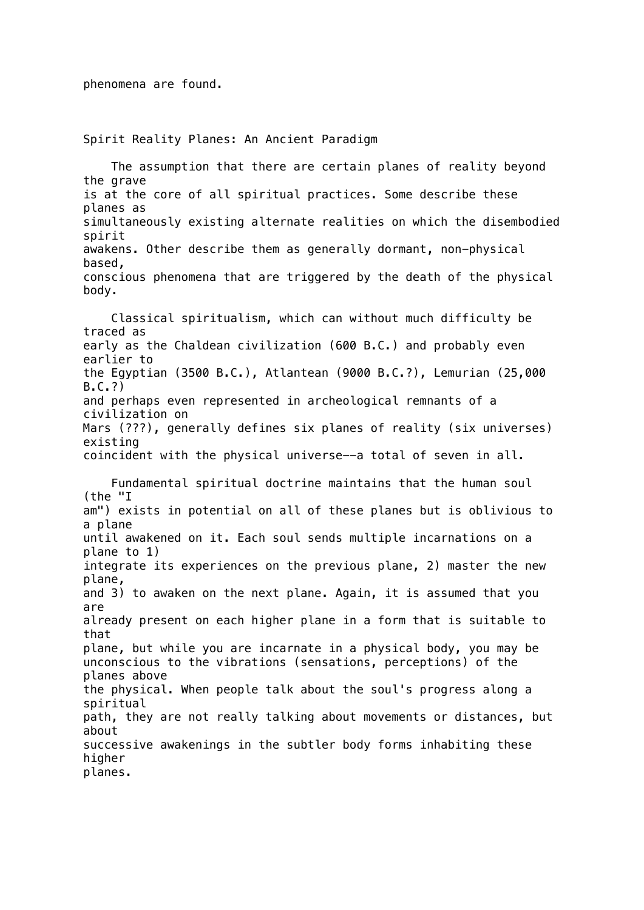phenomena are found.

## Spirit Reality Planes: An Ancient Paradigm

The assumption that there are certain planes of reality beyond the grave is at the core of all spiritual practices. Some describe these planes as simultaneously existing alternate realities on which the disembodied spirit awakens. Other describe them as generally dormant, non-physical based, conscious phenomena that are triggered by the death of the physical body.

Classical spiritualism, which can without much difficulty be traced as early as the Chaldean civilization (600 B.C.) and probably even earlier to the Egyptian (3500 B.C.), Atlantean (9000 B.C.?), Lemurian (25,000 B.C.?) and perhaps even represented in archeological remnants of a civilization on Mars (???), generally defines six planes of reality (six universes) existing coincident with the physical universe--a total of seven in all.

Fundamental spiritual doctrine maintains that the human soul (the "I am") exists in potential on all of these planes but is oblivious to a plane until awakened on it. Each soul sends multiple incarnations on a plane to 1) integrate its experiences on the previous plane, 2) master the new plane, and 3) to awaken on the next plane. Again, it is assumed that you are already present on each higher plane in a form that is suitable to that plane, but while you are incarnate in a physical body, you may be unconscious to the vibrations (sensations, perceptions) of the planes above the physical. When people talk about the soul's progress along a spiritual path, they are not really talking about movements or distances, but about successive awakenings in the subtler body forms inhabiting these higher planes.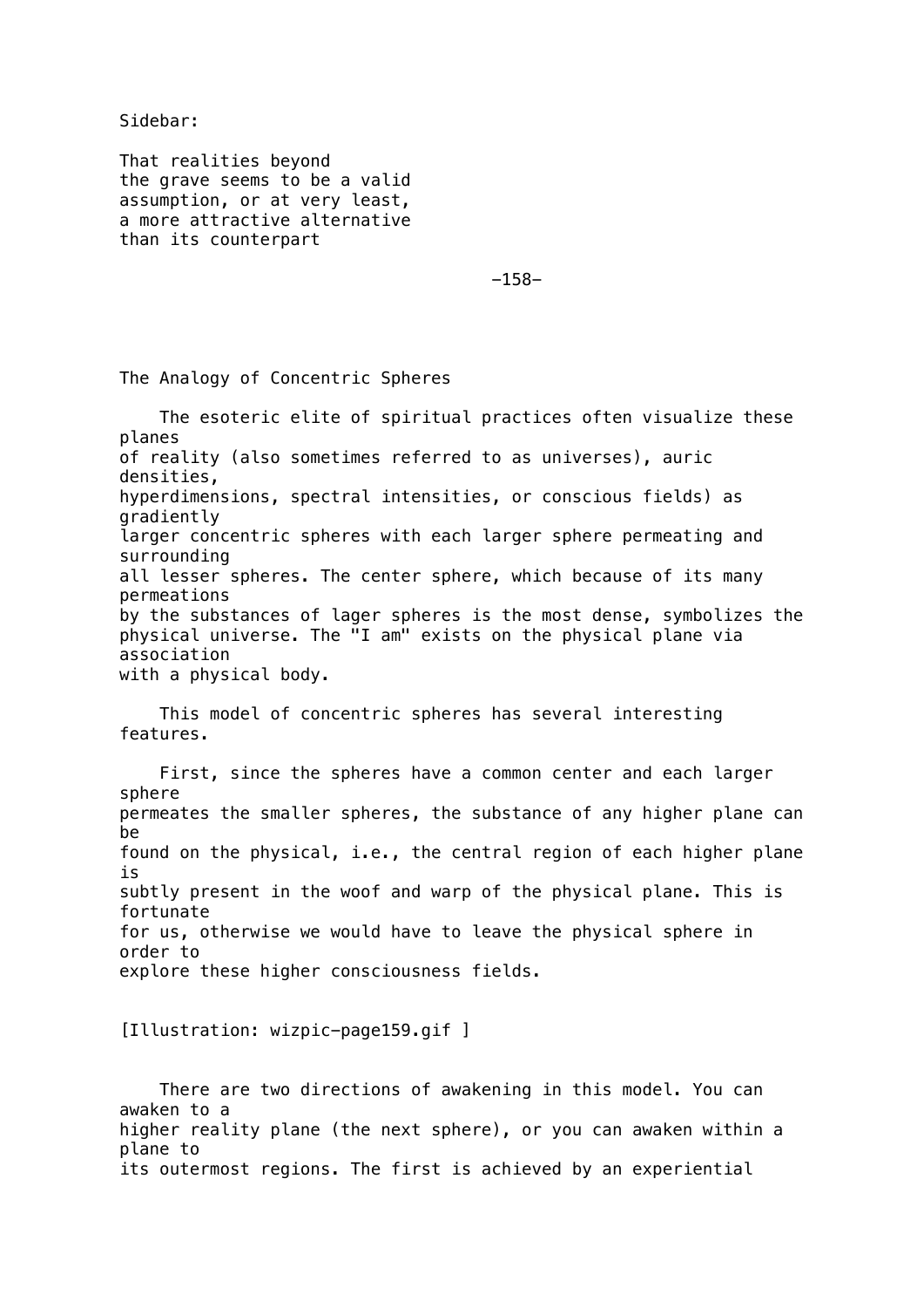Sidebar:

That realities beyond the grave seems to be a valid assumption, or at very least, a more attractive alternative than its counterpart

## The Analogy of Concentric Spheres

The esoteric elite of spiritual practices often visualize these planes of reality (also sometimes referred to as universes), auric densities, hyperdimensions, spectral intensities, or conscious fields) as gradiently larger concentric spheres with each larger sphere permeating and surrounding all lesser spheres. The center sphere, which because of its many permeations by the substances of lager spheres is the most dense, symbolizes the physical universe. The "I am" exists on the physical plane via association with a physical body.

This model of concentric spheres has several interesting features.

First, since the spheres have a common center and each larger sphere permeates the smaller spheres, the substance of any higher plane can be found on the physical, i.e., the central region of each higher plane is subtly present in the woof and warp of the physical plane. This is fortunate for us, otherwise we would have to leave the physical sphere in order to explore these higher consciousness fields.

[Illustration: wizpic-page159.gif ]

There are two directions of awakening in this model. You can awaken to a higher reality plane (the next sphere), or you can awaken within a plane to its outermost regions. The first is achieved by an experiential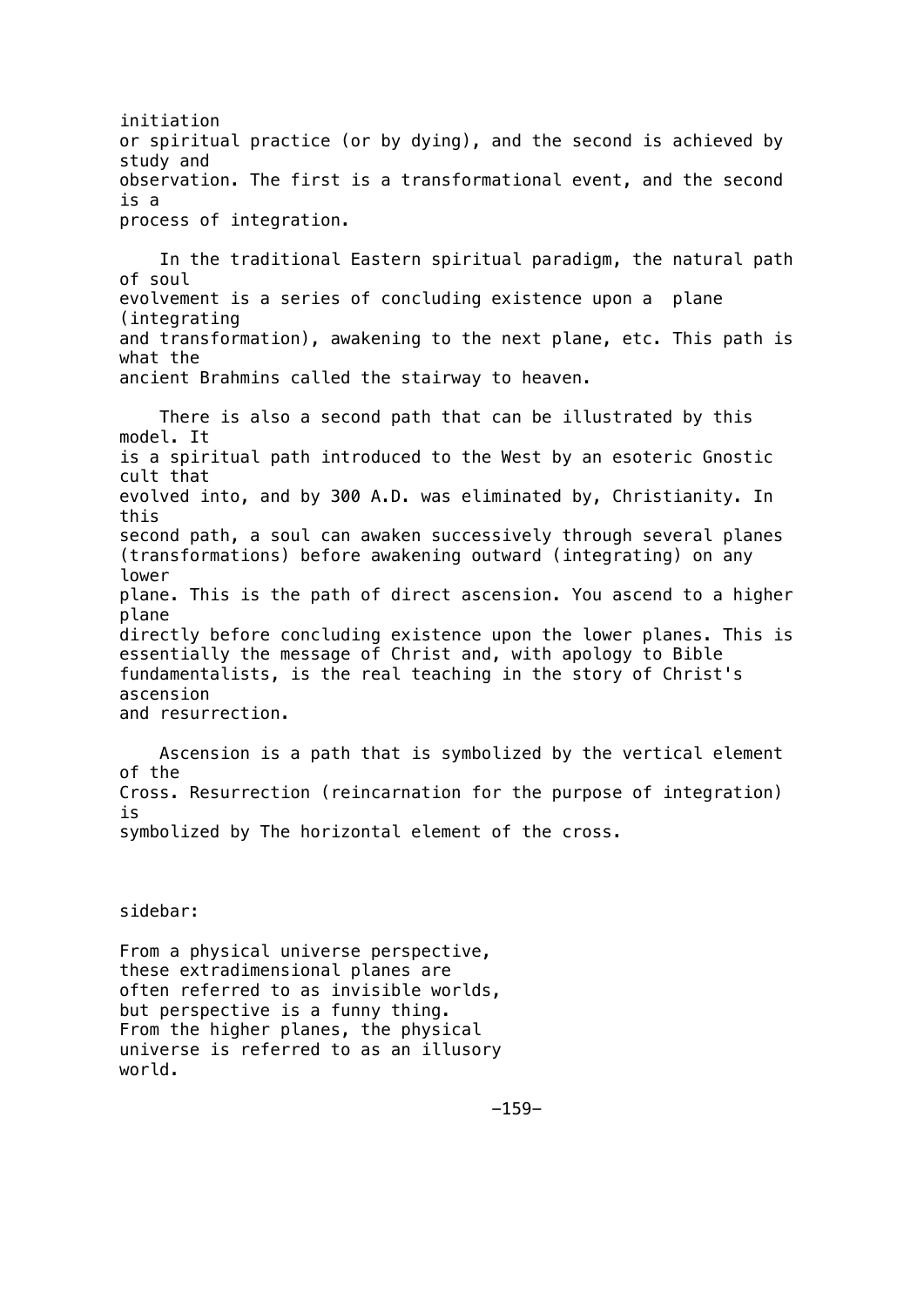initiation or spiritual practice (or by dying), and the second is achieved by study and observation. The first is a transformational event, and the second is a process of integration.

In the traditional Eastern spiritual paradigm, the natural path of soul evolvement is a series of concluding existence upon a plane (integrating and transformation), awakening to the next plane, etc. This path is what the ancient Brahmins called the stairway to heaven.

There is also a second path that can be illustrated by this model. It is a spiritual path introduced to the West by an esoteric Gnostic cult that evolved into, and by 300 A.D. was eliminated by, Christianity. In this second path, a soul can awaken successively through several planes (transformations) before awakening outward (integrating) on any lower plane. This is the path of direct ascension. You ascend to a higher plane directly before concluding existence upon the lower planes. This is essentially the message of Christ and, with apology to Bible fundamentalists, is the real teaching in the story of Christ's ascension and resurrection.

Ascension is a path that is symbolized by the vertical element of the Cross. Resurrection (reincarnation for the purpose of integration) is symbolized by The horizontal element of the cross.

sidebar:

From a physical universe perspective, these extradimensional planes are often referred to as invisible worlds, but perspective is a funny thing. From the higher planes, the physical universe is referred to as an illusory world.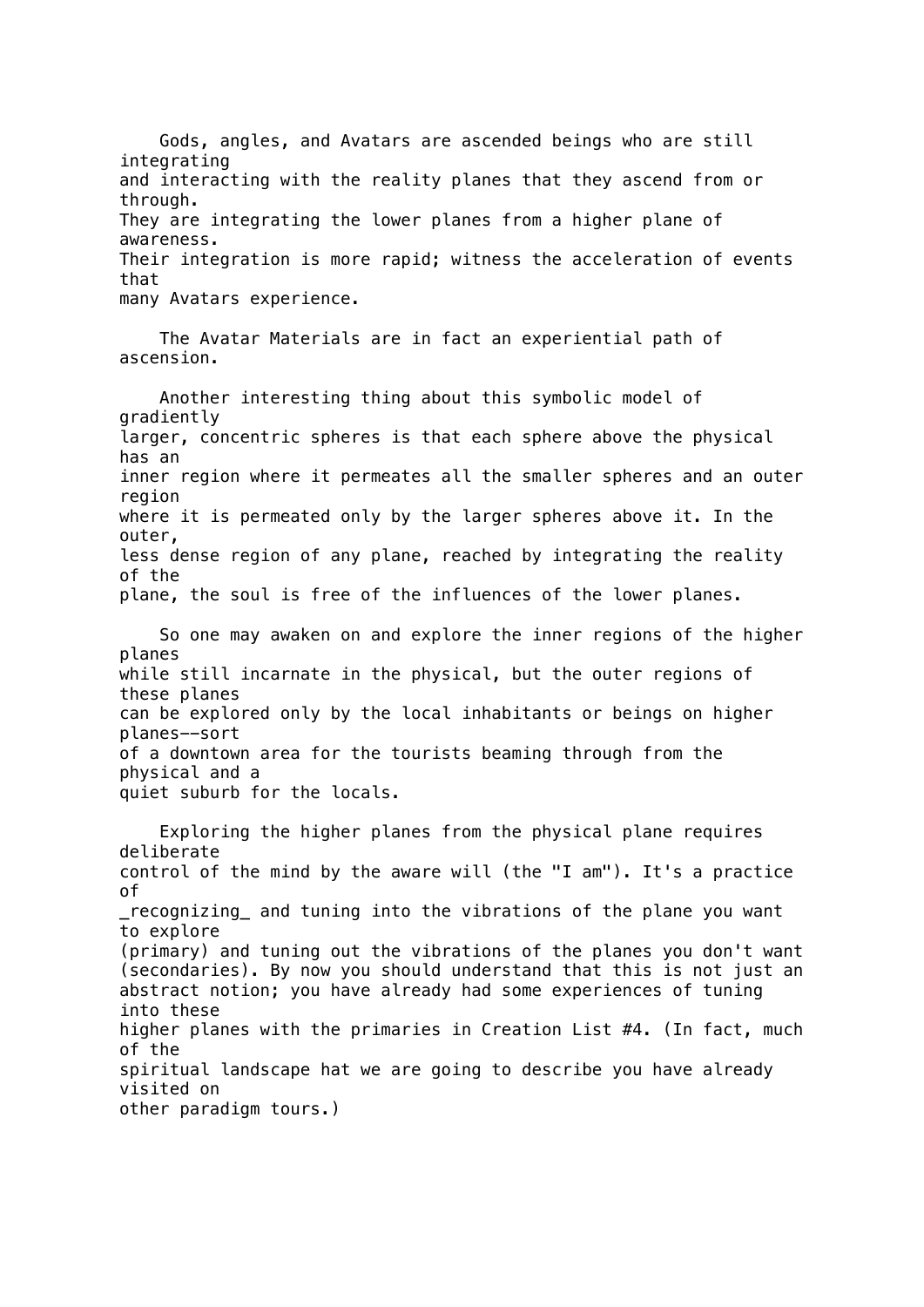Gods, angles, and Avatars are ascended beings who are still integrating and interacting with the reality planes that they ascend from or through. They are integrating the lower planes from a higher plane of awareness. Their integration is more rapid; witness the acceleration of events that many Avatars experience.

The Avatar Materials are in fact an experiential path of ascension.

Another interesting thing about this symbolic model of gradiently larger, concentric spheres is that each sphere above the physical has an inner region where it permeates all the smaller spheres and an outer region where it is permeated only by the larger spheres above it. In the outer, less dense region of any plane, reached by integrating the reality of the plane, the soul is free of the influences of the lower planes.

So one may awaken on and explore the inner regions of the higher planes while still incarnate in the physical, but the outer regions of these planes can be explored only by the local inhabitants or beings on higher planes--sort of a downtown area for the tourists beaming through from the physical and a quiet suburb for the locals.

Exploring the higher planes from the physical plane requires deliberate control of the mind by the aware will (the "I am"). It's a practice of _recognizing_ and tuning into the vibrations of the plane you want to explore (primary) and tuning out the vibrations of the planes you don't want (secondaries). By now you should understand that this is not just an abstract notion; you have already had some experiences of tuning into these higher planes with the primaries in Creation List #4. (In fact, much of the spiritual landscape hat we are going to describe you have already visited on other paradigm tours.)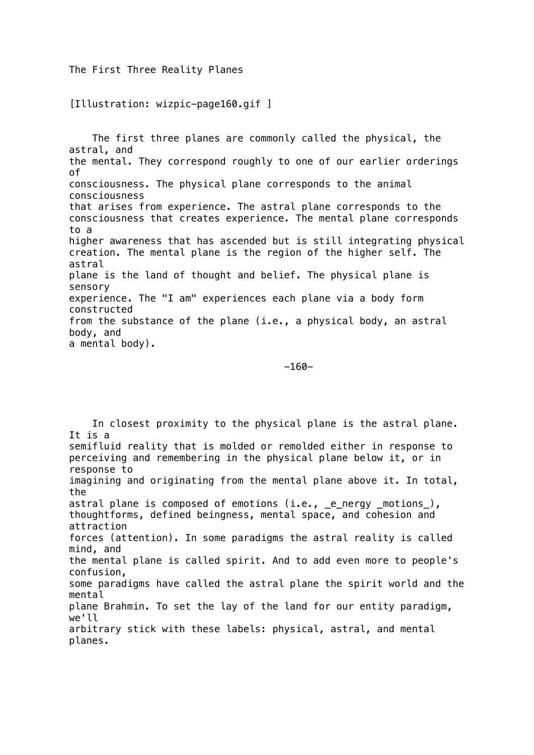# The First Three Reality Planes

[Illustration: wizpic-page160.gif ]

The first three planes are commonly called the physical, the astral, and the mental. They correspond roughly to one of our earlier orderings of consciousness. The physical plane corresponds to the animal consciousness that arises from experience. The astral plane corresponds to the consciousness that creates experience. The mental plane corresponds to a higher awareness that has ascended but is still integrating physical creation. The mental plane is the region of the higher self. The astral plane is the land of thought and belief. The physical plane is sensory experience. The "I am" experiences each plane via a body form constructed from the substance of the plane (i.e., a physical body, an astral body, and a mental body).

In closest proximity to the physical plane is the astral plane. It is a semifluid reality that is molded or remolded either in response to perceiving and remembering in the physical plane below it, or in response to imagining and originating from the mental plane above it. In total, the astral plane is composed of emotions (i.e., _e_nergy _motions_), thoughtforms, defined beingness, mental space, and cohesion and attraction forces (attention). In some paradigms the astral reality is called mind, and the mental plane is called spirit. And to add even more to people's confusion, some paradigms have called the astral plane the spirit world and the mental plane Brahmin. To set the lay of the land for our entity paradigm, we'll arbitrary stick with these labels: physical, astral, and mental planes.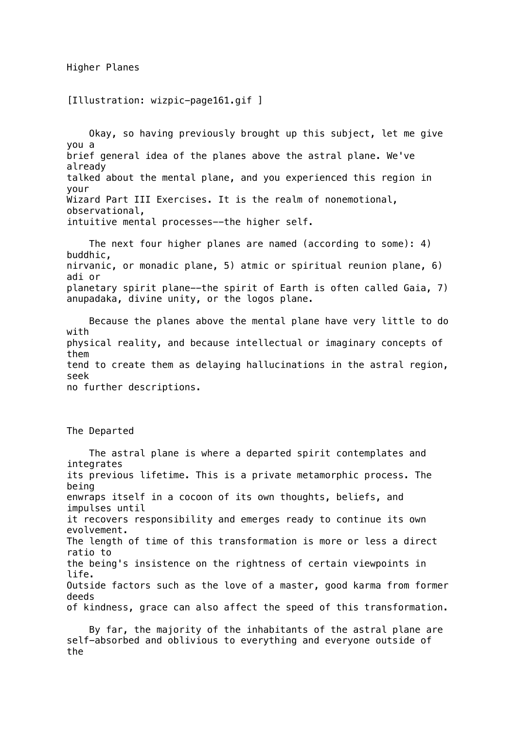## Higher Planes

[Illustration: wizpic-page161.gif ]

Okay, so having previously brought up this subject, let me give you a brief general idea of the planes above the astral plane. We've already talked about the mental plane, and you experienced this region in your Wizard Part III Exercises. It is the realm of nonemotional, observational, intuitive mental processes--the higher self.

The next four higher planes are named (according to some): 4) buddhic, nirvanic, or monadic plane, 5) atmic or spiritual reunion plane, 6) adi or planetary spirit plane--the spirit of Earth is often called Gaia, 7) anupadaka, divine unity, or the logos plane.

Because the planes above the mental plane have very little to do with physical reality, and because intellectual or imaginary concepts of them tend to create them as delaying hallucinations in the astral region, seek no further descriptions.

## The Departed

The astral plane is where a departed spirit contemplates and integrates its previous lifetime. This is a private metamorphic process. The being enwraps itself in a cocoon of its own thoughts, beliefs, and impulses until it recovers responsibility and emerges ready to continue its own evolvement. The length of time of this transformation is more or less a direct ratio to the being's insistence on the rightness of certain viewpoints in life. Outside factors such as the love of a master, good karma from former deeds of kindness, grace can also affect the speed of this transformation.

By far, the majority of the inhabitants of the astral plane are self-absorbed and oblivious to everything and everyone outside of the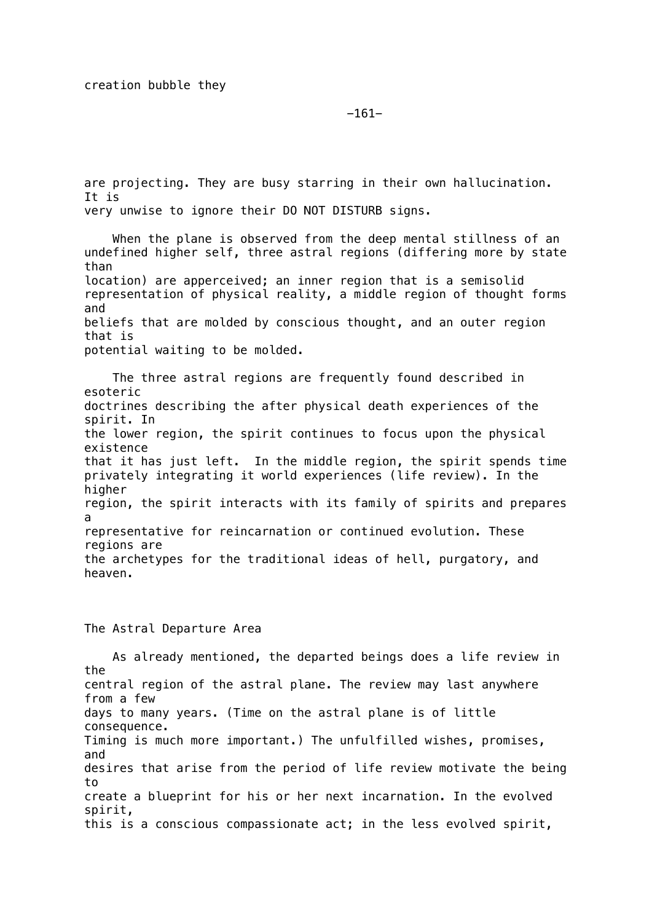creation bubble they

are projecting. They are busy starring in their own hallucination. It is very unwise to ignore their DO NOT DISTURB signs.

When the plane is observed from the deep mental stillness of an undefined higher self, three astral regions (differing more by state than location) are apperceived; an inner region that is a semisolid representation of physical reality, a middle region of thought forms and beliefs that are molded by conscious thought, and an outer region that is potential waiting to be molded.

The three astral regions are frequently found described in esoteric doctrines describing the after physical death experiences of the spirit. In the lower region, the spirit continues to focus upon the physical existence that it has just left. In the middle region, the spirit spends time privately integrating it world experiences (life review). In the higher region, the spirit interacts with its family of spirits and prepares a representative for reincarnation or continued evolution. These regions are the archetypes for the traditional ideas of hell, purgatory, and heaven.

## The Astral Departure Area

As already mentioned, the departed beings does a life review in the central region of the astral plane. The review may last anywhere from a few days to many years. (Time on the astral plane is of little consequence. Timing is much more important.) The unfulfilled wishes, promises, and desires that arise from the period of life review motivate the being to create a blueprint for his or her next incarnation. In the evolved spirit, this is a conscious compassionate act; in the less evolved spirit,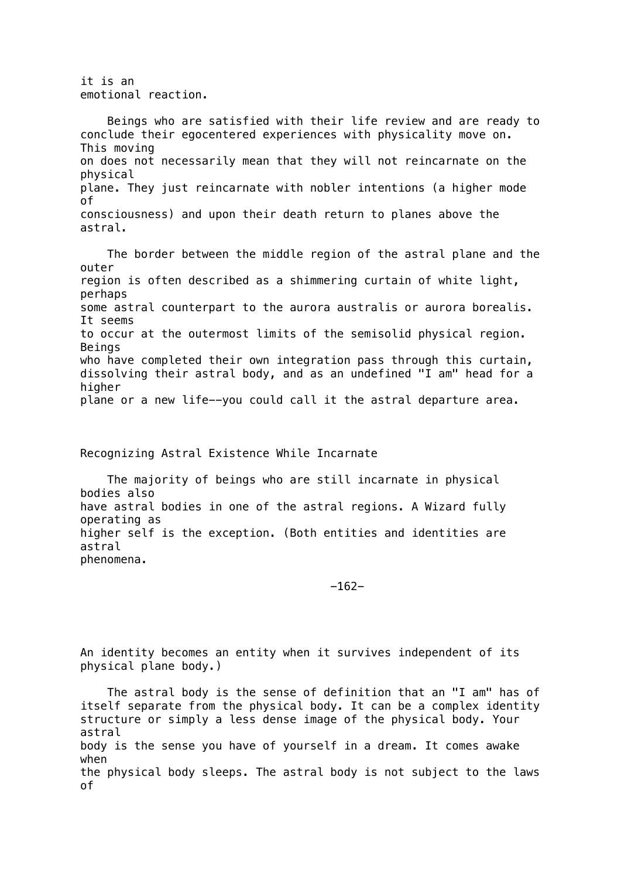it is an emotional reaction.

Beings who are satisfied with their life review and are ready to conclude their egocentered experiences with physicality move on. This moving on does not necessarily mean that they will not reincarnate on the physical plane. They just reincarnate with nobler intentions (a higher mode of consciousness) and upon their death return to planes above the astral.

The border between the middle region of the astral plane and the outer region is often described as a shimmering curtain of white light, perhaps some astral counterpart to the aurora australis or aurora borealis. It seems to occur at the outermost limits of the semisolid physical region. Beings who have completed their own integration pass through this curtain, dissolving their astral body, and as an undefined "I am" head for a higher plane or a new life--you could call it the astral departure area.

## Recognizing Astral Existence While Incarnate

The majority of beings who are still incarnate in physical bodies also have astral bodies in one of the astral regions. A Wizard fully operating as higher self is the exception. (Both entities and identities are astral phenomena. An identity becomes an entity when it survives independent of its physical plane body.)

The astral body is the sense of definition that an "I am" has of itself separate from the physical body. It can be a complex identity structure or simply a less dense image of the physical body. Your astral body is the sense you have of yourself in a dream. It comes awake when the physical body sleeps. The astral body is not subject to the laws of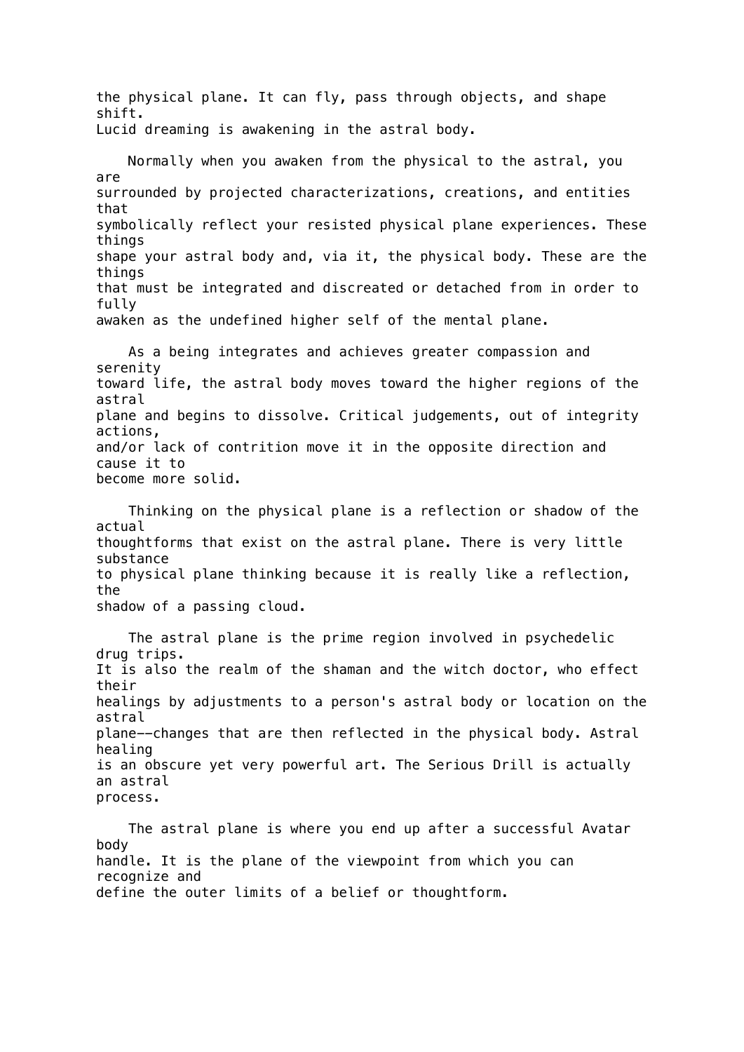the physical plane. It can fly, pass through objects, and shape shift.
Lucid dreaming is awakening in the astral body.

Normally when you awaken from the physical to the astral, you are surrounded by projected characterizations, creations, and entities that symbolically reflect your resisted physical plane experiences. These things shape your astral body and, via it, the physical body. These are the things that must be integrated and discreated or detached from in order to fully awaken as the undefined higher self of the mental plane.

As a being integrates and achieves greater compassion and serenity toward life, the astral body moves toward the higher regions of the astral plane and begins to dissolve. Critical judgements, out of integrity actions, and/or lack of contrition move it in the opposite direction and cause it to become more solid.

Thinking on the physical plane is a reflection or shadow of the actual thoughtforms that exist on the astral plane. There is very little substance to physical plane thinking because it is really like a reflection, the shadow of a passing cloud.

The astral plane is the prime region involved in psychedelic drug trips. It is also the realm of the shaman and the witch doctor, who effect their healings by adjustments to a person's astral body or location on the astral plane--changes that are then reflected in the physical body. Astral healing is an obscure yet very powerful art. The Serious Drill is actually an astral process.

The astral plane is where you end up after a successful Avatar body handle. It is the plane of the viewpoint from which you can recognize and define the outer limits of a belief or thoughtform.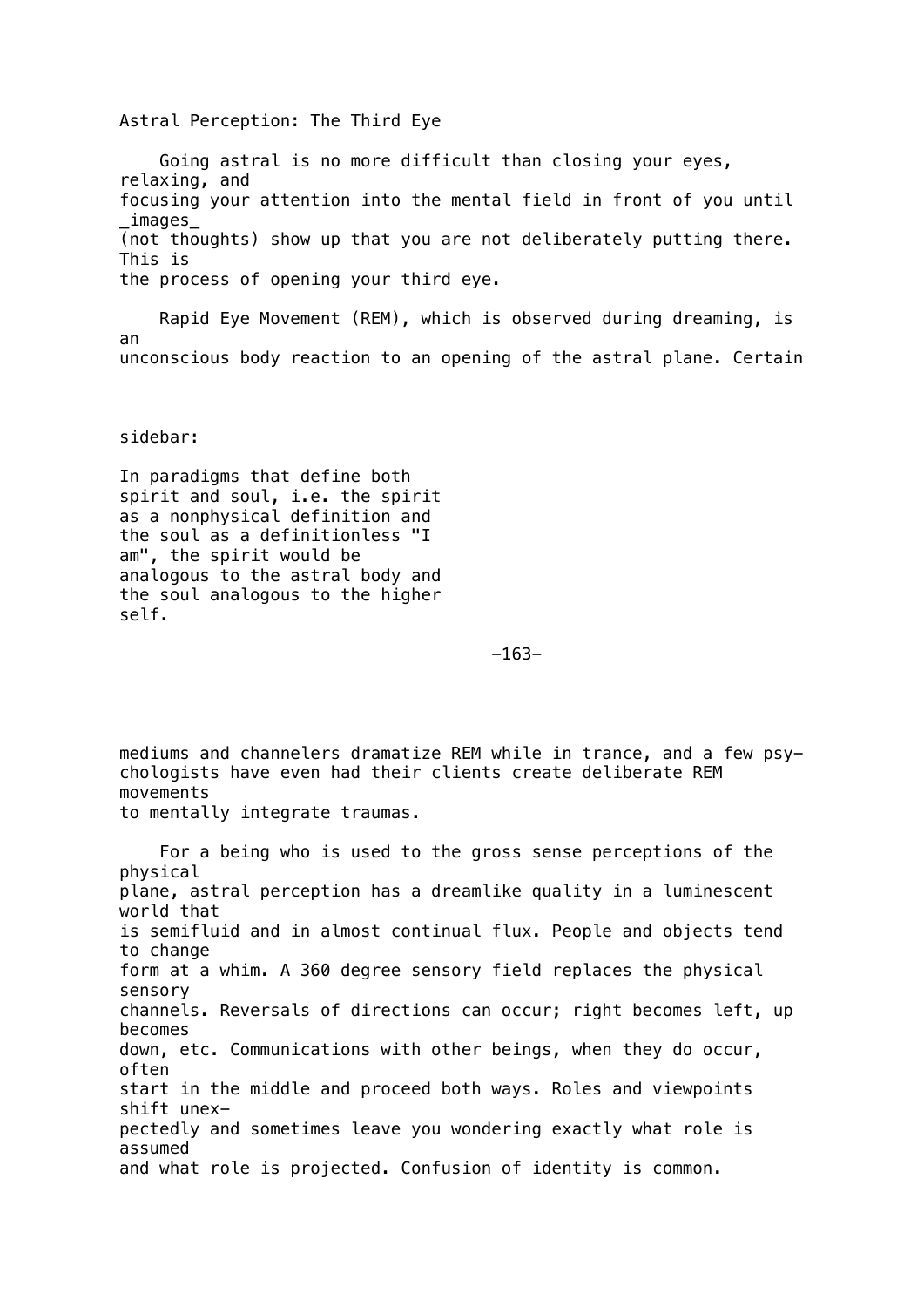# Astral Perception: The Third Eye

Going astral is no more difficult than closing your eyes, relaxing, and focusing your attention into the mental field in front of you until *images* (not thoughts) show up that you are not deliberately putting there. This is the process of opening your third eye.

Rapid Eye Movement (REM), which is observed during dreaming, is an unconscious body reaction to an opening of the astral plane. Certain mediums and channelers dramatize REM while in trance, and a few psychologists have even had their clients create deliberate REM movements to mentally integrate traumas.

> sidebar:
>
> In paradigms that define both spirit and soul, i.e. the spirit as a nonphysical definition and the soul as a definitionless "I am", the spirit would be analogous to the astral body and the soul analogous to the higher self.

For a being who is used to the gross sense perceptions of the physical plane, astral perception has a dreamlike quality in a luminescent world that is semifluid and in almost continual flux. People and objects tend to change form at a whim. A 360 degree sensory field replaces the physical sensory channels. Reversals of directions can occur; right becomes left, up becomes down, etc. Communications with other beings, when they do occur, often start in the middle and proceed both ways. Roles and viewpoints shift unexpectedly and sometimes leave you wondering exactly what role is assumed and what role is projected. Confusion of identity is common.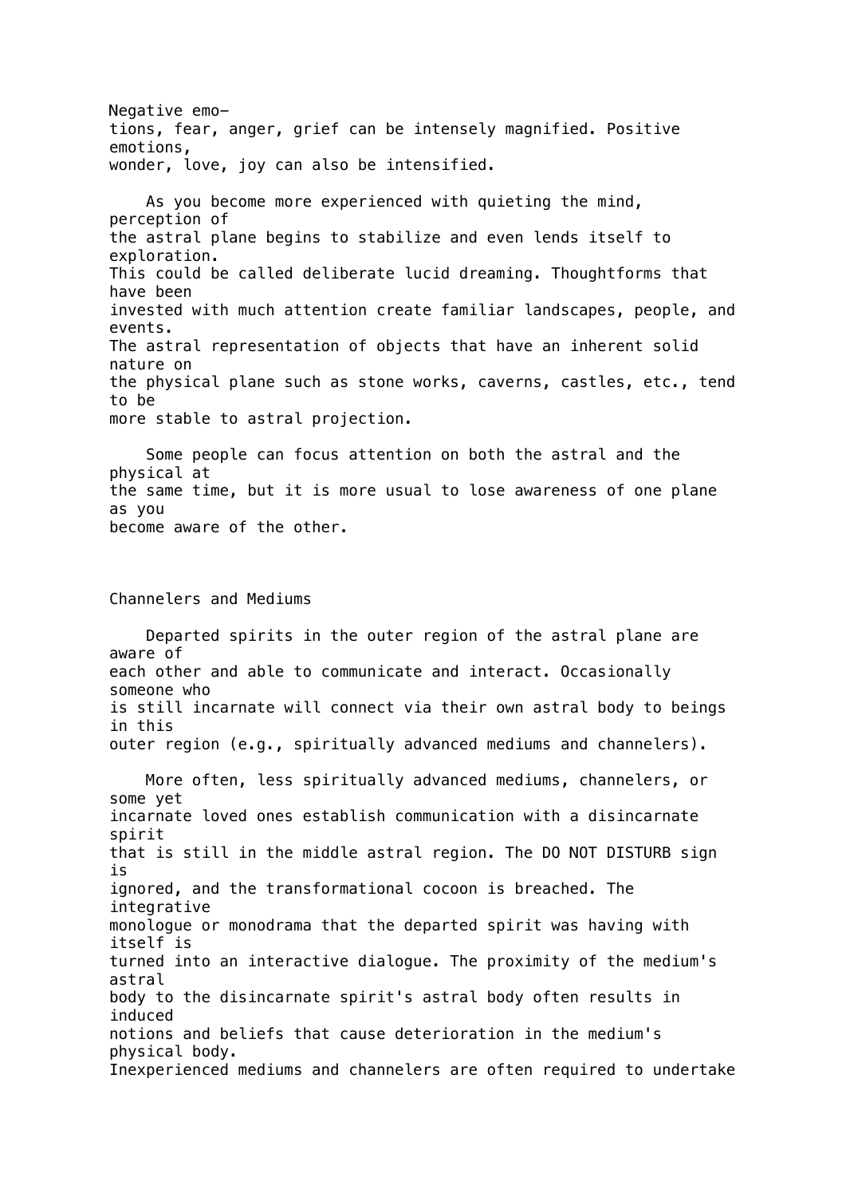Negative emotions, fear, anger, grief can be intensely magnified. Positive emotions, wonder, love, joy can also be intensified.

As you become more experienced with quieting the mind, perception of the astral plane begins to stabilize and even lends itself to exploration. This could be called deliberate lucid dreaming. Thoughtforms that have been invested with much attention create familiar landscapes, people, and events. The astral representation of objects that have an inherent solid nature on the physical plane such as stone works, caverns, castles, etc., tend to be more stable to astral projection.

Some people can focus attention on both the astral and the physical at the same time, but it is more usual to lose awareness of one plane as you become aware of the other.

## Channelers and Mediums

Departed spirits in the outer region of the astral plane are aware of each other and able to communicate and interact. Occasionally someone who is still incarnate will connect via their own astral body to beings in this outer region (e.g., spiritually advanced mediums and channelers).

More often, less spiritually advanced mediums, channelers, or some yet incarnate loved ones establish communication with a disincarnate spirit that is still in the middle astral region. The DO NOT DISTURB sign is ignored, and the transformational cocoon is breached. The integrative monologue or monodrama that the departed spirit was having with itself is turned into an interactive dialogue. The proximity of the medium's astral body to the disincarnate spirit's astral body often results in induced notions and beliefs that cause deterioration in the medium's physical body. Inexperienced mediums and channelers are often required to undertake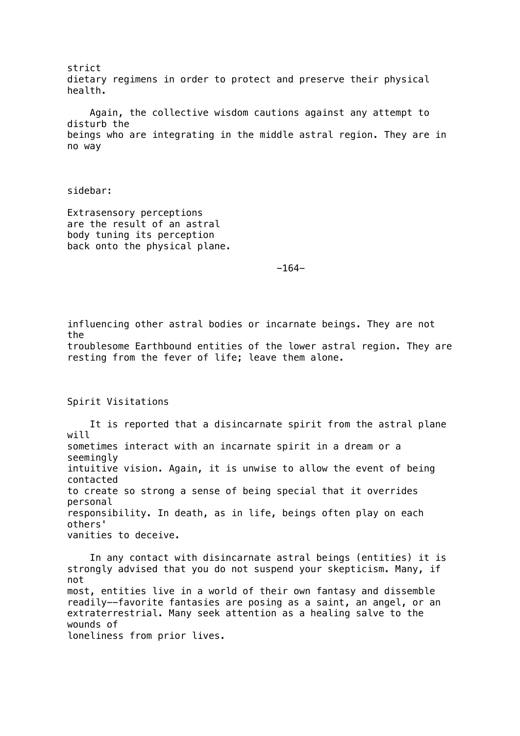strict dietary regimens in order to protect and preserve their physical health.

Again, the collective wisdom cautions against any attempt to disturb the beings who are integrating in the middle astral region. They are in no way influencing other astral bodies or incarnate beings. They are not the troublesome Earthbound entities of the lower astral region. They are resting from the fever of life; leave them alone.

> Extrasensory perceptions are the result of an astral body tuning its perception back onto the physical plane.

## Spirit Visitations

It is reported that a disincarnate spirit from the astral plane will sometimes interact with an incarnate spirit in a dream or a seemingly intuitive vision. Again, it is unwise to allow the event of being contacted to create so strong a sense of being special that it overrides personal responsibility. In death, as in life, beings often play on each others' vanities to deceive.

In any contact with disincarnate astral beings (entities) it is strongly advised that you do not suspend your skepticism. Many, if not most, entities live in a world of their own fantasy and dissemble readily--favorite fantasies are posing as a saint, an angel, or an extraterrestrial. Many seek attention as a healing salve to the wounds of loneliness from prior lives.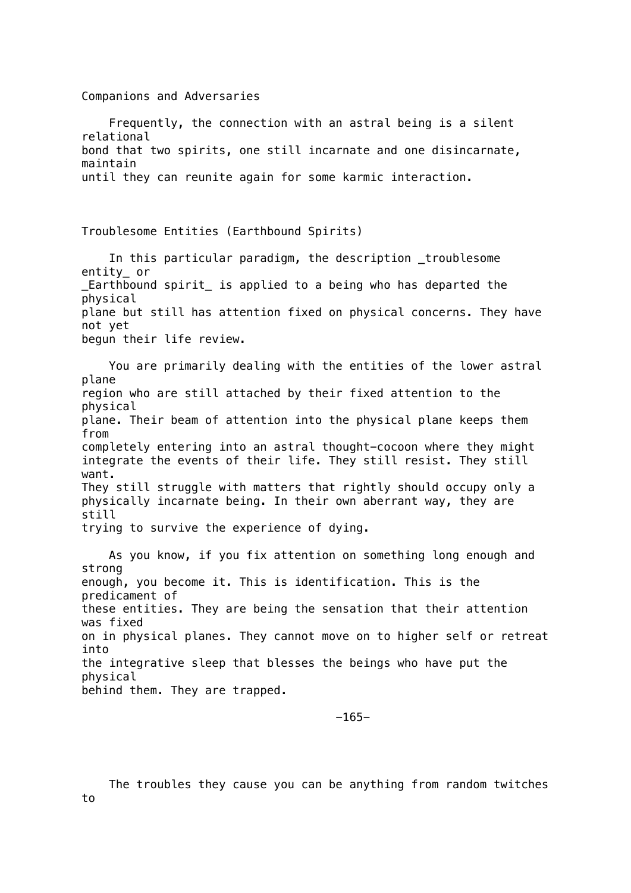## Companions and Adversaries

Frequently, the connection with an astral being is a silent relational bond that two spirits, one still incarnate and one disincarnate, maintain until they can reunite again for some karmic interaction.

## Troublesome Entities (Earthbound Spirits)

In this particular paradigm, the description _troublesome entity_ or _Earthbound spirit_ is applied to a being who has departed the physical plane but still has attention fixed on physical concerns. They have not yet begun their life review.

You are primarily dealing with the entities of the lower astral plane region who are still attached by their fixed attention to the physical plane. Their beam of attention into the physical plane keeps them from completely entering into an astral thought-cocoon where they might integrate the events of their life. They still resist. They still want. They still struggle with matters that rightly should occupy only a physically incarnate being. In their own aberrant way, they are still trying to survive the experience of dying.

As you know, if you fix attention on something long enough and strong enough, you become it. This is identification. This is the predicament of these entities. They are being the sensation that their attention was fixed on in physical planes. They cannot move on to higher self or retreat into the integrative sleep that blesses the beings who have put the physical behind them. They are trapped.

The troubles they cause you can be anything from random twitches to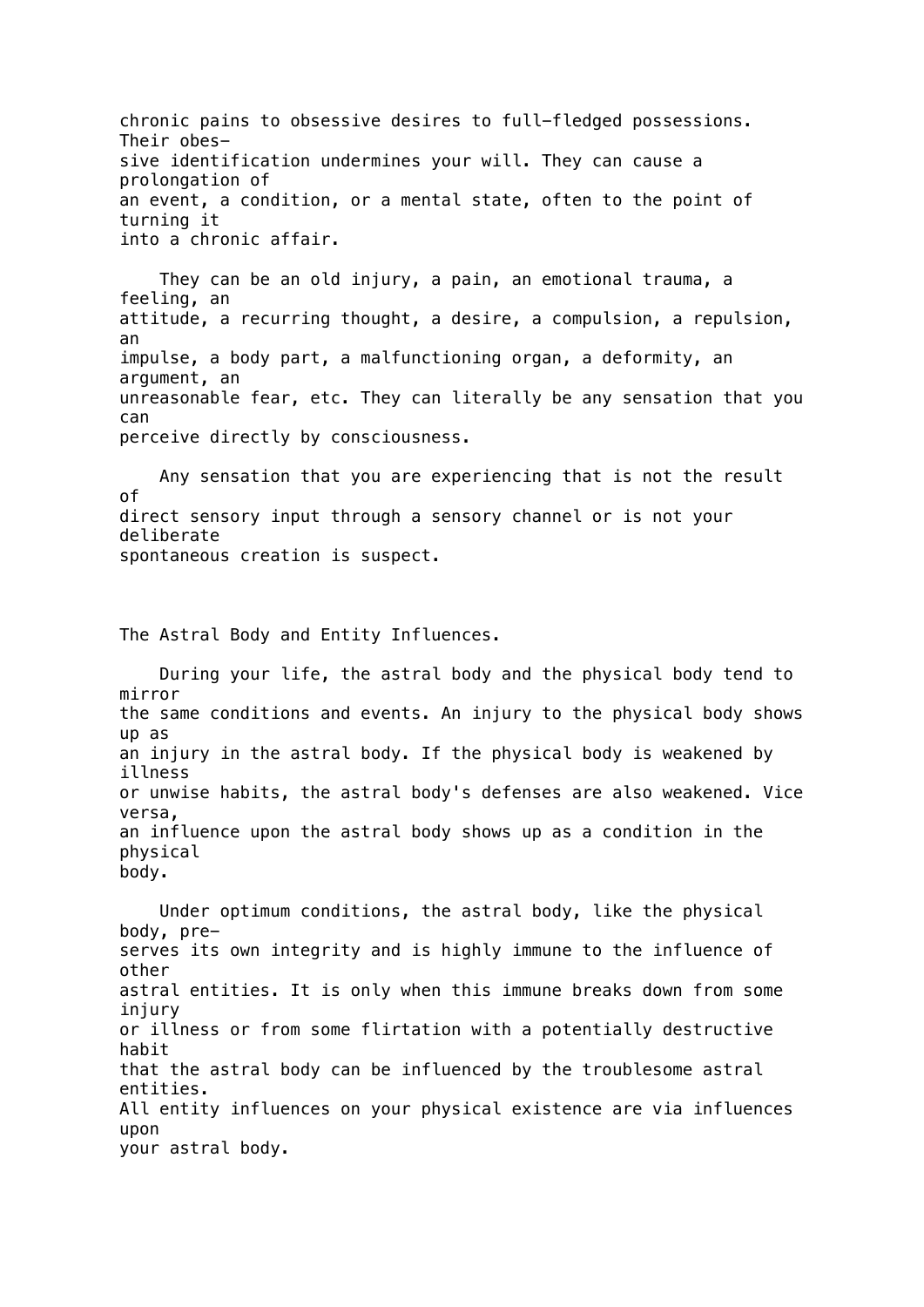chronic pains to obsessive desires to full-fledged possessions. Their obsessive identification undermines your will. They can cause a prolongation of an event, a condition, or a mental state, often to the point of turning it into a chronic affair.

They can be an old injury, a pain, an emotional trauma, a feeling, an attitude, a recurring thought, a desire, a compulsion, a repulsion, an impulse, a body part, a malfunctioning organ, a deformity, an argument, an unreasonable fear, etc. They can literally be any sensation that you can perceive directly by consciousness.

Any sensation that you are experiencing that is not the result of direct sensory input through a sensory channel or is not your deliberate spontaneous creation is suspect.

## The Astral Body and Entity Influences.

During your life, the astral body and the physical body tend to mirror the same conditions and events. An injury to the physical body shows up as an injury in the astral body. If the physical body is weakened by illness or unwise habits, the astral body's defenses are also weakened. Vice versa, an influence upon the astral body shows up as a condition in the physical body.

Under optimum conditions, the astral body, like the physical body, preserves its own integrity and is highly immune to the influence of other astral entities. It is only when this immune breaks down from some injury or illness or from some flirtation with a potentially destructive habit that the astral body can be influenced by the troublesome astral entities. All entity influences on your physical existence are via influences upon your astral body.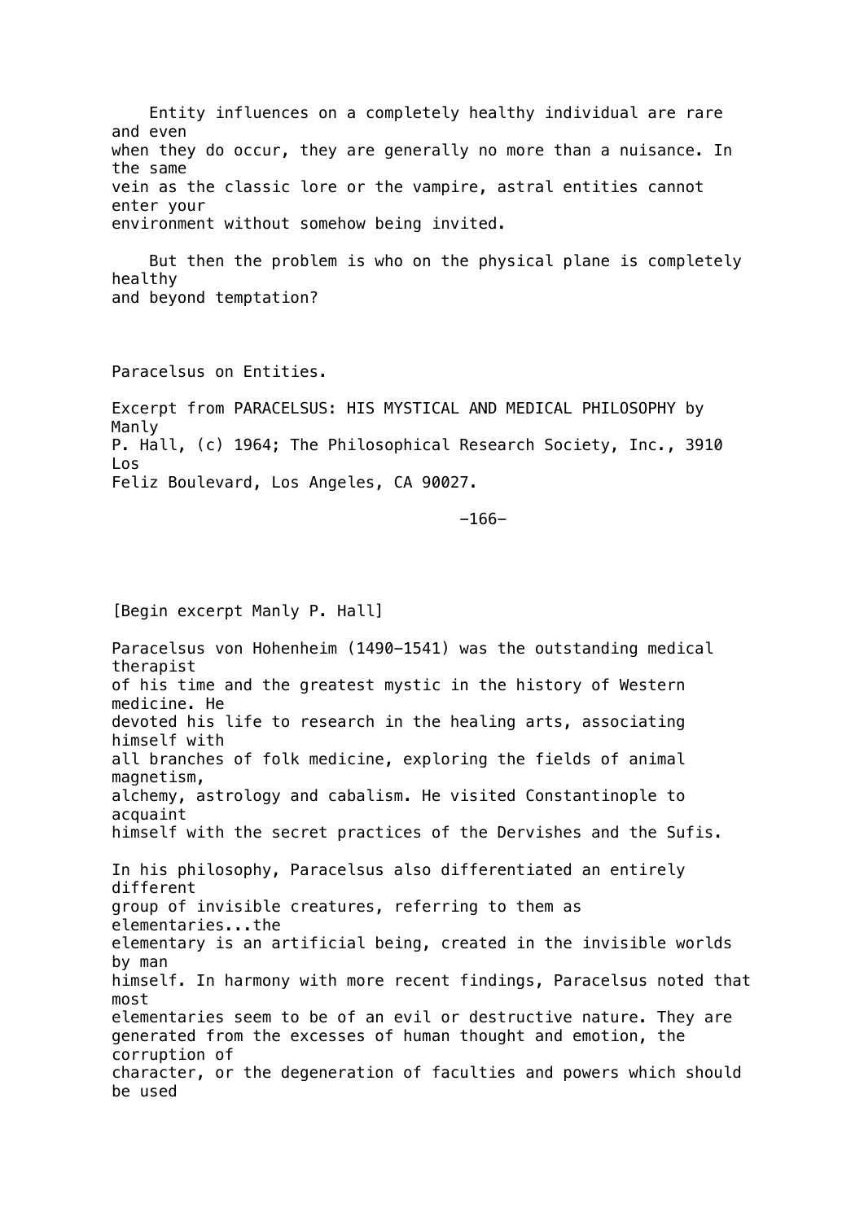Entity influences on a completely healthy individual are rare and even when they do occur, they are generally no more than a nuisance. In the same vein as the classic lore or the vampire, astral entities cannot enter your environment without somehow being invited.

But then the problem is who on the physical plane is completely healthy and beyond temptation?

Paracelsus on Entities.

Excerpt from PARACELSUS: HIS MYSTICAL AND MEDICAL PHILOSOPHY by Manly P. Hall, (c) 1964; The Philosophical Research Society, Inc., 3910 Los Feliz Boulevard, Los Angeles, CA 90027.

[Begin excerpt Manly P. Hall]

Paracelsus von Hohenheim (1490–1541) was the outstanding medical therapist of his time and the greatest mystic in the history of Western medicine. He devoted his life to research in the healing arts, associating himself with all branches of folk medicine, exploring the fields of animal magnetism, alchemy, astrology and cabalism. He visited Constantinople to acquaint himself with the secret practices of the Dervishes and the Sufis.

In his philosophy, Paracelsus also differentiated an entirely different group of invisible creatures, referring to them as elementaries...the elementary is an artificial being, created in the invisible worlds by man himself. In harmony with more recent findings, Paracelsus noted that most elementaries seem to be of an evil or destructive nature. They are generated from the excesses of human thought and emotion, the corruption of character, or the degeneration of faculties and powers which should be used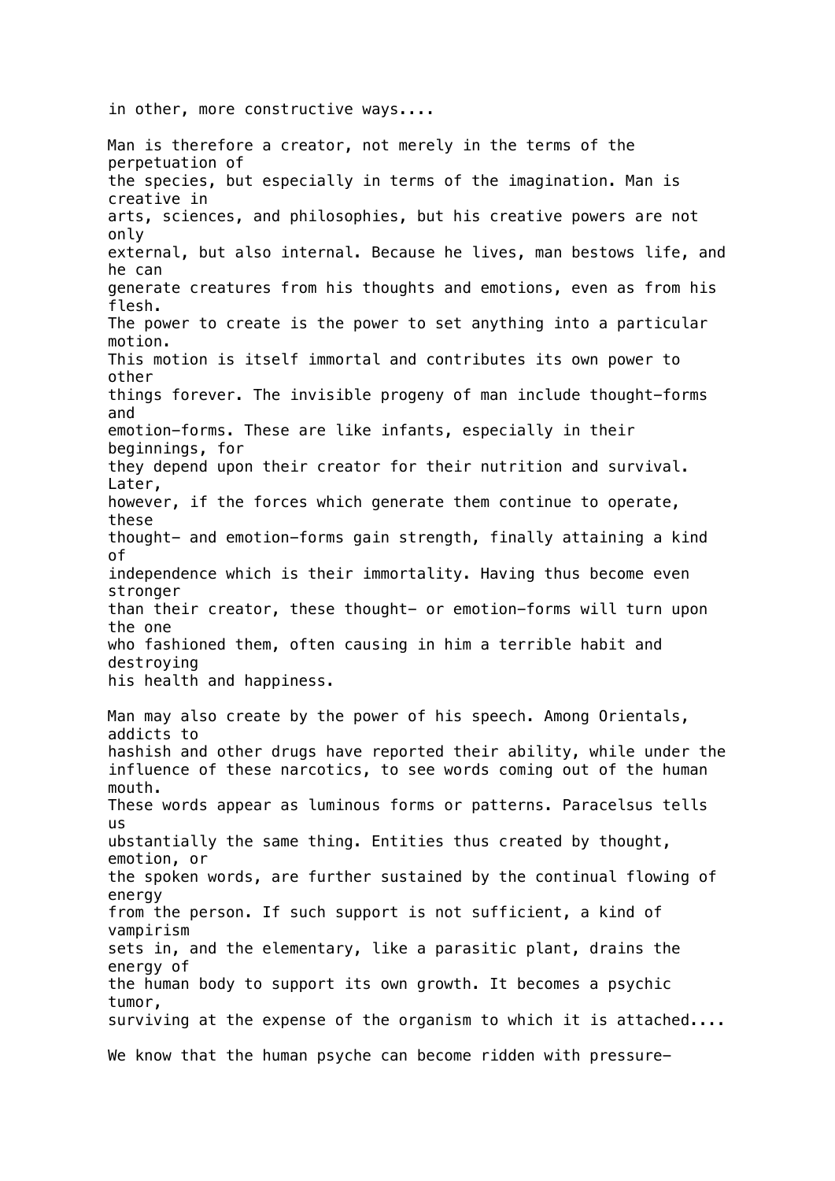in other, more constructive ways....

Man is therefore a creator, not merely in the terms of the perpetuation of the species, but especially in terms of the imagination. Man is creative in arts, sciences, and philosophies, but his creative powers are not only external, but also internal. Because he lives, man bestows life, and he can generate creatures from his thoughts and emotions, even as from his flesh. The power to create is the power to set anything into a particular motion. This motion is itself immortal and contributes its own power to other things forever. The invisible progeny of man include thought-forms and emotion-forms. These are like infants, especially in their beginnings, for they depend upon their creator for their nutrition and survival. Later, however, if the forces which generate them continue to operate, these thought- and emotion-forms gain strength, finally attaining a kind of independence which is their immortality. Having thus become even stronger than their creator, these thought- or emotion-forms will turn upon the one who fashioned them, often causing in him a terrible habit and destroying his health and happiness.

Man may also create by the power of his speech. Among Orientals, addicts to hashish and other drugs have reported their ability, while under the influence of these narcotics, to see words coming out of the human mouth. These words appear as luminous forms or patterns. Paracelsus tells us ubstantially the same thing. Entities thus created by thought, emotion, or the spoken words, are further sustained by the continual flowing of energy from the person. If such support is not sufficient, a kind of vampirism sets in, and the elementary, like a parasitic plant, drains the energy of the human body to support its own growth. It becomes a psychic tumor, surviving at the expense of the organism to which it is attached....

We know that the human psyche can become ridden with pressure-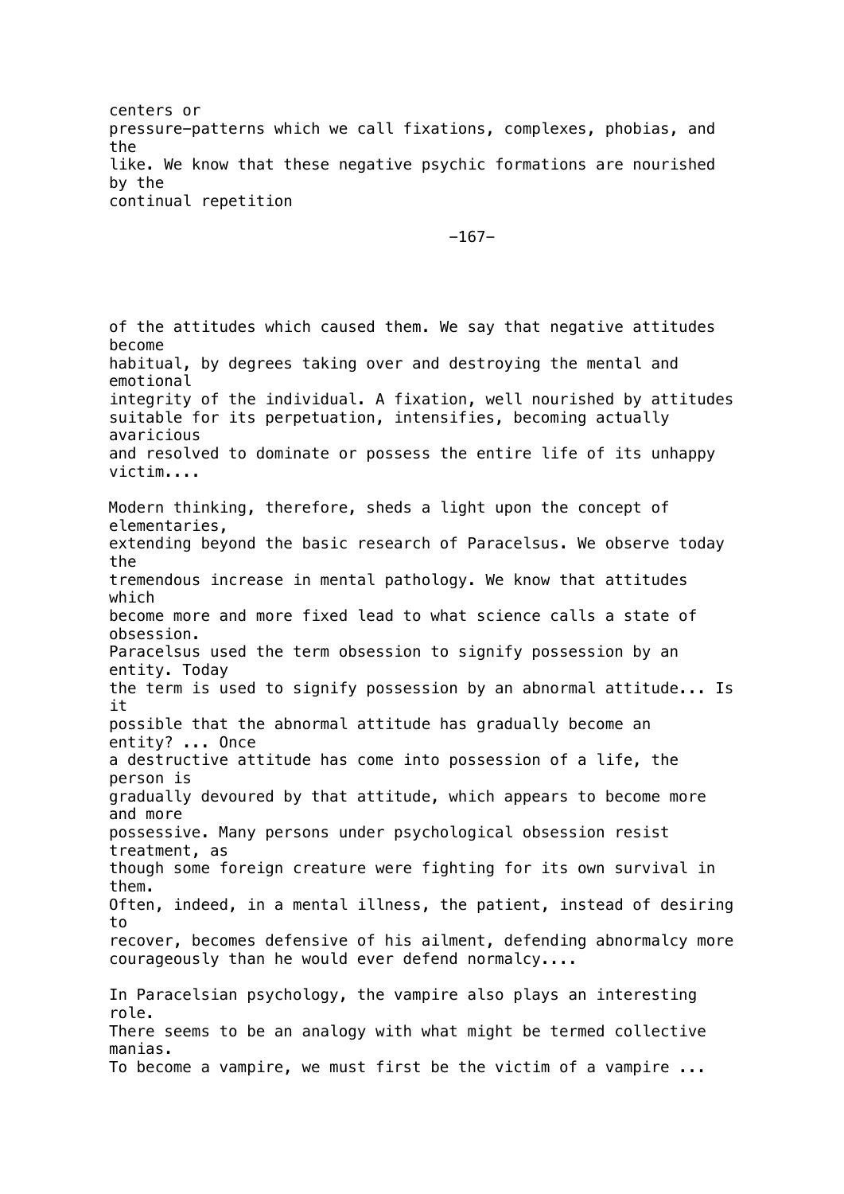centers or pressure-patterns which we call fixations, complexes, phobias, and the like. We know that these negative psychic formations are nourished by the continual repetition

of the attitudes which caused them. We say that negative attitudes become habitual, by degrees taking over and destroying the mental and emotional integrity of the individual. A fixation, well nourished by attitudes suitable for its perpetuation, intensifies, becoming actually avaricious and resolved to dominate or possess the entire life of its unhappy victim....

Modern thinking, therefore, sheds a light upon the concept of elementaries, extending beyond the basic research of Paracelsus. We observe today the tremendous increase in mental pathology. We know that attitudes which become more and more fixed lead to what science calls a state of obsession. Paracelsus used the term obsession to signify possession by an entity. Today the term is used to signify possession by an abnormal attitude... Is it possible that the abnormal attitude has gradually become an entity? ... Once a destructive attitude has come into possession of a life, the person is gradually devoured by that attitude, which appears to become more and more possessive. Many persons under psychological obsession resist treatment, as though some foreign creature were fighting for its own survival in them. Often, indeed, in a mental illness, the patient, instead of desiring to recover, becomes defensive of his ailment, defending abnormalcy more courageously than he would ever defend normalcy....

In Paracelsian psychology, the vampire also plays an interesting role. There seems to be an analogy with what might be termed collective manias. To become a vampire, we must first be the victim of a vampire ...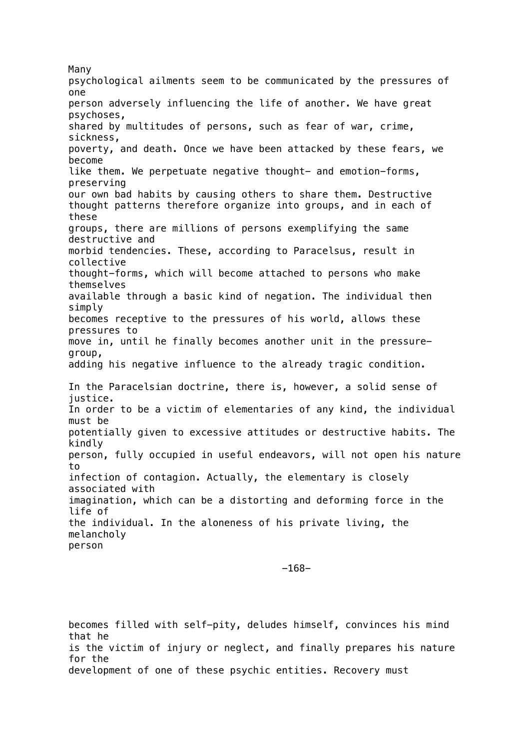Many psychological ailments seem to be communicated by the pressures of one person adversely influencing the life of another. We have great psychoses, shared by multitudes of persons, such as fear of war, crime, sickness, poverty, and death. Once we have been attacked by these fears, we become like them. We perpetuate negative thought- and emotion-forms, preserving our own bad habits by causing others to share them. Destructive thought patterns therefore organize into groups, and in each of these groups, there are millions of persons exemplifying the same destructive and morbid tendencies. These, according to Paracelsus, result in collective thought-forms, which will become attached to persons who make themselves available through a basic kind of negation. The individual then simply becomes receptive to the pressures of his world, allows these pressures to move in, until he finally becomes another unit in the pressure-group, adding his negative influence to the already tragic condition.

In the Paracelsian doctrine, there is, however, a solid sense of justice. In order to be a victim of elementaries of any kind, the individual must be potentially given to excessive attitudes or destructive habits. The kindly person, fully occupied in useful endeavors, will not open his nature to infection of contagion. Actually, the elementary is closely associated with imagination, which can be a distorting and deforming force in the life of the individual. In the aloneness of his private living, the melancholy person becomes filled with self-pity, deludes himself, convinces his mind that he is the victim of injury or neglect, and finally prepares his nature for the development of one of these psychic entities. Recovery must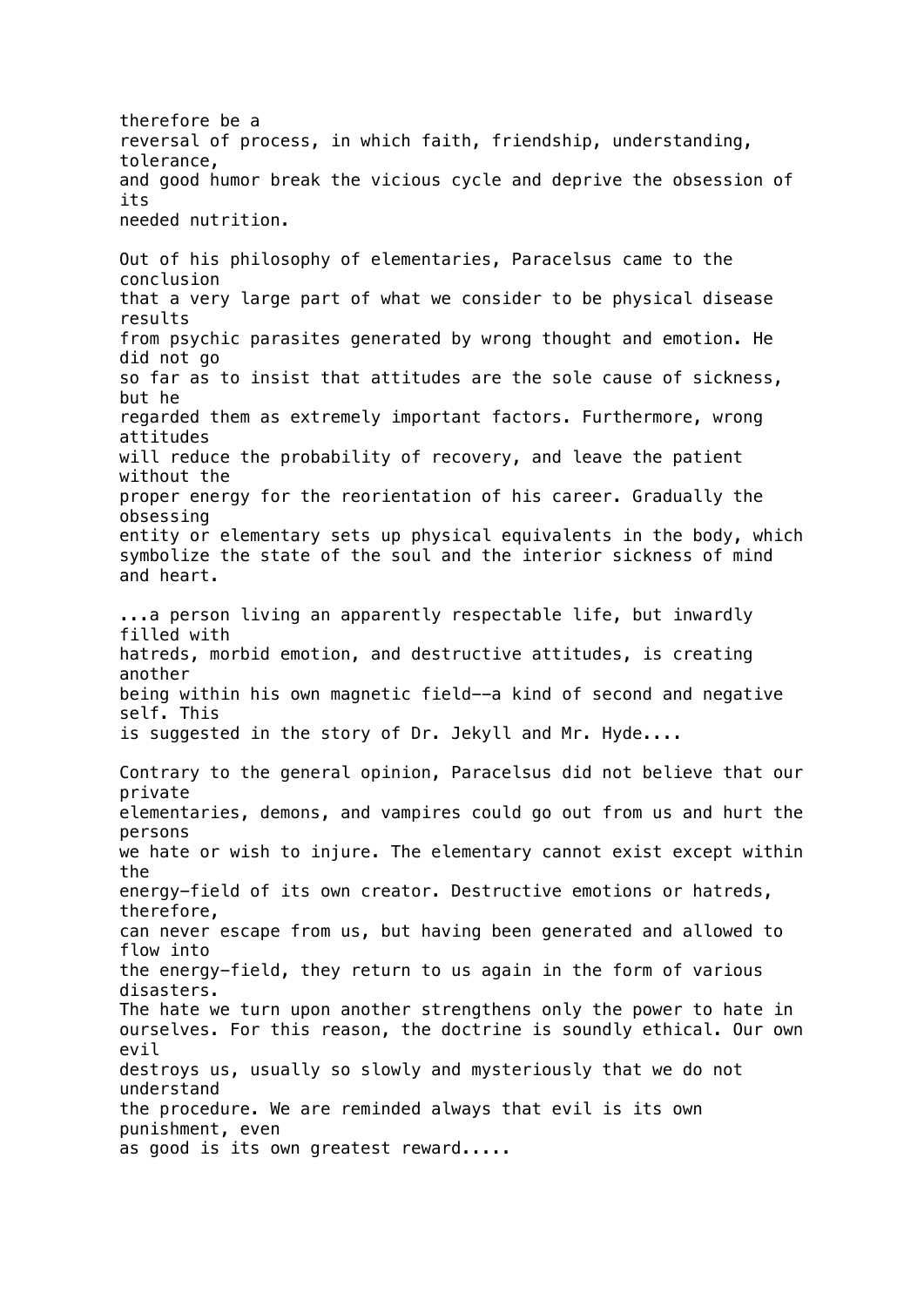therefore be a reversal of process, in which faith, friendship, understanding, tolerance, and good humor break the vicious cycle and deprive the obsession of its needed nutrition.

Out of his philosophy of elementaries, Paracelsus came to the conclusion that a very large part of what we consider to be physical disease results from psychic parasites generated by wrong thought and emotion. He did not go so far as to insist that attitudes are the sole cause of sickness, but he regarded them as extremely important factors. Furthermore, wrong attitudes will reduce the probability of recovery, and leave the patient without the proper energy for the reorientation of his career. Gradually the obsessing entity or elementary sets up physical equivalents in the body, which symbolize the state of the soul and the interior sickness of mind and heart.

...a person living an apparently respectable life, but inwardly filled with hatreds, morbid emotion, and destructive attitudes, is creating another being within his own magnetic field--a kind of second and negative self. This is suggested in the story of Dr. Jekyll and Mr. Hyde....

Contrary to the general opinion, Paracelsus did not believe that our private elementaries, demons, and vampires could go out from us and hurt the persons we hate or wish to injure. The elementary cannot exist except within the energy-field of its own creator. Destructive emotions or hatreds, therefore, can never escape from us, but having been generated and allowed to flow into the energy-field, they return to us again in the form of various disasters. The hate we turn upon another strengthens only the power to hate in ourselves. For this reason, the doctrine is soundly ethical. Our own evil destroys us, usually so slowly and mysteriously that we do not understand the procedure. We are reminded always that evil is its own punishment, even as good is its own greatest reward.....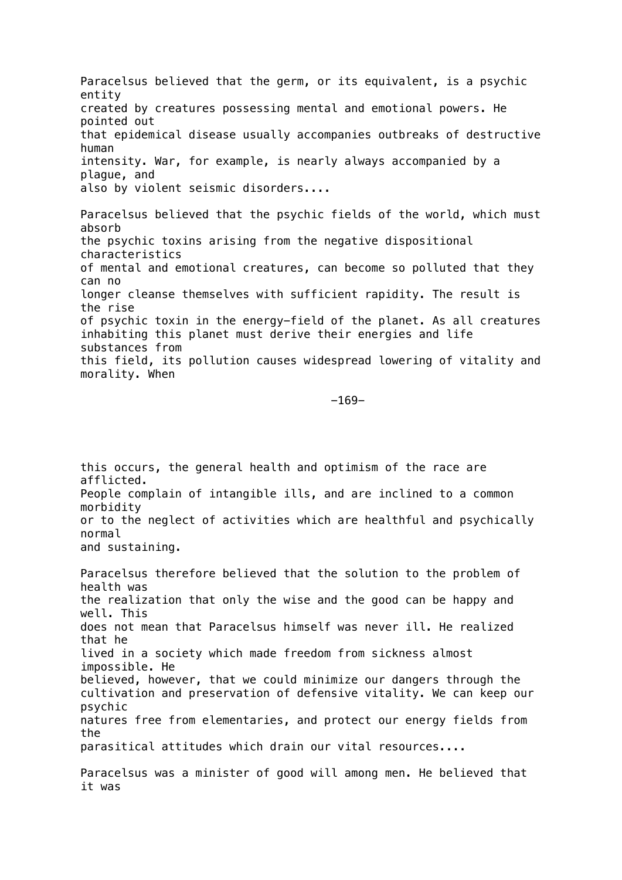Paracelsus believed that the germ, or its equivalent, is a psychic entity created by creatures possessing mental and emotional powers. He pointed out that epidemical disease usually accompanies outbreaks of destructive human intensity. War, for example, is nearly always accompanied by a plague, and also by violent seismic disorders....

Paracelsus believed that the psychic fields of the world, which must absorb the psychic toxins arising from the negative dispositional characteristics of mental and emotional creatures, can become so polluted that they can no longer cleanse themselves with sufficient rapidity. The result is the rise of psychic toxin in the energy-field of the planet. As all creatures inhabiting this planet must derive their energies and life substances from this field, its pollution causes widespread lowering of vitality and morality. When this occurs, the general health and optimism of the race are afflicted. People complain of intangible ills, and are inclined to a common morbidity or to the neglect of activities which are healthful and psychically normal and sustaining.

Paracelsus therefore believed that the solution to the problem of health was the realization that only the wise and the good can be happy and well. This does not mean that Paracelsus himself was never ill. He realized that he lived in a society which made freedom from sickness almost impossible. He believed, however, that we could minimize our dangers through the cultivation and preservation of defensive vitality. We can keep our psychic natures free from elementaries, and protect our energy fields from the parasitical attitudes which drain our vital resources....

Paracelsus was a minister of good will among men. He believed that it was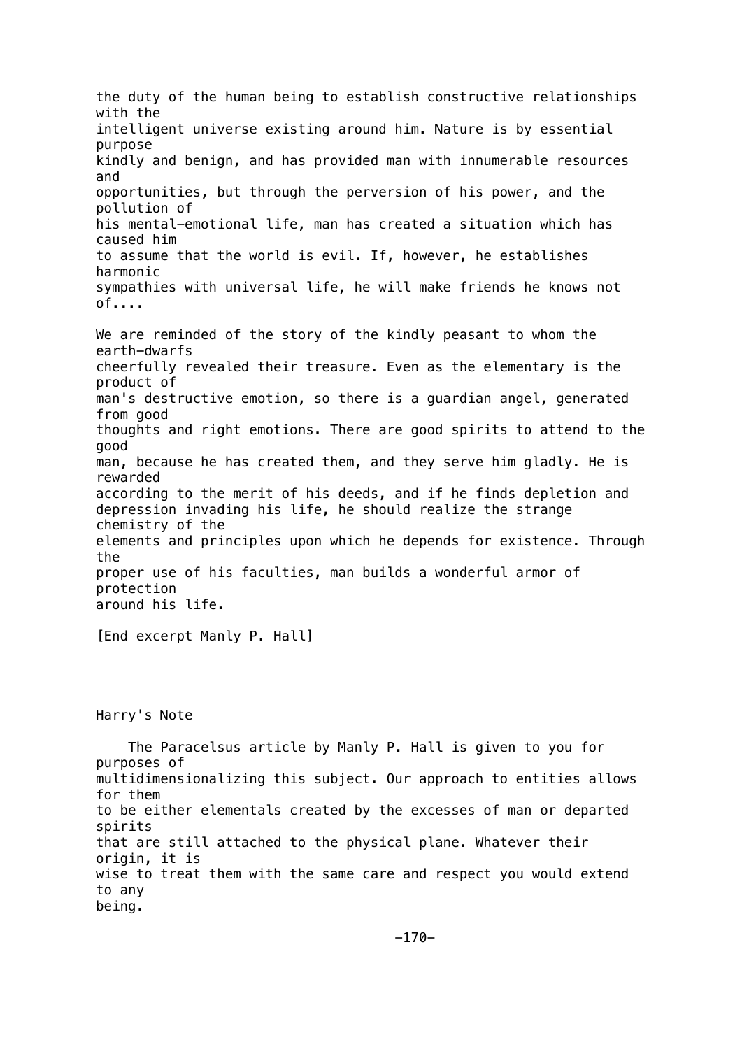the duty of the human being to establish constructive relationships with the intelligent universe existing around him. Nature is by essential purpose kindly and benign, and has provided man with innumerable resources and opportunities, but through the perversion of his power, and the pollution of his mental-emotional life, man has created a situation which has caused him to assume that the world is evil. If, however, he establishes harmonic sympathies with universal life, he will make friends he knows not of....

We are reminded of the story of the kindly peasant to whom the earth-dwarfs cheerfully revealed their treasure. Even as the elementary is the product of man's destructive emotion, so there is a guardian angel, generated from good thoughts and right emotions. There are good spirits to attend to the good man, because he has created them, and they serve him gladly. He is rewarded according to the merit of his deeds, and if he finds depletion and depression invading his life, he should realize the strange chemistry of the elements and principles upon which he depends for existence. Through the proper use of his faculties, man builds a wonderful armor of protection around his life.

[End excerpt Manly P. Hall]

Harry's Note

The Paracelsus article by Manly P. Hall is given to you for purposes of multidimensionalizing this subject. Our approach to entities allows for them to be either elementals created by the excesses of man or departed spirits that are still attached to the physical plane. Whatever their origin, it is wise to treat them with the same care and respect you would extend to any being.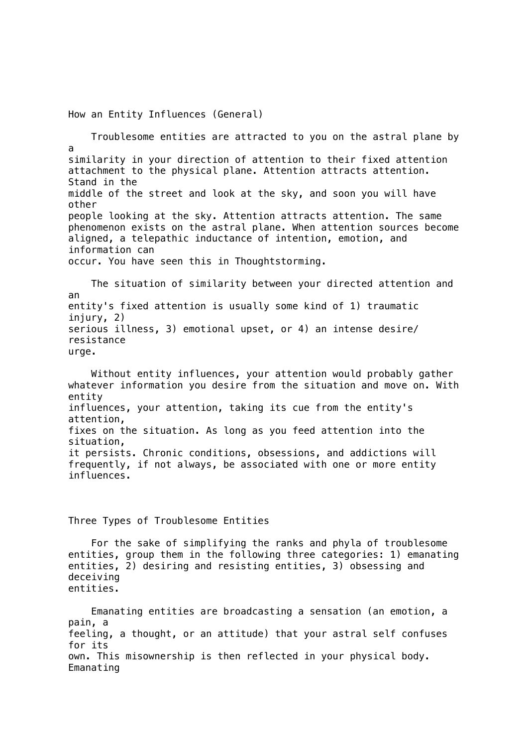## How an Entity Influences (General)

Troublesome entities are attracted to you on the astral plane by a similarity in your direction of attention to their fixed attention attachment to the physical plane. Attention attracts attention. Stand in the middle of the street and look at the sky, and soon you will have other people looking at the sky. Attention attracts attention. The same phenomenon exists on the astral plane. When attention sources become aligned, a telepathic inductance of intention, emotion, and information can occur. You have seen this in Thoughtstorming.

The situation of similarity between your directed attention and an entity's fixed attention is usually some kind of 1) traumatic injury, 2) serious illness, 3) emotional upset, or 4) an intense desire/resistance urge.

Without entity influences, your attention would probably gather whatever information you desire from the situation and move on. With entity influences, your attention, taking its cue from the entity's attention, fixes on the situation. As long as you feed attention into the situation, it persists. Chronic conditions, obsessions, and addictions will frequently, if not always, be associated with one or more entity influences.

## Three Types of Troublesome Entities

For the sake of simplifying the ranks and phyla of troublesome entities, group them in the following three categories: 1) emanating entities, 2) desiring and resisting entities, 3) obsessing and deceiving entities.

Emanating entities are broadcasting a sensation (an emotion, a pain, a feeling, a thought, or an attitude) that your astral self confuses for its own. This misownership is then reflected in your physical body. Emanating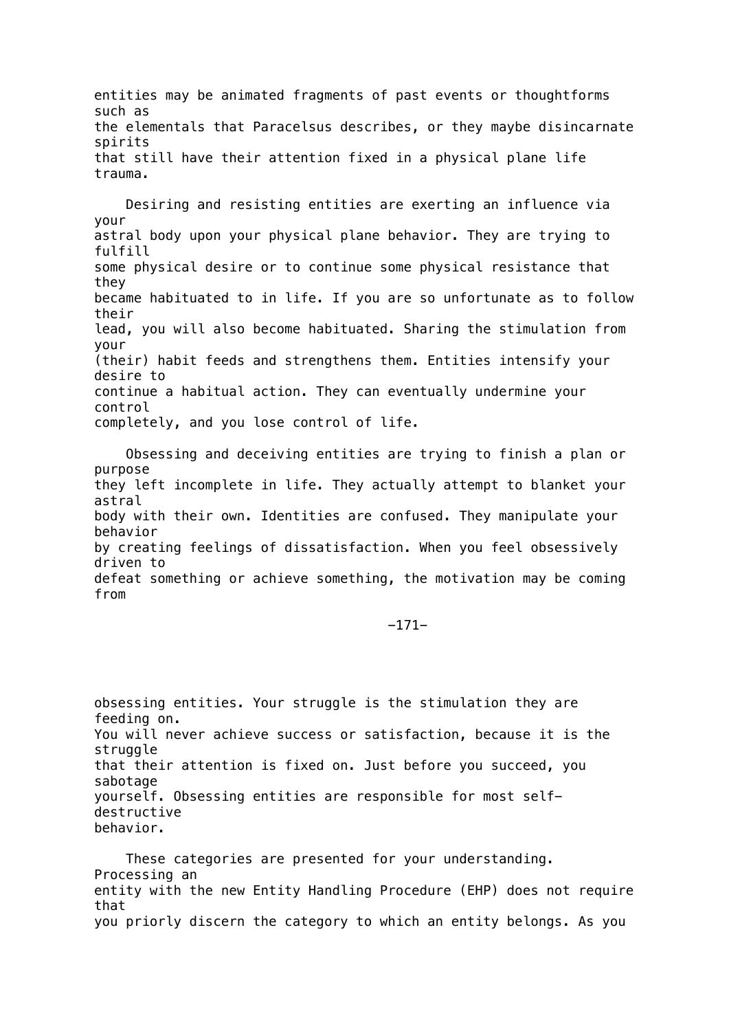entities may be animated fragments of past events or thoughtforms such as the elementals that Paracelsus describes, or they maybe disincarnate spirits that still have their attention fixed in a physical plane life trauma.

Desiring and resisting entities are exerting an influence via your astral body upon your physical plane behavior. They are trying to fulfill some physical desire or to continue some physical resistance that they became habituated to in life. If you are so unfortunate as to follow their lead, you will also become habituated. Sharing the stimulation from your (their) habit feeds and strengthens them. Entities intensify your desire to continue a habitual action. They can eventually undermine your control completely, and you lose control of life.

Obsessing and deceiving entities are trying to finish a plan or purpose they left incomplete in life. They actually attempt to blanket your astral body with their own. Identities are confused. They manipulate your behavior by creating feelings of dissatisfaction. When you feel obsessively driven to defeat something or achieve something, the motivation may be coming from obsessing entities. Your struggle is the stimulation they are feeding on. You will never achieve success or satisfaction, because it is the struggle that their attention is fixed on. Just before you succeed, you sabotage yourself. Obsessing entities are responsible for most self-destructive behavior.

These categories are presented for your understanding. Processing an entity with the new Entity Handling Procedure (EHP) does not require that you priorly discern the category to which an entity belongs. As you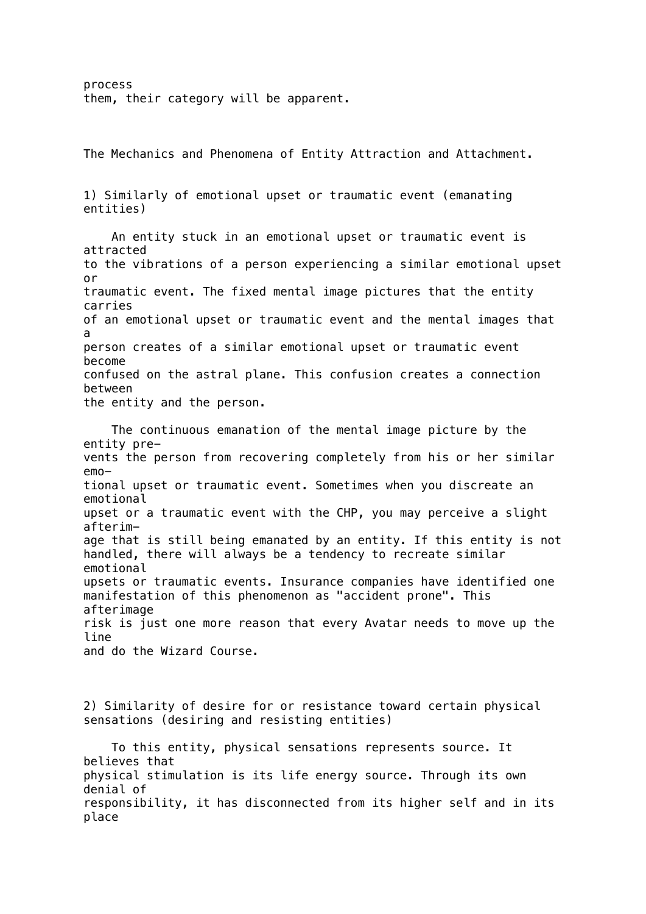process
them, their category will be apparent.

## The Mechanics and Phenomena of Entity Attraction and Attachment.

### 1) Similarly of emotional upset or traumatic event (emanating entities)

An entity stuck in an emotional upset or traumatic event is attracted to the vibrations of a person experiencing a similar emotional upset or traumatic event. The fixed mental image pictures that the entity carries of an emotional upset or traumatic event and the mental images that a person creates of a similar emotional upset or traumatic event become confused on the astral plane. This confusion creates a connection between the entity and the person.

The continuous emanation of the mental image picture by the entity prevents the person from recovering completely from his or her similar emotional upset or traumatic event. Sometimes when you discreate an emotional upset or a traumatic event with the CHP, you may perceive a slight afterimage that is still being emanated by an entity. If this entity is not handled, there will always be a tendency to recreate similar emotional upsets or traumatic events. Insurance companies have identified one manifestation of this phenomenon as "accident prone". This afterimage risk is just one more reason that every Avatar needs to move up the line and do the Wizard Course.

### 2) Similarity of desire for or resistance toward certain physical sensations (desiring and resisting entities)

To this entity, physical sensations represents source. It believes that physical stimulation is its life energy source. Through its own denial of responsibility, it has disconnected from its higher self and in its place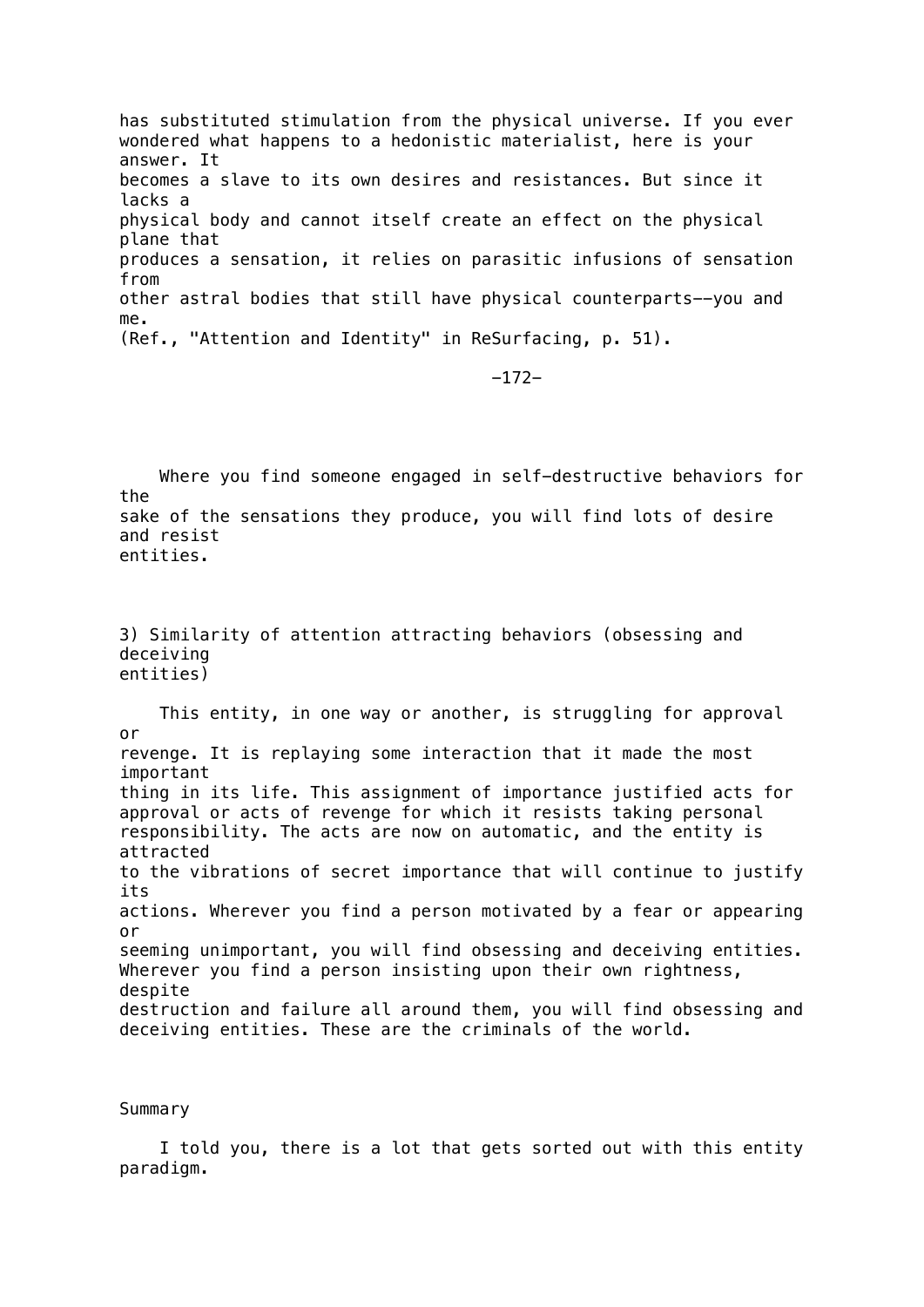has substituted stimulation from the physical universe. If you ever wondered what happens to a hedonistic materialist, here is your answer. It becomes a slave to its own desires and resistances. But since it lacks a physical body and cannot itself create an effect on the physical plane that produces a sensation, it relies on parasitic infusions of sensation from other astral bodies that still have physical counterparts--you and me. (Ref., "Attention and Identity" in ReSurfacing, p. 51).

Where you find someone engaged in self-destructive behaviors for the sake of the sensations they produce, you will find lots of desire and resist entities.

3) Similarity of attention attracting behaviors (obsessing and deceiving entities)

This entity, in one way or another, is struggling for approval or revenge. It is replaying some interaction that it made the most important thing in its life. This assignment of importance justified acts for approval or acts of revenge for which it resists taking personal responsibility. The acts are now on automatic, and the entity is attracted to the vibrations of secret importance that will continue to justify its actions. Wherever you find a person motivated by a fear or appearing or seeming unimportant, you will find obsessing and deceiving entities. Wherever you find a person insisting upon their own rightness, despite destruction and failure all around them, you will find obsessing and deceiving entities. These are the criminals of the world.

Summary

I told you, there is a lot that gets sorted out with this entity paradigm.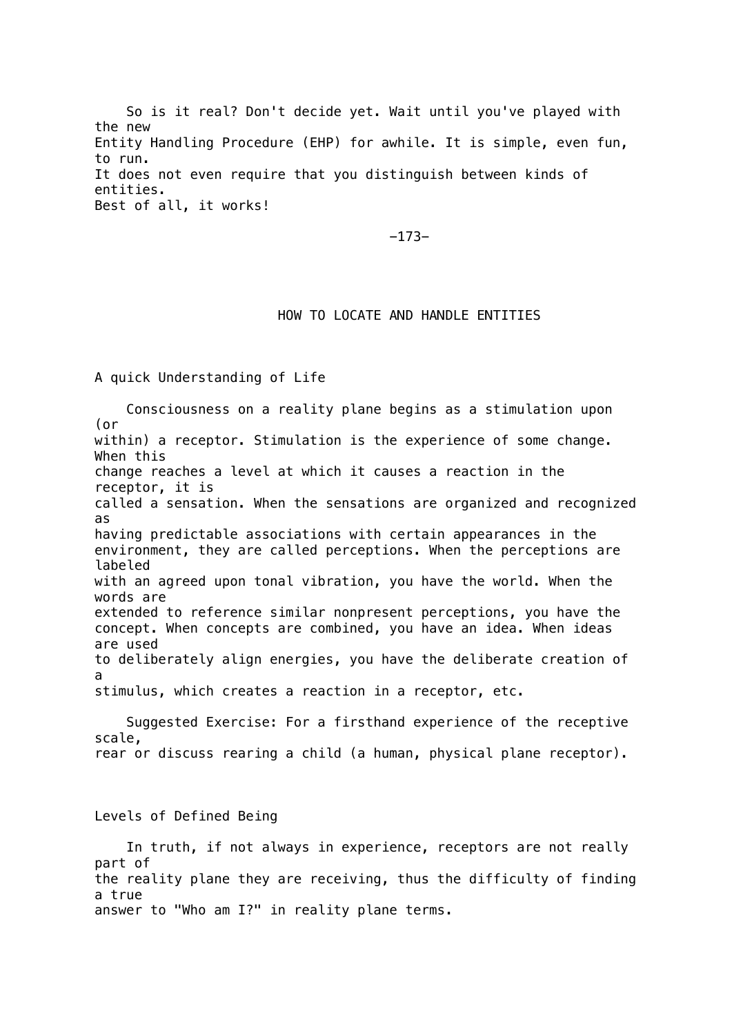So is it real? Don't decide yet. Wait until you've played with the new Entity Handling Procedure (EHP) for awhile. It is simple, even fun, to run. It does not even require that you distinguish between kinds of entities. Best of all, it works!

## HOW TO LOCATE AND HANDLE ENTITIES

### A quick Understanding of Life

Consciousness on a reality plane begins as a stimulation upon (or within) a receptor. Stimulation is the experience of some change. When this change reaches a level at which it causes a reaction in the receptor, it is called a sensation. When the sensations are organized and recognized as having predictable associations with certain appearances in the environment, they are called perceptions. When the perceptions are labeled with an agreed upon tonal vibration, you have the world. When the words are extended to reference similar nonpresent perceptions, you have the concept. When concepts are combined, you have an idea. When ideas are used to deliberately align energies, you have the deliberate creation of a stimulus, which creates a reaction in a receptor, etc.

Suggested Exercise: For a firsthand experience of the receptive scale, rear or discuss rearing a child (a human, physical plane receptor).

### Levels of Defined Being

In truth, if not always in experience, receptors are not really part of the reality plane they are receiving, thus the difficulty of finding a true answer to "Who am I?" in reality plane terms.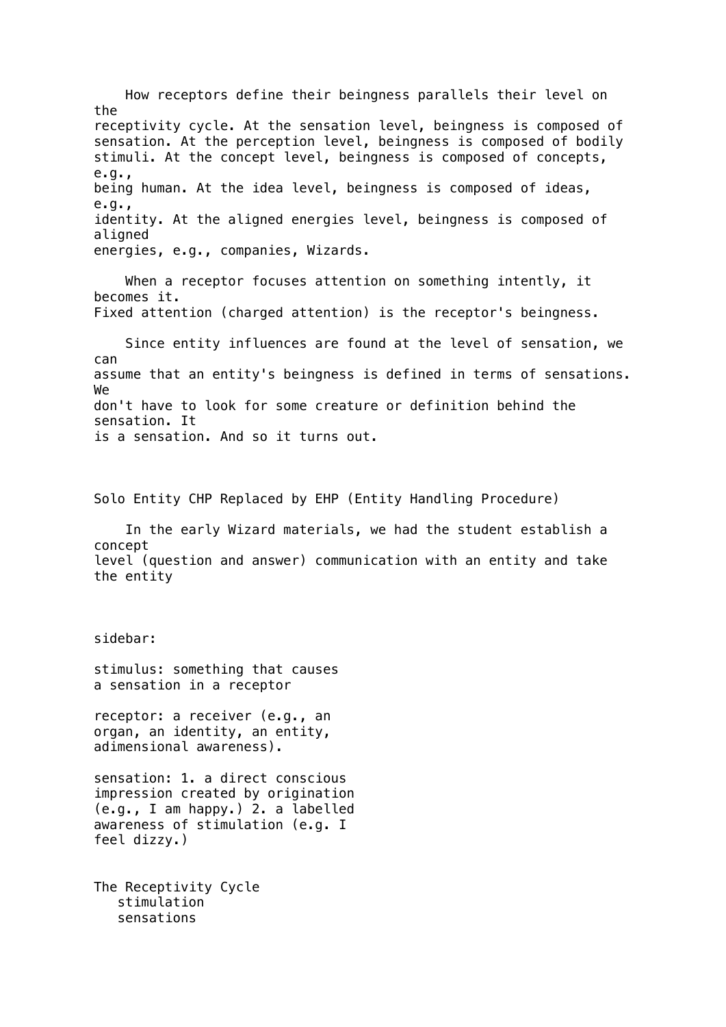How receptors define their beingness parallels their level on the receptivity cycle. At the sensation level, beingness is composed of sensation. At the perception level, beingness is composed of bodily stimuli. At the concept level, beingness is composed of concepts, e.g., being human. At the idea level, beingness is composed of ideas, e.g., identity. At the aligned energies level, beingness is composed of aligned energies, e.g., companies, Wizards.

When a receptor focuses attention on something intently, it becomes it. Fixed attention (charged attention) is the receptor's beingness.

Since entity influences are found at the level of sensation, we can assume that an entity's beingness is defined in terms of sensations. We don't have to look for some creature or definition behind the sensation. It is a sensation. And so it turns out.

## Solo Entity CHP Replaced by EHP (Entity Handling Procedure)

In the early Wizard materials, we had the student establish a concept level (question and answer) communication with an entity and take the entity

sidebar:

stimulus: something that causes a sensation in a receptor

receptor: a receiver (e.g., an organ, an identity, an entity, adimensional awareness).

sensation: 1. a direct conscious impression created by origination (e.g., I am happy.) 2. a labelled awareness of stimulation (e.g. I feel dizzy.)

The Receptivity Cycle
- stimulation
- sensations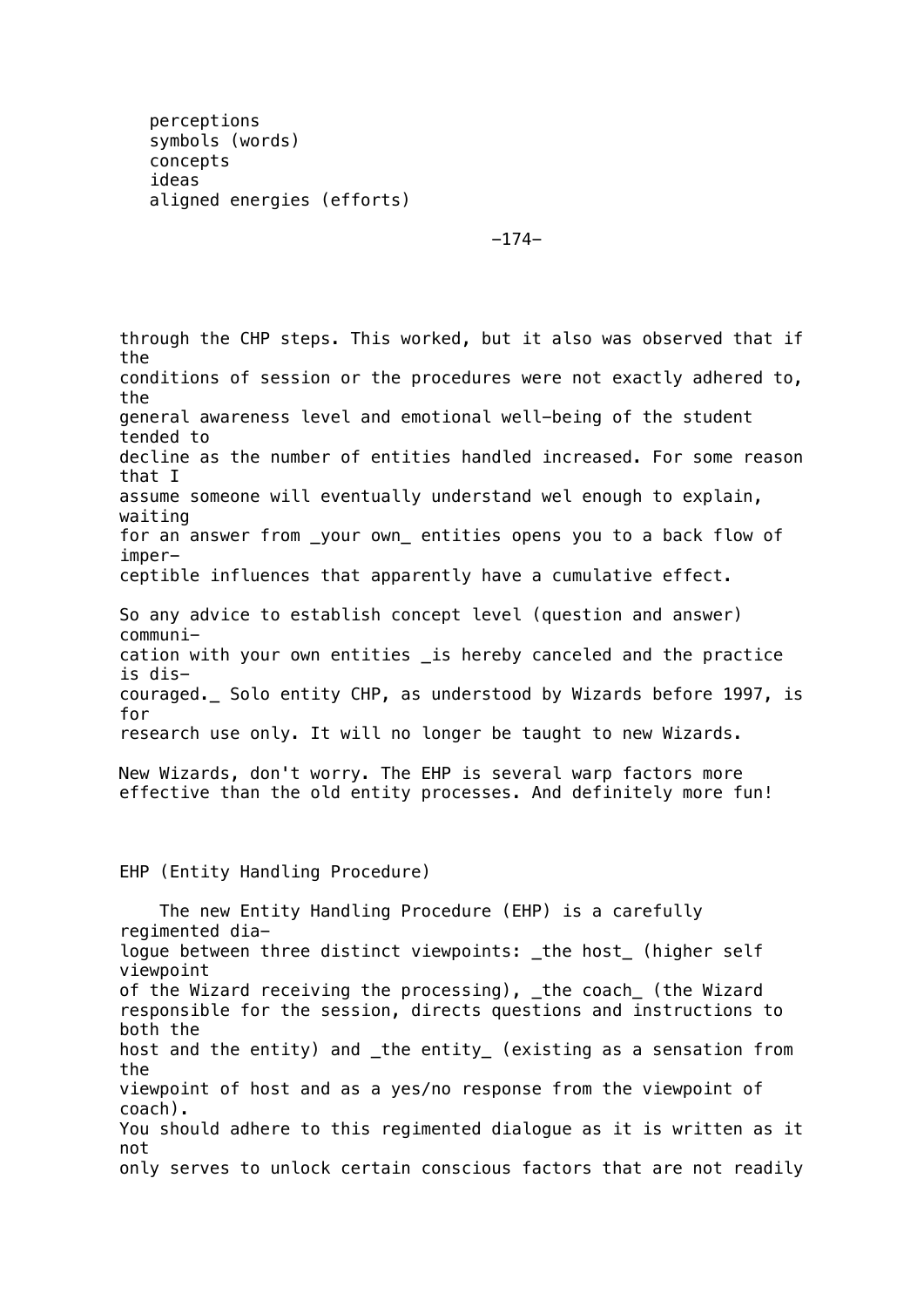perceptions
symbols (words)
concepts
ideas
aligned energies (efforts)

through the CHP steps. This worked, but it also was observed that if the conditions of session or the procedures were not exactly adhered to, the general awareness level and emotional well-being of the student tended to decline as the number of entities handled increased. For some reason that I assume someone will eventually understand wel enough to explain, waiting for an answer from _your own_ entities opens you to a back flow of imperceptible influences that apparently have a cumulative effect.

So any advice to establish concept level (question and answer) communication with your own entities _is hereby canceled and the practice is discouraged._ Solo entity CHP, as understood by Wizards before 1997, is for research use only. It will no longer be taught to new Wizards.

New Wizards, don't worry. The EHP is several warp factors more effective than the old entity processes. And definitely more fun!

EHP (Entity Handling Procedure)

The new Entity Handling Procedure (EHP) is a carefully regimented dialogue between three distinct viewpoints: _the host_ (higher self viewpoint of the Wizard receiving the processing), _the coach_ (the Wizard responsible for the session, directs questions and instructions to both the host and the entity) and _the entity_ (existing as a sensation from the viewpoint of host and as a yes/no response from the viewpoint of coach). You should adhere to this regimented dialogue as it is written as it not only serves to unlock certain conscious factors that are not readily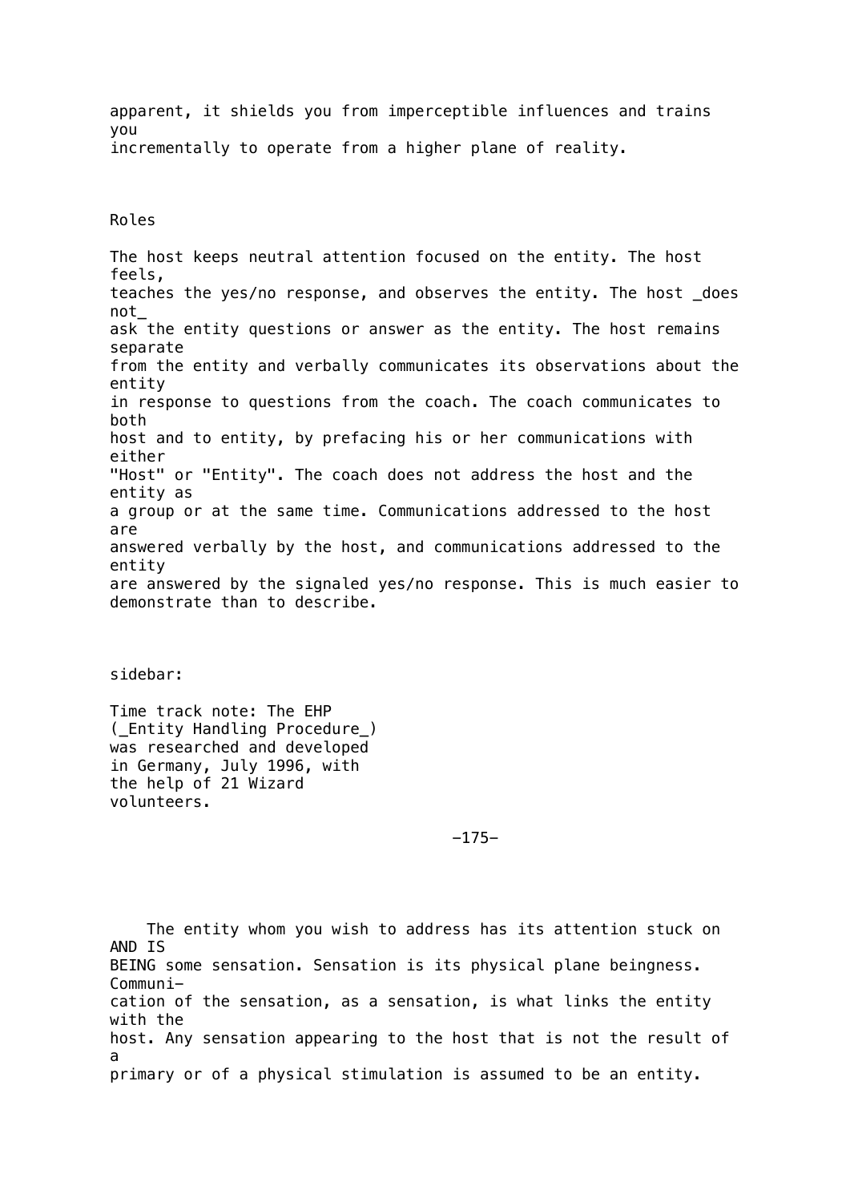apparent, it shields you from imperceptible influences and trains you incrementally to operate from a higher plane of reality.

## Roles

The host keeps neutral attention focused on the entity. The host feels, teaches the yes/no response, and observes the entity. The host _does not_ ask the entity questions or answer as the entity. The host remains separate from the entity and verbally communicates its observations about the entity in response to questions from the coach. The coach communicates to both host and to entity, by prefacing his or her communications with either "Host" or "Entity". The coach does not address the host and the entity as a group or at the same time. Communications addressed to the host are answered verbally by the host, and communications addressed to the entity are answered by the signaled yes/no response. This is much easier to demonstrate than to describe.

sidebar:

Time track note: The EHP (_Entity Handling Procedure_) was researched and developed in Germany, July 1996, with the help of 21 Wizard volunteers.

The entity whom you wish to address has its attention stuck on AND IS BEING some sensation. Sensation is its physical plane beingness. Communication of the sensation, as a sensation, is what links the entity with the host. Any sensation appearing to the host that is not the result of a primary or of a physical stimulation is assumed to be an entity.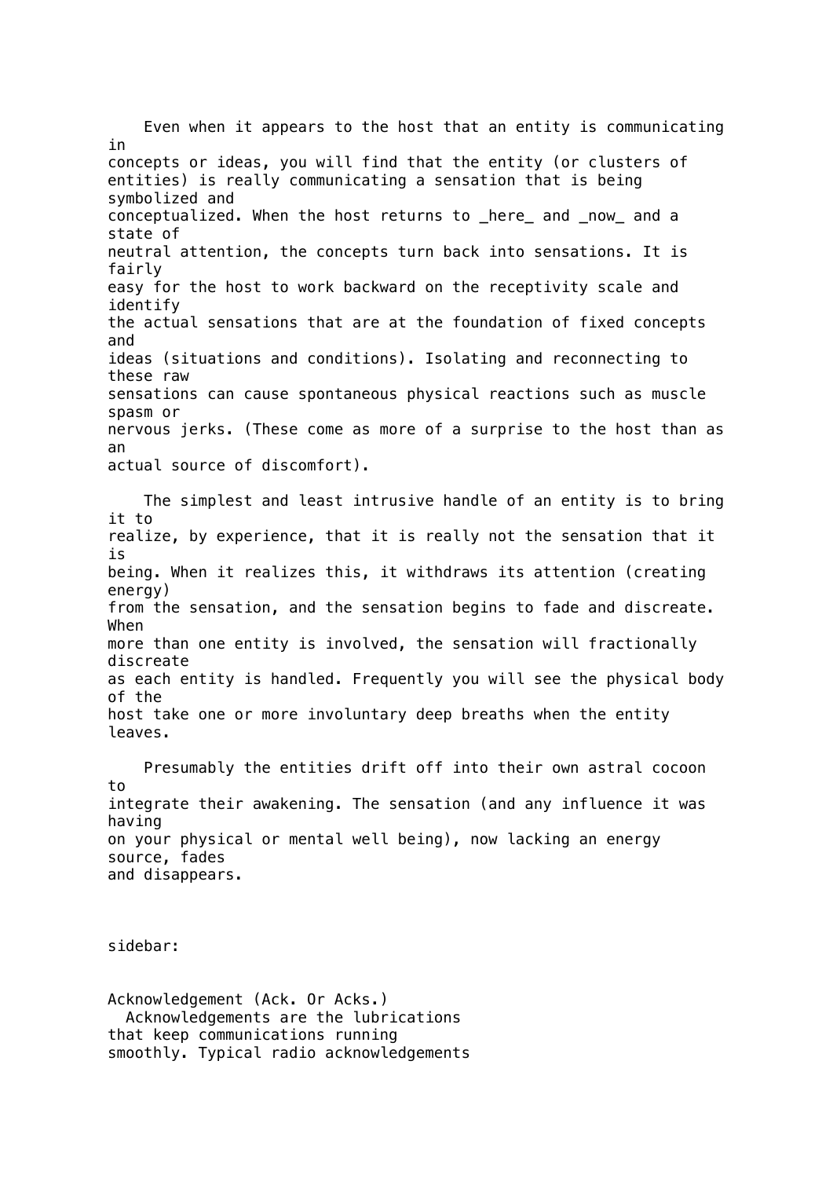Even when it appears to the host that an entity is communicating in concepts or ideas, you will find that the entity (or clusters of entities) is really communicating a sensation that is being symbolized and conceptualized. When the host returns to _here_ and _now_ and a state of neutral attention, the concepts turn back into sensations. It is fairly easy for the host to work backward on the receptivity scale and identify the actual sensations that are at the foundation of fixed concepts and ideas (situations and conditions). Isolating and reconnecting to these raw sensations can cause spontaneous physical reactions such as muscle spasm or nervous jerks. (These come as more of a surprise to the host than as an actual source of discomfort).

The simplest and least intrusive handle of an entity is to bring it to realize, by experience, that it is really not the sensation that it is being. When it realizes this, it withdraws its attention (creating energy) from the sensation, and the sensation begins to fade and discreate. When more than one entity is involved, the sensation will fractionally discreate as each entity is handled. Frequently you will see the physical body of the host take one or more involuntary deep breaths when the entity leaves.

Presumably the entities drift off into their own astral cocoon to integrate their awakening. The sensation (and any influence it was having on your physical or mental well being), now lacking an energy source, fades and disappears.

sidebar:

Acknowledgement (Ack. Or Acks.)
Acknowledgements are the lubrications that keep communications running smoothly. Typical radio acknowledgements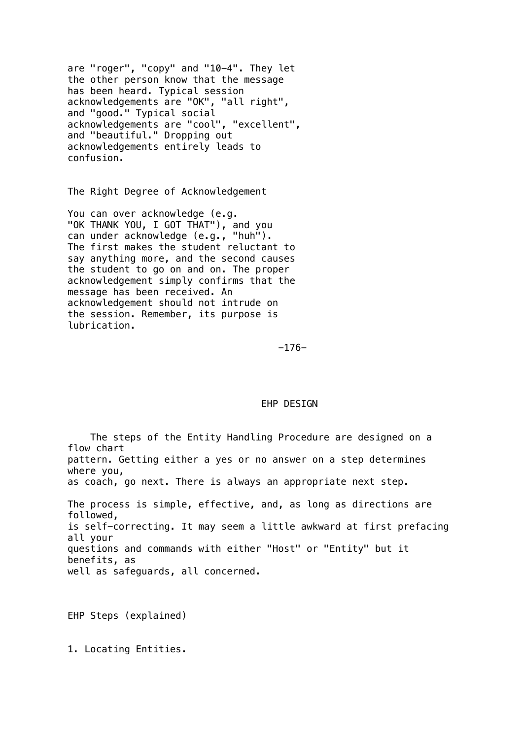are "roger", "copy" and "10-4". They let the other person know that the message has been heard. Typical session acknowledgements are "OK", "all right", and "good." Typical social acknowledgements are "cool", "excellent", and "beautiful." Dropping out acknowledgements entirely leads to confusion.

### The Right Degree of Acknowledgement

You can over acknowledge (e.g. "OK THANK YOU, I GOT THAT"), and you can under acknowledge (e.g., "huh"). The first makes the student reluctant to say anything more, and the second causes the student to go on and on. The proper acknowledgement simply confirms that the message has been received. An acknowledgement should not intrude on the session. Remember, its purpose is lubrication.

## EHP DESIGN

The steps of the Entity Handling Procedure are designed on a flow chart pattern. Getting either a yes or no answer on a step determines where you, as coach, go next. There is always an appropriate next step.

The process is simple, effective, and, as long as directions are followed, is self-correcting. It may seem a little awkward at first prefacing all your questions and commands with either "Host" or "Entity" but it benefits, as well as safeguards, all concerned.

### EHP Steps (explained)

1. Locating Entities.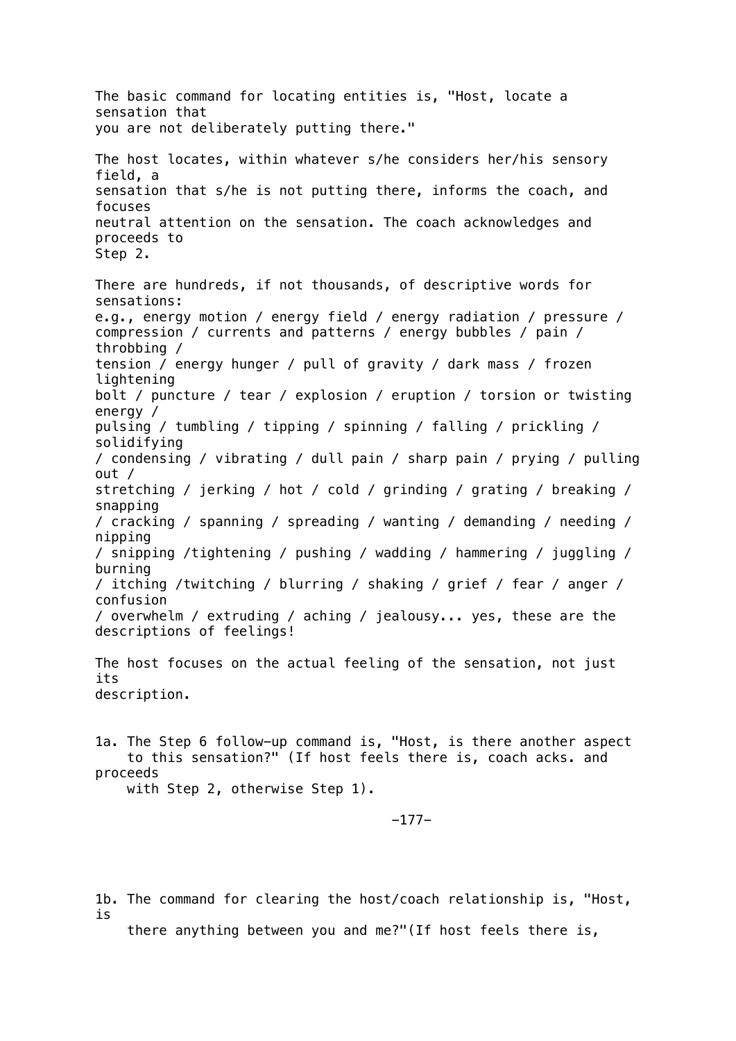The basic command for locating entities is, "Host, locate a sensation that you are not deliberately putting there."

The host locates, within whatever s/he considers her/his sensory field, a sensation that s/he is not putting there, informs the coach, and focuses neutral attention on the sensation. The coach acknowledges and proceeds to Step 2.

There are hundreds, if not thousands, of descriptive words for sensations: e.g., energy motion / energy field / energy radiation / pressure / compression / currents and patterns / energy bubbles / pain / throbbing / tension / energy hunger / pull of gravity / dark mass / frozen lightening bolt / puncture / tear / explosion / eruption / torsion or twisting energy / pulsing / tumbling / tipping / spinning / falling / prickling / solidifying / condensing / vibrating / dull pain / sharp pain / prying / pulling out / stretching / jerking / hot / cold / grinding / grating / breaking / snapping / cracking / spanning / spreading / wanting / demanding / needing / nipping / snipping /tightening / pushing / wadding / hammering / juggling / burning / itching /twitching / blurring / shaking / grief / fear / anger / confusion / overwhelm / extruding / aching / jealousy... yes, these are the descriptions of feelings!

The host focuses on the actual feeling of the sensation, not just its description.

1a. The Step 6 follow-up command is, "Host, is there another aspect to this sensation?" (If host feels there is, coach acks. and proceeds with Step 2, otherwise Step 1).

1b. The command for clearing the host/coach relationship is, "Host, is there anything between you and me?"(If host feels there is,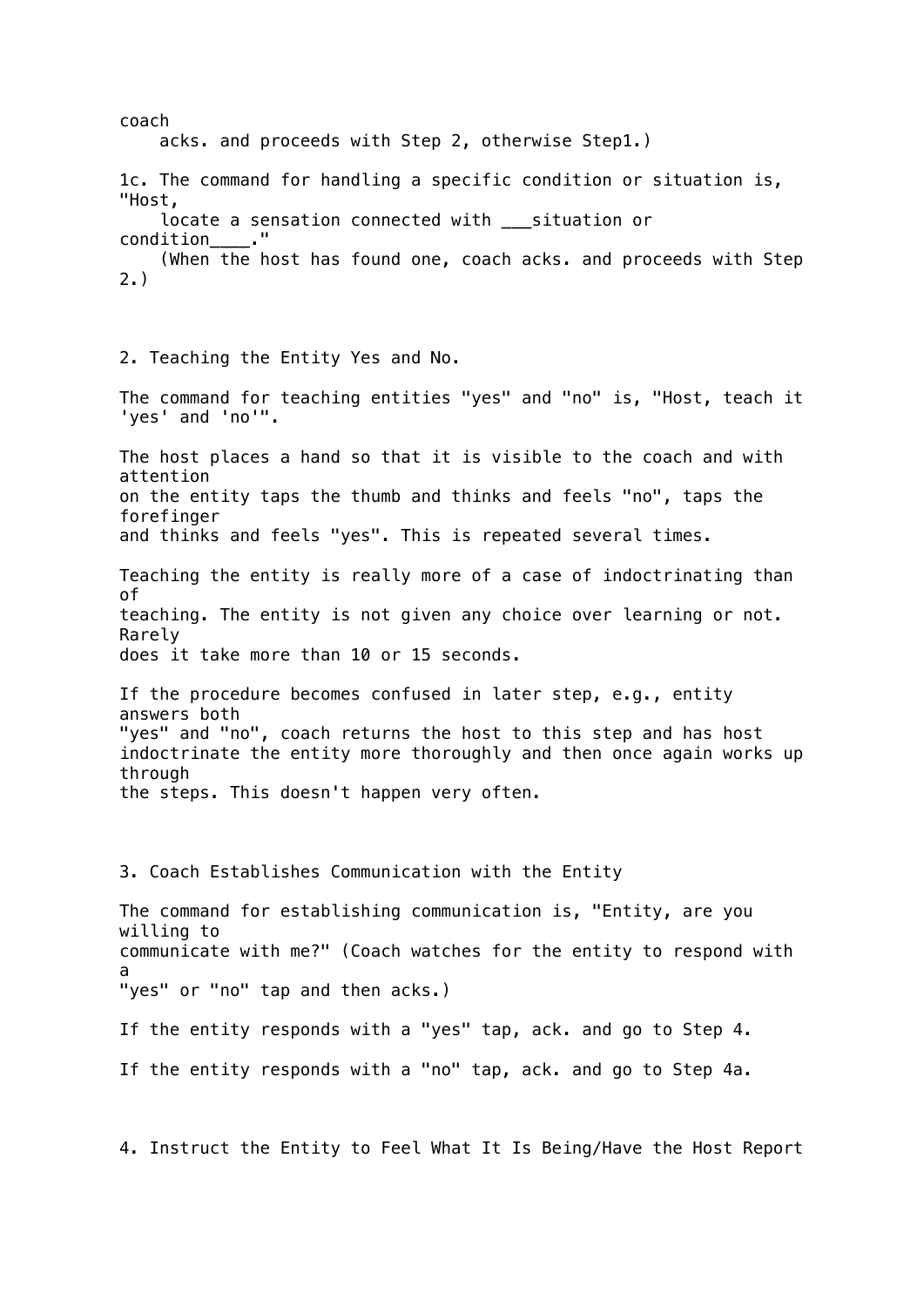coach acks. and proceeds with Step 2, otherwise Step1.)

1c. The command for handling a specific condition or situation is, "Host, locate a sensation connected with ___situation or condition____."
(When the host has found one, coach acks. and proceeds with Step 2.)

2. Teaching the Entity Yes and No.

The command for teaching entities "yes" and "no" is, "Host, teach it 'yes' and 'no'".

The host places a hand so that it is visible to the coach and with attention on the entity taps the thumb and thinks and feels "no", taps the forefinger and thinks and feels "yes". This is repeated several times.

Teaching the entity is really more of a case of indoctrinating than of teaching. The entity is not given any choice over learning or not. Rarely does it take more than 10 or 15 seconds.

If the procedure becomes confused in later step, e.g., entity answers both "yes" and "no", coach returns the host to this step and has host indoctrinate the entity more thoroughly and then once again works up through the steps. This doesn't happen very often.

3. Coach Establishes Communication with the Entity

The command for establishing communication is, "Entity, are you willing to communicate with me?" (Coach watches for the entity to respond with a "yes" or "no" tap and then acks.)

If the entity responds with a "yes" tap, ack. and go to Step 4.

If the entity responds with a "no" tap, ack. and go to Step 4a.

4. Instruct the Entity to Feel What It Is Being/Have the Host Report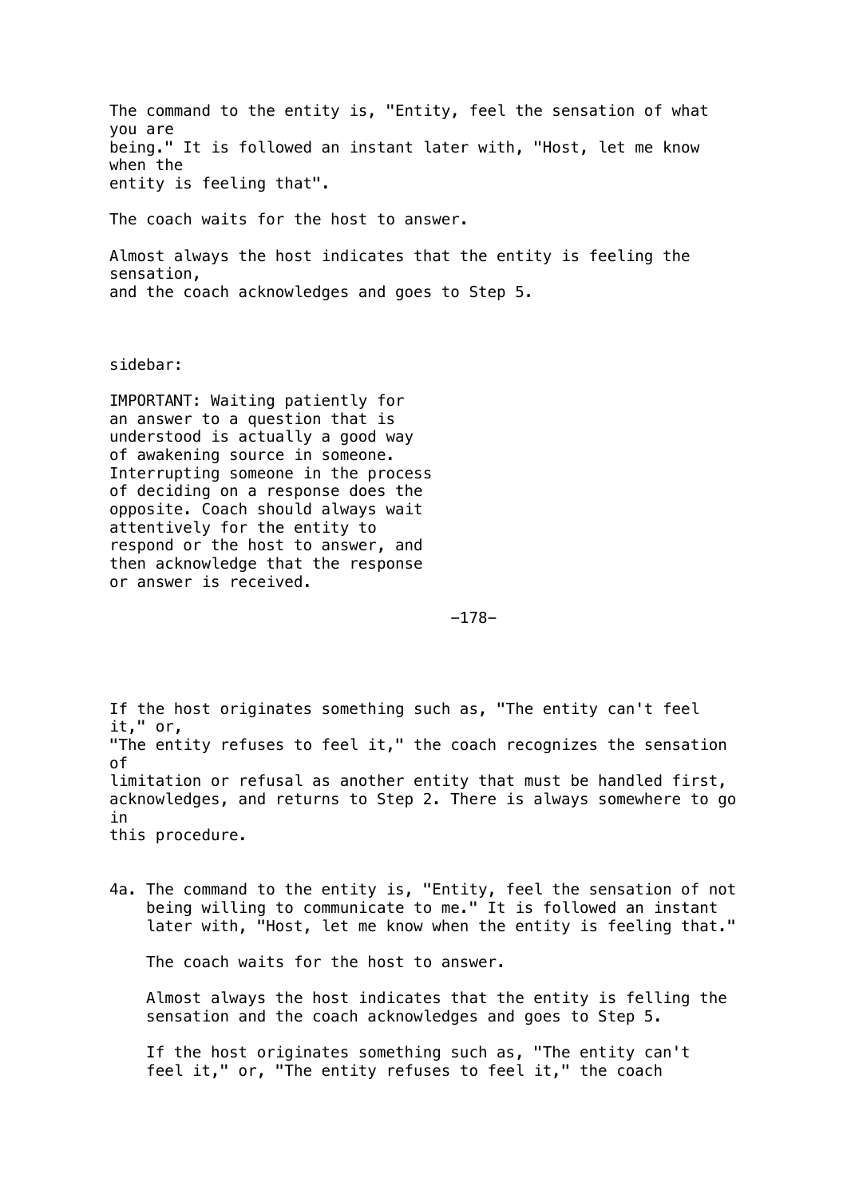The command to the entity is, "Entity, feel the sensation of what you are being." It is followed an instant later with, "Host, let me know when the entity is feeling that".

The coach waits for the host to answer.

Almost always the host indicates that the entity is feeling the sensation, and the coach acknowledges and goes to Step 5.

sidebar:

IMPORTANT: Waiting patiently for an answer to a question that is understood is actually a good way of awakening source in someone. Interrupting someone in the process of deciding on a response does the opposite. Coach should always wait attentively for the entity to respond or the host to answer, and then acknowledge that the response or answer is received.

If the host originates something such as, "The entity can't feel it," or, "The entity refuses to feel it," the coach recognizes the sensation of limitation or refusal as another entity that must be handled first, acknowledges, and returns to Step 2. There is always somewhere to go in this procedure.

4a. The command to the entity is, "Entity, feel the sensation of not being willing to communicate to me." It is followed an instant later with, "Host, let me know when the entity is feeling that."

    The coach waits for the host to answer.

    Almost always the host indicates that the entity is felling the sensation and the coach acknowledges and goes to Step 5.

    If the host originates something such as, "The entity can't feel it," or, "The entity refuses to feel it," the coach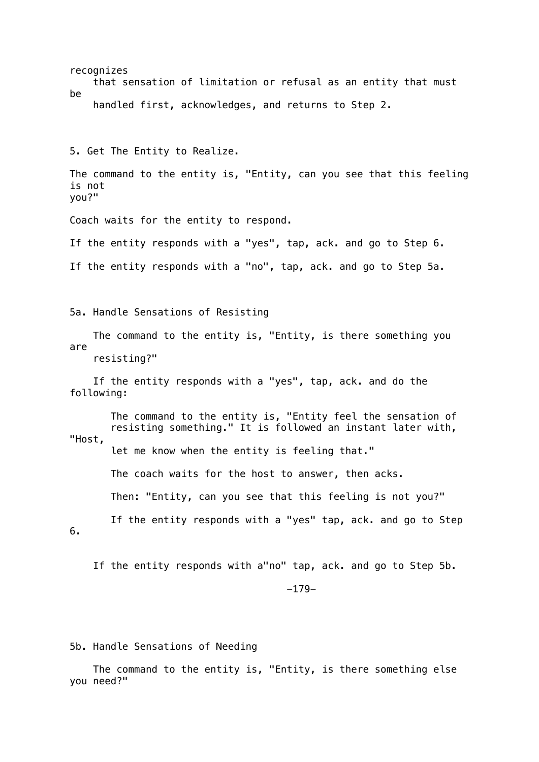recognizes that sensation of limitation or refusal as an entity that must be handled first, acknowledges, and returns to Step 2.

5. Get The Entity to Realize.

The command to the entity is, "Entity, can you see that this feeling is not you?"

Coach waits for the entity to respond.

If the entity responds with a "yes", tap, ack. and go to Step 6.

If the entity responds with a "no", tap, ack. and go to Step 5a.

5a. Handle Sensations of Resisting

The command to the entity is, "Entity, is there something you are resisting?"

If the entity responds with a "yes", tap, ack. and do the following:

> The command to the entity is, "Entity feel the sensation of resisting something." It is followed an instant later with, "Host, let me know when the entity is feeling that."
>
> The coach waits for the host to answer, then acks.
>
> Then: "Entity, can you see that this feeling is not you?"
>
> If the entity responds with a "yes" tap, ack. and go to Step 6.

If the entity responds with a"no" tap, ack. and go to Step 5b.

5b. Handle Sensations of Needing

The command to the entity is, "Entity, is there something else you need?"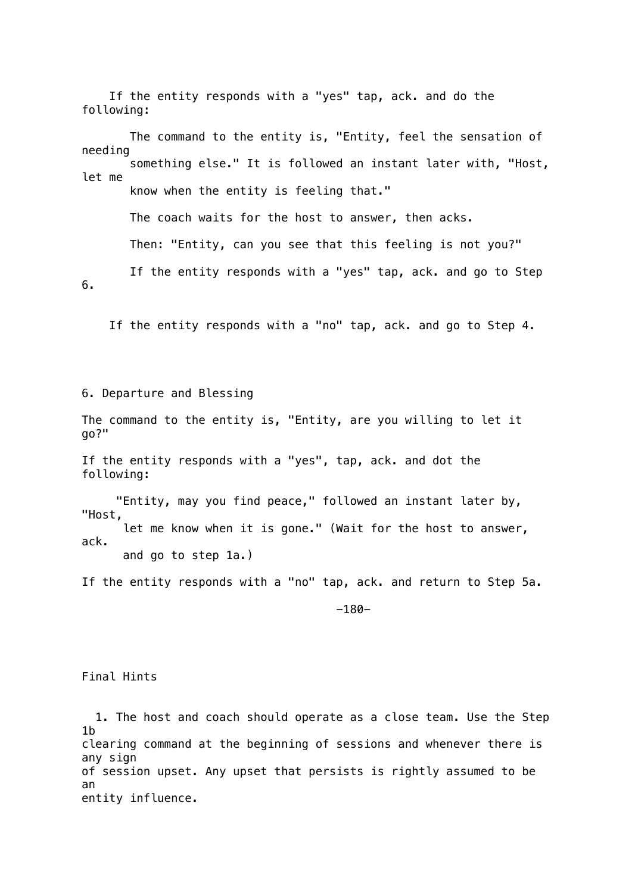If the entity responds with a "yes" tap, ack. and do the following:

> The command to the entity is, "Entity, feel the sensation of needing something else." It is followed an instant later with, "Host, let me know when the entity is feeling that."
>
> The coach waits for the host to answer, then acks.
>
> Then: "Entity, can you see that this feeling is not you?"
>
> If the entity responds with a "yes" tap, ack. and go to Step 6.

If the entity responds with a "no" tap, ack. and go to Step 4.

## 6. Departure and Blessing

The command to the entity is, "Entity, are you willing to let it go?"

If the entity responds with a "yes", tap, ack. and dot the following:

> "Entity, may you find peace," followed an instant later by, "Host, let me know when it is gone." (Wait for the host to answer, ack. and go to step 1a.)

If the entity responds with a "no" tap, ack. and return to Step 5a.

## Final Hints

1. The host and coach should operate as a close team. Use the Step 1b clearing command at the beginning of sessions and whenever there is any sign of session upset. Any upset that persists is rightly assumed to be an entity influence.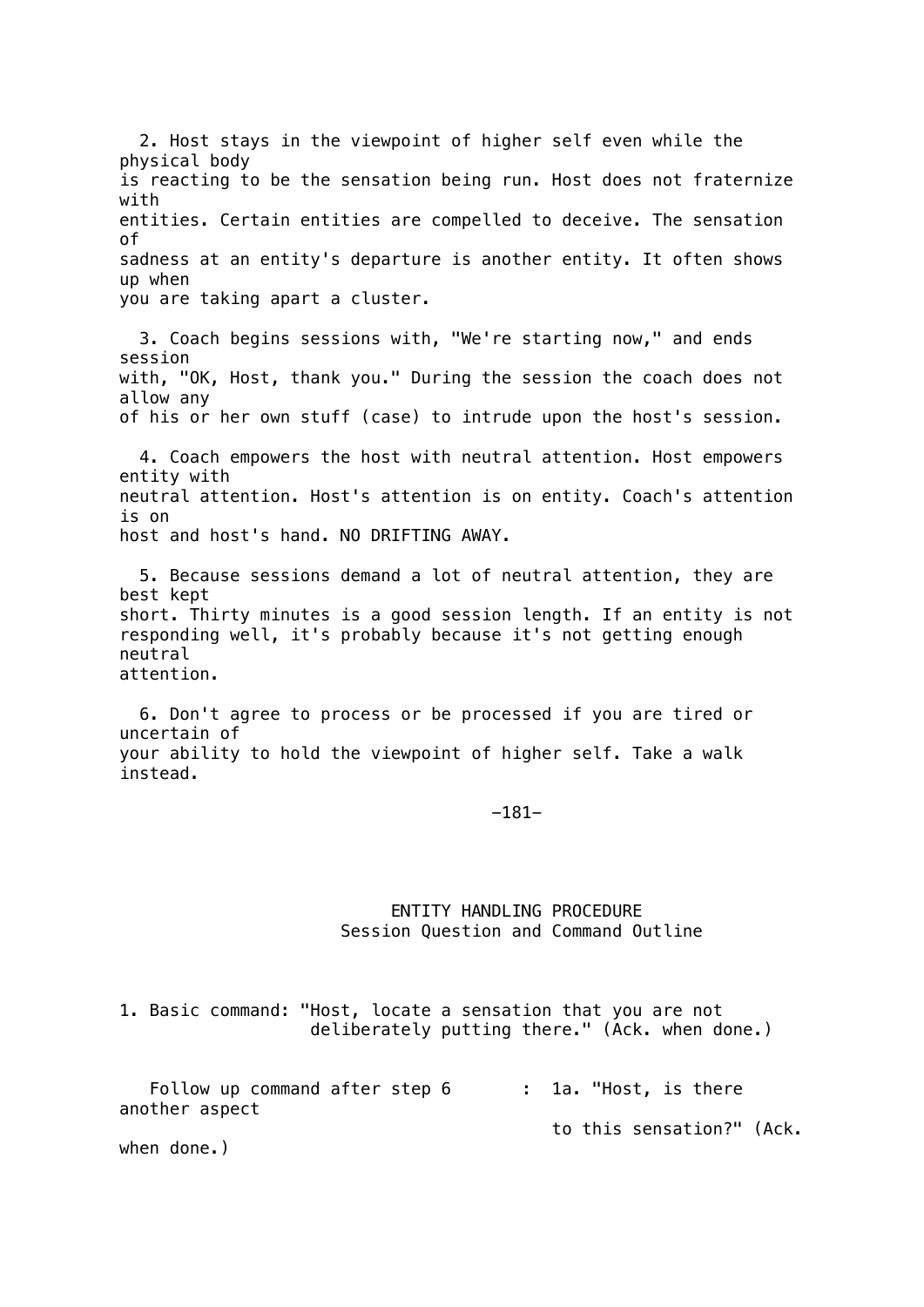2. Host stays in the viewpoint of higher self even while the physical body is reacting to be the sensation being run. Host does not fraternize with entities. Certain entities are compelled to deceive. The sensation of sadness at an entity's departure is another entity. It often shows up when you are taking apart a cluster.

3. Coach begins sessions with, "We're starting now," and ends session with, "OK, Host, thank you." During the session the coach does not allow any of his or her own stuff (case) to intrude upon the host's session.

4. Coach empowers the host with neutral attention. Host empowers entity with neutral attention. Host's attention is on entity. Coach's attention is on host and host's hand. NO DRIFTING AWAY.

5. Because sessions demand a lot of neutral attention, they are best kept short. Thirty minutes is a good session length. If an entity is not responding well, it's probably because it's not getting enough neutral attention.

6. Don't agree to process or be processed if you are tired or uncertain of your ability to hold the viewpoint of higher self. Take a walk instead.

## ENTITY HANDLING PROCEDURE

### Session Question and Command Outline

1. Basic command: "Host, locate a sensation that you are not deliberately putting there." (Ack. when done.)

Follow up command after step 6 : 1a. "Host, is there another aspect to this sensation?" (Ack. when done.)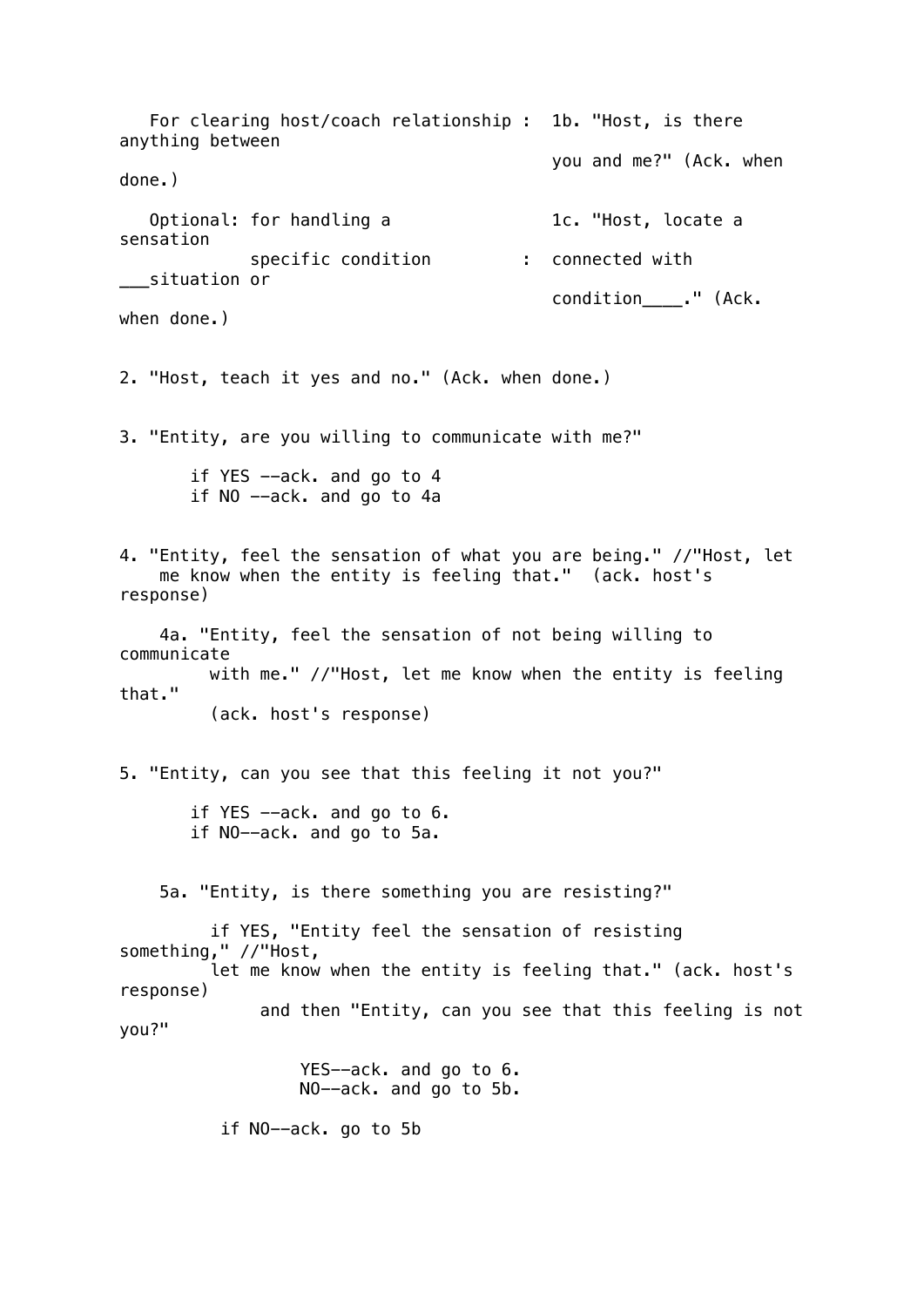For clearing host/coach relationship : 1b. "Host, is there anything between you and me?" (Ack. when done.)

Optional: for handling a specific condition : 1c. "Host, locate a sensation connected with ___situation or condition____." (Ack. when done.)

2. "Host, teach it yes and no." (Ack. when done.)

3. "Entity, are you willing to communicate with me?"

    if YES --ack. and go to 4
    if NO --ack. and go to 4a

4. "Entity, feel the sensation of what you are being." //"Host, let me know when the entity is feeling that." (ack. host's response)

    4a. "Entity, feel the sensation of not being willing to communicate with me." //"Host, let me know when the entity is feeling that." (ack. host's response)

5. "Entity, can you see that this feeling it not you?"

    if YES --ack. and go to 6.
    if NO--ack. and go to 5a.

    5a. "Entity, is there something you are resisting?"

        if YES, "Entity feel the sensation of resisting something," //"Host, let me know when the entity is feeling that." (ack. host's response) and then "Entity, can you see that this feeling is not you?"

            YES--ack. and go to 6.
            NO--ack. and go to 5b.

        if NO--ack. go to 5b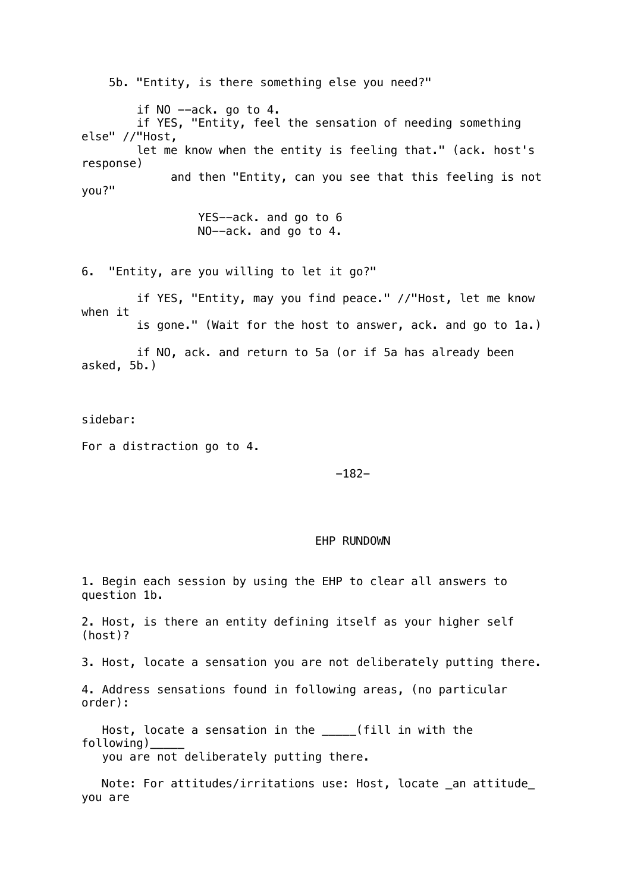5b. "Entity, is there something else you need?"

if NO --ack. go to 4.
if YES, "Entity, feel the sensation of needing something else" //"Host, let me know when the entity is feeling that." (ack. host's response) and then "Entity, can you see that this feeling is not you?"

YES--ack. and go to 6
NO--ack. and go to 4.

6. "Entity, are you willing to let it go?"

if YES, "Entity, may you find peace." //"Host, let me know when it is gone." (Wait for the host to answer, ack. and go to 1a.)

if NO, ack. and return to 5a (or if 5a has already been asked, 5b.)

sidebar:

For a distraction go to 4.

## EHP RUNDOWN

1. Begin each session by using the EHP to clear all answers to question 1b.

2. Host, is there an entity defining itself as your higher self (host)?

3. Host, locate a sensation you are not deliberately putting there.

4. Address sensations found in following areas, (no particular order):

Host, locate a sensation in the _____(fill in with the following)_____ you are not deliberately putting there.

Note: For attitudes/irritations use: Host, locate _an attitude_ you are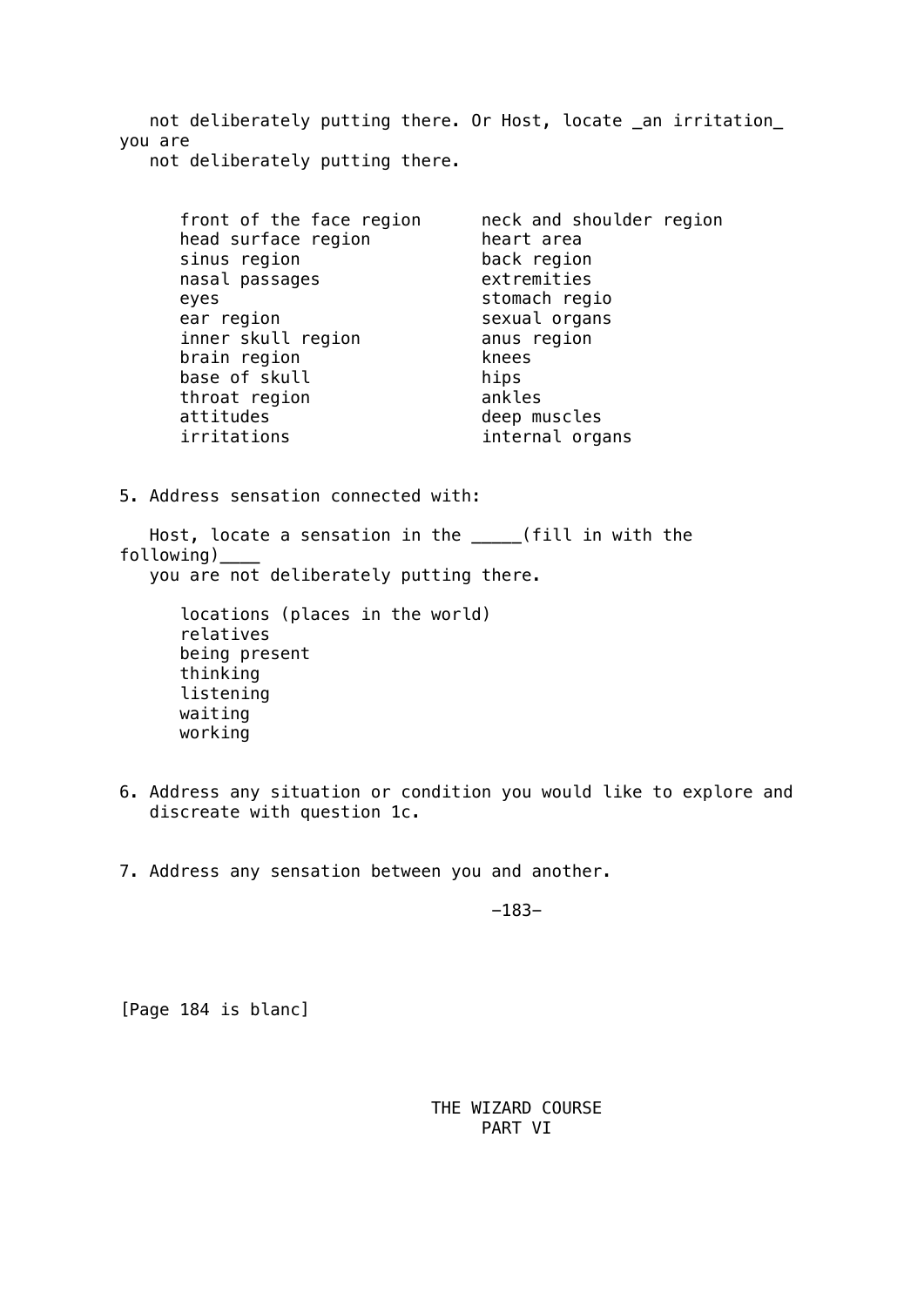not deliberately putting there. Or Host, locate _an irritation_ you are not deliberately putting there.

| | |
|---|---|
| front of the face region | neck and shoulder region |
| head surface region | heart area |
| sinus region | back region |
| nasal passages | extremities |
| eyes | stomach regio |
| ear region | sexual organs |
| inner skull region | anus region |
| brain region | knees |
| base of skull | hips |
| throat region | ankles |
| attitudes | deep muscles |
| irritations | internal organs |

5. Address sensation connected with:

   Host, locate a sensation in the _____(fill in with the following)____ you are not deliberately putting there.

   - locations (places in the world)
   - relatives
   - being present
   - thinking
   - listening
   - waiting
   - working

6. Address any situation or condition you would like to explore and discreate with question 1c.

7. Address any sensation between you and another.

[Page 184 is blanc]

# THE WIZARD COURSE
## PART VI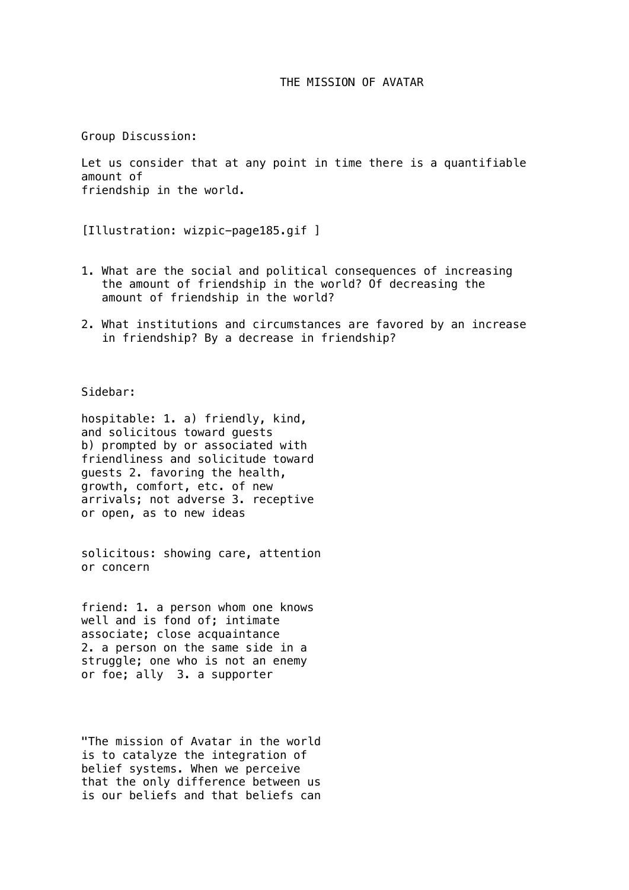# THE MISSION OF AVATAR

Group Discussion:

Let us consider that at any point in time there is a quantifiable amount of friendship in the world.

[Illustration: wizpic—page185.gif ]

1. What are the social and political consequences of increasing the amount of friendship in the world? Of decreasing the amount of friendship in the world?

2. What institutions and circumstances are favored by an increase in friendship? By a decrease in friendship?

Sidebar:

hospitable: 1. a) friendly, kind, and solicitous toward guests b) prompted by or associated with friendliness and solicitude toward guests 2. favoring the health, growth, comfort, etc. of new arrivals; not adverse 3. receptive or open, as to new ideas

solicitous: showing care, attention or concern

friend: 1. a person whom one knows well and is fond of; intimate associate; close acquaintance 2. a person on the same side in a struggle; one who is not an enemy or foe; ally 3. a supporter

"The mission of Avatar in the world is to catalyze the integration of belief systems. When we perceive that the only difference between us is our beliefs and that beliefs can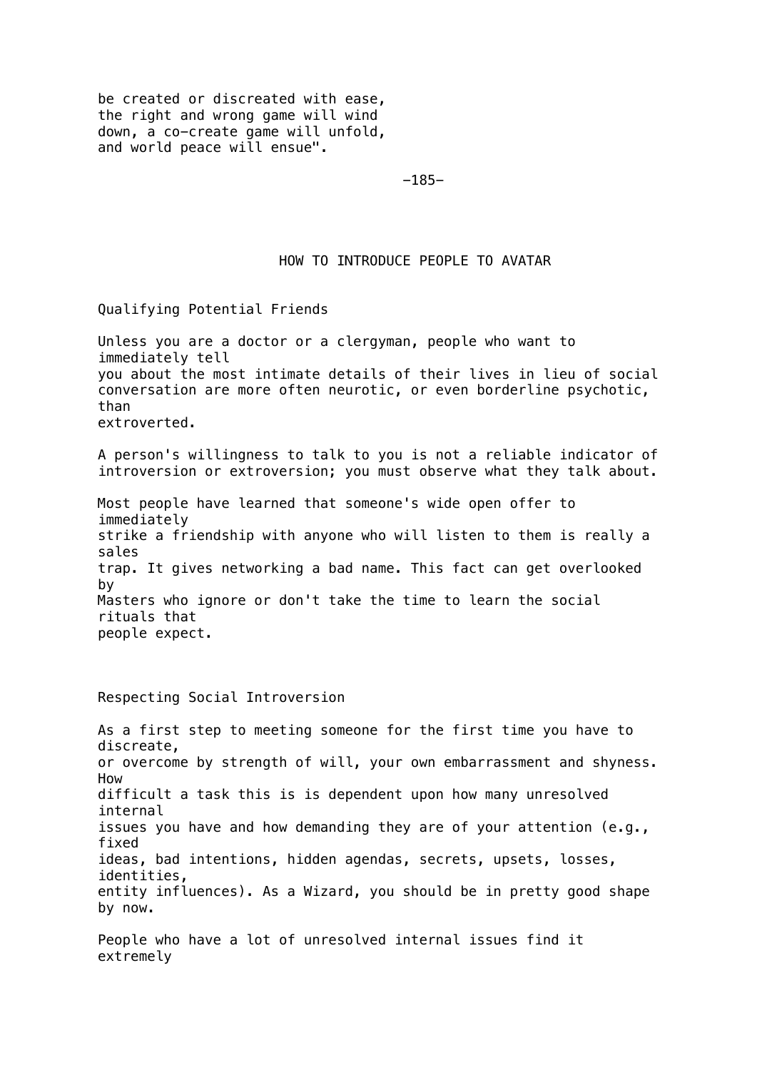be created or discreated with ease, the right and wrong game will wind down, a co-create game will unfold, and world peace will ensue".

## HOW TO INTRODUCE PEOPLE TO AVATAR

### Qualifying Potential Friends

Unless you are a doctor or a clergyman, people who want to immediately tell you about the most intimate details of their lives in lieu of social conversation are more often neurotic, or even borderline psychotic, than extroverted.

A person's willingness to talk to you is not a reliable indicator of introversion or extroversion; you must observe what they talk about.

Most people have learned that someone's wide open offer to immediately strike a friendship with anyone who will listen to them is really a sales trap. It gives networking a bad name. This fact can get overlooked by Masters who ignore or don't take the time to learn the social rituals that people expect.

### Respecting Social Introversion

As a first step to meeting someone for the first time you have to discreate, or overcome by strength of will, your own embarrassment and shyness. How difficult a task this is is dependent upon how many unresolved internal issues you have and how demanding they are of your attention (e.g., fixed ideas, bad intentions, hidden agendas, secrets, upsets, losses, identities, entity influences). As a Wizard, you should be in pretty good shape by now.

People who have a lot of unresolved internal issues find it extremely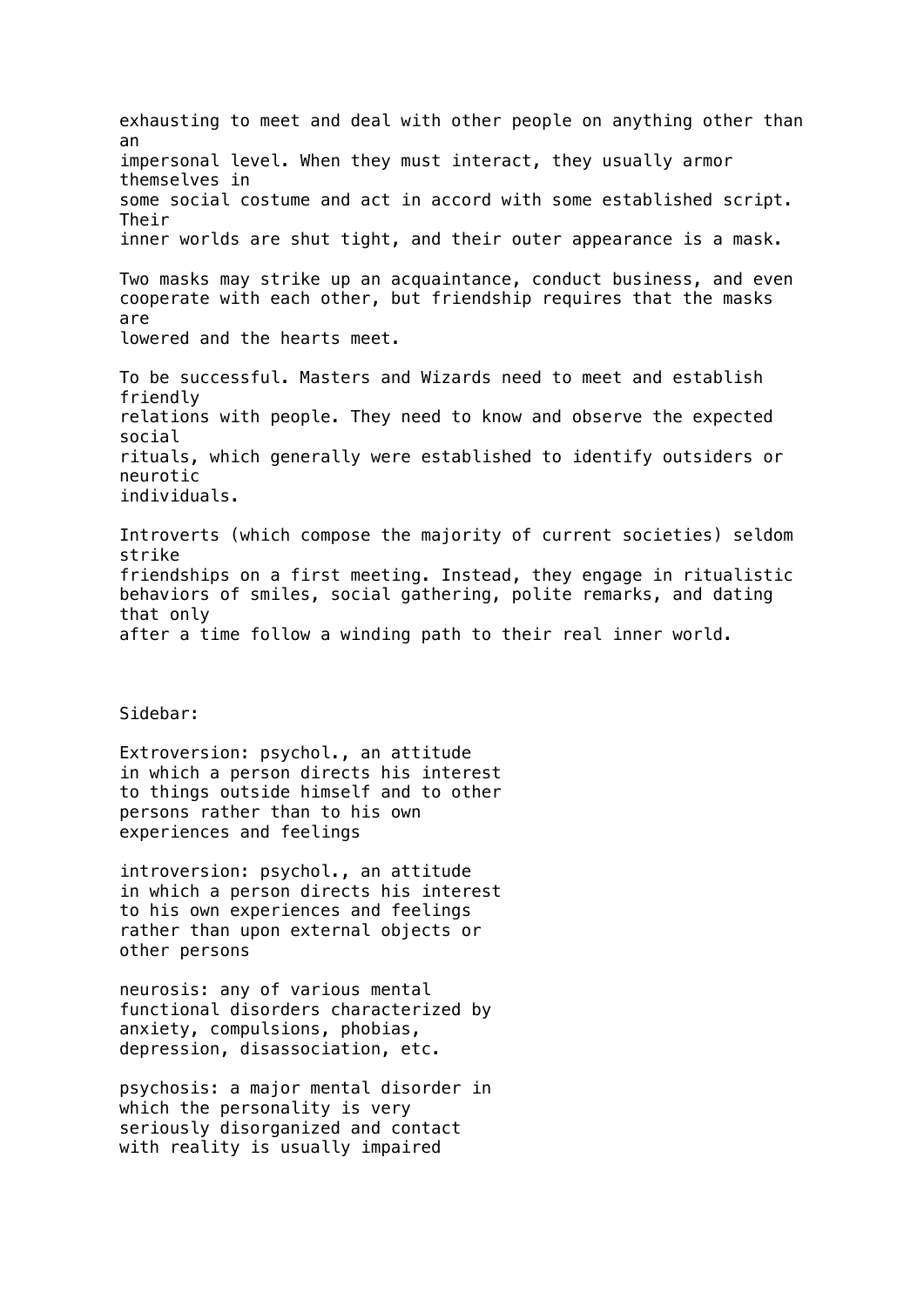exhausting to meet and deal with other people on anything other than an impersonal level. When they must interact, they usually armor themselves in some social costume and act in accord with some established script. Their inner worlds are shut tight, and their outer appearance is a mask.

Two masks may strike up an acquaintance, conduct business, and even cooperate with each other, but friendship requires that the masks are lowered and the hearts meet.

To be successful. Masters and Wizards need to meet and establish friendly relations with people. They need to know and observe the expected social rituals, which generally were established to identify outsiders or neurotic individuals.

Introverts (which compose the majority of current societies) seldom strike friendships on a first meeting. Instead, they engage in ritualistic behaviors of smiles, social gathering, polite remarks, and dating that only after a time follow a winding path to their real inner world.

Sidebar:

Extroversion: psychol., an attitude in which a person directs his interest to things outside himself and to other persons rather than to his own experiences and feelings

introversion: psychol., an attitude in which a person directs his interest to his own experiences and feelings rather than upon external objects or other persons

neurosis: any of various mental functional disorders characterized by anxiety, compulsions, phobias, depression, disassociation, etc.

psychosis: a major mental disorder in which the personality is very seriously disorganized and contact with reality is usually impaired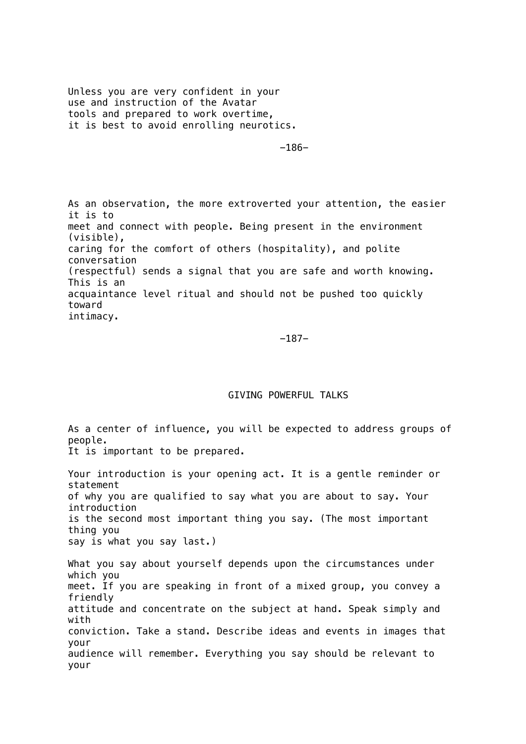Unless you are very confident in your use and instruction of the Avatar tools and prepared to work overtime, it is best to avoid enrolling neurotics.

-186-

As an observation, the more extroverted your attention, the easier it is to meet and connect with people. Being present in the environment (visible), caring for the comfort of others (hospitality), and polite conversation (respectful) sends a signal that you are safe and worth knowing. This is an acquaintance level ritual and should not be pushed too quickly toward intimacy.

-187-

## GIVING POWERFUL TALKS

As a center of influence, you will be expected to address groups of people. It is important to be prepared.

Your introduction is your opening act. It is a gentle reminder or statement of why you are qualified to say what you are about to say. Your introduction is the second most important thing you say. (The most important thing you say is what you say last.)

What you say about yourself depends upon the circumstances under which you meet. If you are speaking in front of a mixed group, you convey a friendly attitude and concentrate on the subject at hand. Speak simply and with conviction. Take a stand. Describe ideas and events in images that your audience will remember. Everything you say should be relevant to your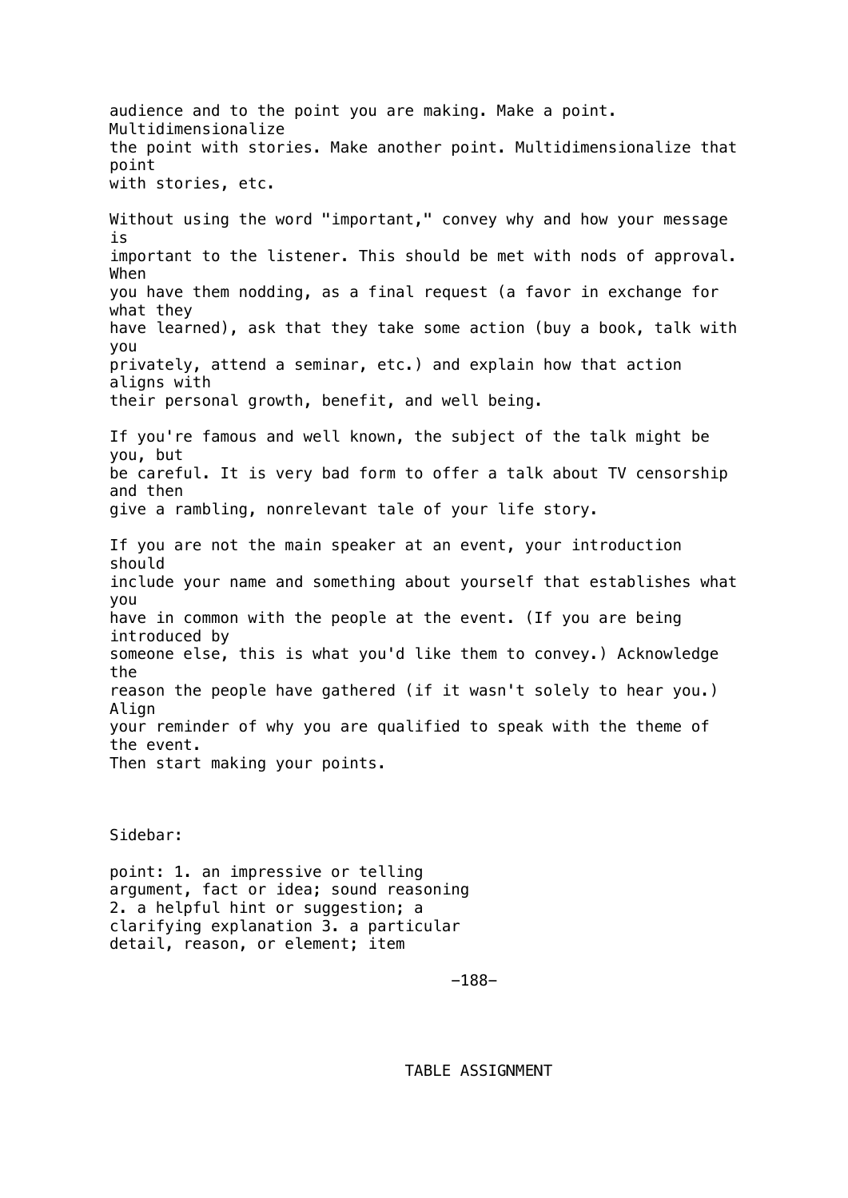audience and to the point you are making. Make a point. Multidimensionalize the point with stories. Make another point. Multidimensionalize that point with stories, etc.

Without using the word "important," convey why and how your message is important to the listener. This should be met with nods of approval. When you have them nodding, as a final request (a favor in exchange for what they have learned), ask that they take some action (buy a book, talk with you privately, attend a seminar, etc.) and explain how that action aligns with their personal growth, benefit, and well being.

If you're famous and well known, the subject of the talk might be you, but be careful. It is very bad form to offer a talk about TV censorship and then give a rambling, nonrelevant tale of your life story.

If you are not the main speaker at an event, your introduction should include your name and something about yourself that establishes what you have in common with the people at the event. (If you are being introduced by someone else, this is what you'd like them to convey.) Acknowledge the reason the people have gathered (if it wasn't solely to hear you.) Align your reminder of why you are qualified to speak with the theme of the event. Then start making your points.

Sidebar:

point: 1. an impressive or telling argument, fact or idea; sound reasoning 2. a helpful hint or suggestion; a clarifying explanation 3. a particular detail, reason, or element; item

TABLE ASSIGNMENT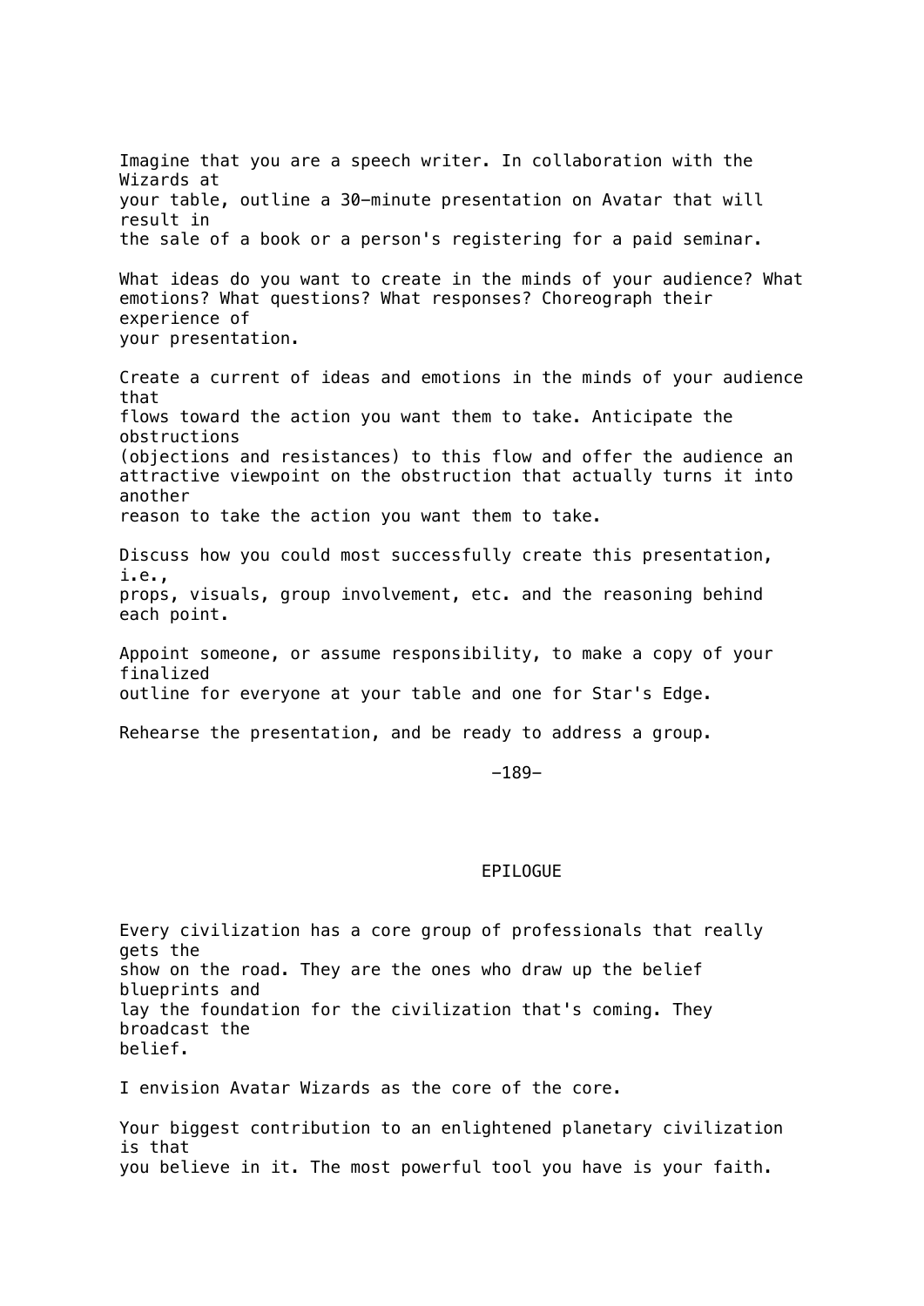Imagine that you are a speech writer. In collaboration with the Wizards at your table, outline a 30-minute presentation on Avatar that will result in the sale of a book or a person's registering for a paid seminar.

What ideas do you want to create in the minds of your audience? What emotions? What questions? What responses? Choreograph their experience of your presentation.

Create a current of ideas and emotions in the minds of your audience that flows toward the action you want them to take. Anticipate the obstructions (objections and resistances) to this flow and offer the audience an attractive viewpoint on the obstruction that actually turns it into another reason to take the action you want them to take.

Discuss how you could most successfully create this presentation, i.e., props, visuals, group involvement, etc. and the reasoning behind each point.

Appoint someone, or assume responsibility, to make a copy of your finalized outline for everyone at your table and one for Star's Edge.

Rehearse the presentation, and be ready to address a group.

## EPILOGUE

Every civilization has a core group of professionals that really gets the show on the road. They are the ones who draw up the belief blueprints and lay the foundation for the civilization that's coming. They broadcast the belief.

I envision Avatar Wizards as the core of the core.

Your biggest contribution to an enlightened planetary civilization is that you believe in it. The most powerful tool you have is your faith.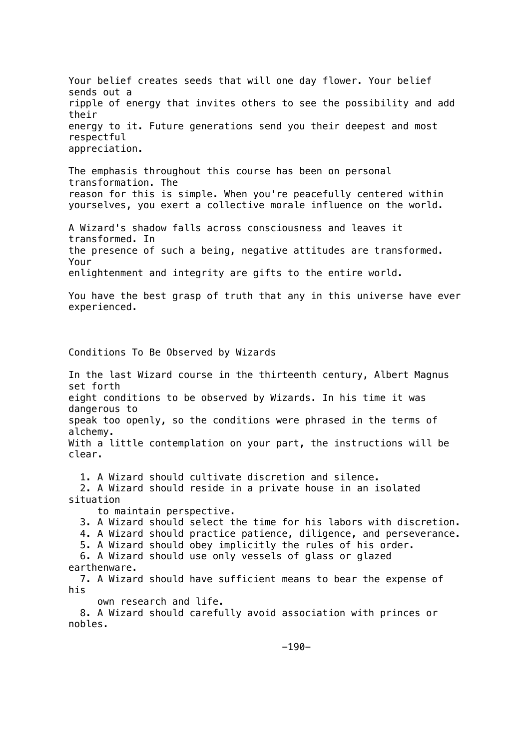Your belief creates seeds that will one day flower. Your belief sends out a ripple of energy that invites others to see the possibility and add their energy to it. Future generations send you their deepest and most respectful appreciation.

The emphasis throughout this course has been on personal transformation. The reason for this is simple. When you're peacefully centered within yourselves, you exert a collective morale influence on the world.

A Wizard's shadow falls across consciousness and leaves it transformed. In the presence of such a being, negative attitudes are transformed. Your enlightenment and integrity are gifts to the entire world.

You have the best grasp of truth that any in this universe have ever experienced.

## Conditions To Be Observed by Wizards

In the last Wizard course in the thirteenth century, Albert Magnus set forth eight conditions to be observed by Wizards. In his time it was dangerous to speak too openly, so the conditions were phrased in the terms of alchemy. With a little contemplation on your part, the instructions will be clear.

1. A Wizard should cultivate discretion and silence.
2. A Wizard should reside in a private house in an isolated situation to maintain perspective.
3. A Wizard should select the time for his labors with discretion.
4. A Wizard should practice patience, diligence, and perseverance.
5. A Wizard should obey implicitly the rules of his order.
6. A Wizard should use only vessels of glass or glazed earthenware.
7. A Wizard should have sufficient means to bear the expense of his own research and life.
8. A Wizard should carefully avoid association with princes or nobles.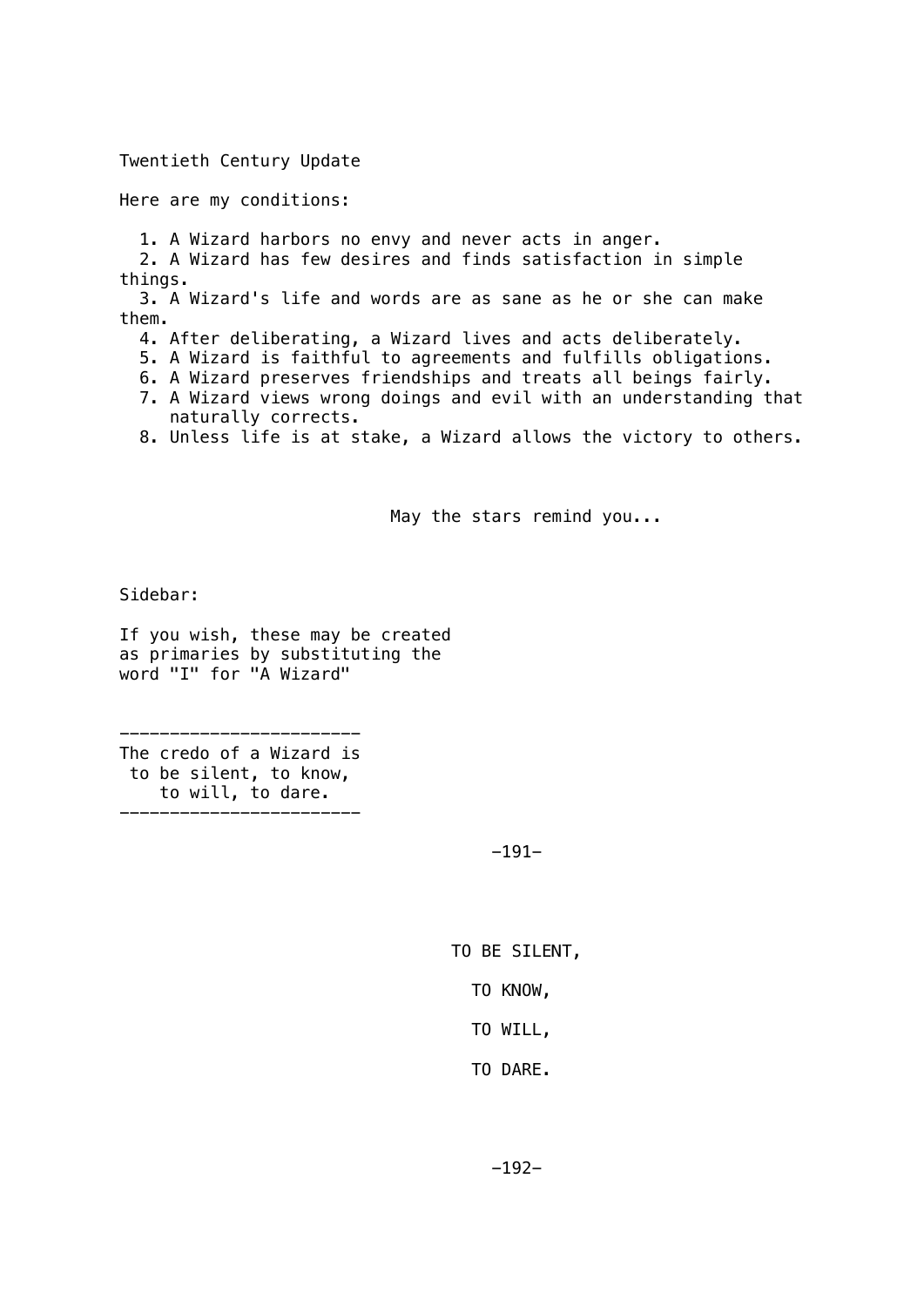## Twentieth Century Update

Here are my conditions:

1. A Wizard harbors no envy and never acts in anger.
2. A Wizard has few desires and finds satisfaction in simple things.
3. A Wizard's life and words are as sane as he or she can make them.
4. After deliberating, a Wizard lives and acts deliberately.
5. A Wizard is faithful to agreements and fulfills obligations.
6. A Wizard preserves friendships and treats all beings fairly.
7. A Wizard views wrong doings and evil with an understanding that naturally corrects.
8. Unless life is at stake, a Wizard allows the victory to others.

May the stars remind you...

Sidebar:

If you wish, these may be created as primaries by substituting the word "I" for "A Wizard"

---

The credo of a Wizard is to be silent, to know, to will, to dare.

---

TO BE SILENT,

TO KNOW,

TO WILL,

TO DARE.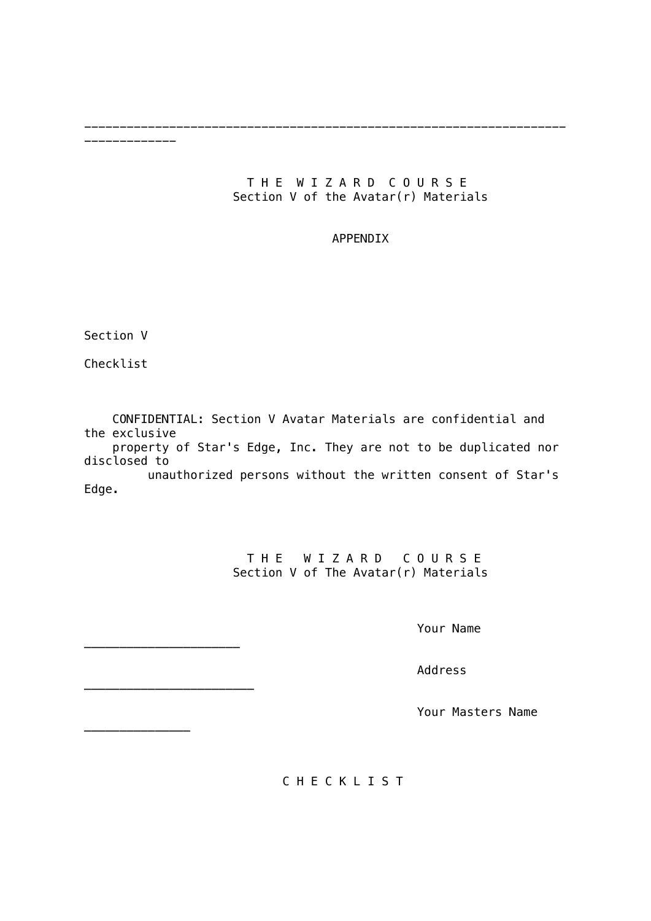---

T H E   W I Z A R D   C O U R S E
Section V of the Avatar(r) Materials

APPENDIX

Section V

Checklist

CONFIDENTIAL: Section V Avatar Materials are confidential and the exclusive property of Star's Edge, Inc. They are not to be duplicated nor disclosed to unauthorized persons without the written consent of Star's Edge.

T H E   W I Z A R D   C O U R S E
Section V of The Avatar(r) Materials

Your Name ______________________

Address ________________________

Your Masters Name _______________

C H E C K L I S T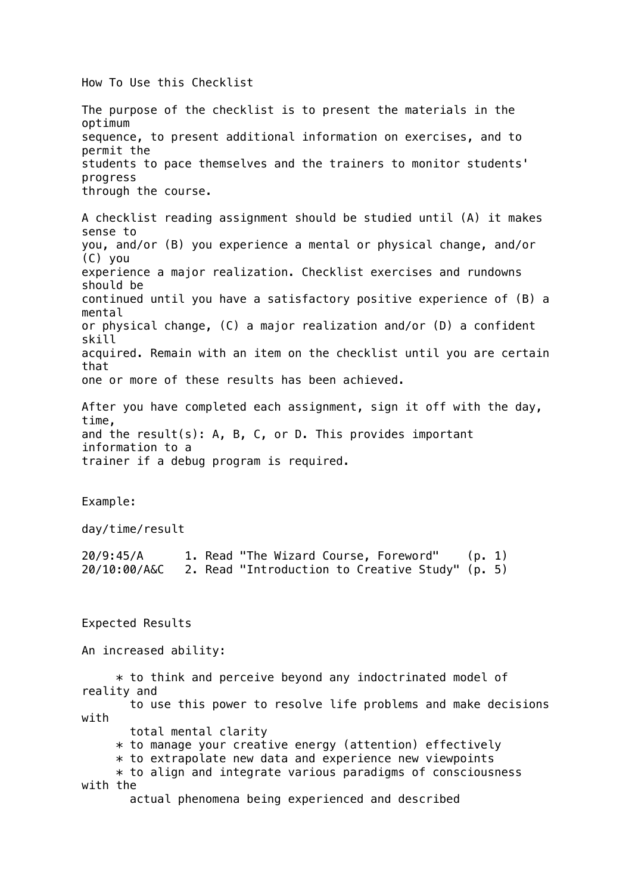# How To Use this Checklist

The purpose of the checklist is to present the materials in the optimum sequence, to present additional information on exercises, and to permit the students to pace themselves and the trainers to monitor students' progress through the course.

A checklist reading assignment should be studied until (A) it makes sense to you, and/or (B) you experience a mental or physical change, and/or (C) you experience a major realization. Checklist exercises and rundowns should be continued until you have a satisfactory positive experience of (B) a mental or physical change, (C) a major realization and/or (D) a confident skill acquired. Remain with an item on the checklist until you are certain that one or more of these results has been achieved.

After you have completed each assignment, sign it off with the day, time, and the result(s): A, B, C, or D. This provides important information to a trainer if a debug program is required.

Example:

day/time/result

```
20/9:45/A      1. Read "The Wizard Course, Foreword"    (p. 1)
20/10:00/A&C   2. Read "Introduction to Creative Study" (p. 5)
```

# Expected Results

An increased ability:

* to think and perceive beyond any indoctrinated model of reality and to use this power to resolve life problems and make decisions with total mental clarity
* to manage your creative energy (attention) effectively
* to extrapolate new data and experience new viewpoints
* to align and integrate various paradigms of consciousness with the actual phenomena being experienced and described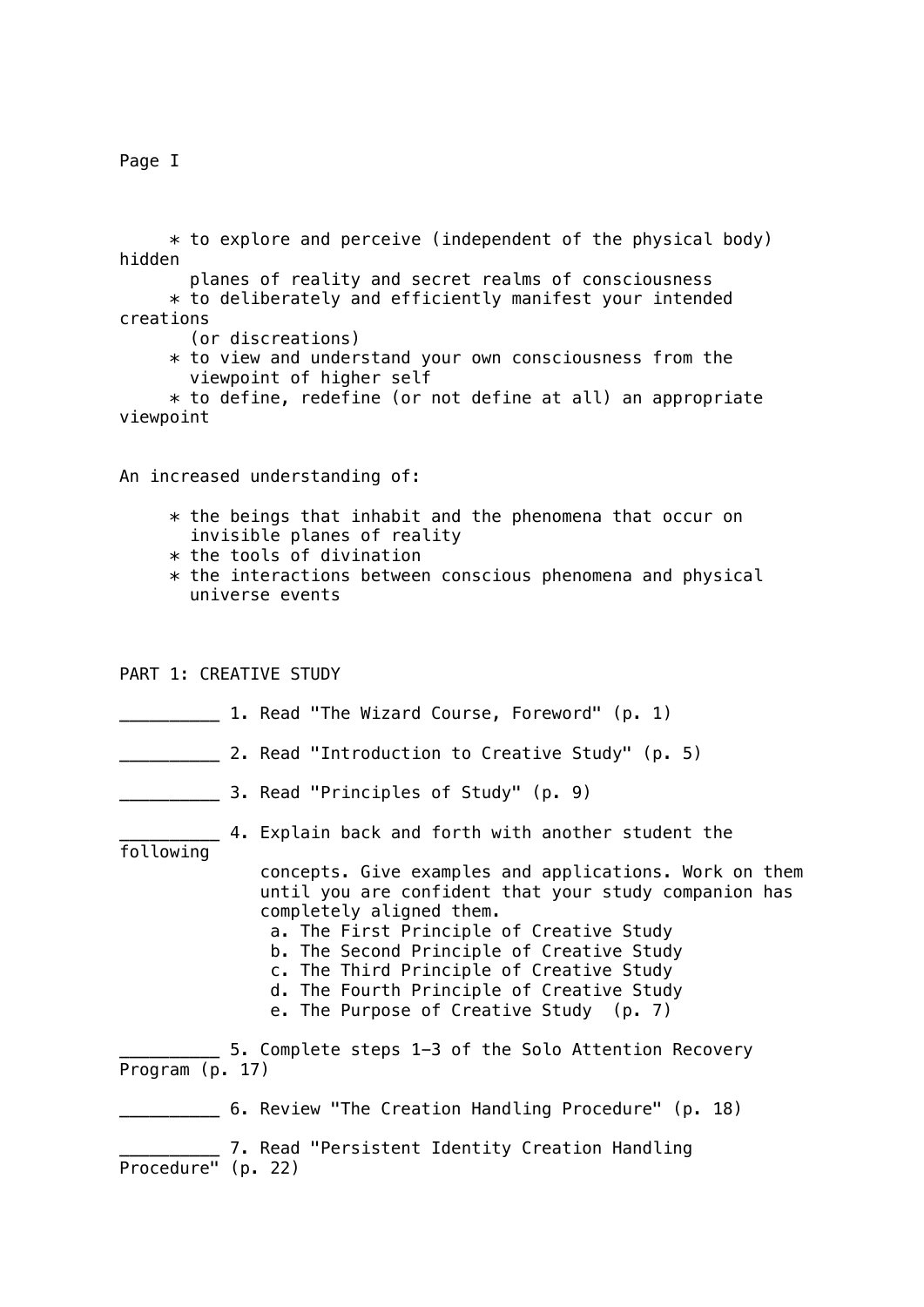Page I

* to explore and perceive (independent of the physical body) hidden planes of reality and secret realms of consciousness
* to deliberately and efficiently manifest your intended creations (or discreations)
* to view and understand your own consciousness from the viewpoint of higher self
* to define, redefine (or not define at all) an appropriate viewpoint

An increased understanding of:

* the beings that inhabit and the phenomena that occur on invisible planes of reality
* the tools of divination
* the interactions between conscious phenomena and physical universe events

PART 1: CREATIVE STUDY

__________ 1. Read "The Wizard Course, Foreword" (p. 1)

__________ 2. Read "Introduction to Creative Study" (p. 5)

__________ 3. Read "Principles of Study" (p. 9)

__________ 4. Explain back and forth with another student the following concepts. Give examples and applications. Work on them until you are confident that your study companion has completely aligned them.

   a. The First Principle of Creative Study
   b. The Second Principle of Creative Study
   c. The Third Principle of Creative Study
   d. The Fourth Principle of Creative Study
   e. The Purpose of Creative Study (p. 7)

__________ 5. Complete steps 1–3 of the Solo Attention Recovery Program (p. 17)

__________ 6. Review "The Creation Handling Procedure" (p. 18)

__________ 7. Read "Persistent Identity Creation Handling Procedure" (p. 22)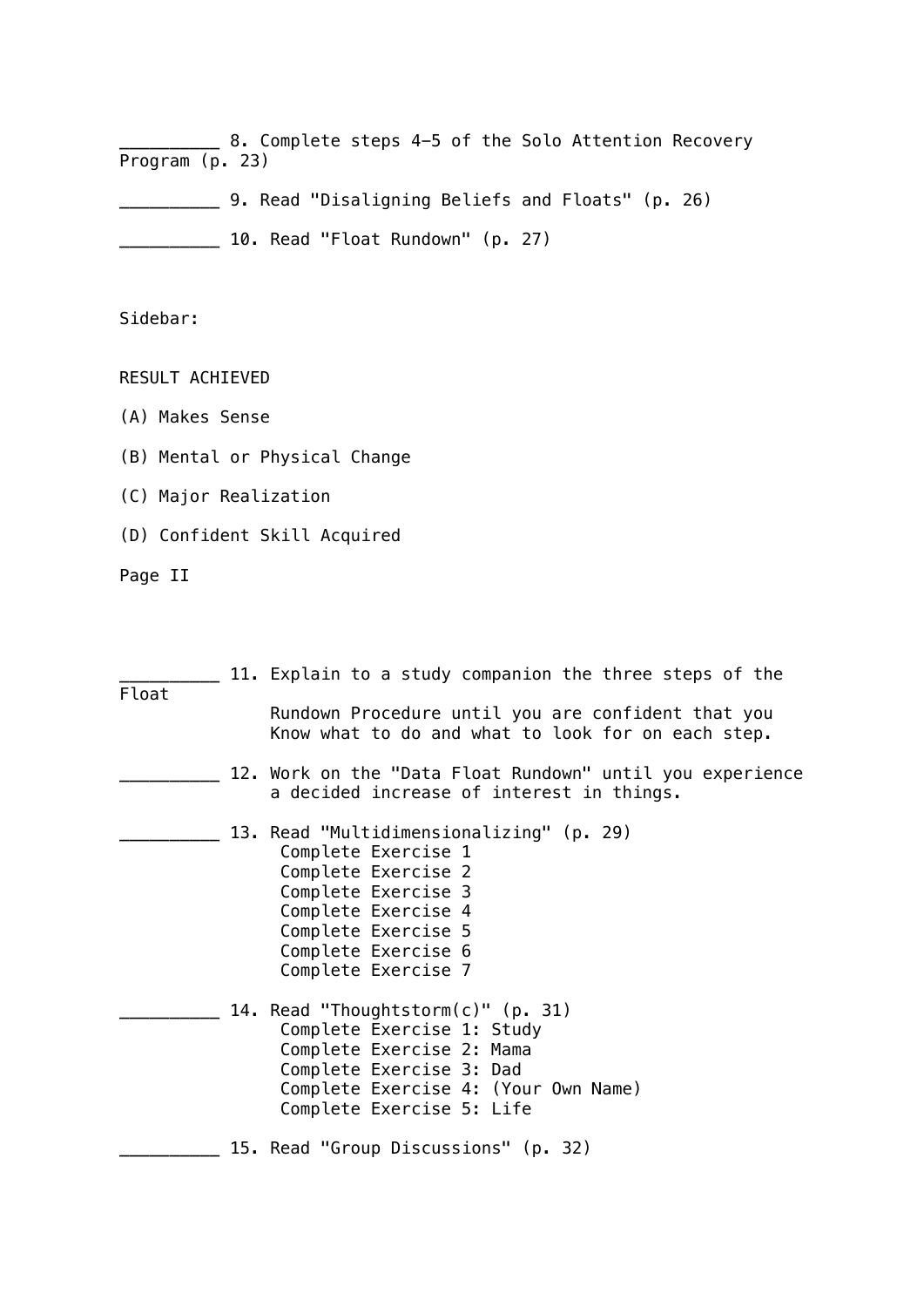__________ 8. Complete steps 4-5 of the Solo Attention Recovery Program (p. 23)

__________ 9. Read "Disaligning Beliefs and Floats" (p. 26)

__________ 10. Read "Float Rundown" (p. 27)

Sidebar:

RESULT ACHIEVED

(A) Makes Sense

(B) Mental or Physical Change

(C) Major Realization

(D) Confident Skill Acquired

Page II

__________ 11. Explain to a study companion the three steps of the Float Rundown Procedure until you are confident that you Know what to do and what to look for on each step.

__________ 12. Work on the "Data Float Rundown" until you experience a decided increase of interest in things.

__________ 13. Read "Multidimensionalizing" (p. 29)
- Complete Exercise 1
- Complete Exercise 2
- Complete Exercise 3
- Complete Exercise 4
- Complete Exercise 5
- Complete Exercise 6
- Complete Exercise 7

__________ 14. Read "Thoughtstorm(c)" (p. 31)
- Complete Exercise 1: Study
- Complete Exercise 2: Mama
- Complete Exercise 3: Dad
- Complete Exercise 4: (Your Own Name)
- Complete Exercise 5: Life

__________ 15. Read "Group Discussions" (p. 32)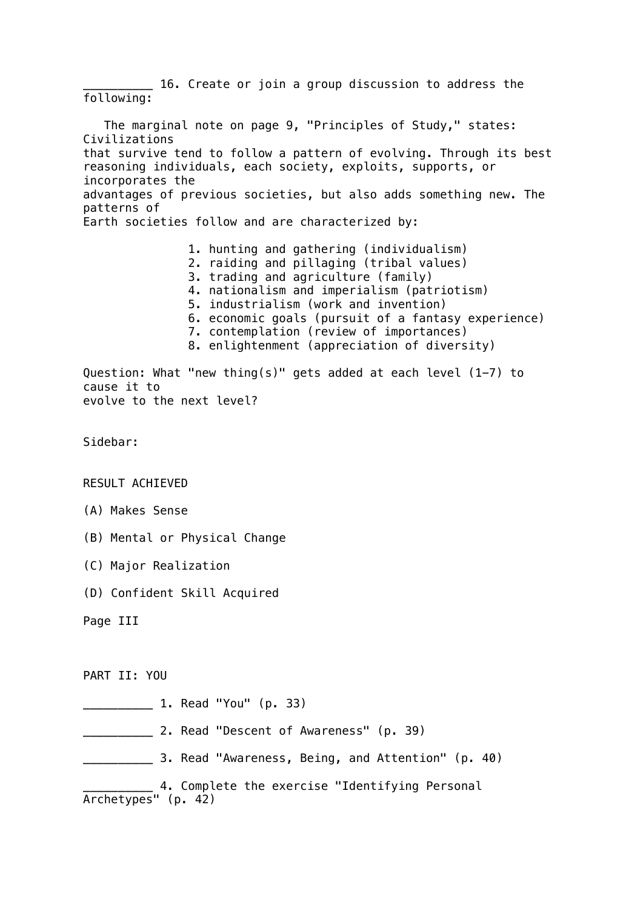__________ 16. Create or join a group discussion to address the following:

The marginal note on page 9, "Principles of Study," states: Civilizations that survive tend to follow a pattern of evolving. Through its best reasoning individuals, each society, exploits, supports, or incorporates the advantages of previous societies, but also adds something new. The patterns of Earth societies follow and are characterized by:

1. hunting and gathering (individualism)
2. raiding and pillaging (tribal values)
3. trading and agriculture (family)
4. nationalism and imperialism (patriotism)
5. industrialism (work and invention)
6. economic goals (pursuit of a fantasy experience)
7. contemplation (review of importances)
8. enlightenment (appreciation of diversity)

Question: What "new thing(s)" gets added at each level (1–7) to cause it to evolve to the next level?

Sidebar:

RESULT ACHIEVED

(A) Makes Sense

(B) Mental or Physical Change

(C) Major Realization

(D) Confident Skill Acquired

Page III

## PART II: YOU

__________ 1. Read "You" (p. 33)

__________ 2. Read "Descent of Awareness" (p. 39)

__________ 3. Read "Awareness, Being, and Attention" (p. 40)

__________ 4. Complete the exercise "Identifying Personal Archetypes" (p. 42)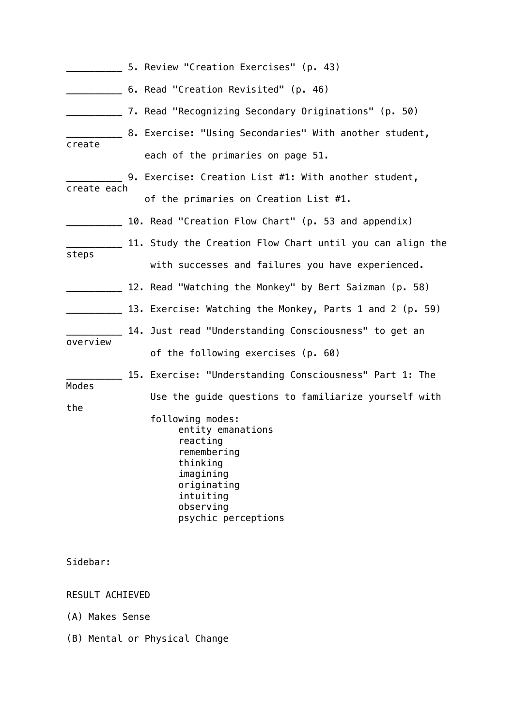__________ 5. Review "Creation Exercises" (p. 43)

__________ 6. Read "Creation Revisited" (p. 46)

__________ 7. Read "Recognizing Secondary Originations" (p. 50)

__________ 8. Exercise: "Using Secondaries" With another student, create each of the primaries on page 51.

__________ 9. Exercise: Creation List #1: With another student, create each of the primaries on Creation List #1.

__________ 10. Read "Creation Flow Chart" (p. 53 and appendix)

__________ 11. Study the Creation Flow Chart until you can align the steps with successes and failures you have experienced.

__________ 12. Read "Watching the Monkey" by Bert Saizman (p. 58)

__________ 13. Exercise: Watching the Monkey, Parts 1 and 2 (p. 59)

__________ 14. Just read "Understanding Consciousness" to get an overview of the following exercises (p. 60)

__________ 15. Exercise: "Understanding Consciousness" Part 1: The Modes Use the guide questions to familiarize yourself with the following modes:

- entity emanations
- reacting
- remembering
- thinking
- imagining
- originating
- intuiting
- observing
- psychic perceptions

Sidebar:

RESULT ACHIEVED

(A) Makes Sense

(B) Mental or Physical Change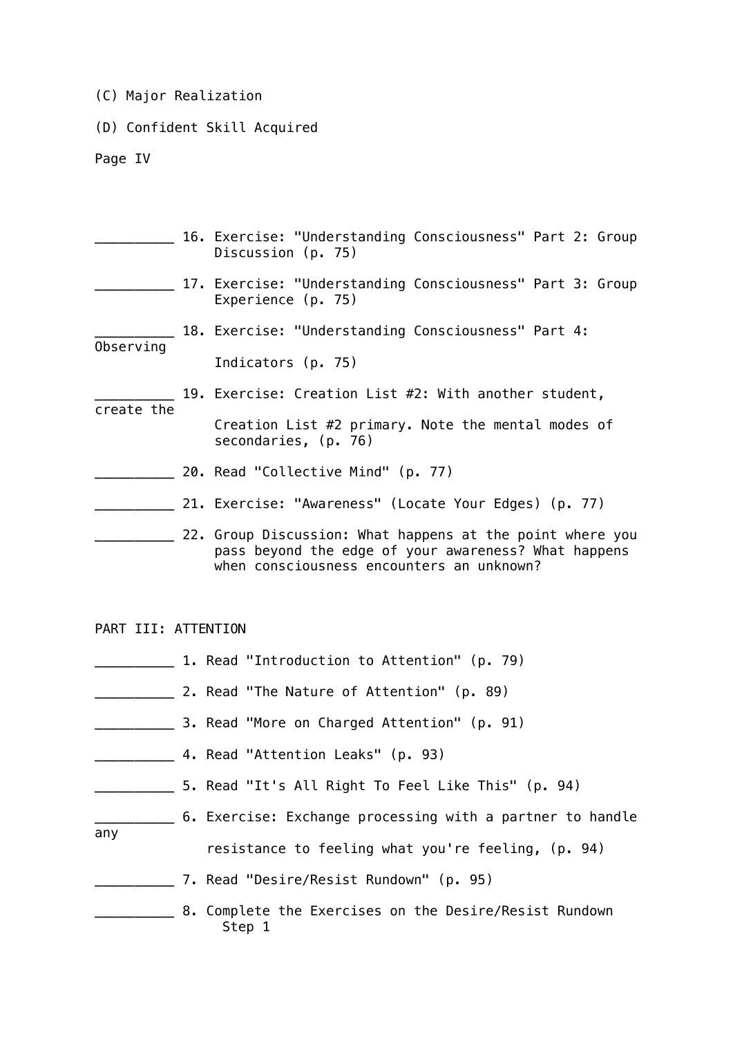(C) Major Realization

(D) Confident Skill Acquired

Page IV

__________ 16. Exercise: "Understanding Consciousness" Part 2: Group Discussion (p. 75)

__________ 17. Exercise: "Understanding Consciousness" Part 3: Group Experience (p. 75)

__________ 18. Exercise: "Understanding Consciousness" Part 4: Observing Indicators (p. 75)

__________ 19. Exercise: Creation List #2: With another student, create the Creation List #2 primary. Note the mental modes of secondaries, (p. 76)

__________ 20. Read "Collective Mind" (p. 77)

__________ 21. Exercise: "Awareness" (Locate Your Edges) (p. 77)

__________ 22. Group Discussion: What happens at the point where you pass beyond the edge of your awareness? What happens when consciousness encounters an unknown?

PART III: ATTENTION

__________ 1. Read "Introduction to Attention" (p. 79)

__________ 2. Read "The Nature of Attention" (p. 89)

__________ 3. Read "More on Charged Attention" (p. 91)

__________ 4. Read "Attention Leaks" (p. 93)

__________ 5. Read "It's All Right To Feel Like This" (p. 94)

__________ 6. Exercise: Exchange processing with a partner to handle any resistance to feeling what you're feeling, (p. 94)

__________ 7. Read "Desire/Resist Rundown" (p. 95)

__________ 8. Complete the Exercises on the Desire/Resist Rundown Step 1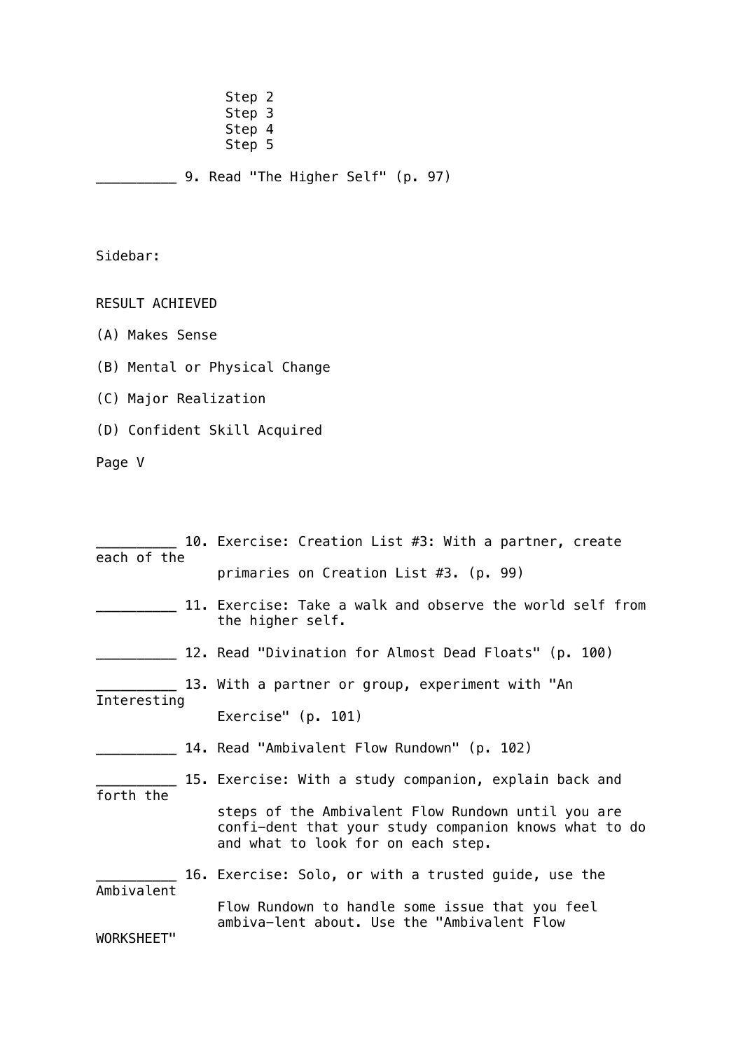Step 2
Step 3
Step 4
Step 5

__________ 9. Read "The Higher Self" (p. 97)

Sidebar:

RESULT ACHIEVED

(A) Makes Sense

(B) Mental or Physical Change

(C) Major Realization

(D) Confident Skill Acquired

Page V

__________ 10. Exercise: Creation List #3: With a partner, create each of the primaries on Creation List #3. (p. 99)

__________ 11. Exercise: Take a walk and observe the world self from the higher self.

__________ 12. Read "Divination for Almost Dead Floats" (p. 100)

__________ 13. With a partner or group, experiment with "An Interesting Exercise" (p. 101)

__________ 14. Read "Ambivalent Flow Rundown" (p. 102)

__________ 15. Exercise: With a study companion, explain back and forth the steps of the Ambivalent Flow Rundown until you are confi-dent that your study companion knows what to do and what to look for on each step.

__________ 16. Exercise: Solo, or with a trusted guide, use the Ambivalent Flow Rundown to handle some issue that you feel ambiva-lent about. Use the "Ambivalent Flow WORKSHEET"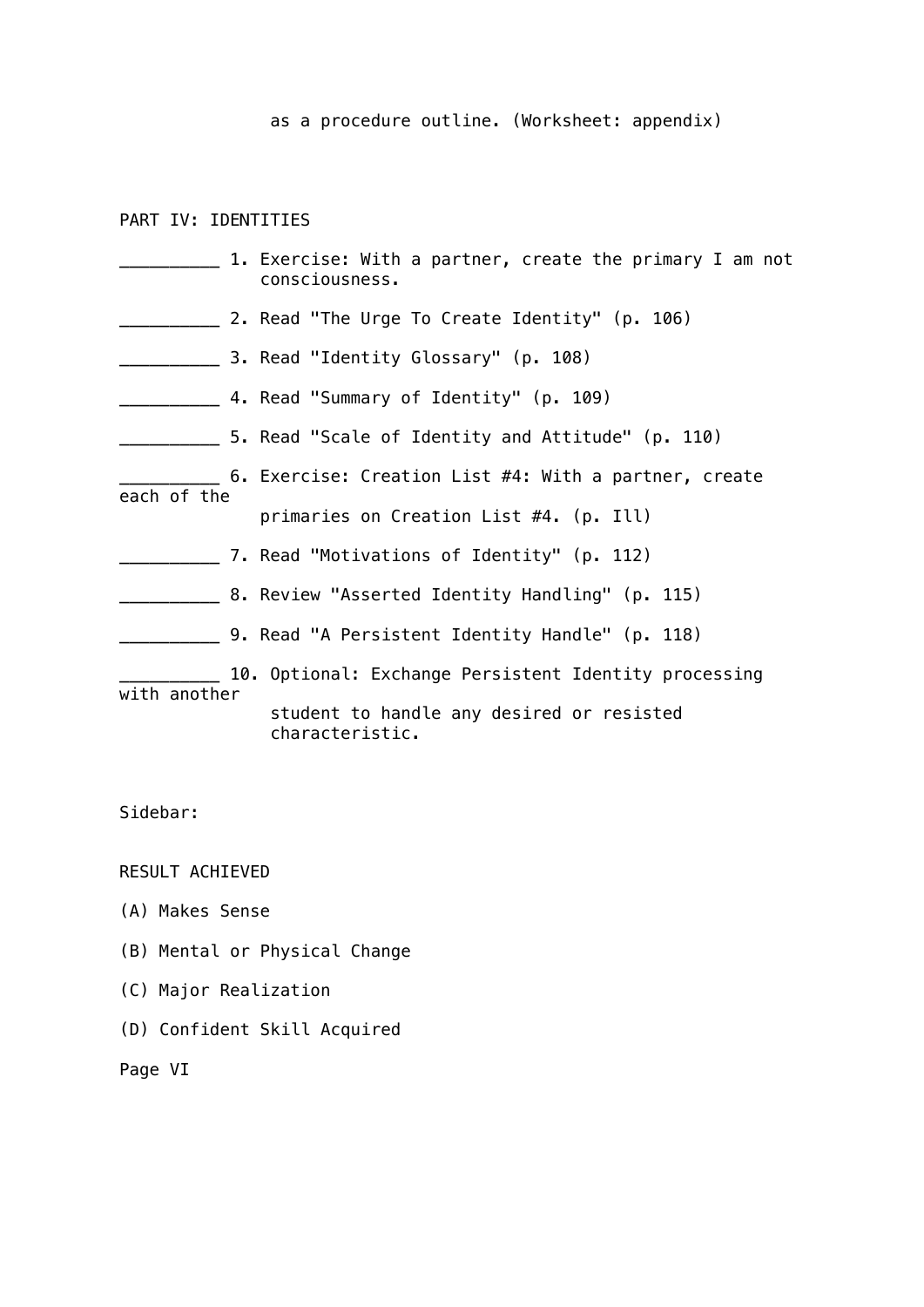as a procedure outline. (Worksheet: appendix)

## PART IV: IDENTITIES

__________ 1. Exercise: With a partner, create the primary I am not consciousness.

__________ 2. Read "The Urge To Create Identity" (p. 106)

__________ 3. Read "Identity Glossary" (p. 108)

__________ 4. Read "Summary of Identity" (p. 109)

__________ 5. Read "Scale of Identity and Attitude" (p. 110)

__________ 6. Exercise: Creation List #4: With a partner, create each of the primaries on Creation List #4. (p. Ill)

__________ 7. Read "Motivations of Identity" (p. 112)

__________ 8. Review "Asserted Identity Handling" (p. 115)

__________ 9. Read "A Persistent Identity Handle" (p. 118)

__________ 10. Optional: Exchange Persistent Identity processing with another student to handle any desired or resisted characteristic.

Sidebar:

RESULT ACHIEVED

(A) Makes Sense

(B) Mental or Physical Change

(C) Major Realization

(D) Confident Skill Acquired

Page VI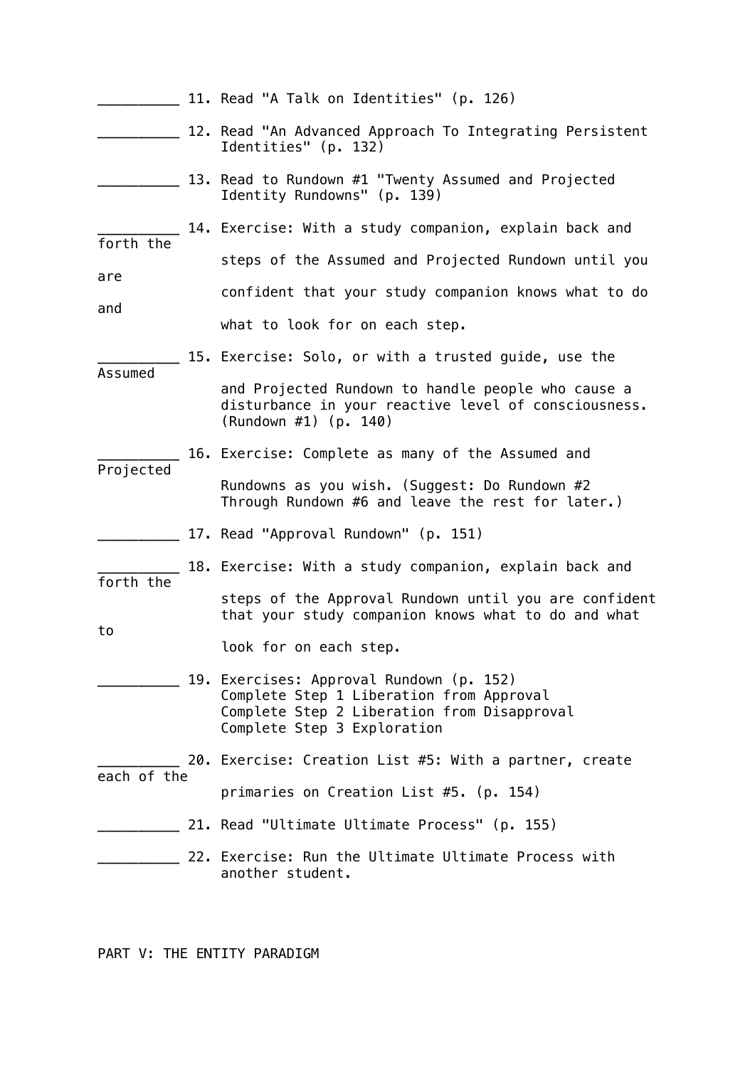_________ 11. Read "A Talk on Identities" (p. 126)

_________ 12. Read "An Advanced Approach To Integrating Persistent Identities" (p. 132)

_________ 13. Read to Rundown #1 "Twenty Assumed and Projected Identity Rundowns" (p. 139)

_________ 14. Exercise: With a study companion, explain back and forth the steps of the Assumed and Projected Rundown until you are confident that your study companion knows what to do and what to look for on each step.

_________ 15. Exercise: Solo, or with a trusted guide, use the Assumed and Projected Rundown to handle people who cause a disturbance in your reactive level of consciousness. (Rundown #1) (p. 140)

_________ 16. Exercise: Complete as many of the Assumed and Projected Rundowns as you wish. (Suggest: Do Rundown #2 Through Rundown #6 and leave the rest for later.)

_________ 17. Read "Approval Rundown" (p. 151)

_________ 18. Exercise: With a study companion, explain back and forth the steps of the Approval Rundown until you are confident that your study companion knows what to do and what to look for on each step.

_________ 19. Exercises: Approval Rundown (p. 152)
Complete Step 1 Liberation from Approval
Complete Step 2 Liberation from Disapproval
Complete Step 3 Exploration

_________ 20. Exercise: Creation List #5: With a partner, create each of the primaries on Creation List #5. (p. 154)

_________ 21. Read "Ultimate Ultimate Process" (p. 155)

_________ 22. Exercise: Run the Ultimate Ultimate Process with another student.

PART V: THE ENTITY PARADIGM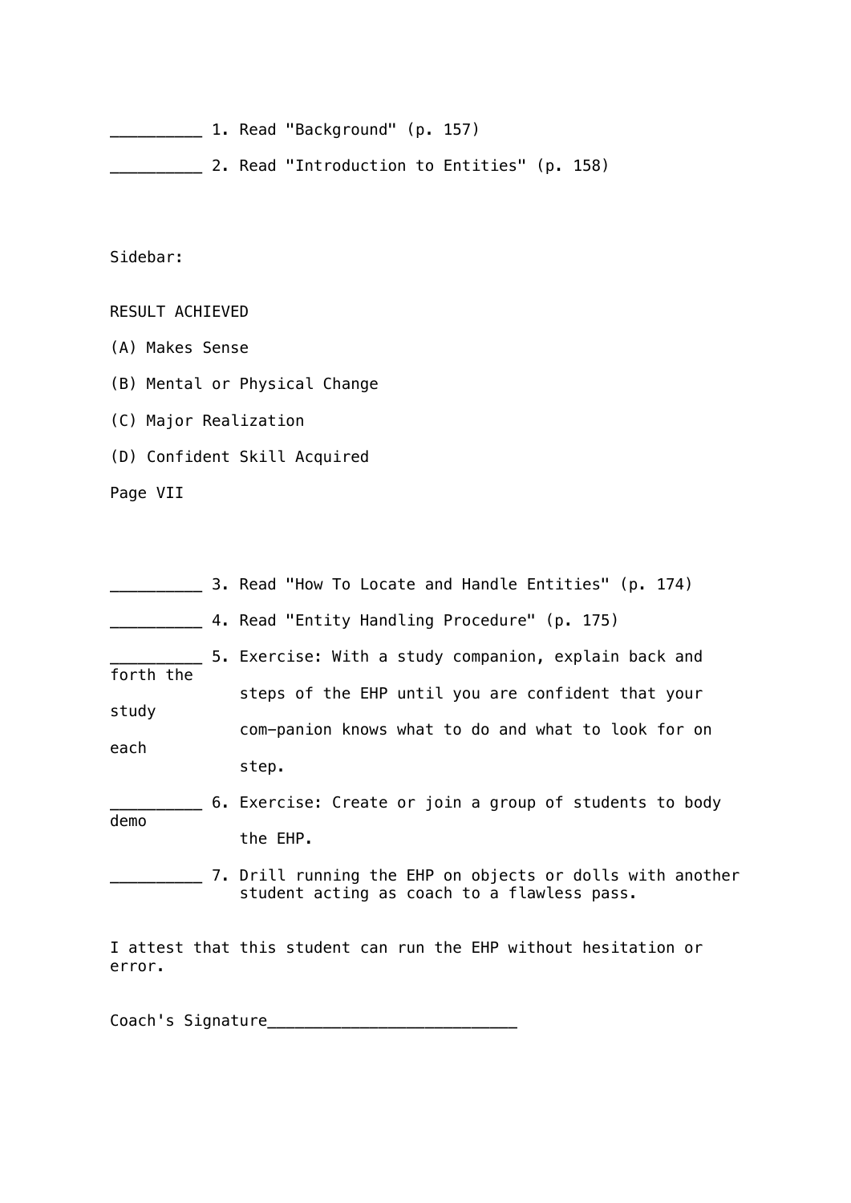__________ 1. Read "Background" (p. 157)

__________ 2. Read "Introduction to Entities" (p. 158)

Sidebar:

RESULT ACHIEVED

(A) Makes Sense

(B) Mental or Physical Change

(C) Major Realization

(D) Confident Skill Acquired

Page VII

__________ 3. Read "How To Locate and Handle Entities" (p. 174)

__________ 4. Read "Entity Handling Procedure" (p. 175)

__________ 5. Exercise: With a study companion, explain back and forth the steps of the EHP until you are confident that your study com-panion knows what to do and what to look for on each step.

__________ 6. Exercise: Create or join a group of students to body demo the EHP.

__________ 7. Drill running the EHP on objects or dolls with another student acting as coach to a flawless pass.

I attest that this student can run the EHP without hesitation or error.

Coach's Signature___________________________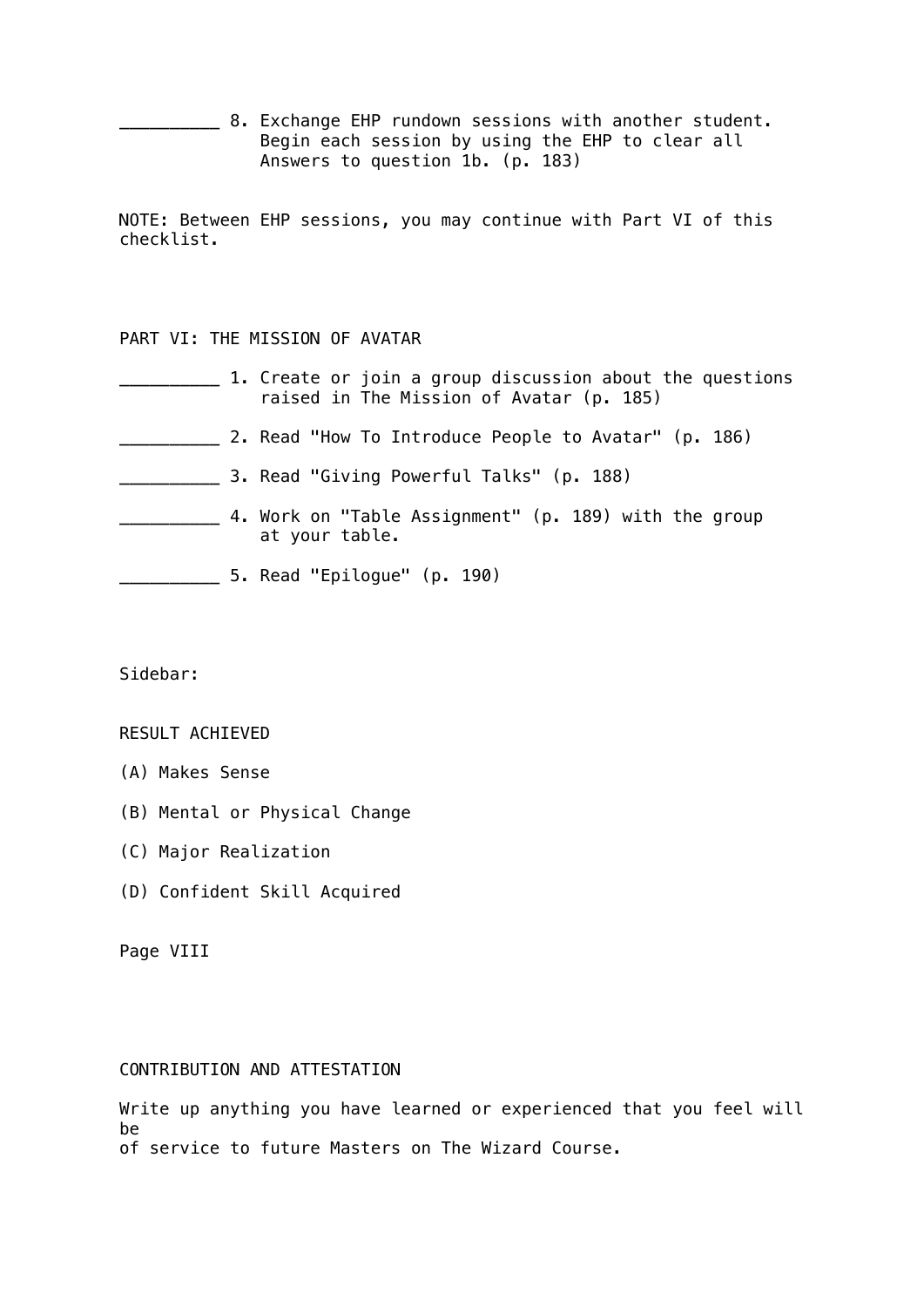_________ 8. Exchange EHP rundown sessions with another student. Begin each session by using the EHP to clear all Answers to question 1b. (p. 183)

NOTE: Between EHP sessions, you may continue with Part VI of this checklist.

## PART VI: THE MISSION OF AVATAR

_________ 1. Create or join a group discussion about the questions raised in The Mission of Avatar (p. 185)

_________ 2. Read "How To Introduce People to Avatar" (p. 186)

_________ 3. Read "Giving Powerful Talks" (p. 188)

_________ 4. Work on "Table Assignment" (p. 189) with the group at your table.

_________ 5. Read "Epilogue" (p. 190)

Sidebar:

RESULT ACHIEVED

(A) Makes Sense

(B) Mental or Physical Change

(C) Major Realization

(D) Confident Skill Acquired

Page VIII

## CONTRIBUTION AND ATTESTATION

Write up anything you have learned or experienced that you feel will be of service to future Masters on The Wizard Course.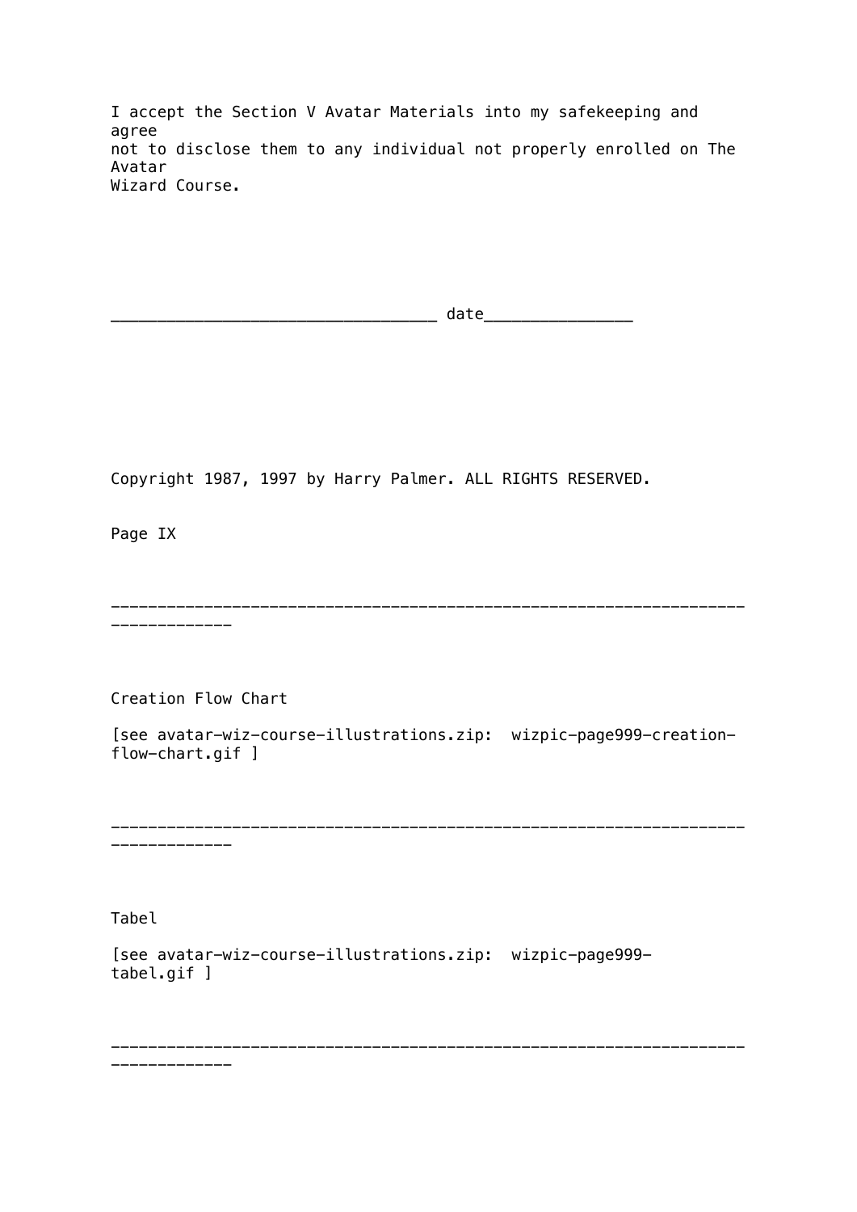I accept the Section V Avatar Materials into my safekeeping and agree not to disclose them to any individual not properly enrolled on The Avatar Wizard Course.

_________________________________ date_______________

Copyright 1987, 1997 by Harry Palmer. ALL RIGHTS RESERVED.

Page IX

---

Creation Flow Chart

[see avatar-wiz-course-illustrations.zip:  wizpic-page999-creation-flow-chart.gif ]

---

Tabel

[see avatar-wiz-course-illustrations.zip:  wizpic-page999-tabel.gif ]

---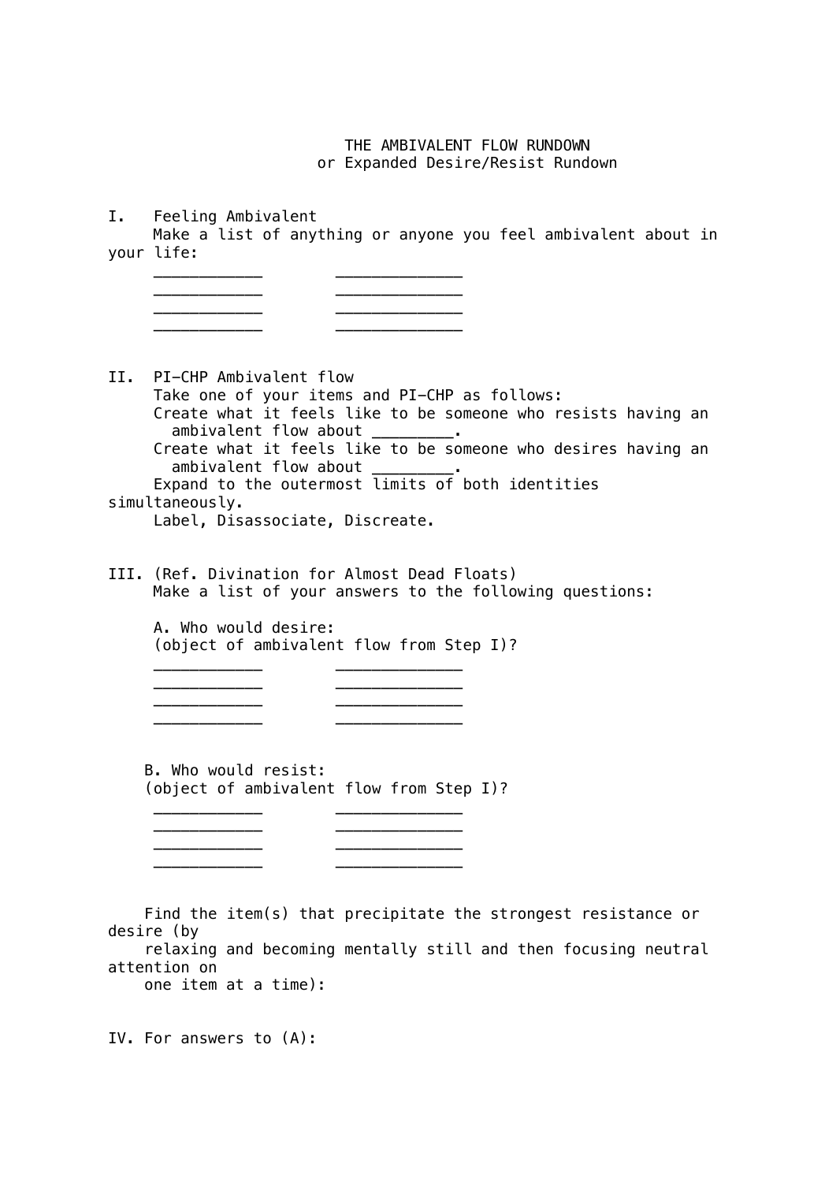# THE AMBIVALENT FLOW RUNDOWN
## or Expanded Desire/Resist Rundown

**I. Feeling Ambivalent**

Make a list of anything or anyone you feel ambivalent about in your life:

___________ _____________
___________ _____________
___________ _____________
___________ _____________

**II. PI-CHP Ambivalent flow**

Take one of your items and PI-CHP as follows:

Create what it feels like to be someone who resists having an ambivalent flow about ________.

Create what it feels like to be someone who desires having an ambivalent flow about ________.

Expand to the outermost limits of both identities simultaneously.

Label, Disassociate, Discreate.

**III.** (Ref. Divination for Almost Dead Floats)

Make a list of your answers to the following questions:

A. Who would desire:
(object of ambivalent flow from Step I)?

___________ _____________
___________ _____________
___________ _____________
___________ _____________

B. Who would resist:
(object of ambivalent flow from Step I)?

___________ _____________
___________ _____________
___________ _____________
___________ _____________

Find the item(s) that precipitate the strongest resistance or desire (by relaxing and becoming mentally still and then focusing neutral attention on one item at a time):

**IV.** For answers to (A):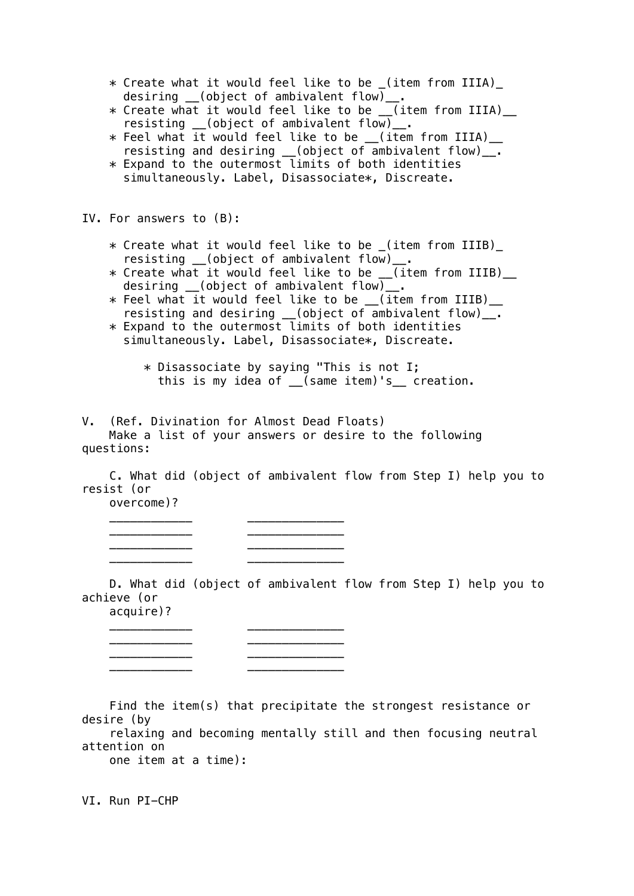* Create what it would feel like to be _(item from IIIA)_ desiring __(object of ambivalent flow)__.
* Create what it would feel like to be __(item from IIIA)__ resisting __(object of ambivalent flow)__.
* Feel what it would feel like to be __(item from IIIA)__ resisting and desiring __(object of ambivalent flow)__.
* Expand to the outermost limits of both identities simultaneously. Label, Disassociate*, Discreate.

IV. For answers to (B):

* Create what it would feel like to be _(item from IIIB)_ resisting __(object of ambivalent flow)__.
* Create what it would feel like to be __(item from IIIB)__ desiring __(object of ambivalent flow)__.
* Feel what it would feel like to be __(item from IIIB)__ resisting and desiring __(object of ambivalent flow)__.
* Expand to the outermost limits of both identities simultaneously. Label, Disassociate*, Discreate.

    * Disassociate by saying "This is not I; this is my idea of __(same item)'s__ creation.

V. (Ref. Divination for Almost Dead Floats)
Make a list of your answers or desire to the following questions:

C. What did (object of ambivalent flow from Step I) help you to resist (or overcome)?

____________ ______________
____________ ______________
____________ ______________
____________ ______________

D. What did (object of ambivalent flow from Step I) help you to achieve (or acquire)?

____________ ______________
____________ ______________
____________ ______________
____________ ______________

Find the item(s) that precipitate the strongest resistance or desire (by relaxing and becoming mentally still and then focusing neutral attention on one item at a time):

VI. Run PI-CHP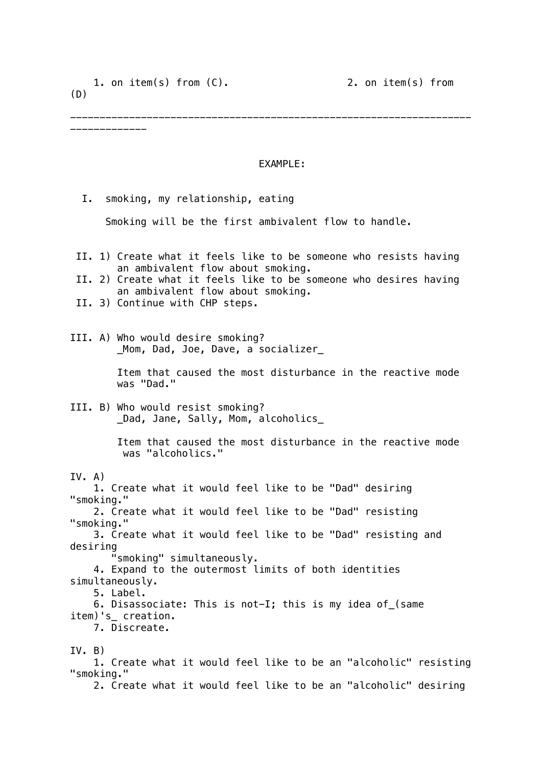1. on item(s) from (C).    2. on item(s) from (D)

---

EXAMPLE:

I. smoking, my relationship, eating

Smoking will be the first ambivalent flow to handle.

II. 1) Create what it feels like to be someone who resists having an ambivalent flow about smoking.
II. 2) Create what it feels like to be someone who desires having an ambivalent flow about smoking.
II. 3) Continue with CHP steps.

III. A) Who would desire smoking?
_Mom, Dad, Joe, Dave, a socializer_

Item that caused the most disturbance in the reactive mode was "Dad."

III. B) Who would resist smoking?
_Dad, Jane, Sally, Mom, alcoholics_

Item that caused the most disturbance in the reactive mode was "alcoholics."

IV. A)
1. Create what it would feel like to be "Dad" desiring "smoking."
2. Create what it would feel like to be "Dad" resisting "smoking."
3. Create what it would feel like to be "Dad" resisting and desiring "smoking" simultaneously.
4. Expand to the outermost limits of both identities simultaneously.
5. Label.
6. Disassociate: This is not-I; this is my idea of_(same item)'s_ creation.
7. Discreate.

IV. B)
1. Create what it would feel like to be an "alcoholic" resisting "smoking."
2. Create what it would feel like to be an "alcoholic" desiring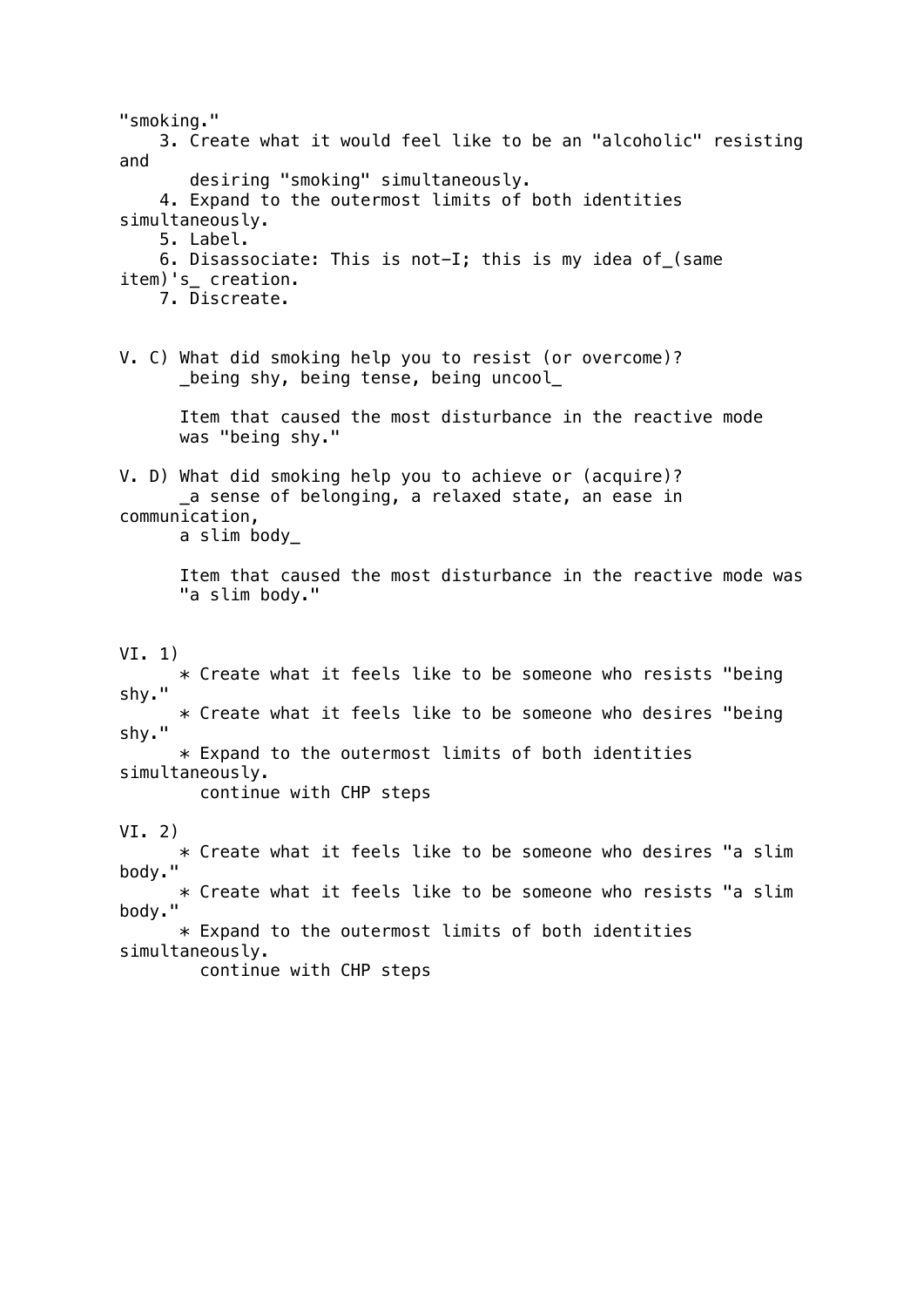"smoking."

3. Create what it would feel like to be an "alcoholic" resisting and desiring "smoking" simultaneously.
4. Expand to the outermost limits of both identities simultaneously.
5. Label.
6. Disassociate: This is not-I; this is my idea of_(same item)'s_ creation.
7. Discreate.

V. C) What did smoking help you to resist (or overcome)?
_being shy, being tense, being uncool_

Item that caused the most disturbance in the reactive mode was "being shy."

V. D) What did smoking help you to achieve or (acquire)?
_a sense of belonging, a relaxed state, an ease in communication, a slim body_

Item that caused the most disturbance in the reactive mode was "a slim body."

VI. 1)

* Create what it feels like to be someone who resists "being shy."
* Create what it feels like to be someone who desires "being shy."
* Expand to the outermost limits of both identities simultaneously.

continue with CHP steps

VI. 2)

* Create what it feels like to be someone who desires "a slim body."
* Create what it feels like to be someone who resists "a slim body."
* Expand to the outermost limits of both identities simultaneously.

continue with CHP steps